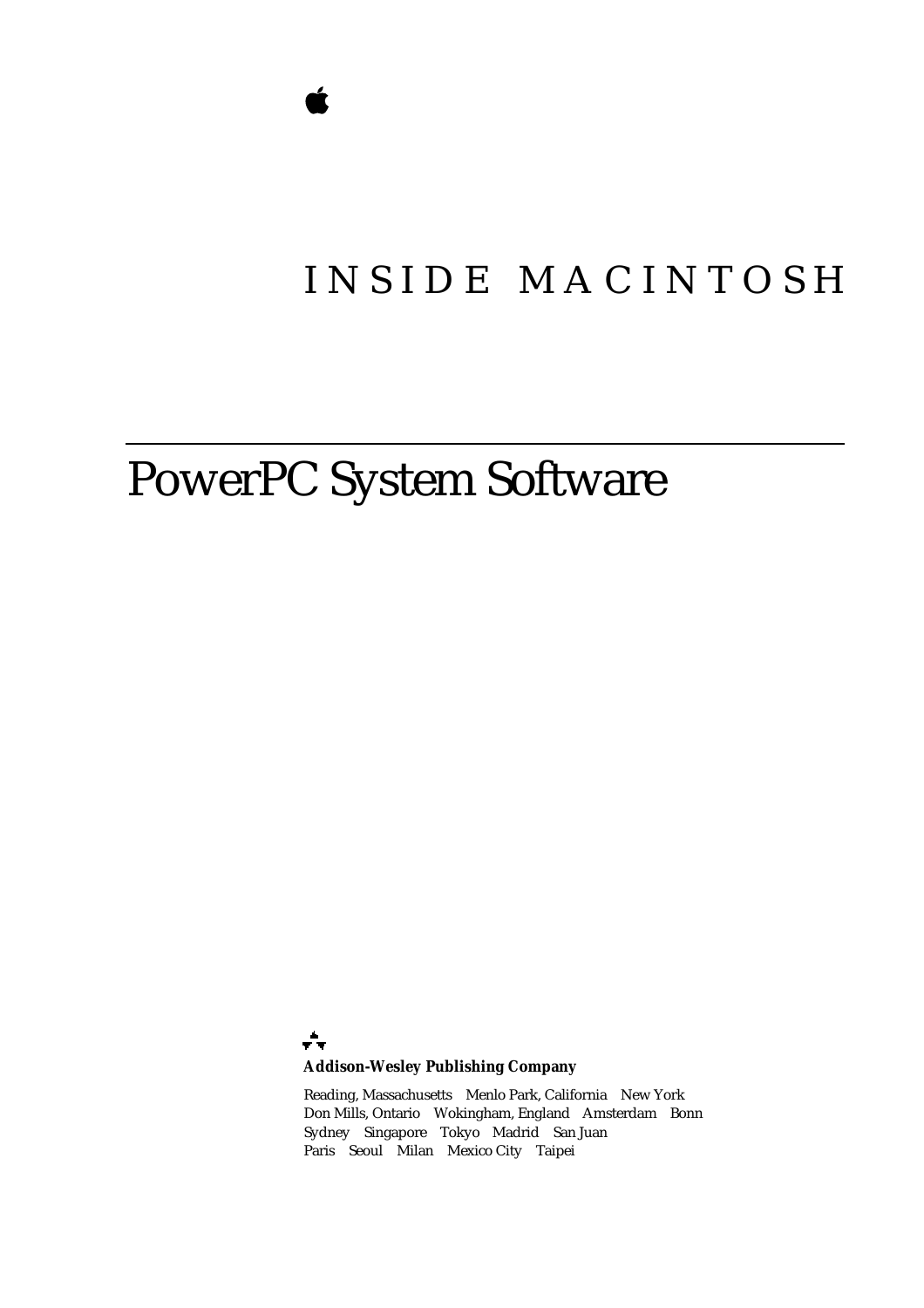# INSIDE MACINTOSH

# PowerPC System Software

**Addison-Wesley Publishing Company**

Reading, Massachusetts Menlo Park, California New York
Don Mills, Ontario Wokingham, England Amsterdam Bonn
Sydney Singapore Tokyo Madrid San Juan
Paris Seoul Milan Mexico City Taipei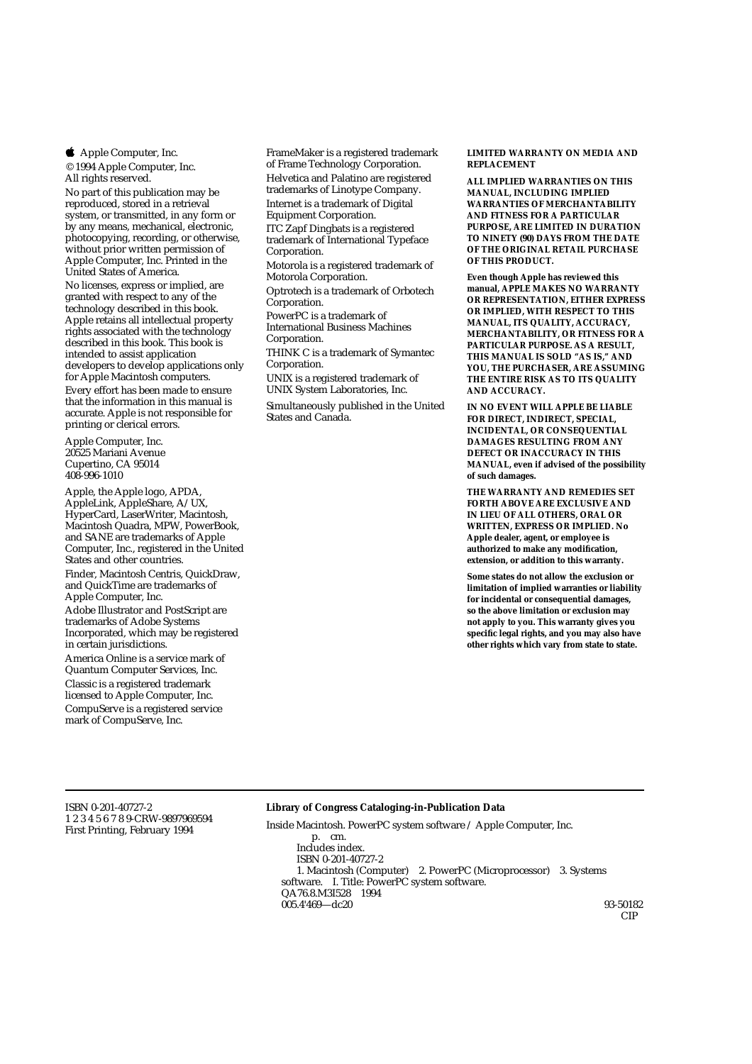Apple Computer, Inc.

© 1994 Apple Computer, Inc.
All rights reserved.

No part of this publication may be reproduced, stored in a retrieval system, or transmitted, in any form or by any means, mechanical, electronic, photocopying, recording, or otherwise, without prior written permission of Apple Computer, Inc. Printed in the United States of America.

No licenses, express or implied, are granted with respect to any of the technology described in this book. Apple retains all intellectual property rights associated with the technology described in this book. This book is intended to assist application developers to develop applications only for Apple Macintosh computers.

Every effort has been made to ensure that the information in this manual is accurate. Apple is not responsible for printing or clerical errors.

Apple Computer, Inc.
20525 Mariani Avenue
Cupertino, CA 95014
408-996-1010

Apple, the Apple logo, APDA, AppleLink, AppleShare, A/UX, HyperCard, LaserWriter, Macintosh, Macintosh Quadra, MPW, PowerBook, and SANE are trademarks of Apple Computer, Inc., registered in the United States and other countries.

Finder, Macintosh Centris, QuickDraw, and QuickTime are trademarks of Apple Computer, Inc.

Adobe Illustrator and PostScript are trademarks of Adobe Systems Incorporated, which may be registered in certain jurisdictions.

America Online is a service mark of Quantum Computer Services, Inc.

Classic is a registered trademark licensed to Apple Computer, Inc.

CompuServe is a registered service mark of CompuServe, Inc.

FrameMaker is a registered trademark of Frame Technology Corporation.

Helvetica and Palatino are registered trademarks of Linotype Company.

Internet is a trademark of Digital Equipment Corporation.

ITC Zapf Dingbats is a registered trademark of International Typeface Corporation.

Motorola is a registered trademark of Motorola Corporation.

Optrotech is a trademark of Orbotech Corporation.

PowerPC is a trademark of International Business Machines Corporation.

THINK C is a trademark of Symantec Corporation.

UNIX is a registered trademark of UNIX System Laboratories, Inc.

Simultaneously published in the United States and Canada.

**LIMITED WARRANTY ON MEDIA AND REPLACEMENT**

**ALL IMPLIED WARRANTIES ON THIS MANUAL, INCLUDING IMPLIED WARRANTIES OF MERCHANTABILITY AND FITNESS FOR A PARTICULAR PURPOSE, ARE LIMITED IN DURATION TO NINETY (90) DAYS FROM THE DATE OF THE ORIGINAL RETAIL PURCHASE OF THIS PRODUCT.**

**Even though Apple has reviewed this manual, APPLE MAKES NO WARRANTY OR REPRESENTATION, EITHER EXPRESS OR IMPLIED, WITH RESPECT TO THIS MANUAL, ITS QUALITY, ACCURACY, MERCHANTABILITY, OR FITNESS FOR A PARTICULAR PURPOSE. AS A RESULT, THIS MANUAL IS SOLD "AS IS," AND YOU, THE PURCHASER, ARE ASSUMING THE ENTIRE RISK AS TO ITS QUALITY AND ACCURACY.**

**IN NO EVENT WILL APPLE BE LIABLE FOR DIRECT, INDIRECT, SPECIAL, INCIDENTAL, OR CONSEQUENTIAL DAMAGES RESULTING FROM ANY DEFECT OR INACCURACY IN THIS MANUAL, even if advised of the possibility of such damages.**

**THE WARRANTY AND REMEDIES SET FORTH ABOVE ARE EXCLUSIVE AND IN LIEU OF ALL OTHERS, ORAL OR WRITTEN, EXPRESS OR IMPLIED. No Apple dealer, agent, or employee is authorized to make any modification, extension, or addition to this warranty.**

**Some states do not allow the exclusion or limitation of implied warranties or liability for incidental or consequential damages, so the above limitation or exclusion may not apply to you. This warranty gives you specific legal rights, and you may also have other rights which vary from state to state.**

ISBN 0-201-40727-2
1 2 3 4 5 6 7 8 9-CRW-9897969594
First Printing, February 1994

**Library of Congress Cataloging-in-Publication Data**

Inside Macintosh. PowerPC system software / Apple Computer, Inc.
p. cm.
Includes index.
ISBN 0-201-40727-2
1. Macintosh (Computer) 2. PowerPC (Microprocessor) 3. Systems software. I. Title: PowerPC system software.
QA76.8.M3I528 1994
005.4'469—dc20 93-50182
CIP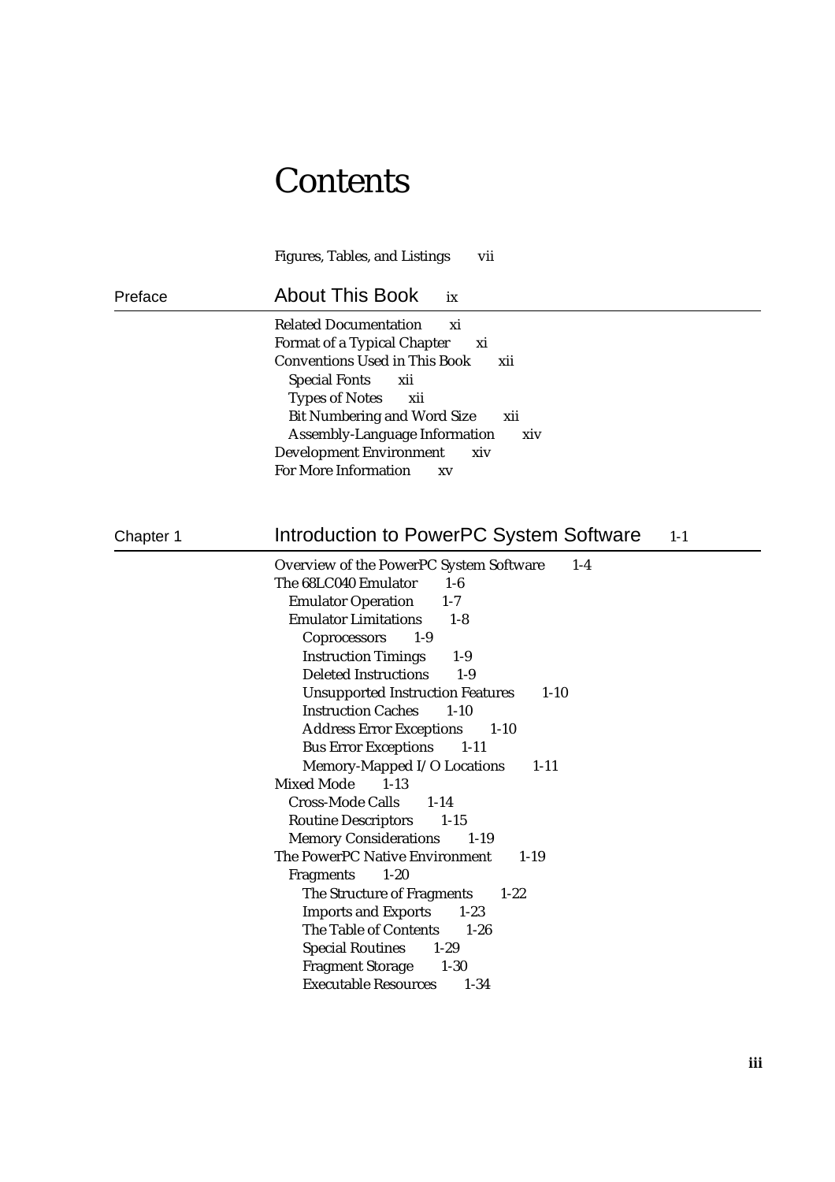# Contents

Figures, Tables, and Listings vii

## Preface — About This Book ix

Related Documentation xi
Format of a Typical Chapter xi
Conventions Used in This Book xii
- Special Fonts xii
- Types of Notes xii
- Bit Numbering and Word Size xii
- Assembly-Language Information xiv

Development Environment xiv
For More Information xv

## Chapter 1 — Introduction to PowerPC System Software 1-1

Overview of the PowerPC System Software 1-4
The 68LC040 Emulator 1-6
- Emulator Operation 1-7
- Emulator Limitations 1-8
  - Coprocessors 1-9
  - Instruction Timings 1-9
  - Deleted Instructions 1-9
  - Unsupported Instruction Features 1-10
  - Instruction Caches 1-10
  - Address Error Exceptions 1-10
  - Bus Error Exceptions 1-11
  - Memory-Mapped I/O Locations 1-11

Mixed Mode 1-13
- Cross-Mode Calls 1-14
- Routine Descriptors 1-15
- Memory Considerations 1-19

The PowerPC Native Environment 1-19
- Fragments 1-20
  - The Structure of Fragments 1-22
  - Imports and Exports 1-23
  - The Table of Contents 1-26
  - Special Routines 1-29
  - Fragment Storage 1-30
  - Executable Resources 1-34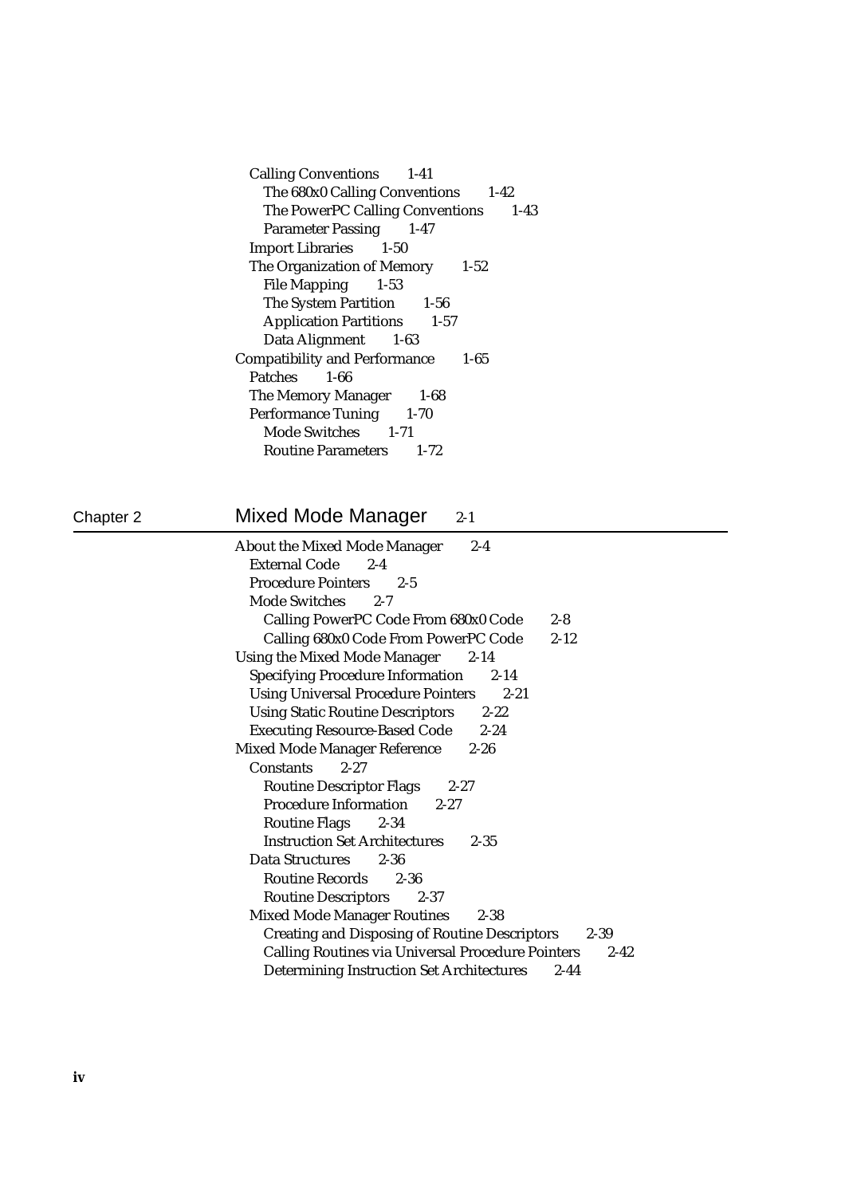- Calling Conventions 1-41
  - The 680x0 Calling Conventions 1-42
  - The PowerPC Calling Conventions 1-43
  - Parameter Passing 1-47
- Import Libraries 1-50
- The Organization of Memory 1-52
  - File Mapping 1-53
  - The System Partition 1-56
  - Application Partitions 1-57
  - Data Alignment 1-63

Compatibility and Performance 1-65

- Patches 1-66
- The Memory Manager 1-68
- Performance Tuning 1-70
  - Mode Switches 1-71
  - Routine Parameters 1-72

## Chapter 2 Mixed Mode Manager 2-1

About the Mixed Mode Manager 2-4

- External Code 2-4
- Procedure Pointers 2-5
- Mode Switches 2-7
  - Calling PowerPC Code From 680x0 Code 2-8
  - Calling 680x0 Code From PowerPC Code 2-12

Using the Mixed Mode Manager 2-14

- Specifying Procedure Information 2-14
- Using Universal Procedure Pointers 2-21
- Using Static Routine Descriptors 2-22
- Executing Resource-Based Code 2-24

Mixed Mode Manager Reference 2-26

- Constants 2-27
  - Routine Descriptor Flags 2-27
  - Procedure Information 2-27
  - Routine Flags 2-34
  - Instruction Set Architectures 2-35
- Data Structures 2-36
  - Routine Records 2-36
  - Routine Descriptors 2-37
- Mixed Mode Manager Routines 2-38
  - Creating and Disposing of Routine Descriptors 2-39
  - Calling Routines via Universal Procedure Pointers 2-42
  - Determining Instruction Set Architectures 2-44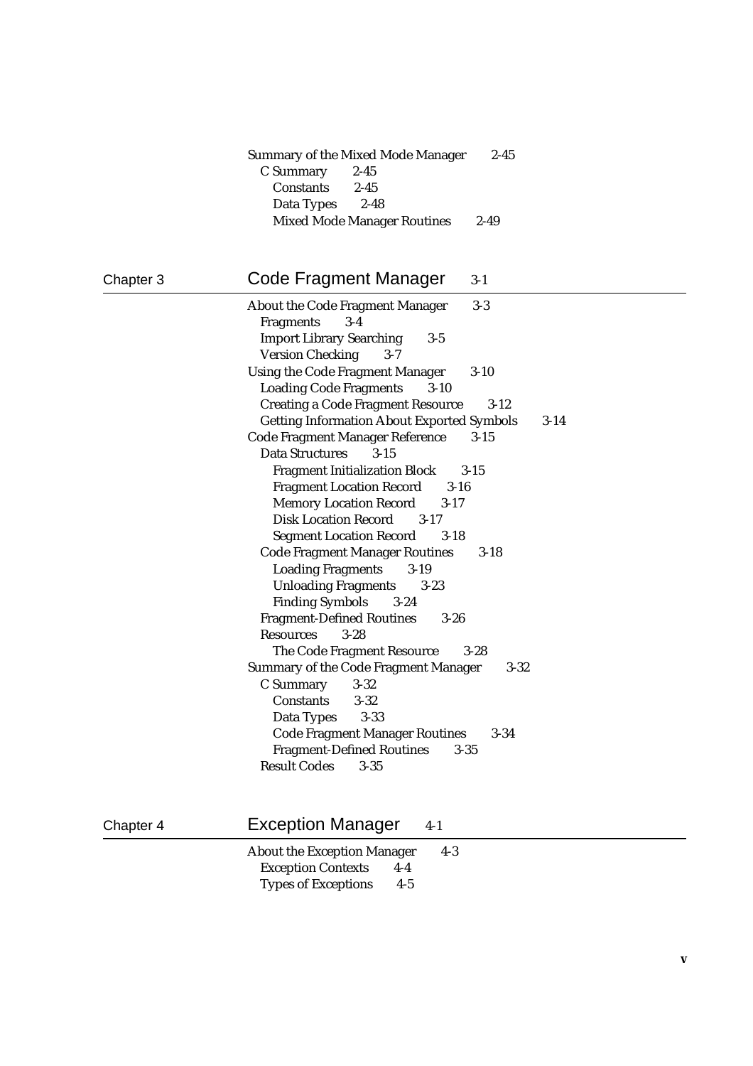Summary of the Mixed Mode Manager 2-45
- C Summary 2-45
  - Constants 2-45
  - Data Types 2-48
  - Mixed Mode Manager Routines 2-49

## Chapter 3 Code Fragment Manager 3-1

About the Code Fragment Manager 3-3
- Fragments 3-4
- Import Library Searching 3-5
- Version Checking 3-7

Using the Code Fragment Manager 3-10
- Loading Code Fragments 3-10
- Creating a Code Fragment Resource 3-12
- Getting Information About Exported Symbols 3-14

Code Fragment Manager Reference 3-15
- Data Structures 3-15
  - Fragment Initialization Block 3-15
  - Fragment Location Record 3-16
  - Memory Location Record 3-17
  - Disk Location Record 3-17
  - Segment Location Record 3-18
- Code Fragment Manager Routines 3-18
  - Loading Fragments 3-19
  - Unloading Fragments 3-23
  - Finding Symbols 3-24
- Fragment-Defined Routines 3-26
- Resources 3-28
  - The Code Fragment Resource 3-28

Summary of the Code Fragment Manager 3-32
- C Summary 3-32
  - Constants 3-32
  - Data Types 3-33
  - Code Fragment Manager Routines 3-34
  - Fragment-Defined Routines 3-35
- Result Codes 3-35

## Chapter 4 Exception Manager 4-1

About the Exception Manager 4-3
- Exception Contexts 4-4
- Types of Exceptions 4-5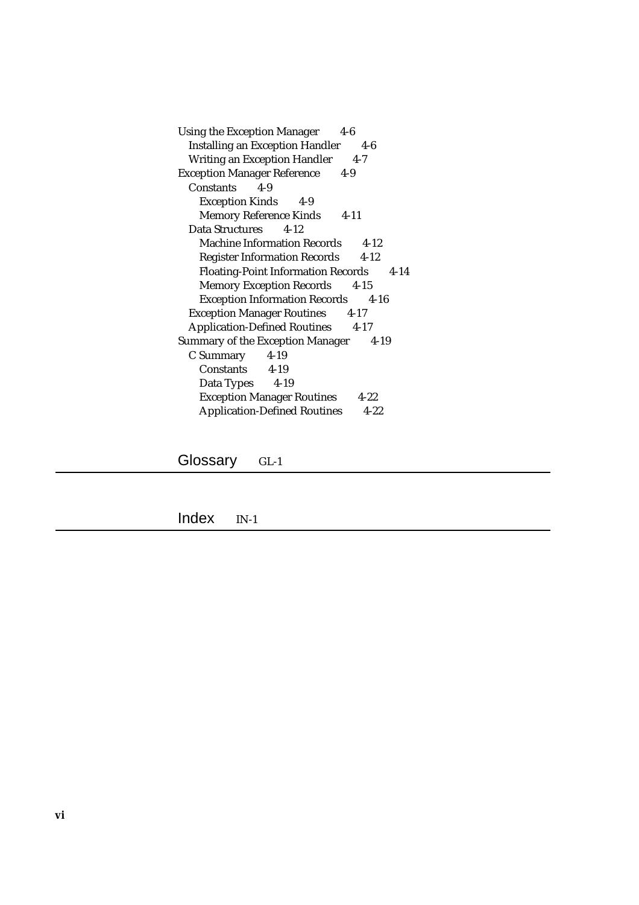Using the Exception Manager 4-6
- Installing an Exception Handler 4-6
- Writing an Exception Handler 4-7

Exception Manager Reference 4-9
- Constants 4-9
  - Exception Kinds 4-9
  - Memory Reference Kinds 4-11
- Data Structures 4-12
  - Machine Information Records 4-12
  - Register Information Records 4-12
  - Floating-Point Information Records 4-14
  - Memory Exception Records 4-15
  - Exception Information Records 4-16
- Exception Manager Routines 4-17
- Application-Defined Routines 4-17

Summary of the Exception Manager 4-19
- C Summary 4-19
  - Constants 4-19
  - Data Types 4-19
  - Exception Manager Routines 4-22
  - Application-Defined Routines 4-22

## Glossary GL-1

## Index IN-1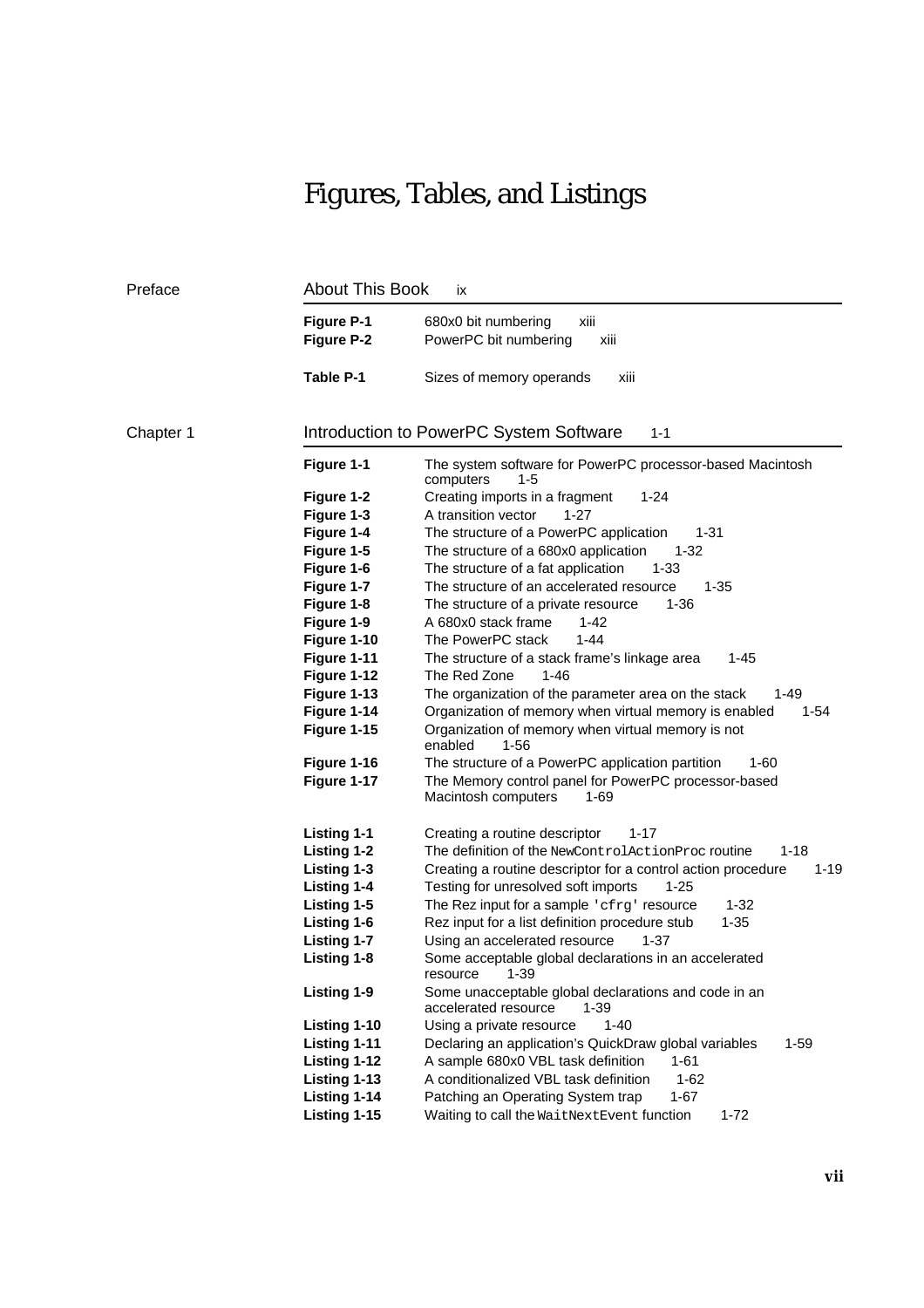# Figures, Tables, and Listings

## Preface — About This Book ix

| | | |
|---|---|---|
| **Figure P-1** | 680x0 bit numbering | xiii |
| **Figure P-2** | PowerPC bit numbering | xiii |
| **Table P-1** | Sizes of memory operands | xiii |

## Chapter 1 — Introduction to PowerPC System Software 1-1

| | | |
|---|---|---|
| **Figure 1-1** | The system software for PowerPC processor-based Macintosh computers | 1-5 |
| **Figure 1-2** | Creating imports in a fragment | 1-24 |
| **Figure 1-3** | A transition vector | 1-27 |
| **Figure 1-4** | The structure of a PowerPC application | 1-31 |
| **Figure 1-5** | The structure of a 680x0 application | 1-32 |
| **Figure 1-6** | The structure of a fat application | 1-33 |
| **Figure 1-7** | The structure of an accelerated resource | 1-35 |
| **Figure 1-8** | The structure of a private resource | 1-36 |
| **Figure 1-9** | A 680x0 stack frame | 1-42 |
| **Figure 1-10** | The PowerPC stack | 1-44 |
| **Figure 1-11** | The structure of a stack frame's linkage area | 1-45 |
| **Figure 1-12** | The Red Zone | 1-46 |
| **Figure 1-13** | The organization of the parameter area on the stack | 1-49 |
| **Figure 1-14** | Organization of memory when virtual memory is enabled | 1-54 |
| **Figure 1-15** | Organization of memory when virtual memory is not enabled | 1-56 |
| **Figure 1-16** | The structure of a PowerPC application partition | 1-60 |
| **Figure 1-17** | The Memory control panel for PowerPC processor-based Macintosh computers | 1-69 |
| **Listing 1-1** | Creating a routine descriptor | 1-17 |
| **Listing 1-2** | The definition of the `NewControlActionProc` routine | 1-18 |
| **Listing 1-3** | Creating a routine descriptor for a control action procedure | 1-19 |
| **Listing 1-4** | Testing for unresolved soft imports | 1-25 |
| **Listing 1-5** | The Rez input for a sample `'cfrg'` resource | 1-32 |
| **Listing 1-6** | Rez input for a list definition procedure stub | 1-35 |
| **Listing 1-7** | Using an accelerated resource | 1-37 |
| **Listing 1-8** | Some acceptable global declarations in an accelerated resource | 1-39 |
| **Listing 1-9** | Some unacceptable global declarations and code in an accelerated resource | 1-39 |
| **Listing 1-10** | Using a private resource | 1-40 |
| **Listing 1-11** | Declaring an application's QuickDraw global variables | 1-59 |
| **Listing 1-12** | A sample 680x0 VBL task definition | 1-61 |
| **Listing 1-13** | A conditionalized VBL task definition | 1-62 |
| **Listing 1-14** | Patching an Operating System trap | 1-67 |
| **Listing 1-15** | Waiting to call the `WaitNextEvent` function | 1-72 |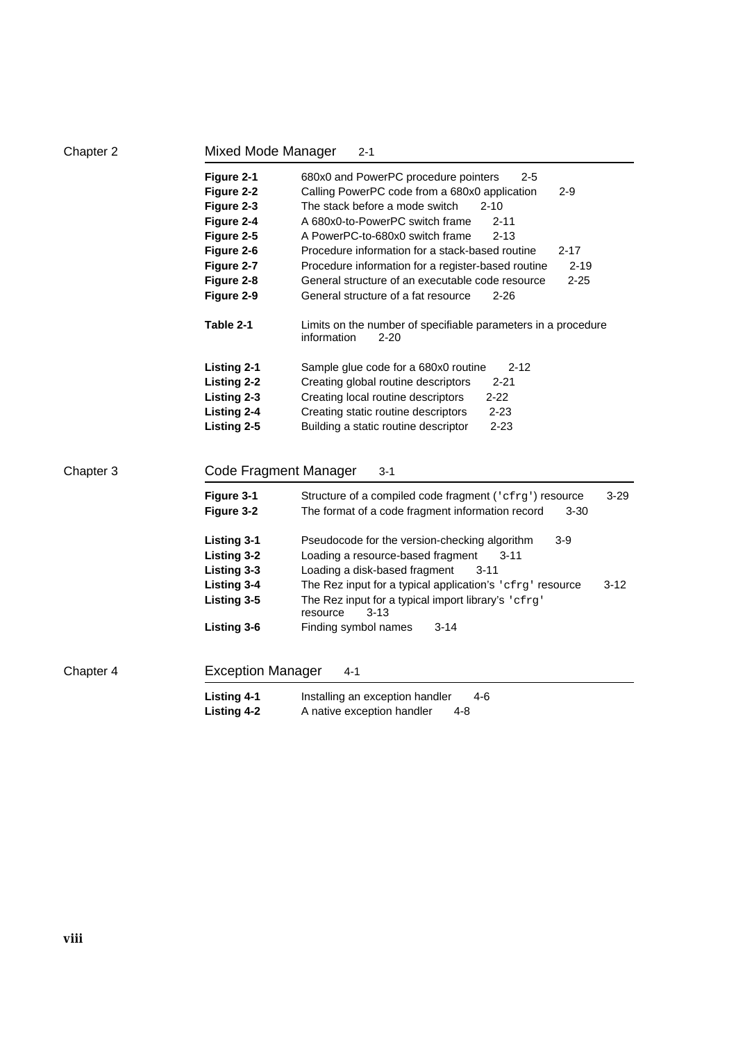Chapter 2

## Mixed Mode Manager 2-1

| | | |
|---|---|---|
| **Figure 2-1** | 680x0 and PowerPC procedure pointers | 2-5 |
| **Figure 2-2** | Calling PowerPC code from a 680x0 application | 2-9 |
| **Figure 2-3** | The stack before a mode switch | 2-10 |
| **Figure 2-4** | A 680x0-to-PowerPC switch frame | 2-11 |
| **Figure 2-5** | A PowerPC-to-680x0 switch frame | 2-13 |
| **Figure 2-6** | Procedure information for a stack-based routine | 2-17 |
| **Figure 2-7** | Procedure information for a register-based routine | 2-19 |
| **Figure 2-8** | General structure of an executable code resource | 2-25 |
| **Figure 2-9** | General structure of a fat resource | 2-26 |
| **Table 2-1** | Limits on the number of specifiable parameters in a procedure information | 2-20 |
| **Listing 2-1** | Sample glue code for a 680x0 routine | 2-12 |
| **Listing 2-2** | Creating global routine descriptors | 2-21 |
| **Listing 2-3** | Creating local routine descriptors | 2-22 |
| **Listing 2-4** | Creating static routine descriptors | 2-23 |
| **Listing 2-5** | Building a static routine descriptor | 2-23 |

Chapter 3

## Code Fragment Manager 3-1

| | | |
|---|---|---|
| **Figure 3-1** | Structure of a compiled code fragment (`'cfrg'`) resource | 3-29 |
| **Figure 3-2** | The format of a code fragment information record | 3-30 |
| **Listing 3-1** | Pseudocode for the version-checking algorithm | 3-9 |
| **Listing 3-2** | Loading a resource-based fragment | 3-11 |
| **Listing 3-3** | Loading a disk-based fragment | 3-11 |
| **Listing 3-4** | The Rez input for a typical application's `'cfrg'` resource | 3-12 |
| **Listing 3-5** | The Rez input for a typical import library's `'cfrg'` resource | 3-13 |
| **Listing 3-6** | Finding symbol names | 3-14 |

Chapter 4

## Exception Manager 4-1

| | | |
|---|---|---|
| **Listing 4-1** | Installing an exception handler | 4-6 |
| **Listing 4-2** | A native exception handler | 4-8 |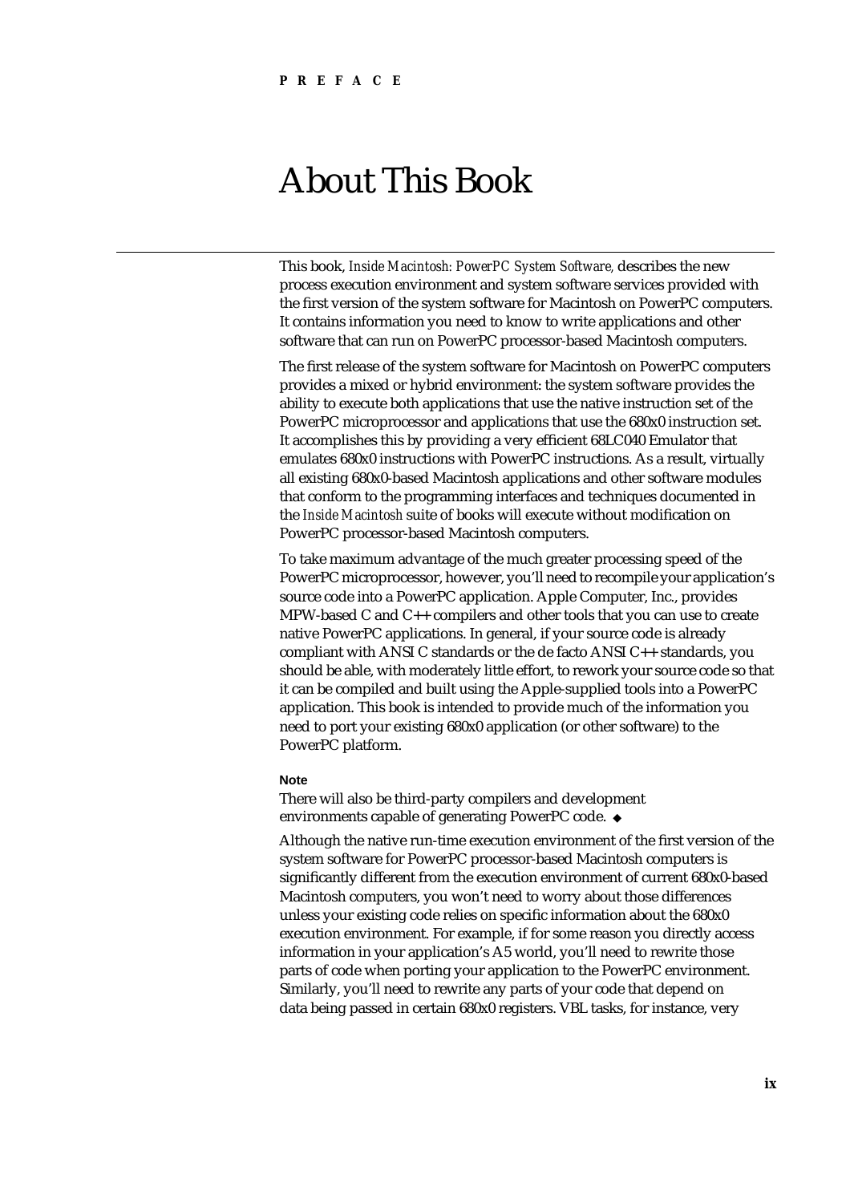**PREFACE**

# About This Book

This book, *Inside Macintosh: PowerPC System Software,* describes the new process execution environment and system software services provided with the first version of the system software for Macintosh on PowerPC computers. It contains information you need to know to write applications and other software that can run on PowerPC processor-based Macintosh computers.

The first release of the system software for Macintosh on PowerPC computers provides a mixed or hybrid environment: the system software provides the ability to execute both applications that use the native instruction set of the PowerPC microprocessor and applications that use the 680x0 instruction set. It accomplishes this by providing a very efficient 68LC040 Emulator that emulates 680x0 instructions with PowerPC instructions. As a result, virtually all existing 680x0-based Macintosh applications and other software modules that conform to the programming interfaces and techniques documented in the *Inside Macintosh* suite of books will execute without modification on PowerPC processor-based Macintosh computers.

To take maximum advantage of the much greater processing speed of the PowerPC microprocessor, however, you'll need to recompile your application's source code into a PowerPC application. Apple Computer, Inc., provides MPW-based C and C++ compilers and other tools that you can use to create native PowerPC applications. In general, if your source code is already compliant with ANSI C standards or the de facto ANSI C++ standards, you should be able, with moderately little effort, to rework your source code so that it can be compiled and built using the Apple-supplied tools into a PowerPC application. This book is intended to provide much of the information you need to port your existing 680x0 application (or other software) to the PowerPC platform.

**Note**

There will also be third-party compilers and development environments capable of generating PowerPC code. ◆

Although the native run-time execution environment of the first version of the system software for PowerPC processor-based Macintosh computers is significantly different from the execution environment of current 680x0-based Macintosh computers, you won't need to worry about those differences unless your existing code relies on specific information about the 680x0 execution environment. For example, if for some reason you directly access information in your application's A5 world, you'll need to rewrite those parts of code when porting your application to the PowerPC environment. Similarly, you'll need to rewrite any parts of your code that depend on data being passed in certain 680x0 registers. VBL tasks, for instance, very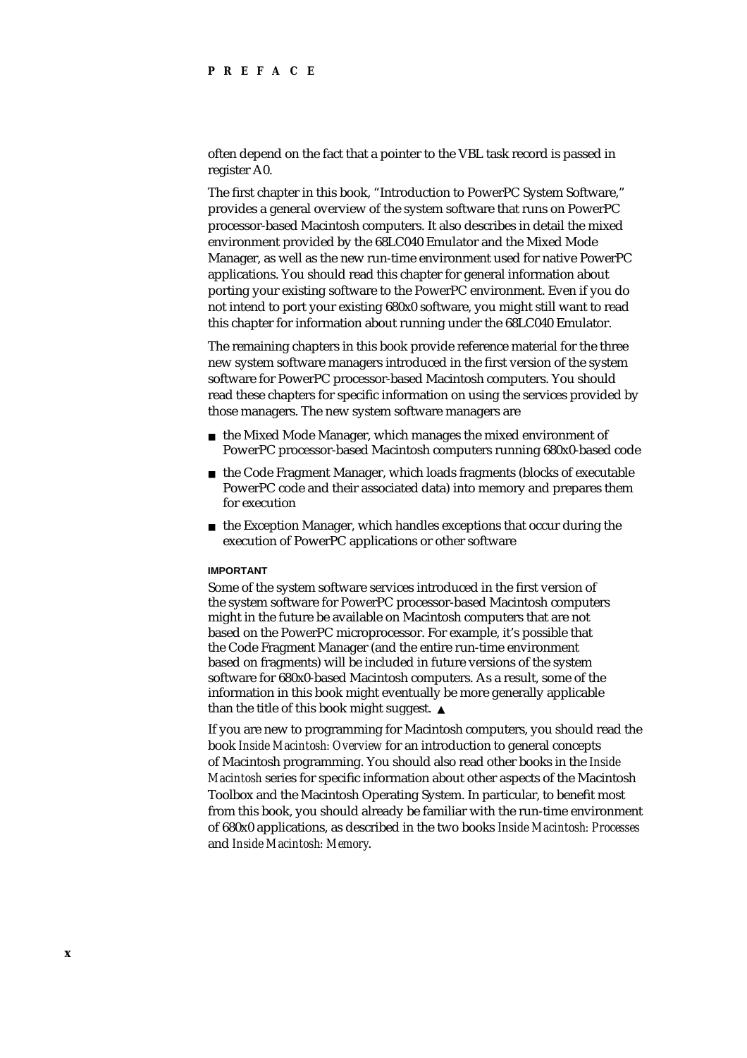often depend on the fact that a pointer to the VBL task record is passed in register A0.

The first chapter in this book, "Introduction to PowerPC System Software," provides a general overview of the system software that runs on PowerPC processor-based Macintosh computers. It also describes in detail the mixed environment provided by the 68LC040 Emulator and the Mixed Mode Manager, as well as the new run-time environment used for native PowerPC applications. You should read this chapter for general information about porting your existing software to the PowerPC environment. Even if you do not intend to port your existing 680x0 software, you might still want to read this chapter for information about running under the 68LC040 Emulator.

The remaining chapters in this book provide reference material for the three new system software managers introduced in the first version of the system software for PowerPC processor-based Macintosh computers. You should read these chapters for specific information on using the services provided by those managers. The new system software managers are

- the Mixed Mode Manager, which manages the mixed environment of PowerPC processor-based Macintosh computers running 680x0-based code
- the Code Fragment Manager, which loads fragments (blocks of executable PowerPC code and their associated data) into memory and prepares them for execution
- the Exception Manager, which handles exceptions that occur during the execution of PowerPC applications or other software

**IMPORTANT**

Some of the system software services introduced in the first version of the system software for PowerPC processor-based Macintosh computers might in the future be available on Macintosh computers that are not based on the PowerPC microprocessor. For example, it's possible that the Code Fragment Manager (and the entire run-time environment based on fragments) will be included in future versions of the system software for 680x0-based Macintosh computers. As a result, some of the information in this book might eventually be more generally applicable than the title of this book might suggest. ▲

If you are new to programming for Macintosh computers, you should read the book *Inside Macintosh: Overview* for an introduction to general concepts of Macintosh programming. You should also read other books in the *Inside Macintosh* series for specific information about other aspects of the Macintosh Toolbox and the Macintosh Operating System. In particular, to benefit most from this book, you should already be familiar with the run-time environment of 680x0 applications, as described in the two books *Inside Macintosh: Processes* and *Inside Macintosh: Memory*.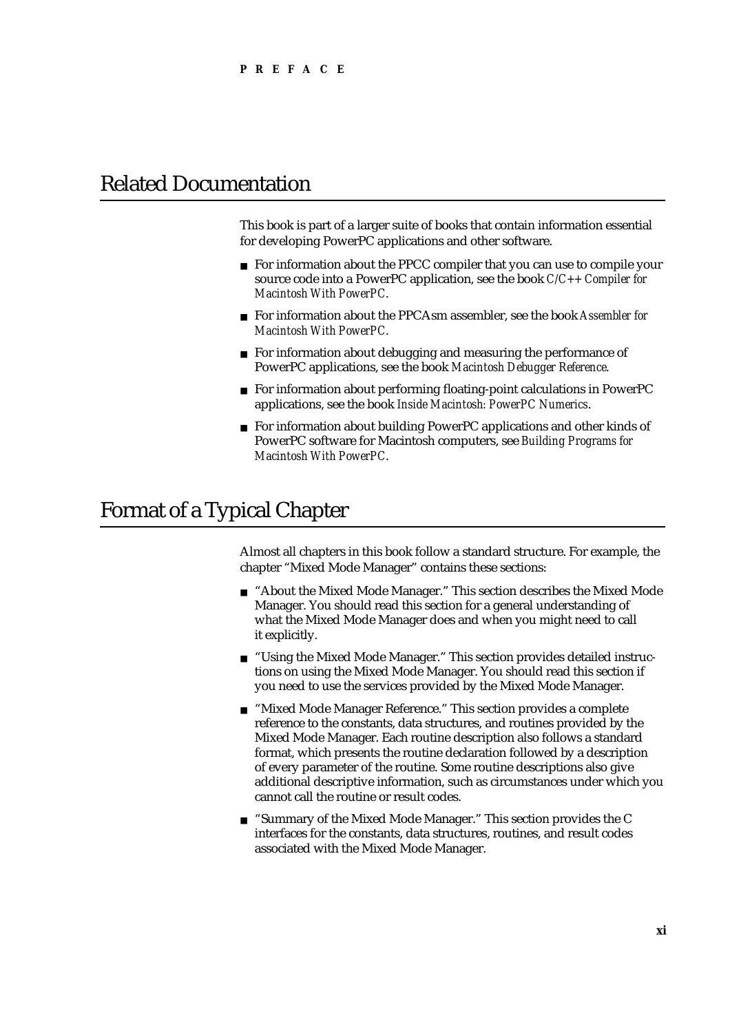## Related Documentation

This book is part of a larger suite of books that contain information essential for developing PowerPC applications and other software.

- For information about the PPCC compiler that you can use to compile your source code into a PowerPC application, see the book *C/C++ Compiler for Macintosh With PowerPC*.
- For information about the PPCAsm assembler, see the book *Assembler for Macintosh With PowerPC*.
- For information about debugging and measuring the performance of PowerPC applications, see the book *Macintosh Debugger Reference*.
- For information about performing floating-point calculations in PowerPC applications, see the book *Inside Macintosh: PowerPC Numerics*.
- For information about building PowerPC applications and other kinds of PowerPC software for Macintosh computers, see *Building Programs for Macintosh With PowerPC*.

## Format of a Typical Chapter

Almost all chapters in this book follow a standard structure. For example, the chapter "Mixed Mode Manager" contains these sections:

- "About the Mixed Mode Manager." This section describes the Mixed Mode Manager. You should read this section for a general understanding of what the Mixed Mode Manager does and when you might need to call it explicitly.
- "Using the Mixed Mode Manager." This section provides detailed instructions on using the Mixed Mode Manager. You should read this section if you need to use the services provided by the Mixed Mode Manager.
- "Mixed Mode Manager Reference." This section provides a complete reference to the constants, data structures, and routines provided by the Mixed Mode Manager. Each routine description also follows a standard format, which presents the routine declaration followed by a description of every parameter of the routine. Some routine descriptions also give additional descriptive information, such as circumstances under which you cannot call the routine or result codes.
- "Summary of the Mixed Mode Manager." This section provides the C interfaces for the constants, data structures, routines, and result codes associated with the Mixed Mode Manager.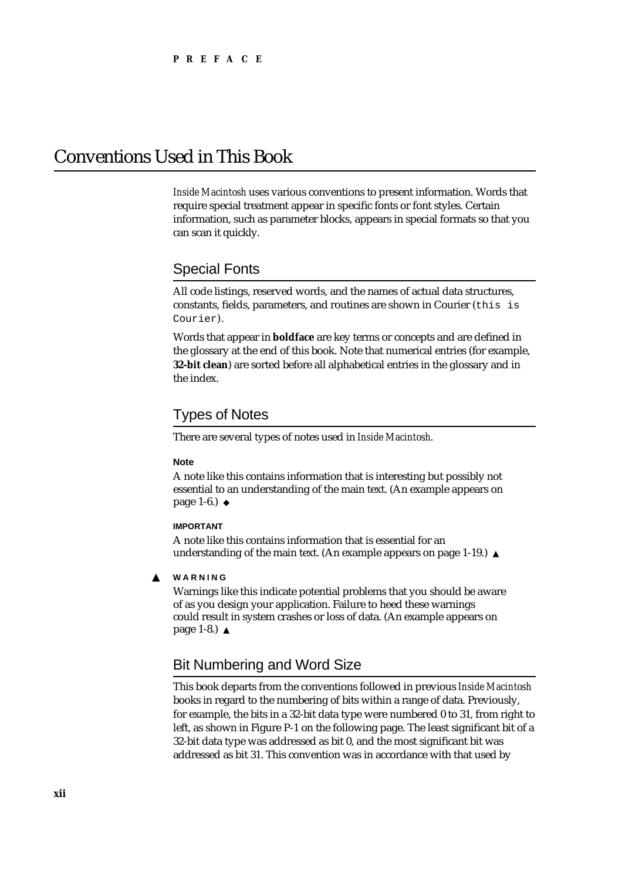# Conventions Used in This Book

*Inside Macintosh* uses various conventions to present information. Words that require special treatment appear in specific fonts or font styles. Certain information, such as parameter blocks, appears in special formats so that you can scan it quickly.

## Special Fonts

All code listings, reserved words, and the names of actual data structures, constants, fields, parameters, and routines are shown in Courier (`this is Courier`).

Words that appear in **boldface** are key terms or concepts and are defined in the glossary at the end of this book. Note that numerical entries (for example, **32-bit clean**) are sorted before all alphabetical entries in the glossary and in the index.

## Types of Notes

There are several types of notes used in *Inside Macintosh*.

**Note**

A note like this contains information that is interesting but possibly not essential to an understanding of the main text. (An example appears on page 1-6.) ◆

**IMPORTANT**

A note like this contains information that is essential for an understanding of the main text. (An example appears on page 1-19.) ▲

▲ **WARNING**

Warnings like this indicate potential problems that you should be aware of as you design your application. Failure to heed these warnings could result in system crashes or loss of data. (An example appears on page 1-8.) ▲

## Bit Numbering and Word Size

This book departs from the conventions followed in previous *Inside Macintosh* books in regard to the numbering of bits within a range of data. Previously, for example, the bits in a 32-bit data type were numbered 0 to 31, from right to left, as shown in Figure P-1 on the following page. The least significant bit of a 32-bit data type was addressed as bit 0, and the most significant bit was addressed as bit 31. This convention was in accordance with that used by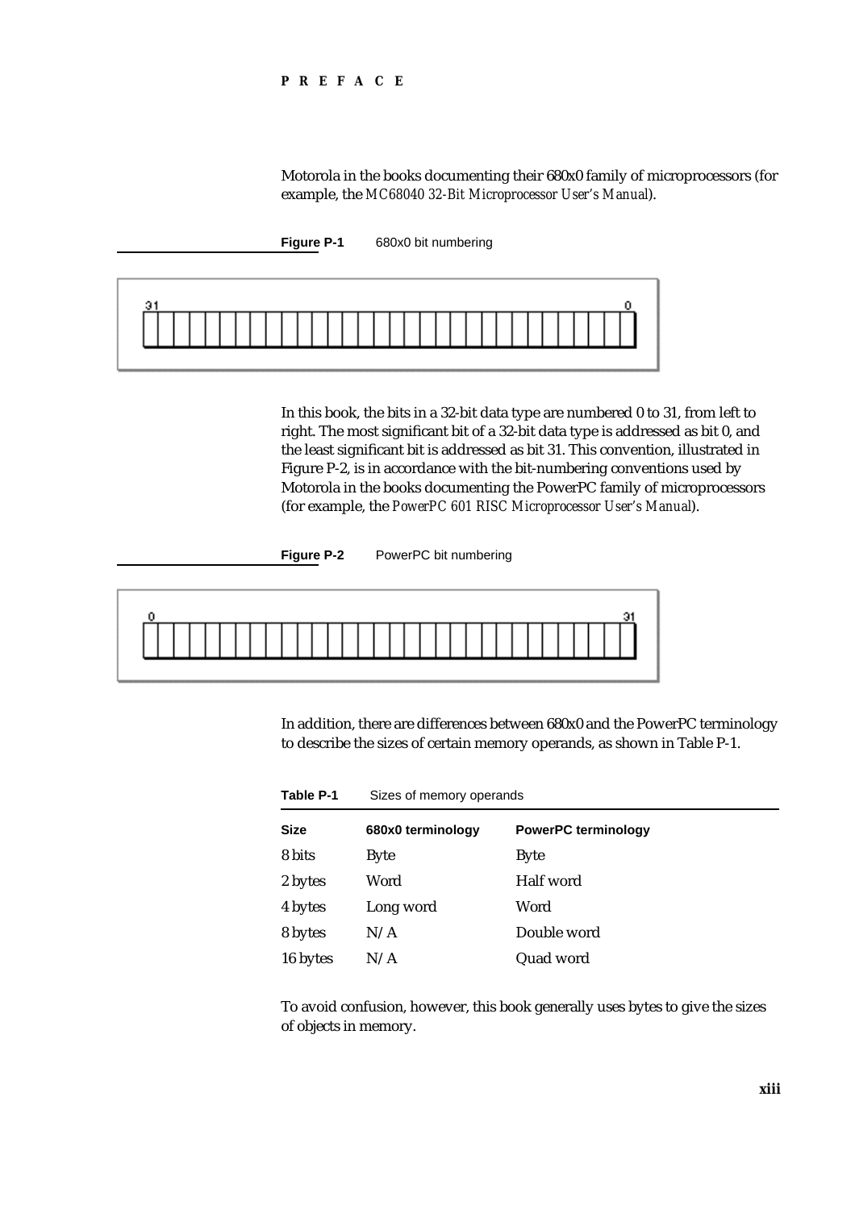Motorola in the books documenting their 680x0 family of microprocessors (for example, the *MC68040 32-Bit Microprocessor User's Manual*).

**Figure P-1** 680x0 bit numbering

In this book, the bits in a 32-bit data type are numbered 0 to 31, from left to right. The most significant bit of a 32-bit data type is addressed as bit 0, and the least significant bit is addressed as bit 31. This convention, illustrated in Figure P-2, is in accordance with the bit-numbering conventions used by Motorola in the books documenting the PowerPC family of microprocessors (for example, the *PowerPC 601 RISC Microprocessor User's Manual*).

**Figure P-2** PowerPC bit numbering

In addition, there are differences between 680x0 and the PowerPC terminology to describe the sizes of certain memory operands, as shown in Table P-1.

**Table P-1** Sizes of memory operands

| Size | 680x0 terminology | PowerPC terminology |
|---|---|---|
| 8 bits | Byte | Byte |
| 2 bytes | Word | Half word |
| 4 bytes | Long word | Word |
| 8 bytes | N/A | Double word |
| 16 bytes | N/A | Quad word |

To avoid confusion, however, this book generally uses bytes to give the sizes of objects in memory.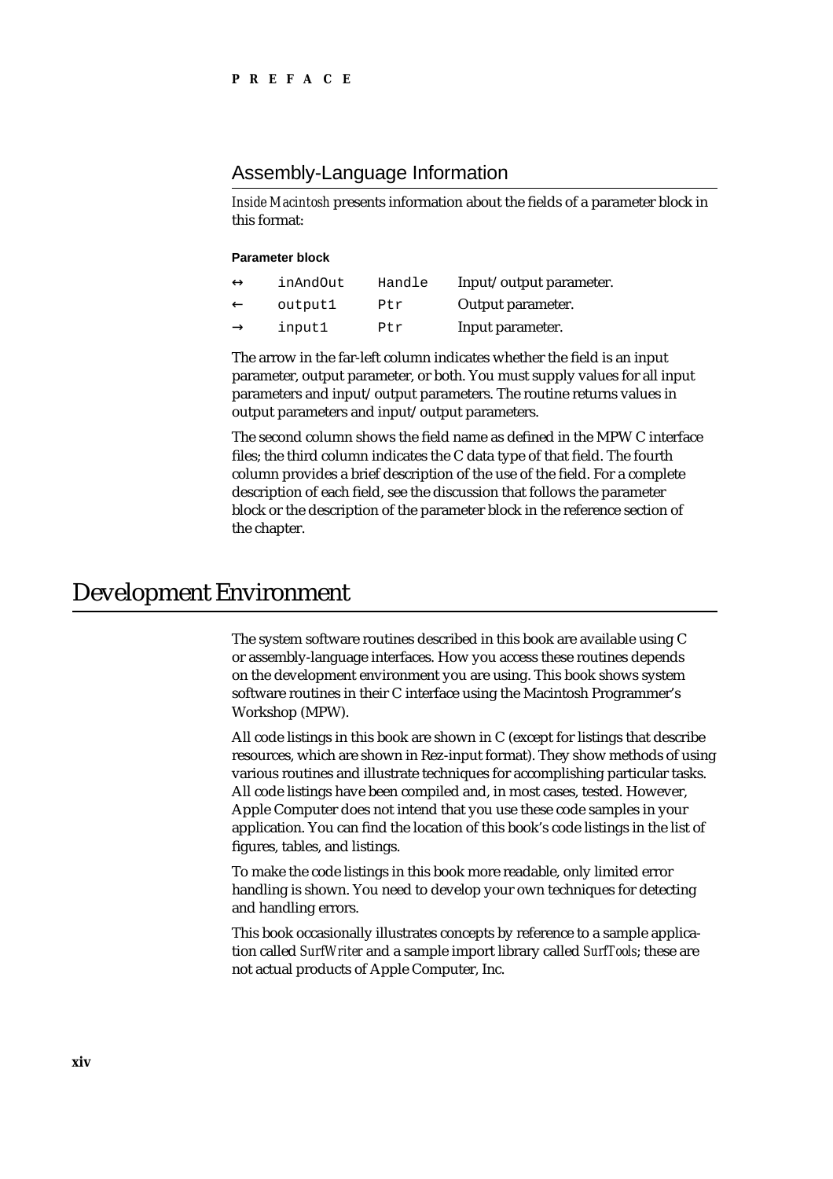## Assembly-Language Information

*Inside Macintosh* presents information about the fields of a parameter block in this format:

**Parameter block**

| | | | |
|---|---|---|---|
| ↔ | `inAndOut` | `Handle` | Input/output parameter. |
| ← | `output1` | `Ptr` | Output parameter. |
| → | `input1` | `Ptr` | Input parameter. |

The arrow in the far-left column indicates whether the field is an input parameter, output parameter, or both. You must supply values for all input parameters and input/output parameters. The routine returns values in output parameters and input/output parameters.

The second column shows the field name as defined in the MPW C interface files; the third column indicates the C data type of that field. The fourth column provides a brief description of the use of the field. For a complete description of each field, see the discussion that follows the parameter block or the description of the parameter block in the reference section of the chapter.

# Development Environment

The system software routines described in this book are available using C or assembly-language interfaces. How you access these routines depends on the development environment you are using. This book shows system software routines in their C interface using the Macintosh Programmer's Workshop (MPW).

All code listings in this book are shown in C (except for listings that describe resources, which are shown in Rez-input format). They show methods of using various routines and illustrate techniques for accomplishing particular tasks. All code listings have been compiled and, in most cases, tested. However, Apple Computer does not intend that you use these code samples in your application. You can find the location of this book's code listings in the list of figures, tables, and listings.

To make the code listings in this book more readable, only limited error handling is shown. You need to develop your own techniques for detecting and handling errors.

This book occasionally illustrates concepts by reference to a sample application called *SurfWriter* and a sample import library called *SurfTools*; these are not actual products of Apple Computer, Inc.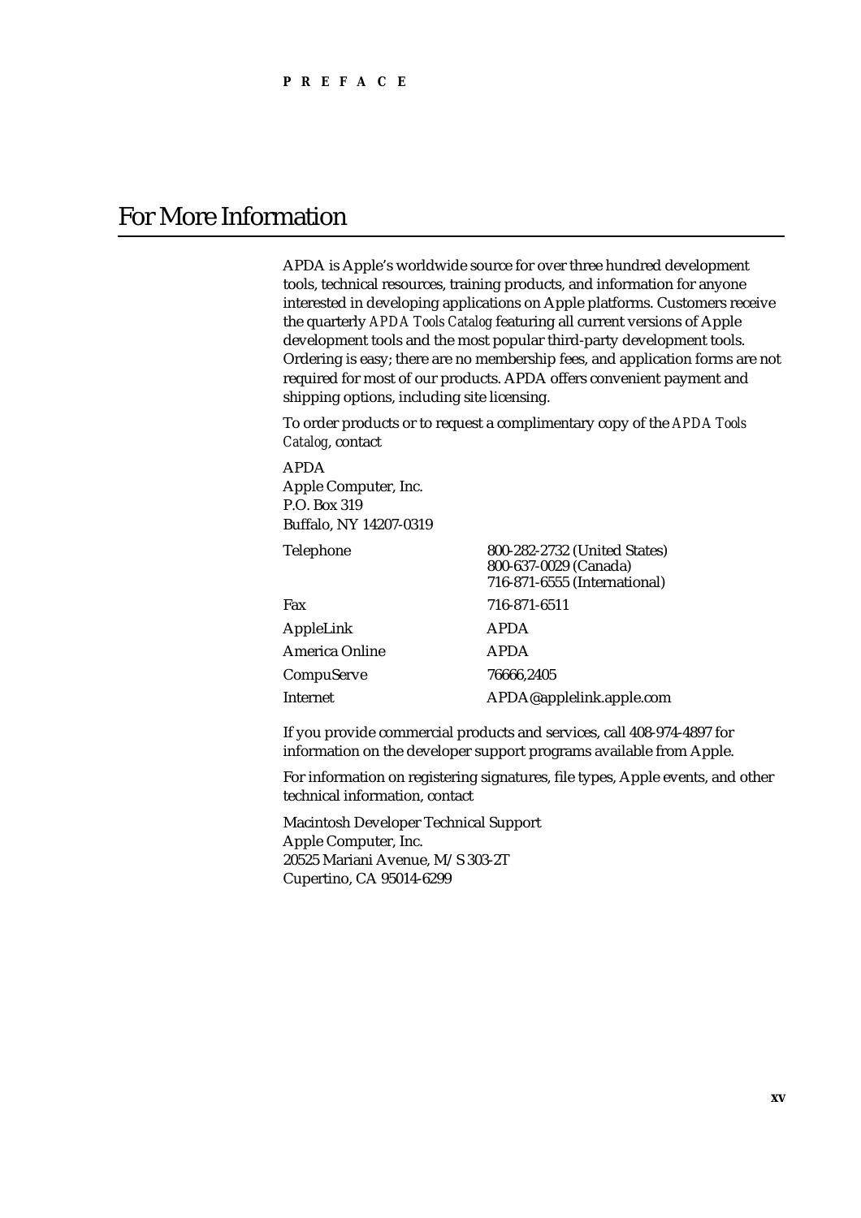# For More Information

APDA is Apple's worldwide source for over three hundred development tools, technical resources, training products, and information for anyone interested in developing applications on Apple platforms. Customers receive the quarterly *APDA Tools Catalog* featuring all current versions of Apple development tools and the most popular third-party development tools. Ordering is easy; there are no membership fees, and application forms are not required for most of our products. APDA offers convenient payment and shipping options, including site licensing.

To order products or to request a complimentary copy of the *APDA Tools Catalog*, contact

APDA
Apple Computer, Inc.
P.O. Box 319
Buffalo, NY 14207-0319

| | |
|---|---|
| Telephone | 800-282-2732 (United States)<br>800-637-0029 (Canada)<br>716-871-6555 (International) |
| Fax | 716-871-6511 |
| AppleLink | APDA |
| America Online | APDA |
| CompuServe | 76666,2405 |
| Internet | APDA@applelink.apple.com |

If you provide commercial products and services, call 408-974-4897 for information on the developer support programs available from Apple.

For information on registering signatures, file types, Apple events, and other technical information, contact

Macintosh Developer Technical Support
Apple Computer, Inc.
20525 Mariani Avenue, M/S 303-2T
Cupertino, CA 95014-6299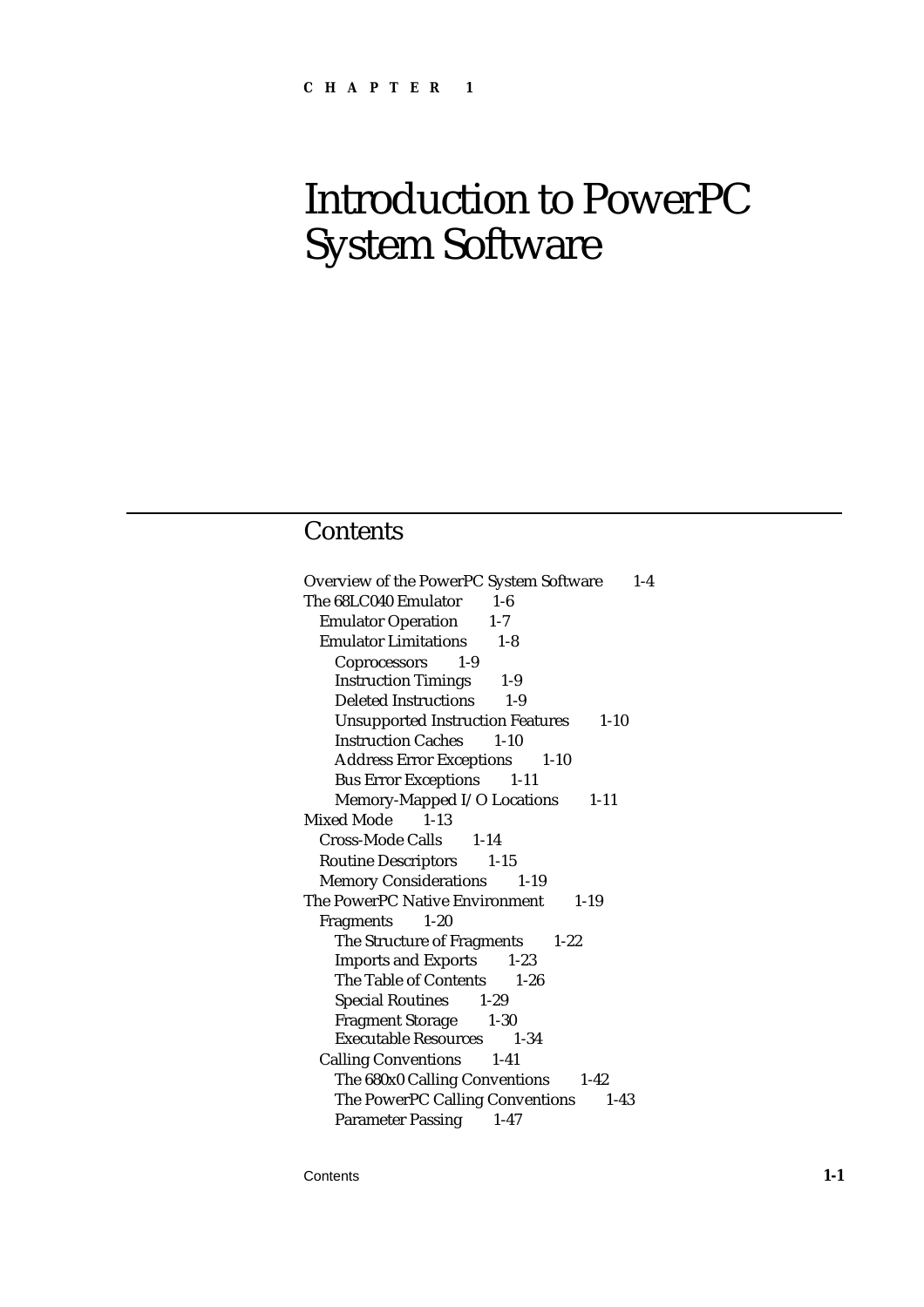CHAPTER 1

# Introduction to PowerPC System Software

## Contents

Overview of the PowerPC System Software 1-4
The 68LC040 Emulator 1-6
  Emulator Operation 1-7
  Emulator Limitations 1-8
    Coprocessors 1-9
    Instruction Timings 1-9
    Deleted Instructions 1-9
    Unsupported Instruction Features 1-10
    Instruction Caches 1-10
    Address Error Exceptions 1-10
    Bus Error Exceptions 1-11
    Memory-Mapped I/O Locations 1-11
Mixed Mode 1-13
  Cross-Mode Calls 1-14
  Routine Descriptors 1-15
  Memory Considerations 1-19
The PowerPC Native Environment 1-19
  Fragments 1-20
    The Structure of Fragments 1-22
    Imports and Exports 1-23
    The Table of Contents 1-26
    Special Routines 1-29
    Fragment Storage 1-30
    Executable Resources 1-34
  Calling Conventions 1-41
    The 680x0 Calling Conventions 1-42
    The PowerPC Calling Conventions 1-43
    Parameter Passing 1-47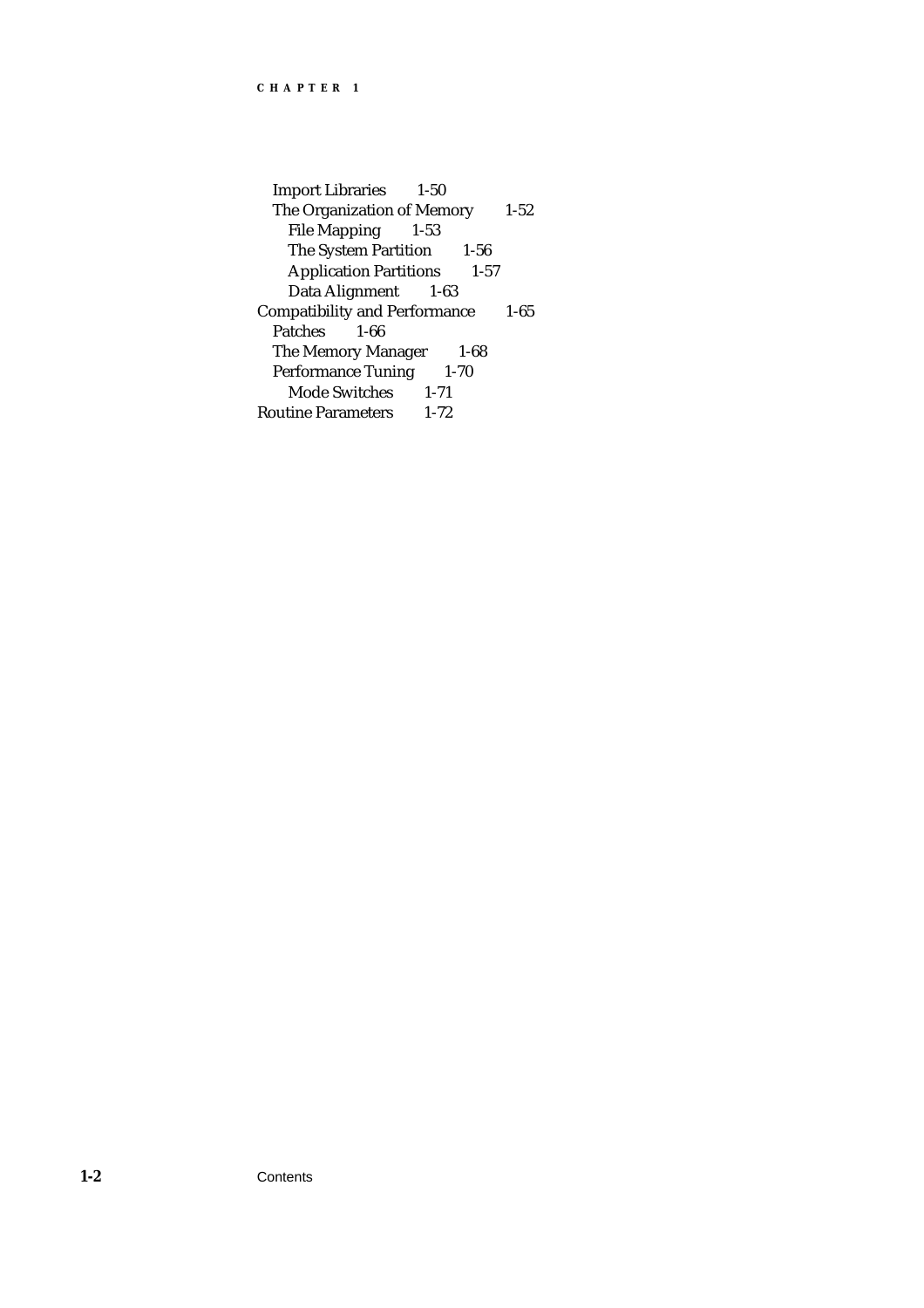- Import Libraries 1-50
- The Organization of Memory 1-52
  - File Mapping 1-53
  - The System Partition 1-56
  - Application Partitions 1-57
  - Data Alignment 1-63
- Compatibility and Performance 1-65
  - Patches 1-66
  - The Memory Manager 1-68
  - Performance Tuning 1-70
    - Mode Switches 1-71
- Routine Parameters 1-72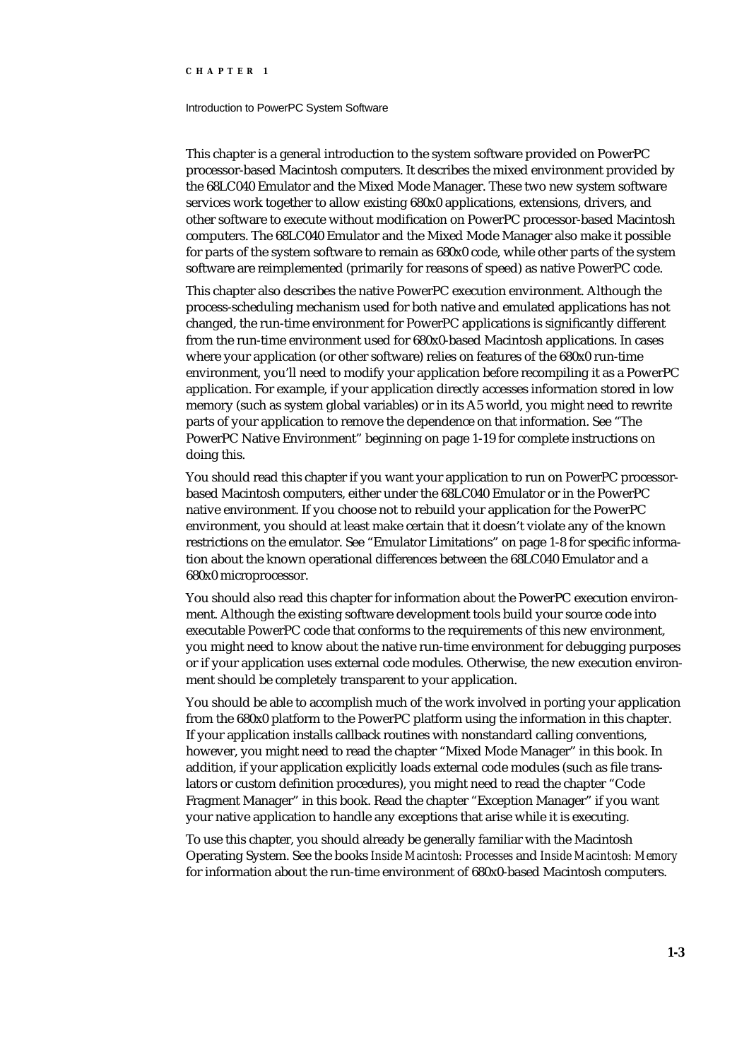This chapter is a general introduction to the system software provided on PowerPC processor-based Macintosh computers. It describes the mixed environment provided by the 68LC040 Emulator and the Mixed Mode Manager. These two new system software services work together to allow existing 680x0 applications, extensions, drivers, and other software to execute without modification on PowerPC processor-based Macintosh computers. The 68LC040 Emulator and the Mixed Mode Manager also make it possible for parts of the system software to remain as 680x0 code, while other parts of the system software are reimplemented (primarily for reasons of speed) as native PowerPC code.

This chapter also describes the native PowerPC execution environment. Although the process-scheduling mechanism used for both native and emulated applications has not changed, the run-time environment for PowerPC applications is significantly different from the run-time environment used for 680x0-based Macintosh applications. In cases where your application (or other software) relies on features of the 680x0 run-time environment, you'll need to modify your application before recompiling it as a PowerPC application. For example, if your application directly accesses information stored in low memory (such as system global variables) or in its A5 world, you might need to rewrite parts of your application to remove the dependence on that information. See "The PowerPC Native Environment" beginning on page 1-19 for complete instructions on doing this.

You should read this chapter if you want your application to run on PowerPC processor-based Macintosh computers, either under the 68LC040 Emulator or in the PowerPC native environment. If you choose not to rebuild your application for the PowerPC environment, you should at least make certain that it doesn't violate any of the known restrictions on the emulator. See "Emulator Limitations" on page 1-8 for specific information about the known operational differences between the 68LC040 Emulator and a 680x0 microprocessor.

You should also read this chapter for information about the PowerPC execution environment. Although the existing software development tools build your source code into executable PowerPC code that conforms to the requirements of this new environment, you might need to know about the native run-time environment for debugging purposes or if your application uses external code modules. Otherwise, the new execution environment should be completely transparent to your application.

You should be able to accomplish much of the work involved in porting your application from the 680x0 platform to the PowerPC platform using the information in this chapter. If your application installs callback routines with nonstandard calling conventions, however, you might need to read the chapter "Mixed Mode Manager" in this book. In addition, if your application explicitly loads external code modules (such as file translators or custom definition procedures), you might need to read the chapter "Code Fragment Manager" in this book. Read the chapter "Exception Manager" if you want your native application to handle any exceptions that arise while it is executing.

To use this chapter, you should already be generally familiar with the Macintosh Operating System. See the books *Inside Macintosh: Processes* and *Inside Macintosh: Memory* for information about the run-time environment of 680x0-based Macintosh computers.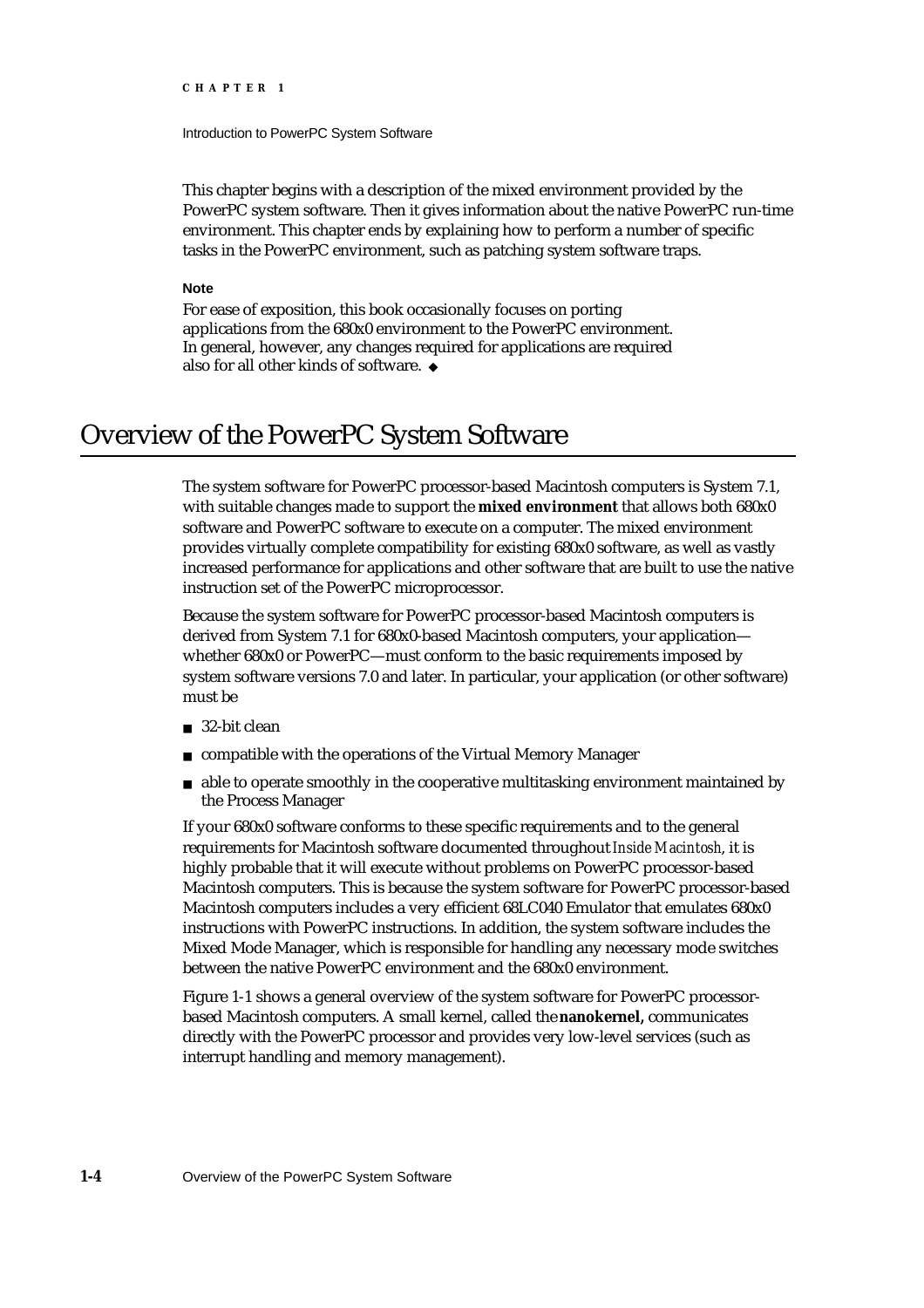This chapter begins with a description of the mixed environment provided by the PowerPC system software. Then it gives information about the native PowerPC run-time environment. This chapter ends by explaining how to perform a number of specific tasks in the PowerPC environment, such as patching system software traps.

**Note**

For ease of exposition, this book occasionally focuses on porting applications from the 680x0 environment to the PowerPC environment. In general, however, any changes required for applications are required also for all other kinds of software. ◆

# Overview of the PowerPC System Software

The system software for PowerPC processor-based Macintosh computers is System 7.1, with suitable changes made to support the **mixed environment** that allows both 680x0 software and PowerPC software to execute on a computer. The mixed environment provides virtually complete compatibility for existing 680x0 software, as well as vastly increased performance for applications and other software that are built to use the native instruction set of the PowerPC microprocessor.

Because the system software for PowerPC processor-based Macintosh computers is derived from System 7.1 for 680x0-based Macintosh computers, your application—whether 680x0 or PowerPC—must conform to the basic requirements imposed by system software versions 7.0 and later. In particular, your application (or other software) must be

- 32-bit clean
- compatible with the operations of the Virtual Memory Manager
- able to operate smoothly in the cooperative multitasking environment maintained by the Process Manager

If your 680x0 software conforms to these specific requirements and to the general requirements for Macintosh software documented throughout *Inside Macintosh*, it is highly probable that it will execute without problems on PowerPC processor-based Macintosh computers. This is because the system software for PowerPC processor-based Macintosh computers includes a very efficient 68LC040 Emulator that emulates 680x0 instructions with PowerPC instructions. In addition, the system software includes the Mixed Mode Manager, which is responsible for handling any necessary mode switches between the native PowerPC environment and the 680x0 environment.

Figure 1-1 shows a general overview of the system software for PowerPC processor-based Macintosh computers. A small kernel, called the **nanokernel,** communicates directly with the PowerPC processor and provides very low-level services (such as interrupt handling and memory management).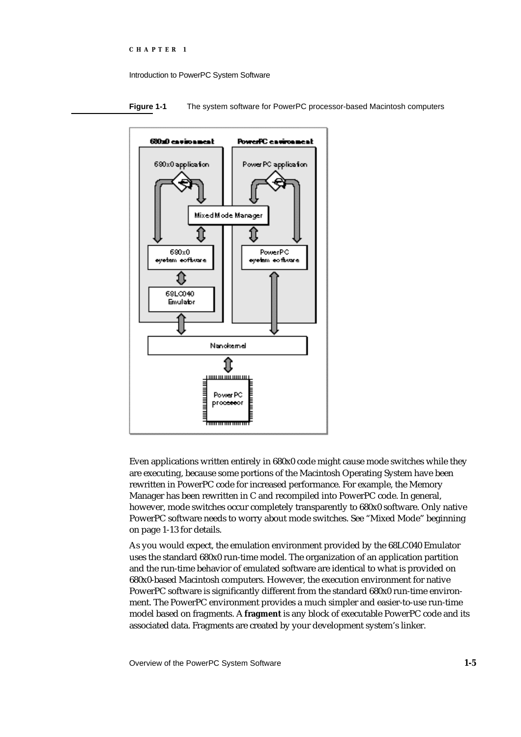**Figure 1-1** The system software for PowerPC processor-based Macintosh computers

Even applications written entirely in 680x0 code might cause mode switches while they are executing, because some portions of the Macintosh Operating System have been rewritten in PowerPC code for increased performance. For example, the Memory Manager has been rewritten in C and recompiled into PowerPC code. In general, however, mode switches occur completely transparently to 680x0 software. Only native PowerPC software needs to worry about mode switches. See "Mixed Mode" beginning on page 1-13 for details.

As you would expect, the emulation environment provided by the 68LC040 Emulator uses the standard 680x0 run-time model. The organization of an application partition and the run-time behavior of emulated software are identical to what is provided on 680x0-based Macintosh computers. However, the execution environment for native PowerPC software is significantly different from the standard 680x0 run-time environment. The PowerPC environment provides a much simpler and easier-to-use run-time model based on fragments. A **fragment** is any block of executable PowerPC code and its associated data. Fragments are created by your development system's linker.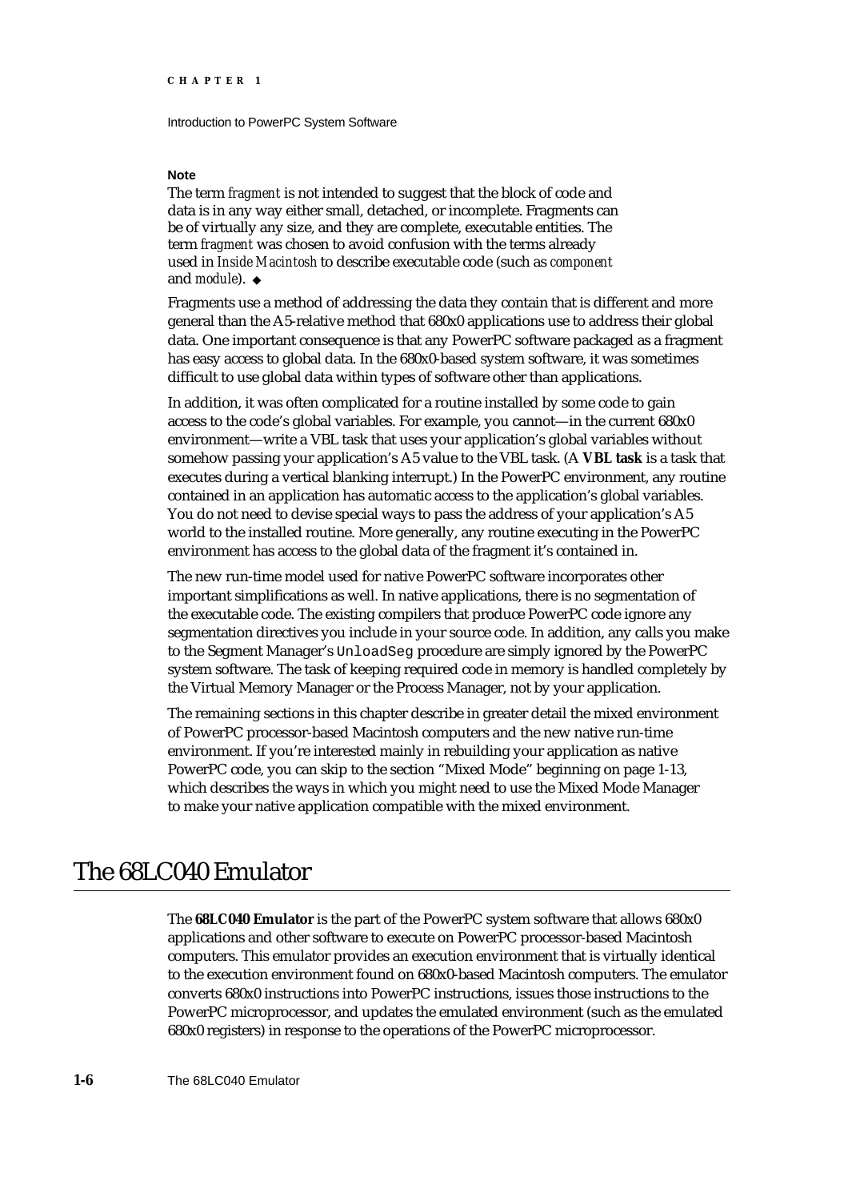**Note**

The term *fragment* is not intended to suggest that the block of code and data is in any way either small, detached, or incomplete. Fragments can be of virtually any size, and they are complete, executable entities. The term *fragment* was chosen to avoid confusion with the terms already used in *Inside Macintosh* to describe executable code (such as *component* and *module*). ◆

Fragments use a method of addressing the data they contain that is different and more general than the A5-relative method that 680x0 applications use to address their global data. One important consequence is that any PowerPC software packaged as a fragment has easy access to global data. In the 680x0-based system software, it was sometimes difficult to use global data within types of software other than applications.

In addition, it was often complicated for a routine installed by some code to gain access to the code's global variables. For example, you cannot—in the current 680x0 environment—write a VBL task that uses your application's global variables without somehow passing your application's A5 value to the VBL task. (A **VBL task** is a task that executes during a vertical blanking interrupt.) In the PowerPC environment, any routine contained in an application has automatic access to the application's global variables. You do not need to devise special ways to pass the address of your application's A5 world to the installed routine. More generally, any routine executing in the PowerPC environment has access to the global data of the fragment it's contained in.

The new run-time model used for native PowerPC software incorporates other important simplifications as well. In native applications, there is no segmentation of the executable code. The existing compilers that produce PowerPC code ignore any segmentation directives you include in your source code. In addition, any calls you make to the Segment Manager's `UnloadSeg` procedure are simply ignored by the PowerPC system software. The task of keeping required code in memory is handled completely by the Virtual Memory Manager or the Process Manager, not by your application.

The remaining sections in this chapter describe in greater detail the mixed environment of PowerPC processor-based Macintosh computers and the new native run-time environment. If you're interested mainly in rebuilding your application as native PowerPC code, you can skip to the section "Mixed Mode" beginning on page 1-13, which describes the ways in which you might need to use the Mixed Mode Manager to make your native application compatible with the mixed environment.

# The 68LC040 Emulator

The **68LC040 Emulator** is the part of the PowerPC system software that allows 680x0 applications and other software to execute on PowerPC processor-based Macintosh computers. This emulator provides an execution environment that is virtually identical to the execution environment found on 680x0-based Macintosh computers. The emulator converts 680x0 instructions into PowerPC instructions, issues those instructions to the PowerPC microprocessor, and updates the emulated environment (such as the emulated 680x0 registers) in response to the operations of the PowerPC microprocessor.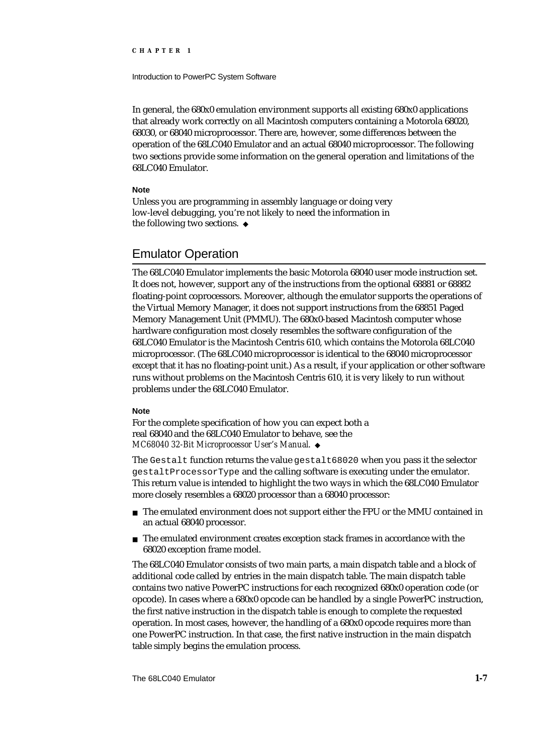In general, the 680x0 emulation environment supports all existing 680x0 applications that already work correctly on all Macintosh computers containing a Motorola 68020, 68030, or 68040 microprocessor. There are, however, some differences between the operation of the 68LC040 Emulator and an actual 68040 microprocessor. The following two sections provide some information on the general operation and limitations of the 68LC040 Emulator.

**Note**

Unless you are programming in assembly language or doing very low-level debugging, you're not likely to need the information in the following two sections. ◆

## Emulator Operation

The 68LC040 Emulator implements the basic Motorola 68040 user mode instruction set. It does not, however, support any of the instructions from the optional 68881 or 68882 floating-point coprocessors. Moreover, although the emulator supports the operations of the Virtual Memory Manager, it does not support instructions from the 68851 Paged Memory Management Unit (PMMU). The 680x0-based Macintosh computer whose hardware configuration most closely resembles the software configuration of the 68LC040 Emulator is the Macintosh Centris 610, which contains the Motorola 68LC040 microprocessor. (The 68LC040 microprocessor is identical to the 68040 microprocessor except that it has no floating-point unit.) As a result, if your application or other software runs without problems on the Macintosh Centris 610, it is very likely to run without problems under the 68LC040 Emulator.

**Note**

For the complete specification of how you can expect both a real 68040 and the 68LC040 Emulator to behave, see the *MC68040 32-Bit Microprocessor User's Manual*. ◆

The `Gestalt` function returns the value `gestalt68020` when you pass it the selector `gestaltProcessorType` and the calling software is executing under the emulator. This return value is intended to highlight the two ways in which the 68LC040 Emulator more closely resembles a 68020 processor than a 68040 processor:

- The emulated environment does not support either the FPU or the MMU contained in an actual 68040 processor.
- The emulated environment creates exception stack frames in accordance with the 68020 exception frame model.

The 68LC040 Emulator consists of two main parts, a main dispatch table and a block of additional code called by entries in the main dispatch table. The main dispatch table contains two native PowerPC instructions for each recognized 680x0 operation code (or opcode). In cases where a 680x0 opcode can be handled by a single PowerPC instruction, the first native instruction in the dispatch table is enough to complete the requested operation. In most cases, however, the handling of a 680x0 opcode requires more than one PowerPC instruction. In that case, the first native instruction in the main dispatch table simply begins the emulation process.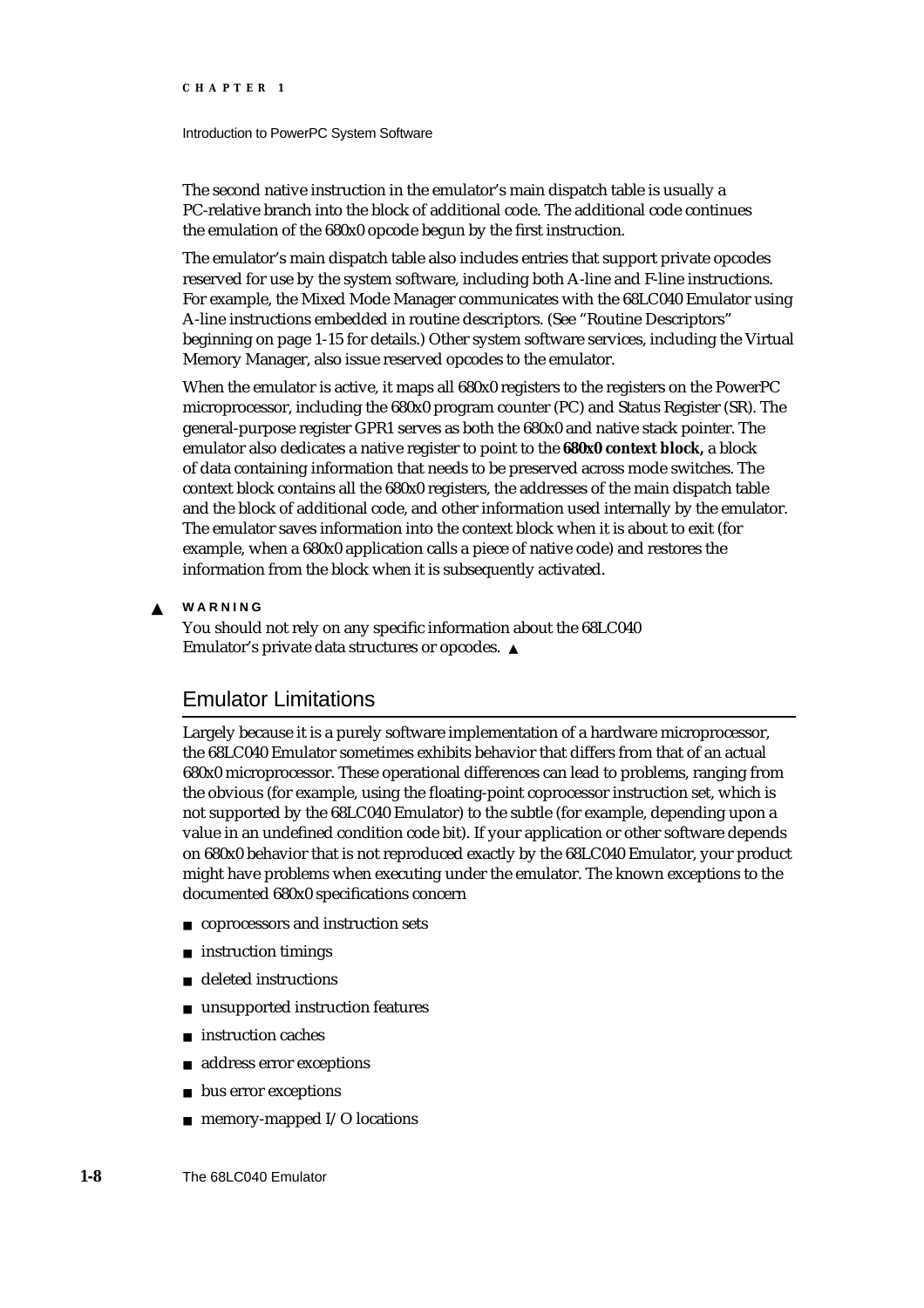The second native instruction in the emulator's main dispatch table is usually a PC-relative branch into the block of additional code. The additional code continues the emulation of the 680x0 opcode begun by the first instruction.

The emulator's main dispatch table also includes entries that support private opcodes reserved for use by the system software, including both A-line and F-line instructions. For example, the Mixed Mode Manager communicates with the 68LC040 Emulator using A-line instructions embedded in routine descriptors. (See "Routine Descriptors" beginning on page 1-15 for details.) Other system software services, including the Virtual Memory Manager, also issue reserved opcodes to the emulator.

When the emulator is active, it maps all 680x0 registers to the registers on the PowerPC microprocessor, including the 680x0 program counter (PC) and Status Register (SR). The general-purpose register GPR1 serves as both the 680x0 and native stack pointer. The emulator also dedicates a native register to point to the **680x0 context block,** a block of data containing information that needs to be preserved across mode switches. The context block contains all the 680x0 registers, the addresses of the main dispatch table and the block of additional code, and other information used internally by the emulator. The emulator saves information into the context block when it is about to exit (for example, when a 680x0 application calls a piece of native code) and restores the information from the block when it is subsequently activated.

▲ **WARNING**

You should not rely on any specific information about the 68LC040 Emulator's private data structures or opcodes. ▲

## Emulator Limitations

Largely because it is a purely software implementation of a hardware microprocessor, the 68LC040 Emulator sometimes exhibits behavior that differs from that of an actual 680x0 microprocessor. These operational differences can lead to problems, ranging from the obvious (for example, using the floating-point coprocessor instruction set, which is not supported by the 68LC040 Emulator) to the subtle (for example, depending upon a value in an undefined condition code bit). If your application or other software depends on 680x0 behavior that is not reproduced exactly by the 68LC040 Emulator, your product might have problems when executing under the emulator. The known exceptions to the documented 680x0 specifications concern

- coprocessors and instruction sets
- instruction timings
- deleted instructions
- unsupported instruction features
- instruction caches
- address error exceptions
- bus error exceptions
- memory-mapped I/O locations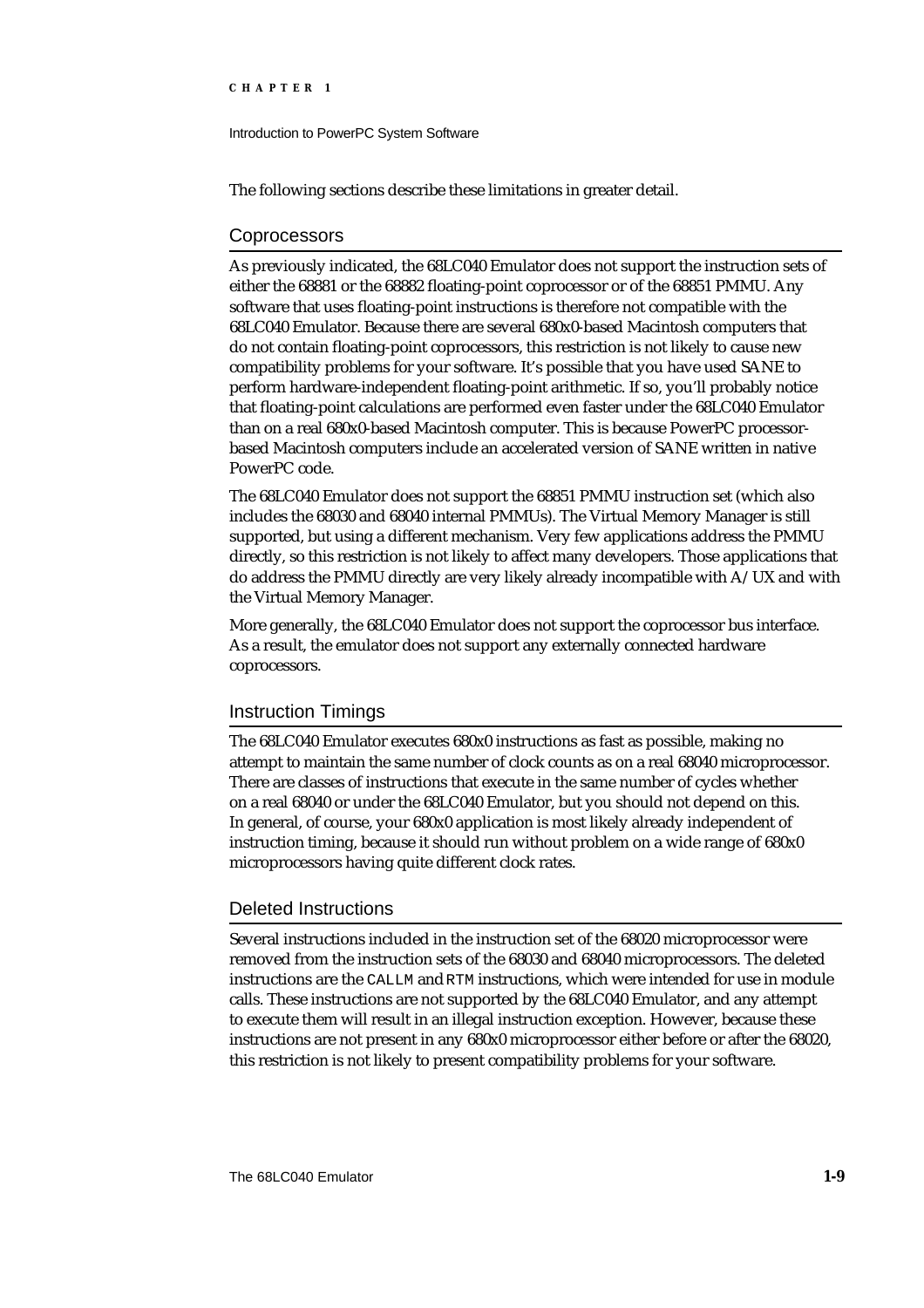The following sections describe these limitations in greater detail.

## Coprocessors

As previously indicated, the 68LC040 Emulator does not support the instruction sets of either the 68881 or the 68882 floating-point coprocessor or of the 68851 PMMU. Any software that uses floating-point instructions is therefore not compatible with the 68LC040 Emulator. Because there are several 680x0-based Macintosh computers that do not contain floating-point coprocessors, this restriction is not likely to cause new compatibility problems for your software. It's possible that you have used SANE to perform hardware-independent floating-point arithmetic. If so, you'll probably notice that floating-point calculations are performed even faster under the 68LC040 Emulator than on a real 680x0-based Macintosh computer. This is because PowerPC processor-based Macintosh computers include an accelerated version of SANE written in native PowerPC code.

The 68LC040 Emulator does not support the 68851 PMMU instruction set (which also includes the 68030 and 68040 internal PMMUs). The Virtual Memory Manager is still supported, but using a different mechanism. Very few applications address the PMMU directly, so this restriction is not likely to affect many developers. Those applications that do address the PMMU directly are very likely already incompatible with A/UX and with the Virtual Memory Manager.

More generally, the 68LC040 Emulator does not support the coprocessor bus interface. As a result, the emulator does not support any externally connected hardware coprocessors.

## Instruction Timings

The 68LC040 Emulator executes 680x0 instructions as fast as possible, making no attempt to maintain the same number of clock counts as on a real 68040 microprocessor. There are classes of instructions that execute in the same number of cycles whether on a real 68040 or under the 68LC040 Emulator, but you should not depend on this. In general, of course, your 680x0 application is most likely already independent of instruction timing, because it should run without problem on a wide range of 680x0 microprocessors having quite different clock rates.

## Deleted Instructions

Several instructions included in the instruction set of the 68020 microprocessor were removed from the instruction sets of the 68030 and 68040 microprocessors. The deleted instructions are the `CALLM` and `RTM` instructions, which were intended for use in module calls. These instructions are not supported by the 68LC040 Emulator, and any attempt to execute them will result in an illegal instruction exception. However, because these instructions are not present in any 680x0 microprocessor either before or after the 68020, this restriction is not likely to present compatibility problems for your software.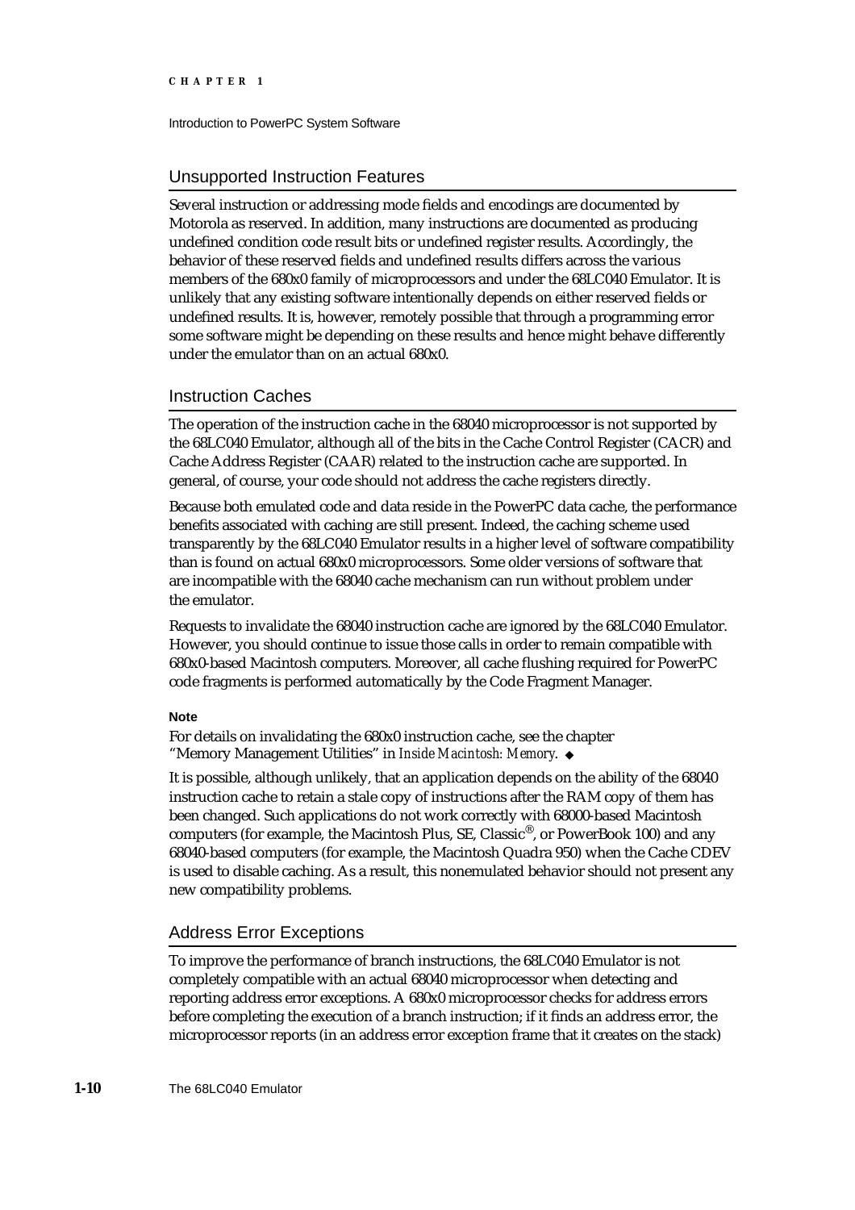## Unsupported Instruction Features

Several instruction or addressing mode fields and encodings are documented by Motorola as reserved. In addition, many instructions are documented as producing undefined condition code result bits or undefined register results. Accordingly, the behavior of these reserved fields and undefined results differs across the various members of the 680x0 family of microprocessors and under the 68LC040 Emulator. It is unlikely that any existing software intentionally depends on either reserved fields or undefined results. It is, however, remotely possible that through a programming error some software might be depending on these results and hence might behave differently under the emulator than on an actual 680x0.

## Instruction Caches

The operation of the instruction cache in the 68040 microprocessor is not supported by the 68LC040 Emulator, although all of the bits in the Cache Control Register (CACR) and Cache Address Register (CAAR) related to the instruction cache are supported. In general, of course, your code should not address the cache registers directly.

Because both emulated code and data reside in the PowerPC data cache, the performance benefits associated with caching are still present. Indeed, the caching scheme used transparently by the 68LC040 Emulator results in a higher level of software compatibility than is found on actual 680x0 microprocessors. Some older versions of software that are incompatible with the 68040 cache mechanism can run without problem under the emulator.

Requests to invalidate the 68040 instruction cache are ignored by the 68LC040 Emulator. However, you should continue to issue those calls in order to remain compatible with 680x0-based Macintosh computers. Moreover, all cache flushing required for PowerPC code fragments is performed automatically by the Code Fragment Manager.

**Note**

For details on invalidating the 680x0 instruction cache, see the chapter "Memory Management Utilities" in *Inside Macintosh: Memory*. ◆

It is possible, although unlikely, that an application depends on the ability of the 68040 instruction cache to retain a stale copy of instructions after the RAM copy of them has been changed. Such applications do not work correctly with 68000-based Macintosh computers (for example, the Macintosh Plus, SE, Classic®, or PowerBook 100) and any 68040-based computers (for example, the Macintosh Quadra 950) when the Cache CDEV is used to disable caching. As a result, this nonemulated behavior should not present any new compatibility problems.

## Address Error Exceptions

To improve the performance of branch instructions, the 68LC040 Emulator is not completely compatible with an actual 68040 microprocessor when detecting and reporting address error exceptions. A 680x0 microprocessor checks for address errors before completing the execution of a branch instruction; if it finds an address error, the microprocessor reports (in an address error exception frame that it creates on the stack)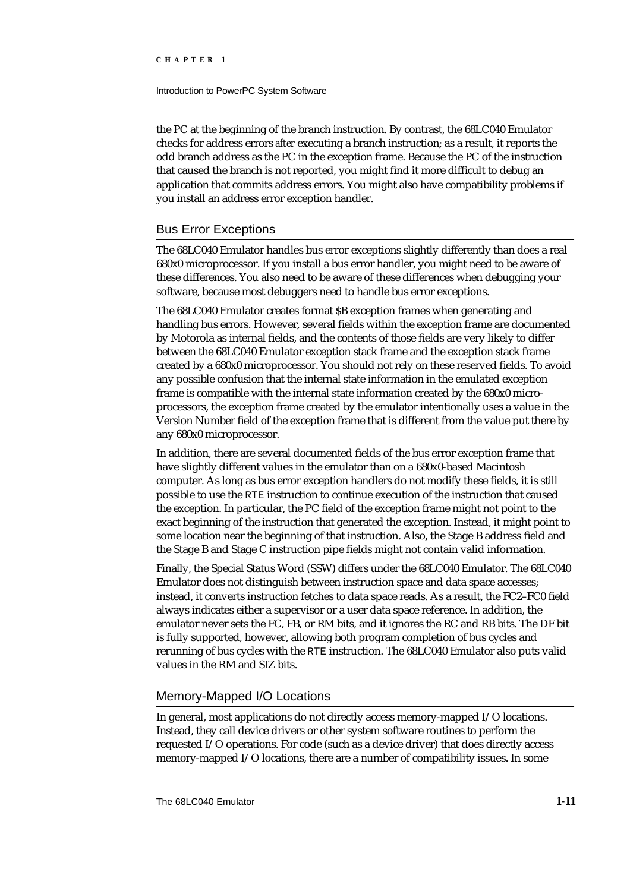the PC at the beginning of the branch instruction. By contrast, the 68LC040 Emulator checks for address errors *after* executing a branch instruction; as a result, it reports the odd branch address as the PC in the exception frame. Because the PC of the instruction that caused the branch is not reported, you might find it more difficult to debug an application that commits address errors. You might also have compatibility problems if you install an address error exception handler.

## Bus Error Exceptions

The 68LC040 Emulator handles bus error exceptions slightly differently than does a real 680x0 microprocessor. If you install a bus error handler, you might need to be aware of these differences. You also need to be aware of these differences when debugging your software, because most debuggers need to handle bus error exceptions.

The 68LC040 Emulator creates format $B exception frames when generating and handling bus errors. However, several fields within the exception frame are documented by Motorola as internal fields, and the contents of those fields are very likely to differ between the 68LC040 Emulator exception stack frame and the exception stack frame created by a 680x0 microprocessor. You should not rely on these reserved fields. To avoid any possible confusion that the internal state information in the emulated exception frame is compatible with the internal state information created by the 680x0 microprocessors, the exception frame created by the emulator intentionally uses a value in the Version Number field of the exception frame that is different from the value put there by any 680x0 microprocessor.

In addition, there are several documented fields of the bus error exception frame that have slightly different values in the emulator than on a 680x0-based Macintosh computer. As long as bus error exception handlers do not modify these fields, it is still possible to use the `RTE` instruction to continue execution of the instruction that caused the exception. In particular, the PC field of the exception frame might not point to the exact beginning of the instruction that generated the exception. Instead, it might point to some location near the beginning of that instruction. Also, the Stage B address field and the Stage B and Stage C instruction pipe fields might not contain valid information.

Finally, the Special Status Word (SSW) differs under the 68LC040 Emulator. The 68LC040 Emulator does not distinguish between instruction space and data space accesses; instead, it converts instruction fetches to data space reads. As a result, the FC2–FC0 field always indicates either a supervisor or a user data space reference. In addition, the emulator never sets the FC, FB, or RM bits, and it ignores the RC and RB bits. The DF bit is fully supported, however, allowing both program completion of bus cycles and rerunning of bus cycles with the `RTE` instruction. The 68LC040 Emulator also puts valid values in the RM and SIZ bits.

## Memory-Mapped I/O Locations

In general, most applications do not directly access memory-mapped I/O locations. Instead, they call device drivers or other system software routines to perform the requested I/O operations. For code (such as a device driver) that does directly access memory-mapped I/O locations, there are a number of compatibility issues. In some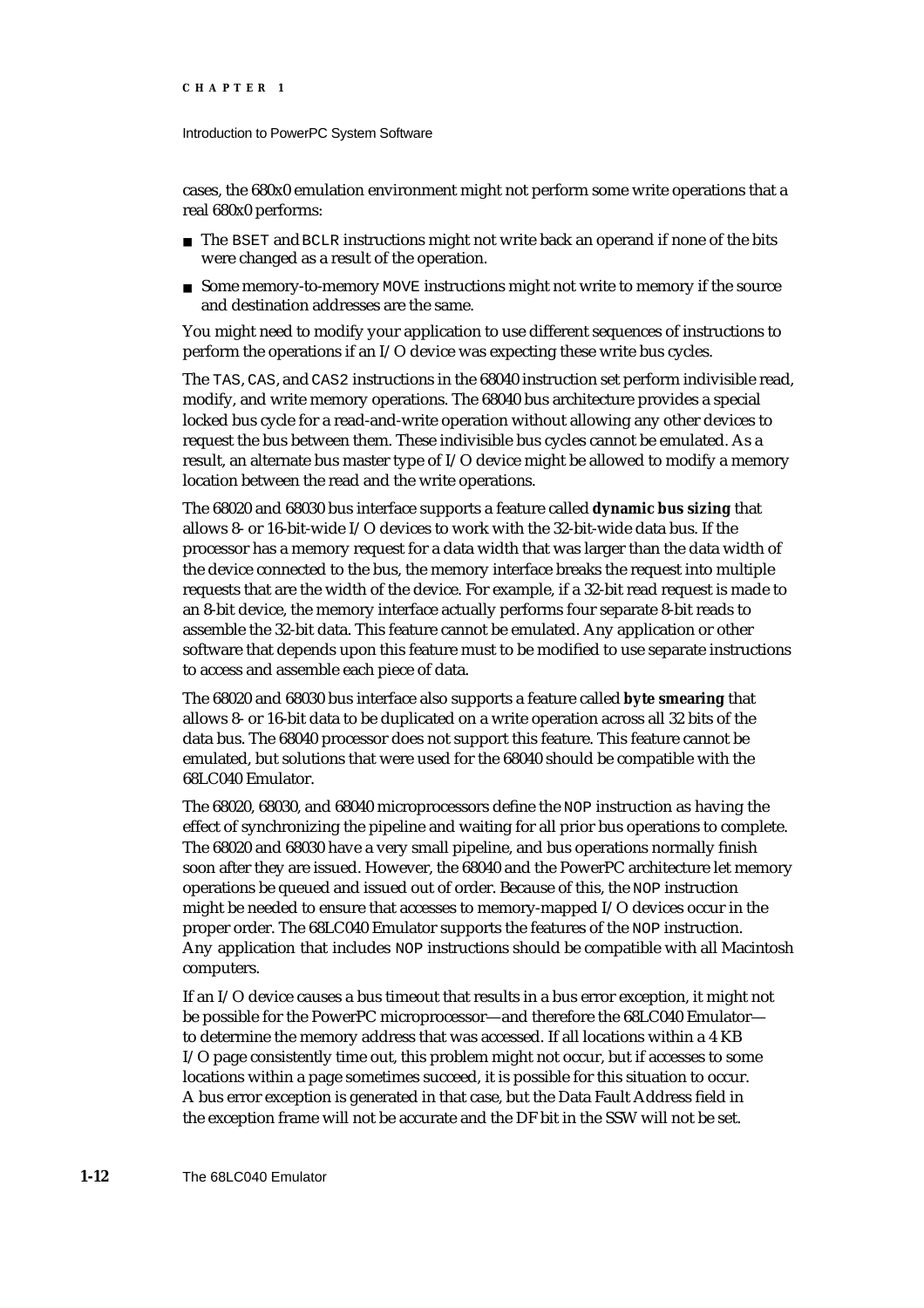cases, the 680x0 emulation environment might not perform some write operations that a real 680x0 performs:

- The `BSET` and `BCLR` instructions might not write back an operand if none of the bits were changed as a result of the operation.
- Some memory-to-memory `MOVE` instructions might not write to memory if the source and destination addresses are the same.

You might need to modify your application to use different sequences of instructions to perform the operations if an I/O device was expecting these write bus cycles.

The `TAS`, `CAS`, and `CAS2` instructions in the 68040 instruction set perform indivisible read, modify, and write memory operations. The 68040 bus architecture provides a special locked bus cycle for a read-and-write operation without allowing any other devices to request the bus between them. These indivisible bus cycles cannot be emulated. As a result, an alternate bus master type of I/O device might be allowed to modify a memory location between the read and the write operations.

The 68020 and 68030 bus interface supports a feature called **dynamic bus sizing** that allows 8- or 16-bit-wide I/O devices to work with the 32-bit-wide data bus. If the processor has a memory request for a data width that was larger than the data width of the device connected to the bus, the memory interface breaks the request into multiple requests that are the width of the device. For example, if a 32-bit read request is made to an 8-bit device, the memory interface actually performs four separate 8-bit reads to assemble the 32-bit data. This feature cannot be emulated. Any application or other software that depends upon this feature must to be modified to use separate instructions to access and assemble each piece of data.

The 68020 and 68030 bus interface also supports a feature called **byte smearing** that allows 8- or 16-bit data to be duplicated on a write operation across all 32 bits of the data bus. The 68040 processor does not support this feature. This feature cannot be emulated, but solutions that were used for the 68040 should be compatible with the 68LC040 Emulator.

The 68020, 68030, and 68040 microprocessors define the `NOP` instruction as having the effect of synchronizing the pipeline and waiting for all prior bus operations to complete. The 68020 and 68030 have a very small pipeline, and bus operations normally finish soon after they are issued. However, the 68040 and the PowerPC architecture let memory operations be queued and issued out of order. Because of this, the `NOP` instruction might be needed to ensure that accesses to memory-mapped I/O devices occur in the proper order. The 68LC040 Emulator supports the features of the `NOP` instruction. Any application that includes `NOP` instructions should be compatible with all Macintosh computers.

If an I/O device causes a bus timeout that results in a bus error exception, it might not be possible for the PowerPC microprocessor—and therefore the 68LC040 Emulator—to determine the memory address that was accessed. If all locations within a 4 KB I/O page consistently time out, this problem might not occur, but if accesses to some locations within a page sometimes succeed, it is possible for this situation to occur. A bus error exception is generated in that case, but the Data Fault Address field in the exception frame will not be accurate and the DF bit in the SSW will not be set.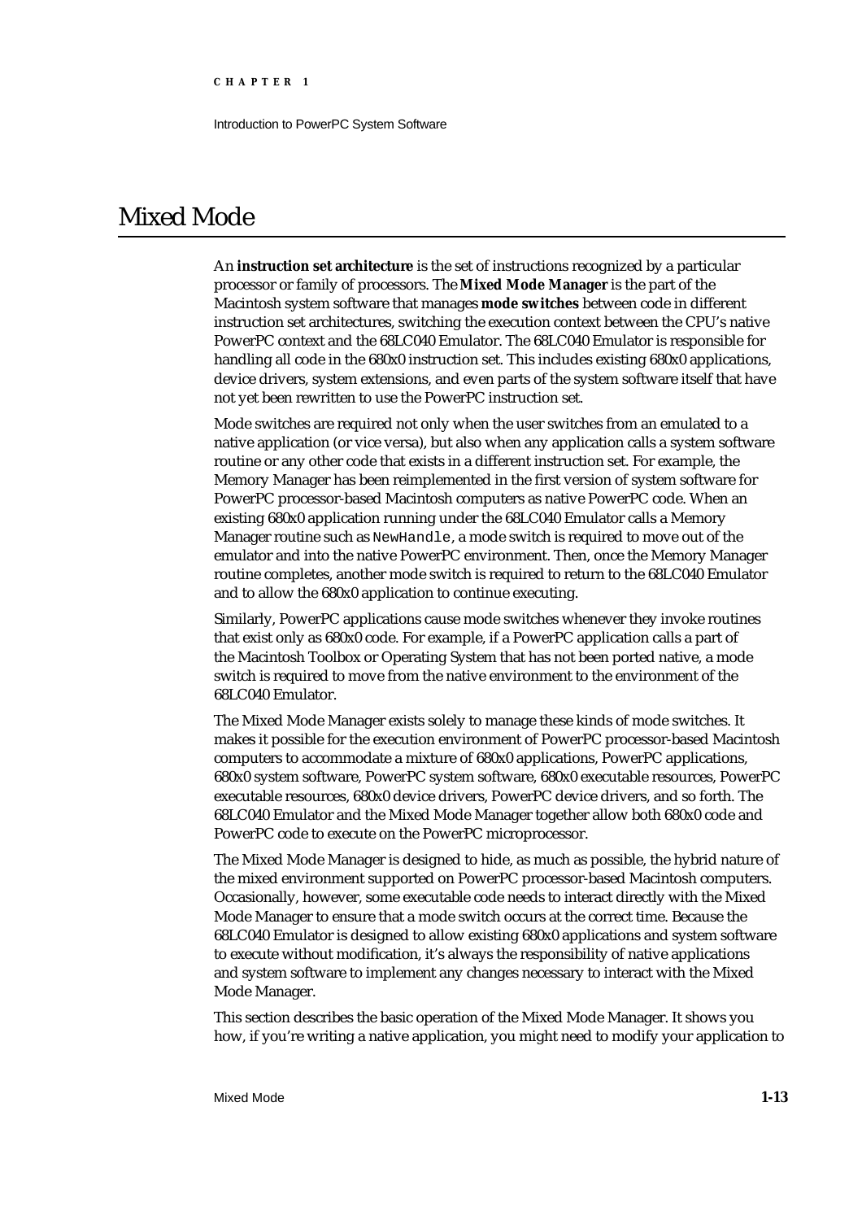# Mixed Mode

An **instruction set architecture** is the set of instructions recognized by a particular processor or family of processors. The **Mixed Mode Manager** is the part of the Macintosh system software that manages **mode switches** between code in different instruction set architectures, switching the execution context between the CPU's native PowerPC context and the 68LC040 Emulator. The 68LC040 Emulator is responsible for handling all code in the 680x0 instruction set. This includes existing 680x0 applications, device drivers, system extensions, and even parts of the system software itself that have not yet been rewritten to use the PowerPC instruction set.

Mode switches are required not only when the user switches from an emulated to a native application (or vice versa), but also when any application calls a system software routine or any other code that exists in a different instruction set. For example, the Memory Manager has been reimplemented in the first version of system software for PowerPC processor-based Macintosh computers as native PowerPC code. When an existing 680x0 application running under the 68LC040 Emulator calls a Memory Manager routine such as `NewHandle`, a mode switch is required to move out of the emulator and into the native PowerPC environment. Then, once the Memory Manager routine completes, another mode switch is required to return to the 68LC040 Emulator and to allow the 680x0 application to continue executing.

Similarly, PowerPC applications cause mode switches whenever they invoke routines that exist only as 680x0 code. For example, if a PowerPC application calls a part of the Macintosh Toolbox or Operating System that has not been ported native, a mode switch is required to move from the native environment to the environment of the 68LC040 Emulator.

The Mixed Mode Manager exists solely to manage these kinds of mode switches. It makes it possible for the execution environment of PowerPC processor-based Macintosh computers to accommodate a mixture of 680x0 applications, PowerPC applications, 680x0 system software, PowerPC system software, 680x0 executable resources, PowerPC executable resources, 680x0 device drivers, PowerPC device drivers, and so forth. The 68LC040 Emulator and the Mixed Mode Manager together allow both 680x0 code and PowerPC code to execute on the PowerPC microprocessor.

The Mixed Mode Manager is designed to hide, as much as possible, the hybrid nature of the mixed environment supported on PowerPC processor-based Macintosh computers. Occasionally, however, some executable code needs to interact directly with the Mixed Mode Manager to ensure that a mode switch occurs at the correct time. Because the 68LC040 Emulator is designed to allow existing 680x0 applications and system software to execute without modification, it's always the responsibility of native applications and system software to implement any changes necessary to interact with the Mixed Mode Manager.

This section describes the basic operation of the Mixed Mode Manager. It shows you how, if you're writing a native application, you might need to modify your application to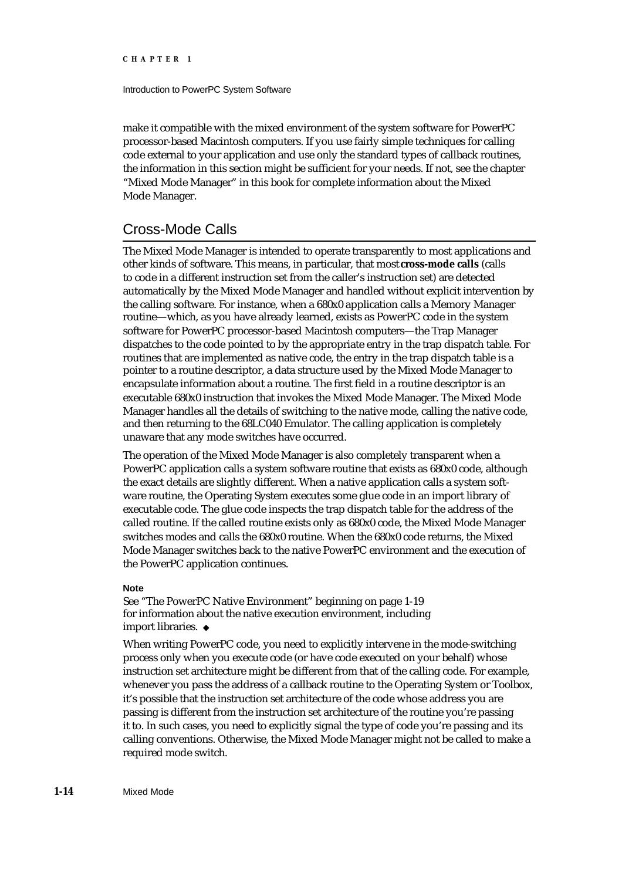make it compatible with the mixed environment of the system software for PowerPC processor-based Macintosh computers. If you use fairly simple techniques for calling code external to your application and use only the standard types of callback routines, the information in this section might be sufficient for your needs. If not, see the chapter "Mixed Mode Manager" in this book for complete information about the Mixed Mode Manager.

## Cross-Mode Calls

The Mixed Mode Manager is intended to operate transparently to most applications and other kinds of software. This means, in particular, that most **cross-mode calls** (calls to code in a different instruction set from the caller's instruction set) are detected automatically by the Mixed Mode Manager and handled without explicit intervention by the calling software. For instance, when a 680x0 application calls a Memory Manager routine—which, as you have already learned, exists as PowerPC code in the system software for PowerPC processor-based Macintosh computers—the Trap Manager dispatches to the code pointed to by the appropriate entry in the trap dispatch table. For routines that are implemented as native code, the entry in the trap dispatch table is a pointer to a routine descriptor, a data structure used by the Mixed Mode Manager to encapsulate information about a routine. The first field in a routine descriptor is an executable 680x0 instruction that invokes the Mixed Mode Manager. The Mixed Mode Manager handles all the details of switching to the native mode, calling the native code, and then returning to the 68LC040 Emulator. The calling application is completely unaware that any mode switches have occurred.

The operation of the Mixed Mode Manager is also completely transparent when a PowerPC application calls a system software routine that exists as 680x0 code, although the exact details are slightly different. When a native application calls a system software routine, the Operating System executes some glue code in an import library of executable code. The glue code inspects the trap dispatch table for the address of the called routine. If the called routine exists only as 680x0 code, the Mixed Mode Manager switches modes and calls the 680x0 routine. When the 680x0 code returns, the Mixed Mode Manager switches back to the native PowerPC environment and the execution of the PowerPC application continues.

**Note**

See "The PowerPC Native Environment" beginning on page 1-19 for information about the native execution environment, including import libraries. ◆

When writing PowerPC code, you need to explicitly intervene in the mode-switching process only when you execute code (or have code executed on your behalf) whose instruction set architecture might be different from that of the calling code. For example, whenever you pass the address of a callback routine to the Operating System or Toolbox, it's possible that the instruction set architecture of the code whose address you are passing is different from the instruction set architecture of the routine you're passing it to. In such cases, you need to explicitly signal the type of code you're passing and its calling conventions. Otherwise, the Mixed Mode Manager might not be called to make a required mode switch.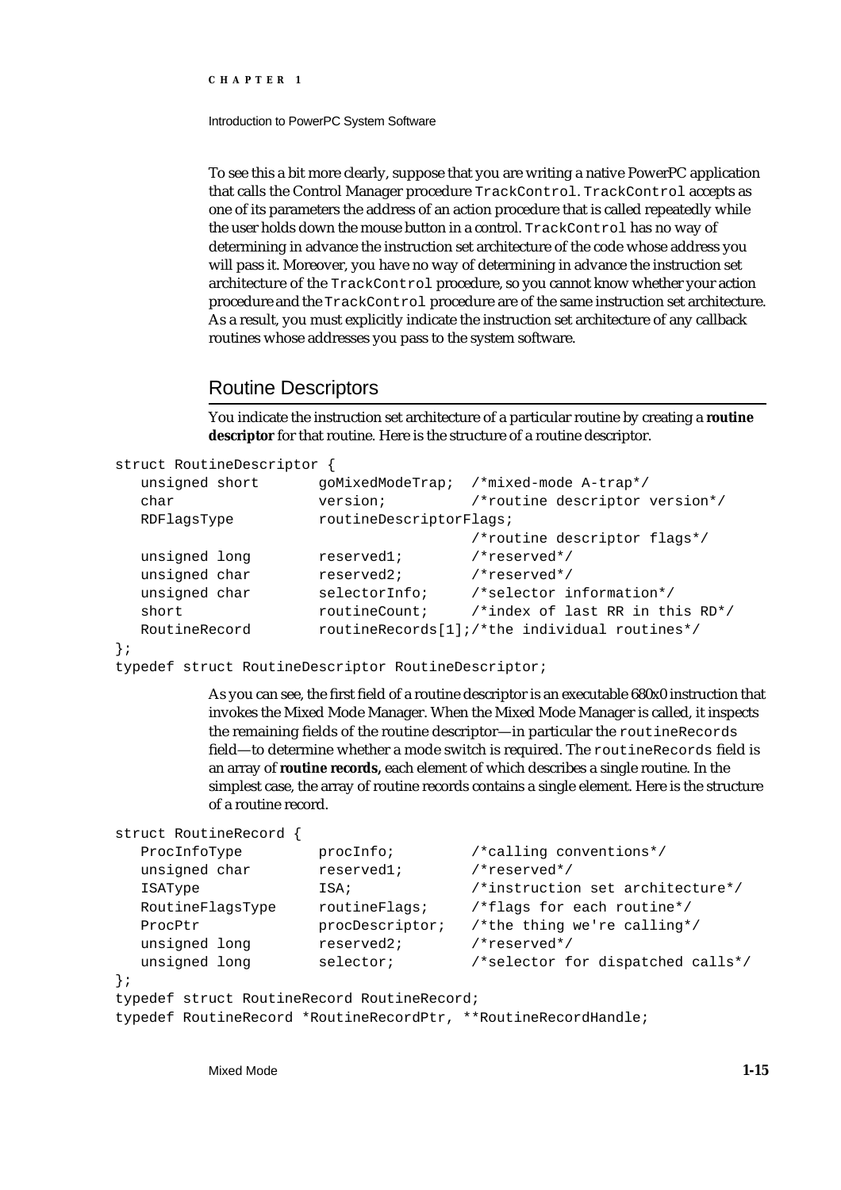To see this a bit more clearly, suppose that you are writing a native PowerPC application that calls the Control Manager procedure `TrackControl`. `TrackControl` accepts as one of its parameters the address of an action procedure that is called repeatedly while the user holds down the mouse button in a control. `TrackControl` has no way of determining in advance the instruction set architecture of the code whose address you will pass it. Moreover, you have no way of determining in advance the instruction set architecture of the `TrackControl` procedure, so you cannot know whether your action procedure and the `TrackControl` procedure are of the same instruction set architecture. As a result, you must explicitly indicate the instruction set architecture of any callback routines whose addresses you pass to the system software.

## Routine Descriptors

You indicate the instruction set architecture of a particular routine by creating a **routine descriptor** for that routine. Here is the structure of a routine descriptor.

```
struct RoutineDescriptor {
   unsigned short       goMixedModeTrap;  /*mixed-mode A-trap*/
   char                 version;          /*routine descriptor version*/
   RDFlagsType          routineDescriptorFlags;
                                          /*routine descriptor flags*/
   unsigned long        reserved1;        /*reserved*/
   unsigned char        reserved2;        /*reserved*/
   unsigned char        selectorInfo;     /*selector information*/
   short                routineCount;     /*index of last RR in this RD*/
   RoutineRecord        routineRecords[1];/*the individual routines*/
};
typedef struct RoutineDescriptor RoutineDescriptor;
```

As you can see, the first field of a routine descriptor is an executable 680x0 instruction that invokes the Mixed Mode Manager. When the Mixed Mode Manager is called, it inspects the remaining fields of the routine descriptor—in particular the `routineRecords` field—to determine whether a mode switch is required. The `routineRecords` field is an array of **routine records,** each element of which describes a single routine. In the simplest case, the array of routine records contains a single element. Here is the structure of a routine record.

```
struct RoutineRecord {
   ProcInfoType         procInfo;         /*calling conventions*/
   unsigned char        reserved1;        /*reserved*/
   ISAType              ISA;              /*instruction set architecture*/
   RoutineFlagsType     routineFlags;     /*flags for each routine*/
   ProcPtr              procDescriptor;   /*the thing we're calling*/
   unsigned long        reserved2;        /*reserved*/
   unsigned long        selector;         /*selector for dispatched calls*/
};
typedef struct RoutineRecord RoutineRecord;
typedef RoutineRecord *RoutineRecordPtr, **RoutineRecordHandle;
```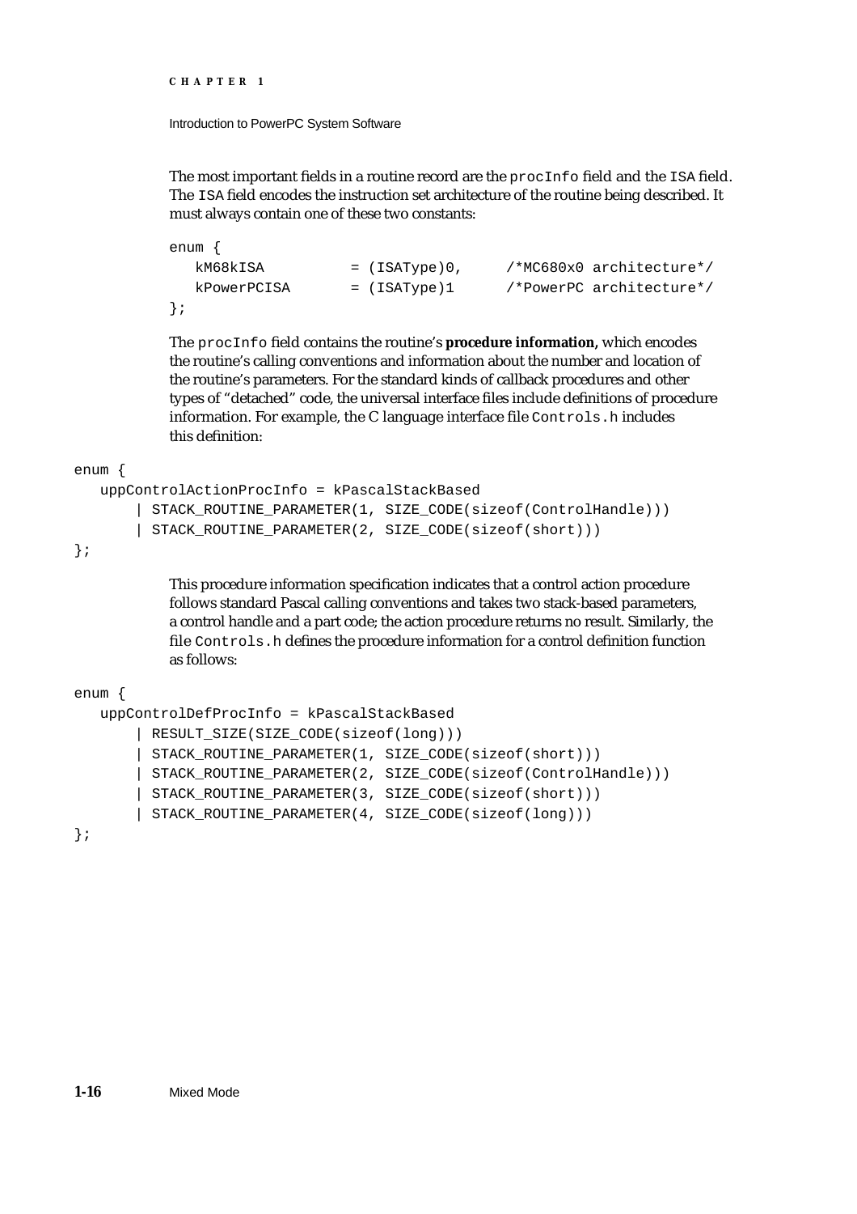The most important fields in a routine record are the `procInfo` field and the `ISA` field. The `ISA` field encodes the instruction set architecture of the routine being described. It must always contain one of these two constants:

```
enum {
   kM68kISA          = (ISAType)0,     /*MC680x0 architecture*/
   kPowerPCISA       = (ISAType)1      /*PowerPC architecture*/
};
```

The `procInfo` field contains the routine's **procedure information,** which encodes the routine's calling conventions and information about the number and location of the routine's parameters. For the standard kinds of callback procedures and other types of "detached" code, the universal interface files include definitions of procedure information. For example, the C language interface file `Controls.h` includes this definition:

```
enum {
   uppControlActionProcInfo = kPascalStackBased
       | STACK_ROUTINE_PARAMETER(1, SIZE_CODE(sizeof(ControlHandle)))
       | STACK_ROUTINE_PARAMETER(2, SIZE_CODE(sizeof(short)))
};
```

This procedure information specification indicates that a control action procedure follows standard Pascal calling conventions and takes two stack-based parameters, a control handle and a part code; the action procedure returns no result. Similarly, the file `Controls.h` defines the procedure information for a control definition function as follows:

```
enum {
   uppControlDefProcInfo = kPascalStackBased
       | RESULT_SIZE(SIZE_CODE(sizeof(long)))
       | STACK_ROUTINE_PARAMETER(1, SIZE_CODE(sizeof(short)))
       | STACK_ROUTINE_PARAMETER(2, SIZE_CODE(sizeof(ControlHandle)))
       | STACK_ROUTINE_PARAMETER(3, SIZE_CODE(sizeof(short)))
       | STACK_ROUTINE_PARAMETER(4, SIZE_CODE(sizeof(long)))
};
```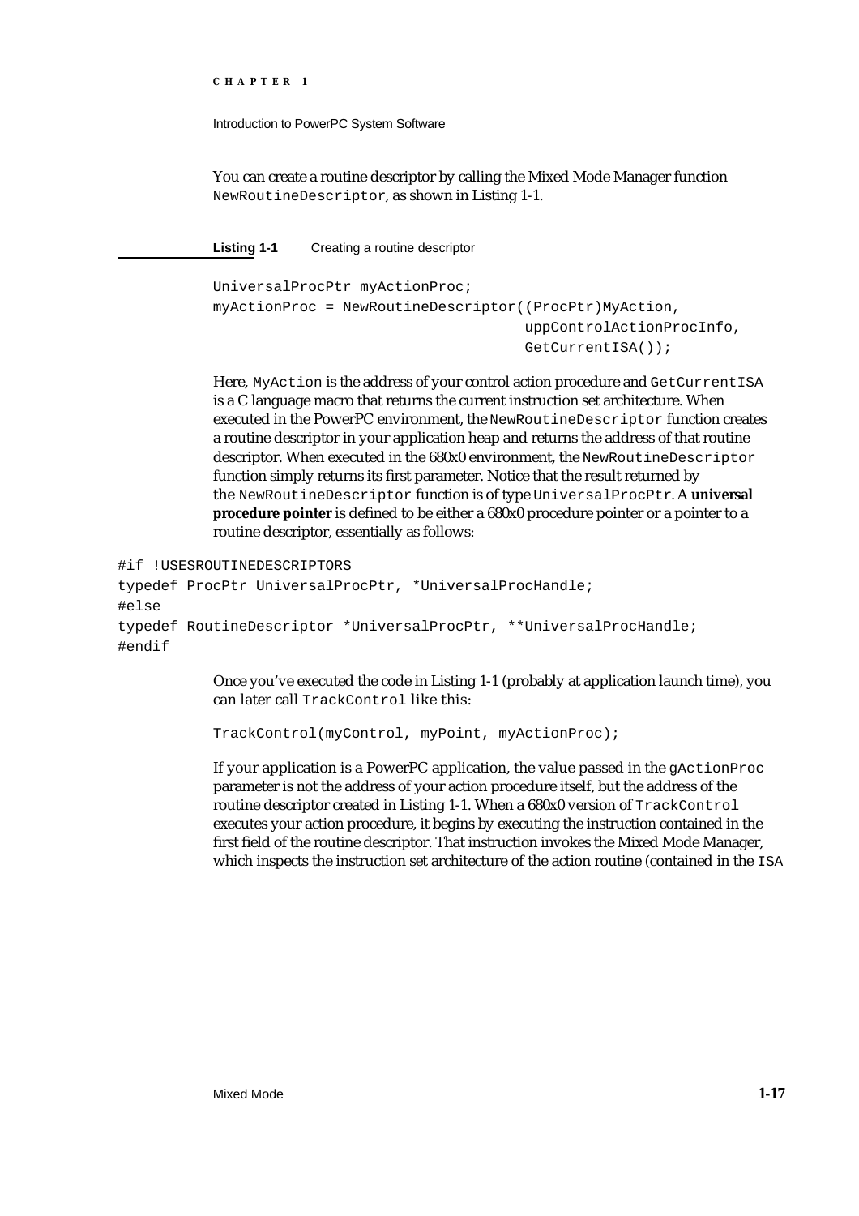You can create a routine descriptor by calling the Mixed Mode Manager function `NewRoutineDescriptor`, as shown in Listing 1-1.

**Listing 1-1** Creating a routine descriptor

```
UniversalProcPtr myActionProc;
myActionProc = NewRoutineDescriptor((ProcPtr)MyAction,
                                        uppControlActionProcInfo,
                                        GetCurrentISA());
```

Here, `MyAction` is the address of your control action procedure and `GetCurrentISA` is a C language macro that returns the current instruction set architecture. When executed in the PowerPC environment, the `NewRoutineDescriptor` function creates a routine descriptor in your application heap and returns the address of that routine descriptor. When executed in the 680x0 environment, the `NewRoutineDescriptor` function simply returns its first parameter. Notice that the result returned by the `NewRoutineDescriptor` function is of type `UniversalProcPtr`. A **universal procedure pointer** is defined to be either a 680x0 procedure pointer or a pointer to a routine descriptor, essentially as follows:

```
#if !USESROUTINEDESCRIPTORS
typedef ProcPtr UniversalProcPtr, *UniversalProcHandle;
#else
typedef RoutineDescriptor *UniversalProcPtr, **UniversalProcHandle;
#endif
```

Once you've executed the code in Listing 1-1 (probably at application launch time), you can later call `TrackControl` like this:

```
TrackControl(myControl, myPoint, myActionProc);
```

If your application is a PowerPC application, the value passed in the `gActionProc` parameter is not the address of your action procedure itself, but the address of the routine descriptor created in Listing 1-1. When a 680x0 version of `TrackControl` executes your action procedure, it begins by executing the instruction contained in the first field of the routine descriptor. That instruction invokes the Mixed Mode Manager, which inspects the instruction set architecture of the action routine (contained in the `ISA`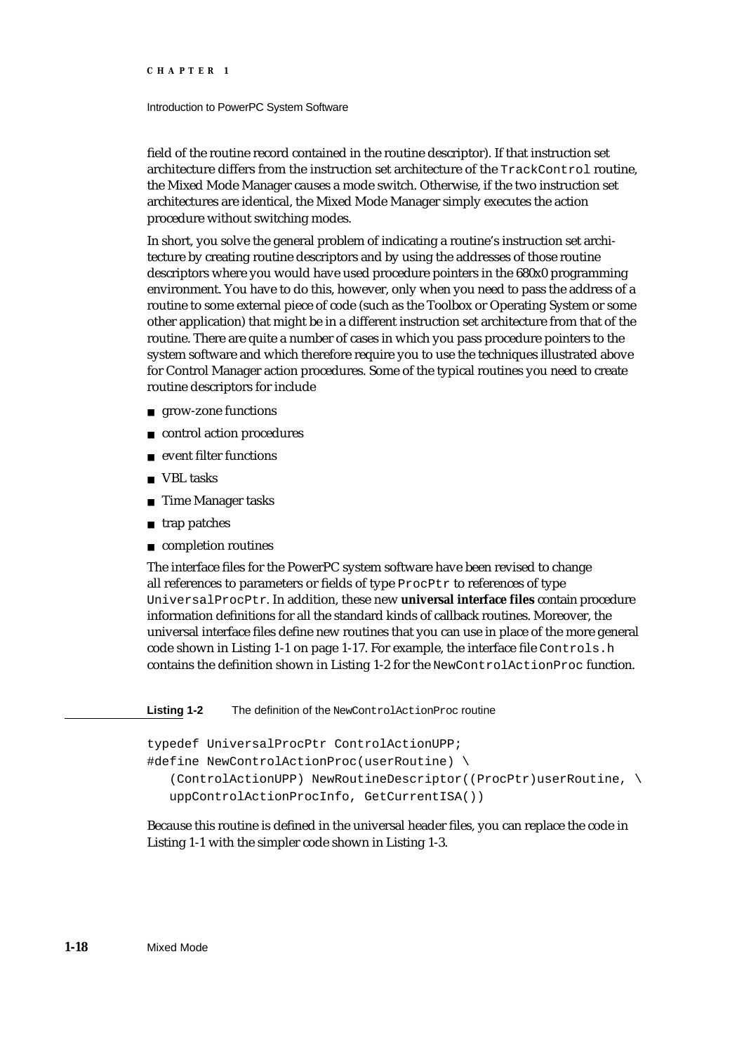field of the routine record contained in the routine descriptor). If that instruction set architecture differs from the instruction set architecture of the `TrackControl` routine, the Mixed Mode Manager causes a mode switch. Otherwise, if the two instruction set architectures are identical, the Mixed Mode Manager simply executes the action procedure without switching modes.

In short, you solve the general problem of indicating a routine's instruction set architecture by creating routine descriptors and by using the addresses of those routine descriptors where you would have used procedure pointers in the 680x0 programming environment. You have to do this, however, only when you need to pass the address of a routine to some external piece of code (such as the Toolbox or Operating System or some other application) that might be in a different instruction set architecture from that of the routine. There are quite a number of cases in which you pass procedure pointers to the system software and which therefore require you to use the techniques illustrated above for Control Manager action procedures. Some of the typical routines you need to create routine descriptors for include

- grow-zone functions
- control action procedures
- event filter functions
- VBL tasks
- Time Manager tasks
- trap patches
- completion routines

The interface files for the PowerPC system software have been revised to change all references to parameters or fields of type `ProcPtr` to references of type `UniversalProcPtr`. In addition, these new **universal interface files** contain procedure information definitions for all the standard kinds of callback routines. Moreover, the universal interface files define new routines that you can use in place of the more general code shown in Listing 1-1 on page 1-17. For example, the interface file `Controls.h` contains the definition shown in Listing 1-2 for the `NewControlActionProc` function.

**Listing 1-2** The definition of the `NewControlActionProc` routine

```
typedef UniversalProcPtr ControlActionUPP;
#define NewControlActionProc(userRoutine) \
   (ControlActionUPP) NewRoutineDescriptor((ProcPtr)userRoutine, \
   uppControlActionProcInfo, GetCurrentISA())
```

Because this routine is defined in the universal header files, you can replace the code in Listing 1-1 with the simpler code shown in Listing 1-3.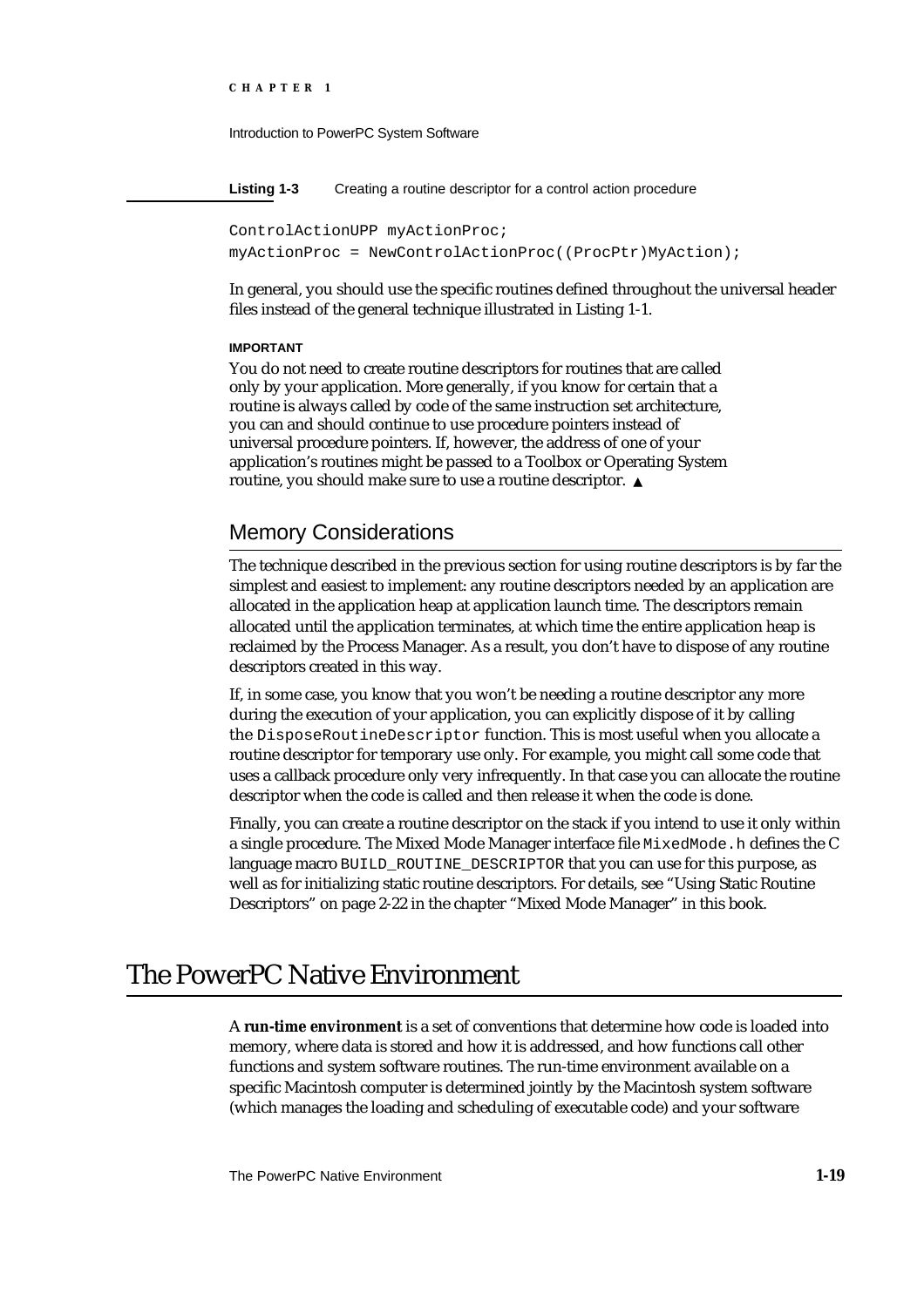**Listing 1-3** Creating a routine descriptor for a control action procedure

```
ControlActionUPP myActionProc;
myActionProc = NewControlActionProc((ProcPtr)MyAction);
```

In general, you should use the specific routines defined throughout the universal header files instead of the general technique illustrated in Listing 1-1.

**IMPORTANT**

You do not need to create routine descriptors for routines that are called only by your application. More generally, if you know for certain that a routine is always called by code of the same instruction set architecture, you can and should continue to use procedure pointers instead of universal procedure pointers. If, however, the address of one of your application's routines might be passed to a Toolbox or Operating System routine, you should make sure to use a routine descriptor. ▲

## Memory Considerations

The technique described in the previous section for using routine descriptors is by far the simplest and easiest to implement: any routine descriptors needed by an application are allocated in the application heap at application launch time. The descriptors remain allocated until the application terminates, at which time the entire application heap is reclaimed by the Process Manager. As a result, you don't have to dispose of any routine descriptors created in this way.

If, in some case, you know that you won't be needing a routine descriptor any more during the execution of your application, you can explicitly dispose of it by calling the `DisposeRoutineDescriptor` function. This is most useful when you allocate a routine descriptor for temporary use only. For example, you might call some code that uses a callback procedure only very infrequently. In that case you can allocate the routine descriptor when the code is called and then release it when the code is done.

Finally, you can create a routine descriptor on the stack if you intend to use it only within a single procedure. The Mixed Mode Manager interface file `MixedMode.h` defines the C language macro `BUILD_ROUTINE_DESCRIPTOR` that you can use for this purpose, as well as for initializing static routine descriptors. For details, see "Using Static Routine Descriptors" on page 2-22 in the chapter "Mixed Mode Manager" in this book.

# The PowerPC Native Environment

A **run-time environment** is a set of conventions that determine how code is loaded into memory, where data is stored and how it is addressed, and how functions call other functions and system software routines. The run-time environment available on a specific Macintosh computer is determined jointly by the Macintosh system software (which manages the loading and scheduling of executable code) and your software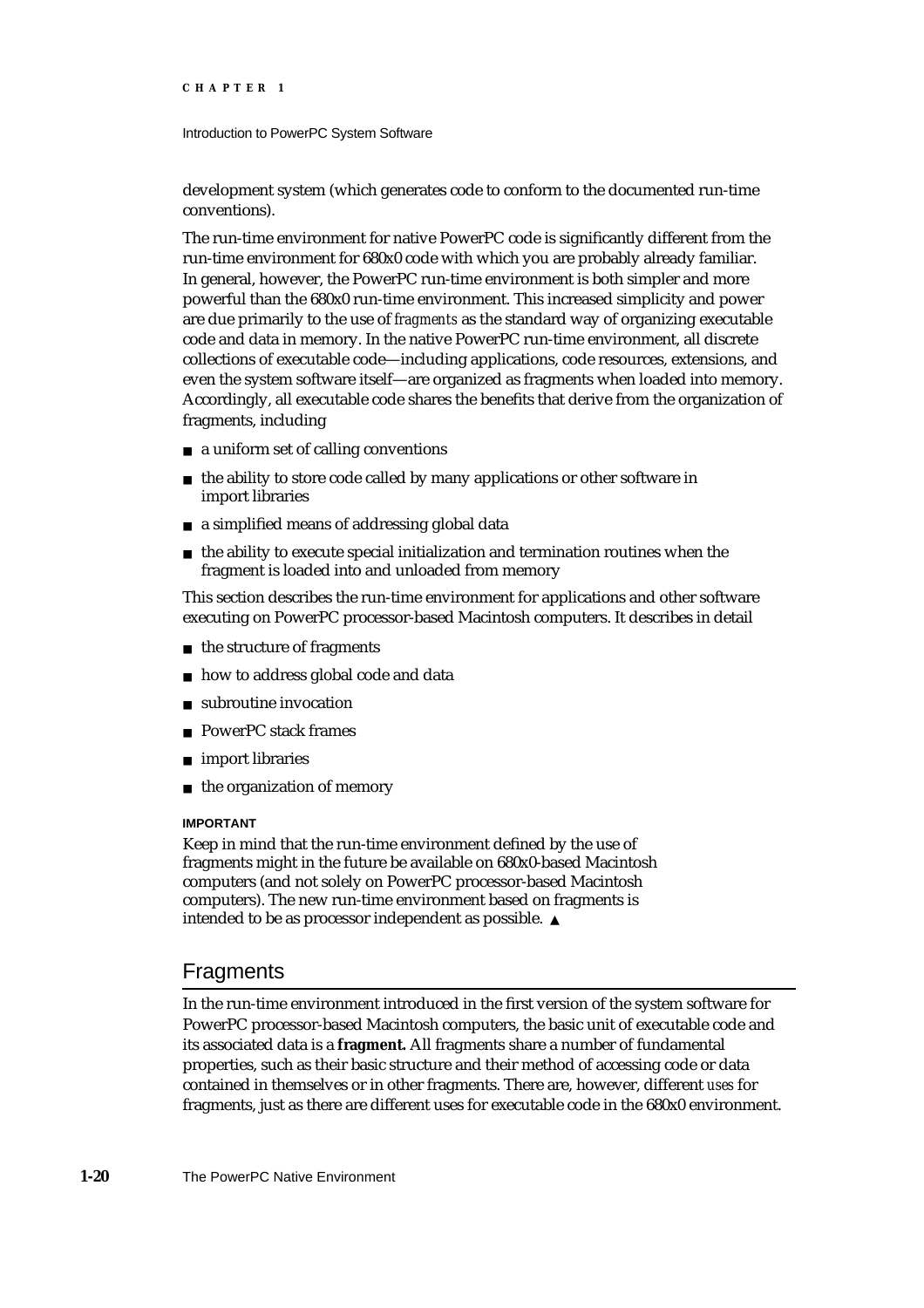development system (which generates code to conform to the documented run-time conventions).

The run-time environment for native PowerPC code is significantly different from the run-time environment for 680x0 code with which you are probably already familiar. In general, however, the PowerPC run-time environment is both simpler and more powerful than the 680x0 run-time environment. This increased simplicity and power are due primarily to the use of *fragments* as the standard way of organizing executable code and data in memory. In the native PowerPC run-time environment, all discrete collections of executable code—including applications, code resources, extensions, and even the system software itself—are organized as fragments when loaded into memory. Accordingly, all executable code shares the benefits that derive from the organization of fragments, including

- a uniform set of calling conventions
- the ability to store code called by many applications or other software in import libraries
- a simplified means of addressing global data
- the ability to execute special initialization and termination routines when the fragment is loaded into and unloaded from memory

This section describes the run-time environment for applications and other software executing on PowerPC processor-based Macintosh computers. It describes in detail

- the structure of fragments
- how to address global code and data
- subroutine invocation
- PowerPC stack frames
- import libraries
- the organization of memory

**IMPORTANT**

Keep in mind that the run-time environment defined by the use of fragments might in the future be available on 680x0-based Macintosh computers (and not solely on PowerPC processor-based Macintosh computers). The new run-time environment based on fragments is intended to be as processor independent as possible. ▲

## Fragments

In the run-time environment introduced in the first version of the system software for PowerPC processor-based Macintosh computers, the basic unit of executable code and its associated data is a **fragment.** All fragments share a number of fundamental properties, such as their basic structure and their method of accessing code or data contained in themselves or in other fragments. There are, however, different *uses* for fragments, just as there are different uses for executable code in the 680x0 environment.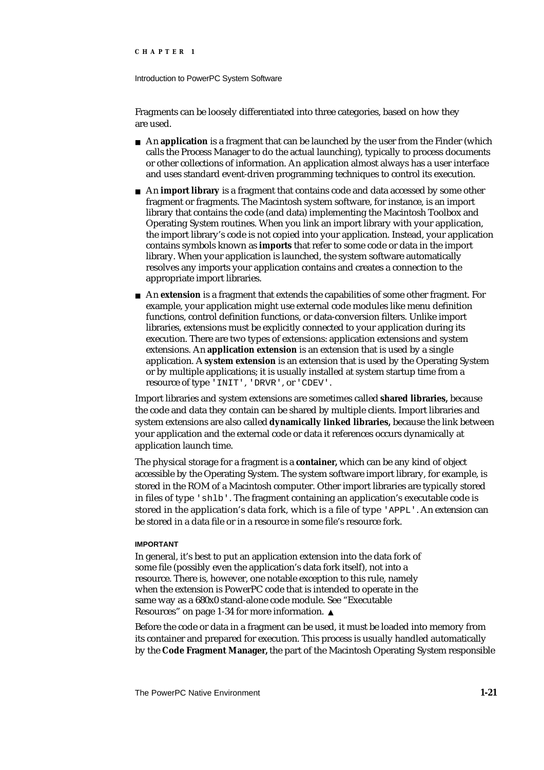Fragments can be loosely differentiated into three categories, based on how they are used.

- An **application** is a fragment that can be launched by the user from the Finder (which calls the Process Manager to do the actual launching), typically to process documents or other collections of information. An application almost always has a user interface and uses standard event-driven programming techniques to control its execution.
- An **import library** is a fragment that contains code and data accessed by some other fragment or fragments. The Macintosh system software, for instance, is an import library that contains the code (and data) implementing the Macintosh Toolbox and Operating System routines. When you link an import library with your application, the import library's code is not copied into your application. Instead, your application contains symbols known as **imports** that refer to some code or data in the import library. When your application is launched, the system software automatically resolves any imports your application contains and creates a connection to the appropriate import libraries.
- An **extension** is a fragment that extends the capabilities of some other fragment. For example, your application might use external code modules like menu definition functions, control definition functions, or data-conversion filters. Unlike import libraries, extensions must be explicitly connected to your application during its execution. There are two types of extensions: application extensions and system extensions. An **application extension** is an extension that is used by a single application. A **system extension** is an extension that is used by the Operating System or by multiple applications; it is usually installed at system startup time from a resource of type `'INIT'`, `'DRVR'`, or `'CDEV'`.

Import libraries and system extensions are sometimes called **shared libraries,** because the code and data they contain can be shared by multiple clients. Import libraries and system extensions are also called **dynamically linked libraries,** because the link between your application and the external code or data it references occurs dynamically at application launch time.

The physical storage for a fragment is a **container,** which can be any kind of object accessible by the Operating System. The system software import library, for example, is stored in the ROM of a Macintosh computer. Other import libraries are typically stored in files of type `'shlb'`. The fragment containing an application's executable code is stored in the application's data fork, which is a file of type `'APPL'`. An extension can be stored in a data file or in a resource in some file's resource fork.

**IMPORTANT**

In general, it's best to put an application extension into the data fork of some file (possibly even the application's data fork itself), not into a resource. There is, however, one notable exception to this rule, namely when the extension is PowerPC code that is intended to operate in the same way as a 680x0 stand-alone code module. See "Executable Resources" on page 1-34 for more information. ▲

Before the code or data in a fragment can be used, it must be loaded into memory from its container and prepared for execution. This process is usually handled automatically by the **Code Fragment Manager,** the part of the Macintosh Operating System responsible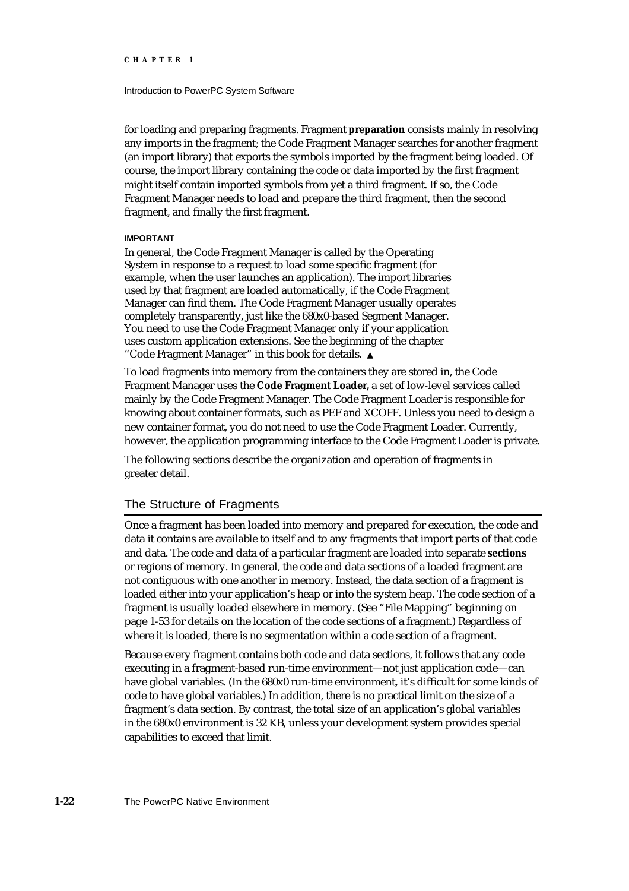for loading and preparing fragments. Fragment **preparation** consists mainly in resolving any imports in the fragment; the Code Fragment Manager searches for another fragment (an import library) that exports the symbols imported by the fragment being loaded. Of course, the import library containing the code or data imported by the first fragment might itself contain imported symbols from yet a third fragment. If so, the Code Fragment Manager needs to load and prepare the third fragment, then the second fragment, and finally the first fragment.

**IMPORTANT**

In general, the Code Fragment Manager is called by the Operating System in response to a request to load some specific fragment (for example, when the user launches an application). The import libraries used by that fragment are loaded automatically, if the Code Fragment Manager can find them. The Code Fragment Manager usually operates completely transparently, just like the 680x0-based Segment Manager. You need to use the Code Fragment Manager only if your application uses custom application extensions. See the beginning of the chapter "Code Fragment Manager" in this book for details. ▲

To load fragments into memory from the containers they are stored in, the Code Fragment Manager uses the **Code Fragment Loader,** a set of low-level services called mainly by the Code Fragment Manager. The Code Fragment Loader is responsible for knowing about container formats, such as PEF and XCOFF. Unless you need to design a new container format, you do not need to use the Code Fragment Loader. Currently, however, the application programming interface to the Code Fragment Loader is private.

The following sections describe the organization and operation of fragments in greater detail.

## The Structure of Fragments

Once a fragment has been loaded into memory and prepared for execution, the code and data it contains are available to itself and to any fragments that import parts of that code and data. The code and data of a particular fragment are loaded into separate **sections** or regions of memory. In general, the code and data sections of a loaded fragment are not contiguous with one another in memory. Instead, the data section of a fragment is loaded either into your application's heap or into the system heap. The code section of a fragment is usually loaded elsewhere in memory. (See "File Mapping" beginning on page 1-53 for details on the location of the code sections of a fragment.) Regardless of where it is loaded, there is no segmentation within a code section of a fragment.

Because every fragment contains both code and data sections, it follows that any code executing in a fragment-based run-time environment—not just application code—can have global variables. (In the 680x0 run-time environment, it's difficult for some kinds of code to have global variables.) In addition, there is no practical limit on the size of a fragment's data section. By contrast, the total size of an application's global variables in the 680x0 environment is 32 KB, unless your development system provides special capabilities to exceed that limit.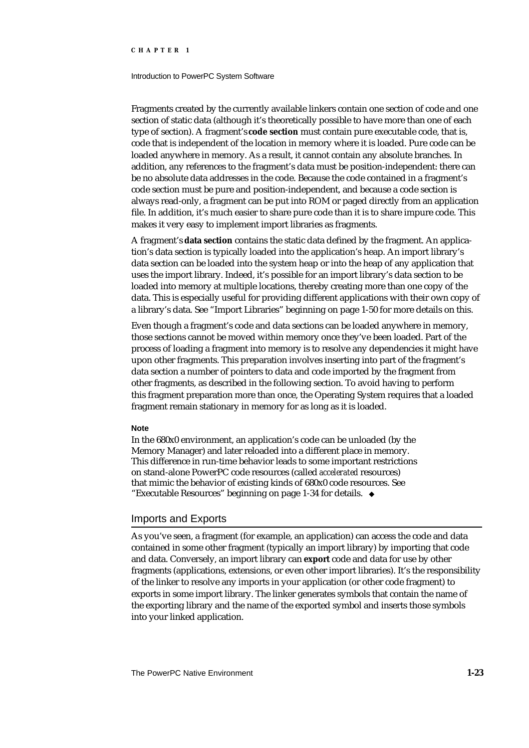Fragments created by the currently available linkers contain one section of code and one section of static data (although it's theoretically possible to have more than one of each type of section). A fragment's **code section** must contain pure executable code, that is, code that is independent of the location in memory where it is loaded. Pure code can be loaded anywhere in memory. As a result, it cannot contain any absolute branches. In addition, any references to the fragment's data must be position-independent: there can be no absolute data addresses in the code. Because the code contained in a fragment's code section must be pure and position-independent, and because a code section is always read-only, a fragment can be put into ROM or paged directly from an application file. In addition, it's much easier to share pure code than it is to share impure code. This makes it very easy to implement import libraries as fragments.

A fragment's **data section** contains the static data defined by the fragment. An application's data section is typically loaded into the application's heap. An import library's data section can be loaded into the system heap or into the heap of any application that uses the import library. Indeed, it's possible for an import library's data section to be loaded into memory at multiple locations, thereby creating more than one copy of the data. This is especially useful for providing different applications with their own copy of a library's data. See "Import Libraries" beginning on page 1-50 for more details on this.

Even though a fragment's code and data sections can be loaded anywhere in memory, those sections cannot be moved within memory once they've been loaded. Part of the process of loading a fragment into memory is to resolve any dependencies it might have upon other fragments. This preparation involves inserting into part of the fragment's data section a number of pointers to data and code imported by the fragment from other fragments, as described in the following section. To avoid having to perform this fragment preparation more than once, the Operating System requires that a loaded fragment remain stationary in memory for as long as it is loaded.

**Note**

In the 680x0 environment, an application's code can be unloaded (by the Memory Manager) and later reloaded into a different place in memory. This difference in run-time behavior leads to some important restrictions on stand-alone PowerPC code resources (called *accelerated* resources) that mimic the behavior of existing kinds of 680x0 code resources. See "Executable Resources" beginning on page 1-34 for details. ◆

## Imports and Exports

As you've seen, a fragment (for example, an application) can access the code and data contained in some other fragment (typically an import library) by importing that code and data. Conversely, an import library can **export** code and data for use by other fragments (applications, extensions, or even other import libraries). It's the responsibility of the linker to resolve any imports in your application (or other code fragment) to exports in some import library. The linker generates symbols that contain the name of the exporting library and the name of the exported symbol and inserts those symbols into your linked application.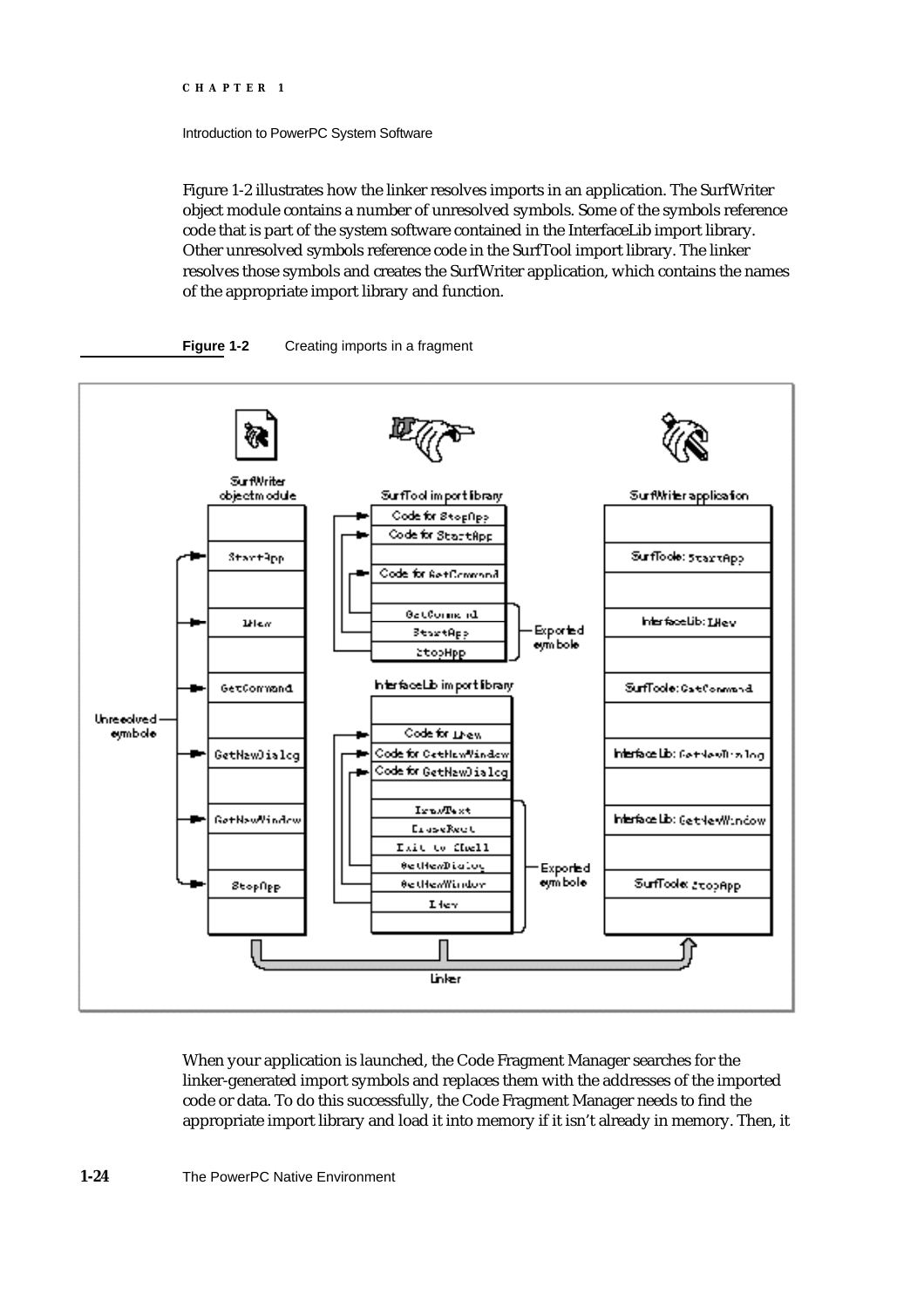Figure 1-2 illustrates how the linker resolves imports in an application. The SurfWriter object module contains a number of unresolved symbols. Some of the symbols reference code that is part of the system software contained in the InterfaceLib import library. Other unresolved symbols reference code in the SurfTool import library. The linker resolves those symbols and creates the SurfWriter application, which contains the names of the appropriate import library and function.

**Figure 1-2** Creating imports in a fragment

When your application is launched, the Code Fragment Manager searches for the linker-generated import symbols and replaces them with the addresses of the imported code or data. To do this successfully, the Code Fragment Manager needs to find the appropriate import library and load it into memory if it isn't already in memory. Then, it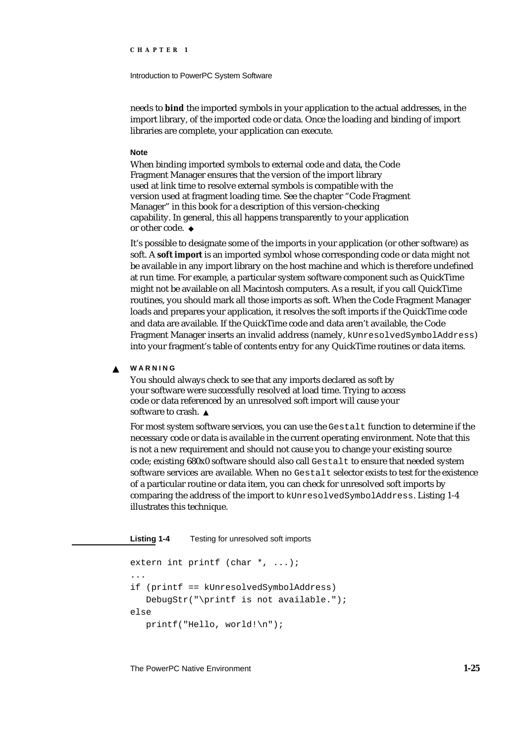needs to **bind** the imported symbols in your application to the actual addresses, in the import library, of the imported code or data. Once the loading and binding of import libraries are complete, your application can execute.

**Note**

When binding imported symbols to external code and data, the Code Fragment Manager ensures that the version of the import library used at link time to resolve external symbols is compatible with the version used at fragment loading time. See the chapter "Code Fragment Manager" in this book for a description of this version-checking capability. In general, this all happens transparently to your application or other code. ◆

It's possible to designate some of the imports in your application (or other software) as soft. A **soft import** is an imported symbol whose corresponding code or data might not be available in any import library on the host machine and which is therefore undefined at run time. For example, a particular system software component such as QuickTime might not be available on all Macintosh computers. As a result, if you call QuickTime routines, you should mark all those imports as soft. When the Code Fragment Manager loads and prepares your application, it resolves the soft imports if the QuickTime code and data are available. If the QuickTime code and data aren't available, the Code Fragment Manager inserts an invalid address (namely, `kUnresolvedSymbolAddress`) into your fragment's table of contents entry for any QuickTime routines or data items.

▲ **WARNING**

You should always check to see that any imports declared as soft by your software were successfully resolved at load time. Trying to access code or data referenced by an unresolved soft import will cause your software to crash. ▲

For most system software services, you can use the `Gestalt` function to determine if the necessary code or data is available in the current operating environment. Note that this is not a new requirement and should not cause you to change your existing source code; existing 680x0 software should also call `Gestalt` to ensure that needed system software services are available. When no `Gestalt` selector exists to test for the existence of a particular routine or data item, you can check for unresolved soft imports by comparing the address of the import to `kUnresolvedSymbolAddress`. Listing 1-4 illustrates this technique.

**Listing 1-4** Testing for unresolved soft imports

```
extern int printf (char *, ...);
...
if (printf == kUnresolvedSymbolAddress)
   DebugStr("\printf is not available.");
else
   printf("Hello, world!\n");
```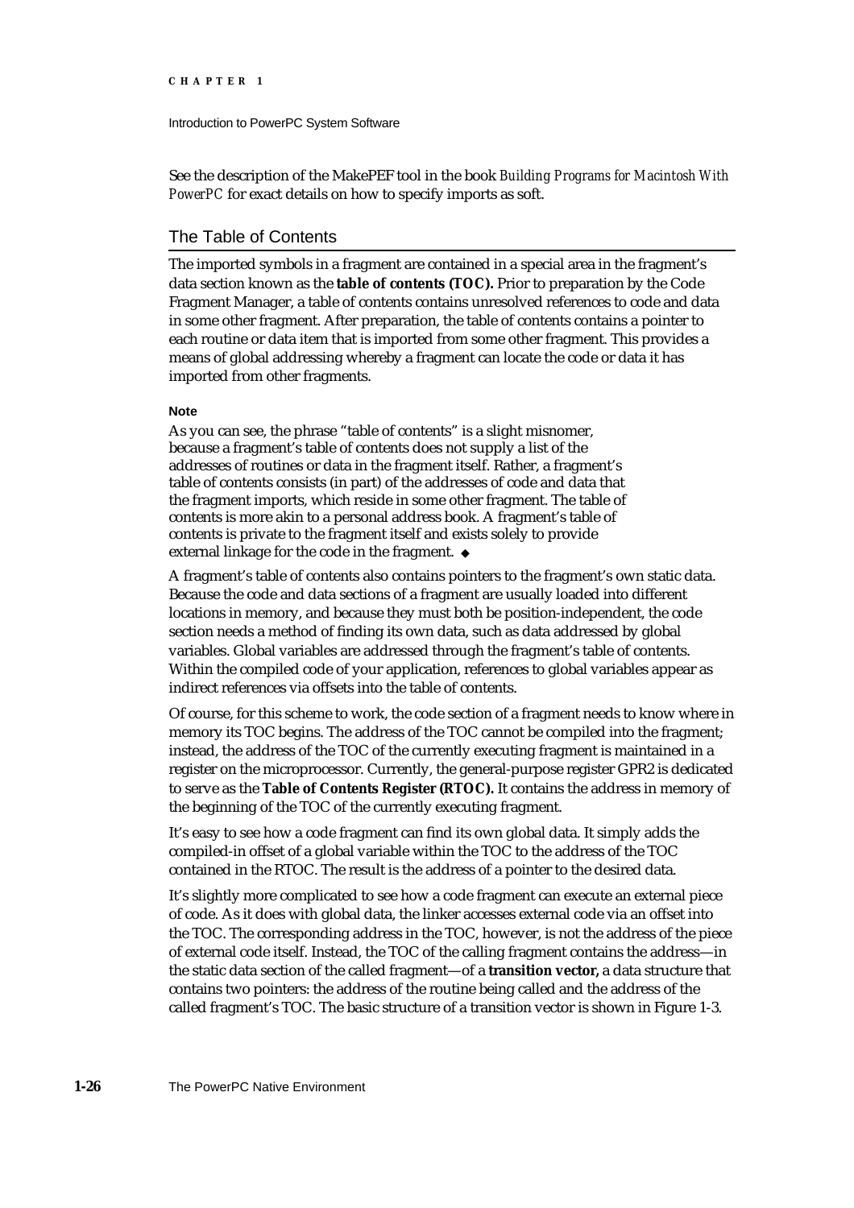See the description of the MakePEF tool in the book *Building Programs for Macintosh With PowerPC* for exact details on how to specify imports as soft.

## The Table of Contents

The imported symbols in a fragment are contained in a special area in the fragment's data section known as the **table of contents (TOC).** Prior to preparation by the Code Fragment Manager, a table of contents contains unresolved references to code and data in some other fragment. After preparation, the table of contents contains a pointer to each routine or data item that is imported from some other fragment. This provides a means of global addressing whereby a fragment can locate the code or data it has imported from other fragments.

**Note**

As you can see, the phrase "table of contents" is a slight misnomer, because a fragment's table of contents does not supply a list of the addresses of routines or data in the fragment itself. Rather, a fragment's table of contents consists (in part) of the addresses of code and data that the fragment imports, which reside in some other fragment. The table of contents is more akin to a personal address book. A fragment's table of contents is private to the fragment itself and exists solely to provide external linkage for the code in the fragment. ◆

A fragment's table of contents also contains pointers to the fragment's own static data. Because the code and data sections of a fragment are usually loaded into different locations in memory, and because they must both be position-independent, the code section needs a method of finding its own data, such as data addressed by global variables. Global variables are addressed through the fragment's table of contents. Within the compiled code of your application, references to global variables appear as indirect references via offsets into the table of contents.

Of course, for this scheme to work, the code section of a fragment needs to know where in memory its TOC begins. The address of the TOC cannot be compiled into the fragment; instead, the address of the TOC of the currently executing fragment is maintained in a register on the microprocessor. Currently, the general-purpose register GPR2 is dedicated to serve as the **Table of Contents Register (RTOC).** It contains the address in memory of the beginning of the TOC of the currently executing fragment.

It's easy to see how a code fragment can find its own global data. It simply adds the compiled-in offset of a global variable within the TOC to the address of the TOC contained in the RTOC. The result is the address of a pointer to the desired data.

It's slightly more complicated to see how a code fragment can execute an external piece of code. As it does with global data, the linker accesses external code via an offset into the TOC. The corresponding address in the TOC, however, is not the address of the piece of external code itself. Instead, the TOC of the calling fragment contains the address—in the static data section of the called fragment—of a **transition vector,** a data structure that contains two pointers: the address of the routine being called and the address of the called fragment's TOC. The basic structure of a transition vector is shown in Figure 1-3.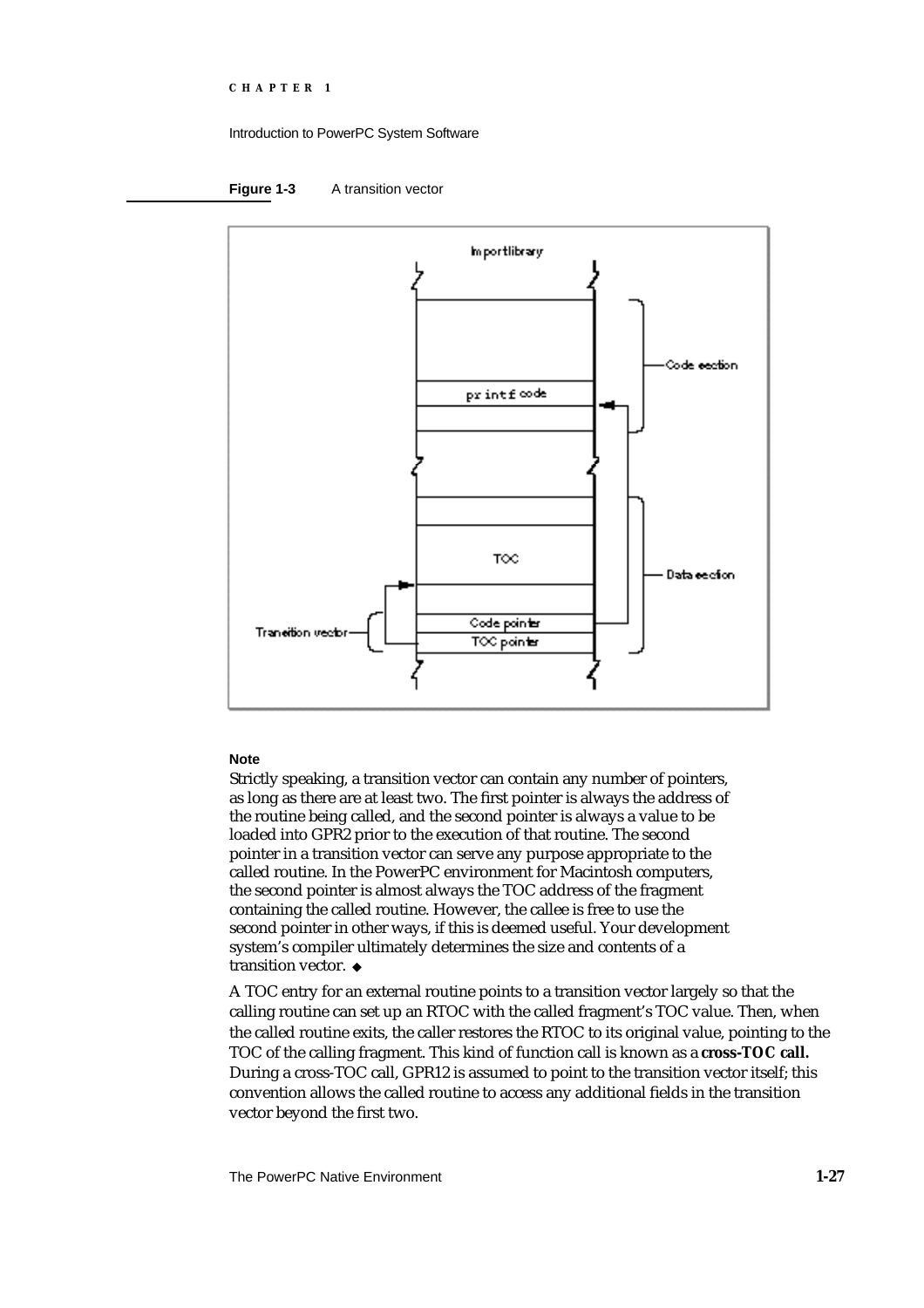**Figure 1-3** A transition vector

**Note**

Strictly speaking, a transition vector can contain any number of pointers, as long as there are at least two. The first pointer is always the address of the routine being called, and the second pointer is always a value to be loaded into GPR2 prior to the execution of that routine. The second pointer in a transition vector can serve any purpose appropriate to the called routine. In the PowerPC environment for Macintosh computers, the second pointer is almost always the TOC address of the fragment containing the called routine. However, the callee is free to use the second pointer in other ways, if this is deemed useful. Your development system's compiler ultimately determines the size and contents of a transition vector. ◆

A TOC entry for an external routine points to a transition vector largely so that the calling routine can set up an RTOC with the called fragment's TOC value. Then, when the called routine exits, the caller restores the RTOC to its original value, pointing to the TOC of the calling fragment. This kind of function call is known as a **cross-TOC call.** During a cross-TOC call, GPR12 is assumed to point to the transition vector itself; this convention allows the called routine to access any additional fields in the transition vector beyond the first two.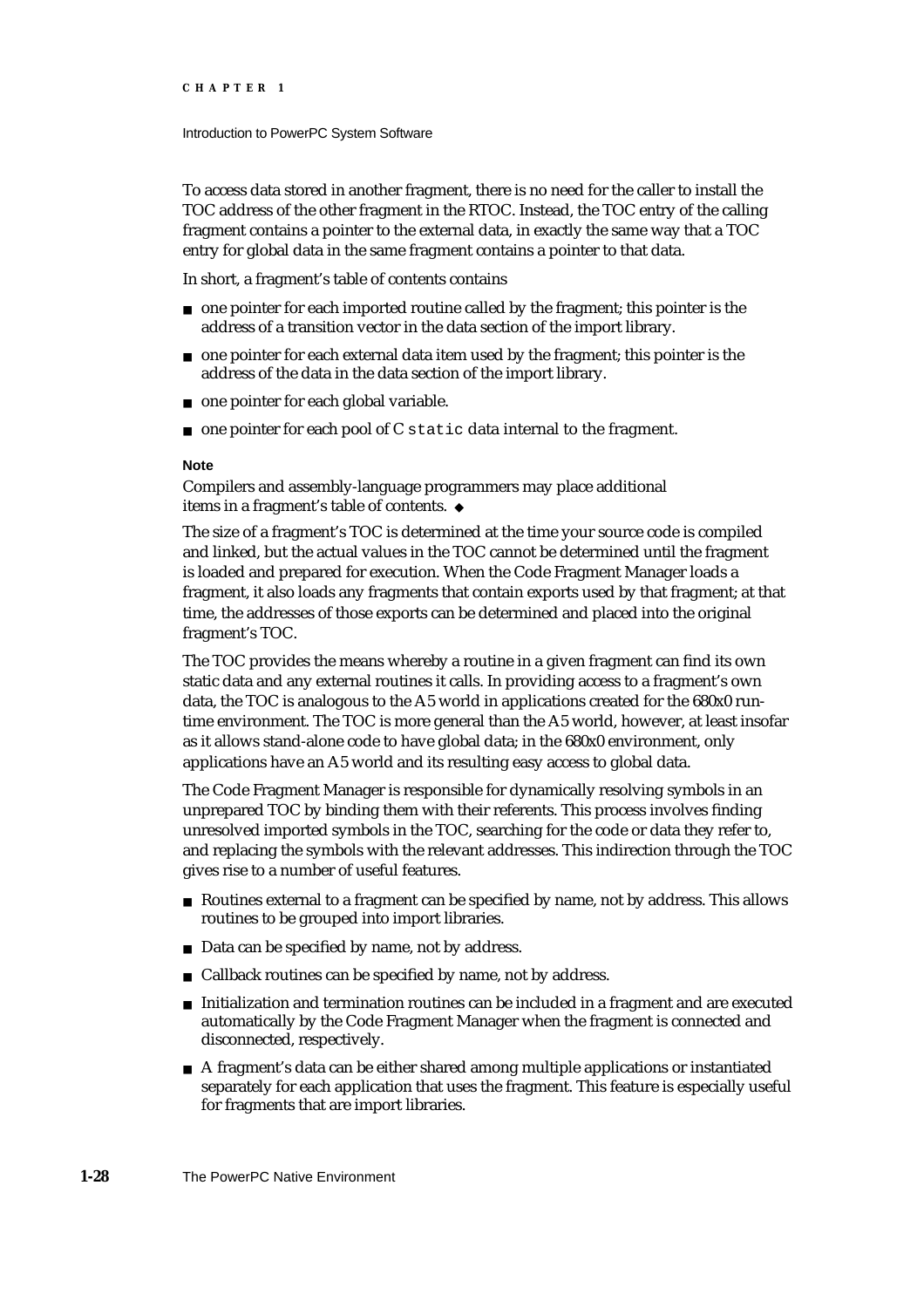To access data stored in another fragment, there is no need for the caller to install the TOC address of the other fragment in the RTOC. Instead, the TOC entry of the calling fragment contains a pointer to the external data, in exactly the same way that a TOC entry for global data in the same fragment contains a pointer to that data.

In short, a fragment's table of contents contains

- one pointer for each imported routine called by the fragment; this pointer is the address of a transition vector in the data section of the import library.
- one pointer for each external data item used by the fragment; this pointer is the address of the data in the data section of the import library.
- one pointer for each global variable.
- one pointer for each pool of C `static` data internal to the fragment.

**Note**

Compilers and assembly-language programmers may place additional items in a fragment's table of contents. ◆

The size of a fragment's TOC is determined at the time your source code is compiled and linked, but the actual values in the TOC cannot be determined until the fragment is loaded and prepared for execution. When the Code Fragment Manager loads a fragment, it also loads any fragments that contain exports used by that fragment; at that time, the addresses of those exports can be determined and placed into the original fragment's TOC.

The TOC provides the means whereby a routine in a given fragment can find its own static data and any external routines it calls. In providing access to a fragment's own data, the TOC is analogous to the A5 world in applications created for the 680x0 run-time environment. The TOC is more general than the A5 world, however, at least insofar as it allows stand-alone code to have global data; in the 680x0 environment, only applications have an A5 world and its resulting easy access to global data.

The Code Fragment Manager is responsible for dynamically resolving symbols in an unprepared TOC by binding them with their referents. This process involves finding unresolved imported symbols in the TOC, searching for the code or data they refer to, and replacing the symbols with the relevant addresses. This indirection through the TOC gives rise to a number of useful features.

- Routines external to a fragment can be specified by name, not by address. This allows routines to be grouped into import libraries.
- Data can be specified by name, not by address.
- Callback routines can be specified by name, not by address.
- Initialization and termination routines can be included in a fragment and are executed automatically by the Code Fragment Manager when the fragment is connected and disconnected, respectively.
- A fragment's data can be either shared among multiple applications or instantiated separately for each application that uses the fragment. This feature is especially useful for fragments that are import libraries.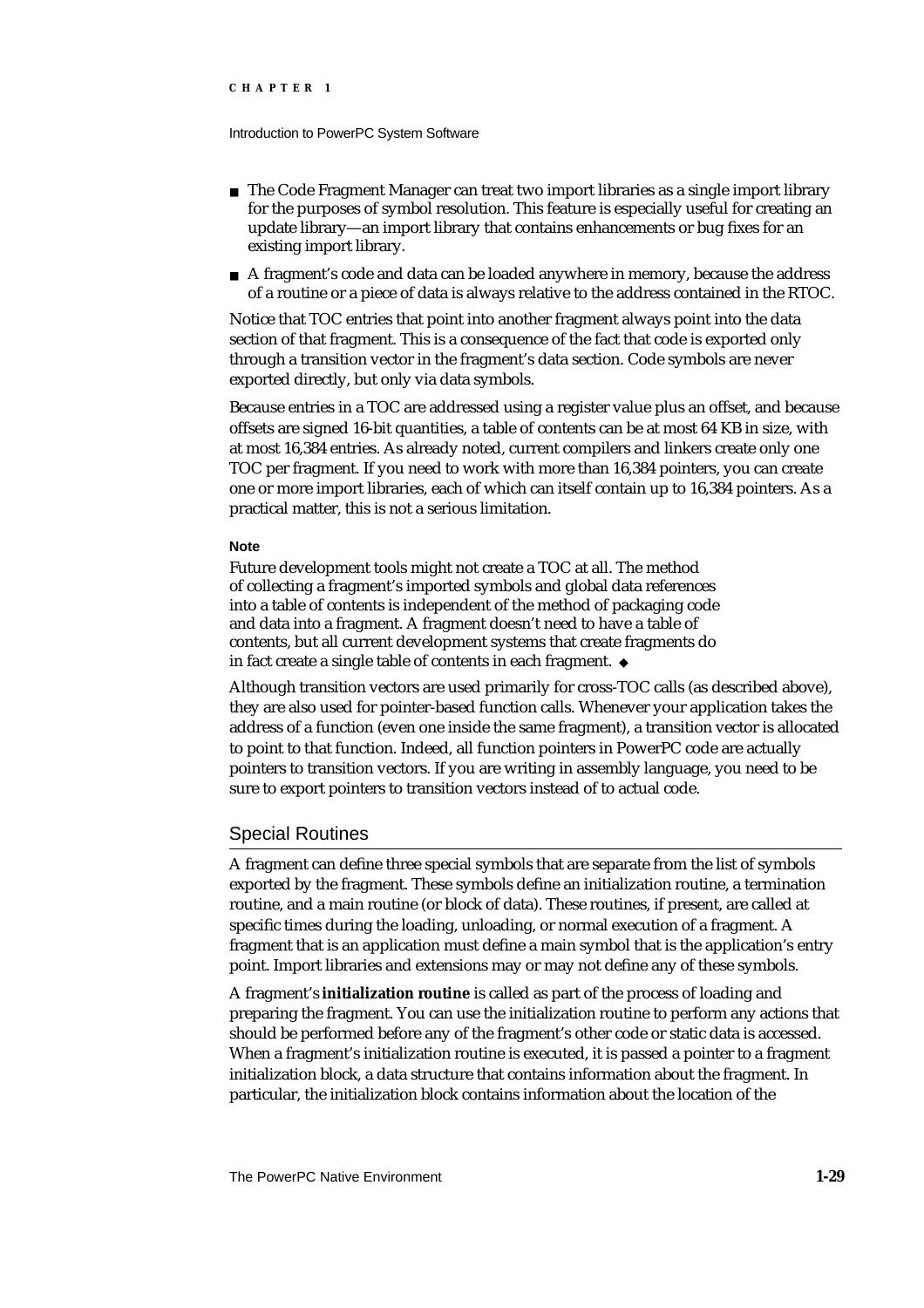- The Code Fragment Manager can treat two import libraries as a single import library for the purposes of symbol resolution. This feature is especially useful for creating an update library—an import library that contains enhancements or bug fixes for an existing import library.
- A fragment's code and data can be loaded anywhere in memory, because the address of a routine or a piece of data is always relative to the address contained in the RTOC.

Notice that TOC entries that point into another fragment always point into the data section of that fragment. This is a consequence of the fact that code is exported only through a transition vector in the fragment's data section. Code symbols are never exported directly, but only via data symbols.

Because entries in a TOC are addressed using a register value plus an offset, and because offsets are signed 16-bit quantities, a table of contents can be at most 64 KB in size, with at most 16,384 entries. As already noted, current compilers and linkers create only one TOC per fragment. If you need to work with more than 16,384 pointers, you can create one or more import libraries, each of which can itself contain up to 16,384 pointers. As a practical matter, this is not a serious limitation.

**Note**

Future development tools might not create a TOC at all. The method of collecting a fragment's imported symbols and global data references into a table of contents is independent of the method of packaging code and data into a fragment. A fragment doesn't need to have a table of contents, but all current development systems that create fragments do in fact create a single table of contents in each fragment. ◆

Although transition vectors are used primarily for cross-TOC calls (as described above), they are also used for pointer-based function calls. Whenever your application takes the address of a function (even one inside the same fragment), a transition vector is allocated to point to that function. Indeed, all function pointers in PowerPC code are actually pointers to transition vectors. If you are writing in assembly language, you need to be sure to export pointers to transition vectors instead of to actual code.

## Special Routines

A fragment can define three special symbols that are separate from the list of symbols exported by the fragment. These symbols define an initialization routine, a termination routine, and a main routine (or block of data). These routines, if present, are called at specific times during the loading, unloading, or normal execution of a fragment. A fragment that is an application must define a main symbol that is the application's entry point. Import libraries and extensions may or may not define any of these symbols.

A fragment's **initialization routine** is called as part of the process of loading and preparing the fragment. You can use the initialization routine to perform any actions that should be performed before any of the fragment's other code or static data is accessed. When a fragment's initialization routine is executed, it is passed a pointer to a fragment initialization block, a data structure that contains information about the fragment. In particular, the initialization block contains information about the location of the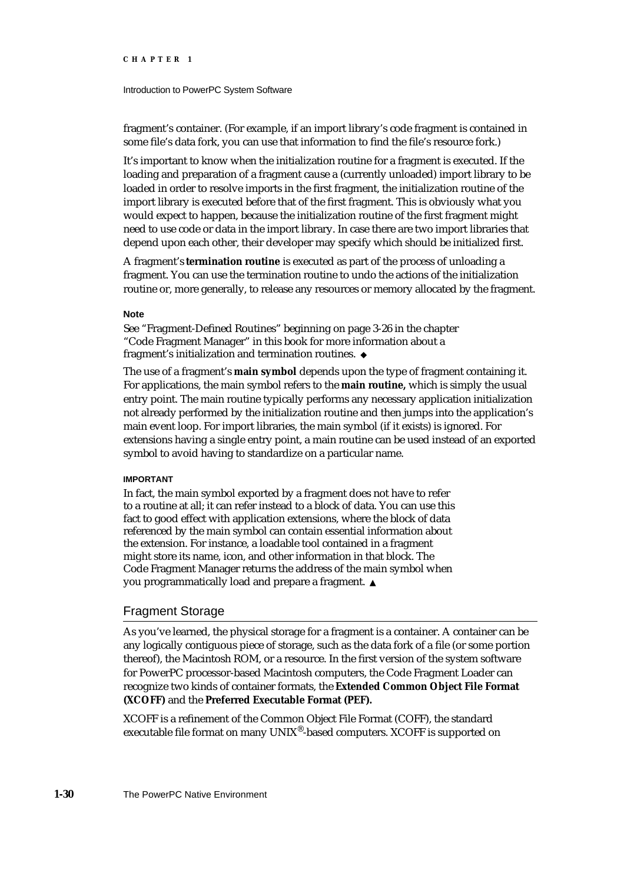fragment's container. (For example, if an import library's code fragment is contained in some file's data fork, you can use that information to find the file's resource fork.)

It's important to know when the initialization routine for a fragment is executed. If the loading and preparation of a fragment cause a (currently unloaded) import library to be loaded in order to resolve imports in the first fragment, the initialization routine of the import library is executed before that of the first fragment. This is obviously what you would expect to happen, because the initialization routine of the first fragment might need to use code or data in the import library. In case there are two import libraries that depend upon each other, their developer may specify which should be initialized first.

A fragment's **termination routine** is executed as part of the process of unloading a fragment. You can use the termination routine to undo the actions of the initialization routine or, more generally, to release any resources or memory allocated by the fragment.

**Note**

See "Fragment-Defined Routines" beginning on page 3-26 in the chapter "Code Fragment Manager" in this book for more information about a fragment's initialization and termination routines. ◆

The use of a fragment's **main symbol** depends upon the type of fragment containing it. For applications, the main symbol refers to the **main routine,** which is simply the usual entry point. The main routine typically performs any necessary application initialization not already performed by the initialization routine and then jumps into the application's main event loop. For import libraries, the main symbol (if it exists) is ignored. For extensions having a single entry point, a main routine can be used instead of an exported symbol to avoid having to standardize on a particular name.

**IMPORTANT**

In fact, the main symbol exported by a fragment does not have to refer to a routine at all; it can refer instead to a block of data. You can use this fact to good effect with application extensions, where the block of data referenced by the main symbol can contain essential information about the extension. For instance, a loadable tool contained in a fragment might store its name, icon, and other information in that block. The Code Fragment Manager returns the address of the main symbol when you programmatically load and prepare a fragment. ▲

## Fragment Storage

As you've learned, the physical storage for a fragment is a container. A container can be any logically contiguous piece of storage, such as the data fork of a file (or some portion thereof), the Macintosh ROM, or a resource. In the first version of the system software for PowerPC processor-based Macintosh computers, the Code Fragment Loader can recognize two kinds of container formats, the **Extended Common Object File Format (XCOFF)** and the **Preferred Executable Format (PEF).**

XCOFF is a refinement of the Common Object File Format (COFF), the standard executable file format on many UNIX®-based computers. XCOFF is supported on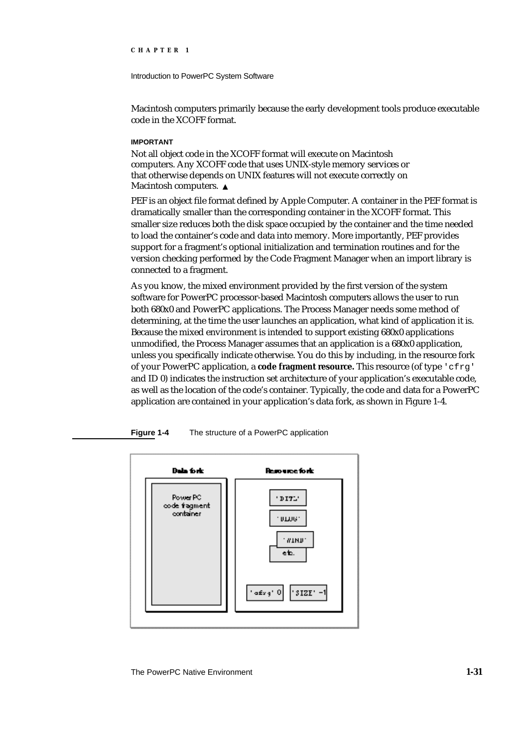Macintosh computers primarily because the early development tools produce executable code in the XCOFF format.

**IMPORTANT**

Not all object code in the XCOFF format will execute on Macintosh computers. Any XCOFF code that uses UNIX-style memory services or that otherwise depends on UNIX features will not execute correctly on Macintosh computers. ▲

PEF is an object file format defined by Apple Computer. A container in the PEF format is dramatically smaller than the corresponding container in the XCOFF format. This smaller size reduces both the disk space occupied by the container and the time needed to load the container's code and data into memory. More importantly, PEF provides support for a fragment's optional initialization and termination routines and for the version checking performed by the Code Fragment Manager when an import library is connected to a fragment.

As you know, the mixed environment provided by the first version of the system software for PowerPC processor-based Macintosh computers allows the user to run both 680x0 and PowerPC applications. The Process Manager needs some method of determining, at the time the user launches an application, what kind of application it is. Because the mixed environment is intended to support existing 680x0 applications unmodified, the Process Manager assumes that an application is a 680x0 application, unless you specifically indicate otherwise. You do this by including, in the resource fork of your PowerPC application, a **code fragment resource.** This resource (of type `'cfrg'` and ID 0) indicates the instruction set architecture of your application's executable code, as well as the location of the code's container. Typically, the code and data for a PowerPC application are contained in your application's data fork, as shown in Figure 1-4.

**Figure 1-4** The structure of a PowerPC application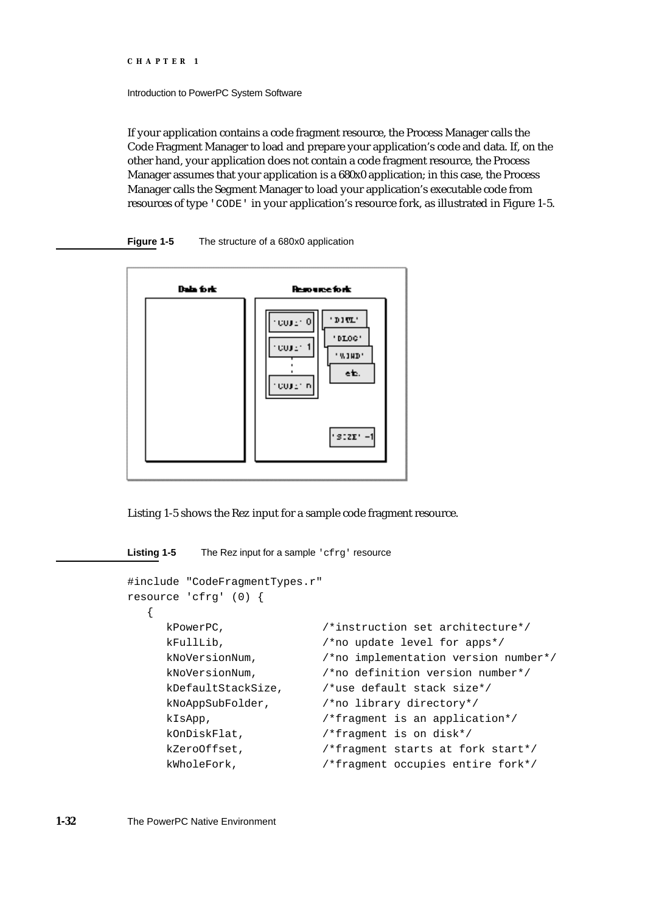If your application contains a code fragment resource, the Process Manager calls the Code Fragment Manager to load and prepare your application's code and data. If, on the other hand, your application does not contain a code fragment resource, the Process Manager assumes that your application is a 680x0 application; in this case, the Process Manager calls the Segment Manager to load your application's executable code from resources of type `'CODE'` in your application's resource fork, as illustrated in Figure 1-5.

**Figure 1-5** The structure of a 680x0 application

Listing 1-5 shows the Rez input for a sample code fragment resource.

**Listing 1-5** The Rez input for a sample `'cfrg'` resource

```
#include "CodeFragmentTypes.r"
resource 'cfrg' (0) {
   {
      kPowerPC,               /*instruction set architecture*/
      kFullLib,               /*no update level for apps*/
      kNoVersionNum,          /*no implementation version number*/
      kNoVersionNum,          /*no definition version number*/
      kDefaultStackSize,      /*use default stack size*/
      kNoAppSubFolder,        /*no library directory*/
      kIsApp,                 /*fragment is an application*/
      kOnDiskFlat,            /*fragment is on disk*/
      kZeroOffset,            /*fragment starts at fork start*/
      kWholeFork,             /*fragment occupies entire fork*/
```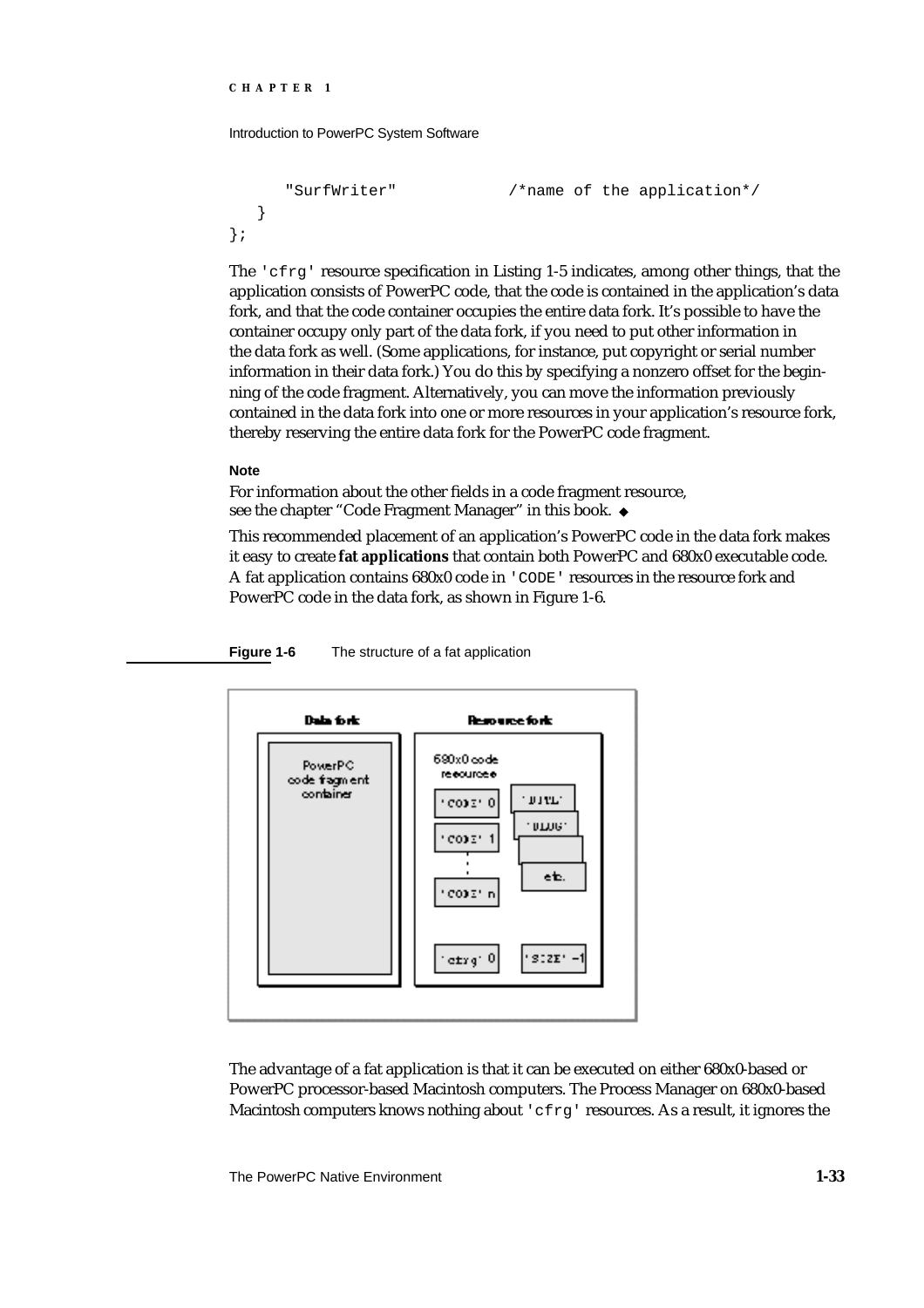```
      "SurfWriter"            /*name of the application*/
   }
};
```

The 'cfrg' resource specification in Listing 1-5 indicates, among other things, that the application consists of PowerPC code, that the code is contained in the application's data fork, and that the code container occupies the entire data fork. It's possible to have the container occupy only part of the data fork, if you need to put other information in the data fork as well. (Some applications, for instance, put copyright or serial number information in their data fork.) You do this by specifying a nonzero offset for the beginning of the code fragment. Alternatively, you can move the information previously contained in the data fork into one or more resources in your application's resource fork, thereby reserving the entire data fork for the PowerPC code fragment.

**Note**

For information about the other fields in a code fragment resource, see the chapter "Code Fragment Manager" in this book. ◆

This recommended placement of an application's PowerPC code in the data fork makes it easy to create **fat applications** that contain both PowerPC and 680x0 executable code. A fat application contains 680x0 code in 'CODE' resources in the resource fork and PowerPC code in the data fork, as shown in Figure 1-6.

**Figure 1-6** The structure of a fat application

The advantage of a fat application is that it can be executed on either 680x0-based or PowerPC processor-based Macintosh computers. The Process Manager on 680x0-based Macintosh computers knows nothing about 'cfrg' resources. As a result, it ignores the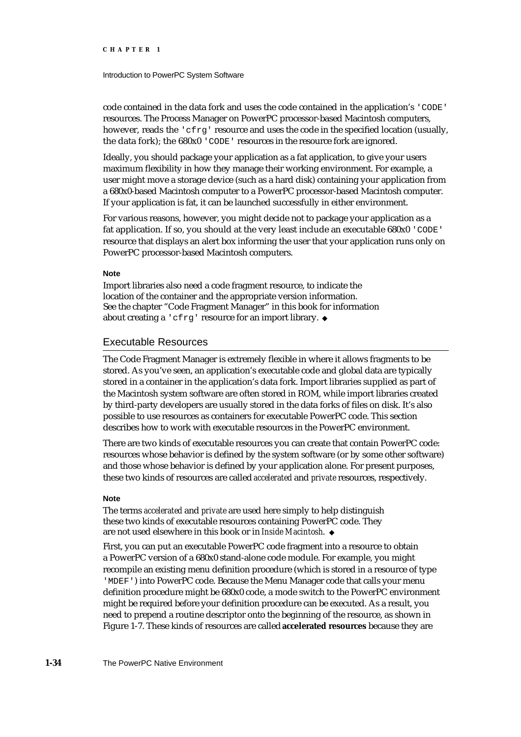code contained in the data fork and uses the code contained in the application's `'CODE'` resources. The Process Manager on PowerPC processor-based Macintosh computers, however, reads the `'cfrg'` resource and uses the code in the specified location (usually, the data fork); the 680x0 `'CODE'` resources in the resource fork are ignored.

Ideally, you should package your application as a fat application, to give your users maximum flexibility in how they manage their working environment. For example, a user might move a storage device (such as a hard disk) containing your application from a 680x0-based Macintosh computer to a PowerPC processor-based Macintosh computer. If your application is fat, it can be launched successfully in either environment.

For various reasons, however, you might decide not to package your application as a fat application. If so, you should at the very least include an executable 680x0 `'CODE'` resource that displays an alert box informing the user that your application runs only on PowerPC processor-based Macintosh computers.

**Note**

Import libraries also need a code fragment resource, to indicate the location of the container and the appropriate version information. See the chapter "Code Fragment Manager" in this book for information about creating a `'cfrg'` resource for an import library. ◆

## Executable Resources

The Code Fragment Manager is extremely flexible in where it allows fragments to be stored. As you've seen, an application's executable code and global data are typically stored in a container in the application's data fork. Import libraries supplied as part of the Macintosh system software are often stored in ROM, while import libraries created by third-party developers are usually stored in the data forks of files on disk. It's also possible to use resources as containers for executable PowerPC code. This section describes how to work with executable resources in the PowerPC environment.

There are two kinds of executable resources you can create that contain PowerPC code: resources whose behavior is defined by the system software (or by some other software) and those whose behavior is defined by your application alone. For present purposes, these two kinds of resources are called *accelerated* and *private* resources, respectively.

**Note**

The terms *accelerated* and *private* are used here simply to help distinguish these two kinds of executable resources containing PowerPC code. They are not used elsewhere in this book or in *Inside Macintosh*. ◆

First, you can put an executable PowerPC code fragment into a resource to obtain a PowerPC version of a 680x0 stand-alone code module. For example, you might recompile an existing menu definition procedure (which is stored in a resource of type `'MDEF'`) into PowerPC code. Because the Menu Manager code that calls your menu definition procedure might be 680x0 code, a mode switch to the PowerPC environment might be required before your definition procedure can be executed. As a result, you need to prepend a routine descriptor onto the beginning of the resource, as shown in Figure 1-7. These kinds of resources are called **accelerated resources** because they are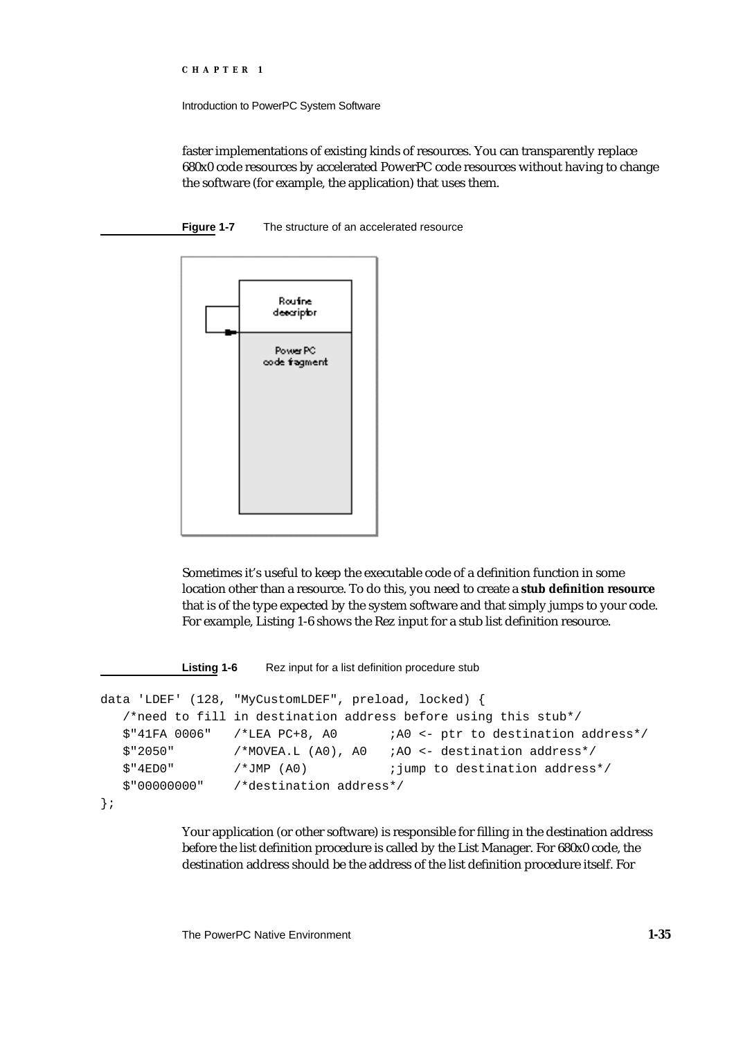faster implementations of existing kinds of resources. You can transparently replace 680x0 code resources by accelerated PowerPC code resources without having to change the software (for example, the application) that uses them.

**Figure 1-7** The structure of an accelerated resource

Sometimes it's useful to keep the executable code of a definition function in some location other than a resource. To do this, you need to create a **stub definition resource** that is of the type expected by the system software and that simply jumps to your code. For example, Listing 1-6 shows the Rez input for a stub list definition resource.

**Listing 1-6** Rez input for a list definition procedure stub

```
data 'LDEF' (128, "MyCustomLDEF", preload, locked) {
   /*need to fill in destination address before using this stub*/
   $"41FA 0006"   /*LEA PC+8, A0       ;A0 <- ptr to destination address*/
   $"2050"        /*MOVEA.L (A0), A0   ;AO <- destination address*/
   $"4ED0"        /*JMP (A0)           ;jump to destination address*/
   $"00000000"    /*destination address*/
};
```

Your application (or other software) is responsible for filling in the destination address before the list definition procedure is called by the List Manager. For 680x0 code, the destination address should be the address of the list definition procedure itself. For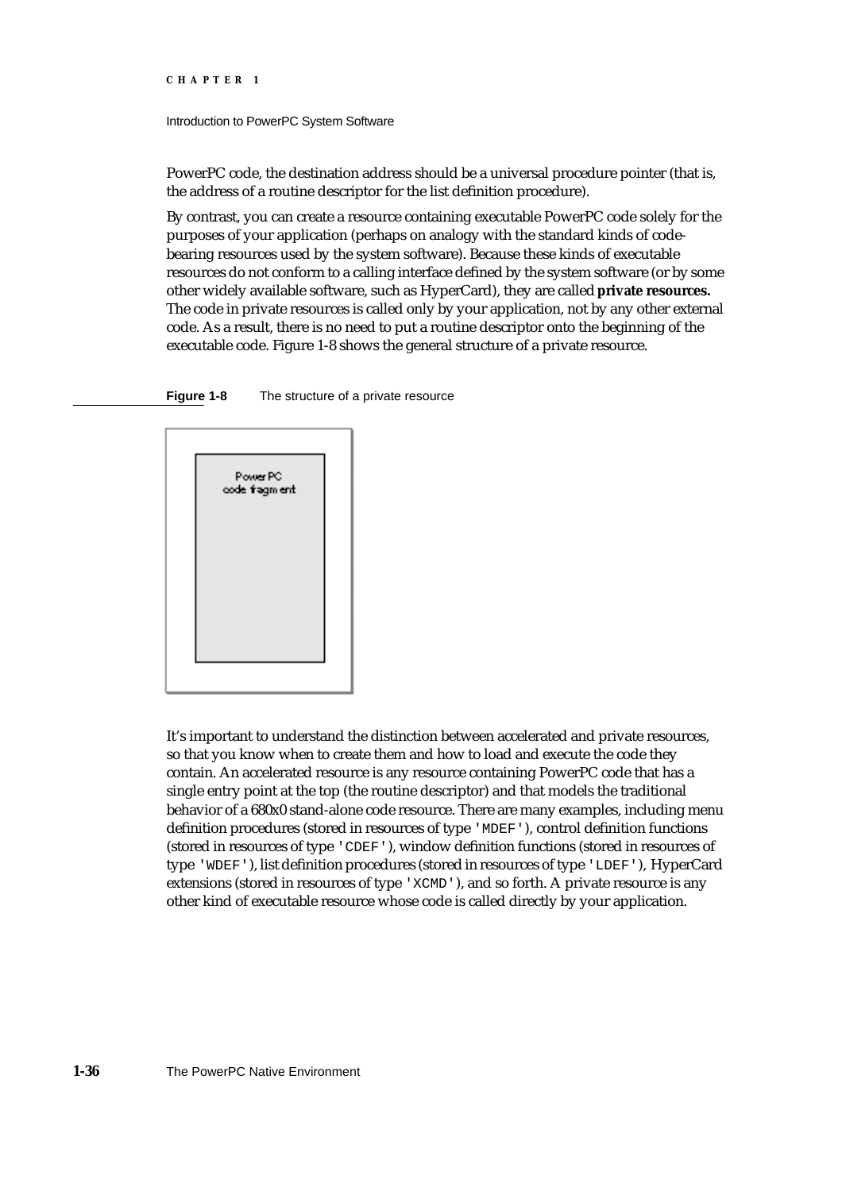PowerPC code, the destination address should be a universal procedure pointer (that is, the address of a routine descriptor for the list definition procedure).

By contrast, you can create a resource containing executable PowerPC code solely for the purposes of your application (perhaps on analogy with the standard kinds of code-bearing resources used by the system software). Because these kinds of executable resources do not conform to a calling interface defined by the system software (or by some other widely available software, such as HyperCard), they are called **private resources.** The code in private resources is called only by your application, not by any other external code. As a result, there is no need to put a routine descriptor onto the beginning of the executable code. Figure 1-8 shows the general structure of a private resource.

**Figure 1-8** The structure of a private resource

PowerPC code fragment

It's important to understand the distinction between accelerated and private resources, so that you know when to create them and how to load and execute the code they contain. An accelerated resource is any resource containing PowerPC code that has a single entry point at the top (the routine descriptor) and that models the traditional behavior of a 680x0 stand-alone code resource. There are many examples, including menu definition procedures (stored in resources of type `'MDEF'`), control definition functions (stored in resources of type `'CDEF'`), window definition functions (stored in resources of type `'WDEF'`), list definition procedures (stored in resources of type `'LDEF'`), HyperCard extensions (stored in resources of type `'XCMD'`), and so forth. A private resource is any other kind of executable resource whose code is called directly by your application.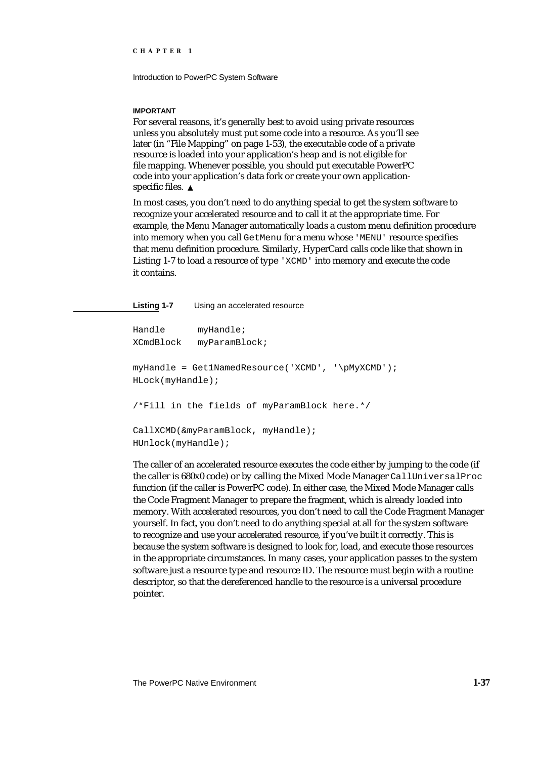**IMPORTANT**

For several reasons, it's generally best to avoid using private resources unless you absolutely must put some code into a resource. As you'll see later (in "File Mapping" on page 1-53), the executable code of a private resource is loaded into your application's heap and is not eligible for file mapping. Whenever possible, you should put executable PowerPC code into your application's data fork or create your own application-specific files. ▲

In most cases, you don't need to do anything special to get the system software to recognize your accelerated resource and to call it at the appropriate time. For example, the Menu Manager automatically loads a custom menu definition procedure into memory when you call `GetMenu` for a menu whose `'MENU'` resource specifies that menu definition procedure. Similarly, HyperCard calls code like that shown in Listing 1-7 to load a resource of type `'XCMD'` into memory and execute the code it contains.

**Listing 1-7** Using an accelerated resource

```
Handle       myHandle;
XCmdBlock    myParamBlock;

myHandle = Get1NamedResource('XCMD', '\pMyXCMD');
HLock(myHandle);

/*Fill in the fields of myParamBlock here.*/

CallXCMD(&myParamBlock, myHandle);
HUnlock(myHandle);
```

The caller of an accelerated resource executes the code either by jumping to the code (if the caller is 680x0 code) or by calling the Mixed Mode Manager `CallUniversalProc` function (if the caller is PowerPC code). In either case, the Mixed Mode Manager calls the Code Fragment Manager to prepare the fragment, which is already loaded into memory. With accelerated resources, you don't need to call the Code Fragment Manager yourself. In fact, you don't need to do anything special at all for the system software to recognize and use your accelerated resource, if you've built it correctly. This is because the system software is designed to look for, load, and execute those resources in the appropriate circumstances. In many cases, your application passes to the system software just a resource type and resource ID. The resource must begin with a routine descriptor, so that the dereferenced handle to the resource is a universal procedure pointer.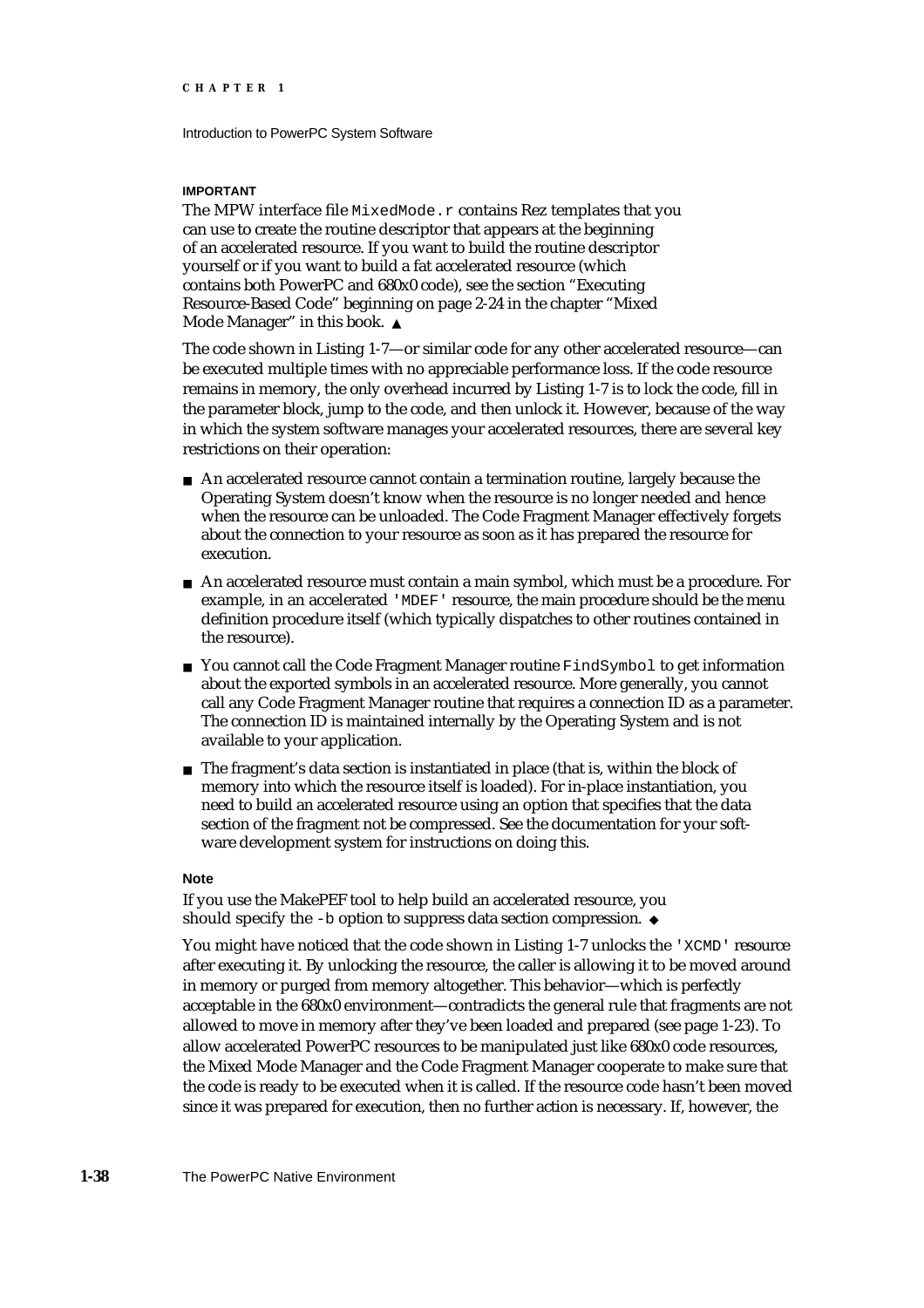**IMPORTANT**

The MPW interface file `MixedMode.r` contains Rez templates that you can use to create the routine descriptor that appears at the beginning of an accelerated resource. If you want to build the routine descriptor yourself or if you want to build a fat accelerated resource (which contains both PowerPC and 680x0 code), see the section "Executing Resource-Based Code" beginning on page 2-24 in the chapter "Mixed Mode Manager" in this book. ▲

The code shown in Listing 1-7—or similar code for any other accelerated resource—can be executed multiple times with no appreciable performance loss. If the code resource remains in memory, the only overhead incurred by Listing 1-7 is to lock the code, fill in the parameter block, jump to the code, and then unlock it. However, because of the way in which the system software manages your accelerated resources, there are several key restrictions on their operation:

- An accelerated resource cannot contain a termination routine, largely because the Operating System doesn't know when the resource is no longer needed and hence when the resource can be unloaded. The Code Fragment Manager effectively forgets about the connection to your resource as soon as it has prepared the resource for execution.
- An accelerated resource must contain a main symbol, which must be a procedure. For example, in an accelerated `'MDEF'` resource, the main procedure should be the menu definition procedure itself (which typically dispatches to other routines contained in the resource).
- You cannot call the Code Fragment Manager routine `FindSymbol` to get information about the exported symbols in an accelerated resource. More generally, you cannot call any Code Fragment Manager routine that requires a connection ID as a parameter. The connection ID is maintained internally by the Operating System and is not available to your application.
- The fragment's data section is instantiated in place (that is, within the block of memory into which the resource itself is loaded). For in-place instantiation, you need to build an accelerated resource using an option that specifies that the data section of the fragment not be compressed. See the documentation for your software development system for instructions on doing this.

**Note**

If you use the MakePEF tool to help build an accelerated resource, you should specify the `-b` option to suppress data section compression. ◆

You might have noticed that the code shown in Listing 1-7 unlocks the `'XCMD'` resource after executing it. By unlocking the resource, the caller is allowing it to be moved around in memory or purged from memory altogether. This behavior—which is perfectly acceptable in the 680x0 environment—contradicts the general rule that fragments are not allowed to move in memory after they've been loaded and prepared (see page 1-23). To allow accelerated PowerPC resources to be manipulated just like 680x0 code resources, the Mixed Mode Manager and the Code Fragment Manager cooperate to make sure that the code is ready to be executed when it is called. If the resource code hasn't been moved since it was prepared for execution, then no further action is necessary. If, however, the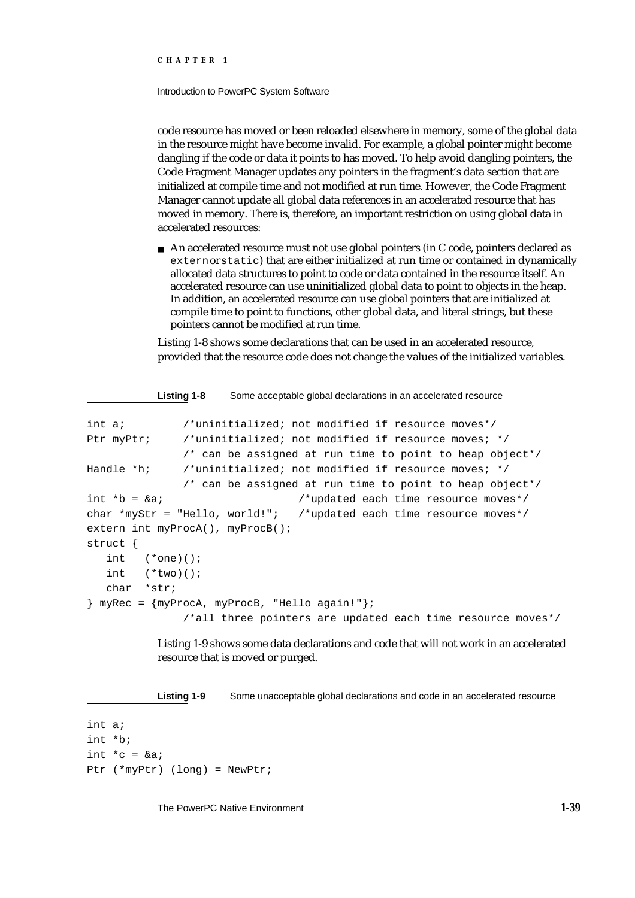code resource has moved or been reloaded elsewhere in memory, some of the global data in the resource might have become invalid. For example, a global pointer might become dangling if the code or data it points to has moved. To help avoid dangling pointers, the Code Fragment Manager updates any pointers in the fragment's data section that are initialized at compile time and not modified at run time. However, the Code Fragment Manager cannot update all global data references in an accelerated resource that has moved in memory. There is, therefore, an important restriction on using global data in accelerated resources:

- An accelerated resource must not use global pointers (in C code, pointers declared as `extern` or `static`) that are either initialized at run time or contained in dynamically allocated data structures to point to code or data contained in the resource itself. An accelerated resource can use uninitialized global data to point to objects in the heap. In addition, an accelerated resource can use global pointers that are initialized at compile time to point to functions, other global data, and literal strings, but these pointers cannot be modified at run time.

Listing 1-8 shows some declarations that can be used in an accelerated resource, provided that the resource code does not change the values of the initialized variables.

**Listing 1-8** Some acceptable global declarations in an accelerated resource

```
int a;          /*uninitialized; not modified if resource moves*/
Ptr myPtr;      /*uninitialized; not modified if resource moves; */
                /* can be assigned at run time to point to heap object*/
Handle *h;      /*uninitialized; not modified if resource moves; */
                /* can be assigned at run time to point to heap object*/
int *b = &a;                    /*updated each time resource moves*/
char *myStr = "Hello, world!";   /*updated each time resource moves*/
extern int myProcA(), myProcB();
struct {
   int   (*one)();
   int   (*two)();
   char  *str;
} myRec = {myProcA, myProcB, "Hello again!"};
                /*all three pointers are updated each time resource moves*/
```

Listing 1-9 shows some data declarations and code that will not work in an accelerated resource that is moved or purged.

**Listing 1-9** Some unacceptable global declarations and code in an accelerated resource

```
int a;
int *b;
int *c = &a;
Ptr (*myPtr) (long) = NewPtr;
```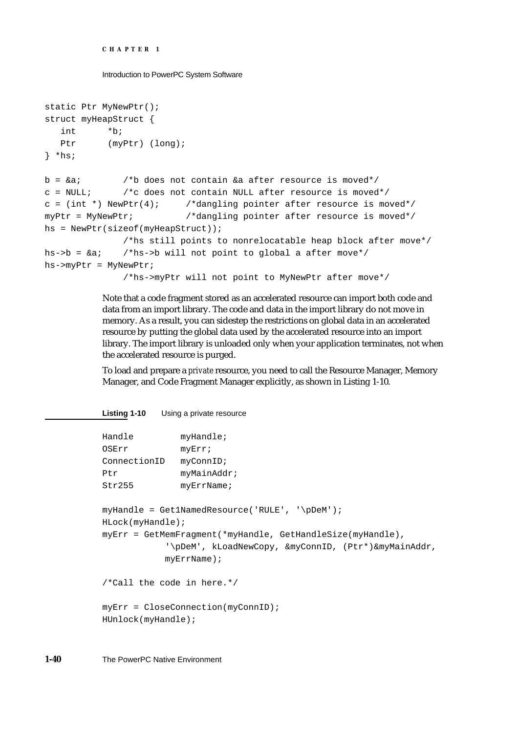```
static Ptr MyNewPtr();
struct myHeapStruct {
   int      *b;
   Ptr      (myPtr) (long);
} *hs;

b = &a;        /*b does not contain &a after resource is moved*/
c = NULL;      /*c does not contain NULL after resource is moved*/
c = (int *) NewPtr(4);     /*dangling pointer after resource is moved*/
myPtr = MyNewPtr;          /*dangling pointer after resource is moved*/
hs = NewPtr(sizeof(myHeapStruct));
              /*hs still points to nonrelocatable heap block after move*/
hs->b = &a;    /*hs->b will not point to global a after move*/
hs->myPtr = MyNewPtr;
              /*hs->myPtr will not point to MyNewPtr after move*/
```

Note that a code fragment stored as an accelerated resource can import both code and data from an import library. The code and data in the import library do not move in memory. As a result, you can sidestep the restrictions on global data in an accelerated resource by putting the global data used by the accelerated resource into an import library. The import library is unloaded only when your application terminates, not when the accelerated resource is purged.

To load and prepare a *private* resource, you need to call the Resource Manager, Memory Manager, and Code Fragment Manager explicitly, as shown in Listing 1-10.

**Listing 1-10** Using a private resource

```
Handle         myHandle;
OSErr          myErr;
ConnectionID   myConnID;
Ptr            myMainAddr;
Str255         myErrName;

myHandle = Get1NamedResource('RULE', '\pDeM');
HLock(myHandle);
myErr = GetMemFragment(*myHandle, GetHandleSize(myHandle),
            '\pDeM', kLoadNewCopy, &myConnID, (Ptr*)&myMainAddr,
            myErrName);

/*Call the code in here.*/

myErr = CloseConnection(myConnID);
HUnlock(myHandle);
```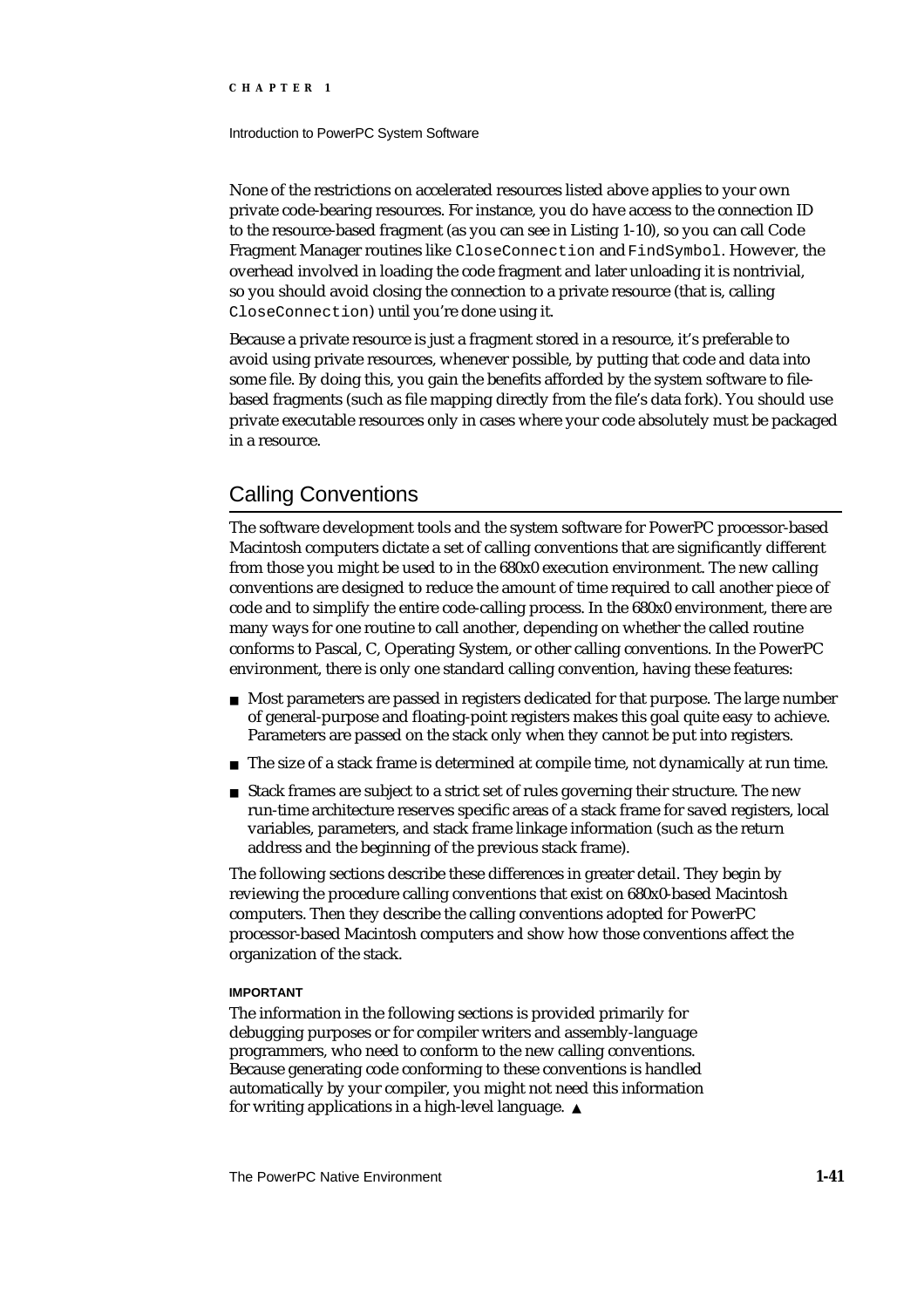None of the restrictions on accelerated resources listed above applies to your own private code-bearing resources. For instance, you do have access to the connection ID to the resource-based fragment (as you can see in Listing 1-10), so you can call Code Fragment Manager routines like `CloseConnection` and `FindSymbol`. However, the overhead involved in loading the code fragment and later unloading it is nontrivial, so you should avoid closing the connection to a private resource (that is, calling `CloseConnection`) until you're done using it.

Because a private resource is just a fragment stored in a resource, it's preferable to avoid using private resources, whenever possible, by putting that code and data into some file. By doing this, you gain the benefits afforded by the system software to file-based fragments (such as file mapping directly from the file's data fork). You should use private executable resources only in cases where your code absolutely must be packaged in a resource.

## Calling Conventions

The software development tools and the system software for PowerPC processor-based Macintosh computers dictate a set of calling conventions that are significantly different from those you might be used to in the 680x0 execution environment. The new calling conventions are designed to reduce the amount of time required to call another piece of code and to simplify the entire code-calling process. In the 680x0 environment, there are many ways for one routine to call another, depending on whether the called routine conforms to Pascal, C, Operating System, or other calling conventions. In the PowerPC environment, there is only one standard calling convention, having these features:

- Most parameters are passed in registers dedicated for that purpose. The large number of general-purpose and floating-point registers makes this goal quite easy to achieve. Parameters are passed on the stack only when they cannot be put into registers.
- The size of a stack frame is determined at compile time, not dynamically at run time.
- Stack frames are subject to a strict set of rules governing their structure. The new run-time architecture reserves specific areas of a stack frame for saved registers, local variables, parameters, and stack frame linkage information (such as the return address and the beginning of the previous stack frame).

The following sections describe these differences in greater detail. They begin by reviewing the procedure calling conventions that exist on 680x0-based Macintosh computers. Then they describe the calling conventions adopted for PowerPC processor-based Macintosh computers and show how those conventions affect the organization of the stack.

**IMPORTANT**

The information in the following sections is provided primarily for debugging purposes or for compiler writers and assembly-language programmers, who need to conform to the new calling conventions. Because generating code conforming to these conventions is handled automatically by your compiler, you might not need this information for writing applications in a high-level language. ▲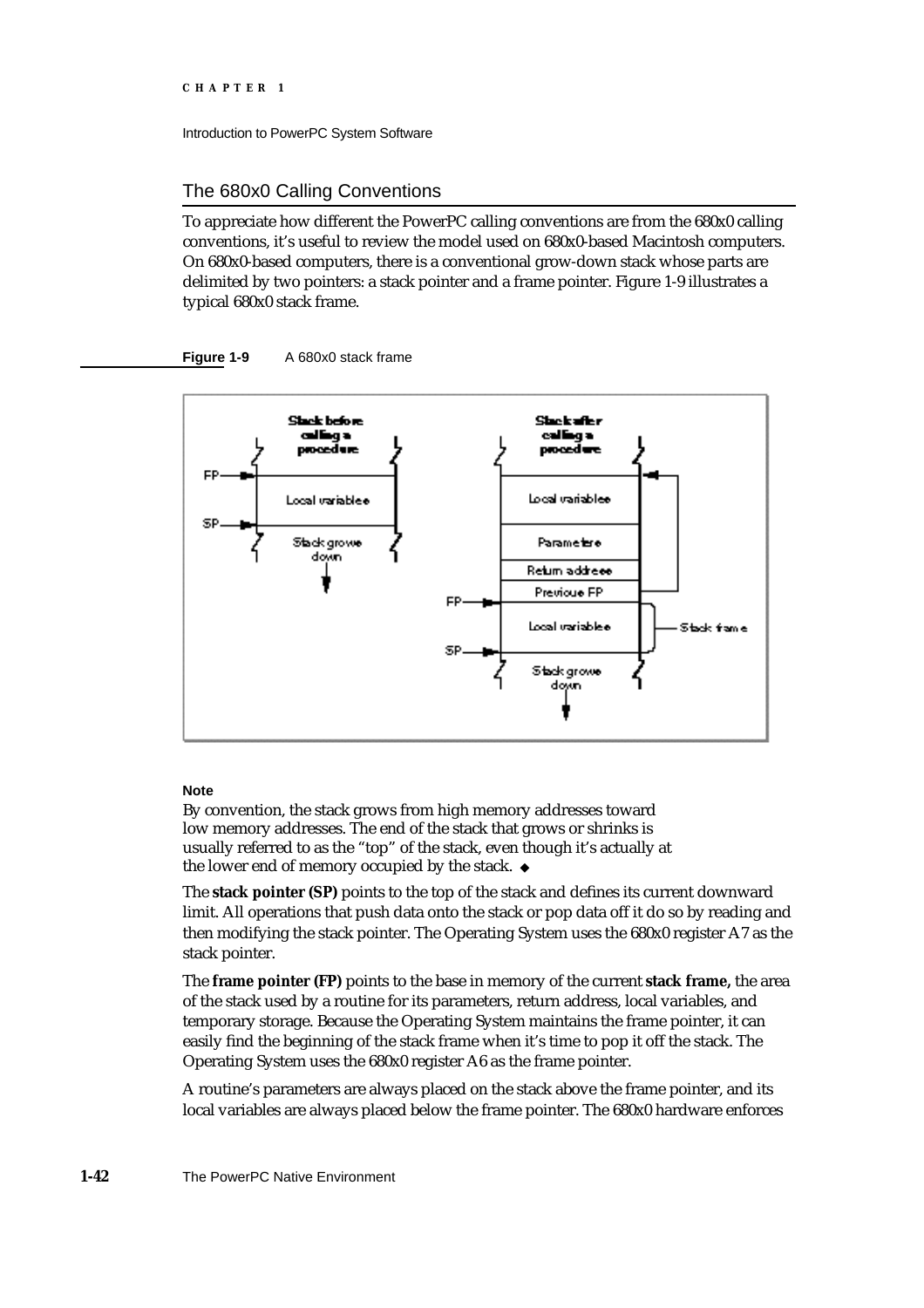## The 680x0 Calling Conventions

To appreciate how different the PowerPC calling conventions are from the 680x0 calling conventions, it's useful to review the model used on 680x0-based Macintosh computers. On 680x0-based computers, there is a conventional grow-down stack whose parts are delimited by two pointers: a stack pointer and a frame pointer. Figure 1-9 illustrates a typical 680x0 stack frame.

**Figure 1-9** A 680x0 stack frame

**Note**

By convention, the stack grows from high memory addresses toward low memory addresses. The end of the stack that grows or shrinks is usually referred to as the "top" of the stack, even though it's actually at the lower end of memory occupied by the stack. ◆

The **stack pointer (SP)** points to the top of the stack and defines its current downward limit. All operations that push data onto the stack or pop data off it do so by reading and then modifying the stack pointer. The Operating System uses the 680x0 register A7 as the stack pointer.

The **frame pointer (FP)** points to the base in memory of the current **stack frame,** the area of the stack used by a routine for its parameters, return address, local variables, and temporary storage. Because the Operating System maintains the frame pointer, it can easily find the beginning of the stack frame when it's time to pop it off the stack. The Operating System uses the 680x0 register A6 as the frame pointer.

A routine's parameters are always placed on the stack above the frame pointer, and its local variables are always placed below the frame pointer. The 680x0 hardware enforces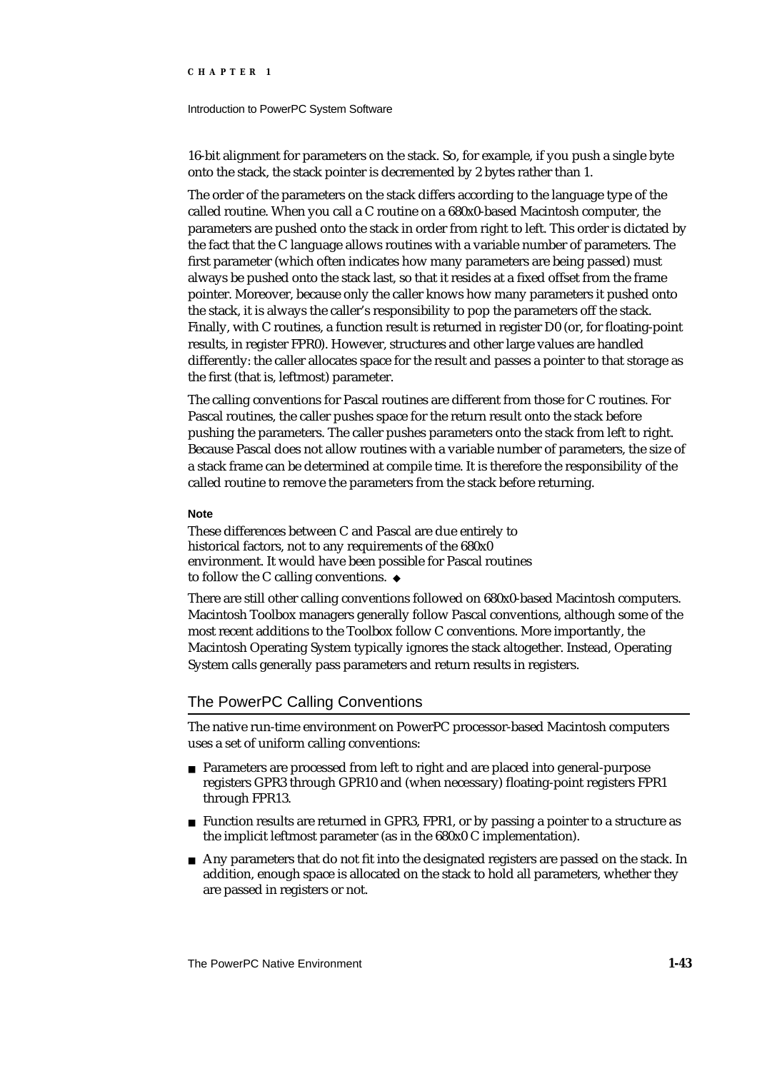16-bit alignment for parameters on the stack. So, for example, if you push a single byte onto the stack, the stack pointer is decremented by 2 bytes rather than 1.

The order of the parameters on the stack differs according to the language type of the called routine. When you call a C routine on a 680x0-based Macintosh computer, the parameters are pushed onto the stack in order from right to left. This order is dictated by the fact that the C language allows routines with a variable number of parameters. The first parameter (which often indicates how many parameters are being passed) must always be pushed onto the stack last, so that it resides at a fixed offset from the frame pointer. Moreover, because only the caller knows how many parameters it pushed onto the stack, it is always the caller's responsibility to pop the parameters off the stack. Finally, with C routines, a function result is returned in register D0 (or, for floating-point results, in register FPR0). However, structures and other large values are handled differently: the caller allocates space for the result and passes a pointer to that storage as the first (that is, leftmost) parameter.

The calling conventions for Pascal routines are different from those for C routines. For Pascal routines, the caller pushes space for the return result onto the stack before pushing the parameters. The caller pushes parameters onto the stack from left to right. Because Pascal does not allow routines with a variable number of parameters, the size of a stack frame can be determined at compile time. It is therefore the responsibility of the called routine to remove the parameters from the stack before returning.

**Note**

These differences between C and Pascal are due entirely to historical factors, not to any requirements of the 680x0 environment. It would have been possible for Pascal routines to follow the C calling conventions. ◆

There are still other calling conventions followed on 680x0-based Macintosh computers. Macintosh Toolbox managers generally follow Pascal conventions, although some of the most recent additions to the Toolbox follow C conventions. More importantly, the Macintosh Operating System typically ignores the stack altogether. Instead, Operating System calls generally pass parameters and return results in registers.

## The PowerPC Calling Conventions

The native run-time environment on PowerPC processor-based Macintosh computers uses a set of uniform calling conventions:

- Parameters are processed from left to right and are placed into general-purpose registers GPR3 through GPR10 and (when necessary) floating-point registers FPR1 through FPR13.
- Function results are returned in GPR3, FPR1, or by passing a pointer to a structure as the implicit leftmost parameter (as in the 680x0 C implementation).
- Any parameters that do not fit into the designated registers are passed on the stack. In addition, enough space is allocated on the stack to hold all parameters, whether they are passed in registers or not.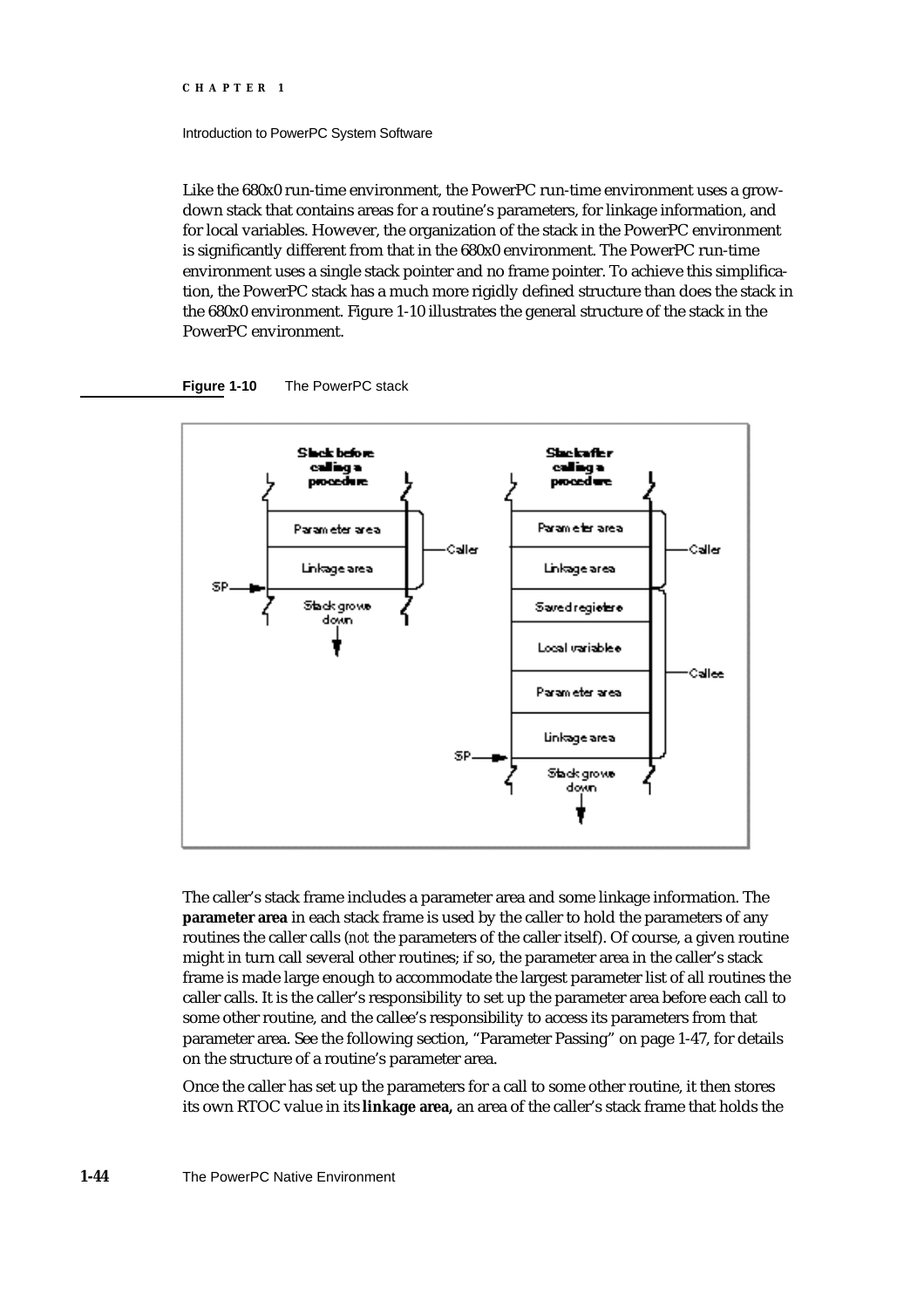Like the 680x0 run-time environment, the PowerPC run-time environment uses a grow-down stack that contains areas for a routine's parameters, for linkage information, and for local variables. However, the organization of the stack in the PowerPC environment is significantly different from that in the 680x0 environment. The PowerPC run-time environment uses a single stack pointer and no frame pointer. To achieve this simplification, the PowerPC stack has a much more rigidly defined structure than does the stack in the 680x0 environment. Figure 1-10 illustrates the general structure of the stack in the PowerPC environment.

**Figure 1-10** The PowerPC stack

The caller's stack frame includes a parameter area and some linkage information. The **parameter area** in each stack frame is used by the caller to hold the parameters of any routines the caller calls (*not* the parameters of the caller itself). Of course, a given routine might in turn call several other routines; if so, the parameter area in the caller's stack frame is made large enough to accommodate the largest parameter list of all routines the caller calls. It is the caller's responsibility to set up the parameter area before each call to some other routine, and the callee's responsibility to access its parameters from that parameter area. See the following section, "Parameter Passing" on page 1-47, for details on the structure of a routine's parameter area.

Once the caller has set up the parameters for a call to some other routine, it then stores its own RTOC value in its **linkage area,** an area of the caller's stack frame that holds the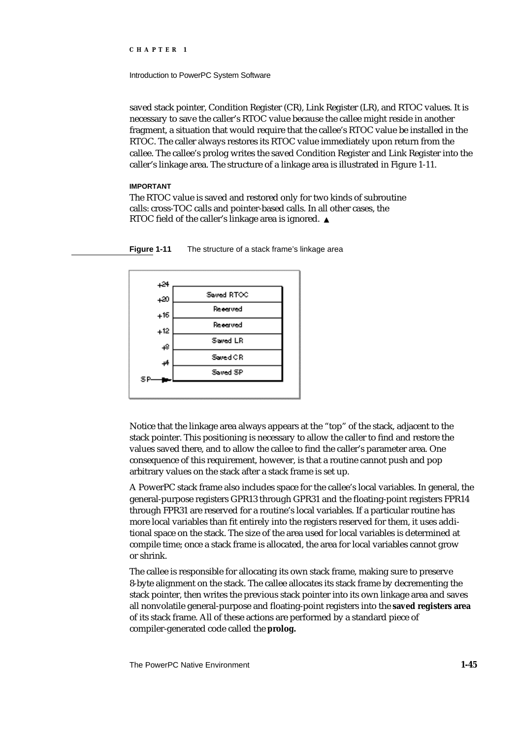saved stack pointer, Condition Register (CR), Link Register (LR), and RTOC values. It is necessary to save the caller's RTOC value because the callee might reside in another fragment, a situation that would require that the callee's RTOC value be installed in the RTOC. The caller always restores its RTOC value immediately upon return from the callee. The callee's prolog writes the saved Condition Register and Link Register into the caller's linkage area. The structure of a linkage area is illustrated in Figure 1-11.

**IMPORTANT**

The RTOC value is saved and restored only for two kinds of subroutine calls: cross-TOC calls and pointer-based calls. In all other cases, the RTOC field of the caller's linkage area is ignored. ▲

**Figure 1-11** The structure of a stack frame's linkage area

| Offset | Field |
|---|---|
| +20 | Saved RTOC |
| +16 | Reserved |
| +12 | Reserved |
| +8 | Saved LR |
| +4 | Saved CR |
| SP → | Saved SP |

Notice that the linkage area always appears at the "top" of the stack, adjacent to the stack pointer. This positioning is necessary to allow the caller to find and restore the values saved there, and to allow the callee to find the caller's parameter area. One consequence of this requirement, however, is that a routine cannot push and pop arbitrary values on the stack after a stack frame is set up.

A PowerPC stack frame also includes space for the callee's local variables. In general, the general-purpose registers GPR13 through GPR31 and the floating-point registers FPR14 through FPR31 are reserved for a routine's local variables. If a particular routine has more local variables than fit entirely into the registers reserved for them, it uses additional space on the stack. The size of the area used for local variables is determined at compile time; once a stack frame is allocated, the area for local variables cannot grow or shrink.

The callee is responsible for allocating its own stack frame, making sure to preserve 8-byte alignment on the stack. The callee allocates its stack frame by decrementing the stack pointer, then writes the previous stack pointer into its own linkage area and saves all nonvolatile general-purpose and floating-point registers into the **saved registers area** of its stack frame. All of these actions are performed by a standard piece of compiler-generated code called the **prolog.**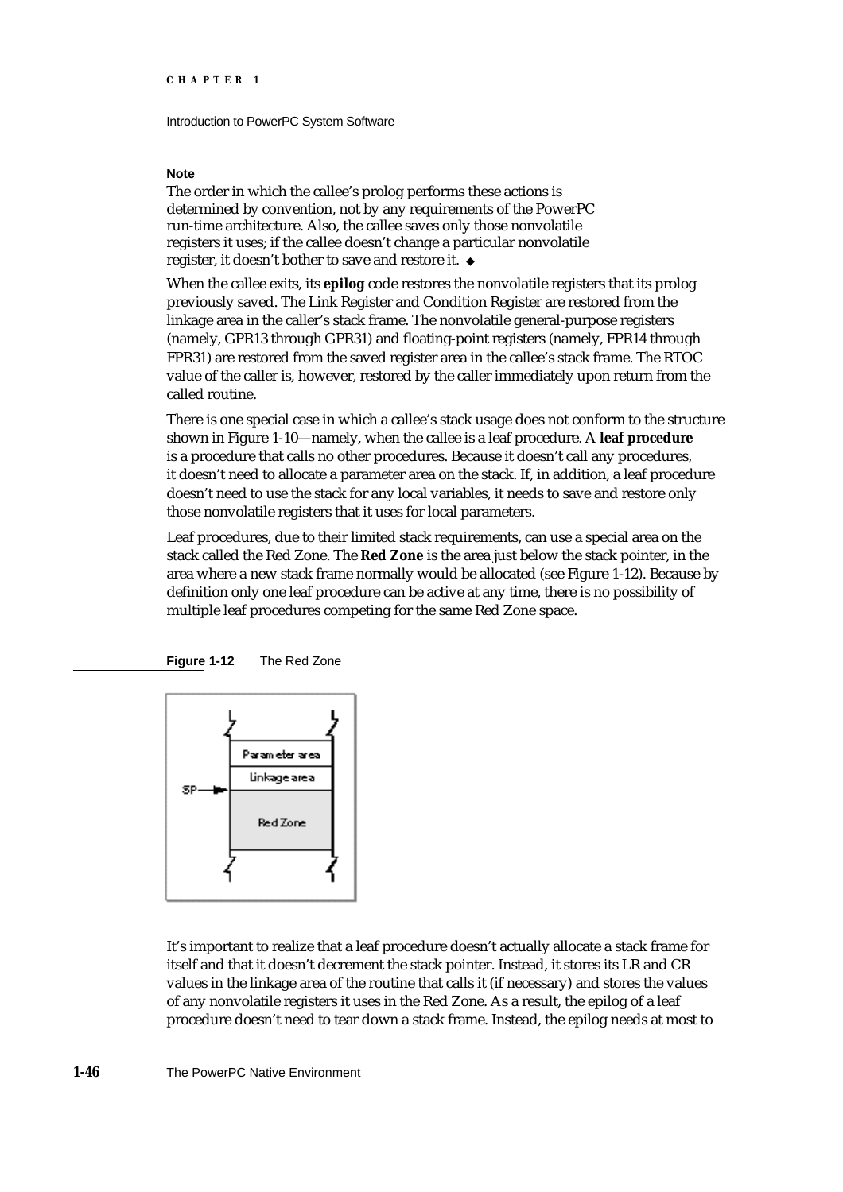**Note**

The order in which the callee's prolog performs these actions is determined by convention, not by any requirements of the PowerPC run-time architecture. Also, the callee saves only those nonvolatile registers it uses; if the callee doesn't change a particular nonvolatile register, it doesn't bother to save and restore it. ◆

When the callee exits, its **epilog** code restores the nonvolatile registers that its prolog previously saved. The Link Register and Condition Register are restored from the linkage area in the caller's stack frame. The nonvolatile general-purpose registers (namely, GPR13 through GPR31) and floating-point registers (namely, FPR14 through FPR31) are restored from the saved register area in the callee's stack frame. The RTOC value of the caller is, however, restored by the caller immediately upon return from the called routine.

There is one special case in which a callee's stack usage does not conform to the structure shown in Figure 1-10—namely, when the callee is a leaf procedure. A **leaf procedure** is a procedure that calls no other procedures. Because it doesn't call any procedures, it doesn't need to allocate a parameter area on the stack. If, in addition, a leaf procedure doesn't need to use the stack for any local variables, it needs to save and restore only those nonvolatile registers that it uses for local parameters.

Leaf procedures, due to their limited stack requirements, can use a special area on the stack called the Red Zone. The **Red Zone** is the area just below the stack pointer, in the area where a new stack frame normally would be allocated (see Figure 1-12). Because by definition only one leaf procedure can be active at any time, there is no possibility of multiple leaf procedures competing for the same Red Zone space.

**Figure 1-12** The Red Zone

It's important to realize that a leaf procedure doesn't actually allocate a stack frame for itself and that it doesn't decrement the stack pointer. Instead, it stores its LR and CR values in the linkage area of the routine that calls it (if necessary) and stores the values of any nonvolatile registers it uses in the Red Zone. As a result, the epilog of a leaf procedure doesn't need to tear down a stack frame. Instead, the epilog needs at most to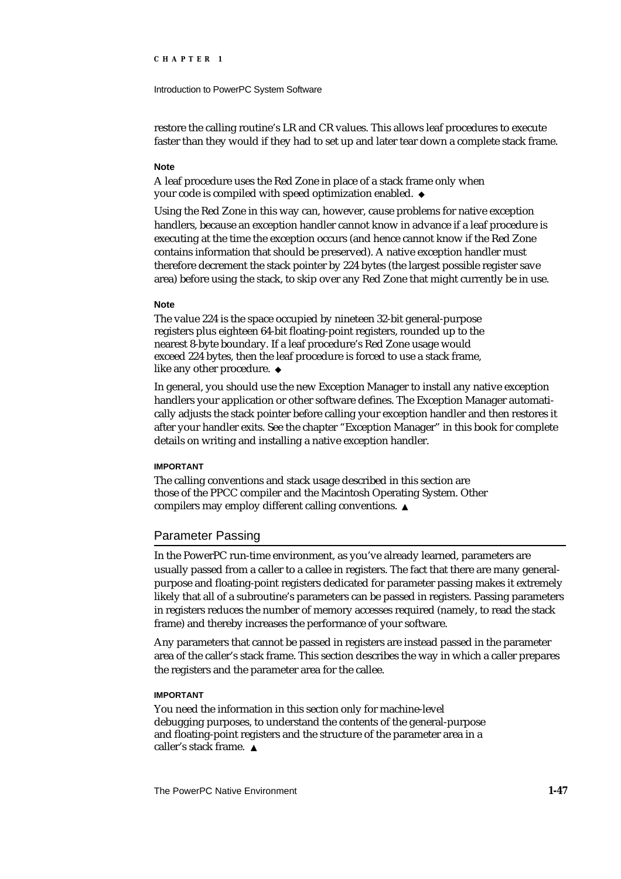restore the calling routine's LR and CR values. This allows leaf procedures to execute faster than they would if they had to set up and later tear down a complete stack frame.

**Note**

A leaf procedure uses the Red Zone in place of a stack frame only when your code is compiled with speed optimization enabled. ◆

Using the Red Zone in this way can, however, cause problems for native exception handlers, because an exception handler cannot know in advance if a leaf procedure is executing at the time the exception occurs (and hence cannot know if the Red Zone contains information that should be preserved). A native exception handler must therefore decrement the stack pointer by 224 bytes (the largest possible register save area) before using the stack, to skip over any Red Zone that might currently be in use.

**Note**

The value 224 is the space occupied by nineteen 32-bit general-purpose registers plus eighteen 64-bit floating-point registers, rounded up to the nearest 8-byte boundary. If a leaf procedure's Red Zone usage would exceed 224 bytes, then the leaf procedure is forced to use a stack frame, like any other procedure. ◆

In general, you should use the new Exception Manager to install any native exception handlers your application or other software defines. The Exception Manager automatically adjusts the stack pointer before calling your exception handler and then restores it after your handler exits. See the chapter "Exception Manager" in this book for complete details on writing and installing a native exception handler.

**IMPORTANT**

The calling conventions and stack usage described in this section are those of the PPCC compiler and the Macintosh Operating System. Other compilers may employ different calling conventions. ▲

## Parameter Passing

In the PowerPC run-time environment, as you've already learned, parameters are usually passed from a caller to a callee in registers. The fact that there are many general-purpose and floating-point registers dedicated for parameter passing makes it extremely likely that all of a subroutine's parameters can be passed in registers. Passing parameters in registers reduces the number of memory accesses required (namely, to read the stack frame) and thereby increases the performance of your software.

Any parameters that cannot be passed in registers are instead passed in the parameter area of the caller's stack frame. This section describes the way in which a caller prepares the registers and the parameter area for the callee.

**IMPORTANT**

You need the information in this section only for machine-level debugging purposes, to understand the contents of the general-purpose and floating-point registers and the structure of the parameter area in a caller's stack frame. ▲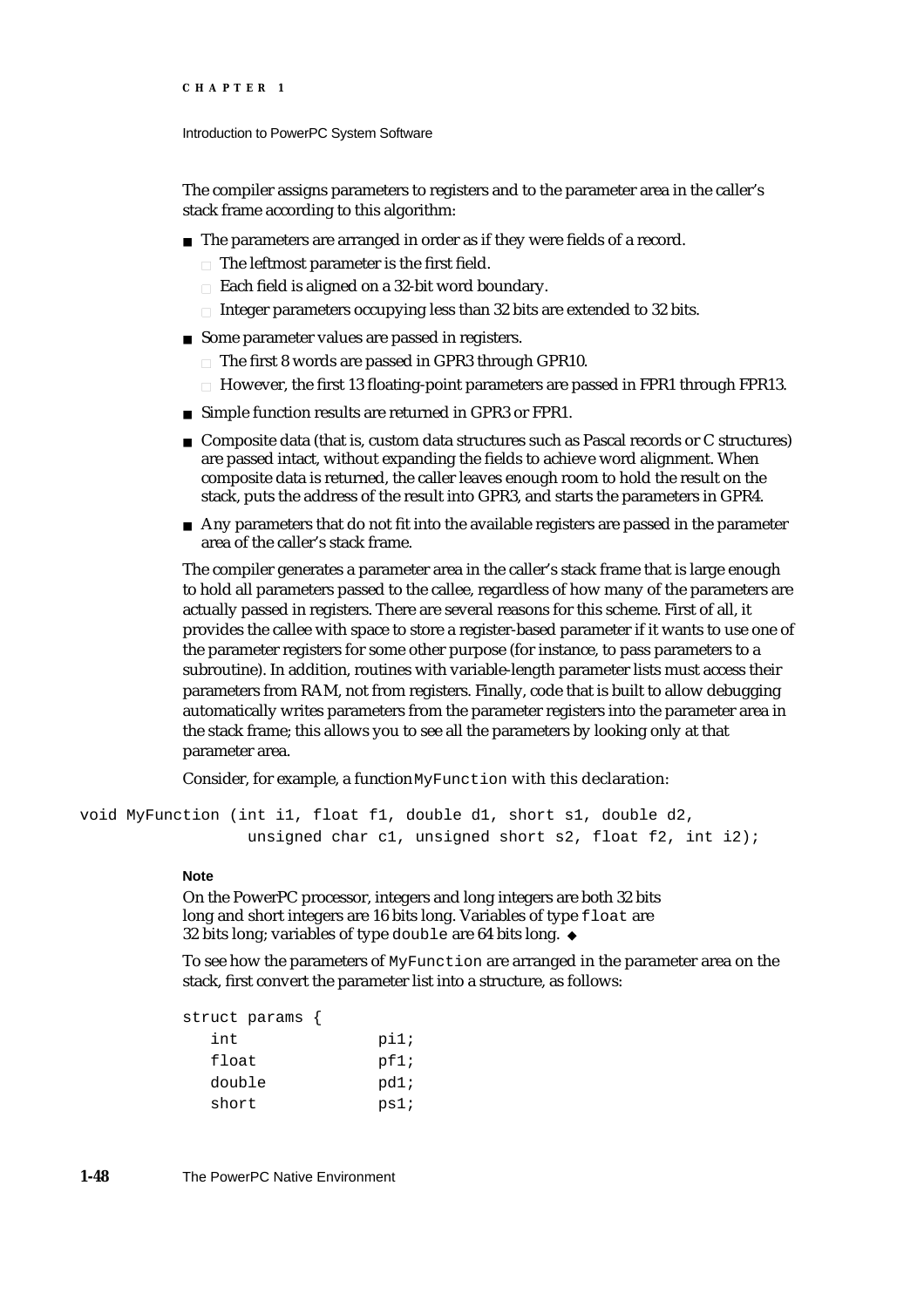The compiler assigns parameters to registers and to the parameter area in the caller's stack frame according to this algorithm:

- The parameters are arranged in order as if they were fields of a record.
  - The leftmost parameter is the first field.
  - Each field is aligned on a 32-bit word boundary.
  - Integer parameters occupying less than 32 bits are extended to 32 bits.
- Some parameter values are passed in registers.
  - The first 8 words are passed in GPR3 through GPR10.
  - However, the first 13 floating-point parameters are passed in FPR1 through FPR13.
- Simple function results are returned in GPR3 or FPR1.
- Composite data (that is, custom data structures such as Pascal records or C structures) are passed intact, without expanding the fields to achieve word alignment. When composite data is returned, the caller leaves enough room to hold the result on the stack, puts the address of the result into GPR3, and starts the parameters in GPR4.
- Any parameters that do not fit into the available registers are passed in the parameter area of the caller's stack frame.

The compiler generates a parameter area in the caller's stack frame that is large enough to hold all parameters passed to the callee, regardless of how many of the parameters are actually passed in registers. There are several reasons for this scheme. First of all, it provides the callee with space to store a register-based parameter if it wants to use one of the parameter registers for some other purpose (for instance, to pass parameters to a subroutine). In addition, routines with variable-length parameter lists must access their parameters from RAM, not from registers. Finally, code that is built to allow debugging automatically writes parameters from the parameter registers into the parameter area in the stack frame; this allows you to see all the parameters by looking only at that parameter area.

Consider, for example, a function `MyFunction` with this declaration:

```
void MyFunction (int i1, float f1, double d1, short s1, double d2,
                 unsigned char c1, unsigned short s2, float f2, int i2);
```

**Note**

On the PowerPC processor, integers and long integers are both 32 bits long and short integers are 16 bits long. Variables of type `float` are 32 bits long; variables of type `double` are 64 bits long. ◆

To see how the parameters of `MyFunction` are arranged in the parameter area on the stack, first convert the parameter list into a structure, as follows:

```
struct params {
   int             pi1;
   float           pf1;
   double          pd1;
   short           ps1;
```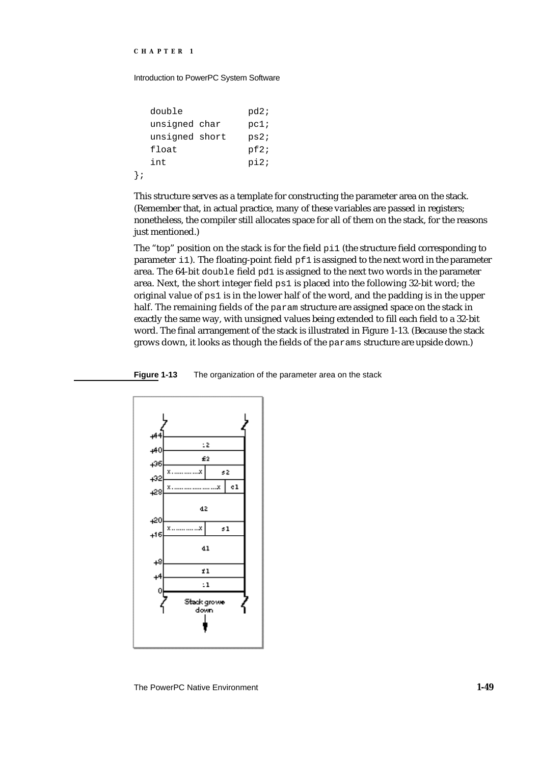```
   double          pd2;
   unsigned char   pc1;
   unsigned short  ps2;
   float           pf2;
   int             pi2;
};
```

This structure serves as a template for constructing the parameter area on the stack. (Remember that, in actual practice, many of these variables are passed in registers; nonetheless, the compiler still allocates space for all of them on the stack, for the reasons just mentioned.)

The "top" position on the stack is for the field `pi1` (the structure field corresponding to parameter `i1`). The floating-point field `pf1` is assigned to the next word in the parameter area. The 64-bit `double` field `pd1` is assigned to the next two words in the parameter area. Next, the short integer field `ps1` is placed into the following 32-bit word; the original value of `ps1` is in the lower half of the word, and the padding is in the upper half. The remaining fields of the `param` structure are assigned space on the stack in exactly the same way, with unsigned values being extended to fill each field to a 32-bit word. The final arrangement of the stack is illustrated in Figure 1-13. (Because the stack grows down, it looks as though the fields of the `params` structure are upside down.)

**Figure 1-13** The organization of the parameter area on the stack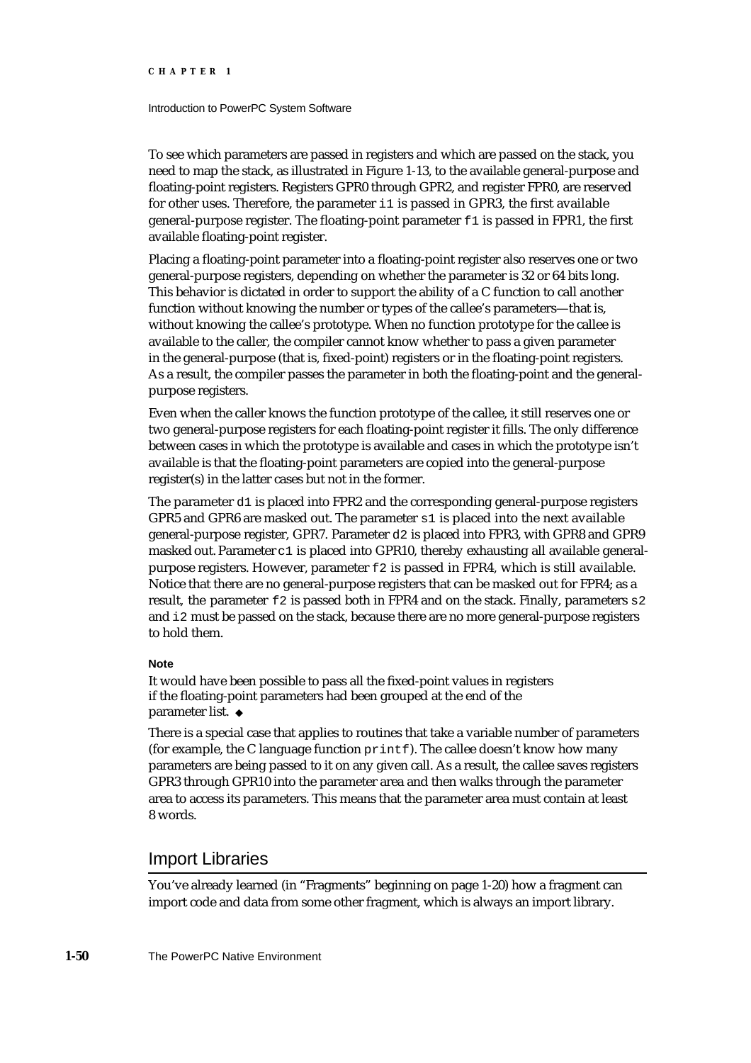To see which parameters are passed in registers and which are passed on the stack, you need to map the stack, as illustrated in Figure 1-13, to the available general-purpose and floating-point registers. Registers GPR0 through GPR2, and register FPR0, are reserved for other uses. Therefore, the parameter `i1` is passed in GPR3, the first available general-purpose register. The floating-point parameter `f1` is passed in FPR1, the first available floating-point register.

Placing a floating-point parameter into a floating-point register also reserves one or two general-purpose registers, depending on whether the parameter is 32 or 64 bits long. This behavior is dictated in order to support the ability of a C function to call another function without knowing the number or types of the callee's parameters—that is, without knowing the callee's prototype. When no function prototype for the callee is available to the caller, the compiler cannot know whether to pass a given parameter in the general-purpose (that is, fixed-point) registers or in the floating-point registers. As a result, the compiler passes the parameter in both the floating-point and the general-purpose registers.

Even when the caller knows the function prototype of the callee, it still reserves one or two general-purpose registers for each floating-point register it fills. The only difference between cases in which the prototype is available and cases in which the prototype isn't available is that the floating-point parameters are copied into the general-purpose register(s) in the latter cases but not in the former.

The parameter `d1` is placed into FPR2 and the corresponding general-purpose registers GPR5 and GPR6 are masked out. The parameter `s1` is placed into the next available general-purpose register, GPR7. Parameter `d2` is placed into FPR3, with GPR8 and GPR9 masked out. Parameter `c1` is placed into GPR10, thereby exhausting all available general-purpose registers. However, parameter `f2` is passed in FPR4, which is still available. Notice that there are no general-purpose registers that can be masked out for FPR4; as a result, the parameter `f2` is passed both in FPR4 and on the stack. Finally, parameters `s2` and `i2` must be passed on the stack, because there are no more general-purpose registers to hold them.

**Note**

It would have been possible to pass all the fixed-point values in registers if the floating-point parameters had been grouped at the end of the parameter list. ◆

There is a special case that applies to routines that take a variable number of parameters (for example, the C language function `printf`). The callee doesn't know how many parameters are being passed to it on any given call. As a result, the callee saves registers GPR3 through GPR10 into the parameter area and then walks through the parameter area to access its parameters. This means that the parameter area must contain at least 8 words.

## Import Libraries

You've already learned (in "Fragments" beginning on page 1-20) how a fragment can import code and data from some other fragment, which is always an import library.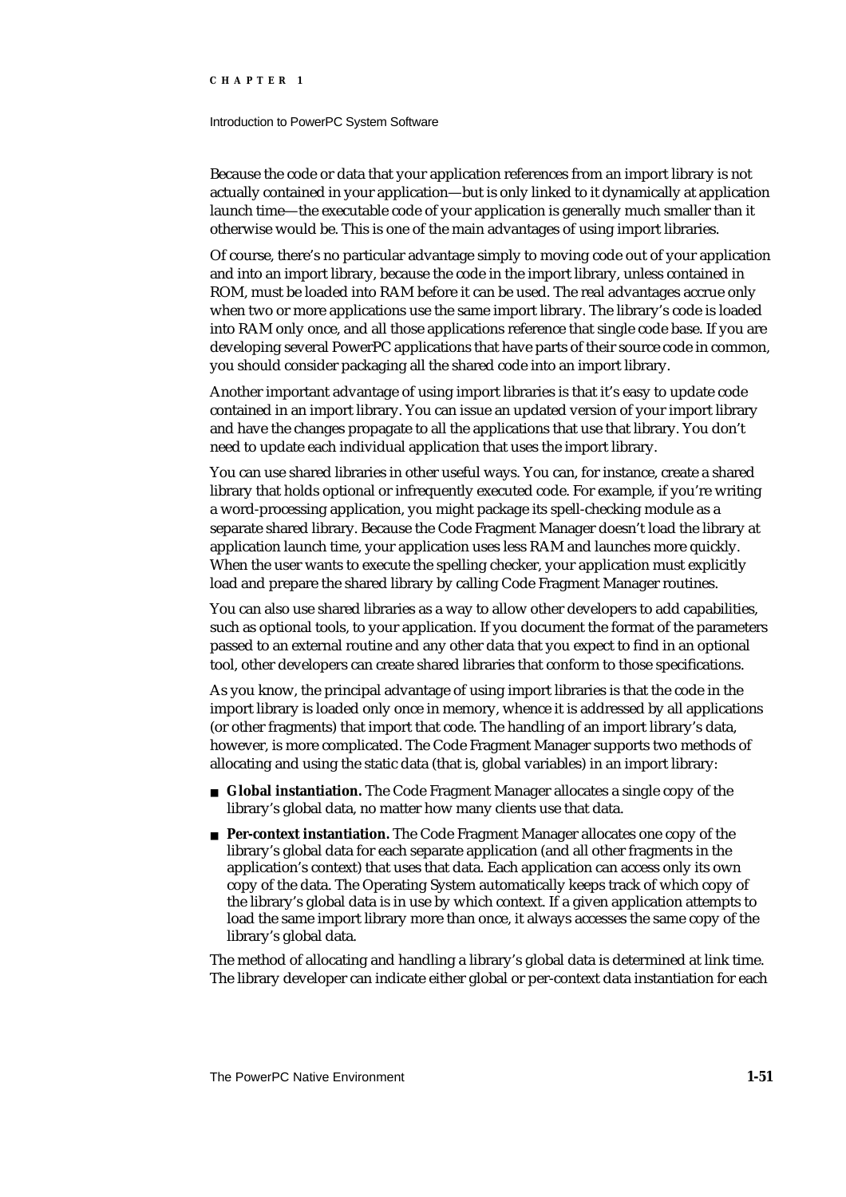Because the code or data that your application references from an import library is not actually contained in your application—but is only linked to it dynamically at application launch time—the executable code of your application is generally much smaller than it otherwise would be. This is one of the main advantages of using import libraries.

Of course, there's no particular advantage simply to moving code out of your application and into an import library, because the code in the import library, unless contained in ROM, must be loaded into RAM before it can be used. The real advantages accrue only when two or more applications use the same import library. The library's code is loaded into RAM only once, and all those applications reference that single code base. If you are developing several PowerPC applications that have parts of their source code in common, you should consider packaging all the shared code into an import library.

Another important advantage of using import libraries is that it's easy to update code contained in an import library. You can issue an updated version of your import library and have the changes propagate to all the applications that use that library. You don't need to update each individual application that uses the import library.

You can use shared libraries in other useful ways. You can, for instance, create a shared library that holds optional or infrequently executed code. For example, if you're writing a word-processing application, you might package its spell-checking module as a separate shared library. Because the Code Fragment Manager doesn't load the library at application launch time, your application uses less RAM and launches more quickly. When the user wants to execute the spelling checker, your application must explicitly load and prepare the shared library by calling Code Fragment Manager routines.

You can also use shared libraries as a way to allow other developers to add capabilities, such as optional tools, to your application. If you document the format of the parameters passed to an external routine and any other data that you expect to find in an optional tool, other developers can create shared libraries that conform to those specifications.

As you know, the principal advantage of using import libraries is that the code in the import library is loaded only once in memory, whence it is addressed by all applications (or other fragments) that import that code. The handling of an import library's data, however, is more complicated. The Code Fragment Manager supports two methods of allocating and using the static data (that is, global variables) in an import library:

- **Global instantiation.** The Code Fragment Manager allocates a single copy of the library's global data, no matter how many clients use that data.
- **Per-context instantiation.** The Code Fragment Manager allocates one copy of the library's global data for each separate application (and all other fragments in the application's context) that uses that data. Each application can access only its own copy of the data. The Operating System automatically keeps track of which copy of the library's global data is in use by which context. If a given application attempts to load the same import library more than once, it always accesses the same copy of the library's global data.

The method of allocating and handling a library's global data is determined at link time. The library developer can indicate either global or per-context data instantiation for each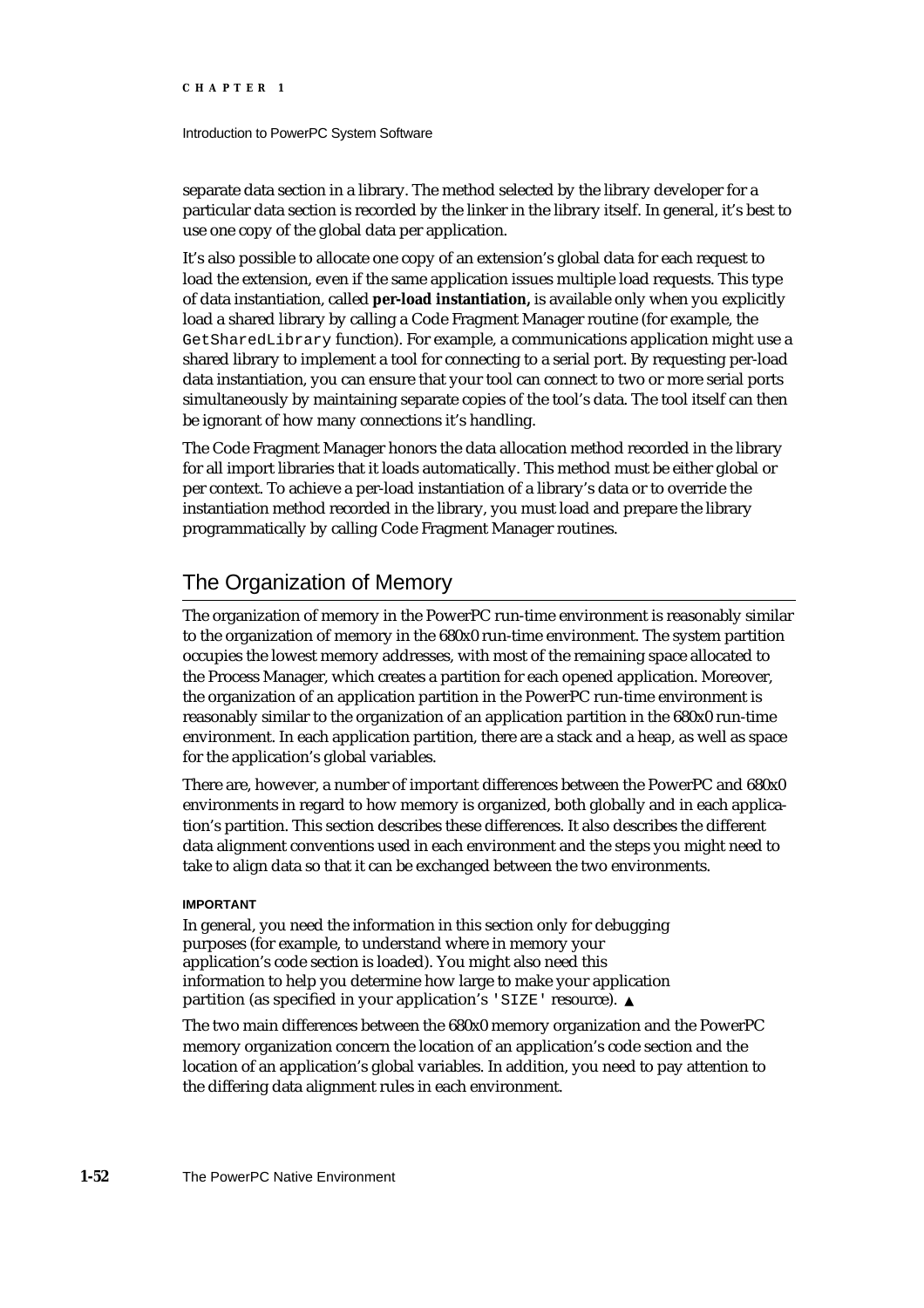separate data section in a library. The method selected by the library developer for a particular data section is recorded by the linker in the library itself. In general, it's best to use one copy of the global data per application.

It's also possible to allocate one copy of an extension's global data for each request to load the extension, even if the same application issues multiple load requests. This type of data instantiation, called **per-load instantiation,** is available only when you explicitly load a shared library by calling a Code Fragment Manager routine (for example, the `GetSharedLibrary` function). For example, a communications application might use a shared library to implement a tool for connecting to a serial port. By requesting per-load data instantiation, you can ensure that your tool can connect to two or more serial ports simultaneously by maintaining separate copies of the tool's data. The tool itself can then be ignorant of how many connections it's handling.

The Code Fragment Manager honors the data allocation method recorded in the library for all import libraries that it loads automatically. This method must be either global or per context. To achieve a per-load instantiation of a library's data or to override the instantiation method recorded in the library, you must load and prepare the library programmatically by calling Code Fragment Manager routines.

## The Organization of Memory

The organization of memory in the PowerPC run-time environment is reasonably similar to the organization of memory in the 680x0 run-time environment. The system partition occupies the lowest memory addresses, with most of the remaining space allocated to the Process Manager, which creates a partition for each opened application. Moreover, the organization of an application partition in the PowerPC run-time environment is reasonably similar to the organization of an application partition in the 680x0 run-time environment. In each application partition, there are a stack and a heap, as well as space for the application's global variables.

There are, however, a number of important differences between the PowerPC and 680x0 environments in regard to how memory is organized, both globally and in each application's partition. This section describes these differences. It also describes the different data alignment conventions used in each environment and the steps you might need to take to align data so that it can be exchanged between the two environments.

**IMPORTANT**

In general, you need the information in this section only for debugging purposes (for example, to understand where in memory your application's code section is loaded). You might also need this information to help you determine how large to make your application partition (as specified in your application's `'SIZE'` resource). ▲

The two main differences between the 680x0 memory organization and the PowerPC memory organization concern the location of an application's code section and the location of an application's global variables. In addition, you need to pay attention to the differing data alignment rules in each environment.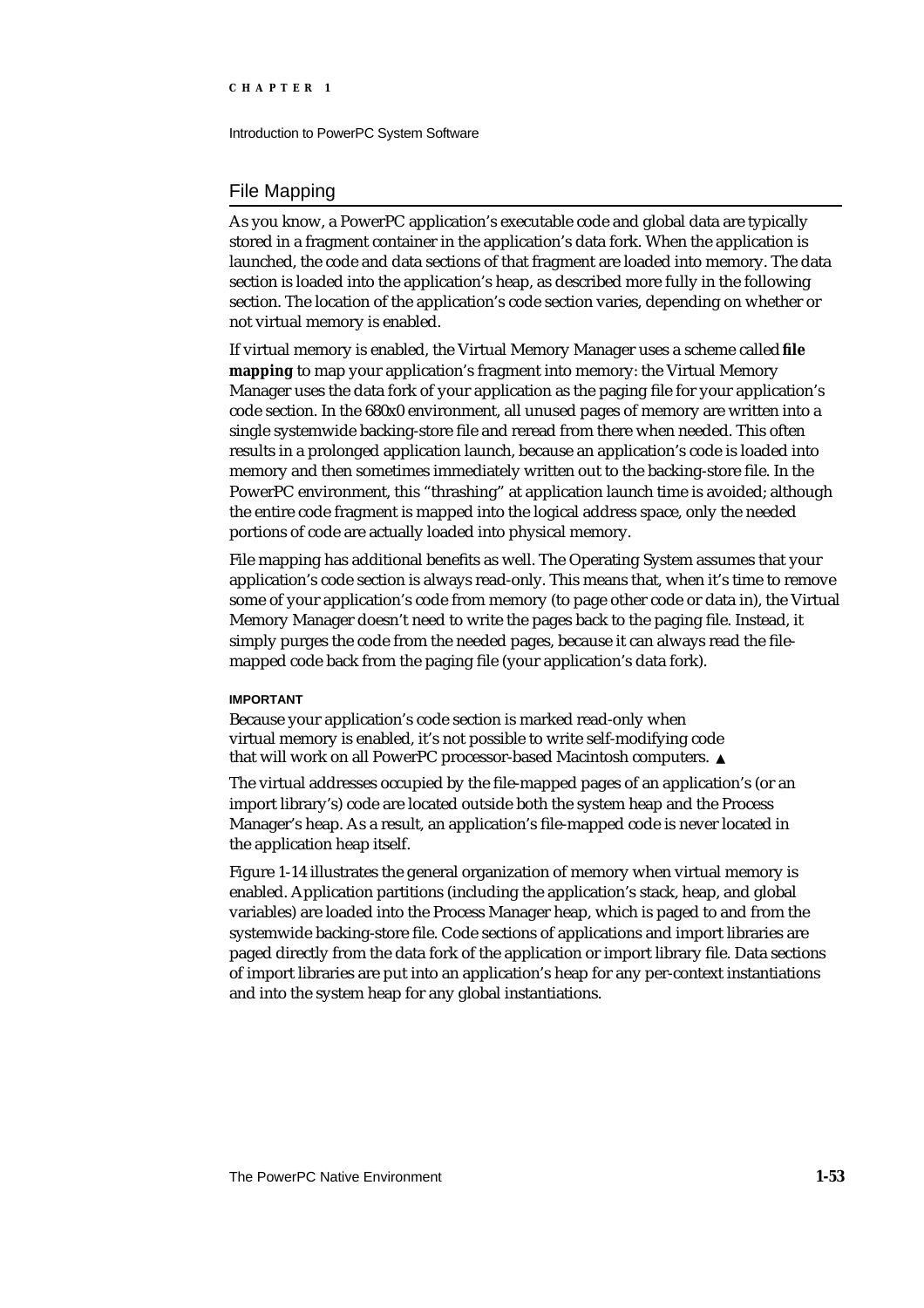## File Mapping

As you know, a PowerPC application's executable code and global data are typically stored in a fragment container in the application's data fork. When the application is launched, the code and data sections of that fragment are loaded into memory. The data section is loaded into the application's heap, as described more fully in the following section. The location of the application's code section varies, depending on whether or not virtual memory is enabled.

If virtual memory is enabled, the Virtual Memory Manager uses a scheme called **file mapping** to map your application's fragment into memory: the Virtual Memory Manager uses the data fork of your application as the paging file for your application's code section. In the 680x0 environment, all unused pages of memory are written into a single systemwide backing-store file and reread from there when needed. This often results in a prolonged application launch, because an application's code is loaded into memory and then sometimes immediately written out to the backing-store file. In the PowerPC environment, this "thrashing" at application launch time is avoided; although the entire code fragment is mapped into the logical address space, only the needed portions of code are actually loaded into physical memory.

File mapping has additional benefits as well. The Operating System assumes that your application's code section is always read-only. This means that, when it's time to remove some of your application's code from memory (to page other code or data in), the Virtual Memory Manager doesn't need to write the pages back to the paging file. Instead, it simply purges the code from the needed pages, because it can always read the file-mapped code back from the paging file (your application's data fork).

**IMPORTANT**

Because your application's code section is marked read-only when virtual memory is enabled, it's not possible to write self-modifying code that will work on all PowerPC processor-based Macintosh computers. ▲

The virtual addresses occupied by the file-mapped pages of an application's (or an import library's) code are located outside both the system heap and the Process Manager's heap. As a result, an application's file-mapped code is never located in the application heap itself.

Figure 1-14 illustrates the general organization of memory when virtual memory is enabled. Application partitions (including the application's stack, heap, and global variables) are loaded into the Process Manager heap, which is paged to and from the systemwide backing-store file. Code sections of applications and import libraries are paged directly from the data fork of the application or import library file. Data sections of import libraries are put into an application's heap for any per-context instantiations and into the system heap for any global instantiations.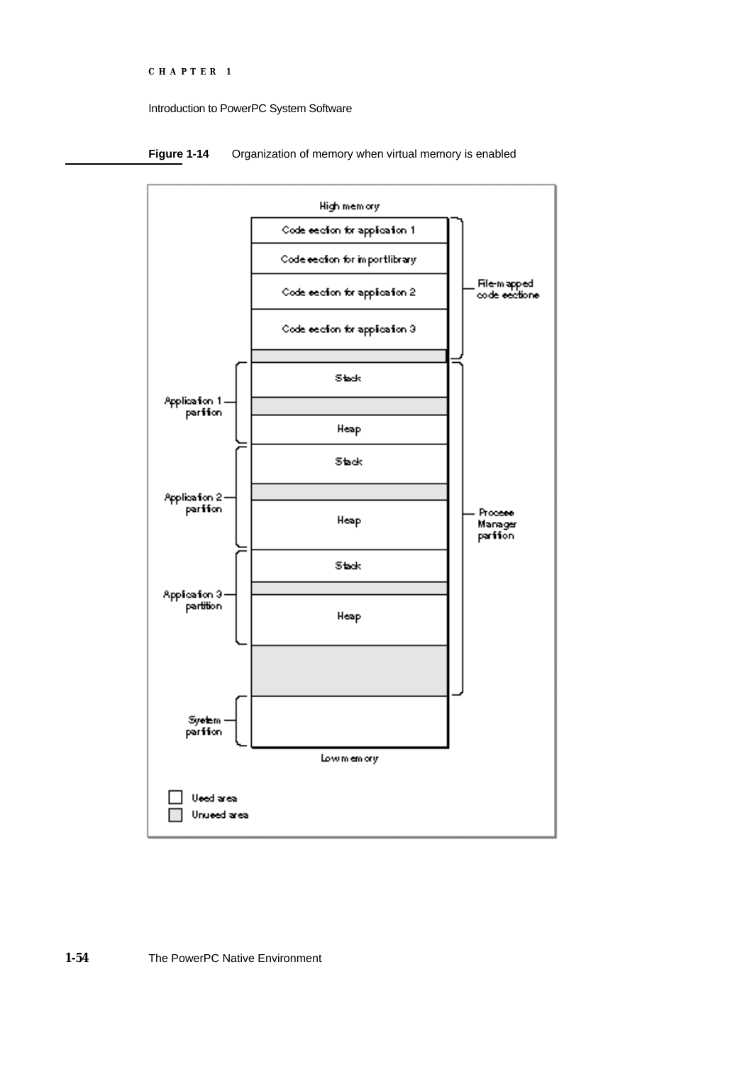**Figure 1-14** Organization of memory when virtual memory is enabled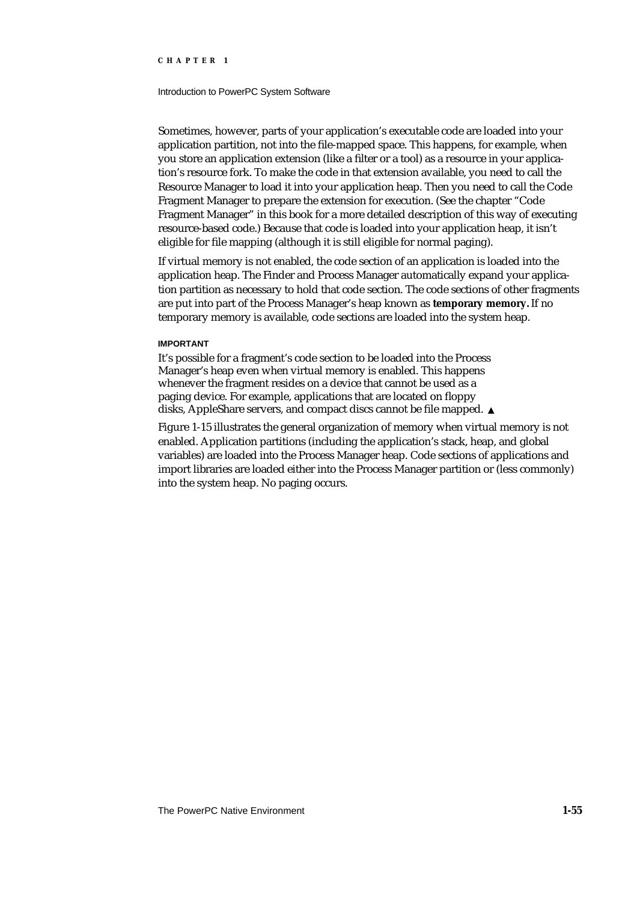Sometimes, however, parts of your application's executable code are loaded into your application partition, not into the file-mapped space. This happens, for example, when you store an application extension (like a filter or a tool) as a resource in your application's resource fork. To make the code in that extension available, you need to call the Resource Manager to load it into your application heap. Then you need to call the Code Fragment Manager to prepare the extension for execution. (See the chapter "Code Fragment Manager" in this book for a more detailed description of this way of executing resource-based code.) Because that code is loaded into your application heap, it isn't eligible for file mapping (although it is still eligible for normal paging).

If virtual memory is not enabled, the code section of an application is loaded into the application heap. The Finder and Process Manager automatically expand your application partition as necessary to hold that code section. The code sections of other fragments are put into part of the Process Manager's heap known as **temporary memory.** If no temporary memory is available, code sections are loaded into the system heap.

**IMPORTANT**

It's possible for a fragment's code section to be loaded into the Process Manager's heap even when virtual memory is enabled. This happens whenever the fragment resides on a device that cannot be used as a paging device. For example, applications that are located on floppy disks, AppleShare servers, and compact discs cannot be file mapped. ▲

Figure 1-15 illustrates the general organization of memory when virtual memory is not enabled. Application partitions (including the application's stack, heap, and global variables) are loaded into the Process Manager heap. Code sections of applications and import libraries are loaded either into the Process Manager partition or (less commonly) into the system heap. No paging occurs.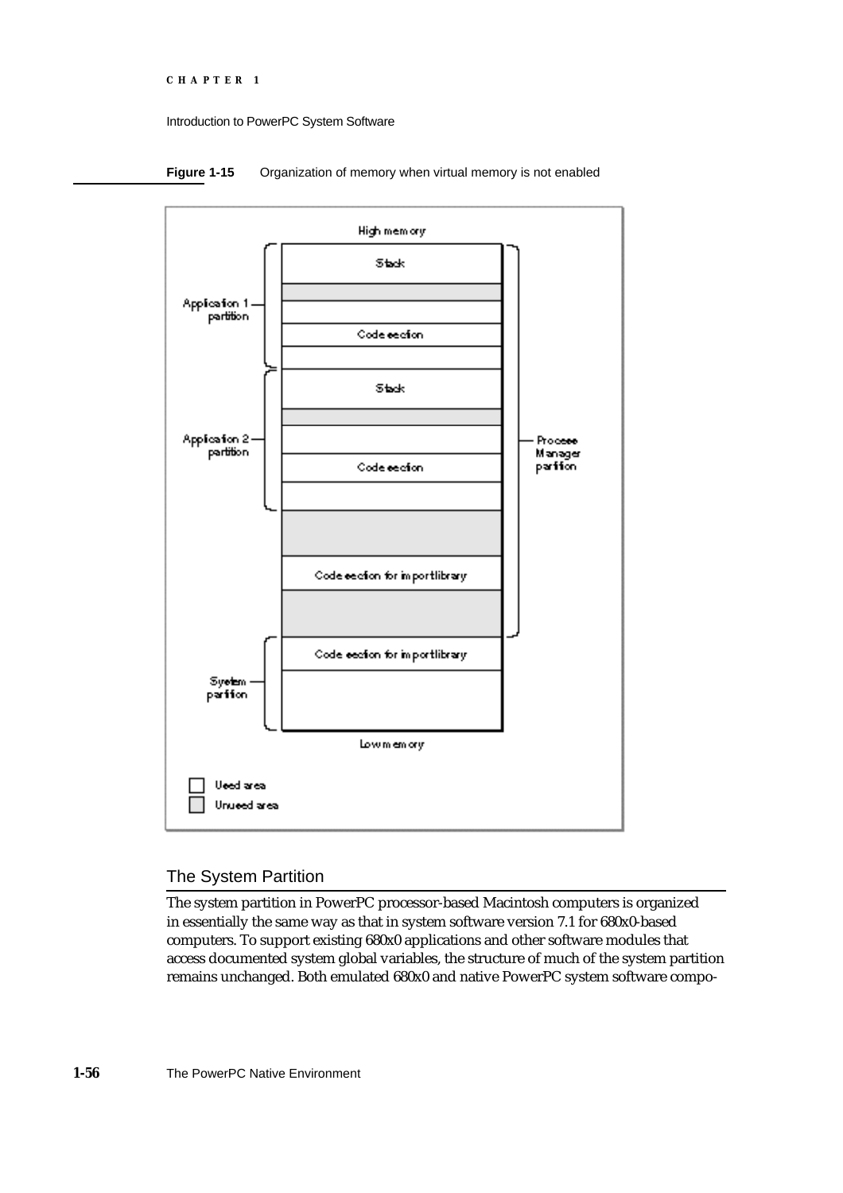**Figure 1-15** Organization of memory when virtual memory is not enabled

## The System Partition

The system partition in PowerPC processor-based Macintosh computers is organized in essentially the same way as that in system software version 7.1 for 680x0-based computers. To support existing 680x0 applications and other software modules that access documented system global variables, the structure of much of the system partition remains unchanged. Both emulated 680x0 and native PowerPC system software compo-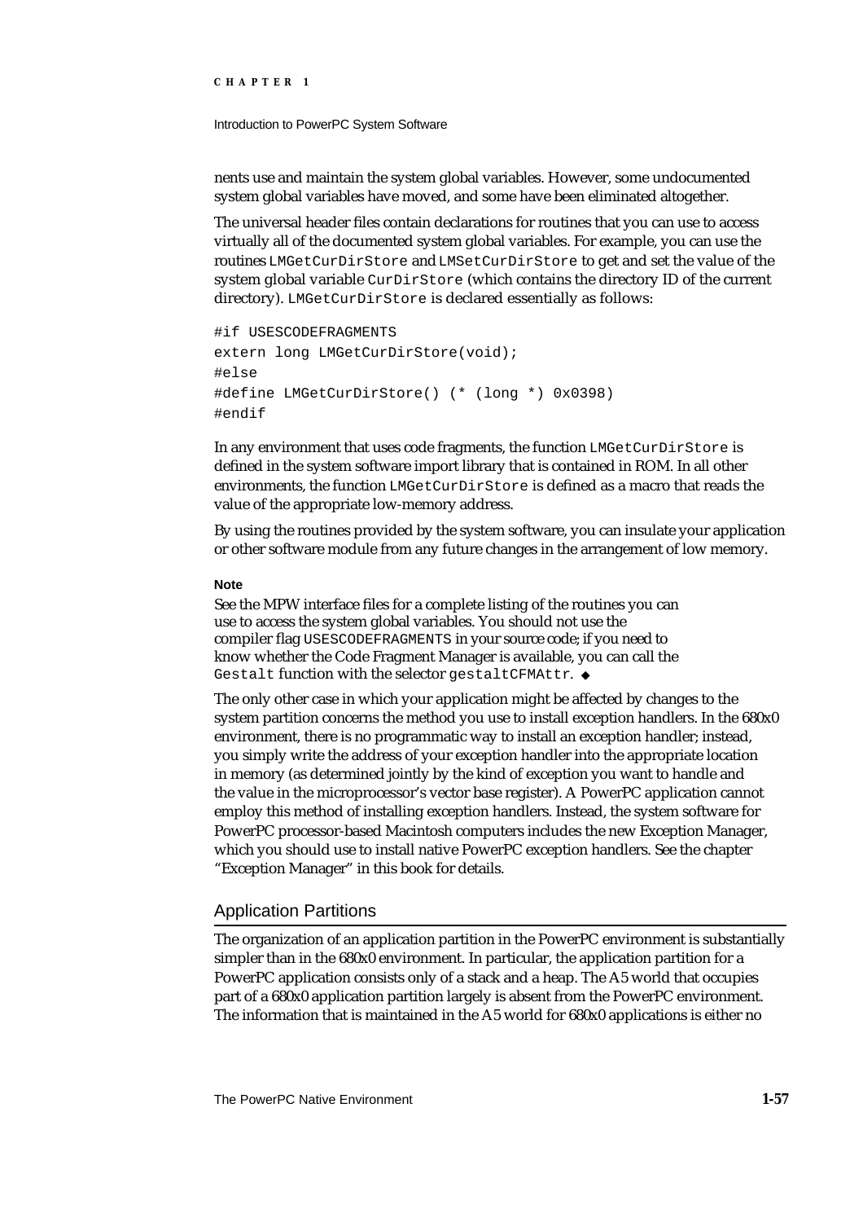nents use and maintain the system global variables. However, some undocumented system global variables have moved, and some have been eliminated altogether.

The universal header files contain declarations for routines that you can use to access virtually all of the documented system global variables. For example, you can use the routines `LMGetCurDirStore` and `LMSetCurDirStore` to get and set the value of the system global variable `CurDirStore` (which contains the directory ID of the current directory). `LMGetCurDirStore` is declared essentially as follows:

```
#if USESCODEFRAGMENTS
extern long LMGetCurDirStore(void);
#else
#define LMGetCurDirStore() (* (long *) 0x0398)
#endif
```

In any environment that uses code fragments, the function `LMGetCurDirStore` is defined in the system software import library that is contained in ROM. In all other environments, the function `LMGetCurDirStore` is defined as a macro that reads the value of the appropriate low-memory address.

By using the routines provided by the system software, you can insulate your application or other software module from any future changes in the arrangement of low memory.

**Note**

See the MPW interface files for a complete listing of the routines you can use to access the system global variables. You should not use the compiler flag `USESCODEFRAGMENTS` in your source code; if you need to know whether the Code Fragment Manager is available, you can call the `Gestalt` function with the selector `gestaltCFMAttr`. ◆

The only other case in which your application might be affected by changes to the system partition concerns the method you use to install exception handlers. In the 680x0 environment, there is no programmatic way to install an exception handler; instead, you simply write the address of your exception handler into the appropriate location in memory (as determined jointly by the kind of exception you want to handle and the value in the microprocessor's vector base register). A PowerPC application cannot employ this method of installing exception handlers. Instead, the system software for PowerPC processor-based Macintosh computers includes the new Exception Manager, which you should use to install native PowerPC exception handlers. See the chapter "Exception Manager" in this book for details.

## Application Partitions

The organization of an application partition in the PowerPC environment is substantially simpler than in the 680x0 environment. In particular, the application partition for a PowerPC application consists only of a stack and a heap. The A5 world that occupies part of a 680x0 application partition largely is absent from the PowerPC environment. The information that is maintained in the A5 world for 680x0 applications is either no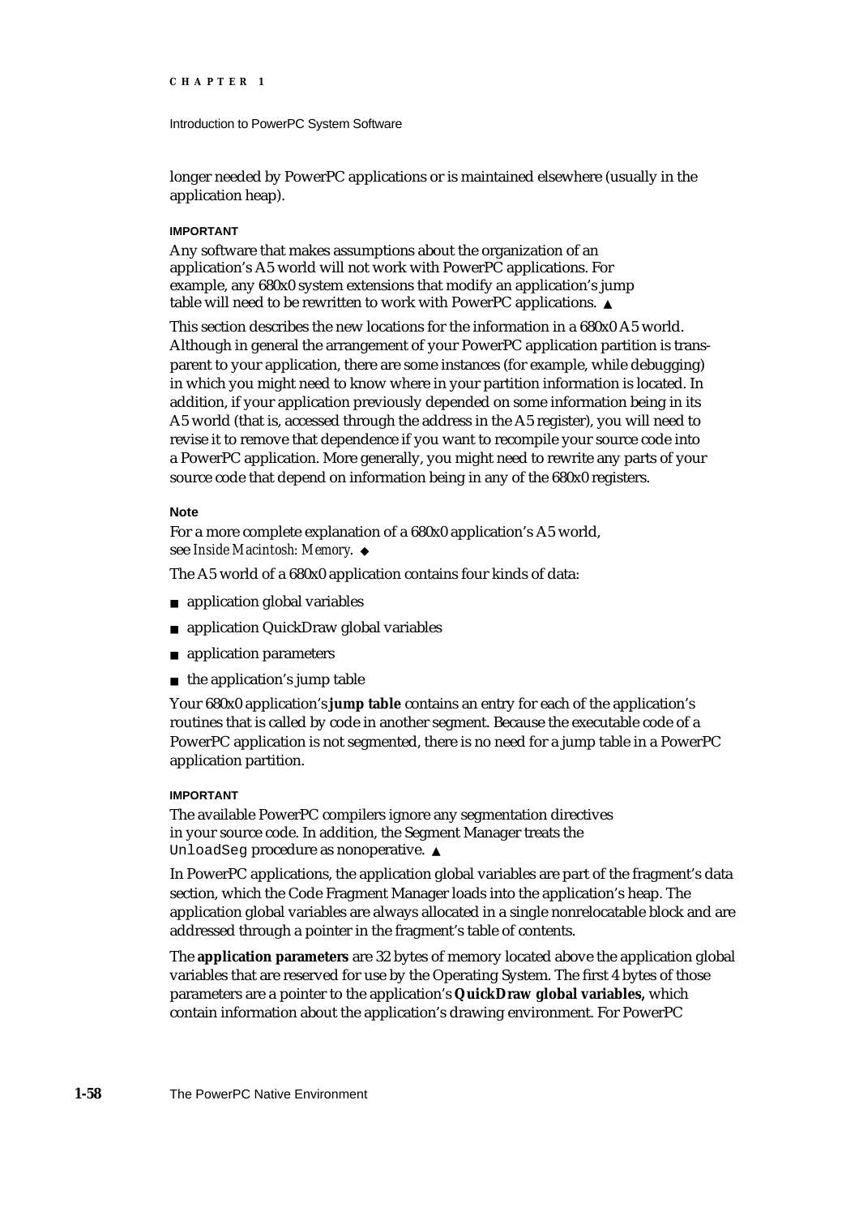longer needed by PowerPC applications or is maintained elsewhere (usually in the application heap).

**IMPORTANT**

Any software that makes assumptions about the organization of an application's A5 world will not work with PowerPC applications. For example, any 680x0 system extensions that modify an application's jump table will need to be rewritten to work with PowerPC applications. ▲

This section describes the new locations for the information in a 680x0 A5 world. Although in general the arrangement of your PowerPC application partition is transparent to your application, there are some instances (for example, while debugging) in which you might need to know where in your partition information is located. In addition, if your application previously depended on some information being in its A5 world (that is, accessed through the address in the A5 register), you will need to revise it to remove that dependence if you want to recompile your source code into a PowerPC application. More generally, you might need to rewrite any parts of your source code that depend on information being in any of the 680x0 registers.

**Note**

For a more complete explanation of a 680x0 application's A5 world, see *Inside Macintosh: Memory*. ◆

The A5 world of a 680x0 application contains four kinds of data:

- application global variables
- application QuickDraw global variables
- application parameters
- the application's jump table

Your 680x0 application's **jump table** contains an entry for each of the application's routines that is called by code in another segment. Because the executable code of a PowerPC application is not segmented, there is no need for a jump table in a PowerPC application partition.

**IMPORTANT**

The available PowerPC compilers ignore any segmentation directives in your source code. In addition, the Segment Manager treats the `UnloadSeg` procedure as nonoperative. ▲

In PowerPC applications, the application global variables are part of the fragment's data section, which the Code Fragment Manager loads into the application's heap. The application global variables are always allocated in a single nonrelocatable block and are addressed through a pointer in the fragment's table of contents.

The **application parameters** are 32 bytes of memory located above the application global variables that are reserved for use by the Operating System. The first 4 bytes of those parameters are a pointer to the application's **QuickDraw global variables,** which contain information about the application's drawing environment. For PowerPC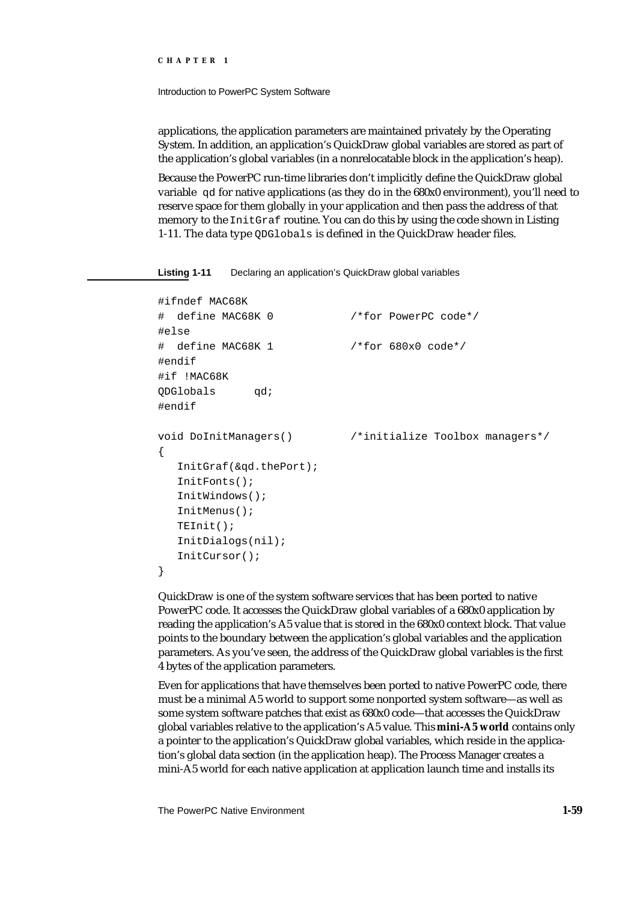applications, the application parameters are maintained privately by the Operating System. In addition, an application's QuickDraw global variables are stored as part of the application's global variables (in a nonrelocatable block in the application's heap).

Because the PowerPC run-time libraries don't implicitly define the QuickDraw global variable `qd` for native applications (as they do in the 680x0 environment), you'll need to reserve space for them globally in your application and then pass the address of that memory to the `InitGraf` routine. You can do this by using the code shown in Listing 1-11. The data type `QDGlobals` is defined in the QuickDraw header files.

**Listing 1-11** Declaring an application's QuickDraw global variables

```
#ifndef MAC68K
#  define MAC68K 0            /*for PowerPC code*/
#else
#  define MAC68K 1            /*for 680x0 code*/
#endif
#if !MAC68K
QDGlobals      qd;
#endif

void DoInitManagers()         /*initialize Toolbox managers*/
{
   InitGraf(&qd.thePort);
   InitFonts();
   InitWindows();
   InitMenus();
   TEInit();
   InitDialogs(nil);
   InitCursor();
}
```

QuickDraw is one of the system software services that has been ported to native PowerPC code. It accesses the QuickDraw global variables of a 680x0 application by reading the application's A5 value that is stored in the 680x0 context block. That value points to the boundary between the application's global variables and the application parameters. As you've seen, the address of the QuickDraw global variables is the first 4 bytes of the application parameters.

Even for applications that have themselves been ported to native PowerPC code, there must be a minimal A5 world to support some nonported system software—as well as some system software patches that exist as 680x0 code—that accesses the QuickDraw global variables relative to the application's A5 value. This **mini-A5 world** contains only a pointer to the application's QuickDraw global variables, which reside in the application's global data section (in the application heap). The Process Manager creates a mini-A5 world for each native application at application launch time and installs its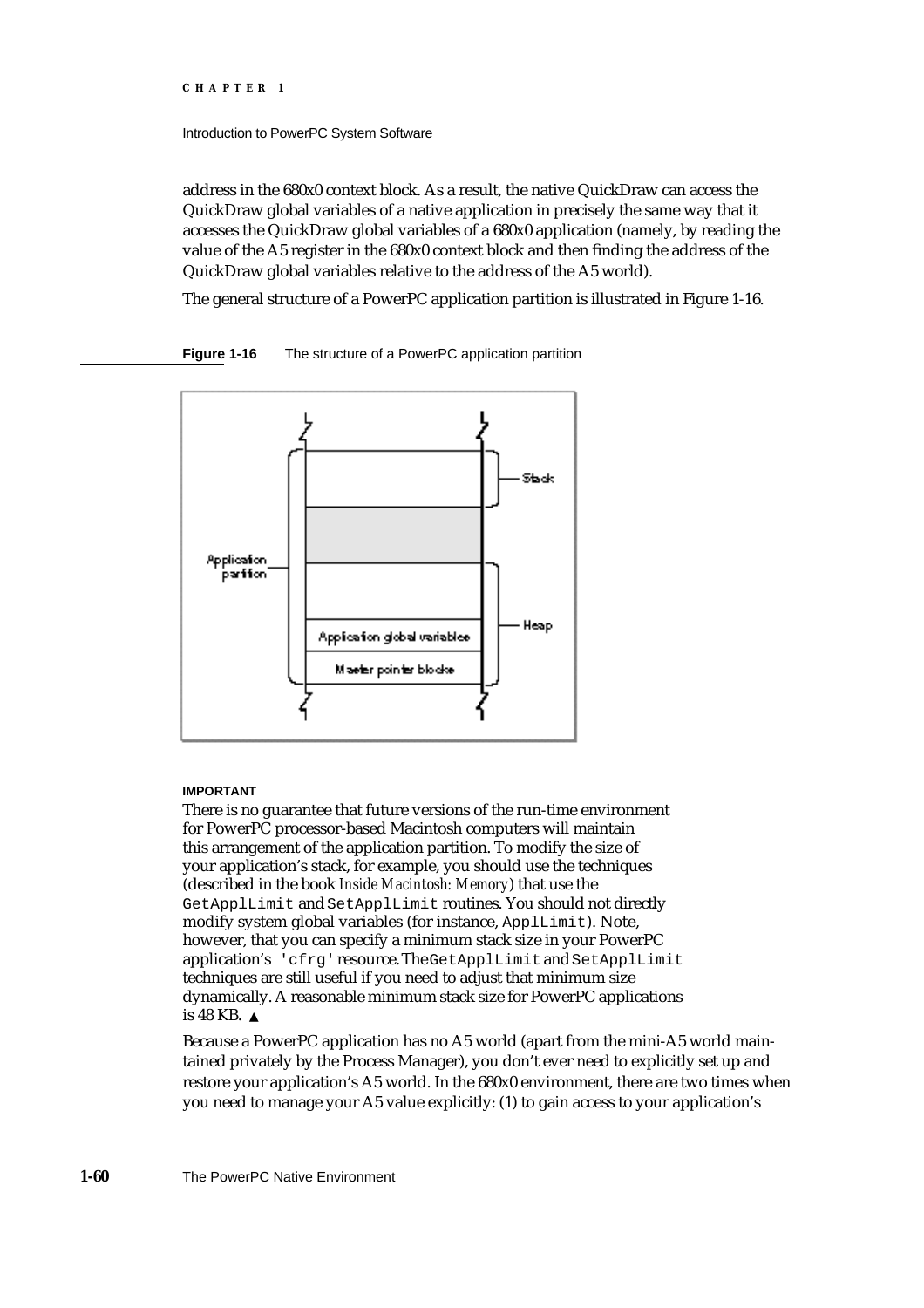address in the 680x0 context block. As a result, the native QuickDraw can access the QuickDraw global variables of a native application in precisely the same way that it accesses the QuickDraw global variables of a 680x0 application (namely, by reading the value of the A5 register in the 680x0 context block and then finding the address of the QuickDraw global variables relative to the address of the A5 world).

The general structure of a PowerPC application partition is illustrated in Figure 1-16.

**Figure 1-16** The structure of a PowerPC application partition

**IMPORTANT**

There is no guarantee that future versions of the run-time environment for PowerPC processor-based Macintosh computers will maintain this arrangement of the application partition. To modify the size of your application's stack, for example, you should use the techniques (described in the book *Inside Macintosh: Memory*) that use the `GetApplLimit` and `SetApplLimit` routines. You should not directly modify system global variables (for instance, `ApplLimit`). Note, however, that you can specify a minimum stack size in your PowerPC application's `'cfrg'` resource. The `GetApplLimit` and `SetApplLimit` techniques are still useful if you need to adjust that minimum size dynamically. A reasonable minimum stack size for PowerPC applications is 48 KB. ▲

Because a PowerPC application has no A5 world (apart from the mini-A5 world maintained privately by the Process Manager), you don't ever need to explicitly set up and restore your application's A5 world. In the 680x0 environment, there are two times when you need to manage your A5 value explicitly: (1) to gain access to your application's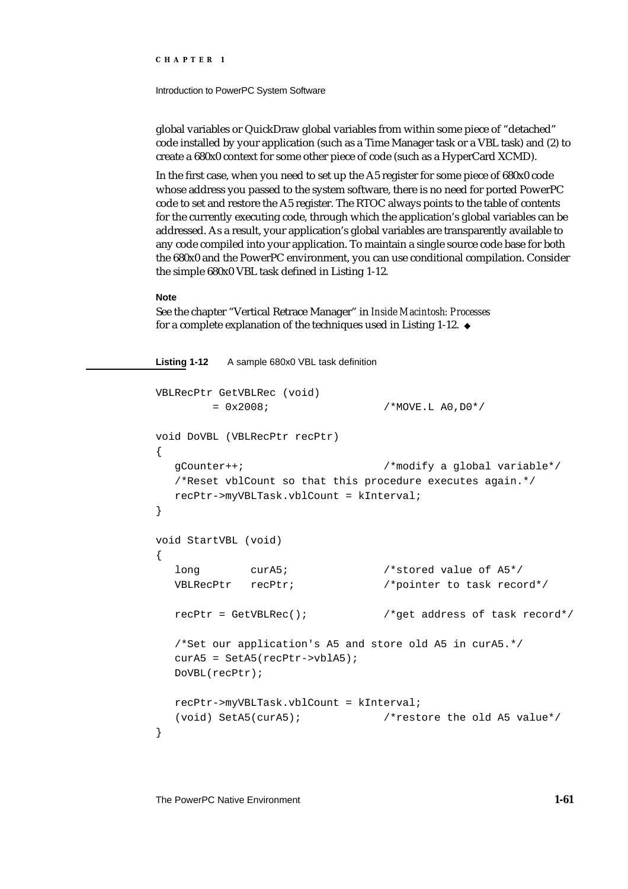global variables or QuickDraw global variables from within some piece of "detached" code installed by your application (such as a Time Manager task or a VBL task) and (2) to create a 680x0 context for some other piece of code (such as a HyperCard XCMD).

In the first case, when you need to set up the A5 register for some piece of 680x0 code whose address you passed to the system software, there is no need for ported PowerPC code to set and restore the A5 register. The RTOC always points to the table of contents for the currently executing code, through which the application's global variables can be addressed. As a result, your application's global variables are transparently available to any code compiled into your application. To maintain a single source code base for both the 680x0 and the PowerPC environment, you can use conditional compilation. Consider the simple 680x0 VBL task defined in Listing 1-12.

**Note**

See the chapter "Vertical Retrace Manager" in *Inside Macintosh: Processes* for a complete explanation of the techniques used in Listing 1-12. ◆

**Listing 1-12** A sample 680x0 VBL task definition

```
VBLRecPtr GetVBLRec (void)
        = 0x2008;                   /*MOVE.L A0,D0*/

void DoVBL (VBLRecPtr recPtr)
{
   gCounter++;                      /*modify a global variable*/
   /*Reset vblCount so that this procedure executes again.*/
   recPtr->myVBLTask.vblCount = kInterval;
}

void StartVBL (void)
{
   long        curA5;               /*stored value of A5*/
   VBLRecPtr   recPtr;              /*pointer to task record*/

   recPtr = GetVBLRec();            /*get address of task record*/

   /*Set our application's A5 and store old A5 in curA5.*/
   curA5 = SetA5(recPtr->vblA5);
   DoVBL(recPtr);

   recPtr->myVBLTask.vblCount = kInterval;
   (void) SetA5(curA5);             /*restore the old A5 value*/
}
```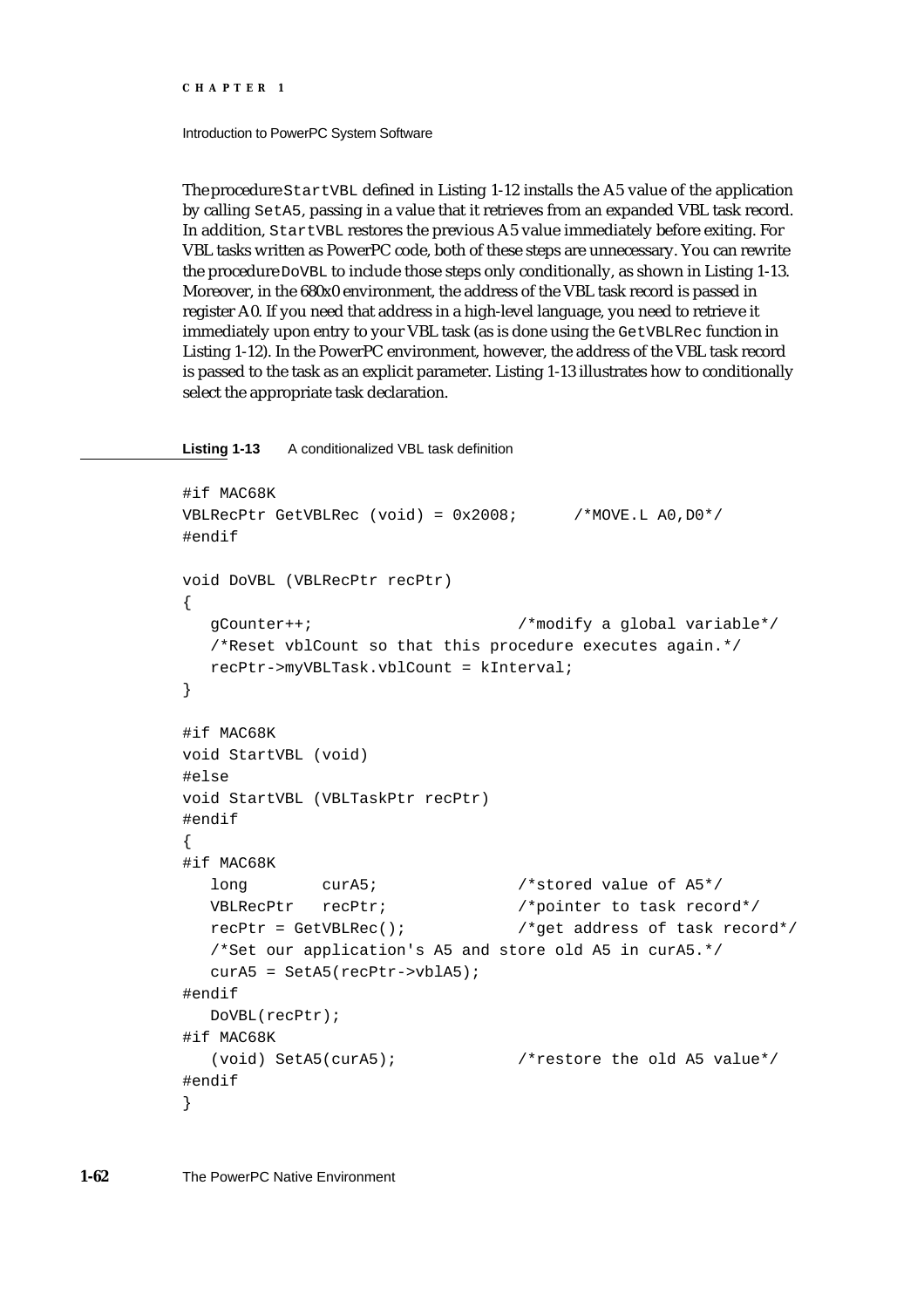The procedure `StartVBL` defined in Listing 1-12 installs the A5 value of the application by calling `SetA5`, passing in a value that it retrieves from an expanded VBL task record. In addition, `StartVBL` restores the previous A5 value immediately before exiting. For VBL tasks written as PowerPC code, both of these steps are unnecessary. You can rewrite the procedure `DoVBL` to include those steps only conditionally, as shown in Listing 1-13. Moreover, in the 680x0 environment, the address of the VBL task record is passed in register A0. If you need that address in a high-level language, you need to retrieve it immediately upon entry to your VBL task (as is done using the `GetVBLRec` function in Listing 1-12). In the PowerPC environment, however, the address of the VBL task record is passed to the task as an explicit parameter. Listing 1-13 illustrates how to conditionally select the appropriate task declaration.

**Listing 1-13** A conditionalized VBL task definition

```
#if MAC68K
VBLRecPtr GetVBLRec (void) = 0x2008;      /*MOVE.L A0,D0*/
#endif

void DoVBL (VBLRecPtr recPtr)
{
   gCounter++;                       /*modify a global variable*/
   /*Reset vblCount so that this procedure executes again.*/
   recPtr->myVBLTask.vblCount = kInterval;
}

#if MAC68K
void StartVBL (void)
#else
void StartVBL (VBLTaskPtr recPtr)
#endif
{
#if MAC68K
   long        curA5;               /*stored value of A5*/
   VBLRecPtr   recPtr;              /*pointer to task record*/
   recPtr = GetVBLRec();            /*get address of task record*/
   /*Set our application's A5 and store old A5 in curA5.*/
   curA5 = SetA5(recPtr->vblA5);
#endif
   DoVBL(recPtr);
#if MAC68K
   (void) SetA5(curA5);             /*restore the old A5 value*/
#endif
}
```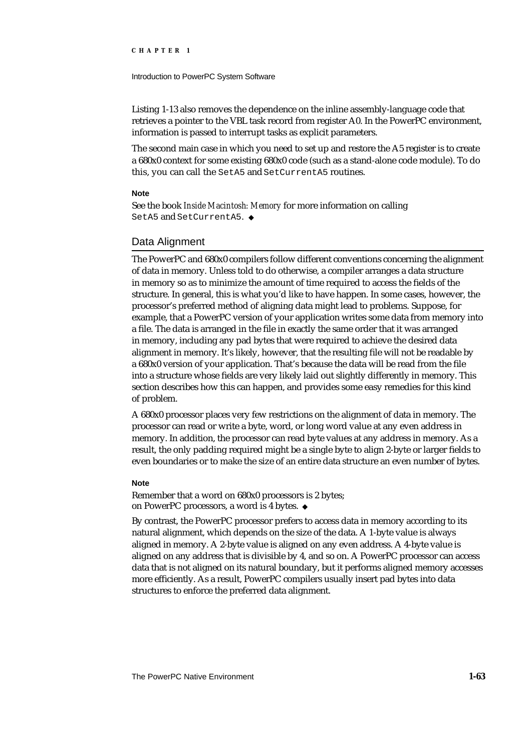Listing 1-13 also removes the dependence on the inline assembly-language code that retrieves a pointer to the VBL task record from register A0. In the PowerPC environment, information is passed to interrupt tasks as explicit parameters.

The second main case in which you need to set up and restore the A5 register is to create a 680x0 context for some existing 680x0 code (such as a stand-alone code module). To do this, you can call the `SetA5` and `SetCurrentA5` routines.

**Note**

See the book *Inside Macintosh: Memory* for more information on calling `SetA5` and `SetCurrentA5`. ◆

## Data Alignment

The PowerPC and 680x0 compilers follow different conventions concerning the alignment of data in memory. Unless told to do otherwise, a compiler arranges a data structure in memory so as to minimize the amount of time required to access the fields of the structure. In general, this is what you'd like to have happen. In some cases, however, the processor's preferred method of aligning data might lead to problems. Suppose, for example, that a PowerPC version of your application writes some data from memory into a file. The data is arranged in the file in exactly the same order that it was arranged in memory, including any pad bytes that were required to achieve the desired data alignment in memory. It's likely, however, that the resulting file will not be readable by a 680x0 version of your application. That's because the data will be read from the file into a structure whose fields are very likely laid out slightly differently in memory. This section describes how this can happen, and provides some easy remedies for this kind of problem.

A 680x0 processor places very few restrictions on the alignment of data in memory. The processor can read or write a byte, word, or long word value at any even address in memory. In addition, the processor can read byte values at any address in memory. As a result, the only padding required might be a single byte to align 2-byte or larger fields to even boundaries or to make the size of an entire data structure an even number of bytes.

**Note**

Remember that a word on 680x0 processors is 2 bytes; on PowerPC processors, a word is 4 bytes. ◆

By contrast, the PowerPC processor prefers to access data in memory according to its natural alignment, which depends on the size of the data. A 1-byte value is always aligned in memory. A 2-byte value is aligned on any even address. A 4-byte value is aligned on any address that is divisible by 4, and so on. A PowerPC processor can access data that is not aligned on its natural boundary, but it performs aligned memory accesses more efficiently. As a result, PowerPC compilers usually insert pad bytes into data structures to enforce the preferred data alignment.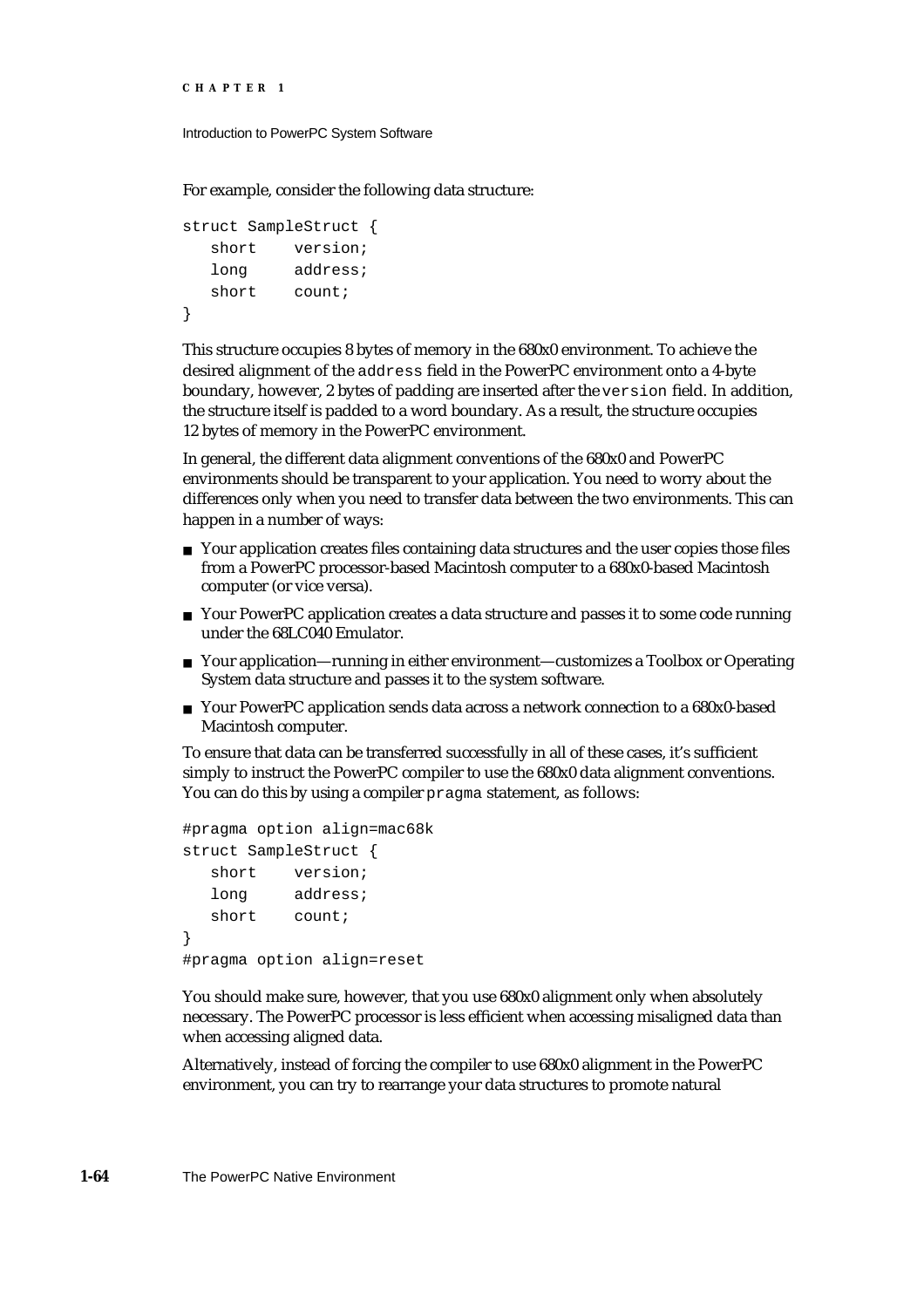For example, consider the following data structure:

```
struct SampleStruct {
   short    version;
   long     address;
   short    count;
}
```

This structure occupies 8 bytes of memory in the 680x0 environment. To achieve the desired alignment of the `address` field in the PowerPC environment onto a 4-byte boundary, however, 2 bytes of padding are inserted after the `version` field. In addition, the structure itself is padded to a word boundary. As a result, the structure occupies 12 bytes of memory in the PowerPC environment.

In general, the different data alignment conventions of the 680x0 and PowerPC environments should be transparent to your application. You need to worry about the differences only when you need to transfer data between the two environments. This can happen in a number of ways:

- Your application creates files containing data structures and the user copies those files from a PowerPC processor-based Macintosh computer to a 680x0-based Macintosh computer (or vice versa).
- Your PowerPC application creates a data structure and passes it to some code running under the 68LC040 Emulator.
- Your application—running in either environment—customizes a Toolbox or Operating System data structure and passes it to the system software.
- Your PowerPC application sends data across a network connection to a 680x0-based Macintosh computer.

To ensure that data can be transferred successfully in all of these cases, it's sufficient simply to instruct the PowerPC compiler to use the 680x0 data alignment conventions. You can do this by using a compiler `pragma` statement, as follows:

```
#pragma option align=mac68k
struct SampleStruct {
   short    version;
   long     address;
   short    count;
}
#pragma option align=reset
```

You should make sure, however, that you use 680x0 alignment only when absolutely necessary. The PowerPC processor is less efficient when accessing misaligned data than when accessing aligned data.

Alternatively, instead of forcing the compiler to use 680x0 alignment in the PowerPC environment, you can try to rearrange your data structures to promote natural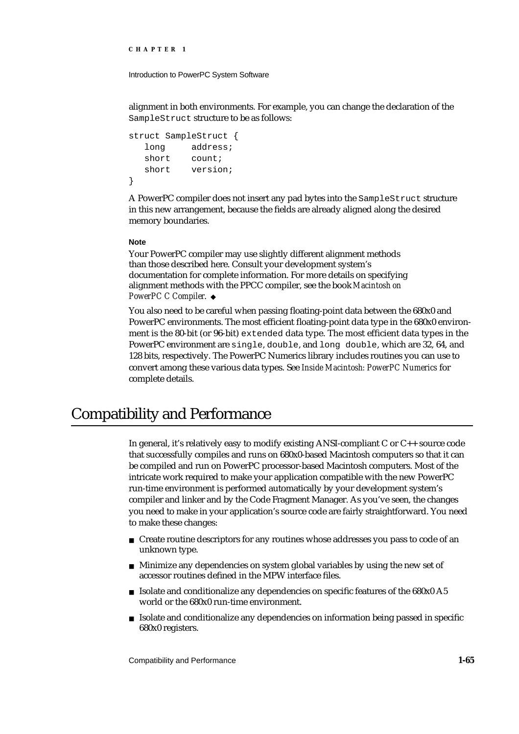alignment in both environments. For example, you can change the declaration of the `SampleStruct` structure to be as follows:

```
struct SampleStruct {
   long     address;
   short    count;
   short    version;
}
```

A PowerPC compiler does not insert any pad bytes into the `SampleStruct` structure in this new arrangement, because the fields are already aligned along the desired memory boundaries.

**Note**

Your PowerPC compiler may use slightly different alignment methods than those described here. Consult your development system's documentation for complete information. For more details on specifying alignment methods with the PPCC compiler, see the book *Macintosh on PowerPC C Compiler*. ◆

You also need to be careful when passing floating-point data between the 680x0 and PowerPC environments. The most efficient floating-point data type in the 680x0 environment is the 80-bit (or 96-bit) `extended` data type. The most efficient data types in the PowerPC environment are `single`, `double`, and `long double`, which are 32, 64, and 128 bits, respectively. The PowerPC Numerics library includes routines you can use to convert among these various data types. See *Inside Macintosh: PowerPC Numerics* for complete details.

# Compatibility and Performance

In general, it's relatively easy to modify existing ANSI-compliant C or C++ source code that successfully compiles and runs on 680x0-based Macintosh computers so that it can be compiled and run on PowerPC processor-based Macintosh computers. Most of the intricate work required to make your application compatible with the new PowerPC run-time environment is performed automatically by your development system's compiler and linker and by the Code Fragment Manager. As you've seen, the changes you need to make in your application's source code are fairly straightforward. You need to make these changes:

- Create routine descriptors for any routines whose addresses you pass to code of an unknown type.
- Minimize any dependencies on system global variables by using the new set of accessor routines defined in the MPW interface files.
- Isolate and conditionalize any dependencies on specific features of the 680x0 A5 world or the 680x0 run-time environment.
- Isolate and conditionalize any dependencies on information being passed in specific 680x0 registers.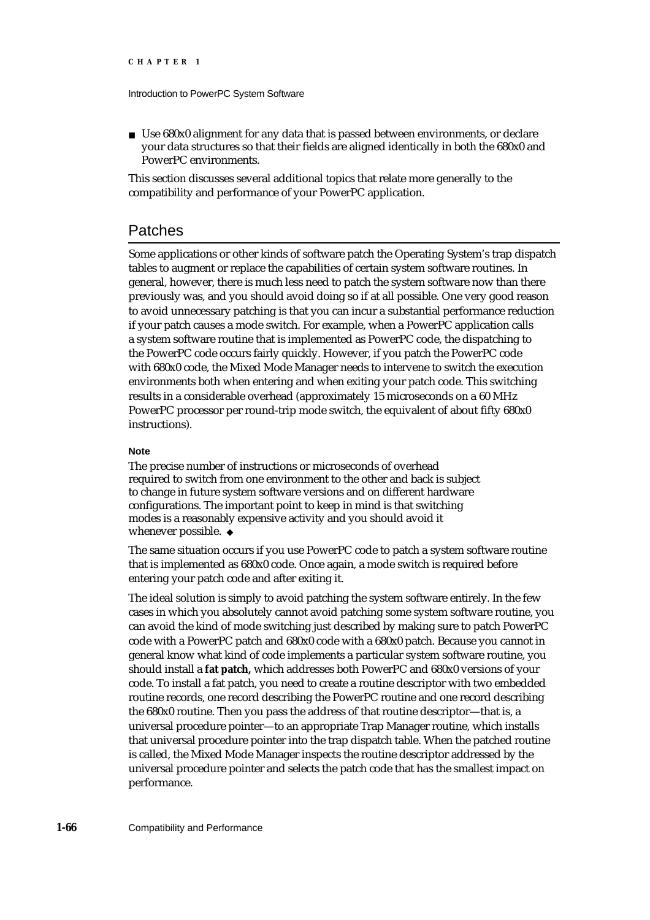- Use 680x0 alignment for any data that is passed between environments, or declare your data structures so that their fields are aligned identically in both the 680x0 and PowerPC environments.

This section discusses several additional topics that relate more generally to the compatibility and performance of your PowerPC application.

## Patches

Some applications or other kinds of software patch the Operating System's trap dispatch tables to augment or replace the capabilities of certain system software routines. In general, however, there is much less need to patch the system software now than there previously was, and you should avoid doing so if at all possible. One very good reason to avoid unnecessary patching is that you can incur a substantial performance reduction if your patch causes a mode switch. For example, when a PowerPC application calls a system software routine that is implemented as PowerPC code, the dispatching to the PowerPC code occurs fairly quickly. However, if you patch the PowerPC code with 680x0 code, the Mixed Mode Manager needs to intervene to switch the execution environments both when entering and when exiting your patch code. This switching results in a considerable overhead (approximately 15 microseconds on a 60 MHz PowerPC processor per round-trip mode switch, the equivalent of about fifty 680x0 instructions).

**Note**

The precise number of instructions or microseconds of overhead required to switch from one environment to the other and back is subject to change in future system software versions and on different hardware configurations. The important point to keep in mind is that switching modes is a reasonably expensive activity and you should avoid it whenever possible. ◆

The same situation occurs if you use PowerPC code to patch a system software routine that is implemented as 680x0 code. Once again, a mode switch is required before entering your patch code and after exiting it.

The ideal solution is simply to avoid patching the system software entirely. In the few cases in which you absolutely cannot avoid patching some system software routine, you can avoid the kind of mode switching just described by making sure to patch PowerPC code with a PowerPC patch and 680x0 code with a 680x0 patch. Because you cannot in general know what kind of code implements a particular system software routine, you should install a **fat patch,** which addresses both PowerPC and 680x0 versions of your code. To install a fat patch, you need to create a routine descriptor with two embedded routine records, one record describing the PowerPC routine and one record describing the 680x0 routine. Then you pass the address of that routine descriptor—that is, a universal procedure pointer—to an appropriate Trap Manager routine, which installs that universal procedure pointer into the trap dispatch table. When the patched routine is called, the Mixed Mode Manager inspects the routine descriptor addressed by the universal procedure pointer and selects the patch code that has the smallest impact on performance.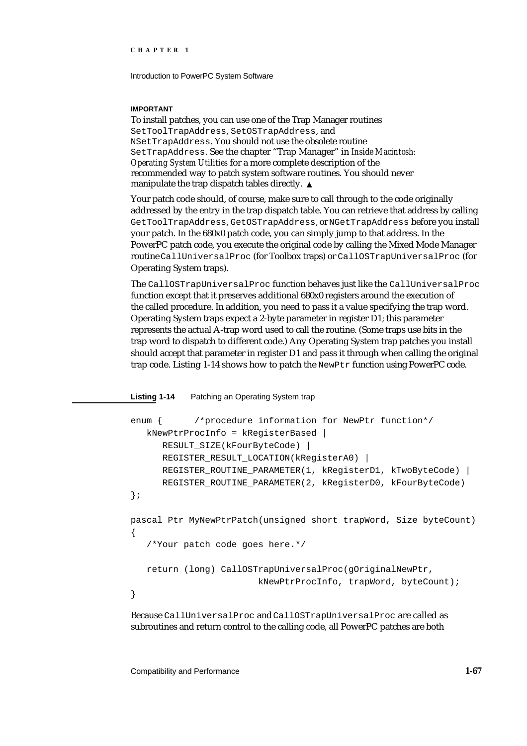**IMPORTANT**

To install patches, you can use one of the Trap Manager routines `SetToolTrapAddress`, `SetOSTrapAddress`, and `NSetTrapAddress`. You should not use the obsolete routine `SetTrapAddress`. See the chapter "Trap Manager" in *Inside Macintosh: Operating System Utilities* for a more complete description of the recommended way to patch system software routines. You should never manipulate the trap dispatch tables directly. ▲

Your patch code should, of course, make sure to call through to the code originally addressed by the entry in the trap dispatch table. You can retrieve that address by calling `GetToolTrapAddress`, `GetOSTrapAddress`, or `NGetTrapAddress` before you install your patch. In the 680x0 patch code, you can simply jump to that address. In the PowerPC patch code, you execute the original code by calling the Mixed Mode Manager routine `CallUniversalProc` (for Toolbox traps) or `CallOSTrapUniversalProc` (for Operating System traps).

The `CallOSTrapUniversalProc` function behaves just like the `CallUniversalProc` function except that it preserves additional 680x0 registers around the execution of the called procedure. In addition, you need to pass it a value specifying the trap word. Operating System traps expect a 2-byte parameter in register D1; this parameter represents the actual A-trap word used to call the routine. (Some traps use bits in the trap word to dispatch to different code.) Any Operating System trap patches you install should accept that parameter in register D1 and pass it through when calling the original trap code. Listing 1-14 shows how to patch the `NewPtr` function using PowerPC code.

**Listing 1-14** Patching an Operating System trap

```
enum {      /*procedure information for NewPtr function*/
   kNewPtrProcInfo = kRegisterBased |
      RESULT_SIZE(kFourByteCode) |
      REGISTER_RESULT_LOCATION(kRegisterA0) |
      REGISTER_ROUTINE_PARAMETER(1, kRegisterD1, kTwoByteCode) |
      REGISTER_ROUTINE_PARAMETER(2, kRegisterD0, kFourByteCode)
};

pascal Ptr MyNewPtrPatch(unsigned short trapWord, Size byteCount)
{
   /*Your patch code goes here.*/

   return (long) CallOSTrapUniversalProc(gOriginalNewPtr,
                        kNewPtrProcInfo, trapWord, byteCount);
}
```

Because `CallUniversalProc` and `CallOSTrapUniversalProc` are called as subroutines and return control to the calling code, all PowerPC patches are both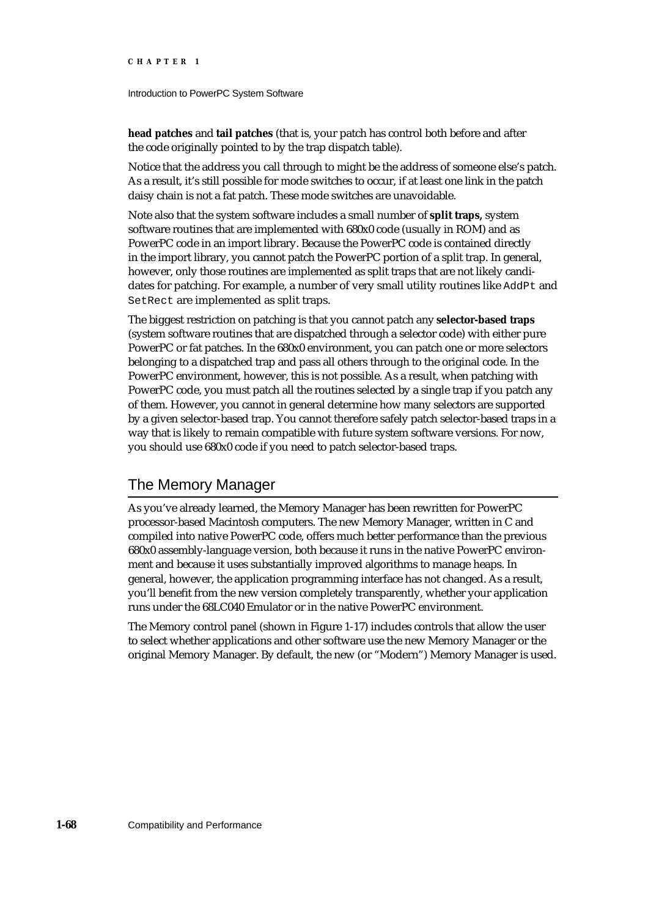**head patches** and **tail patches** (that is, your patch has control both before and after the code originally pointed to by the trap dispatch table).

Notice that the address you call through to might be the address of someone else's patch. As a result, it's still possible for mode switches to occur, if at least one link in the patch daisy chain is not a fat patch. These mode switches are unavoidable.

Note also that the system software includes a small number of **split traps,** system software routines that are implemented with 680x0 code (usually in ROM) and as PowerPC code in an import library. Because the PowerPC code is contained directly in the import library, you cannot patch the PowerPC portion of a split trap. In general, however, only those routines are implemented as split traps that are not likely candidates for patching. For example, a number of very small utility routines like `AddPt` and `SetRect` are implemented as split traps.

The biggest restriction on patching is that you cannot patch any **selector-based traps** (system software routines that are dispatched through a selector code) with either pure PowerPC or fat patches. In the 680x0 environment, you can patch one or more selectors belonging to a dispatched trap and pass all others through to the original code. In the PowerPC environment, however, this is not possible. As a result, when patching with PowerPC code, you must patch all the routines selected by a single trap if you patch any of them. However, you cannot in general determine how many selectors are supported by a given selector-based trap. You cannot therefore safely patch selector-based traps in a way that is likely to remain compatible with future system software versions. For now, you should use 680x0 code if you need to patch selector-based traps.

## The Memory Manager

As you've already learned, the Memory Manager has been rewritten for PowerPC processor-based Macintosh computers. The new Memory Manager, written in C and compiled into native PowerPC code, offers much better performance than the previous 680x0 assembly-language version, both because it runs in the native PowerPC environment and because it uses substantially improved algorithms to manage heaps. In general, however, the application programming interface has not changed. As a result, you'll benefit from the new version completely transparently, whether your application runs under the 68LC040 Emulator or in the native PowerPC environment.

The Memory control panel (shown in Figure 1-17) includes controls that allow the user to select whether applications and other software use the new Memory Manager or the original Memory Manager. By default, the new (or "Modern") Memory Manager is used.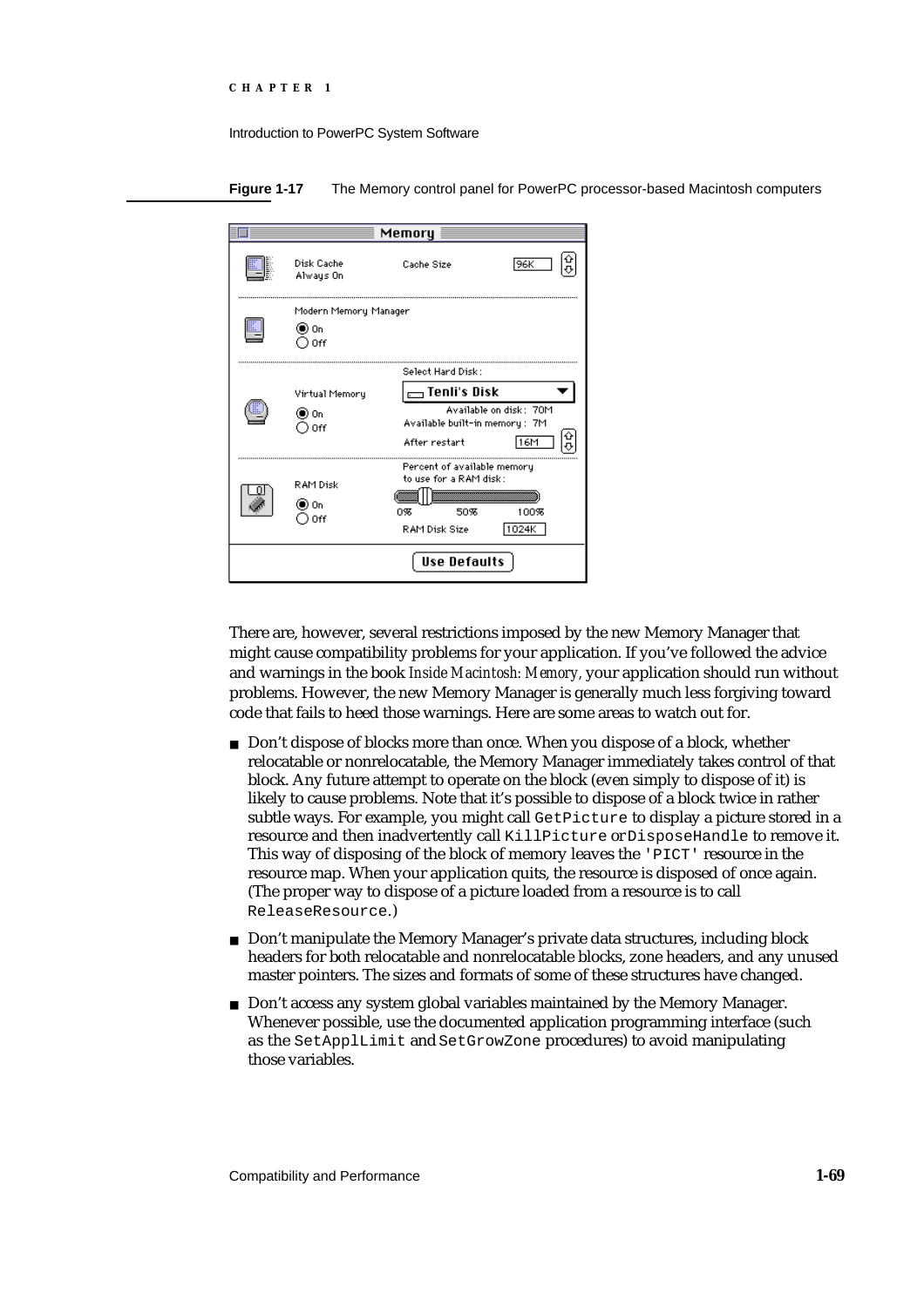**Figure 1-17** The Memory control panel for PowerPC processor-based Macintosh computers

There are, however, several restrictions imposed by the new Memory Manager that might cause compatibility problems for your application. If you've followed the advice and warnings in the book *Inside Macintosh: Memory*, your application should run without problems. However, the new Memory Manager is generally much less forgiving toward code that fails to heed those warnings. Here are some areas to watch out for.

- Don't dispose of blocks more than once. When you dispose of a block, whether relocatable or nonrelocatable, the Memory Manager immediately takes control of that block. Any future attempt to operate on the block (even simply to dispose of it) is likely to cause problems. Note that it's possible to dispose of a block twice in rather subtle ways. For example, you might call `GetPicture` to display a picture stored in a resource and then inadvertently call `KillPicture` or `DisposeHandle` to remove it. This way of disposing of the block of memory leaves the `'PICT'` resource in the resource map. When your application quits, the resource is disposed of once again. (The proper way to dispose of a picture loaded from a resource is to call `ReleaseResource`.)
- Don't manipulate the Memory Manager's private data structures, including block headers for both relocatable and nonrelocatable blocks, zone headers, and any unused master pointers. The sizes and formats of some of these structures have changed.
- Don't access any system global variables maintained by the Memory Manager. Whenever possible, use the documented application programming interface (such as the `SetApplLimit` and `SetGrowZone` procedures) to avoid manipulating those variables.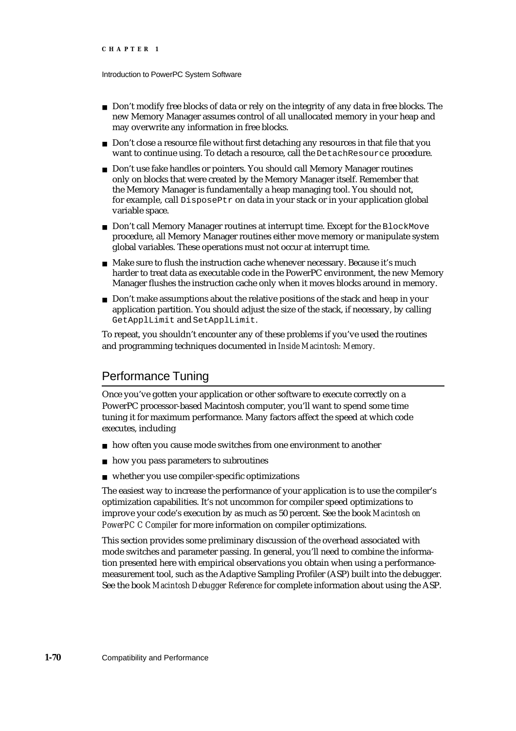- Don't modify free blocks of data or rely on the integrity of any data in free blocks. The new Memory Manager assumes control of all unallocated memory in your heap and may overwrite any information in free blocks.
- Don't close a resource file without first detaching any resources in that file that you want to continue using. To detach a resource, call the `DetachResource` procedure.
- Don't use fake handles or pointers. You should call Memory Manager routines only on blocks that were created by the Memory Manager itself. Remember that the Memory Manager is fundamentally a heap managing tool. You should not, for example, call `DisposePtr` on data in your stack or in your application global variable space.
- Don't call Memory Manager routines at interrupt time. Except for the `BlockMove` procedure, all Memory Manager routines either move memory or manipulate system global variables. These operations must not occur at interrupt time.
- Make sure to flush the instruction cache whenever necessary. Because it's much harder to treat data as executable code in the PowerPC environment, the new Memory Manager flushes the instruction cache only when it moves blocks around in memory.
- Don't make assumptions about the relative positions of the stack and heap in your application partition. You should adjust the size of the stack, if necessary, by calling `GetApplLimit` and `SetApplLimit`.

To repeat, you shouldn't encounter any of these problems if you've used the routines and programming techniques documented in *Inside Macintosh: Memory.*

## Performance Tuning

Once you've gotten your application or other software to execute correctly on a PowerPC processor-based Macintosh computer, you'll want to spend some time tuning it for maximum performance. Many factors affect the speed at which code executes, including

- how often you cause mode switches from one environment to another
- how you pass parameters to subroutines
- whether you use compiler-specific optimizations

The easiest way to increase the performance of your application is to use the compiler's optimization capabilities. It's not uncommon for compiler speed optimizations to improve your code's execution by as much as 50 percent. See the book *Macintosh on PowerPC C Compiler* for more information on compiler optimizations.

This section provides some preliminary discussion of the overhead associated with mode switches and parameter passing. In general, you'll need to combine the information presented here with empirical observations you obtain when using a performance-measurement tool, such as the Adaptive Sampling Profiler (ASP) built into the debugger. See the book *Macintosh Debugger Reference* for complete information about using the ASP.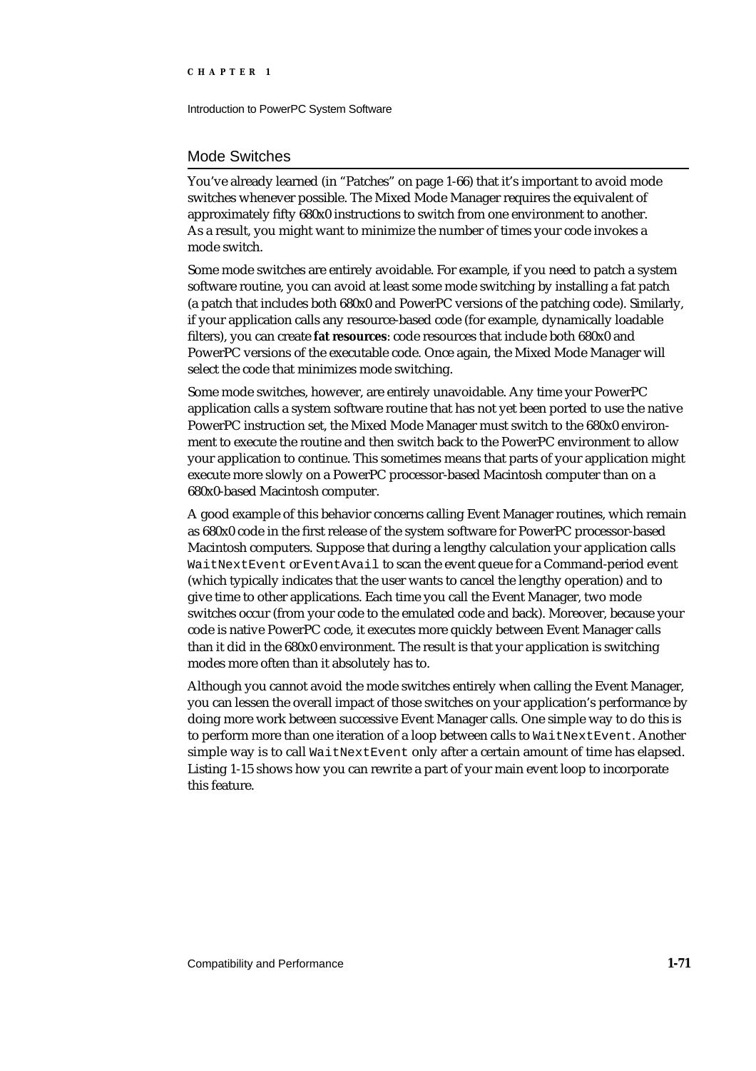## Mode Switches

You've already learned (in "Patches" on page 1-66) that it's important to avoid mode switches whenever possible. The Mixed Mode Manager requires the equivalent of approximately fifty 680x0 instructions to switch from one environment to another. As a result, you might want to minimize the number of times your code invokes a mode switch.

Some mode switches are entirely avoidable. For example, if you need to patch a system software routine, you can avoid at least some mode switching by installing a fat patch (a patch that includes both 680x0 and PowerPC versions of the patching code). Similarly, if your application calls any resource-based code (for example, dynamically loadable filters), you can create **fat resources**: code resources that include both 680x0 and PowerPC versions of the executable code. Once again, the Mixed Mode Manager will select the code that minimizes mode switching.

Some mode switches, however, are entirely unavoidable. Any time your PowerPC application calls a system software routine that has not yet been ported to use the native PowerPC instruction set, the Mixed Mode Manager must switch to the 680x0 environment to execute the routine and then switch back to the PowerPC environment to allow your application to continue. This sometimes means that parts of your application might execute more slowly on a PowerPC processor-based Macintosh computer than on a 680x0-based Macintosh computer.

A good example of this behavior concerns calling Event Manager routines, which remain as 680x0 code in the first release of the system software for PowerPC processor-based Macintosh computers. Suppose that during a lengthy calculation your application calls `WaitNextEvent` or `EventAvail` to scan the event queue for a Command-period event (which typically indicates that the user wants to cancel the lengthy operation) and to give time to other applications. Each time you call the Event Manager, two mode switches occur (from your code to the emulated code and back). Moreover, because your code is native PowerPC code, it executes more quickly between Event Manager calls than it did in the 680x0 environment. The result is that your application is switching modes more often than it absolutely has to.

Although you cannot avoid the mode switches entirely when calling the Event Manager, you can lessen the overall impact of those switches on your application's performance by doing more work between successive Event Manager calls. One simple way to do this is to perform more than one iteration of a loop between calls to `WaitNextEvent`. Another simple way is to call `WaitNextEvent` only after a certain amount of time has elapsed. Listing 1-15 shows how you can rewrite a part of your main event loop to incorporate this feature.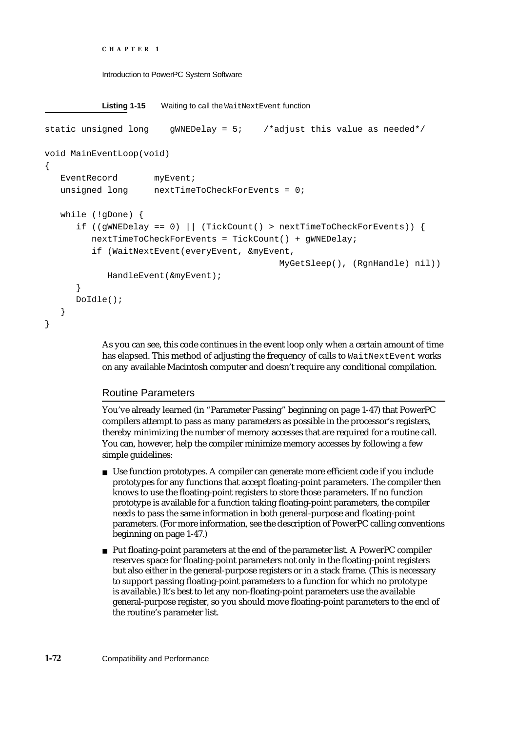**Listing 1-15** Waiting to call the `WaitNextEvent` function

```
static unsigned long    gWNEDelay = 5;    /*adjust this value as needed*/

void MainEventLoop(void)
{
   EventRecord       myEvent;
   unsigned long     nextTimeToCheckForEvents = 0;

   while (!gDone) {
      if ((gWNEDelay == 0) || (TickCount() > nextTimeToCheckForEvents)) {
         nextTimeToCheckForEvents = TickCount() + gWNEDelay;
         if (WaitNextEvent(everyEvent, &myEvent,
                                    MyGetSleep(), (RgnHandle) nil))
            HandleEvent(&myEvent);
      }
      DoIdle();
   }
}
```

As you can see, this code continues in the event loop only when a certain amount of time has elapsed. This method of adjusting the frequency of calls to `WaitNextEvent` works on any available Macintosh computer and doesn't require any conditional compilation.

## Routine Parameters

You've already learned (in "Parameter Passing" beginning on page 1-47) that PowerPC compilers attempt to pass as many parameters as possible in the processor's registers, thereby minimizing the number of memory accesses that are required for a routine call. You can, however, help the compiler minimize memory accesses by following a few simple guidelines:

- Use function prototypes. A compiler can generate more efficient code if you include prototypes for any functions that accept floating-point parameters. The compiler then knows to use the floating-point registers to store those parameters. If no function prototype is available for a function taking floating-point parameters, the compiler needs to pass the same information in both general-purpose and floating-point parameters. (For more information, see the description of PowerPC calling conventions beginning on page 1-47.)
- Put floating-point parameters at the end of the parameter list. A PowerPC compiler reserves space for floating-point parameters not only in the floating-point registers but also either in the general-purpose registers or in a stack frame. (This is necessary to support passing floating-point parameters to a function for which no prototype is available.) It's best to let any non-floating-point parameters use the available general-purpose register, so you should move floating-point parameters to the end of the routine's parameter list.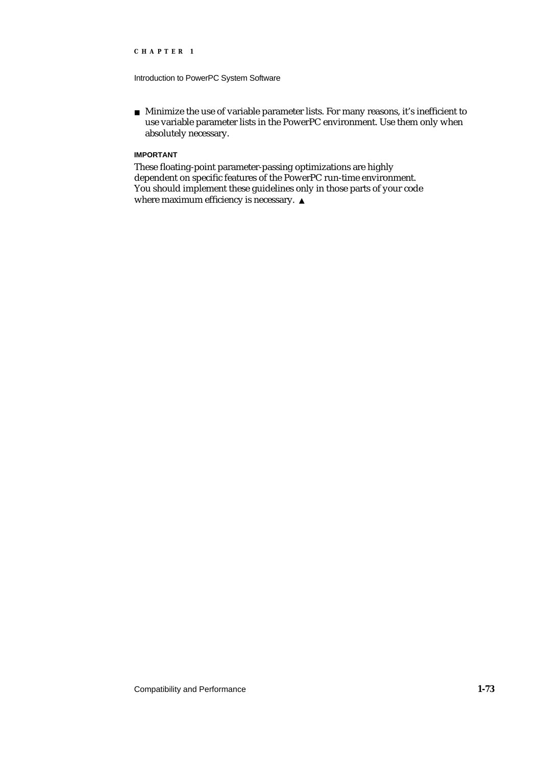- Minimize the use of variable parameter lists. For many reasons, it's inefficient to use variable parameter lists in the PowerPC environment. Use them only when absolutely necessary.

**IMPORTANT**

These floating-point parameter-passing optimizations are highly dependent on specific features of the PowerPC run-time environment. You should implement these guidelines only in those parts of your code where maximum efficiency is necessary. ▲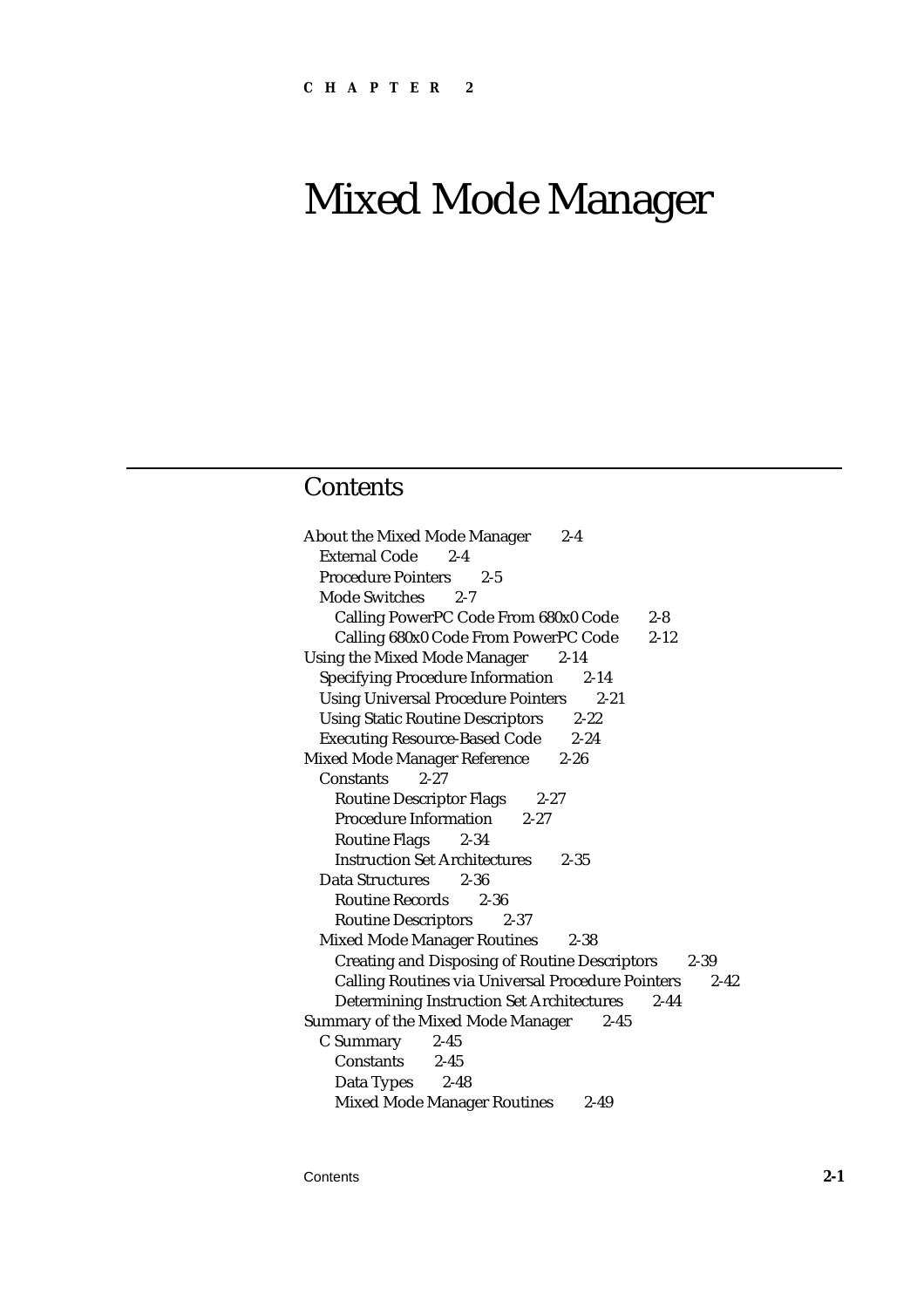**CHAPTER 2**

# Mixed Mode Manager

## Contents

- About the Mixed Mode Manager 2-4
  - External Code 2-4
  - Procedure Pointers 2-5
  - Mode Switches 2-7
    - Calling PowerPC Code From 680x0 Code 2-8
    - Calling 680x0 Code From PowerPC Code 2-12
- Using the Mixed Mode Manager 2-14
  - Specifying Procedure Information 2-14
  - Using Universal Procedure Pointers 2-21
  - Using Static Routine Descriptors 2-22
  - Executing Resource-Based Code 2-24
- Mixed Mode Manager Reference 2-26
  - Constants 2-27
    - Routine Descriptor Flags 2-27
    - Procedure Information 2-27
    - Routine Flags 2-34
    - Instruction Set Architectures 2-35
  - Data Structures 2-36
    - Routine Records 2-36
    - Routine Descriptors 2-37
  - Mixed Mode Manager Routines 2-38
    - Creating and Disposing of Routine Descriptors 2-39
    - Calling Routines via Universal Procedure Pointers 2-42
    - Determining Instruction Set Architectures 2-44
- Summary of the Mixed Mode Manager 2-45
  - C Summary 2-45
    - Constants 2-45
    - Data Types 2-48
    - Mixed Mode Manager Routines 2-49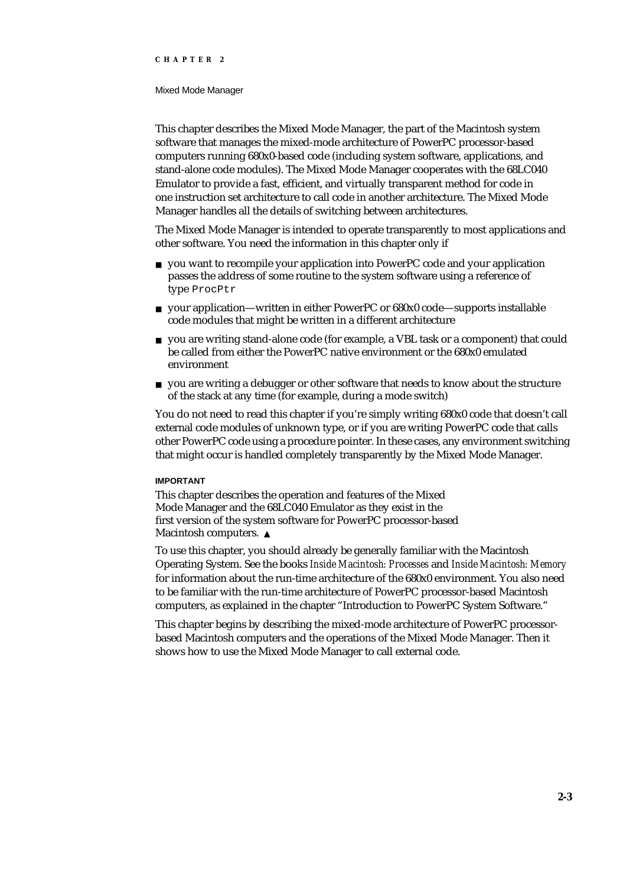This chapter describes the Mixed Mode Manager, the part of the Macintosh system software that manages the mixed-mode architecture of PowerPC processor-based computers running 680x0-based code (including system software, applications, and stand-alone code modules). The Mixed Mode Manager cooperates with the 68LC040 Emulator to provide a fast, efficient, and virtually transparent method for code in one instruction set architecture to call code in another architecture. The Mixed Mode Manager handles all the details of switching between architectures.

The Mixed Mode Manager is intended to operate transparently to most applications and other software. You need the information in this chapter only if

- you want to recompile your application into PowerPC code and your application passes the address of some routine to the system software using a reference of type `ProcPtr`
- your application—written in either PowerPC or 680x0 code—supports installable code modules that might be written in a different architecture
- you are writing stand-alone code (for example, a VBL task or a component) that could be called from either the PowerPC native environment or the 680x0 emulated environment
- you are writing a debugger or other software that needs to know about the structure of the stack at any time (for example, during a mode switch)

You do not need to read this chapter if you're simply writing 680x0 code that doesn't call external code modules of unknown type, or if you are writing PowerPC code that calls other PowerPC code using a procedure pointer. In these cases, any environment switching that might occur is handled completely transparently by the Mixed Mode Manager.

**IMPORTANT**

This chapter describes the operation and features of the Mixed Mode Manager and the 68LC040 Emulator as they exist in the first version of the system software for PowerPC processor-based Macintosh computers. ▲

To use this chapter, you should already be generally familiar with the Macintosh Operating System. See the books *Inside Macintosh: Processes* and *Inside Macintosh: Memory* for information about the run-time architecture of the 680x0 environment. You also need to be familiar with the run-time architecture of PowerPC processor-based Macintosh computers, as explained in the chapter "Introduction to PowerPC System Software."

This chapter begins by describing the mixed-mode architecture of PowerPC processor-based Macintosh computers and the operations of the Mixed Mode Manager. Then it shows how to use the Mixed Mode Manager to call external code.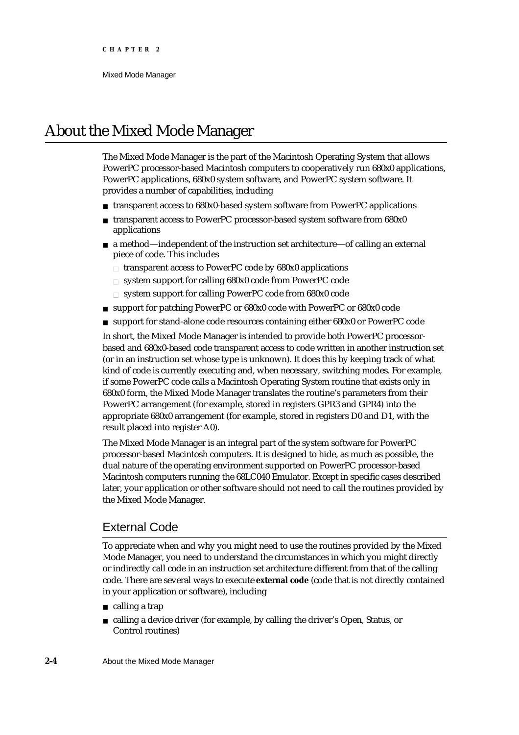# About the Mixed Mode Manager

The Mixed Mode Manager is the part of the Macintosh Operating System that allows PowerPC processor-based Macintosh computers to cooperatively run 680x0 applications, PowerPC applications, 680x0 system software, and PowerPC system software. It provides a number of capabilities, including

- transparent access to 680x0-based system software from PowerPC applications
- transparent access to PowerPC processor-based system software from 680x0 applications
- a method—independent of the instruction set architecture—of calling an external piece of code. This includes
  - transparent access to PowerPC code by 680x0 applications
  - system support for calling 680x0 code from PowerPC code
  - system support for calling PowerPC code from 680x0 code
- support for patching PowerPC or 680x0 code with PowerPC or 680x0 code
- support for stand-alone code resources containing either 680x0 or PowerPC code

In short, the Mixed Mode Manager is intended to provide both PowerPC processor-based and 680x0-based code transparent access to code written in another instruction set (or in an instruction set whose type is unknown). It does this by keeping track of what kind of code is currently executing and, when necessary, switching modes. For example, if some PowerPC code calls a Macintosh Operating System routine that exists only in 680x0 form, the Mixed Mode Manager translates the routine's parameters from their PowerPC arrangement (for example, stored in registers GPR3 and GPR4) into the appropriate 680x0 arrangement (for example, stored in registers D0 and D1, with the result placed into register A0).

The Mixed Mode Manager is an integral part of the system software for PowerPC processor-based Macintosh computers. It is designed to hide, as much as possible, the dual nature of the operating environment supported on PowerPC processor-based Macintosh computers running the 68LC040 Emulator. Except in specific cases described later, your application or other software should not need to call the routines provided by the Mixed Mode Manager.

## External Code

To appreciate when and why you might need to use the routines provided by the Mixed Mode Manager, you need to understand the circumstances in which you might directly or indirectly call code in an instruction set architecture different from that of the calling code. There are several ways to execute **external code** (code that is not directly contained in your application or software), including

- calling a trap
- calling a device driver (for example, by calling the driver's Open, Status, or Control routines)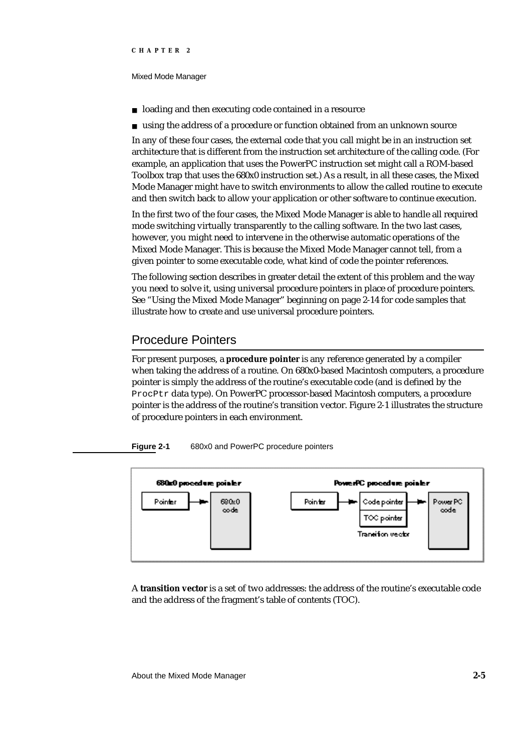- loading and then executing code contained in a resource
- using the address of a procedure or function obtained from an unknown source

In any of these four cases, the external code that you call might be in an instruction set architecture that is different from the instruction set architecture of the calling code. (For example, an application that uses the PowerPC instruction set might call a ROM-based Toolbox trap that uses the 680x0 instruction set.) As a result, in all these cases, the Mixed Mode Manager might have to switch environments to allow the called routine to execute and then switch back to allow your application or other software to continue execution.

In the first two of the four cases, the Mixed Mode Manager is able to handle all required mode switching virtually transparently to the calling software. In the two last cases, however, you might need to intervene in the otherwise automatic operations of the Mixed Mode Manager. This is because the Mixed Mode Manager cannot tell, from a given pointer to some executable code, what kind of code the pointer references.

The following section describes in greater detail the extent of this problem and the way you need to solve it, using universal procedure pointers in place of procedure pointers. See "Using the Mixed Mode Manager" beginning on page 2-14 for code samples that illustrate how to create and use universal procedure pointers.

## Procedure Pointers

For present purposes, a **procedure pointer** is any reference generated by a compiler when taking the address of a routine. On 680x0-based Macintosh computers, a procedure pointer is simply the address of the routine's executable code (and is defined by the `ProcPtr` data type). On PowerPC processor-based Macintosh computers, a procedure pointer is the address of the routine's transition vector. Figure 2-1 illustrates the structure of procedure pointers in each environment.

**Figure 2-1** 680x0 and PowerPC procedure pointers

A **transition vector** is a set of two addresses: the address of the routine's executable code and the address of the fragment's table of contents (TOC).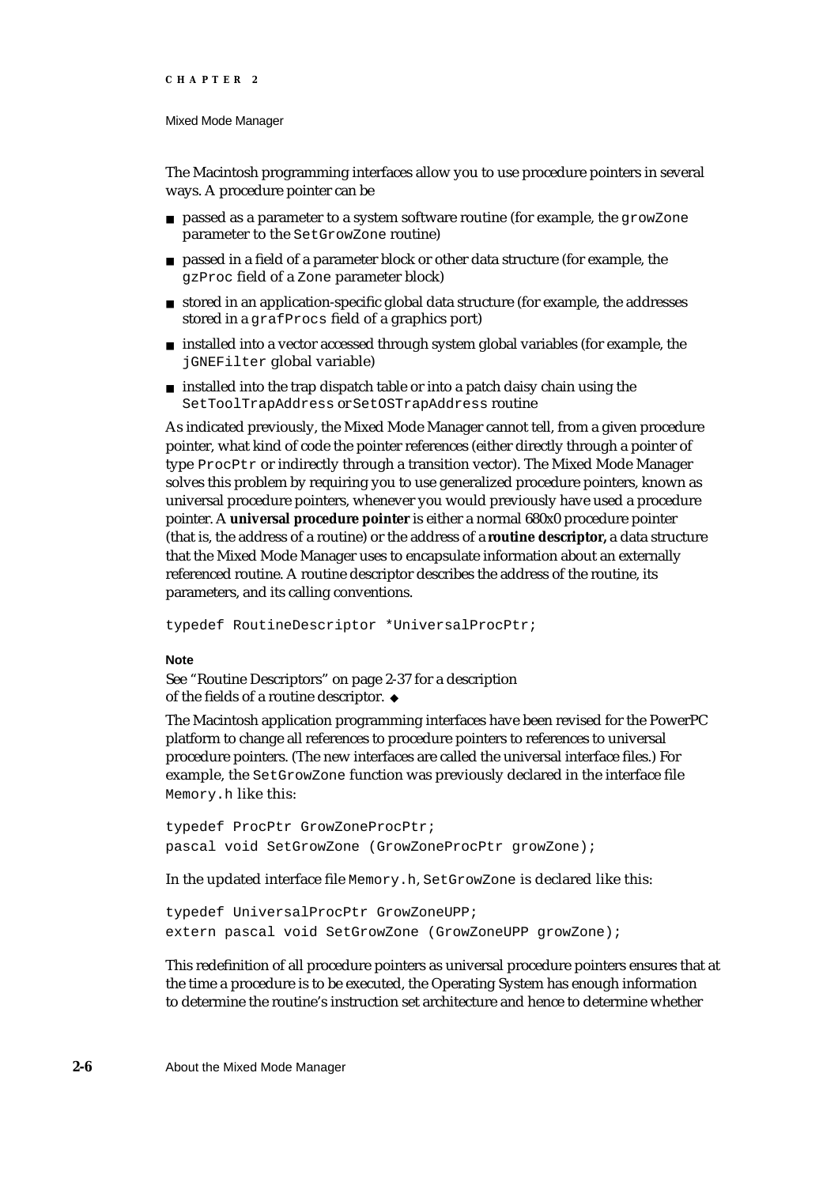The Macintosh programming interfaces allow you to use procedure pointers in several ways. A procedure pointer can be

- passed as a parameter to a system software routine (for example, the `growZone` parameter to the `SetGrowZone` routine)
- passed in a field of a parameter block or other data structure (for example, the `gzProc` field of a `Zone` parameter block)
- stored in an application-specific global data structure (for example, the addresses stored in a `grafProcs` field of a graphics port)
- installed into a vector accessed through system global variables (for example, the `jGNEFilter` global variable)
- installed into the trap dispatch table or into a patch daisy chain using the `SetToolTrapAddress` or `SetOSTrapAddress` routine

As indicated previously, the Mixed Mode Manager cannot tell, from a given procedure pointer, what kind of code the pointer references (either directly through a pointer of type `ProcPtr` or indirectly through a transition vector). The Mixed Mode Manager solves this problem by requiring you to use generalized procedure pointers, known as universal procedure pointers, whenever you would previously have used a procedure pointer. A **universal procedure pointer** is either a normal 680x0 procedure pointer (that is, the address of a routine) or the address of a **routine descriptor,** a data structure that the Mixed Mode Manager uses to encapsulate information about an externally referenced routine. A routine descriptor describes the address of the routine, its parameters, and its calling conventions.

```
typedef RoutineDescriptor *UniversalProcPtr;
```

**Note**

See "Routine Descriptors" on page 2-37 for a description of the fields of a routine descriptor. ◆

The Macintosh application programming interfaces have been revised for the PowerPC platform to change all references to procedure pointers to references to universal procedure pointers. (The new interfaces are called the universal interface files.) For example, the `SetGrowZone` function was previously declared in the interface file `Memory.h` like this:

```
typedef ProcPtr GrowZoneProcPtr;
pascal void SetGrowZone (GrowZoneProcPtr growZone);
```

In the updated interface file `Memory.h`, `SetGrowZone` is declared like this:

```
typedef UniversalProcPtr GrowZoneUPP;
extern pascal void SetGrowZone (GrowZoneUPP growZone);
```

This redefinition of all procedure pointers as universal procedure pointers ensures that at the time a procedure is to be executed, the Operating System has enough information to determine the routine's instruction set architecture and hence to determine whether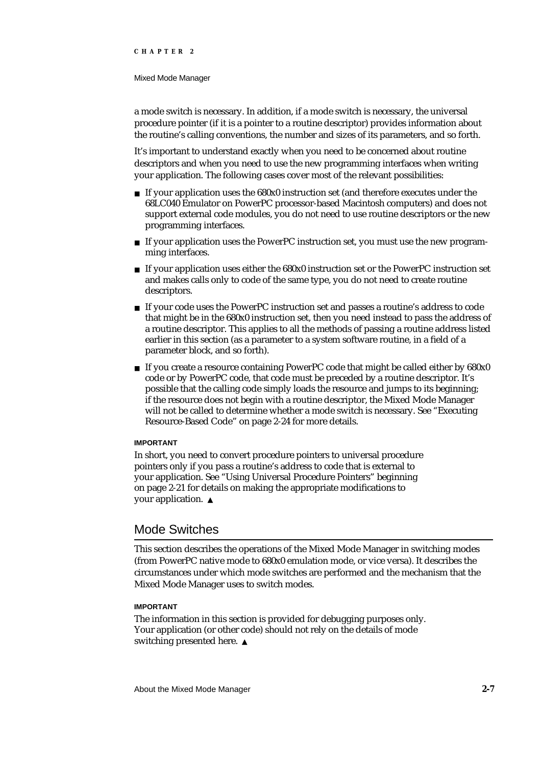a mode switch is necessary. In addition, if a mode switch is necessary, the universal procedure pointer (if it is a pointer to a routine descriptor) provides information about the routine's calling conventions, the number and sizes of its parameters, and so forth.

It's important to understand exactly when you need to be concerned about routine descriptors and when you need to use the new programming interfaces when writing your application. The following cases cover most of the relevant possibilities:

- If your application uses the 680x0 instruction set (and therefore executes under the 68LC040 Emulator on PowerPC processor-based Macintosh computers) and does not support external code modules, you do not need to use routine descriptors or the new programming interfaces.
- If your application uses the PowerPC instruction set, you must use the new programming interfaces.
- If your application uses either the 680x0 instruction set or the PowerPC instruction set and makes calls only to code of the same type, you do not need to create routine descriptors.
- If your code uses the PowerPC instruction set and passes a routine's address to code that might be in the 680x0 instruction set, then you need instead to pass the address of a routine descriptor. This applies to all the methods of passing a routine address listed earlier in this section (as a parameter to a system software routine, in a field of a parameter block, and so forth).
- If you create a resource containing PowerPC code that might be called either by 680x0 code or by PowerPC code, that code must be preceded by a routine descriptor. It's possible that the calling code simply loads the resource and jumps to its beginning; if the resource does not begin with a routine descriptor, the Mixed Mode Manager will not be called to determine whether a mode switch is necessary. See "Executing Resource-Based Code" on page 2-24 for more details.

**IMPORTANT**

In short, you need to convert procedure pointers to universal procedure pointers only if you pass a routine's address to code that is external to your application. See "Using Universal Procedure Pointers" beginning on page 2-21 for details on making the appropriate modifications to your application. ▲

## Mode Switches

This section describes the operations of the Mixed Mode Manager in switching modes (from PowerPC native mode to 680x0 emulation mode, or vice versa). It describes the circumstances under which mode switches are performed and the mechanism that the Mixed Mode Manager uses to switch modes.

**IMPORTANT**

The information in this section is provided for debugging purposes only. Your application (or other code) should not rely on the details of mode switching presented here. ▲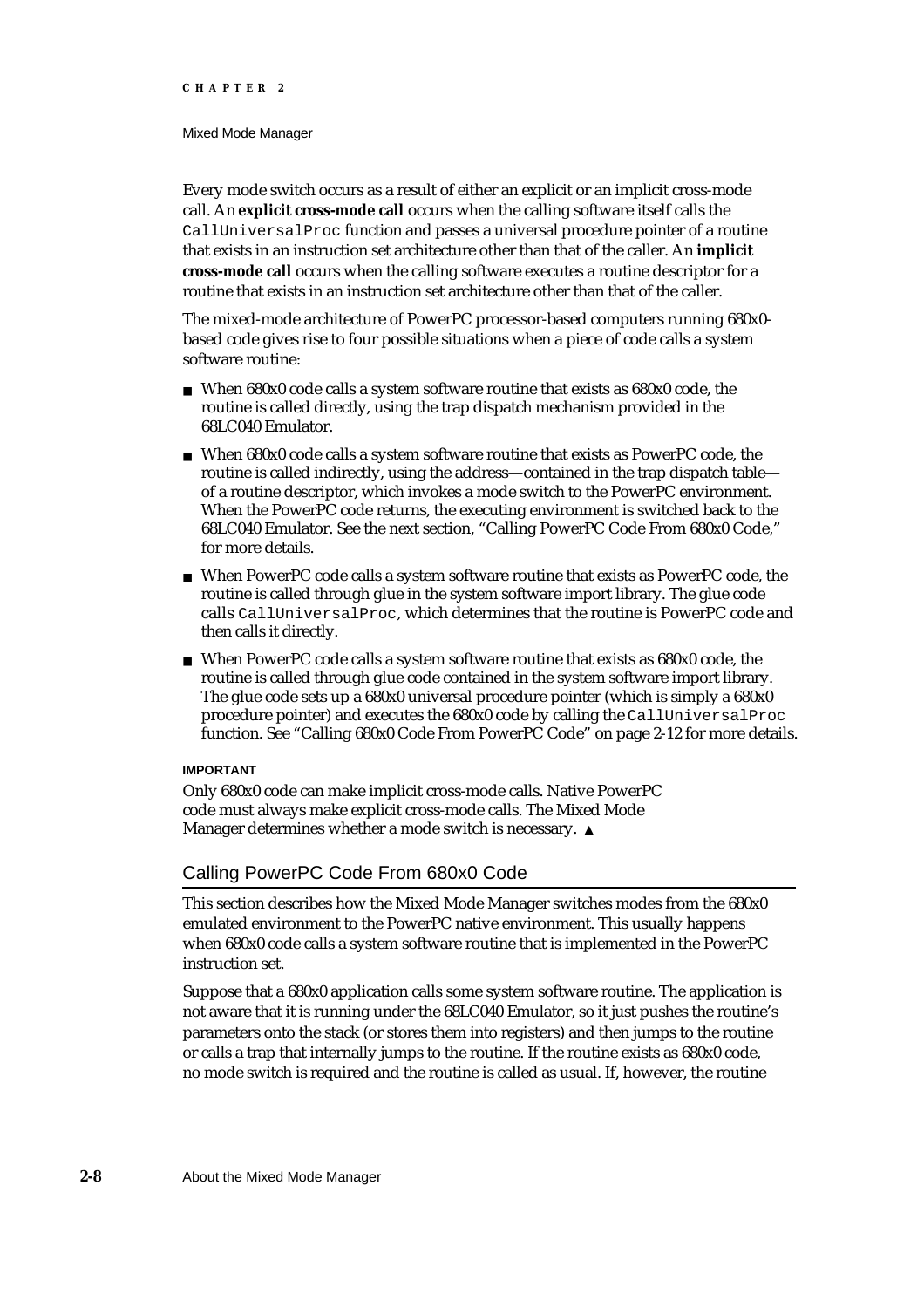Every mode switch occurs as a result of either an explicit or an implicit cross-mode call. An **explicit cross-mode call** occurs when the calling software itself calls the `CallUniversalProc` function and passes a universal procedure pointer of a routine that exists in an instruction set architecture other than that of the caller. An **implicit cross-mode call** occurs when the calling software executes a routine descriptor for a routine that exists in an instruction set architecture other than that of the caller.

The mixed-mode architecture of PowerPC processor-based computers running 680x0-based code gives rise to four possible situations when a piece of code calls a system software routine:

- When 680x0 code calls a system software routine that exists as 680x0 code, the routine is called directly, using the trap dispatch mechanism provided in the 68LC040 Emulator.
- When 680x0 code calls a system software routine that exists as PowerPC code, the routine is called indirectly, using the address—contained in the trap dispatch table—of a routine descriptor, which invokes a mode switch to the PowerPC environment. When the PowerPC code returns, the executing environment is switched back to the 68LC040 Emulator. See the next section, "Calling PowerPC Code From 680x0 Code," for more details.
- When PowerPC code calls a system software routine that exists as PowerPC code, the routine is called through glue in the system software import library. The glue code calls `CallUniversalProc`, which determines that the routine is PowerPC code and then calls it directly.
- When PowerPC code calls a system software routine that exists as 680x0 code, the routine is called through glue code contained in the system software import library. The glue code sets up a 680x0 universal procedure pointer (which is simply a 680x0 procedure pointer) and executes the 680x0 code by calling the `CallUniversalProc` function. See "Calling 680x0 Code From PowerPC Code" on page 2-12 for more details.

**IMPORTANT**

Only 680x0 code can make implicit cross-mode calls. Native PowerPC code must always make explicit cross-mode calls. The Mixed Mode Manager determines whether a mode switch is necessary. ▲

## Calling PowerPC Code From 680x0 Code

This section describes how the Mixed Mode Manager switches modes from the 680x0 emulated environment to the PowerPC native environment. This usually happens when 680x0 code calls a system software routine that is implemented in the PowerPC instruction set.

Suppose that a 680x0 application calls some system software routine. The application is not aware that it is running under the 68LC040 Emulator, so it just pushes the routine's parameters onto the stack (or stores them into registers) and then jumps to the routine or calls a trap that internally jumps to the routine. If the routine exists as 680x0 code, no mode switch is required and the routine is called as usual. If, however, the routine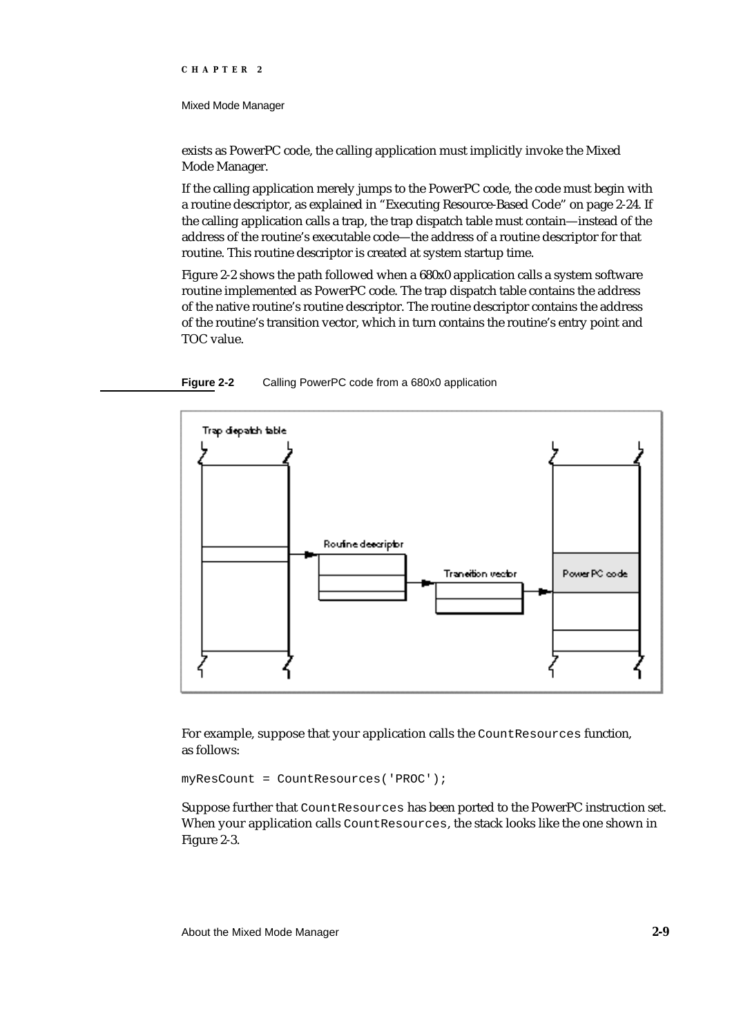exists as PowerPC code, the calling application must implicitly invoke the Mixed Mode Manager.

If the calling application merely jumps to the PowerPC code, the code must begin with a routine descriptor, as explained in "Executing Resource-Based Code" on page 2-24. If the calling application calls a trap, the trap dispatch table must contain—instead of the address of the routine's executable code—the address of a routine descriptor for that routine. This routine descriptor is created at system startup time.

Figure 2-2 shows the path followed when a 680x0 application calls a system software routine implemented as PowerPC code. The trap dispatch table contains the address of the native routine's routine descriptor. The routine descriptor contains the address of the routine's transition vector, which in turn contains the routine's entry point and TOC value.

**Figure 2-2** Calling PowerPC code from a 680x0 application

For example, suppose that your application calls the `CountResources` function, as follows:

```
myResCount = CountResources('PROC');
```

Suppose further that `CountResources` has been ported to the PowerPC instruction set. When your application calls `CountResources`, the stack looks like the one shown in Figure 2-3.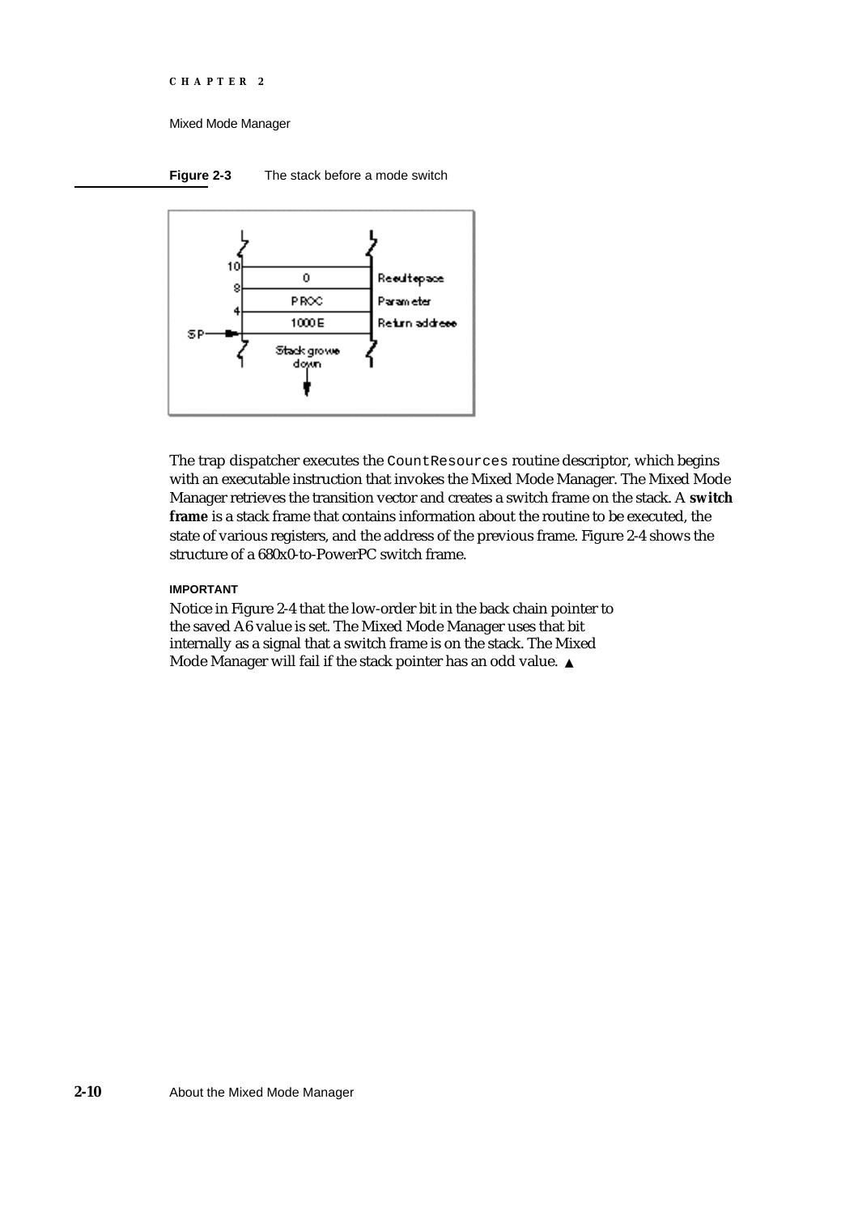**Figure 2-3** The stack before a mode switch

The trap dispatcher executes the `CountResources` routine descriptor, which begins with an executable instruction that invokes the Mixed Mode Manager. The Mixed Mode Manager retrieves the transition vector and creates a switch frame on the stack. A **switch frame** is a stack frame that contains information about the routine to be executed, the state of various registers, and the address of the previous frame. Figure 2-4 shows the structure of a 680x0-to-PowerPC switch frame.

**IMPORTANT**

Notice in Figure 2-4 that the low-order bit in the back chain pointer to the saved A6 value is set. The Mixed Mode Manager uses that bit internally as a signal that a switch frame is on the stack. The Mixed Mode Manager will fail if the stack pointer has an odd value. ▲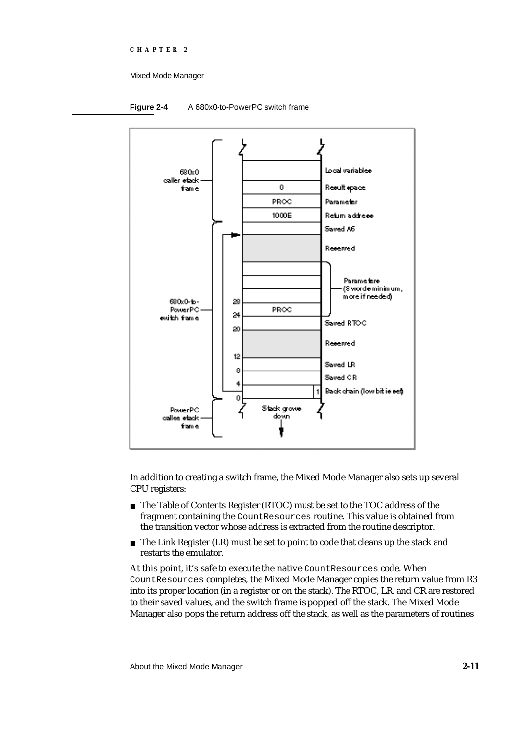**Figure 2-4** A 680x0-to-PowerPC switch frame

In addition to creating a switch frame, the Mixed Mode Manager also sets up several CPU registers:

- The Table of Contents Register (RTOC) must be set to the TOC address of the fragment containing the `CountResources` routine. This value is obtained from the transition vector whose address is extracted from the routine descriptor.
- The Link Register (LR) must be set to point to code that cleans up the stack and restarts the emulator.

At this point, it's safe to execute the native `CountResources` code. When `CountResources` completes, the Mixed Mode Manager copies the return value from R3 into its proper location (in a register or on the stack). The RTOC, LR, and CR are restored to their saved values, and the switch frame is popped off the stack. The Mixed Mode Manager also pops the return address off the stack, as well as the parameters of routines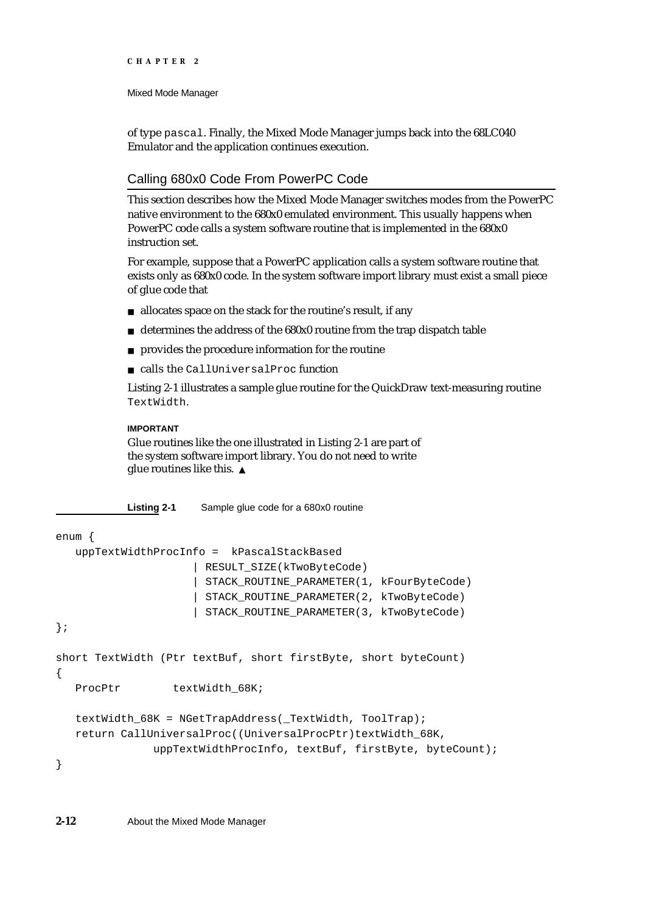of type `pascal`. Finally, the Mixed Mode Manager jumps back into the 68LC040 Emulator and the application continues execution.

## Calling 680x0 Code From PowerPC Code

This section describes how the Mixed Mode Manager switches modes from the PowerPC native environment to the 680x0 emulated environment. This usually happens when PowerPC code calls a system software routine that is implemented in the 680x0 instruction set.

For example, suppose that a PowerPC application calls a system software routine that exists only as 680x0 code. In the system software import library must exist a small piece of glue code that

- allocates space on the stack for the routine's result, if any
- determines the address of the 680x0 routine from the trap dispatch table
- provides the procedure information for the routine
- calls the `CallUniversalProc` function

Listing 2-1 illustrates a sample glue routine for the QuickDraw text-measuring routine `TextWidth`.

**IMPORTANT**

Glue routines like the one illustrated in Listing 2-1 are part of the system software import library. You do not need to write glue routines like this. ▲

**Listing 2-1** Sample glue code for a 680x0 routine

```
enum {
   uppTextWidthProcInfo =  kPascalStackBased
                     | RESULT_SIZE(kTwoByteCode)
                     | STACK_ROUTINE_PARAMETER(1, kFourByteCode)
                     | STACK_ROUTINE_PARAMETER(2, kTwoByteCode)
                     | STACK_ROUTINE_PARAMETER(3, kTwoByteCode)
};

short TextWidth (Ptr textBuf, short firstByte, short byteCount)
{
   ProcPtr        textWidth_68K;

   textWidth_68K = NGetTrapAddress(_TextWidth, ToolTrap);
   return CallUniversalProc((UniversalProcPtr)textWidth_68K,
               uppTextWidthProcInfo, textBuf, firstByte, byteCount);
}
```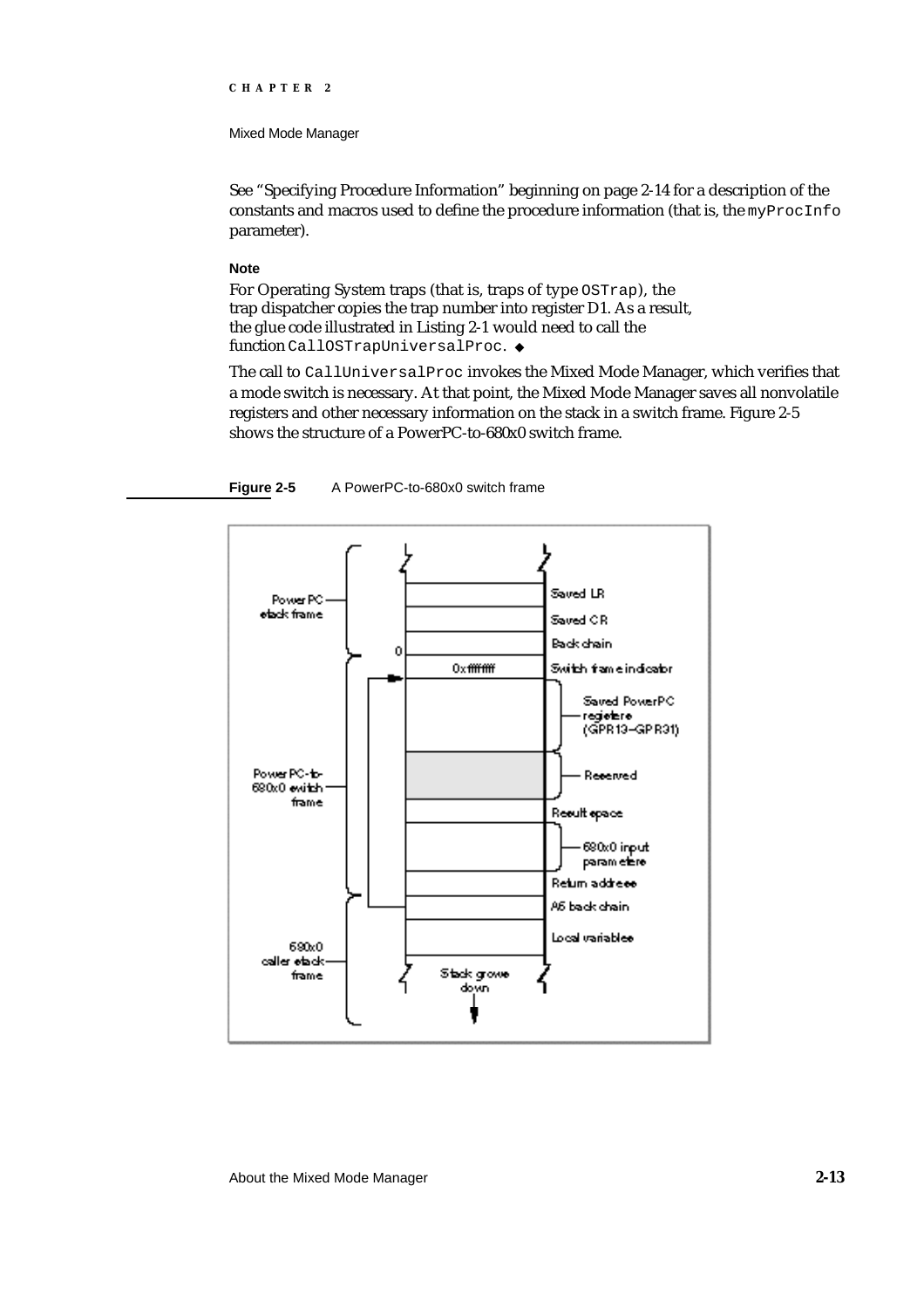See "Specifying Procedure Information" beginning on page 2-14 for a description of the constants and macros used to define the procedure information (that is, the `myProcInfo` parameter).

**Note**

For Operating System traps (that is, traps of type `OSTrap`), the trap dispatcher copies the trap number into register D1. As a result, the glue code illustrated in Listing 2-1 would need to call the function `CallOSTrapUniversalProc`. ◆

The call to `CallUniversalProc` invokes the Mixed Mode Manager, which verifies that a mode switch is necessary. At that point, the Mixed Mode Manager saves all nonvolatile registers and other necessary information on the stack in a switch frame. Figure 2-5 shows the structure of a PowerPC-to-680x0 switch frame.

**Figure 2-5** A PowerPC-to-680x0 switch frame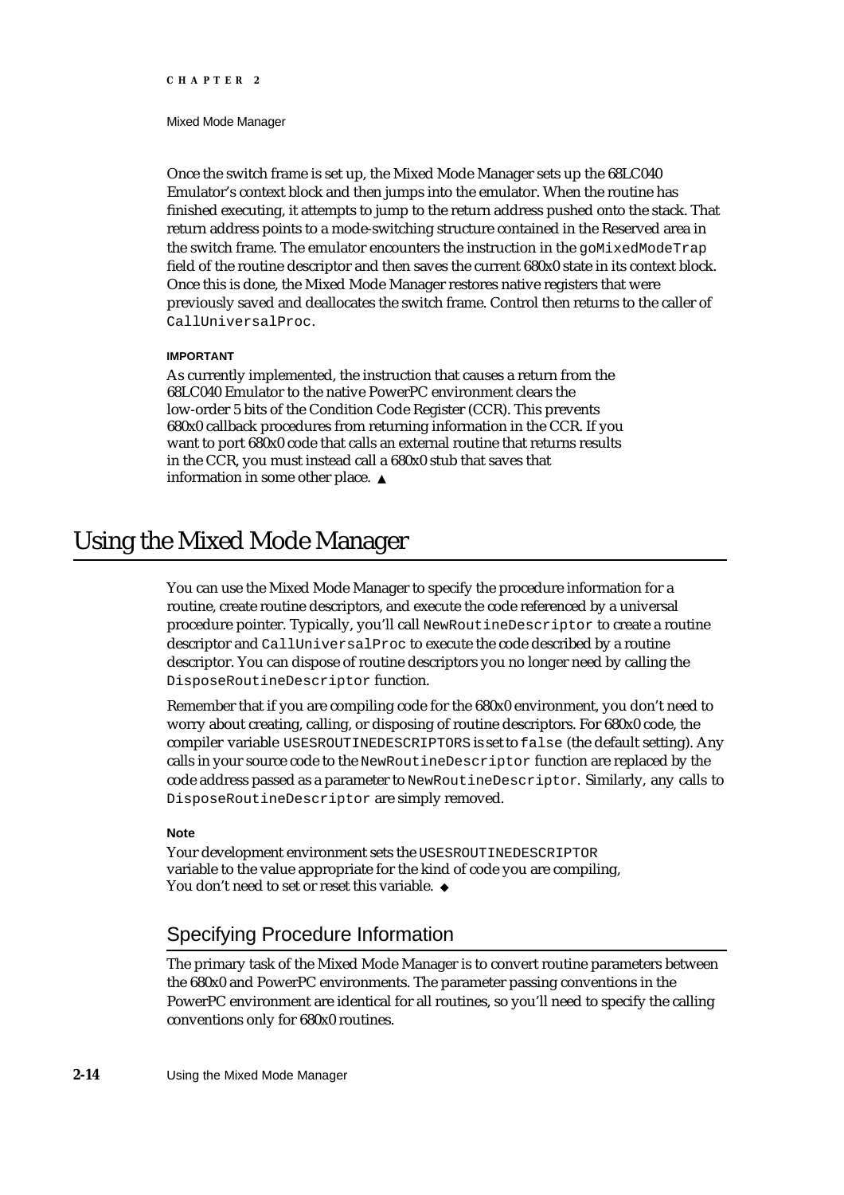Once the switch frame is set up, the Mixed Mode Manager sets up the 68LC040 Emulator's context block and then jumps into the emulator. When the routine has finished executing, it attempts to jump to the return address pushed onto the stack. That return address points to a mode-switching structure contained in the Reserved area in the switch frame. The emulator encounters the instruction in the `goMixedModeTrap` field of the routine descriptor and then saves the current 680x0 state in its context block. Once this is done, the Mixed Mode Manager restores native registers that were previously saved and deallocates the switch frame. Control then returns to the caller of `CallUniversalProc`.

**IMPORTANT**

As currently implemented, the instruction that causes a return from the 68LC040 Emulator to the native PowerPC environment clears the low-order 5 bits of the Condition Code Register (CCR). This prevents 680x0 callback procedures from returning information in the CCR. If you want to port 680x0 code that calls an external routine that returns results in the CCR, you must instead call a 680x0 stub that saves that information in some other place. ▲

# Using the Mixed Mode Manager

You can use the Mixed Mode Manager to specify the procedure information for a routine, create routine descriptors, and execute the code referenced by a universal procedure pointer. Typically, you'll call `NewRoutineDescriptor` to create a routine descriptor and `CallUniversalProc` to execute the code described by a routine descriptor. You can dispose of routine descriptors you no longer need by calling the `DisposeRoutineDescriptor` function.

Remember that if you are compiling code for the 680x0 environment, you don't need to worry about creating, calling, or disposing of routine descriptors. For 680x0 code, the compiler variable `USESROUTINEDESCRIPTORS` is set to `false` (the default setting). Any calls in your source code to the `NewRoutineDescriptor` function are replaced by the code address passed as a parameter to `NewRoutineDescriptor`. Similarly, any calls to `DisposeRoutineDescriptor` are simply removed.

**Note**

Your development environment sets the `USESROUTINEDESCRIPTOR` variable to the value appropriate for the kind of code you are compiling, You don't need to set or reset this variable. ◆

## Specifying Procedure Information

The primary task of the Mixed Mode Manager is to convert routine parameters between the 680x0 and PowerPC environments. The parameter passing conventions in the PowerPC environment are identical for all routines, so you'll need to specify the calling conventions only for 680x0 routines.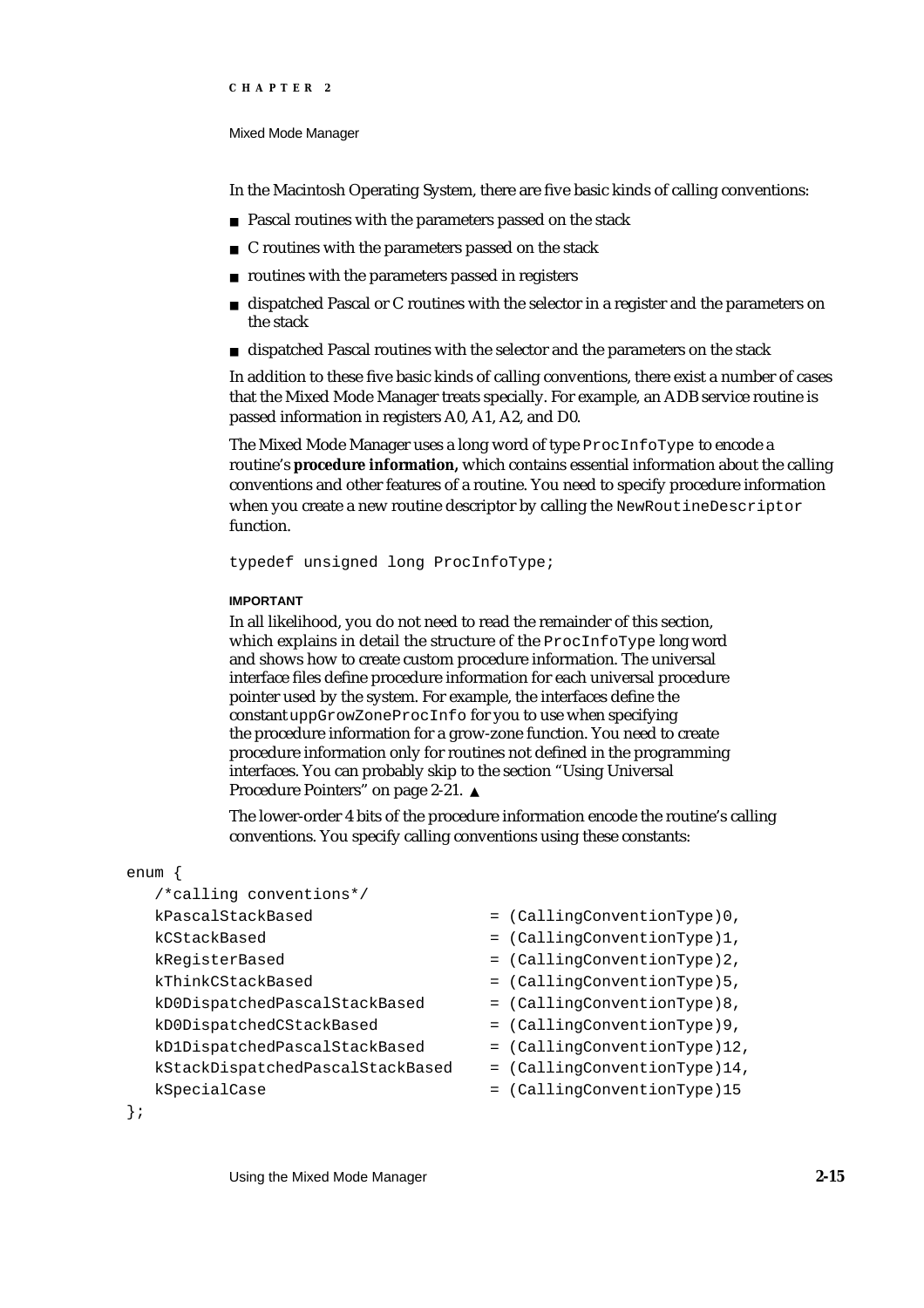In the Macintosh Operating System, there are five basic kinds of calling conventions:

- Pascal routines with the parameters passed on the stack
- C routines with the parameters passed on the stack
- routines with the parameters passed in registers
- dispatched Pascal or C routines with the selector in a register and the parameters on the stack
- dispatched Pascal routines with the selector and the parameters on the stack

In addition to these five basic kinds of calling conventions, there exist a number of cases that the Mixed Mode Manager treats specially. For example, an ADB service routine is passed information in registers A0, A1, A2, and D0.

The Mixed Mode Manager uses a long word of type `ProcInfoType` to encode a routine's **procedure information,** which contains essential information about the calling conventions and other features of a routine. You need to specify procedure information when you create a new routine descriptor by calling the `NewRoutineDescriptor` function.

```
typedef unsigned long ProcInfoType;
```

**IMPORTANT**

In all likelihood, you do not need to read the remainder of this section, which explains in detail the structure of the `ProcInfoType` long word and shows how to create custom procedure information. The universal interface files define procedure information for each universal procedure pointer used by the system. For example, the interfaces define the constant `uppGrowZoneProcInfo` for you to use when specifying the procedure information for a grow-zone function. You need to create procedure information only for routines not defined in the programming interfaces. You can probably skip to the section "Using Universal Procedure Pointers" on page 2-21. ▲

The lower-order 4 bits of the procedure information encode the routine's calling conventions. You specify calling conventions using these constants:

```
enum {
   /*calling conventions*/
   kPascalStackBased                  = (CallingConventionType)0,
   kCStackBased                       = (CallingConventionType)1,
   kRegisterBased                     = (CallingConventionType)2,
   kThinkCStackBased                  = (CallingConventionType)5,
   kD0DispatchedPascalStackBased      = (CallingConventionType)8,
   kD0DispatchedCStackBased           = (CallingConventionType)9,
   kD1DispatchedPascalStackBased      = (CallingConventionType)12,
   kStackDispatchedPascalStackBased   = (CallingConventionType)14,
   kSpecialCase                       = (CallingConventionType)15
};
```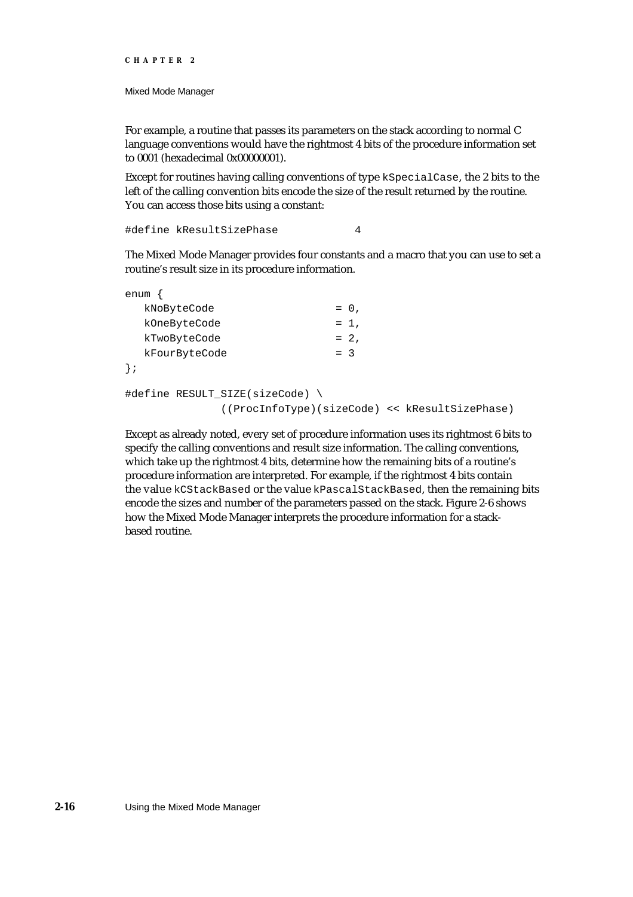For example, a routine that passes its parameters on the stack according to normal C language conventions would have the rightmost 4 bits of the procedure information set to 0001 (hexadecimal 0x00000001).

Except for routines having calling conventions of type `kSpecialCase`, the 2 bits to the left of the calling convention bits encode the size of the result returned by the routine. You can access those bits using a constant:

```
#define kResultSizePhase            4
```

The Mixed Mode Manager provides four constants and a macro that you can use to set a routine's result size in its procedure information.

```
enum {
   kNoByteCode                   = 0,
   kOneByteCode                  = 1,
   kTwoByteCode                  = 2,
   kFourByteCode                 = 3
};

#define RESULT_SIZE(sizeCode) \
               ((ProcInfoType)(sizeCode) << kResultSizePhase)
```

Except as already noted, every set of procedure information uses its rightmost 6 bits to specify the calling conventions and result size information. The calling conventions, which take up the rightmost 4 bits, determine how the remaining bits of a routine's procedure information are interpreted. For example, if the rightmost 4 bits contain the value `kCStackBased` or the value `kPascalStackBased`, then the remaining bits encode the sizes and number of the parameters passed on the stack. Figure 2-6 shows how the Mixed Mode Manager interprets the procedure information for a stack-based routine.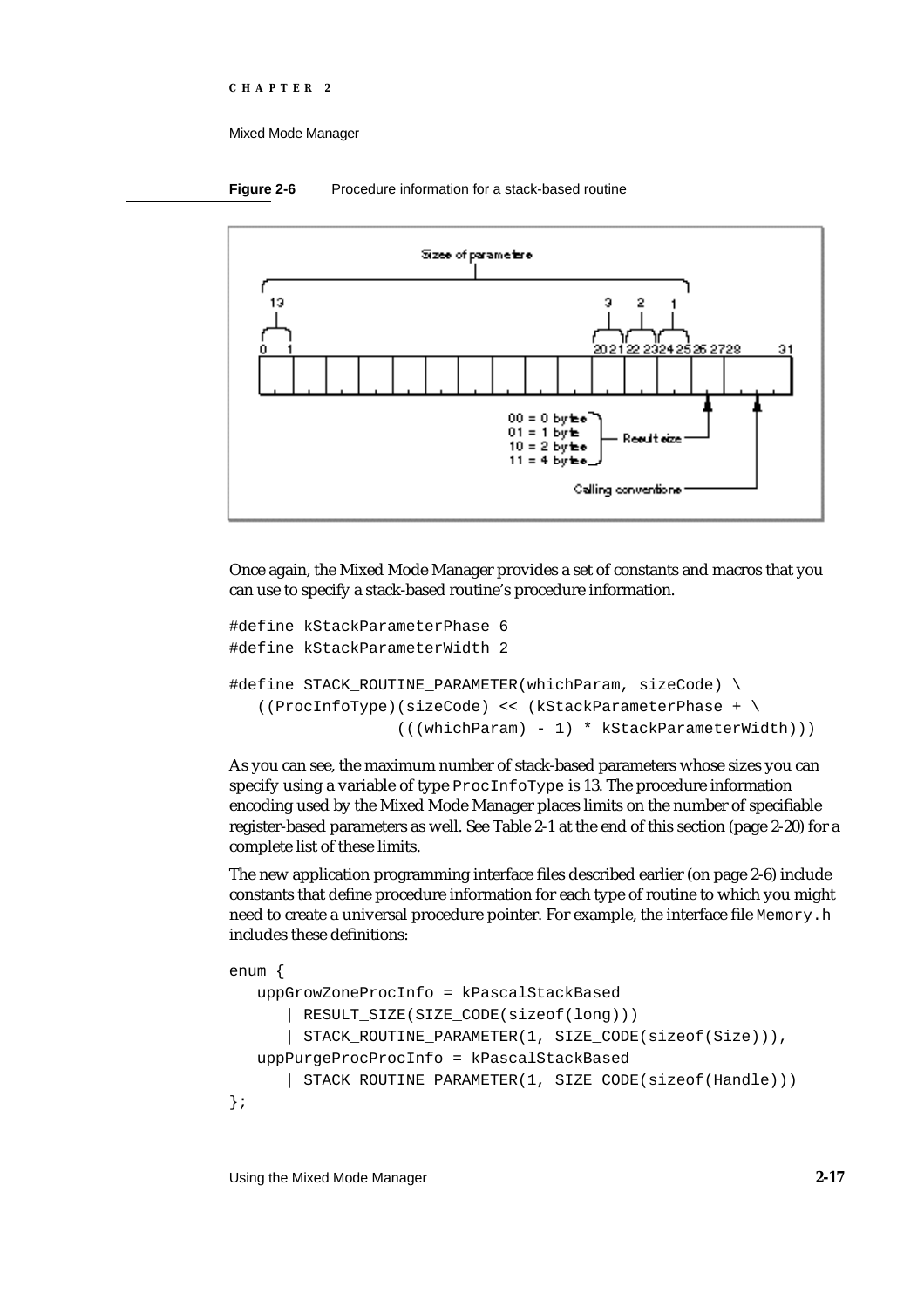**Figure 2-6** Procedure information for a stack-based routine

Once again, the Mixed Mode Manager provides a set of constants and macros that you can use to specify a stack-based routine's procedure information.

```
#define kStackParameterPhase 6
#define kStackParameterWidth 2

#define STACK_ROUTINE_PARAMETER(whichParam, sizeCode) \
   ((ProcInfoType)(sizeCode) << (kStackParameterPhase + \
                  (((whichParam) - 1) * kStackParameterWidth)))
```

As you can see, the maximum number of stack-based parameters whose sizes you can specify using a variable of type `ProcInfoType` is 13. The procedure information encoding used by the Mixed Mode Manager places limits on the number of specifiable register-based parameters as well. See Table 2-1 at the end of this section (page 2-20) for a complete list of these limits.

The new application programming interface files described earlier (on page 2-6) include constants that define procedure information for each type of routine to which you might need to create a universal procedure pointer. For example, the interface file `Memory.h` includes these definitions:

```
enum {
   uppGrowZoneProcInfo = kPascalStackBased
      | RESULT_SIZE(SIZE_CODE(sizeof(long)))
      | STACK_ROUTINE_PARAMETER(1, SIZE_CODE(sizeof(Size))),
   uppPurgeProcProcInfo = kPascalStackBased
      | STACK_ROUTINE_PARAMETER(1, SIZE_CODE(sizeof(Handle)))
};
```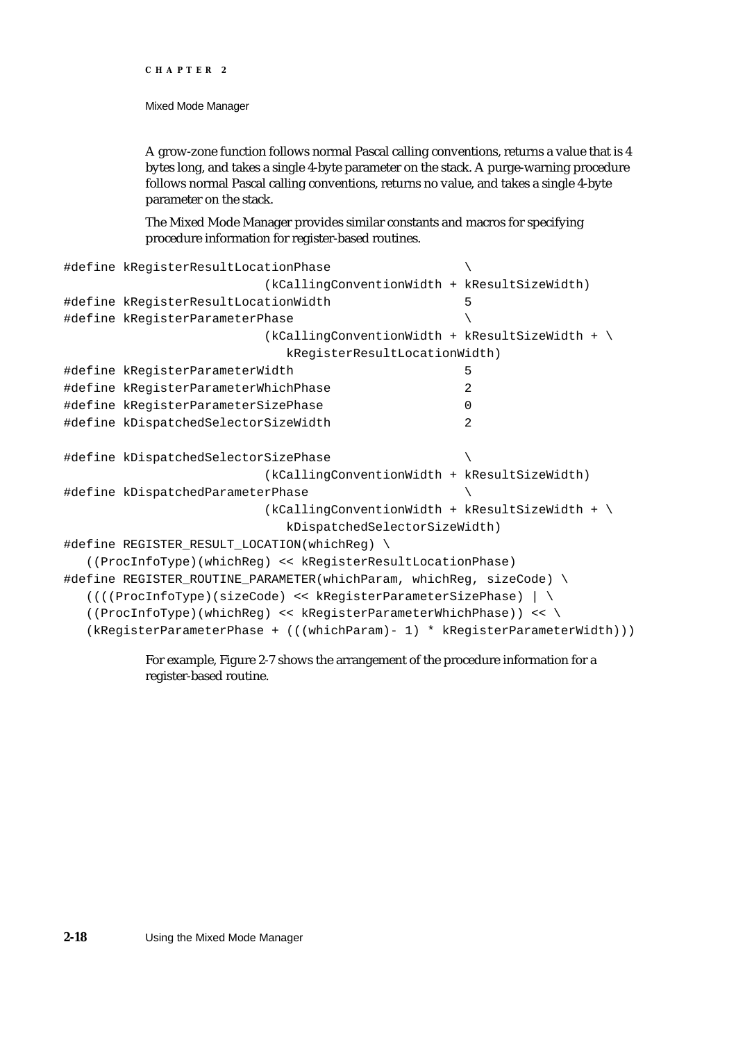A grow-zone function follows normal Pascal calling conventions, returns a value that is 4 bytes long, and takes a single 4-byte parameter on the stack. A purge-warning procedure follows normal Pascal calling conventions, returns no value, and takes a single 4-byte parameter on the stack.

The Mixed Mode Manager provides similar constants and macros for specifying procedure information for register-based routines.

```
#define kRegisterResultLocationPhase                  \
                           (kCallingConventionWidth + kResultSizeWidth)
#define kRegisterResultLocationWidth                  5
#define kRegisterParameterPhase                       \
                           (kCallingConventionWidth + kResultSizeWidth + \
                              kRegisterResultLocationWidth)
#define kRegisterParameterWidth                       5
#define kRegisterParameterWhichPhase                  2
#define kRegisterParameterSizePhase                   0
#define kDispatchedSelectorSizeWidth                  2

#define kDispatchedSelectorSizePhase                  \
                           (kCallingConventionWidth + kResultSizeWidth)
#define kDispatchedParameterPhase                     \
                           (kCallingConventionWidth + kResultSizeWidth + \
                              kDispatchedSelectorSizeWidth)
#define REGISTER_RESULT_LOCATION(whichReg) \
   ((ProcInfoType)(whichReg) << kRegisterResultLocationPhase)
#define REGISTER_ROUTINE_PARAMETER(whichParam, whichReg, sizeCode) \
   ((((ProcInfoType)(sizeCode) << kRegisterParameterSizePhase) | \
   ((ProcInfoType)(whichReg) << kRegisterParameterWhichPhase)) << \
   (kRegisterParameterPhase + (((whichParam)- 1) * kRegisterParameterWidth)))
```

For example, Figure 2-7 shows the arrangement of the procedure information for a register-based routine.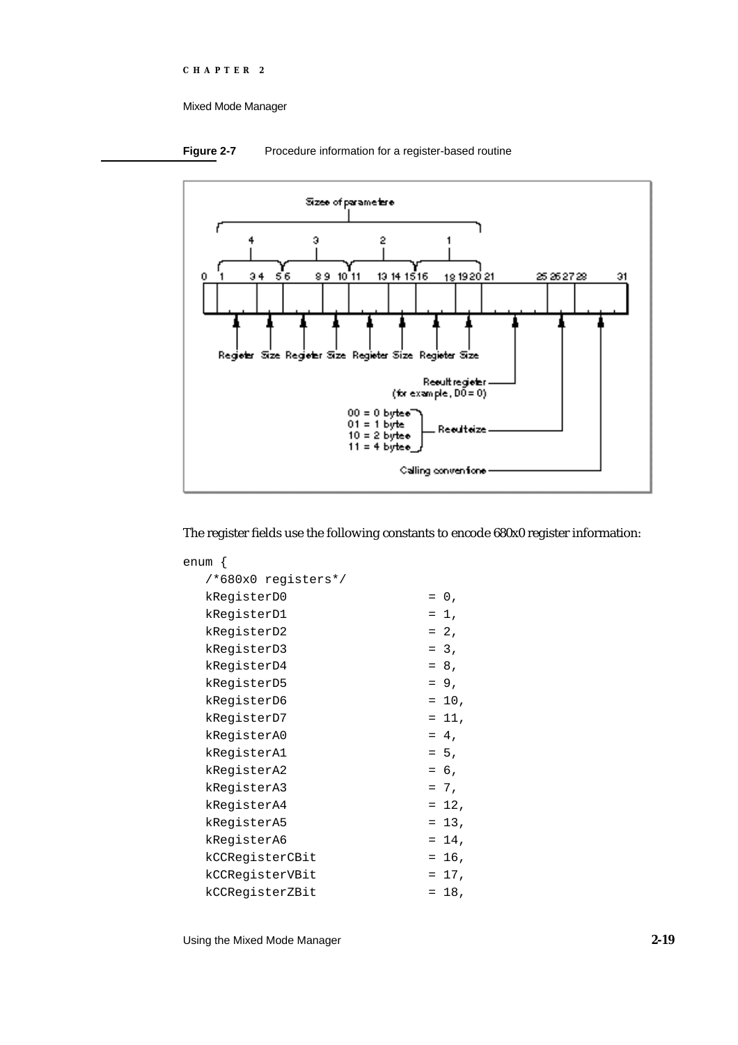**Figure 2-7** Procedure information for a register-based routine

The register fields use the following constants to encode 680x0 register information:

```
enum {
   /*680x0 registers*/
   kRegisterD0              = 0,
   kRegisterD1              = 1,
   kRegisterD2              = 2,
   kRegisterD3              = 3,
   kRegisterD4              = 8,
   kRegisterD5              = 9,
   kRegisterD6              = 10,
   kRegisterD7              = 11,
   kRegisterA0              = 4,
   kRegisterA1              = 5,
   kRegisterA2              = 6,
   kRegisterA3              = 7,
   kRegisterA4              = 12,
   kRegisterA5              = 13,
   kRegisterA6              = 14,
   kCCRegisterCBit          = 16,
   kCCRegisterVBit          = 17,
   kCCRegisterZBit          = 18,
```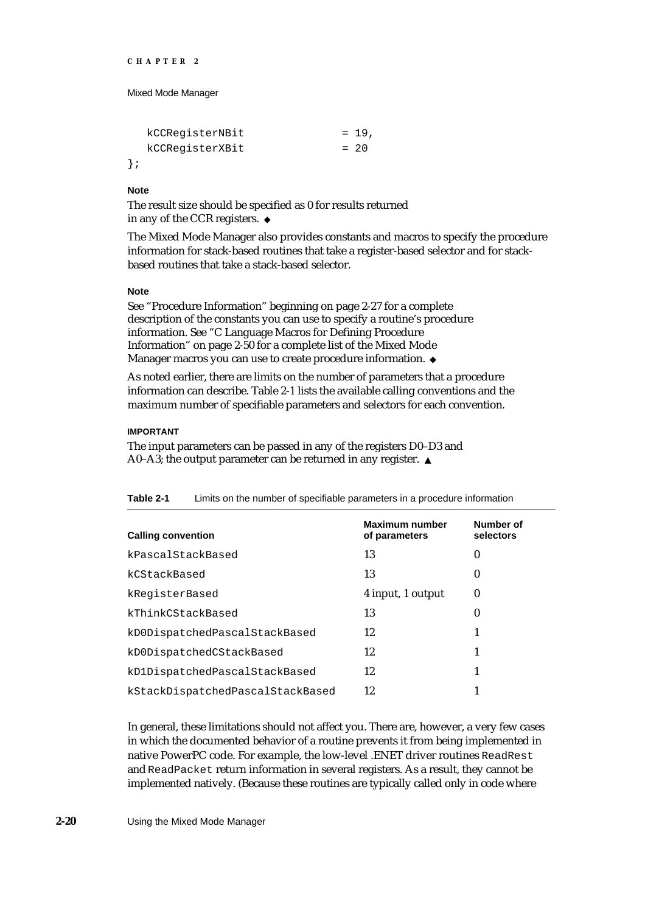```
   kCCRegisterNBit              = 19,
   kCCRegisterXBit              = 20
};
```

**Note**

The result size should be specified as 0 for results returned in any of the CCR registers. ◆

The Mixed Mode Manager also provides constants and macros to specify the procedure information for stack-based routines that take a register-based selector and for stack-based routines that take a stack-based selector.

**Note**

See "Procedure Information" beginning on page 2-27 for a complete description of the constants you can use to specify a routine's procedure information. See "C Language Macros for Defining Procedure Information" on page 2-50 for a complete list of the Mixed Mode Manager macros you can use to create procedure information. ◆

As noted earlier, there are limits on the number of parameters that a procedure information can describe. Table 2-1 lists the available calling conventions and the maximum number of specifiable parameters and selectors for each convention.

**IMPORTANT**

The input parameters can be passed in any of the registers D0–D3 and A0–A3; the output parameter can be returned in any register. ▲

**Table 2-1** Limits on the number of specifiable parameters in a procedure information

| Calling convention | Maximum number of parameters | Number of selectors |
|---|---|---|
| kPascalStackBased | 13 | 0 |
| kCStackBased | 13 | 0 |
| kRegisterBased | 4 input, 1 output | 0 |
| kThinkCStackBased | 13 | 0 |
| kD0DispatchedPascalStackBased | 12 | 1 |
| kD0DispatchedCStackBased | 12 | 1 |
| kD1DispatchedPascalStackBased | 12 | 1 |
| kStackDispatchedPascalStackBased | 12 | 1 |

In general, these limitations should not affect you. There are, however, a very few cases in which the documented behavior of a routine prevents it from being implemented in native PowerPC code. For example, the low-level .ENET driver routines `ReadRest` and `ReadPacket` return information in several registers. As a result, they cannot be implemented natively. (Because these routines are typically called only in code where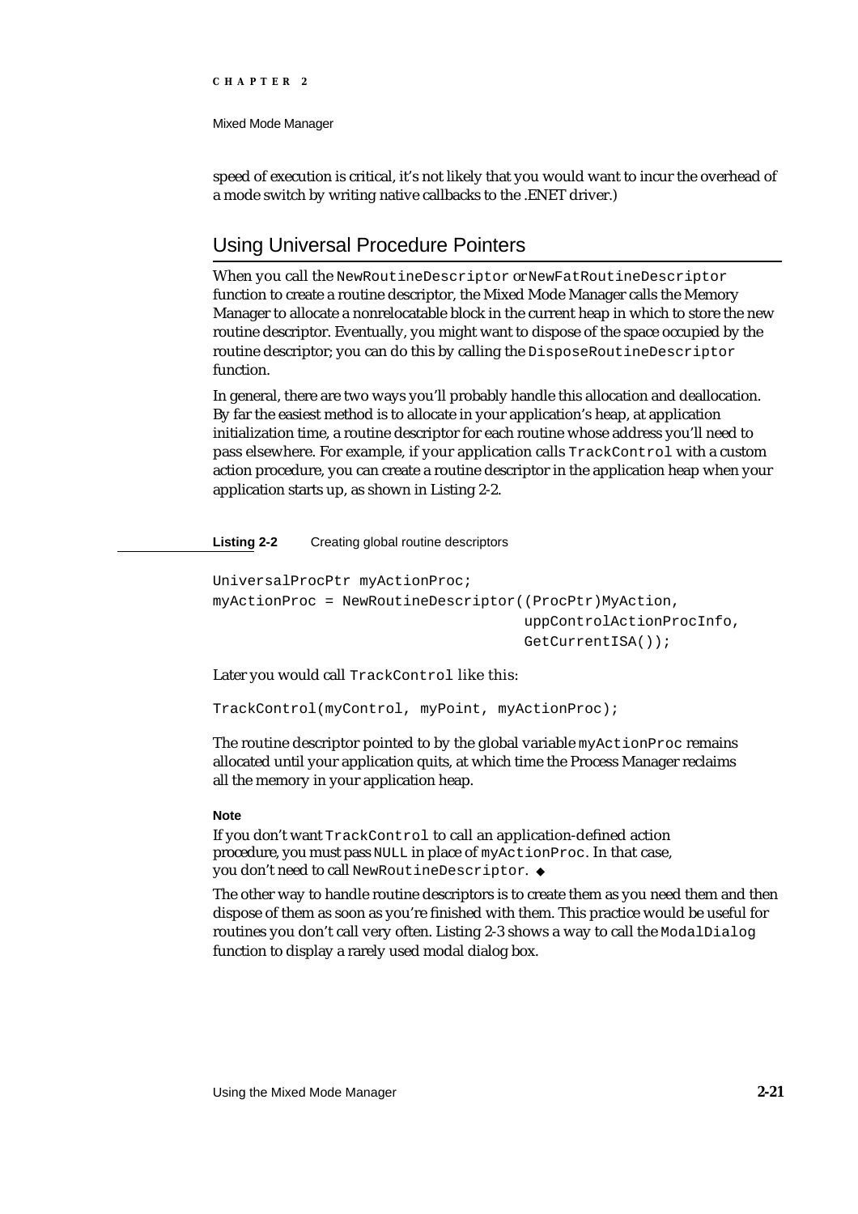speed of execution is critical, it's not likely that you would want to incur the overhead of a mode switch by writing native callbacks to the .ENET driver.)

## Using Universal Procedure Pointers

When you call the `NewRoutineDescriptor` or `NewFatRoutineDescriptor` function to create a routine descriptor, the Mixed Mode Manager calls the Memory Manager to allocate a nonrelocatable block in the current heap in which to store the new routine descriptor. Eventually, you might want to dispose of the space occupied by the routine descriptor; you can do this by calling the `DisposeRoutineDescriptor` function.

In general, there are two ways you'll probably handle this allocation and deallocation. By far the easiest method is to allocate in your application's heap, at application initialization time, a routine descriptor for each routine whose address you'll need to pass elsewhere. For example, if your application calls `TrackControl` with a custom action procedure, you can create a routine descriptor in the application heap when your application starts up, as shown in Listing 2-2.

**Listing 2-2** Creating global routine descriptors

```
UniversalProcPtr myActionProc;
myActionProc = NewRoutineDescriptor((ProcPtr)MyAction,
                                    uppControlActionProcInfo,
                                    GetCurrentISA());
```

Later you would call `TrackControl` like this:

```
TrackControl(myControl, myPoint, myActionProc);
```

The routine descriptor pointed to by the global variable `myActionProc` remains allocated until your application quits, at which time the Process Manager reclaims all the memory in your application heap.

**Note**

If you don't want `TrackControl` to call an application-defined action procedure, you must pass `NULL` in place of `myActionProc`. In that case, you don't need to call `NewRoutineDescriptor`. ◆

The other way to handle routine descriptors is to create them as you need them and then dispose of them as soon as you're finished with them. This practice would be useful for routines you don't call very often. Listing 2-3 shows a way to call the `ModalDialog` function to display a rarely used modal dialog box.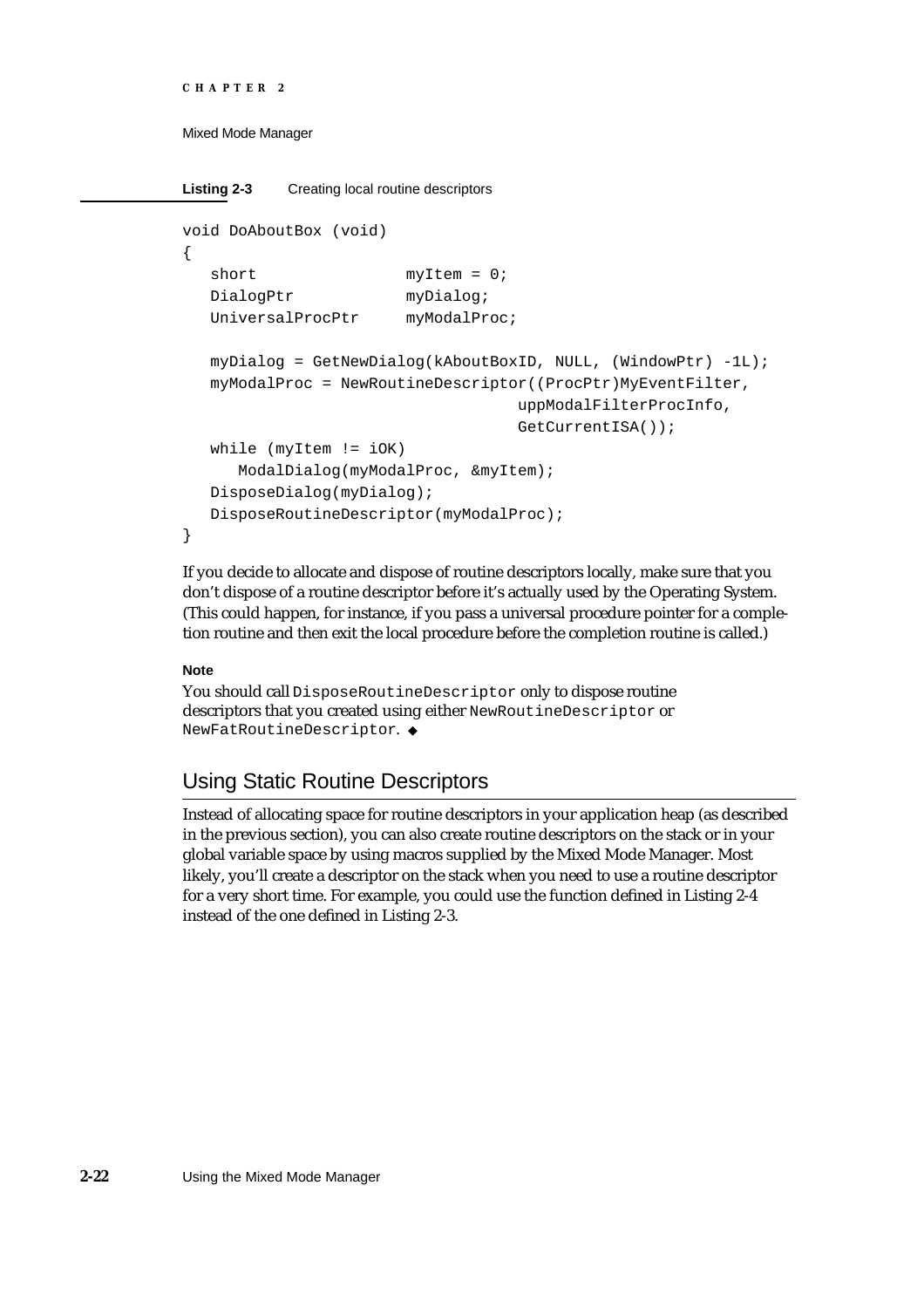**Listing 2-3** Creating local routine descriptors

```
void DoAboutBox (void)
{
   short                myItem = 0;
   DialogPtr            myDialog;
   UniversalProcPtr     myModalProc;

   myDialog = GetNewDialog(kAboutBoxID, NULL, (WindowPtr) -1L);
   myModalProc = NewRoutineDescriptor((ProcPtr)MyEventFilter,
                                    uppModalFilterProcInfo,
                                    GetCurrentISA());
   while (myItem != iOK)
      ModalDialog(myModalProc, &myItem);
   DisposeDialog(myDialog);
   DisposeRoutineDescriptor(myModalProc);
}
```

If you decide to allocate and dispose of routine descriptors locally, make sure that you don't dispose of a routine descriptor before it's actually used by the Operating System. (This could happen, for instance, if you pass a universal procedure pointer for a completion routine and then exit the local procedure before the completion routine is called.)

**Note**

You should call `DisposeRoutineDescriptor` only to dispose routine descriptors that you created using either `NewRoutineDescriptor` or `NewFatRoutineDescriptor`. ◆

## Using Static Routine Descriptors

Instead of allocating space for routine descriptors in your application heap (as described in the previous section), you can also create routine descriptors on the stack or in your global variable space by using macros supplied by the Mixed Mode Manager. Most likely, you'll create a descriptor on the stack when you need to use a routine descriptor for a very short time. For example, you could use the function defined in Listing 2-4 instead of the one defined in Listing 2-3.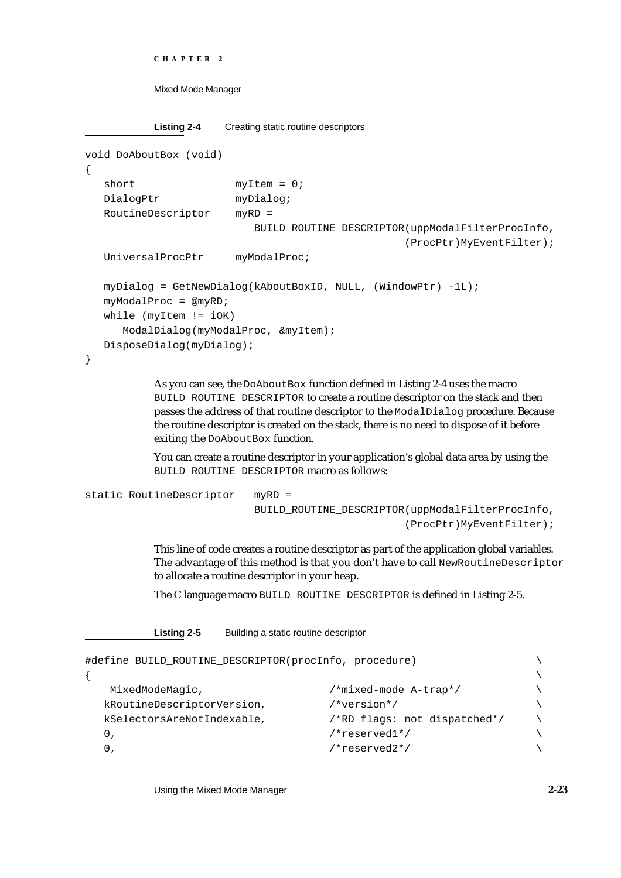**Listing 2-4** Creating static routine descriptors

```
void DoAboutBox (void)
{
   short               myItem = 0;
   DialogPtr           myDialog;
   RoutineDescriptor   myRD =
                          BUILD_ROUTINE_DESCRIPTOR(uppModalFilterProcInfo,
                                                   (ProcPtr)MyEventFilter);
   UniversalProcPtr    myModalProc;

   myDialog = GetNewDialog(kAboutBoxID, NULL, (WindowPtr) -1L);
   myModalProc = @myRD;
   while (myItem != iOK)
      ModalDialog(myModalProc, &myItem);
   DisposeDialog(myDialog);
}
```

As you can see, the `DoAboutBox` function defined in Listing 2-4 uses the macro `BUILD_ROUTINE_DESCRIPTOR` to create a routine descriptor on the stack and then passes the address of that routine descriptor to the `ModalDialog` procedure. Because the routine descriptor is created on the stack, there is no need to dispose of it before exiting the `DoAboutBox` function.

You can create a routine descriptor in your application's global data area by using the `BUILD_ROUTINE_DESCRIPTOR` macro as follows:

```
static RoutineDescriptor   myRD =
                              BUILD_ROUTINE_DESCRIPTOR(uppModalFilterProcInfo,
                                                       (ProcPtr)MyEventFilter);
```

This line of code creates a routine descriptor as part of the application global variables. The advantage of this method is that you don't have to call `NewRoutineDescriptor` to allocate a routine descriptor in your heap.

The C language macro `BUILD_ROUTINE_DESCRIPTOR` is defined in Listing 2-5.

**Listing 2-5** Building a static routine descriptor

```
#define BUILD_ROUTINE_DESCRIPTOR(procInfo, procedure)                  \
{                                                                      \
   _MixedModeMagic,                  /*mixed-mode A-trap*/             \
   kRoutineDescriptorVersion,        /*version*/                       \
   kSelectorsAreNotIndexable,        /*RD flags: not dispatched*/      \
   0,                                /*reserved1*/                     \
   0,                                /*reserved2*/                     \
```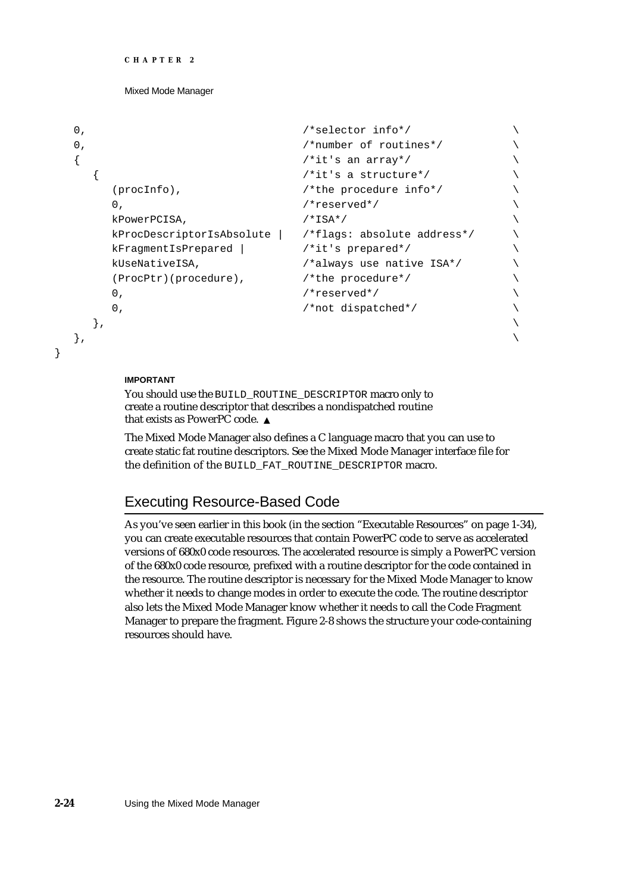```
    0,                                  /*selector info*/               \
    0,                                  /*number of routines*/          \
    {                                   /*it's an array*/               \
        {                               /*it's a structure*/            \
            (procInfo),                 /*the procedure info*/          \
            0,                          /*reserved*/                    \
            kPowerPCISA,                /*ISA*/                         \
            kProcDescriptorIsAbsolute | /*flags: absolute address*/     \
            kFragmentIsPrepared |       /*it's prepared*/               \
            kUseNativeISA,              /*always use native ISA*/       \
            (ProcPtr)(procedure),       /*the procedure*/               \
            0,                          /*reserved*/                    \
            0,                          /*not dispatched*/              \
        },                                                              \
    },                                                                  \
}
```

**IMPORTANT**

You should use the `BUILD_ROUTINE_DESCRIPTOR` macro only to create a routine descriptor that describes a nondispatched routine that exists as PowerPC code. ▲

The Mixed Mode Manager also defines a C language macro that you can use to create static fat routine descriptors. See the Mixed Mode Manager interface file for the definition of the `BUILD_FAT_ROUTINE_DESCRIPTOR` macro.

## Executing Resource-Based Code

As you've seen earlier in this book (in the section "Executable Resources" on page 1-34), you can create executable resources that contain PowerPC code to serve as accelerated versions of 680x0 code resources. The accelerated resource is simply a PowerPC version of the 680x0 code resource, prefixed with a routine descriptor for the code contained in the resource. The routine descriptor is necessary for the Mixed Mode Manager to know whether it needs to change modes in order to execute the code. The routine descriptor also lets the Mixed Mode Manager know whether it needs to call the Code Fragment Manager to prepare the fragment. Figure 2-8 shows the structure your code-containing resources should have.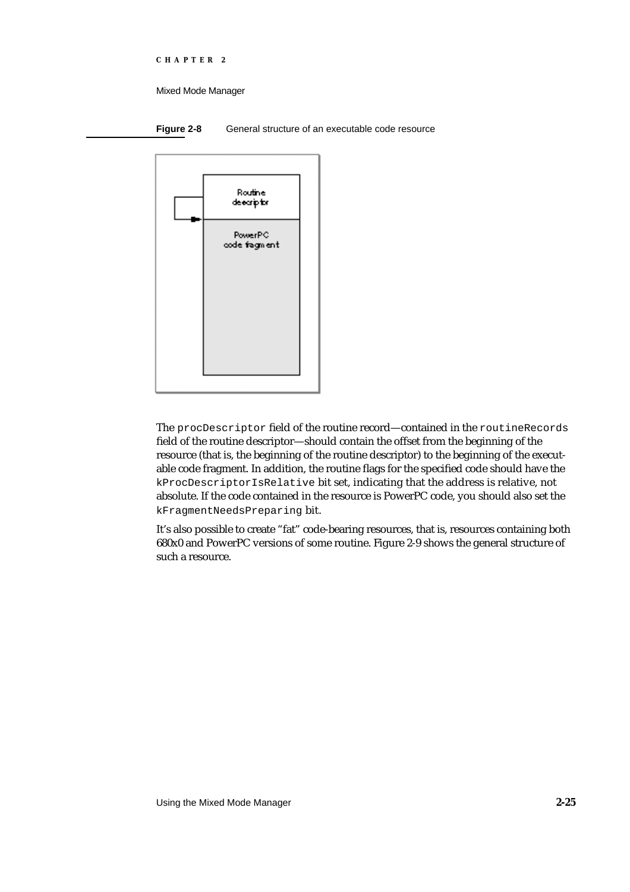**Figure 2-8** General structure of an executable code resource

The `procDescriptor` field of the routine record—contained in the `routineRecords` field of the routine descriptor—should contain the offset from the beginning of the resource (that is, the beginning of the routine descriptor) to the beginning of the executable code fragment. In addition, the routine flags for the specified code should have the `kProcDescriptorIsRelative` bit set, indicating that the address is relative, not absolute. If the code contained in the resource is PowerPC code, you should also set the `kFragmentNeedsPreparing` bit.

It's also possible to create "fat" code-bearing resources, that is, resources containing both 680x0 and PowerPC versions of some routine. Figure 2-9 shows the general structure of such a resource.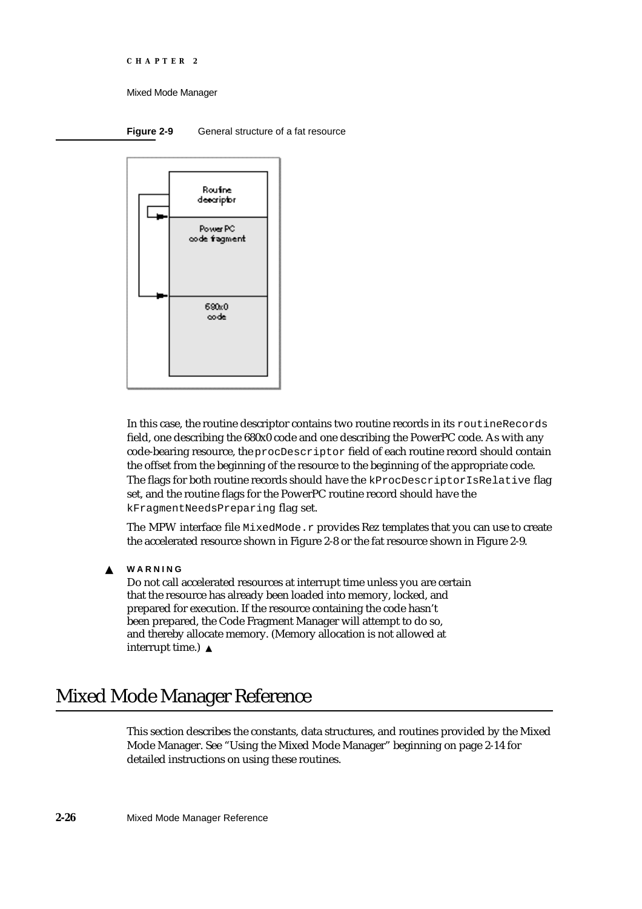**Figure 2-9** General structure of a fat resource

In this case, the routine descriptor contains two routine records in its `routineRecords` field, one describing the 680x0 code and one describing the PowerPC code. As with any code-bearing resource, the `procDescriptor` field of each routine record should contain the offset from the beginning of the resource to the beginning of the appropriate code. The flags for both routine records should have the `kProcDescriptorIsRelative` flag set, and the routine flags for the PowerPC routine record should have the `kFragmentNeedsPreparing` flag set.

The MPW interface file `MixedMode.r` provides Rez templates that you can use to create the accelerated resource shown in Figure 2-8 or the fat resource shown in Figure 2-9.

▲ **WARNING**

Do not call accelerated resources at interrupt time unless you are certain that the resource has already been loaded into memory, locked, and prepared for execution. If the resource containing the code hasn't been prepared, the Code Fragment Manager will attempt to do so, and thereby allocate memory. (Memory allocation is not allowed at interrupt time.) ▲

# Mixed Mode Manager Reference

This section describes the constants, data structures, and routines provided by the Mixed Mode Manager. See "Using the Mixed Mode Manager" beginning on page 2-14 for detailed instructions on using these routines.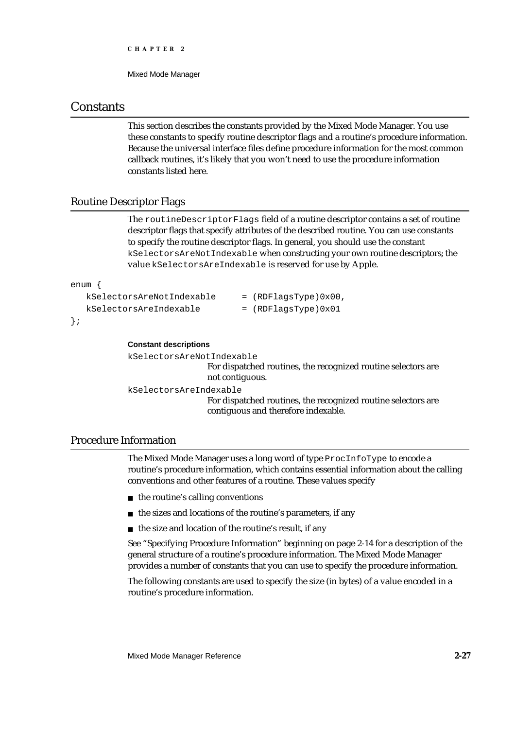## Constants

This section describes the constants provided by the Mixed Mode Manager. You use these constants to specify routine descriptor flags and a routine's procedure information. Because the universal interface files define procedure information for the most common callback routines, it's likely that you won't need to use the procedure information constants listed here.

### Routine Descriptor Flags

The `routineDescriptorFlags` field of a routine descriptor contains a set of routine descriptor flags that specify attributes of the described routine. You can use constants to specify the routine descriptor flags. In general, you should use the constant `kSelectorsAreNotIndexable` when constructing your own routine descriptors; the value `kSelectorsAreIndexable` is reserved for use by Apple.

```
enum {
   kSelectorsAreNotIndexable     = (RDFlagsType)0x00,
   kSelectorsAreIndexable        = (RDFlagsType)0x01
};
```

**Constant descriptions**

`kSelectorsAreNotIndexable`
: For dispatched routines, the recognized routine selectors are not contiguous.

`kSelectorsAreIndexable`
: For dispatched routines, the recognized routine selectors are contiguous and therefore indexable.

### Procedure Information

The Mixed Mode Manager uses a long word of type `ProcInfoType` to encode a routine's procedure information, which contains essential information about the calling conventions and other features of a routine. These values specify

- the routine's calling conventions
- the sizes and locations of the routine's parameters, if any
- the size and location of the routine's result, if any

See "Specifying Procedure Information" beginning on page 2-14 for a description of the general structure of a routine's procedure information. The Mixed Mode Manager provides a number of constants that you can use to specify the procedure information.

The following constants are used to specify the size (in bytes) of a value encoded in a routine's procedure information.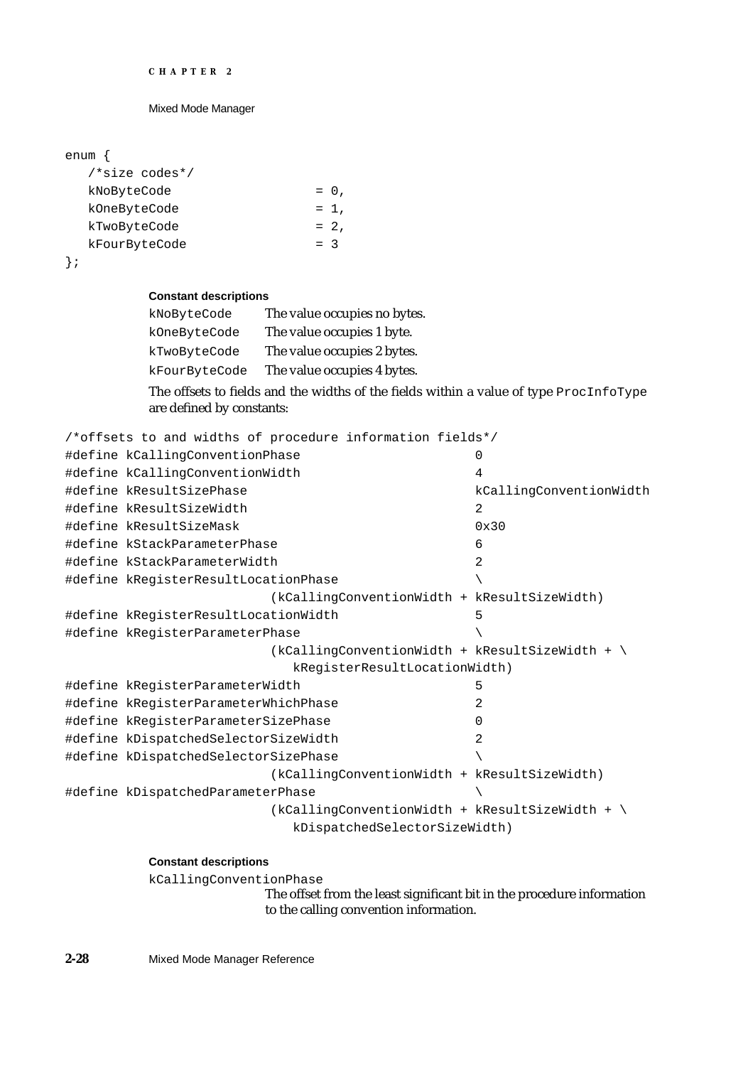```
enum {
   /*size codes*/
   kNoByteCode                  = 0,
   kOneByteCode                 = 1,
   kTwoByteCode                 = 2,
   kFourByteCode                = 3
};
```

**Constant descriptions**

| | |
|---|---|
| `kNoByteCode` | The value occupies no bytes. |
| `kOneByteCode` | The value occupies 1 byte. |
| `kTwoByteCode` | The value occupies 2 bytes. |
| `kFourByteCode` | The value occupies 4 bytes. |

The offsets to fields and the widths of the fields within a value of type `ProcInfoType` are defined by constants:

```
/*offsets to and widths of procedure information fields*/
#define kCallingConventionPhase                       0
#define kCallingConventionWidth                       4
#define kResultSizePhase                              kCallingConventionWidth
#define kResultSizeWidth                              2
#define kResultSizeMask                               0x30
#define kStackParameterPhase                          6
#define kStackParameterWidth                          2
#define kRegisterResultLocationPhase                  \
                           (kCallingConventionWidth + kResultSizeWidth)
#define kRegisterResultLocationWidth                  5
#define kRegisterParameterPhase                       \
                           (kCallingConventionWidth + kResultSizeWidth + \
                              kRegisterResultLocationWidth)
#define kRegisterParameterWidth                       5
#define kRegisterParameterWhichPhase                  2
#define kRegisterParameterSizePhase                   0
#define kDispatchedSelectorSizeWidth                  2
#define kDispatchedSelectorSizePhase                  \
                           (kCallingConventionWidth + kResultSizeWidth)
#define kDispatchedParameterPhase                     \
                           (kCallingConventionWidth + kResultSizeWidth + \
                              kDispatchedSelectorSizeWidth)
```

**Constant descriptions**

`kCallingConventionPhase`
The offset from the least significant bit in the procedure information to the calling convention information.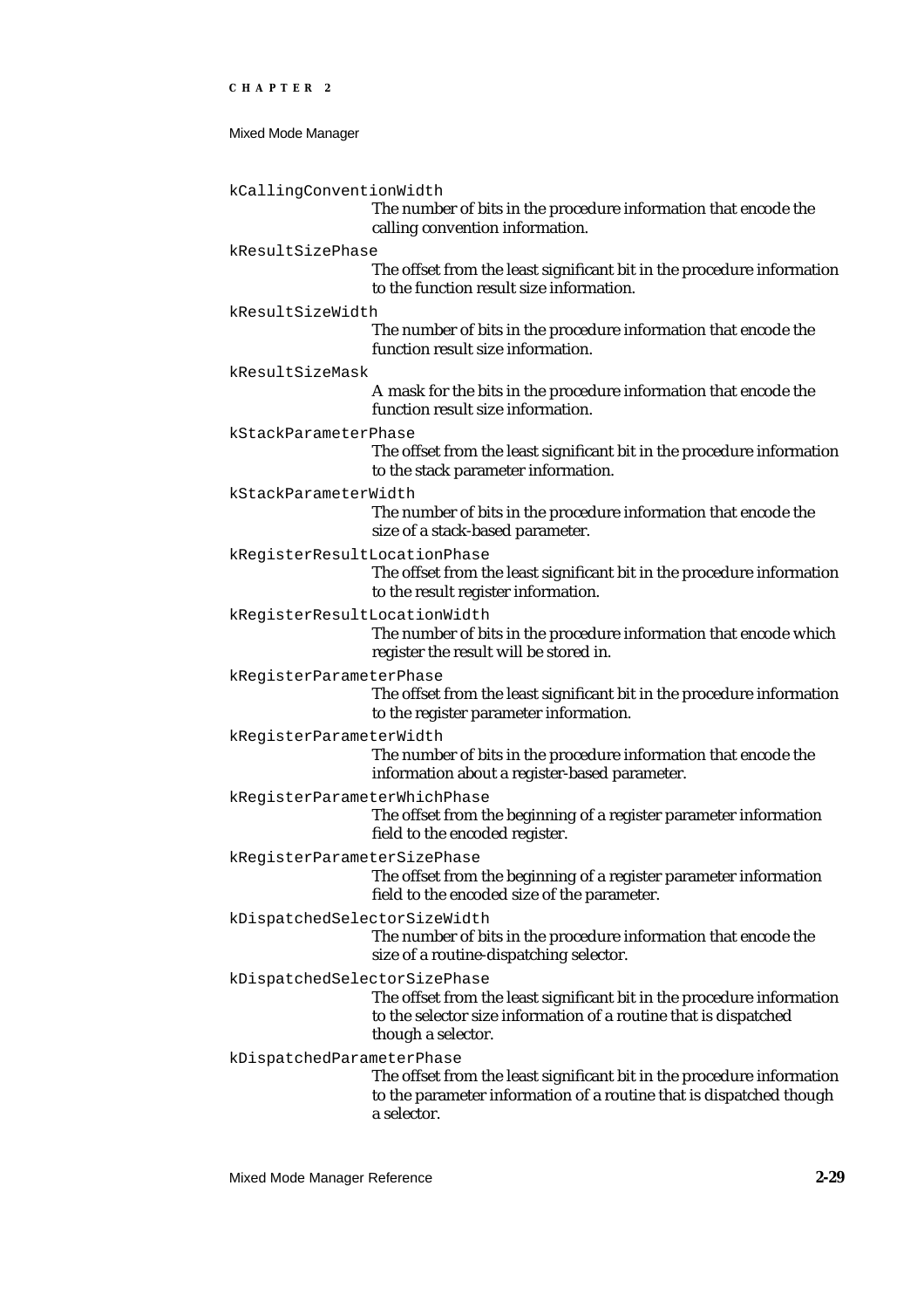`kCallingConventionWidth`
: The number of bits in the procedure information that encode the calling convention information.

`kResultSizePhase`
: The offset from the least significant bit in the procedure information to the function result size information.

`kResultSizeWidth`
: The number of bits in the procedure information that encode the function result size information.

`kResultSizeMask`
: A mask for the bits in the procedure information that encode the function result size information.

`kStackParameterPhase`
: The offset from the least significant bit in the procedure information to the stack parameter information.

`kStackParameterWidth`
: The number of bits in the procedure information that encode the size of a stack-based parameter.

`kRegisterResultLocationPhase`
: The offset from the least significant bit in the procedure information to the result register information.

`kRegisterResultLocationWidth`
: The number of bits in the procedure information that encode which register the result will be stored in.

`kRegisterParameterPhase`
: The offset from the least significant bit in the procedure information to the register parameter information.

`kRegisterParameterWidth`
: The number of bits in the procedure information that encode the information about a register-based parameter.

`kRegisterParameterWhichPhase`
: The offset from the beginning of a register parameter information field to the encoded register.

`kRegisterParameterSizePhase`
: The offset from the beginning of a register parameter information field to the encoded size of the parameter.

`kDispatchedSelectorSizeWidth`
: The number of bits in the procedure information that encode the size of a routine-dispatching selector.

`kDispatchedSelectorSizePhase`
: The offset from the least significant bit in the procedure information to the selector size information of a routine that is dispatched though a selector.

`kDispatchedParameterPhase`
: The offset from the least significant bit in the procedure information to the parameter information of a routine that is dispatched though a selector.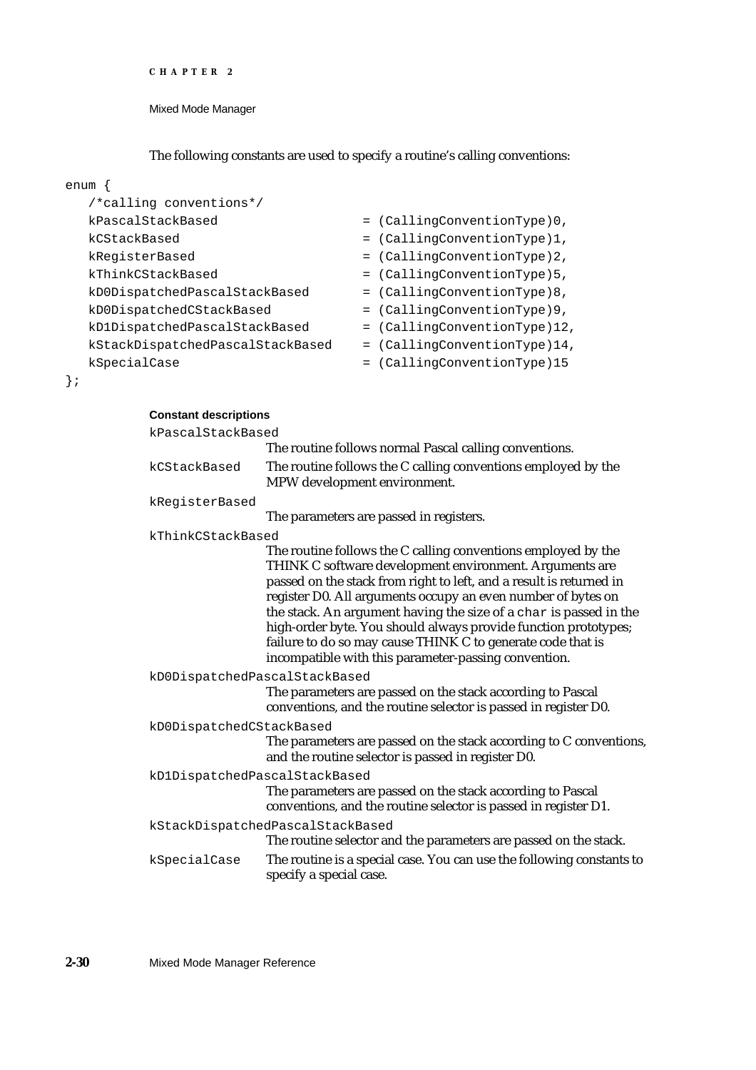The following constants are used to specify a routine's calling conventions:

```
enum {
   /*calling conventions*/
   kPascalStackBased                 = (CallingConventionType)0,
   kCStackBased                      = (CallingConventionType)1,
   kRegisterBased                    = (CallingConventionType)2,
   kThinkCStackBased                 = (CallingConventionType)5,
   kD0DispatchedPascalStackBased     = (CallingConventionType)8,
   kD0DispatchedCStackBased          = (CallingConventionType)9,
   kD1DispatchedPascalStackBased     = (CallingConventionType)12,
   kStackDispatchedPascalStackBased  = (CallingConventionType)14,
   kSpecialCase                      = (CallingConventionType)15
};
```

**Constant descriptions**

`kPascalStackBased`
: The routine follows normal Pascal calling conventions.

`kCStackBased`
: The routine follows the C calling conventions employed by the MPW development environment.

`kRegisterBased`
: The parameters are passed in registers.

`kThinkCStackBased`
: The routine follows the C calling conventions employed by the THINK C software development environment. Arguments are passed on the stack from right to left, and a result is returned in register D0. All arguments occupy an even number of bytes on the stack. An argument having the size of a `char` is passed in the high-order byte. You should always provide function prototypes; failure to do so may cause THINK C to generate code that is incompatible with this parameter-passing convention.

`kD0DispatchedPascalStackBased`
: The parameters are passed on the stack according to Pascal conventions, and the routine selector is passed in register D0.

`kD0DispatchedCStackBased`
: The parameters are passed on the stack according to C conventions, and the routine selector is passed in register D0.

`kD1DispatchedPascalStackBased`
: The parameters are passed on the stack according to Pascal conventions, and the routine selector is passed in register D1.

`kStackDispatchedPascalStackBased`
: The routine selector and the parameters are passed on the stack.

`kSpecialCase`
: The routine is a special case. You can use the following constants to specify a special case.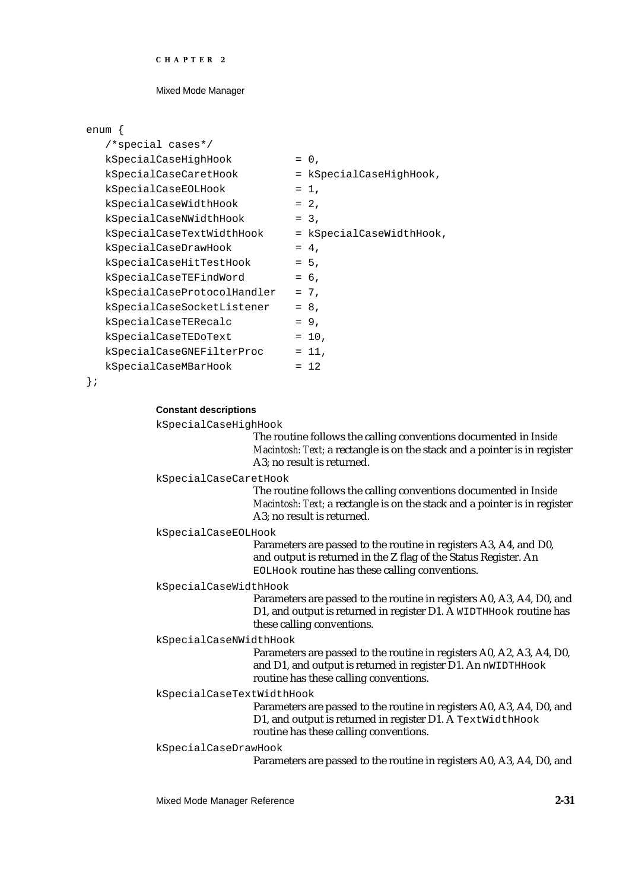```
enum {
   /*special cases*/
   kSpecialCaseHighHook          = 0,
   kSpecialCaseCaretHook         = kSpecialCaseHighHook,
   kSpecialCaseEOLHook           = 1,
   kSpecialCaseWidthHook         = 2,
   kSpecialCaseNWidthHook        = 3,
   kSpecialCaseTextWidthHook     = kSpecialCaseWidthHook,
   kSpecialCaseDrawHook          = 4,
   kSpecialCaseHitTestHook       = 5,
   kSpecialCaseTEFindWord        = 6,
   kSpecialCaseProtocolHandler   = 7,
   kSpecialCaseSocketListener    = 8,
   kSpecialCaseTERecalc          = 9,
   kSpecialCaseTEDoText          = 10,
   kSpecialCaseGNEFilterProc     = 11,
   kSpecialCaseMBarHook          = 12
};
```

**Constant descriptions**

`kSpecialCaseHighHook`
: The routine follows the calling conventions documented in *Inside Macintosh: Text*; a rectangle is on the stack and a pointer is in register A3; no result is returned.

`kSpecialCaseCaretHook`
: The routine follows the calling conventions documented in *Inside Macintosh: Text*; a rectangle is on the stack and a pointer is in register A3; no result is returned.

`kSpecialCaseEOLHook`
: Parameters are passed to the routine in registers A3, A4, and D0, and output is returned in the Z flag of the Status Register. An `EOLHook` routine has these calling conventions.

`kSpecialCaseWidthHook`
: Parameters are passed to the routine in registers A0, A3, A4, D0, and D1, and output is returned in register D1. A `WIDTHHook` routine has these calling conventions.

`kSpecialCaseNWidthHook`
: Parameters are passed to the routine in registers A0, A2, A3, A4, D0, and D1, and output is returned in register D1. An `nWIDTHHook` routine has these calling conventions.

`kSpecialCaseTextWidthHook`
: Parameters are passed to the routine in registers A0, A3, A4, D0, and D1, and output is returned in register D1. A `TextWidthHook` routine has these calling conventions.

`kSpecialCaseDrawHook`
: Parameters are passed to the routine in registers A0, A3, A4, D0, and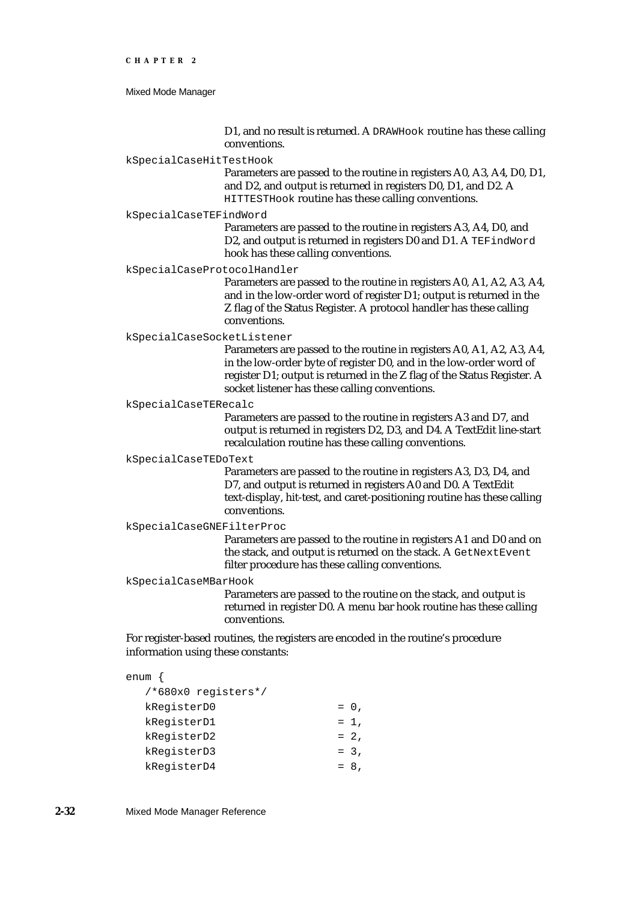D1, and no result is returned. A `DRAWHook` routine has these calling conventions.

`kSpecialCaseHitTestHook`
: Parameters are passed to the routine in registers A0, A3, A4, D0, D1, and D2, and output is returned in registers D0, D1, and D2. A `HITTESTHook` routine has these calling conventions.

`kSpecialCaseTEFindWord`
: Parameters are passed to the routine in registers A3, A4, D0, and D2, and output is returned in registers D0 and D1. A `TEFindWord` hook has these calling conventions.

`kSpecialCaseProtocolHandler`
: Parameters are passed to the routine in registers A0, A1, A2, A3, A4, and in the low-order word of register D1; output is returned in the Z flag of the Status Register. A protocol handler has these calling conventions.

`kSpecialCaseSocketListener`
: Parameters are passed to the routine in registers A0, A1, A2, A3, A4, in the low-order byte of register D0, and in the low-order word of register D1; output is returned in the Z flag of the Status Register. A socket listener has these calling conventions.

`kSpecialCaseTERecalc`
: Parameters are passed to the routine in registers A3 and D7, and output is returned in registers D2, D3, and D4. A TextEdit line-start recalculation routine has these calling conventions.

`kSpecialCaseTEDoText`
: Parameters are passed to the routine in registers A3, D3, D4, and D7, and output is returned in registers A0 and D0. A TextEdit text-display, hit-test, and caret-positioning routine has these calling conventions.

`kSpecialCaseGNEFilterProc`
: Parameters are passed to the routine in registers A1 and D0 and on the stack, and output is returned on the stack. A `GetNextEvent` filter procedure has these calling conventions.

`kSpecialCaseMBarHook`
: Parameters are passed to the routine on the stack, and output is returned in register D0. A menu bar hook routine has these calling conventions.

For register-based routines, the registers are encoded in the routine's procedure information using these constants:

```
enum {
   /*680x0 registers*/
   kRegisterD0                = 0,
   kRegisterD1                = 1,
   kRegisterD2                = 2,
   kRegisterD3                = 3,
   kRegisterD4                = 8,
```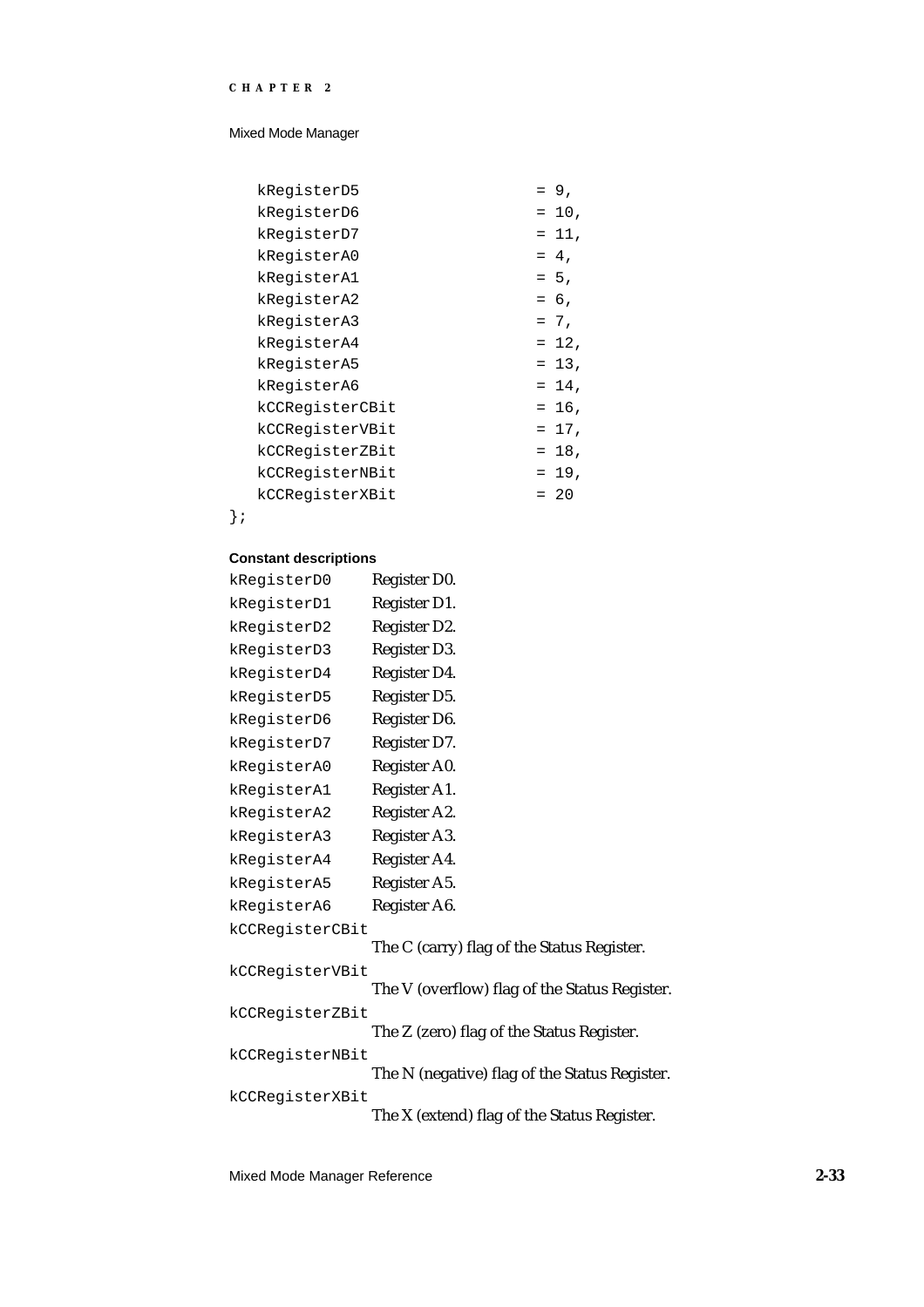```
    kRegisterD5                 = 9,
    kRegisterD6                 = 10,
    kRegisterD7                 = 11,
    kRegisterA0                 = 4,
    kRegisterA1                 = 5,
    kRegisterA2                 = 6,
    kRegisterA3                 = 7,
    kRegisterA4                 = 12,
    kRegisterA5                 = 13,
    kRegisterA6                 = 14,
    kCCRegisterCBit             = 16,
    kCCRegisterVBit             = 17,
    kCCRegisterZBit             = 18,
    kCCRegisterNBit             = 19,
    kCCRegisterXBit             = 20
};
```

**Constant descriptions**

`kRegisterD0` Register D0.

`kRegisterD1` Register D1.

`kRegisterD2` Register D2.

`kRegisterD3` Register D3.

`kRegisterD4` Register D4.

`kRegisterD5` Register D5.

`kRegisterD6` Register D6.

`kRegisterD7` Register D7.

`kRegisterA0` Register A0.

`kRegisterA1` Register A1.

`kRegisterA2` Register A2.

`kRegisterA3` Register A3.

`kRegisterA4` Register A4.

`kRegisterA5` Register A5.

`kRegisterA6` Register A6.

`kCCRegisterCBit`
The C (carry) flag of the Status Register.

`kCCRegisterVBit`
The V (overflow) flag of the Status Register.

`kCCRegisterZBit`
The Z (zero) flag of the Status Register.

`kCCRegisterNBit`
The N (negative) flag of the Status Register.

`kCCRegisterXBit`
The X (extend) flag of the Status Register.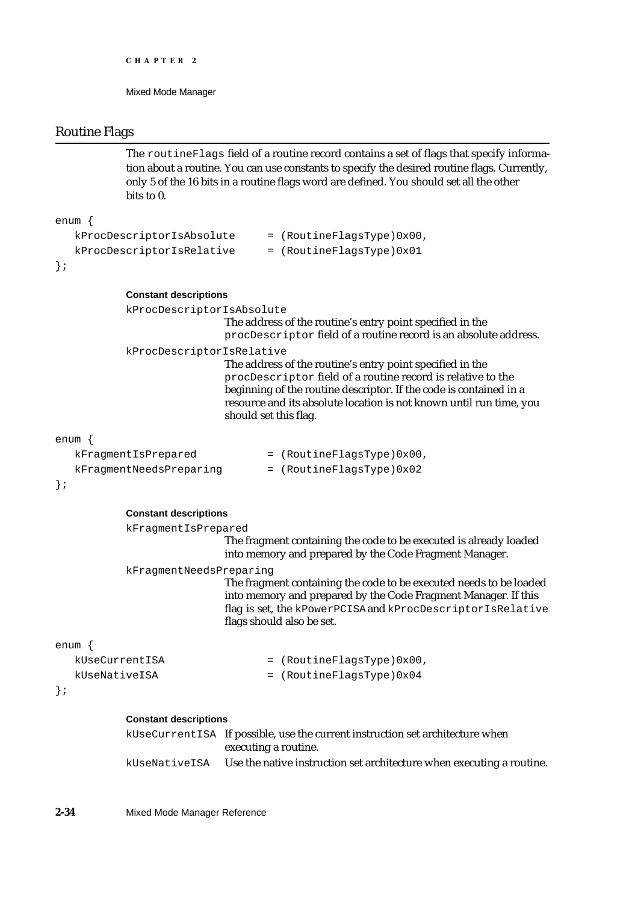## Routine Flags

The `routineFlags` field of a routine record contains a set of flags that specify information about a routine. You can use constants to specify the desired routine flags. Currently, only 5 of the 16 bits in a routine flags word are defined. You should set all the other bits to 0.

```
enum {
   kProcDescriptorIsAbsolute     = (RoutineFlagsType)0x00,
   kProcDescriptorIsRelative     = (RoutineFlagsType)0x01
};
```

**Constant descriptions**

`kProcDescriptorIsAbsolute`
: The address of the routine's entry point specified in the `procDescriptor` field of a routine record is an absolute address.

`kProcDescriptorIsRelative`
: The address of the routine's entry point specified in the `procDescriptor` field of a routine record is relative to the beginning of the routine descriptor. If the code is contained in a resource and its absolute location is not known until run time, you should set this flag.

```
enum {
   kFragmentIsPrepared           = (RoutineFlagsType)0x00,
   kFragmentNeedsPreparing       = (RoutineFlagsType)0x02
};
```

**Constant descriptions**

`kFragmentIsPrepared`
: The fragment containing the code to be executed is already loaded into memory and prepared by the Code Fragment Manager.

`kFragmentNeedsPreparing`
: The fragment containing the code to be executed needs to be loaded into memory and prepared by the Code Fragment Manager. If this flag is set, the `kPowerPCISA` and `kProcDescriptorIsRelative` flags should also be set.

```
enum {
   kUseCurrentISA                = (RoutineFlagsType)0x00,
   kUseNativeISA                 = (RoutineFlagsType)0x04
};
```

**Constant descriptions**

`kUseCurrentISA`
: If possible, use the current instruction set architecture when executing a routine.

`kUseNativeISA`
: Use the native instruction set architecture when executing a routine.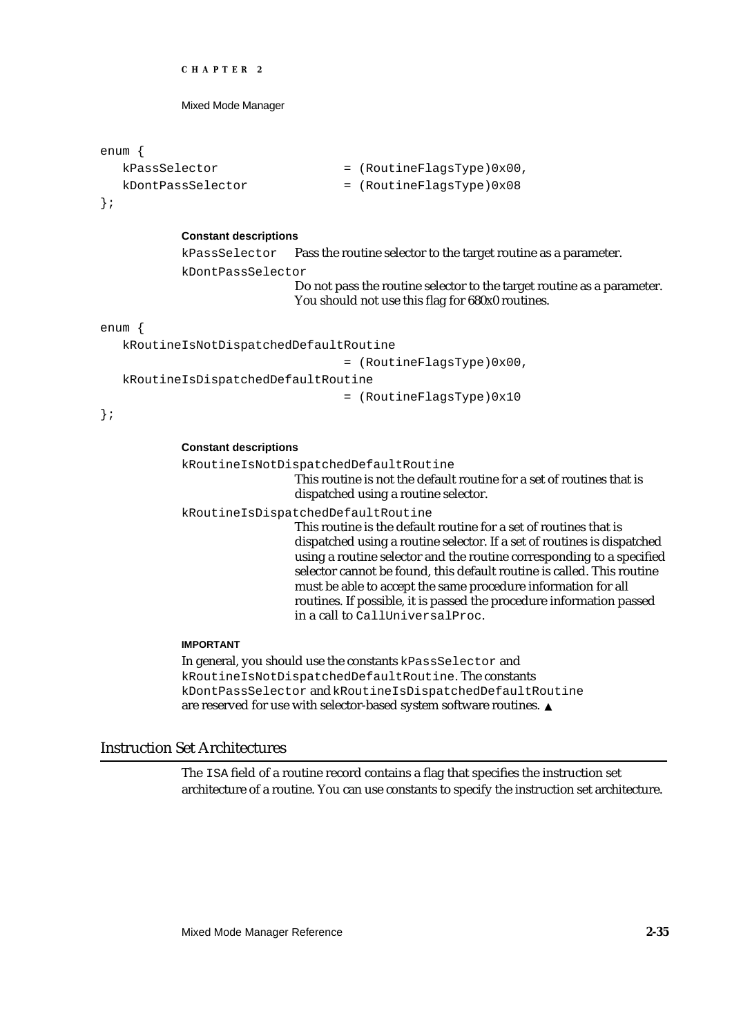```
enum {
   kPassSelector                  = (RoutineFlagsType)0x00,
   kDontPassSelector              = (RoutineFlagsType)0x08
};
```

**Constant descriptions**

`kPassSelector` Pass the routine selector to the target routine as a parameter.

`kDontPassSelector`
Do not pass the routine selector to the target routine as a parameter. You should not use this flag for 680x0 routines.

```
enum {
   kRoutineIsNotDispatchedDefaultRoutine
                                  = (RoutineFlagsType)0x00,
   kRoutineIsDispatchedDefaultRoutine
                                  = (RoutineFlagsType)0x10
};
```

**Constant descriptions**

`kRoutineIsNotDispatchedDefaultRoutine`
This routine is not the default routine for a set of routines that is dispatched using a routine selector.

`kRoutineIsDispatchedDefaultRoutine`
This routine is the default routine for a set of routines that is dispatched using a routine selector. If a set of routines is dispatched using a routine selector and the routine corresponding to a specified selector cannot be found, this default routine is called. This routine must be able to accept the same procedure information for all routines. If possible, it is passed the procedure information passed in a call to `CallUniversalProc`.

**IMPORTANT**

In general, you should use the constants `kPassSelector` and `kRoutineIsNotDispatchedDefaultRoutine`. The constants `kDontPassSelector` and `kRoutineIsDispatchedDefaultRoutine` are reserved for use with selector-based system software routines. ▲

## Instruction Set Architectures

The `ISA` field of a routine record contains a flag that specifies the instruction set architecture of a routine. You can use constants to specify the instruction set architecture.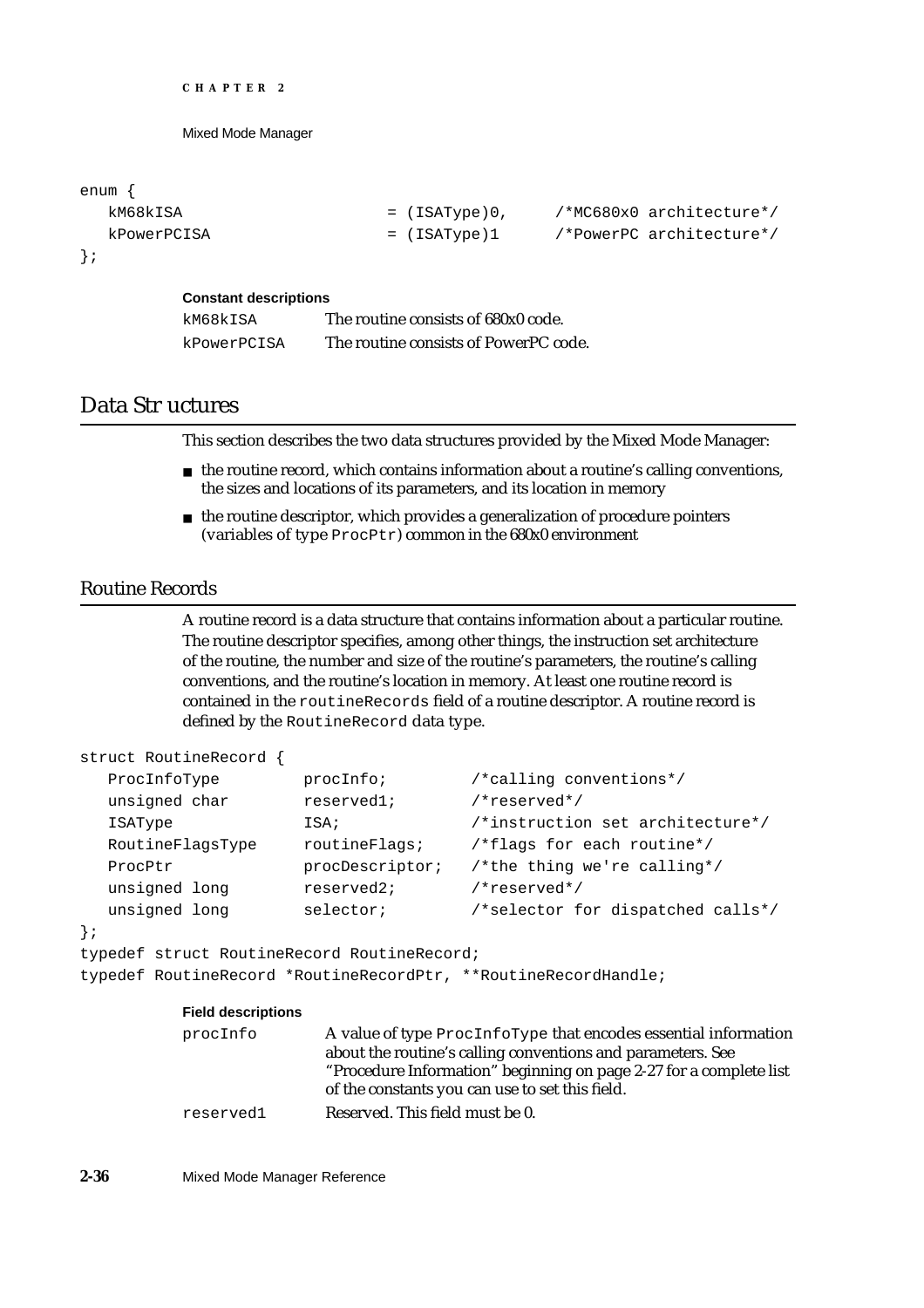```
enum {
   kM68kISA                    = (ISAType)0,     /*MC680x0 architecture*/
   kPowerPCISA                 = (ISAType)1      /*PowerPC architecture*/
};
```

**Constant descriptions**

`kM68kISA` The routine consists of 680x0 code.

`kPowerPCISA` The routine consists of PowerPC code.

## Data Structures

This section describes the two data structures provided by the Mixed Mode Manager:

- the routine record, which contains information about a routine's calling conventions, the sizes and locations of its parameters, and its location in memory
- the routine descriptor, which provides a generalization of procedure pointers (variables of type `ProcPtr`) common in the 680x0 environment

### Routine Records

A routine record is a data structure that contains information about a particular routine. The routine descriptor specifies, among other things, the instruction set architecture of the routine, the number and size of the routine's parameters, the routine's calling conventions, and the routine's location in memory. At least one routine record is contained in the `routineRecords` field of a routine descriptor. A routine record is defined by the `RoutineRecord` data type.

```
struct RoutineRecord {
   ProcInfoType        procInfo;         /*calling conventions*/
   unsigned char       reserved1;        /*reserved*/
   ISAType             ISA;              /*instruction set architecture*/
   RoutineFlagsType    routineFlags;     /*flags for each routine*/
   ProcPtr             procDescriptor;   /*the thing we're calling*/
   unsigned long       reserved2;        /*reserved*/
   unsigned long       selector;         /*selector for dispatched calls*/
};
typedef struct RoutineRecord RoutineRecord;
typedef RoutineRecord *RoutineRecordPtr, **RoutineRecordHandle;
```

**Field descriptions**

`procInfo` A value of type `ProcInfoType` that encodes essential information about the routine's calling conventions and parameters. See "Procedure Information" beginning on page 2-27 for a complete list of the constants you can use to set this field.

`reserved1` Reserved. This field must be 0.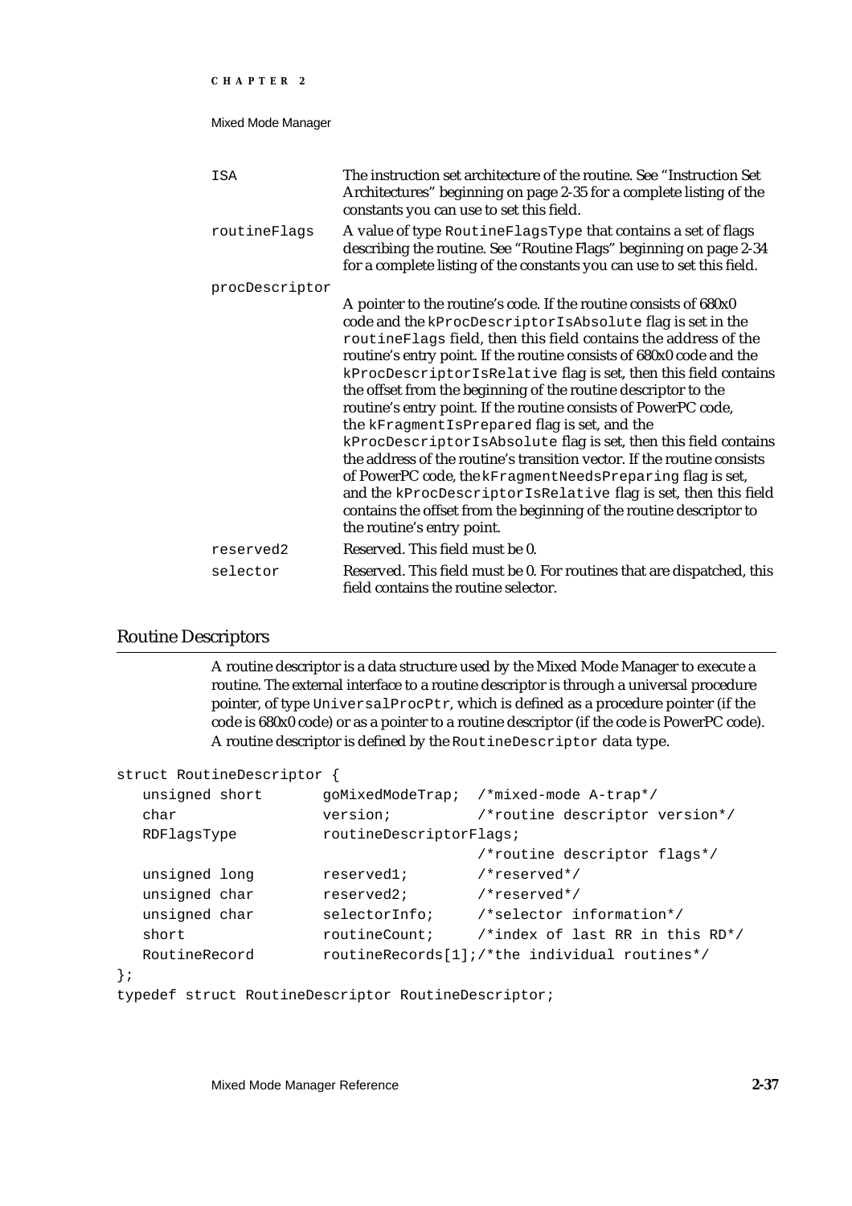`ISA`
: The instruction set architecture of the routine. See "Instruction Set Architectures" beginning on page 2-35 for a complete listing of the constants you can use to set this field.

`routineFlags`
: A value of type `RoutineFlagsType` that contains a set of flags describing the routine. See "Routine Flags" beginning on page 2-34 for a complete listing of the constants you can use to set this field.

`procDescriptor`
: A pointer to the routine's code. If the routine consists of 680x0 code and the `kProcDescriptorIsAbsolute` flag is set in the `routineFlags` field, then this field contains the address of the routine's entry point. If the routine consists of 680x0 code and the `kProcDescriptorIsRelative` flag is set, then this field contains the offset from the beginning of the routine descriptor to the routine's entry point. If the routine consists of PowerPC code, the `kFragmentIsPrepared` flag is set, and the `kProcDescriptorIsAbsolute` flag is set, then this field contains the address of the routine's transition vector. If the routine consists of PowerPC code, the `kFragmentNeedsPreparing` flag is set, and the `kProcDescriptorIsRelative` flag is set, then this field contains the offset from the beginning of the routine descriptor to the routine's entry point.

`reserved2`
: Reserved. This field must be 0.

`selector`
: Reserved. This field must be 0. For routines that are dispatched, this field contains the routine selector.

## Routine Descriptors

A routine descriptor is a data structure used by the Mixed Mode Manager to execute a routine. The external interface to a routine descriptor is through a universal procedure pointer, of type `UniversalProcPtr`, which is defined as a procedure pointer (if the code is 680x0 code) or as a pointer to a routine descriptor (if the code is PowerPC code). A routine descriptor is defined by the `RoutineDescriptor` data type.

```
struct RoutineDescriptor {
   unsigned short       goMixedModeTrap;  /*mixed-mode A-trap*/
   char                 version;          /*routine descriptor version*/
   RDFlagsType          routineDescriptorFlags;
                                          /*routine descriptor flags*/
   unsigned long        reserved1;        /*reserved*/
   unsigned char        reserved2;        /*reserved*/
   unsigned char        selectorInfo;     /*selector information*/
   short                routineCount;     /*index of last RR in this RD*/
   RoutineRecord        routineRecords[1];/*the individual routines*/
};
typedef struct RoutineDescriptor RoutineDescriptor;
```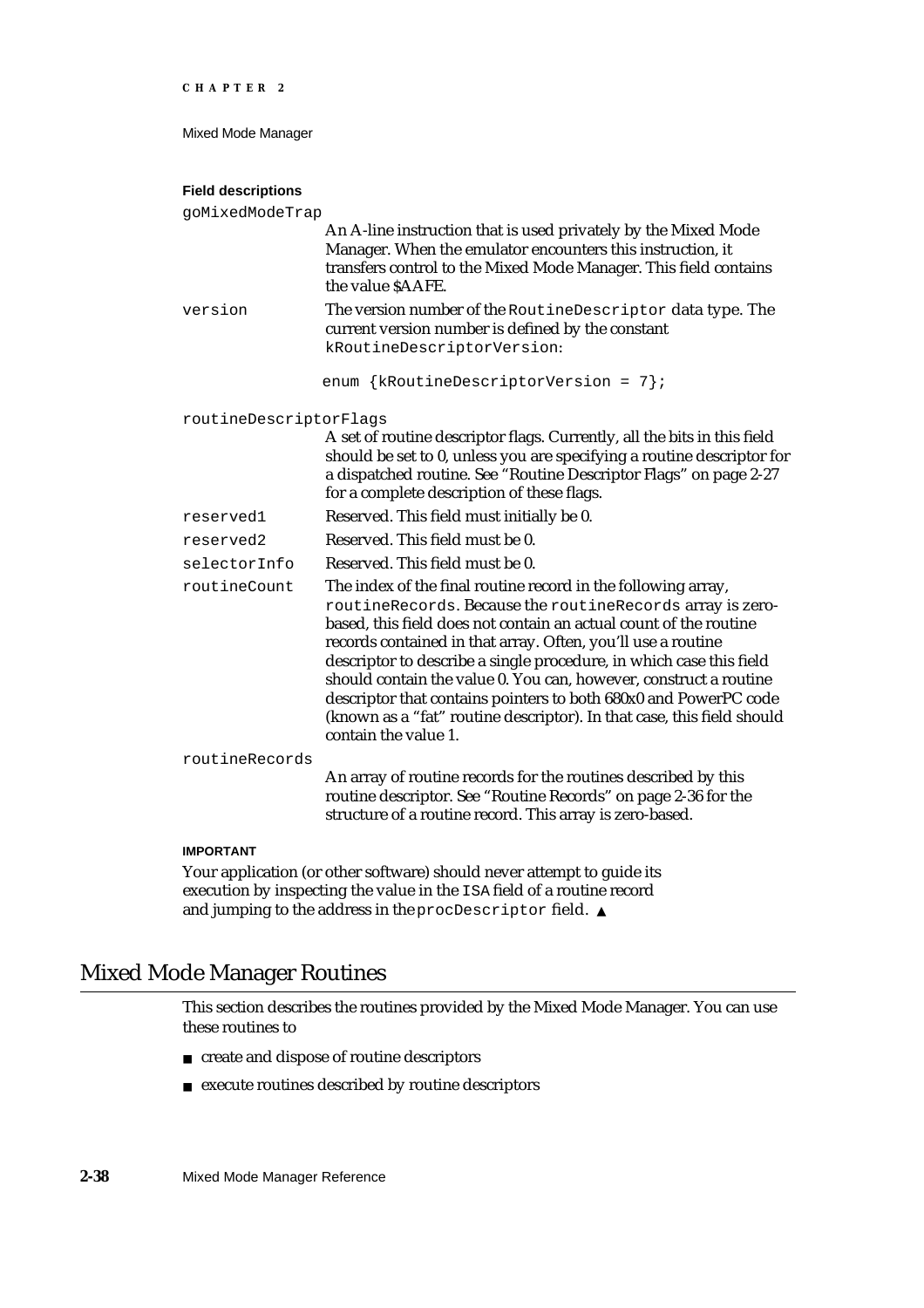**Field descriptions**

`goMixedModeTrap`
: An A-line instruction that is used privately by the Mixed Mode Manager. When the emulator encounters this instruction, it transfers control to the Mixed Mode Manager. This field contains the value $AAFE.

`version`
: The version number of the `RoutineDescriptor` data type. The current version number is defined by the constant `kRoutineDescriptorVersion`:

```
enum {kRoutineDescriptorVersion = 7};
```

`routineDescriptorFlags`
: A set of routine descriptor flags. Currently, all the bits in this field should be set to 0, unless you are specifying a routine descriptor for a dispatched routine. See "Routine Descriptor Flags" on page 2-27 for a complete description of these flags.

`reserved1`
: Reserved. This field must initially be 0.

`reserved2`
: Reserved. This field must be 0.

`selectorInfo`
: Reserved. This field must be 0.

`routineCount`
: The index of the final routine record in the following array, `routineRecords`. Because the `routineRecords` array is zero-based, this field does not contain an actual count of the routine records contained in that array. Often, you'll use a routine descriptor to describe a single procedure, in which case this field should contain the value 0. You can, however, construct a routine descriptor that contains pointers to both 680x0 and PowerPC code (known as a "fat" routine descriptor). In that case, this field should contain the value 1.

`routineRecords`
: An array of routine records for the routines described by this routine descriptor. See "Routine Records" on page 2-36 for the structure of a routine record. This array is zero-based.

**IMPORTANT**

Your application (or other software) should never attempt to guide its execution by inspecting the value in the `ISA` field of a routine record and jumping to the address in the `procDescriptor` field. ▲

## Mixed Mode Manager Routines

This section describes the routines provided by the Mixed Mode Manager. You can use these routines to

- create and dispose of routine descriptors
- execute routines described by routine descriptors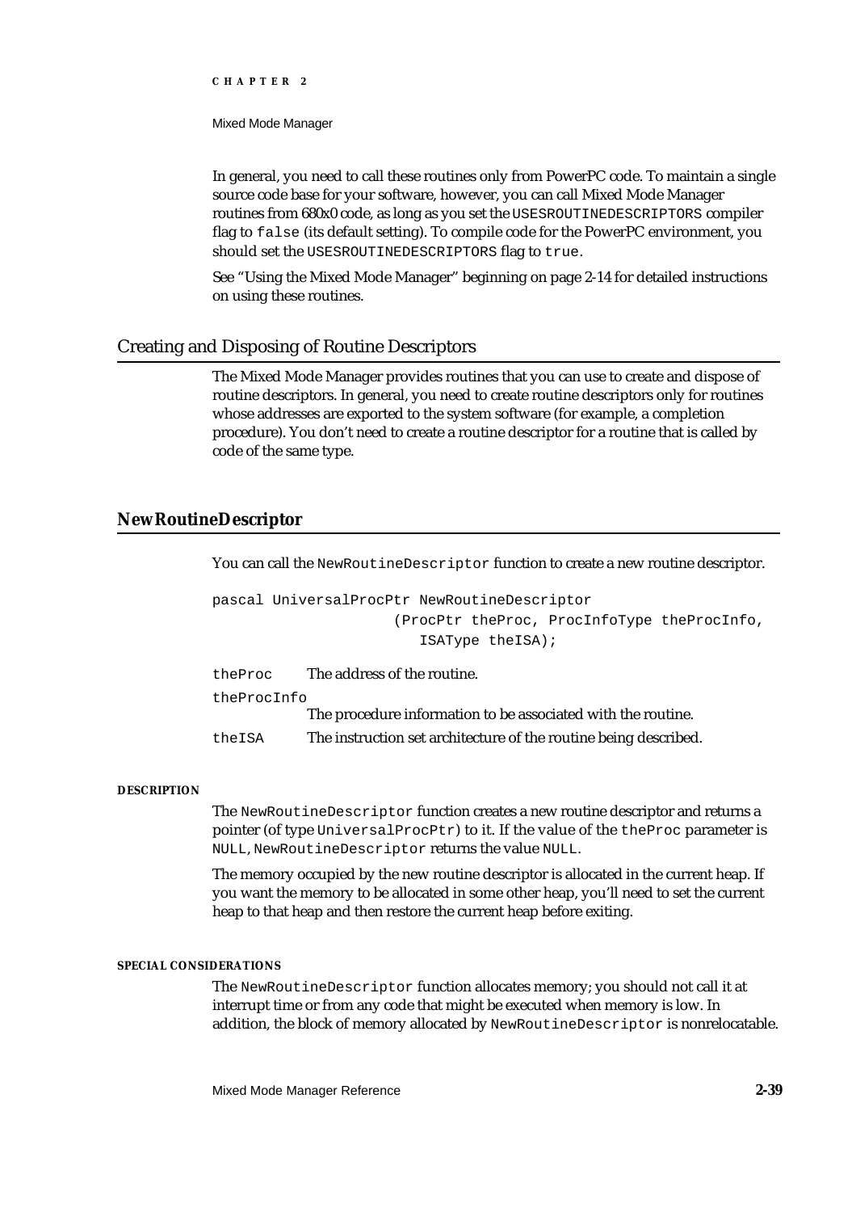In general, you need to call these routines only from PowerPC code. To maintain a single source code base for your software, however, you can call Mixed Mode Manager routines from 680x0 code, as long as you set the `USESROUTINEDESCRIPTORS` compiler flag to `false` (its default setting). To compile code for the PowerPC environment, you should set the `USESROUTINEDESCRIPTORS` flag to `true`.

See "Using the Mixed Mode Manager" beginning on page 2-14 for detailed instructions on using these routines.

## Creating and Disposing of Routine Descriptors

The Mixed Mode Manager provides routines that you can use to create and dispose of routine descriptors. In general, you need to create routine descriptors only for routines whose addresses are exported to the system software (for example, a completion procedure). You don't need to create a routine descriptor for a routine that is called by code of the same type.

### NewRoutineDescriptor

You can call the `NewRoutineDescriptor` function to create a new routine descriptor.

```
pascal UniversalProcPtr NewRoutineDescriptor
                    (ProcPtr theProc, ProcInfoType theProcInfo,
                       ISAType theISA);
```

`theProc` The address of the routine.

`theProcInfo` The procedure information to be associated with the routine.

`theISA` The instruction set architecture of the routine being described.

**DESCRIPTION**

The `NewRoutineDescriptor` function creates a new routine descriptor and returns a pointer (of type `UniversalProcPtr`) to it. If the value of the `theProc` parameter is `NULL`, `NewRoutineDescriptor` returns the value `NULL`.

The memory occupied by the new routine descriptor is allocated in the current heap. If you want the memory to be allocated in some other heap, you'll need to set the current heap to that heap and then restore the current heap before exiting.

**SPECIAL CONSIDERATIONS**

The `NewRoutineDescriptor` function allocates memory; you should not call it at interrupt time or from any code that might be executed when memory is low. In addition, the block of memory allocated by `NewRoutineDescriptor` is nonrelocatable.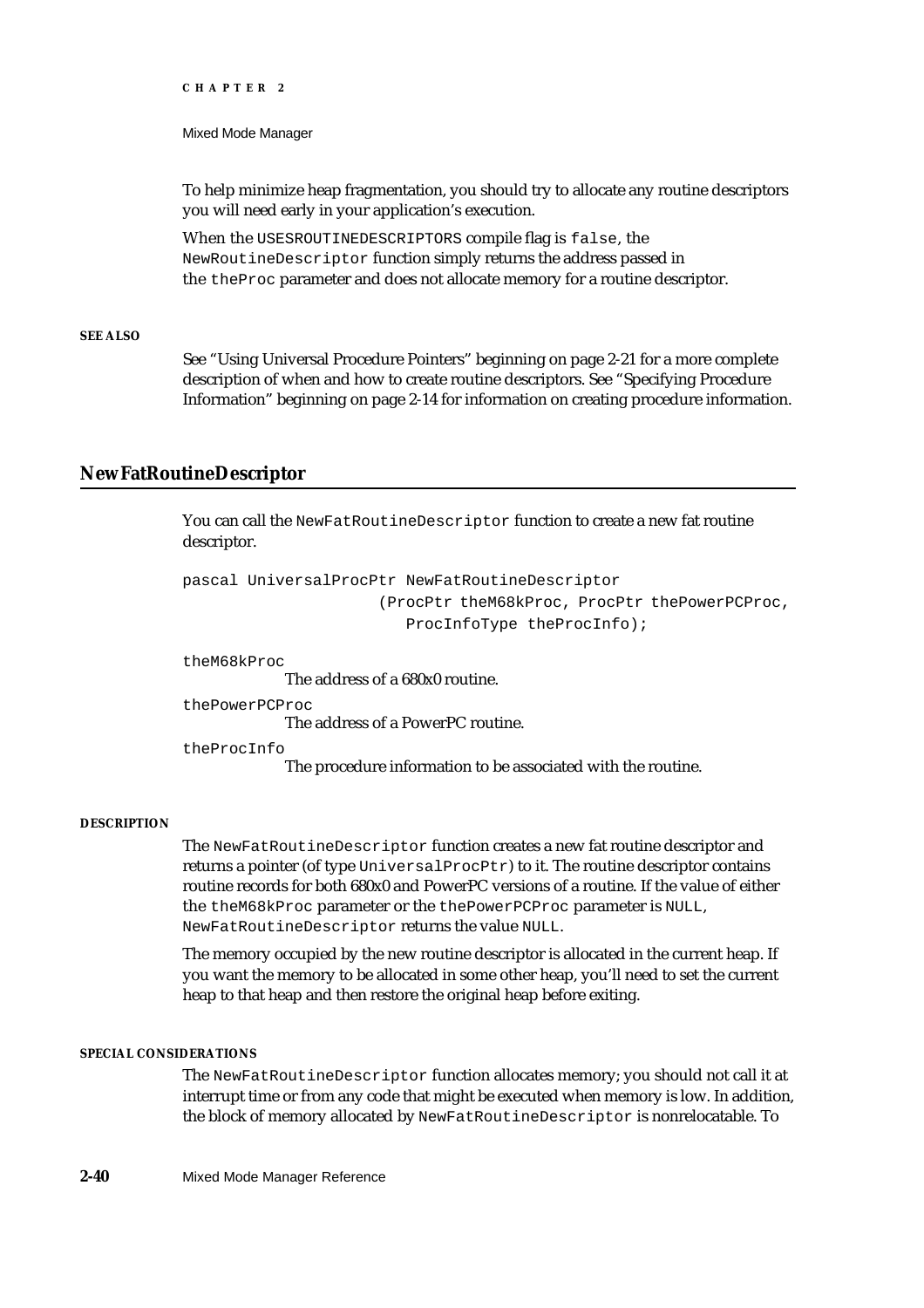To help minimize heap fragmentation, you should try to allocate any routine descriptors you will need early in your application's execution.

When the USESROUTINEDESCRIPTORS compile flag is false, the NewRoutineDescriptor function simply returns the address passed in the theProc parameter and does not allocate memory for a routine descriptor.

**SEE ALSO**

See "Using Universal Procedure Pointers" beginning on page 2-21 for a more complete description of when and how to create routine descriptors. See "Specifying Procedure Information" beginning on page 2-14 for information on creating procedure information.

## NewFatRoutineDescriptor

You can call the NewFatRoutineDescriptor function to create a new fat routine descriptor.

```
pascal UniversalProcPtr NewFatRoutineDescriptor
                    (ProcPtr theM68kProc, ProcPtr thePowerPCProc,
                       ProcInfoType theProcInfo);
```

theM68kProc
: The address of a 680x0 routine.

thePowerPCProc
: The address of a PowerPC routine.

theProcInfo
: The procedure information to be associated with the routine.

**DESCRIPTION**

The NewFatRoutineDescriptor function creates a new fat routine descriptor and returns a pointer (of type UniversalProcPtr) to it. The routine descriptor contains routine records for both 680x0 and PowerPC versions of a routine. If the value of either the theM68kProc parameter or the thePowerPCProc parameter is NULL, NewFatRoutineDescriptor returns the value NULL.

The memory occupied by the new routine descriptor is allocated in the current heap. If you want the memory to be allocated in some other heap, you'll need to set the current heap to that heap and then restore the original heap before exiting.

**SPECIAL CONSIDERATIONS**

The NewFatRoutineDescriptor function allocates memory; you should not call it at interrupt time or from any code that might be executed when memory is low. In addition, the block of memory allocated by NewFatRoutineDescriptor is nonrelocatable. To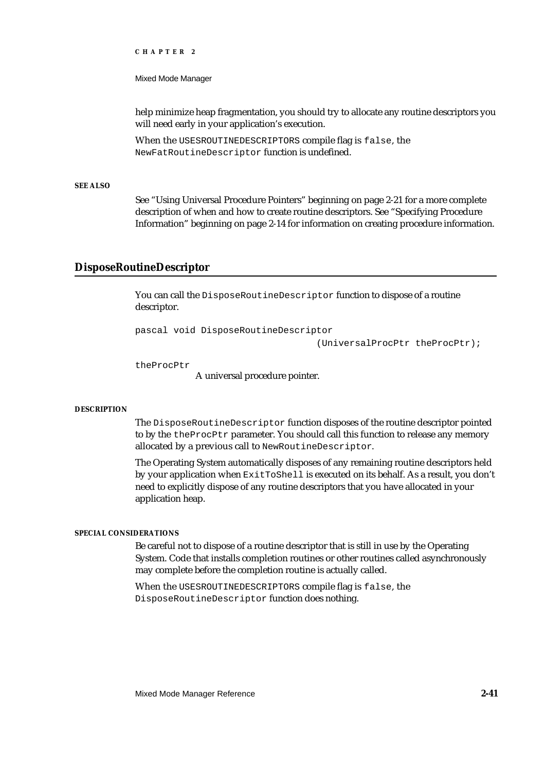help minimize heap fragmentation, you should try to allocate any routine descriptors you will need early in your application's execution.

When the `USESROUTINEDESCRIPTORS` compile flag is `false`, the `NewFatRoutineDescriptor` function is undefined.

**SEE ALSO**

See "Using Universal Procedure Pointers" beginning on page 2-21 for a more complete description of when and how to create routine descriptors. See "Specifying Procedure Information" beginning on page 2-14 for information on creating procedure information.

## DisposeRoutineDescriptor

You can call the `DisposeRoutineDescriptor` function to dispose of a routine descriptor.

```
pascal void DisposeRoutineDescriptor
                                (UniversalProcPtr theProcPtr);
```

`theProcPtr`
A universal procedure pointer.

**DESCRIPTION**

The `DisposeRoutineDescriptor` function disposes of the routine descriptor pointed to by the `theProcPtr` parameter. You should call this function to release any memory allocated by a previous call to `NewRoutineDescriptor`.

The Operating System automatically disposes of any remaining routine descriptors held by your application when `ExitToShell` is executed on its behalf. As a result, you don't need to explicitly dispose of any routine descriptors that you have allocated in your application heap.

**SPECIAL CONSIDERATIONS**

Be careful not to dispose of a routine descriptor that is still in use by the Operating System. Code that installs completion routines or other routines called asynchronously may complete before the completion routine is actually called.

When the `USESROUTINEDESCRIPTORS` compile flag is `false`, the `DisposeRoutineDescriptor` function does nothing.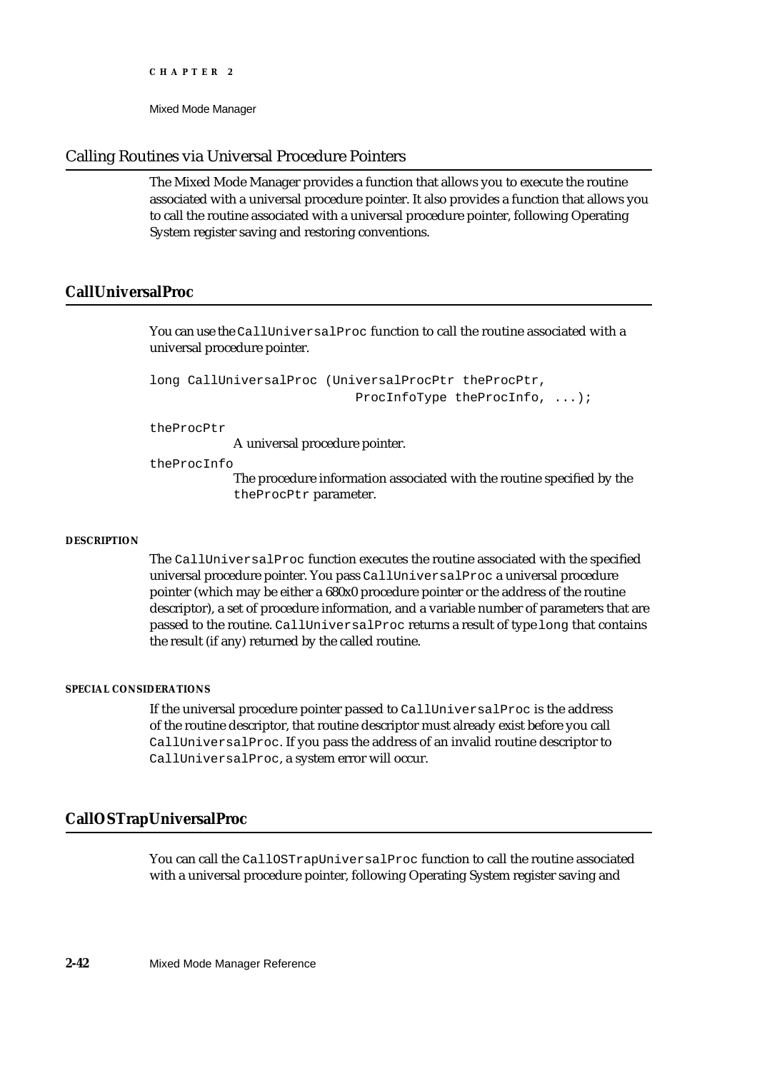## Calling Routines via Universal Procedure Pointers

The Mixed Mode Manager provides a function that allows you to execute the routine associated with a universal procedure pointer. It also provides a function that allows you to call the routine associated with a universal procedure pointer, following Operating System register saving and restoring conventions.

### CallUniversalProc

You can use the `CallUniversalProc` function to call the routine associated with a universal procedure pointer.

```
long CallUniversalProc (UniversalProcPtr theProcPtr,
                        ProcInfoType theProcInfo, ...);
```

`theProcPtr`
A universal procedure pointer.

`theProcInfo`
The procedure information associated with the routine specified by the `theProcPtr` parameter.

**DESCRIPTION**

The `CallUniversalProc` function executes the routine associated with the specified universal procedure pointer. You pass `CallUniversalProc` a universal procedure pointer (which may be either a 680x0 procedure pointer or the address of the routine descriptor), a set of procedure information, and a variable number of parameters that are passed to the routine. `CallUniversalProc` returns a result of type `long` that contains the result (if any) returned by the called routine.

**SPECIAL CONSIDERATIONS**

If the universal procedure pointer passed to `CallUniversalProc` is the address of the routine descriptor, that routine descriptor must already exist before you call `CallUniversalProc`. If you pass the address of an invalid routine descriptor to `CallUniversalProc`, a system error will occur.

### CallOSTrapUniversalProc

You can call the `CallOSTrapUniversalProc` function to call the routine associated with a universal procedure pointer, following Operating System register saving and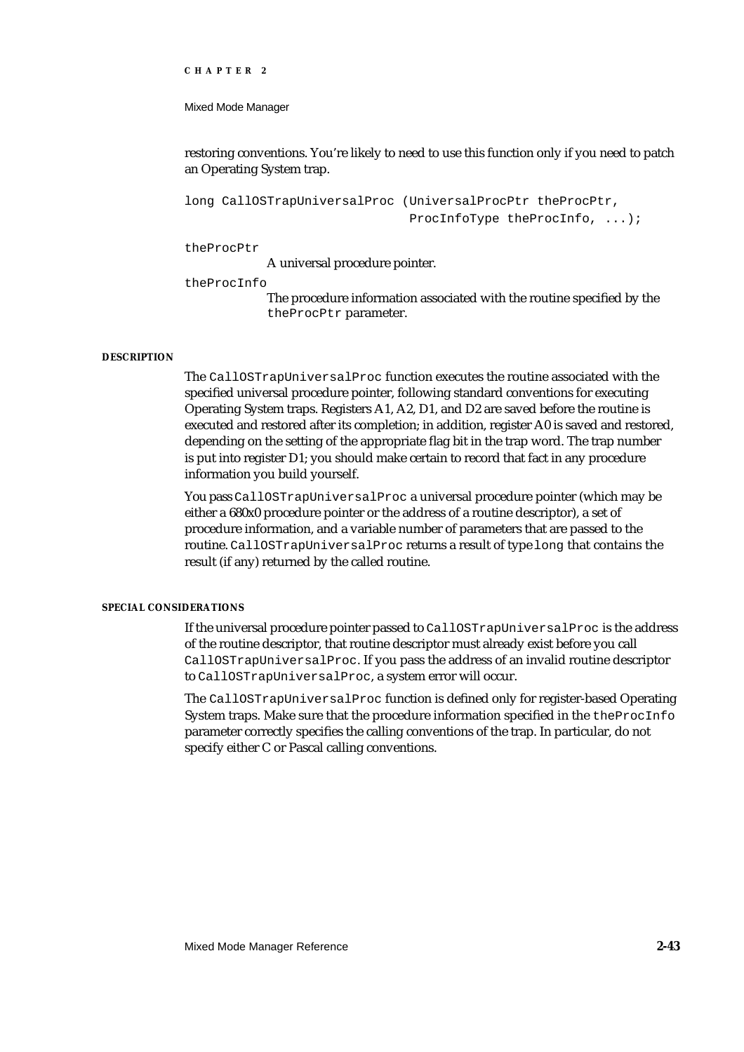restoring conventions. You're likely to need to use this function only if you need to patch an Operating System trap.

```
long CallOSTrapUniversalProc (UniversalProcPtr theProcPtr,
                              ProcInfoType theProcInfo, ...);
```

`theProcPtr`
A universal procedure pointer.

`theProcInfo`
The procedure information associated with the routine specified by the `theProcPtr` parameter.

**DESCRIPTION**

The `CallOSTrapUniversalProc` function executes the routine associated with the specified universal procedure pointer, following standard conventions for executing Operating System traps. Registers A1, A2, D1, and D2 are saved before the routine is executed and restored after its completion; in addition, register A0 is saved and restored, depending on the setting of the appropriate flag bit in the trap word. The trap number is put into register D1; you should make certain to record that fact in any procedure information you build yourself.

You pass `CallOSTrapUniversalProc` a universal procedure pointer (which may be either a 680x0 procedure pointer or the address of a routine descriptor), a set of procedure information, and a variable number of parameters that are passed to the routine. `CallOSTrapUniversalProc` returns a result of type `long` that contains the result (if any) returned by the called routine.

**SPECIAL CONSIDERATIONS**

If the universal procedure pointer passed to `CallOSTrapUniversalProc` is the address of the routine descriptor, that routine descriptor must already exist before you call `CallOSTrapUniversalProc`. If you pass the address of an invalid routine descriptor to `CallOSTrapUniversalProc`, a system error will occur.

The `CallOSTrapUniversalProc` function is defined only for register-based Operating System traps. Make sure that the procedure information specified in the `theProcInfo` parameter correctly specifies the calling conventions of the trap. In particular, do not specify either C or Pascal calling conventions.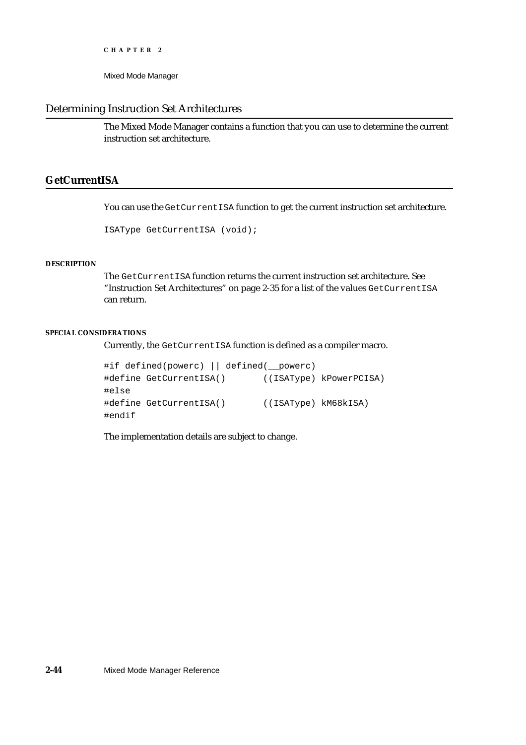## Determining Instruction Set Architectures

The Mixed Mode Manager contains a function that you can use to determine the current instruction set architecture.

### GetCurrentISA

You can use the `GetCurrentISA` function to get the current instruction set architecture.

```
ISAType GetCurrentISA (void);
```

**DESCRIPTION**

The `GetCurrentISA` function returns the current instruction set architecture. See "Instruction Set Architectures" on page 2-35 for a list of the values `GetCurrentISA` can return.

**SPECIAL CONSIDERATIONS**

Currently, the `GetCurrentISA` function is defined as a compiler macro.

```
#if defined(powerc) || defined(__powerc)
#define GetCurrentISA()       ((ISAType) kPowerPCISA)
#else
#define GetCurrentISA()       ((ISAType) kM68kISA)
#endif
```

The implementation details are subject to change.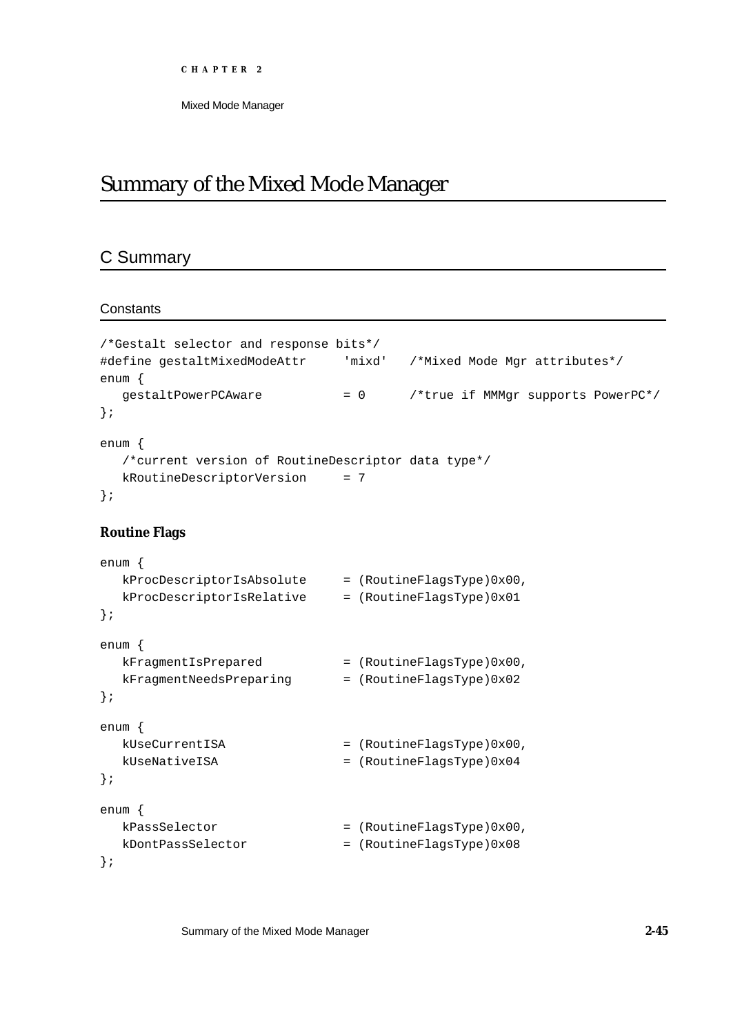# Summary of the Mixed Mode Manager

## C Summary

### Constants

```
/*Gestalt selector and response bits*/
#define gestaltMixedModeAttr     'mixd'   /*Mixed Mode Mgr attributes*/
enum {
   gestaltPowerPCAware           = 0      /*true if MMMgr supports PowerPC*/
};

enum {
   /*current version of RoutineDescriptor data type*/
   kRoutineDescriptorVersion     = 7
};
```

#### Routine Flags

```
enum {
   kProcDescriptorIsAbsolute     = (RoutineFlagsType)0x00,
   kProcDescriptorIsRelative     = (RoutineFlagsType)0x01
};

enum {
   kFragmentIsPrepared           = (RoutineFlagsType)0x00,
   kFragmentNeedsPreparing       = (RoutineFlagsType)0x02
};

enum {
   kUseCurrentISA                = (RoutineFlagsType)0x00,
   kUseNativeISA                 = (RoutineFlagsType)0x04
};

enum {
   kPassSelector                 = (RoutineFlagsType)0x00,
   kDontPassSelector             = (RoutineFlagsType)0x08
};
```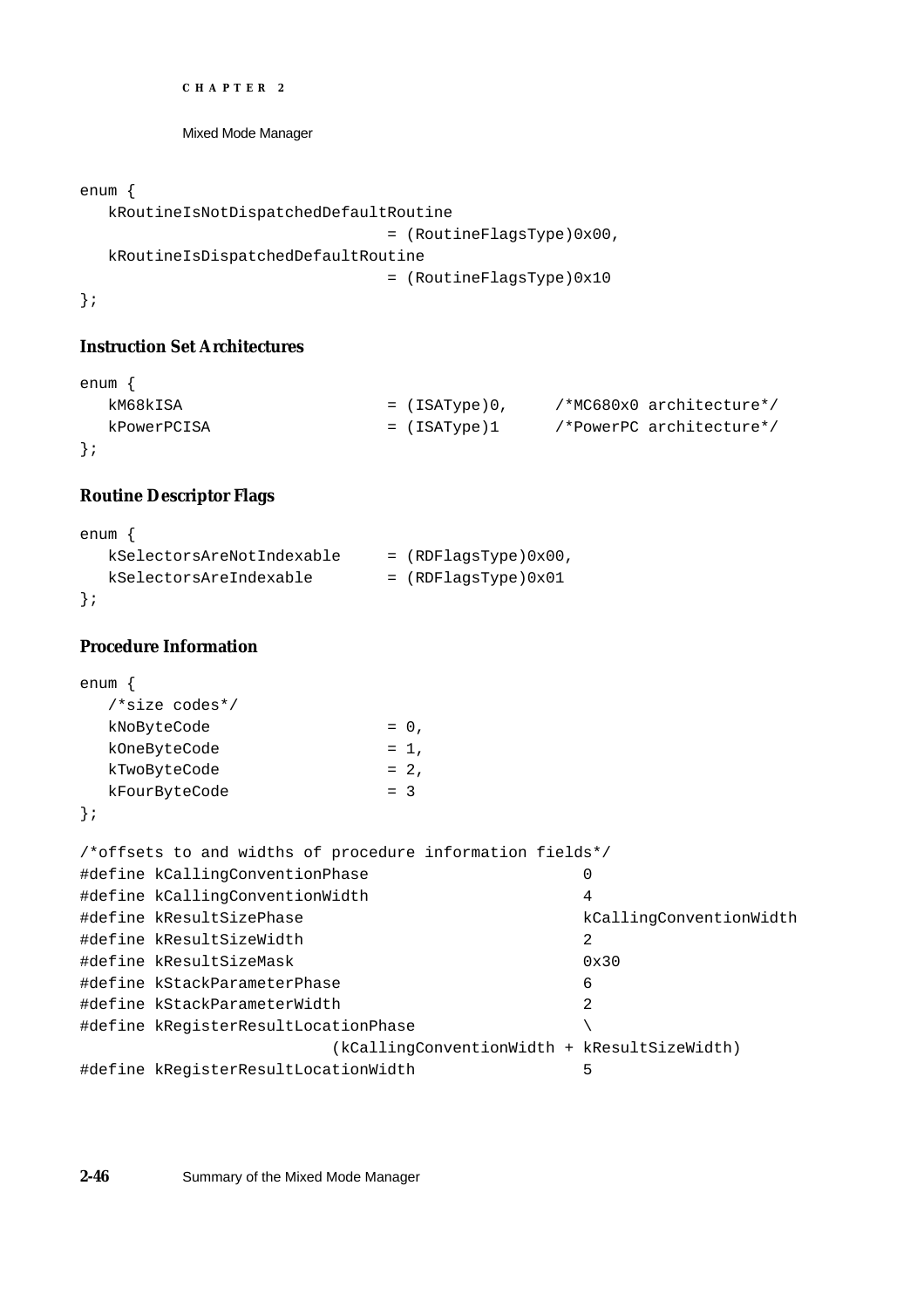```
enum {
   kRoutineIsNotDispatchedDefaultRoutine
                                = (RoutineFlagsType)0x00,
   kRoutineIsDispatchedDefaultRoutine
                                = (RoutineFlagsType)0x10
};
```

### Instruction Set Architectures

```
enum {
   kM68kISA                     = (ISAType)0,     /*MC680x0 architecture*/
   kPowerPCISA                  = (ISAType)1      /*PowerPC architecture*/
};
```

### Routine Descriptor Flags

```
enum {
   kSelectorsAreNotIndexable    = (RDFlagsType)0x00,
   kSelectorsAreIndexable       = (RDFlagsType)0x01
};
```

### Procedure Information

```
enum {
   /*size codes*/
   kNoByteCode                  = 0,
   kOneByteCode                 = 1,
   kTwoByteCode                 = 2,
   kFourByteCode                = 3
};

/*offsets to and widths of procedure information fields*/
#define kCallingConventionPhase                        0
#define kCallingConventionWidth                        4
#define kResultSizePhase                               kCallingConventionWidth
#define kResultSizeWidth                               2
#define kResultSizeMask                                0x30
#define kStackParameterPhase                           6
#define kStackParameterWidth                           2
#define kRegisterResultLocationPhase                   \
                           (kCallingConventionWidth + kResultSizeWidth)
#define kRegisterResultLocationWidth                   5
```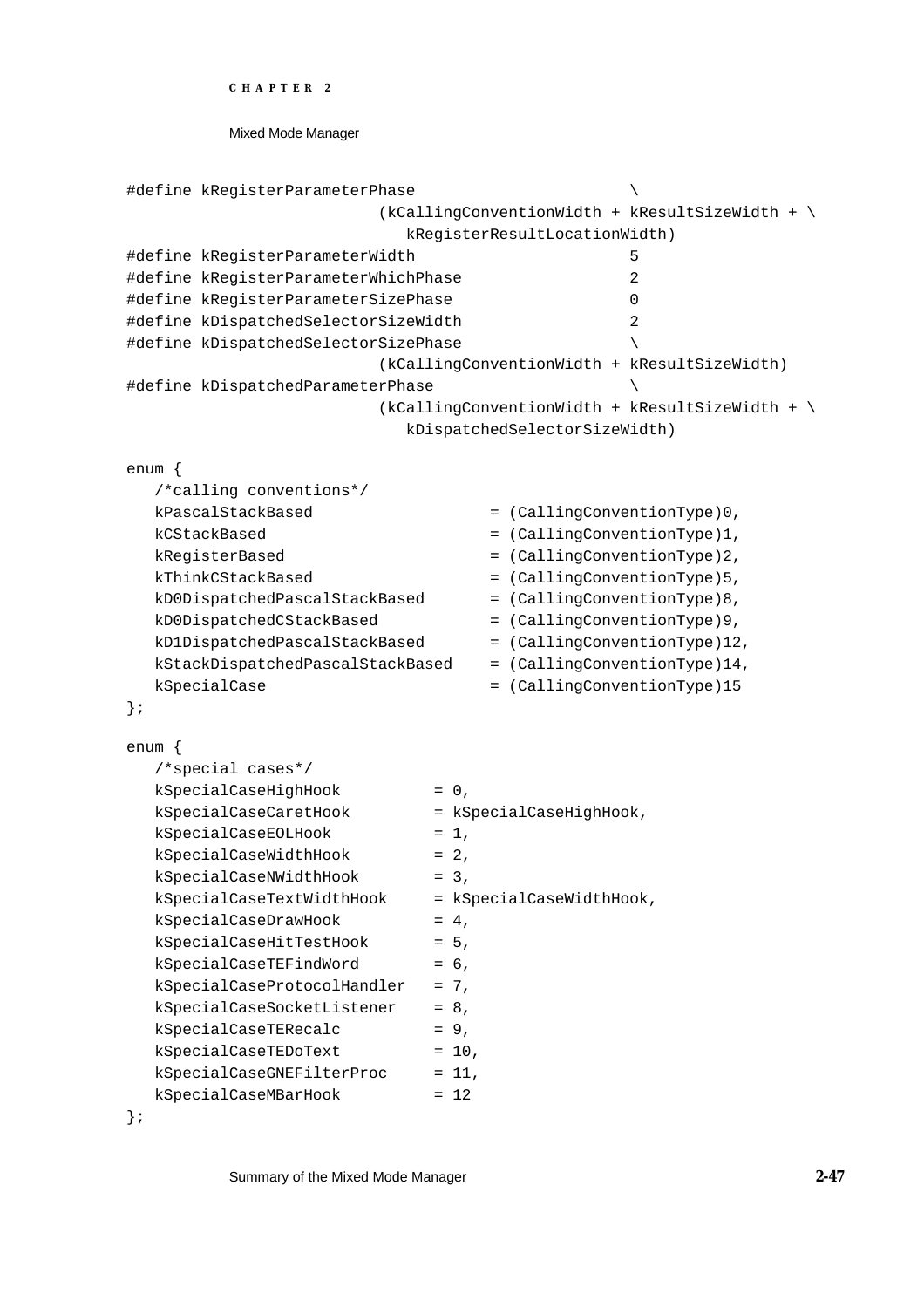```
#define kRegisterParameterPhase                        \
                          (kCallingConventionWidth + kResultSizeWidth + \
                             kRegisterResultLocationWidth)
#define kRegisterParameterWidth                        5
#define kRegisterParameterWhichPhase                   2
#define kRegisterParameterSizePhase                    0
#define kDispatchedSelectorSizeWidth                   2
#define kDispatchedSelectorSizePhase                   \
                          (kCallingConventionWidth + kResultSizeWidth)
#define kDispatchedParameterPhase                      \
                          (kCallingConventionWidth + kResultSizeWidth + \
                             kDispatchedSelectorSizeWidth)

enum {
   /*calling conventions*/
   kPascalStackBased                  = (CallingConventionType)0,
   kCStackBased                       = (CallingConventionType)1,
   kRegisterBased                     = (CallingConventionType)2,
   kThinkCStackBased                  = (CallingConventionType)5,
   kD0DispatchedPascalStackBased      = (CallingConventionType)8,
   kD0DispatchedCStackBased           = (CallingConventionType)9,
   kD1DispatchedPascalStackBased      = (CallingConventionType)12,
   kStackDispatchedPascalStackBased   = (CallingConventionType)14,
   kSpecialCase                       = (CallingConventionType)15
};

enum {
   /*special cases*/
   kSpecialCaseHighHook          = 0,
   kSpecialCaseCaretHook         = kSpecialCaseHighHook,
   kSpecialCaseEOLHook           = 1,
   kSpecialCaseWidthHook         = 2,
   kSpecialCaseNWidthHook        = 3,
   kSpecialCaseTextWidthHook     = kSpecialCaseWidthHook,
   kSpecialCaseDrawHook          = 4,
   kSpecialCaseHitTestHook       = 5,
   kSpecialCaseTEFindWord        = 6,
   kSpecialCaseProtocolHandler   = 7,
   kSpecialCaseSocketListener    = 8,
   kSpecialCaseTERecalc          = 9,
   kSpecialCaseTEDoText          = 10,
   kSpecialCaseGNEFilterProc     = 11,
   kSpecialCaseMBarHook          = 12
};
```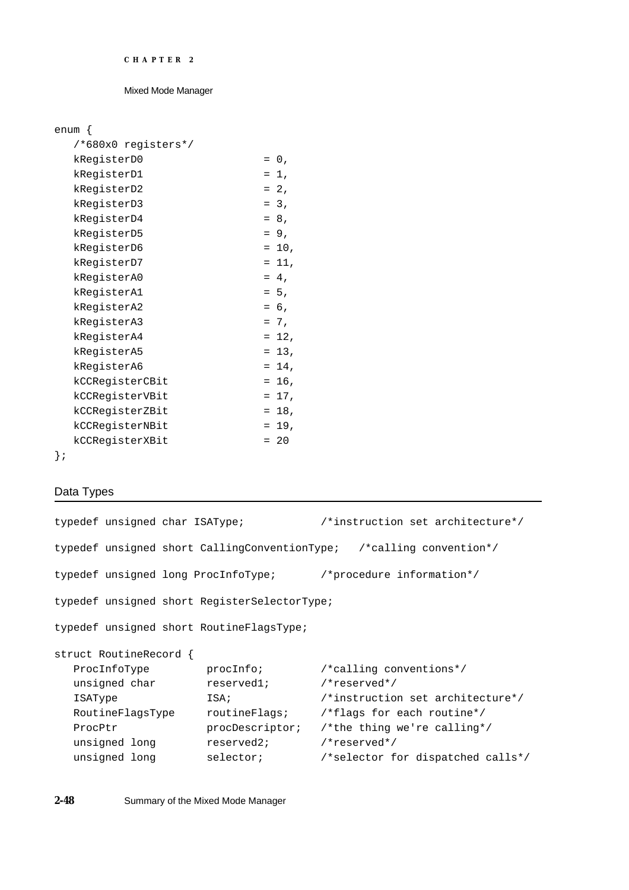```
enum {
   /*680x0 registers*/
   kRegisterD0                 = 0,
   kRegisterD1                 = 1,
   kRegisterD2                 = 2,
   kRegisterD3                 = 3,
   kRegisterD4                 = 8,
   kRegisterD5                 = 9,
   kRegisterD6                 = 10,
   kRegisterD7                 = 11,
   kRegisterA0                 = 4,
   kRegisterA1                 = 5,
   kRegisterA2                 = 6,
   kRegisterA3                 = 7,
   kRegisterA4                 = 12,
   kRegisterA5                 = 13,
   kRegisterA6                 = 14,
   kCCRegisterCBit             = 16,
   kCCRegisterVBit             = 17,
   kCCRegisterZBit             = 18,
   kCCRegisterNBit             = 19,
   kCCRegisterXBit             = 20
};
```

## Data Types

```
typedef unsigned char ISAType;            /*instruction set architecture*/

typedef unsigned short CallingConventionType;   /*calling convention*/

typedef unsigned long ProcInfoType;       /*procedure information*/

typedef unsigned short RegisterSelectorType;

typedef unsigned short RoutineFlagsType;

struct RoutineRecord {
   ProcInfoType         procInfo;         /*calling conventions*/
   unsigned char        reserved1;        /*reserved*/
   ISAType              ISA;              /*instruction set architecture*/
   RoutineFlagsType     routineFlags;     /*flags for each routine*/
   ProcPtr              procDescriptor;   /*the thing we're calling*/
   unsigned long        reserved2;        /*reserved*/
   unsigned long        selector;         /*selector for dispatched calls*/
```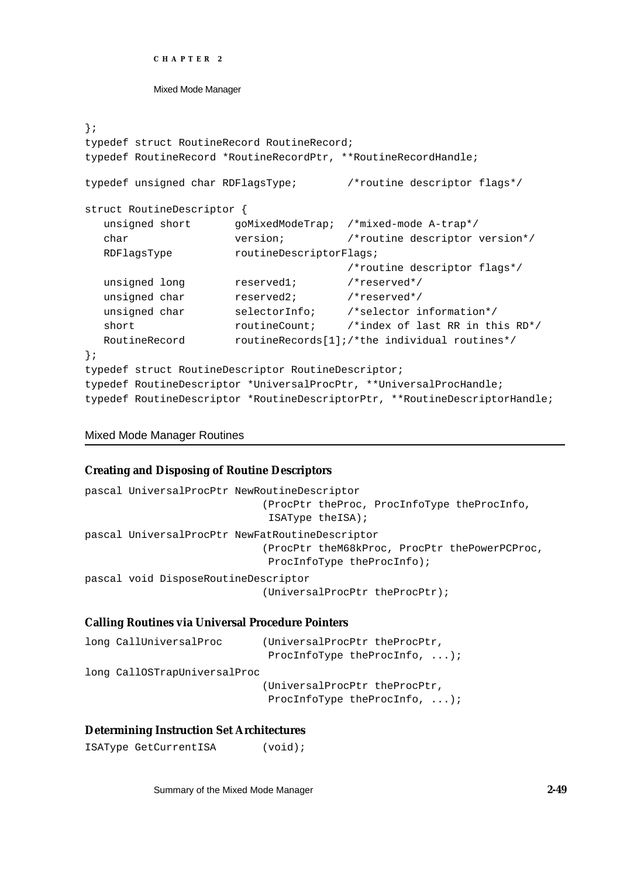```
};
typedef struct RoutineRecord RoutineRecord;
typedef RoutineRecord *RoutineRecordPtr, **RoutineRecordHandle;

typedef unsigned char RDFlagsType;        /*routine descriptor flags*/

struct RoutineDescriptor {
   unsigned short       goMixedModeTrap;  /*mixed-mode A-trap*/
   char                 version;          /*routine descriptor version*/
   RDFlagsType          routineDescriptorFlags;
                                          /*routine descriptor flags*/
   unsigned long        reserved1;        /*reserved*/
   unsigned char        reserved2;        /*reserved*/
   unsigned char        selectorInfo;     /*selector information*/
   short                routineCount;     /*index of last RR in this RD*/
   RoutineRecord        routineRecords[1];/*the individual routines*/
};
typedef struct RoutineDescriptor RoutineDescriptor;
typedef RoutineDescriptor *UniversalProcPtr, **UniversalProcHandle;
typedef RoutineDescriptor *RoutineDescriptorPtr, **RoutineDescriptorHandle;
```

## Mixed Mode Manager Routines

### Creating and Disposing of Routine Descriptors

```
pascal UniversalProcPtr NewRoutineDescriptor
                            (ProcPtr theProc, ProcInfoType theProcInfo,
                             ISAType theISA);
pascal UniversalProcPtr NewFatRoutineDescriptor
                            (ProcPtr theM68kProc, ProcPtr thePowerPCProc,
                             ProcInfoType theProcInfo);
pascal void DisposeRoutineDescriptor
                            (UniversalProcPtr theProcPtr);
```

### Calling Routines via Universal Procedure Pointers

```
long CallUniversalProc      (UniversalProcPtr theProcPtr,
                             ProcInfoType theProcInfo, ...);
long CallOSTrapUniversalProc
                            (UniversalProcPtr theProcPtr,
                             ProcInfoType theProcInfo, ...);
```

### Determining Instruction Set Architectures

```
ISAType GetCurrentISA       (void);
```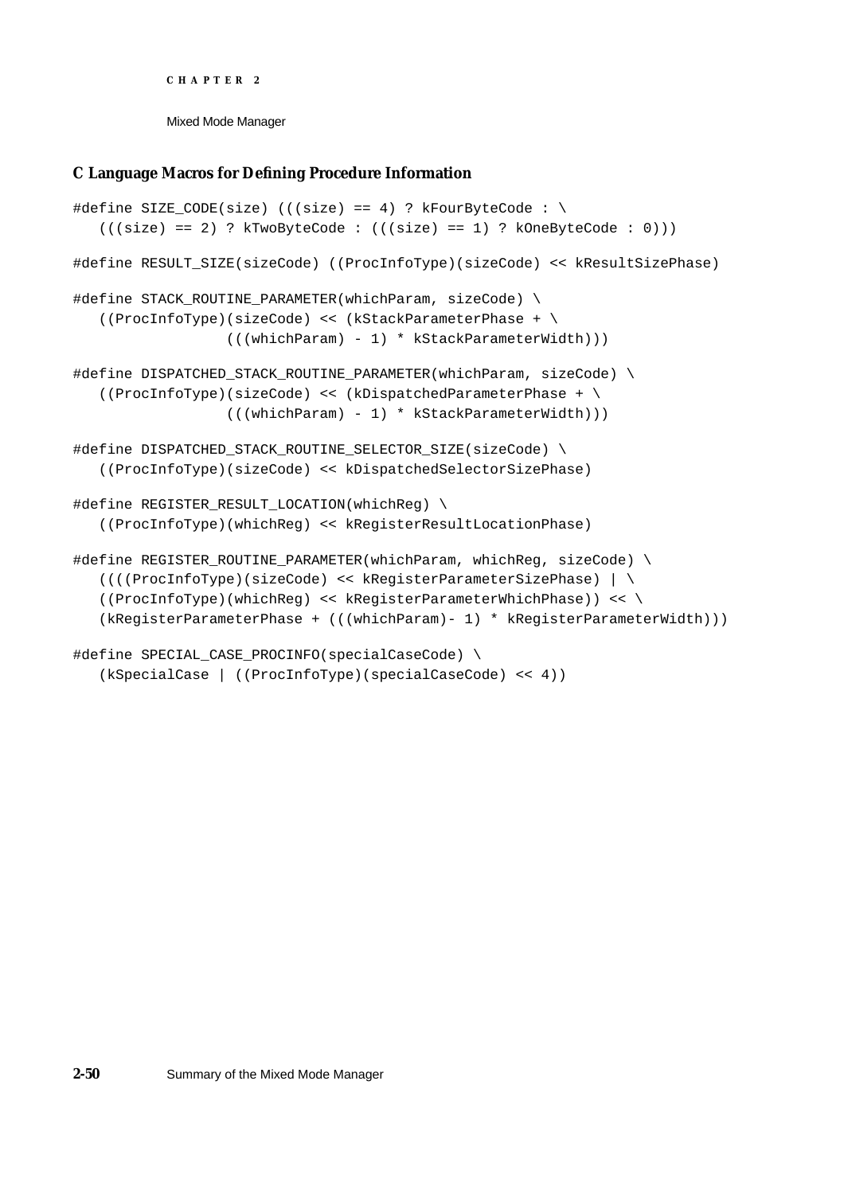### C Language Macros for Defining Procedure Information

```
#define SIZE_CODE(size) (((size) == 4) ? kFourByteCode : \
   (((size) == 2) ? kTwoByteCode : (((size) == 1) ? kOneByteCode : 0)))

#define RESULT_SIZE(sizeCode) ((ProcInfoType)(sizeCode) << kResultSizePhase)

#define STACK_ROUTINE_PARAMETER(whichParam, sizeCode) \
   ((ProcInfoType)(sizeCode) << (kStackParameterPhase + \
                 (((whichParam) - 1) * kStackParameterWidth)))

#define DISPATCHED_STACK_ROUTINE_PARAMETER(whichParam, sizeCode) \
   ((ProcInfoType)(sizeCode) << (kDispatchedParameterPhase + \
                 (((whichParam) - 1) * kStackParameterWidth)))

#define DISPATCHED_STACK_ROUTINE_SELECTOR_SIZE(sizeCode) \
   ((ProcInfoType)(sizeCode) << kDispatchedSelectorSizePhase)

#define REGISTER_RESULT_LOCATION(whichReg) \
   ((ProcInfoType)(whichReg) << kRegisterResultLocationPhase)

#define REGISTER_ROUTINE_PARAMETER(whichParam, whichReg, sizeCode) \
   ((((ProcInfoType)(sizeCode) << kRegisterParameterSizePhase) | \
   ((ProcInfoType)(whichReg) << kRegisterParameterWhichPhase)) << \
   (kRegisterParameterPhase + (((whichParam)- 1) * kRegisterParameterWidth)))

#define SPECIAL_CASE_PROCINFO(specialCaseCode) \
   (kSpecialCase | ((ProcInfoType)(specialCaseCode) << 4))
```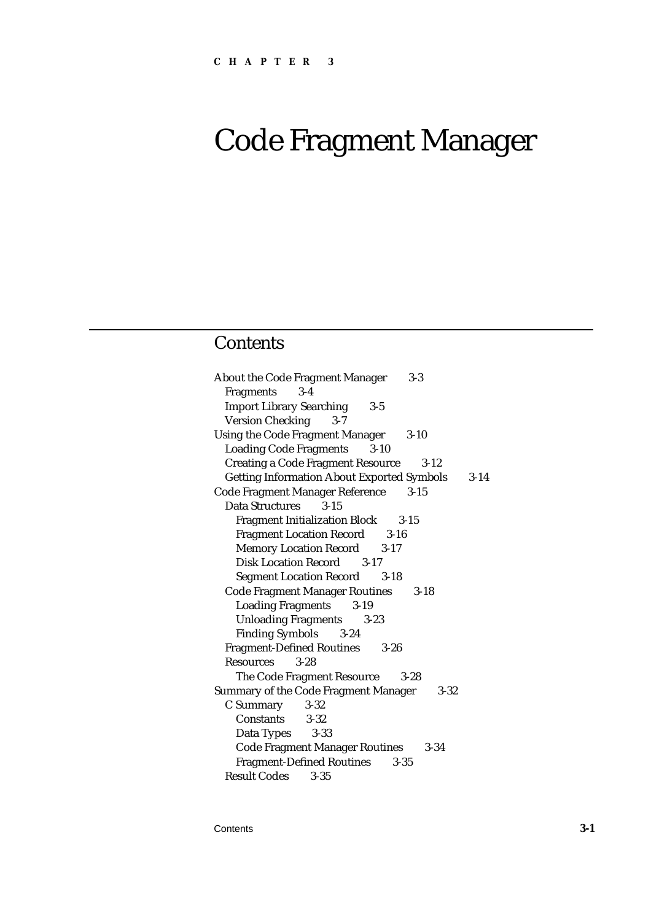CHAPTER 3

# Code Fragment Manager

## Contents

- About the Code Fragment Manager 3-3
  - Fragments 3-4
  - Import Library Searching 3-5
  - Version Checking 3-7
- Using the Code Fragment Manager 3-10
  - Loading Code Fragments 3-10
  - Creating a Code Fragment Resource 3-12
  - Getting Information About Exported Symbols 3-14
- Code Fragment Manager Reference 3-15
  - Data Structures 3-15
    - Fragment Initialization Block 3-15
    - Fragment Location Record 3-16
    - Memory Location Record 3-17
    - Disk Location Record 3-17
    - Segment Location Record 3-18
  - Code Fragment Manager Routines 3-18
    - Loading Fragments 3-19
    - Unloading Fragments 3-23
    - Finding Symbols 3-24
  - Fragment-Defined Routines 3-26
  - Resources 3-28
    - The Code Fragment Resource 3-28
- Summary of the Code Fragment Manager 3-32
  - C Summary 3-32
    - Constants 3-32
    - Data Types 3-33
    - Code Fragment Manager Routines 3-34
    - Fragment-Defined Routines 3-35
  - Result Codes 3-35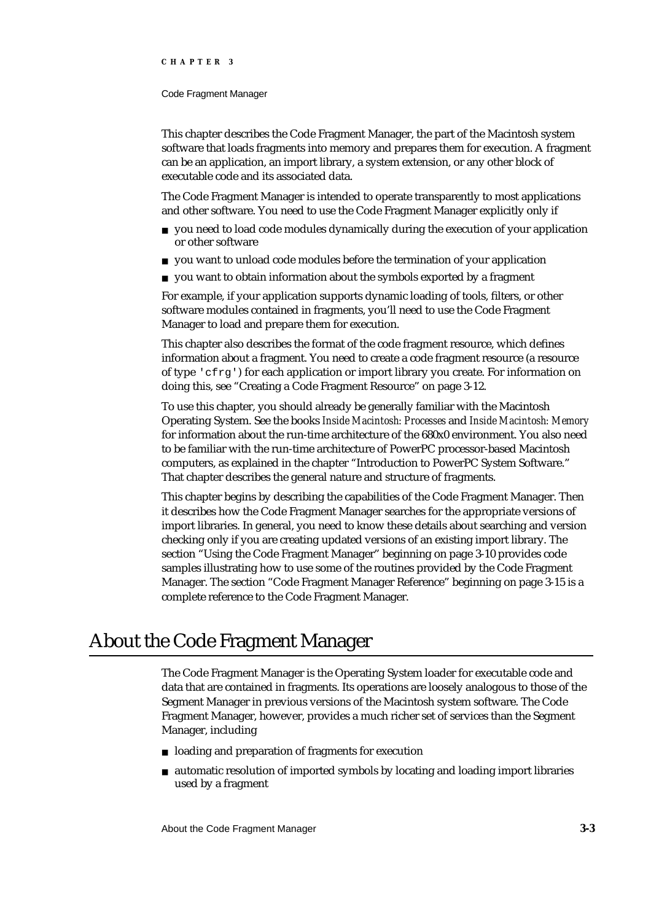This chapter describes the Code Fragment Manager, the part of the Macintosh system software that loads fragments into memory and prepares them for execution. A fragment can be an application, an import library, a system extension, or any other block of executable code and its associated data.

The Code Fragment Manager is intended to operate transparently to most applications and other software. You need to use the Code Fragment Manager explicitly only if

- you need to load code modules dynamically during the execution of your application or other software
- you want to unload code modules before the termination of your application
- you want to obtain information about the symbols exported by a fragment

For example, if your application supports dynamic loading of tools, filters, or other software modules contained in fragments, you'll need to use the Code Fragment Manager to load and prepare them for execution.

This chapter also describes the format of the code fragment resource, which defines information about a fragment. You need to create a code fragment resource (a resource of type `'cfrg'`) for each application or import library you create. For information on doing this, see "Creating a Code Fragment Resource" on page 3-12.

To use this chapter, you should already be generally familiar with the Macintosh Operating System. See the books *Inside Macintosh: Processes* and *Inside Macintosh: Memory* for information about the run-time architecture of the 680x0 environment. You also need to be familiar with the run-time architecture of PowerPC processor-based Macintosh computers, as explained in the chapter "Introduction to PowerPC System Software." That chapter describes the general nature and structure of fragments.

This chapter begins by describing the capabilities of the Code Fragment Manager. Then it describes how the Code Fragment Manager searches for the appropriate versions of import libraries. In general, you need to know these details about searching and version checking only if you are creating updated versions of an existing import library. The section "Using the Code Fragment Manager" beginning on page 3-10 provides code samples illustrating how to use some of the routines provided by the Code Fragment Manager. The section "Code Fragment Manager Reference" beginning on page 3-15 is a complete reference to the Code Fragment Manager.

# About the Code Fragment Manager

The Code Fragment Manager is the Operating System loader for executable code and data that are contained in fragments. Its operations are loosely analogous to those of the Segment Manager in previous versions of the Macintosh system software. The Code Fragment Manager, however, provides a much richer set of services than the Segment Manager, including

- loading and preparation of fragments for execution
- automatic resolution of imported symbols by locating and loading import libraries used by a fragment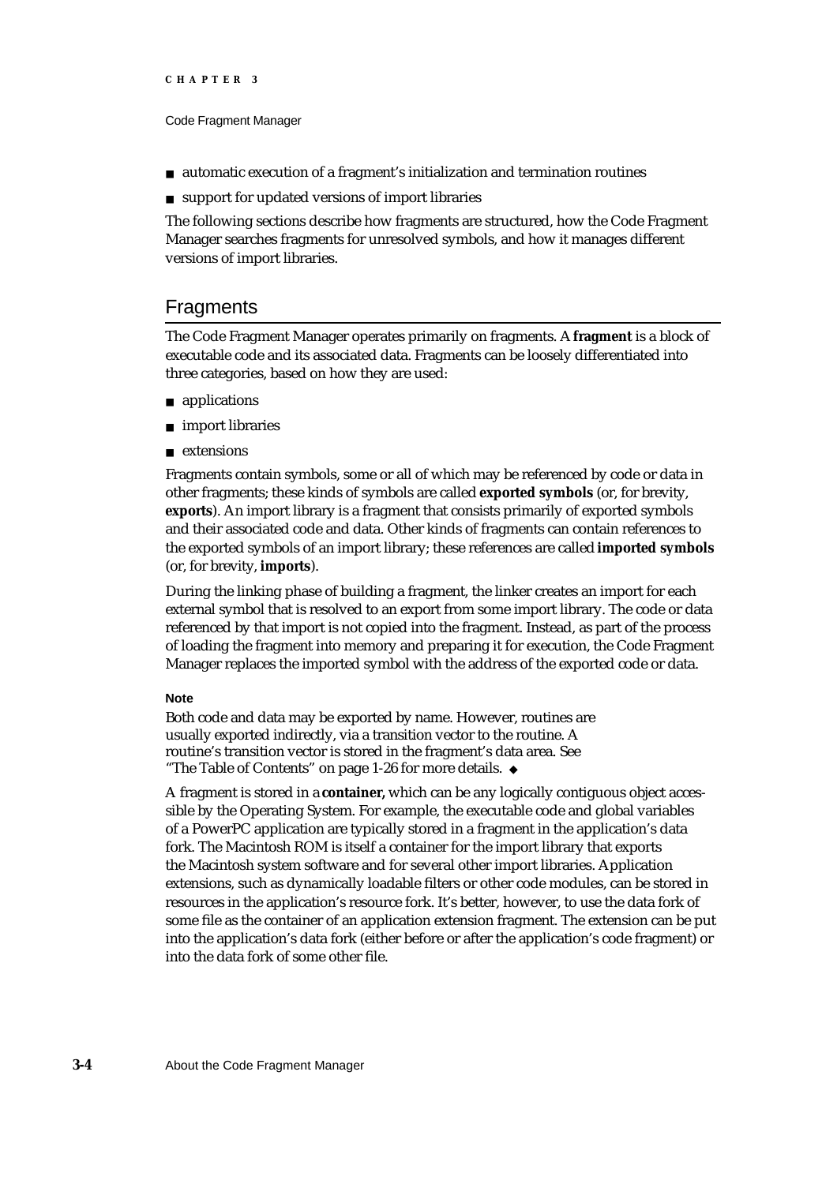- automatic execution of a fragment's initialization and termination routines
- support for updated versions of import libraries

The following sections describe how fragments are structured, how the Code Fragment Manager searches fragments for unresolved symbols, and how it manages different versions of import libraries.

## Fragments

The Code Fragment Manager operates primarily on fragments. A **fragment** is a block of executable code and its associated data. Fragments can be loosely differentiated into three categories, based on how they are used:

- applications
- import libraries
- extensions

Fragments contain symbols, some or all of which may be referenced by code or data in other fragments; these kinds of symbols are called **exported symbols** (or, for brevity, **exports**). An import library is a fragment that consists primarily of exported symbols and their associated code and data. Other kinds of fragments can contain references to the exported symbols of an import library; these references are called **imported symbols** (or, for brevity, **imports**).

During the linking phase of building a fragment, the linker creates an import for each external symbol that is resolved to an export from some import library. The code or data referenced by that import is not copied into the fragment. Instead, as part of the process of loading the fragment into memory and preparing it for execution, the Code Fragment Manager replaces the imported symbol with the address of the exported code or data.

**Note**

Both code and data may be exported by name. However, routines are usually exported indirectly, via a transition vector to the routine. A routine's transition vector is stored in the fragment's data area. See "The Table of Contents" on page 1-26 for more details. ◆

A fragment is stored in a **container,** which can be any logically contiguous object accessible by the Operating System. For example, the executable code and global variables of a PowerPC application are typically stored in a fragment in the application's data fork. The Macintosh ROM is itself a container for the import library that exports the Macintosh system software and for several other import libraries. Application extensions, such as dynamically loadable filters or other code modules, can be stored in resources in the application's resource fork. It's better, however, to use the data fork of some file as the container of an application extension fragment. The extension can be put into the application's data fork (either before or after the application's code fragment) or into the data fork of some other file.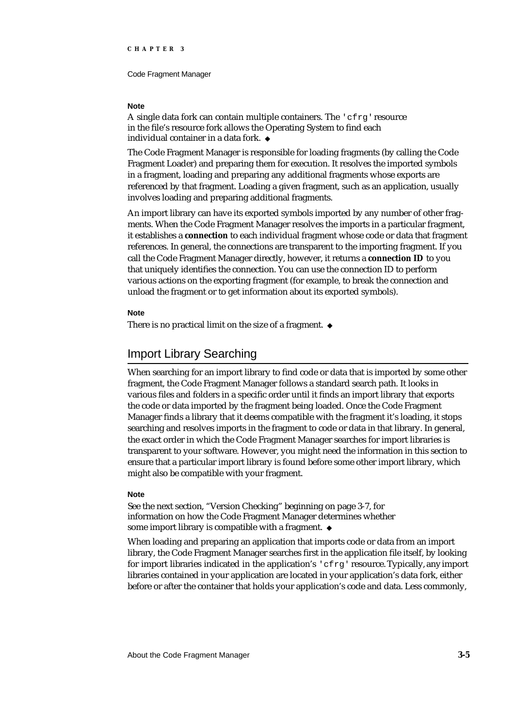**Note**

A single data fork can contain multiple containers. The `'cfrg'` resource in the file's resource fork allows the Operating System to find each individual container in a data fork. ◆

The Code Fragment Manager is responsible for loading fragments (by calling the Code Fragment Loader) and preparing them for execution. It resolves the imported symbols in a fragment, loading and preparing any additional fragments whose exports are referenced by that fragment. Loading a given fragment, such as an application, usually involves loading and preparing additional fragments.

An import library can have its exported symbols imported by any number of other fragments. When the Code Fragment Manager resolves the imports in a particular fragment, it establishes a **connection** to each individual fragment whose code or data that fragment references. In general, the connections are transparent to the importing fragment. If you call the Code Fragment Manager directly, however, it returns a **connection ID** to you that uniquely identifies the connection. You can use the connection ID to perform various actions on the exporting fragment (for example, to break the connection and unload the fragment or to get information about its exported symbols).

**Note**

There is no practical limit on the size of a fragment. ◆

## Import Library Searching

When searching for an import library to find code or data that is imported by some other fragment, the Code Fragment Manager follows a standard search path. It looks in various files and folders in a specific order until it finds an import library that exports the code or data imported by the fragment being loaded. Once the Code Fragment Manager finds a library that it deems compatible with the fragment it's loading, it stops searching and resolves imports in the fragment to code or data in that library. In general, the exact order in which the Code Fragment Manager searches for import libraries is transparent to your software. However, you might need the information in this section to ensure that a particular import library is found before some other import library, which might also be compatible with your fragment.

**Note**

See the next section, "Version Checking" beginning on page 3-7, for information on how the Code Fragment Manager determines whether some import library is compatible with a fragment. ◆

When loading and preparing an application that imports code or data from an import library, the Code Fragment Manager searches first in the application file itself, by looking for import libraries indicated in the application's `'cfrg'` resource. Typically, any import libraries contained in your application are located in your application's data fork, either before or after the container that holds your application's code and data. Less commonly,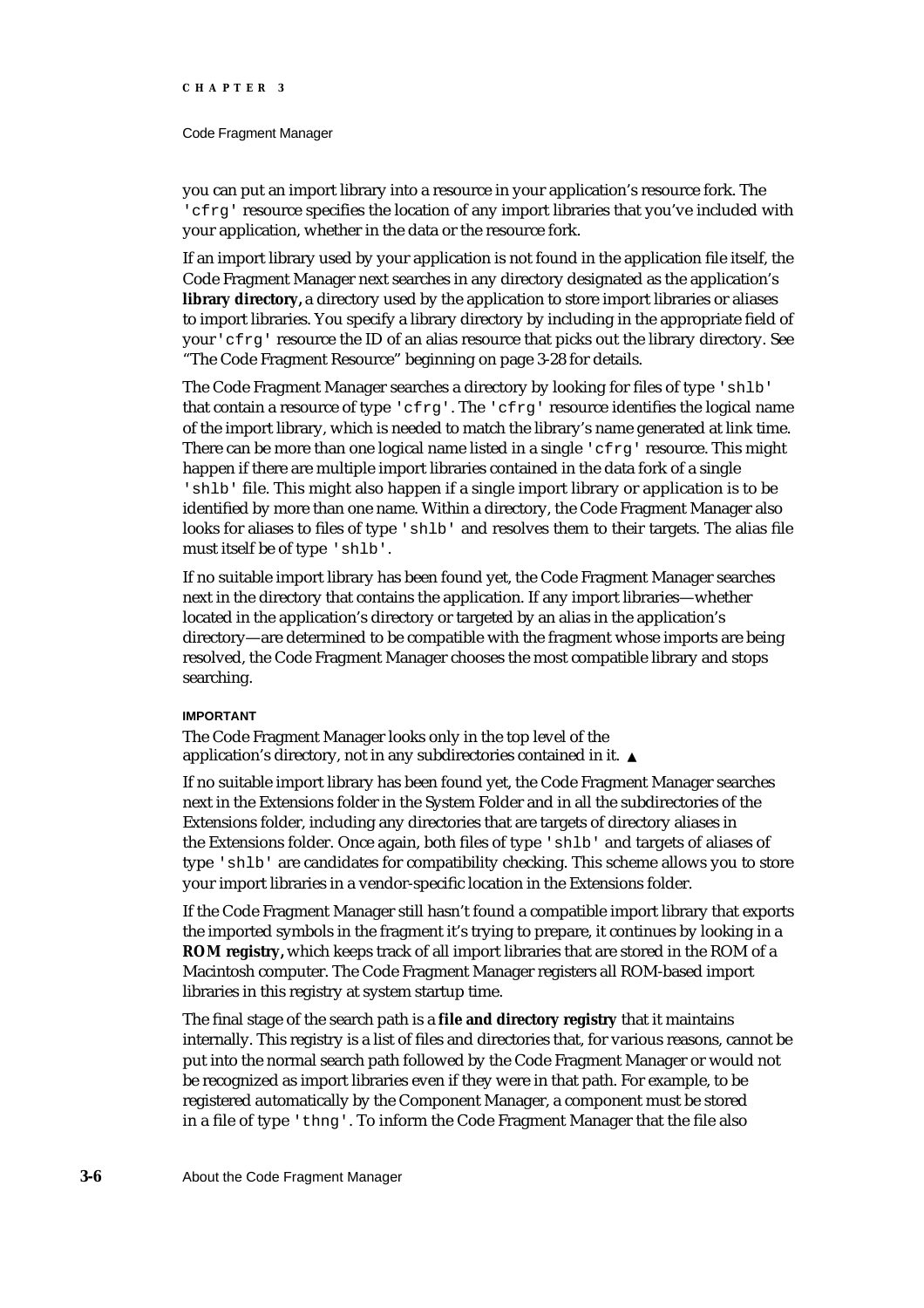you can put an import library into a resource in your application's resource fork. The `'cfrg'` resource specifies the location of any import libraries that you've included with your application, whether in the data or the resource fork.

If an import library used by your application is not found in the application file itself, the Code Fragment Manager next searches in any directory designated as the application's **library directory,** a directory used by the application to store import libraries or aliases to import libraries. You specify a library directory by including in the appropriate field of your `'cfrg'` resource the ID of an alias resource that picks out the library directory. See "The Code Fragment Resource" beginning on page 3-28 for details.

The Code Fragment Manager searches a directory by looking for files of type `'shlb'` that contain a resource of type `'cfrg'`. The `'cfrg'` resource identifies the logical name of the import library, which is needed to match the library's name generated at link time. There can be more than one logical name listed in a single `'cfrg'` resource. This might happen if there are multiple import libraries contained in the data fork of a single `'shlb'` file. This might also happen if a single import library or application is to be identified by more than one name. Within a directory, the Code Fragment Manager also looks for aliases to files of type `'shlb'` and resolves them to their targets. The alias file must itself be of type `'shlb'`.

If no suitable import library has been found yet, the Code Fragment Manager searches next in the directory that contains the application. If any import libraries—whether located in the application's directory or targeted by an alias in the application's directory—are determined to be compatible with the fragment whose imports are being resolved, the Code Fragment Manager chooses the most compatible library and stops searching.

**IMPORTANT**

The Code Fragment Manager looks only in the top level of the application's directory, not in any subdirectories contained in it. ▲

If no suitable import library has been found yet, the Code Fragment Manager searches next in the Extensions folder in the System Folder and in all the subdirectories of the Extensions folder, including any directories that are targets of directory aliases in the Extensions folder. Once again, both files of type `'shlb'` and targets of aliases of type `'shlb'` are candidates for compatibility checking. This scheme allows you to store your import libraries in a vendor-specific location in the Extensions folder.

If the Code Fragment Manager still hasn't found a compatible import library that exports the imported symbols in the fragment it's trying to prepare, it continues by looking in a **ROM registry,** which keeps track of all import libraries that are stored in the ROM of a Macintosh computer. The Code Fragment Manager registers all ROM-based import libraries in this registry at system startup time.

The final stage of the search path is a **file and directory registry** that it maintains internally. This registry is a list of files and directories that, for various reasons, cannot be put into the normal search path followed by the Code Fragment Manager or would not be recognized as import libraries even if they were in that path. For example, to be registered automatically by the Component Manager, a component must be stored in a file of type `'thng'`. To inform the Code Fragment Manager that the file also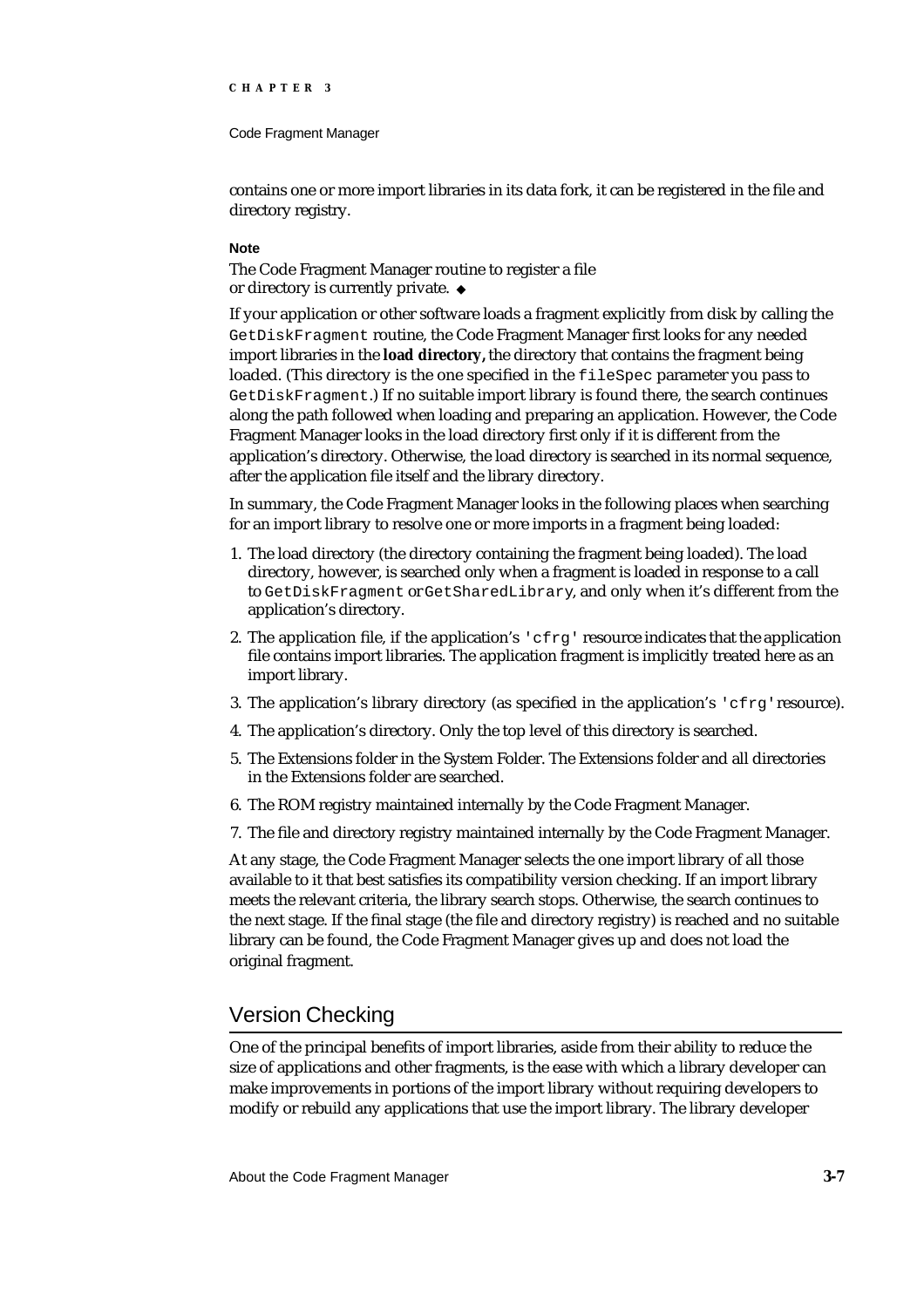contains one or more import libraries in its data fork, it can be registered in the file and directory registry.

**Note**

The Code Fragment Manager routine to register a file or directory is currently private. ◆

If your application or other software loads a fragment explicitly from disk by calling the `GetDiskFragment` routine, the Code Fragment Manager first looks for any needed import libraries in the **load directory,** the directory that contains the fragment being loaded. (This directory is the one specified in the `fileSpec` parameter you pass to `GetDiskFragment`.) If no suitable import library is found there, the search continues along the path followed when loading and preparing an application. However, the Code Fragment Manager looks in the load directory first only if it is different from the application's directory. Otherwise, the load directory is searched in its normal sequence, after the application file itself and the library directory.

In summary, the Code Fragment Manager looks in the following places when searching for an import library to resolve one or more imports in a fragment being loaded:

1. The load directory (the directory containing the fragment being loaded). The load directory, however, is searched only when a fragment is loaded in response to a call to `GetDiskFragment` or `GetSharedLibrary`, and only when it's different from the application's directory.
2. The application file, if the application's `'cfrg'` resource indicates that the application file contains import libraries. The application fragment is implicitly treated here as an import library.
3. The application's library directory (as specified in the application's `'cfrg'` resource).
4. The application's directory. Only the top level of this directory is searched.
5. The Extensions folder in the System Folder. The Extensions folder and all directories in the Extensions folder are searched.
6. The ROM registry maintained internally by the Code Fragment Manager.
7. The file and directory registry maintained internally by the Code Fragment Manager.

At any stage, the Code Fragment Manager selects the one import library of all those available to it that best satisfies its compatibility version checking. If an import library meets the relevant criteria, the library search stops. Otherwise, the search continues to the next stage. If the final stage (the file and directory registry) is reached and no suitable library can be found, the Code Fragment Manager gives up and does not load the original fragment.

## Version Checking

One of the principal benefits of import libraries, aside from their ability to reduce the size of applications and other fragments, is the ease with which a library developer can make improvements in portions of the import library without requiring developers to modify or rebuild any applications that use the import library. The library developer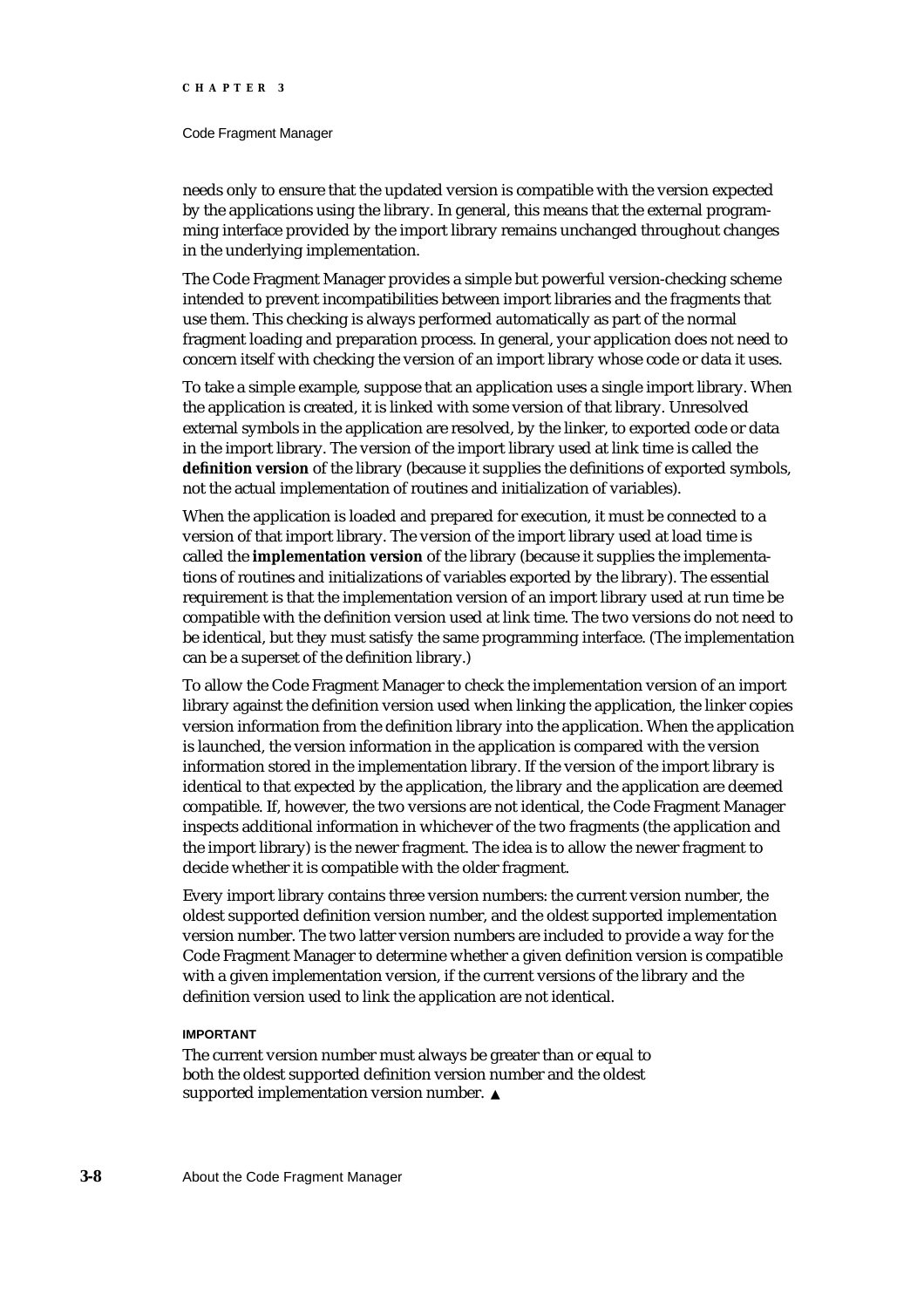needs only to ensure that the updated version is compatible with the version expected by the applications using the library. In general, this means that the external programming interface provided by the import library remains unchanged throughout changes in the underlying implementation.

The Code Fragment Manager provides a simple but powerful version-checking scheme intended to prevent incompatibilities between import libraries and the fragments that use them. This checking is always performed automatically as part of the normal fragment loading and preparation process. In general, your application does not need to concern itself with checking the version of an import library whose code or data it uses.

To take a simple example, suppose that an application uses a single import library. When the application is created, it is linked with some version of that library. Unresolved external symbols in the application are resolved, by the linker, to exported code or data in the import library. The version of the import library used at link time is called the **definition version** of the library (because it supplies the definitions of exported symbols, not the actual implementation of routines and initialization of variables).

When the application is loaded and prepared for execution, it must be connected to a version of that import library. The version of the import library used at load time is called the **implementation version** of the library (because it supplies the implementations of routines and initializations of variables exported by the library). The essential requirement is that the implementation version of an import library used at run time be compatible with the definition version used at link time. The two versions do not need to be identical, but they must satisfy the same programming interface. (The implementation can be a superset of the definition library.)

To allow the Code Fragment Manager to check the implementation version of an import library against the definition version used when linking the application, the linker copies version information from the definition library into the application. When the application is launched, the version information in the application is compared with the version information stored in the implementation library. If the version of the import library is identical to that expected by the application, the library and the application are deemed compatible. If, however, the two versions are not identical, the Code Fragment Manager inspects additional information in whichever of the two fragments (the application and the import library) is the newer fragment. The idea is to allow the newer fragment to decide whether it is compatible with the older fragment.

Every import library contains three version numbers: the current version number, the oldest supported definition version number, and the oldest supported implementation version number. The two latter version numbers are included to provide a way for the Code Fragment Manager to determine whether a given definition version is compatible with a given implementation version, if the current versions of the library and the definition version used to link the application are not identical.

**IMPORTANT**

The current version number must always be greater than or equal to both the oldest supported definition version number and the oldest supported implementation version number. ▲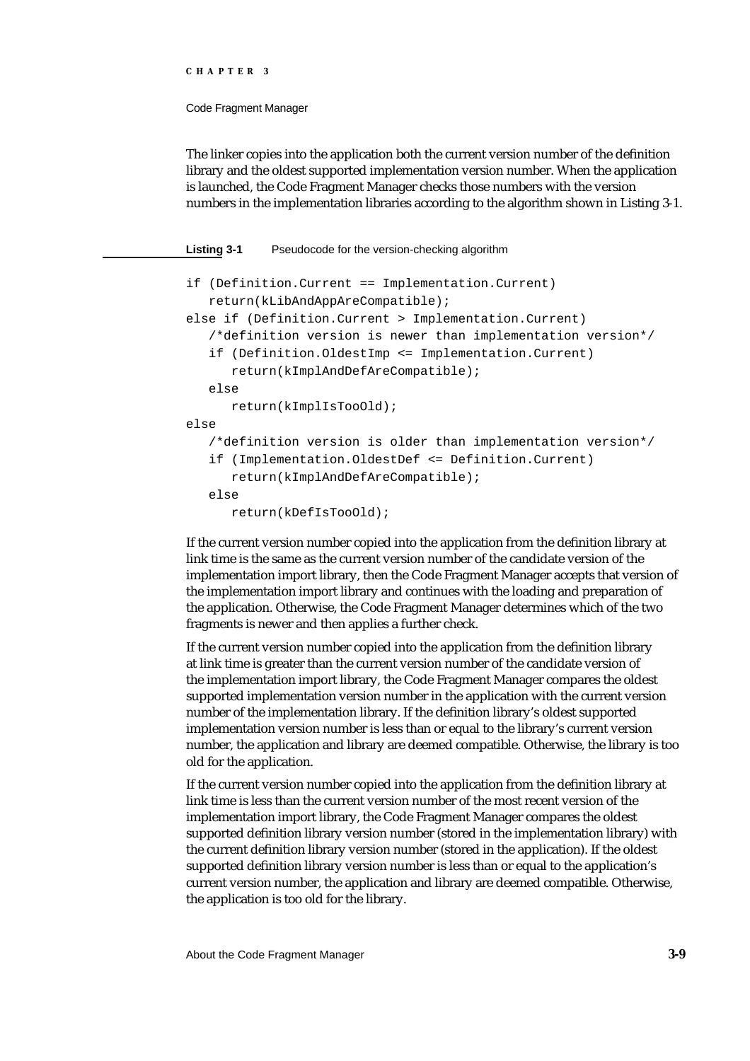The linker copies into the application both the current version number of the definition library and the oldest supported implementation version number. When the application is launched, the Code Fragment Manager checks those numbers with the version numbers in the implementation libraries according to the algorithm shown in Listing 3-1.

**Listing 3-1** Pseudocode for the version-checking algorithm

```
if (Definition.Current == Implementation.Current)
   return(kLibAndAppAreCompatible);
else if (Definition.Current > Implementation.Current)
   /*definition version is newer than implementation version*/
   if (Definition.OldestImp <= Implementation.Current)
      return(kImplAndDefAreCompatible);
   else
      return(kImplIsTooOld);
else
   /*definition version is older than implementation version*/
   if (Implementation.OldestDef <= Definition.Current)
      return(kImplAndDefAreCompatible);
   else
      return(kDefIsTooOld);
```

If the current version number copied into the application from the definition library at link time is the same as the current version number of the candidate version of the implementation import library, then the Code Fragment Manager accepts that version of the implementation import library and continues with the loading and preparation of the application. Otherwise, the Code Fragment Manager determines which of the two fragments is newer and then applies a further check.

If the current version number copied into the application from the definition library at link time is greater than the current version number of the candidate version of the implementation import library, the Code Fragment Manager compares the oldest supported implementation version number in the application with the current version number of the implementation library. If the definition library's oldest supported implementation version number is less than or equal to the library's current version number, the application and library are deemed compatible. Otherwise, the library is too old for the application.

If the current version number copied into the application from the definition library at link time is less than the current version number of the most recent version of the implementation import library, the Code Fragment Manager compares the oldest supported definition library version number (stored in the implementation library) with the current definition library version number (stored in the application). If the oldest supported definition library version number is less than or equal to the application's current version number, the application and library are deemed compatible. Otherwise, the application is too old for the library.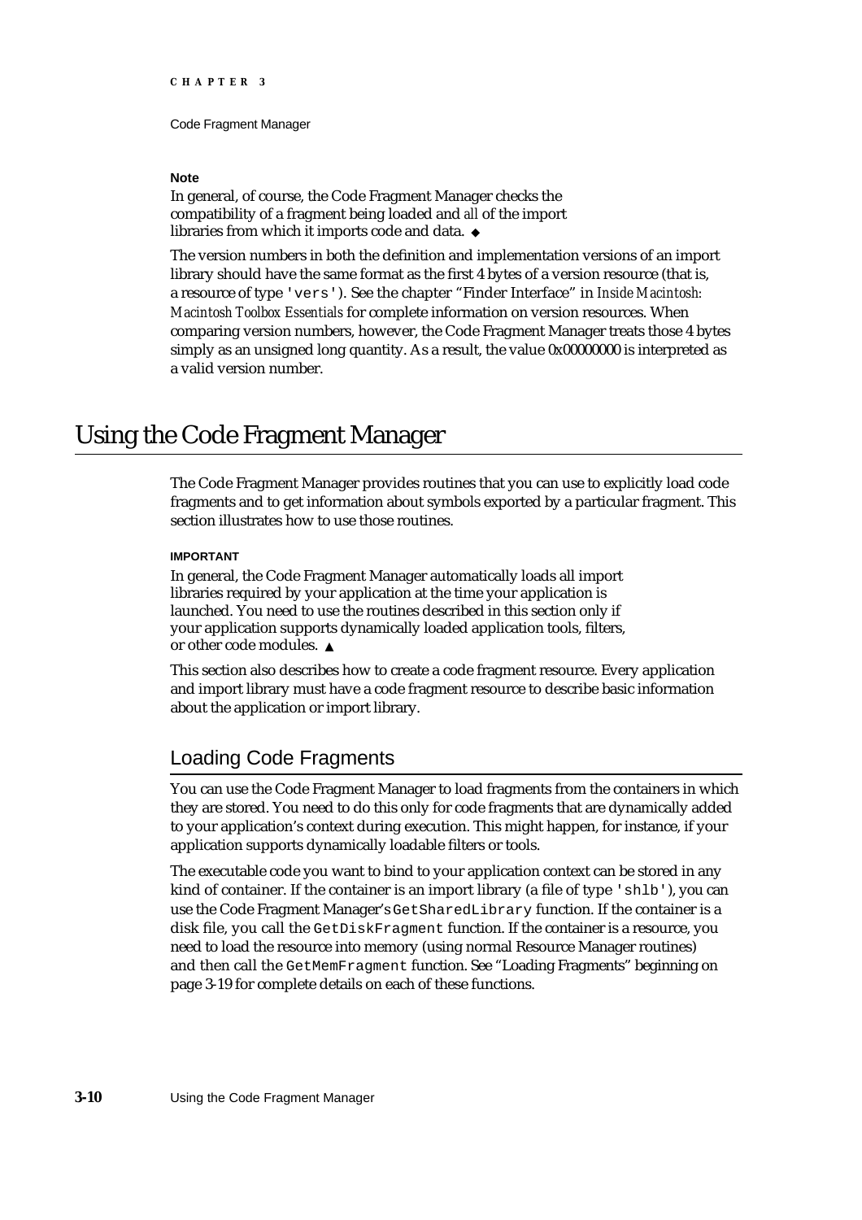**Note**

In general, of course, the Code Fragment Manager checks the compatibility of a fragment being loaded and *all* of the import libraries from which it imports code and data. ◆

The version numbers in both the definition and implementation versions of an import library should have the same format as the first 4 bytes of a version resource (that is, a resource of type `'vers'`). See the chapter "Finder Interface" in *Inside Macintosh: Macintosh Toolbox Essentials* for complete information on version resources. When comparing version numbers, however, the Code Fragment Manager treats those 4 bytes simply as an unsigned long quantity. As a result, the value 0x00000000 is interpreted as a valid version number.

# Using the Code Fragment Manager

The Code Fragment Manager provides routines that you can use to explicitly load code fragments and to get information about symbols exported by a particular fragment. This section illustrates how to use those routines.

**IMPORTANT**

In general, the Code Fragment Manager automatically loads all import libraries required by your application at the time your application is launched. You need to use the routines described in this section only if your application supports dynamically loaded application tools, filters, or other code modules. ▲

This section also describes how to create a code fragment resource. Every application and import library must have a code fragment resource to describe basic information about the application or import library.

## Loading Code Fragments

You can use the Code Fragment Manager to load fragments from the containers in which they are stored. You need to do this only for code fragments that are dynamically added to your application's context during execution. This might happen, for instance, if your application supports dynamically loadable filters or tools.

The executable code you want to bind to your application context can be stored in any kind of container. If the container is an import library (a file of type `'shlb'`), you can use the Code Fragment Manager's `GetSharedLibrary` function. If the container is a disk file, you call the `GetDiskFragment` function. If the container is a resource, you need to load the resource into memory (using normal Resource Manager routines) and then call the `GetMemFragment` function. See "Loading Fragments" beginning on page 3-19 for complete details on each of these functions.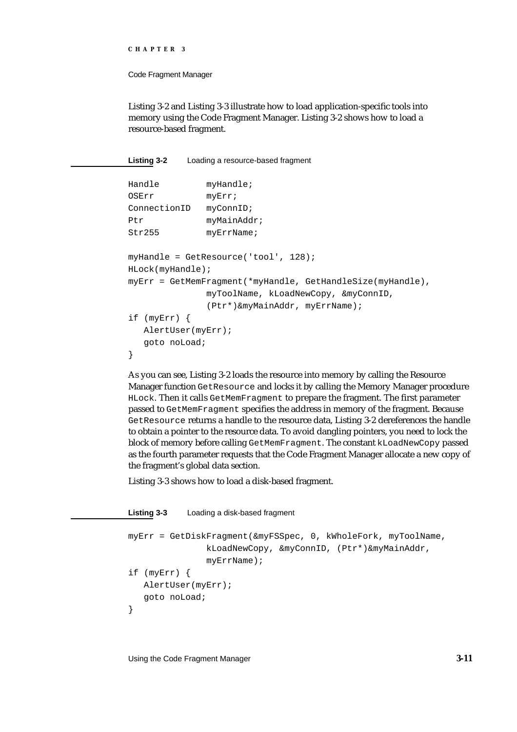Listing 3-2 and Listing 3-3 illustrate how to load application-specific tools into memory using the Code Fragment Manager. Listing 3-2 shows how to load a resource-based fragment.

**Listing 3-2** Loading a resource-based fragment

```
Handle          myHandle;
OSErr           myErr;
ConnectionID    myConnID;
Ptr             myMainAddr;
Str255          myErrName;

myHandle = GetResource('tool', 128);
HLock(myHandle);
myErr = GetMemFragment(*myHandle, GetHandleSize(myHandle),
                myToolName, kLoadNewCopy, &myConnID,
                (Ptr*)&myMainAddr, myErrName);
if (myErr) {
   AlertUser(myErr);
   goto noLoad;
}
```

As you can see, Listing 3-2 loads the resource into memory by calling the Resource Manager function `GetResource` and locks it by calling the Memory Manager procedure `HLock`. Then it calls `GetMemFragment` to prepare the fragment. The first parameter passed to `GetMemFragment` specifies the address in memory of the fragment. Because `GetResource` returns a handle to the resource data, Listing 3-2 dereferences the handle to obtain a pointer to the resource data. To avoid dangling pointers, you need to lock the block of memory before calling `GetMemFragment`. The constant `kLoadNewCopy` passed as the fourth parameter requests that the Code Fragment Manager allocate a new copy of the fragment's global data section.

Listing 3-3 shows how to load a disk-based fragment.

**Listing 3-3** Loading a disk-based fragment

```
myErr = GetDiskFragment(&myFSSpec, 0, kWholeFork, myToolName,
                kLoadNewCopy, &myConnID, (Ptr*)&myMainAddr,
                myErrName);
if (myErr) {
   AlertUser(myErr);
   goto noLoad;
}
```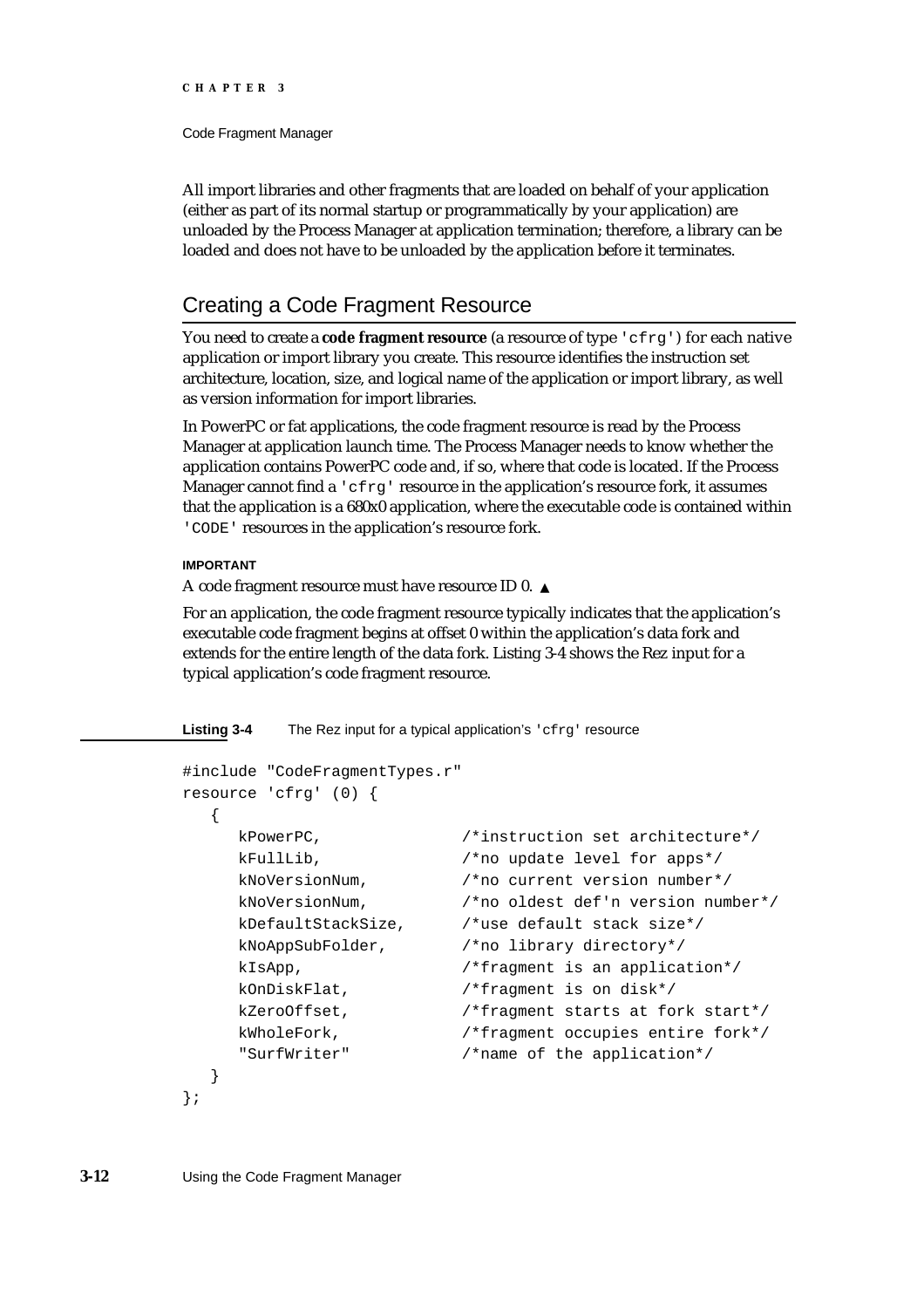All import libraries and other fragments that are loaded on behalf of your application (either as part of its normal startup or programmatically by your application) are unloaded by the Process Manager at application termination; therefore, a library can be loaded and does not have to be unloaded by the application before it terminates.

## Creating a Code Fragment Resource

You need to create a **code fragment resource** (a resource of type `'cfrg'`) for each native application or import library you create. This resource identifies the instruction set architecture, location, size, and logical name of the application or import library, as well as version information for import libraries.

In PowerPC or fat applications, the code fragment resource is read by the Process Manager at application launch time. The Process Manager needs to know whether the application contains PowerPC code and, if so, where that code is located. If the Process Manager cannot find a `'cfrg'` resource in the application's resource fork, it assumes that the application is a 680x0 application, where the executable code is contained within `'CODE'` resources in the application's resource fork.

**IMPORTANT**

A code fragment resource must have resource ID 0. ▲

For an application, the code fragment resource typically indicates that the application's executable code fragment begins at offset 0 within the application's data fork and extends for the entire length of the data fork. Listing 3-4 shows the Rez input for a typical application's code fragment resource.

**Listing 3-4** The Rez input for a typical application's `'cfrg'` resource

```
#include "CodeFragmentTypes.r"
resource 'cfrg' (0) {
   {
      kPowerPC,              /*instruction set architecture*/
      kFullLib,              /*no update level for apps*/
      kNoVersionNum,         /*no current version number*/
      kNoVersionNum,         /*no oldest def'n version number*/
      kDefaultStackSize,     /*use default stack size*/
      kNoAppSubFolder,       /*no library directory*/
      kIsApp,                /*fragment is an application*/
      kOnDiskFlat,           /*fragment is on disk*/
      kZeroOffset,           /*fragment starts at fork start*/
      kWholeFork,            /*fragment occupies entire fork*/
      "SurfWriter"           /*name of the application*/
   }
};
```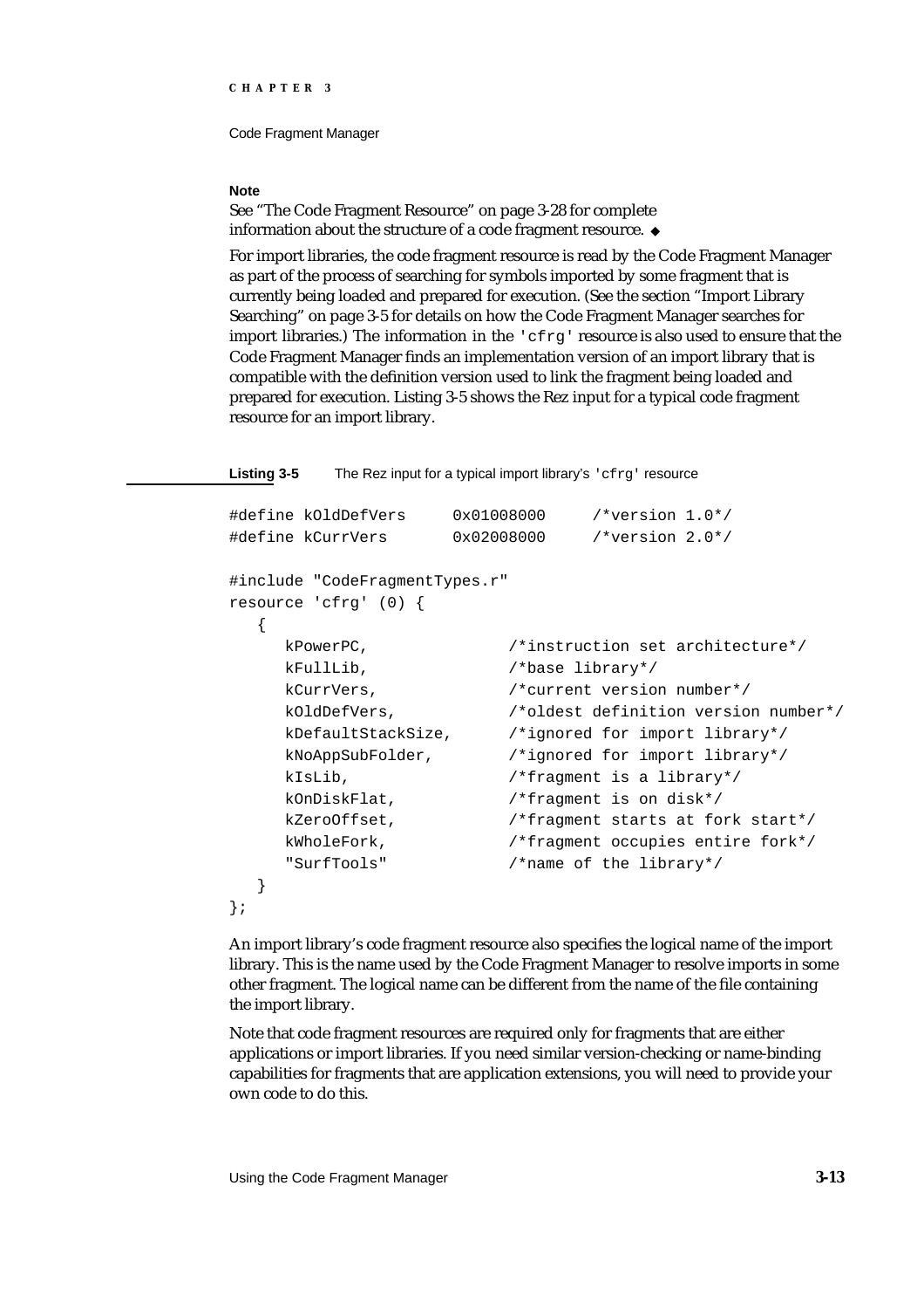**Note**

See "The Code Fragment Resource" on page 3-28 for complete information about the structure of a code fragment resource. ◆

For import libraries, the code fragment resource is read by the Code Fragment Manager as part of the process of searching for symbols imported by some fragment that is currently being loaded and prepared for execution. (See the section "Import Library Searching" on page 3-5 for details on how the Code Fragment Manager searches for import libraries.) The information in the `'cfrg'` resource is also used to ensure that the Code Fragment Manager finds an implementation version of an import library that is compatible with the definition version used to link the fragment being loaded and prepared for execution. Listing 3-5 shows the Rez input for a typical code fragment resource for an import library.

**Listing 3-5** The Rez input for a typical import library's `'cfrg'` resource

```
#define kOldDefVers     0x01008000     /*version 1.0*/
#define kCurrVers       0x02008000     /*version 2.0*/

#include "CodeFragmentTypes.r"
resource 'cfrg' (0) {
   {
      kPowerPC,               /*instruction set architecture*/
      kFullLib,               /*base library*/
      kCurrVers,              /*current version number*/
      kOldDefVers,            /*oldest definition version number*/
      kDefaultStackSize,      /*ignored for import library*/
      kNoAppSubFolder,        /*ignored for import library*/
      kIsLib,                 /*fragment is a library*/
      kOnDiskFlat,            /*fragment is on disk*/
      kZeroOffset,            /*fragment starts at fork start*/
      kWholeFork,             /*fragment occupies entire fork*/
      "SurfTools"             /*name of the library*/
   }
};
```

An import library's code fragment resource also specifies the logical name of the import library. This is the name used by the Code Fragment Manager to resolve imports in some other fragment. The logical name can be different from the name of the file containing the import library.

Note that code fragment resources are required only for fragments that are either applications or import libraries. If you need similar version-checking or name-binding capabilities for fragments that are application extensions, you will need to provide your own code to do this.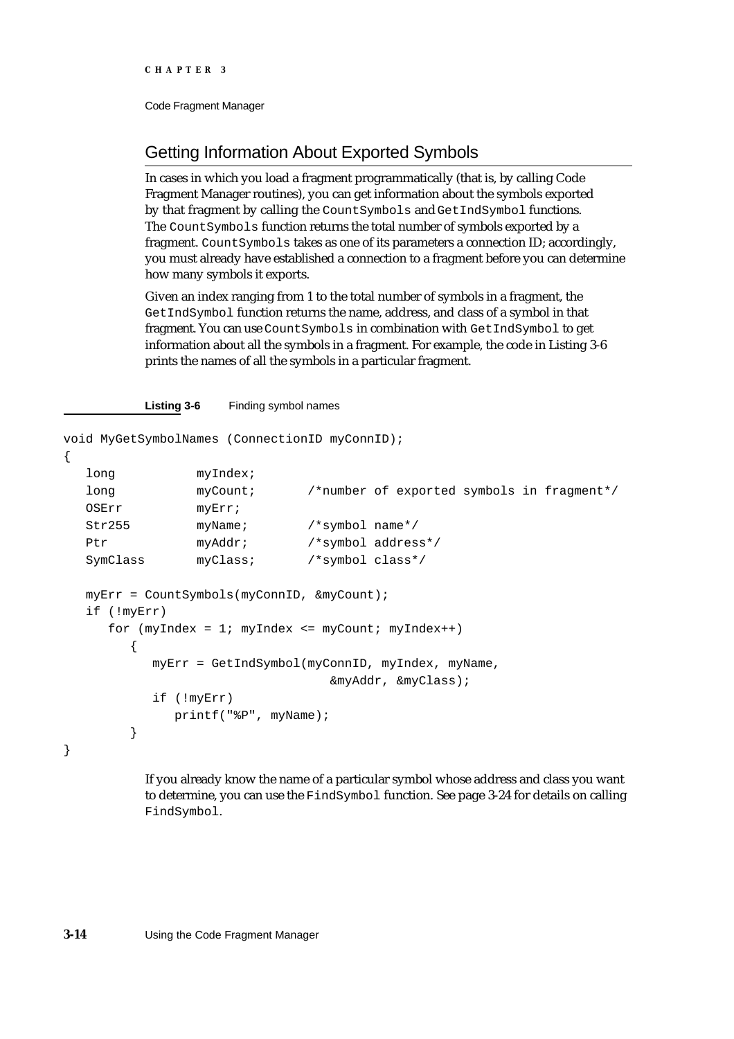## Getting Information About Exported Symbols

In cases in which you load a fragment programmatically (that is, by calling Code Fragment Manager routines), you can get information about the symbols exported by that fragment by calling the `CountSymbols` and `GetIndSymbol` functions. The `CountSymbols` function returns the total number of symbols exported by a fragment. `CountSymbols` takes as one of its parameters a connection ID; accordingly, you must already have established a connection to a fragment before you can determine how many symbols it exports.

Given an index ranging from 1 to the total number of symbols in a fragment, the `GetIndSymbol` function returns the name, address, and class of a symbol in that fragment. You can use `CountSymbols` in combination with `GetIndSymbol` to get information about all the symbols in a fragment. For example, the code in Listing 3-6 prints the names of all the symbols in a particular fragment.

**Listing 3-6** Finding symbol names

```
void MyGetSymbolNames (ConnectionID myConnID);
{
   long           myIndex;
   long           myCount;       /*number of exported symbols in fragment*/
   OSErr          myErr;
   Str255         myName;        /*symbol name*/
   Ptr            myAddr;        /*symbol address*/
   SymClass       myClass;       /*symbol class*/

   myErr = CountSymbols(myConnID, &myCount);
   if (!myErr)
      for (myIndex = 1; myIndex <= myCount; myIndex++)
         {
            myErr = GetIndSymbol(myConnID, myIndex, myName,
                                    &myAddr, &myClass);
            if (!myErr)
               printf("%P", myName);
         }
}
```

If you already know the name of a particular symbol whose address and class you want to determine, you can use the `FindSymbol` function. See page 3-24 for details on calling `FindSymbol`.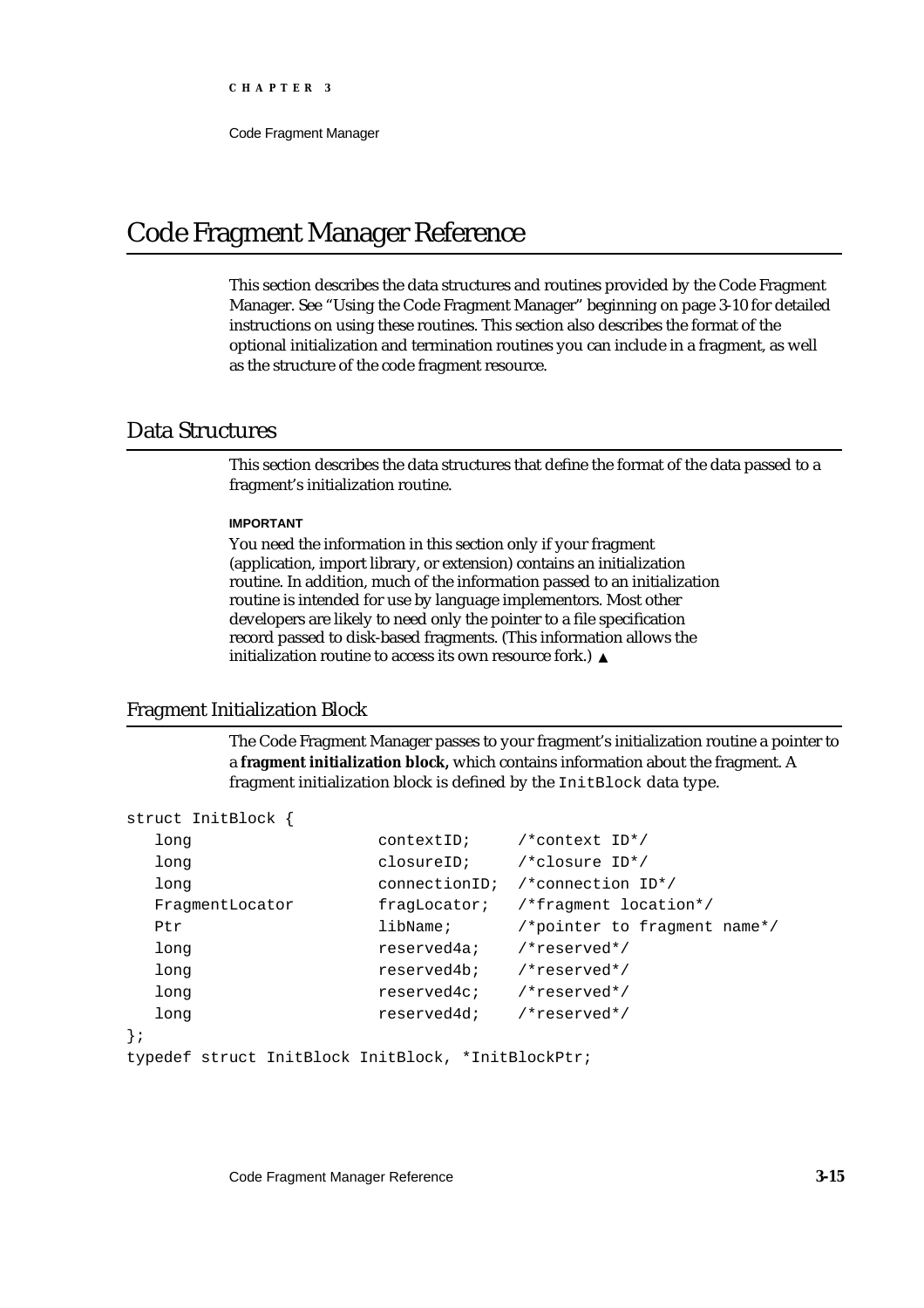# Code Fragment Manager Reference

This section describes the data structures and routines provided by the Code Fragment Manager. See "Using the Code Fragment Manager" beginning on page 3-10 for detailed instructions on using these routines. This section also describes the format of the optional initialization and termination routines you can include in a fragment, as well as the structure of the code fragment resource.

## Data Structures

This section describes the data structures that define the format of the data passed to a fragment's initialization routine.

**IMPORTANT**

You need the information in this section only if your fragment (application, import library, or extension) contains an initialization routine. In addition, much of the information passed to an initialization routine is intended for use by language implementors. Most other developers are likely to need only the pointer to a file specification record passed to disk-based fragments. (This information allows the initialization routine to access its own resource fork.) ▲

### Fragment Initialization Block

The Code Fragment Manager passes to your fragment's initialization routine a pointer to a **fragment initialization block,** which contains information about the fragment. A fragment initialization block is defined by the `InitBlock` data type.

```
struct InitBlock {
   long                  contextID;     /*context ID*/
   long                  closureID;     /*closure ID*/
   long                  connectionID;  /*connection ID*/
   FragmentLocator       fragLocator;   /*fragment location*/
   Ptr                   libName;       /*pointer to fragment name*/
   long                  reserved4a;    /*reserved*/
   long                  reserved4b;    /*reserved*/
   long                  reserved4c;    /*reserved*/
   long                  reserved4d;    /*reserved*/
};
typedef struct InitBlock InitBlock, *InitBlockPtr;
```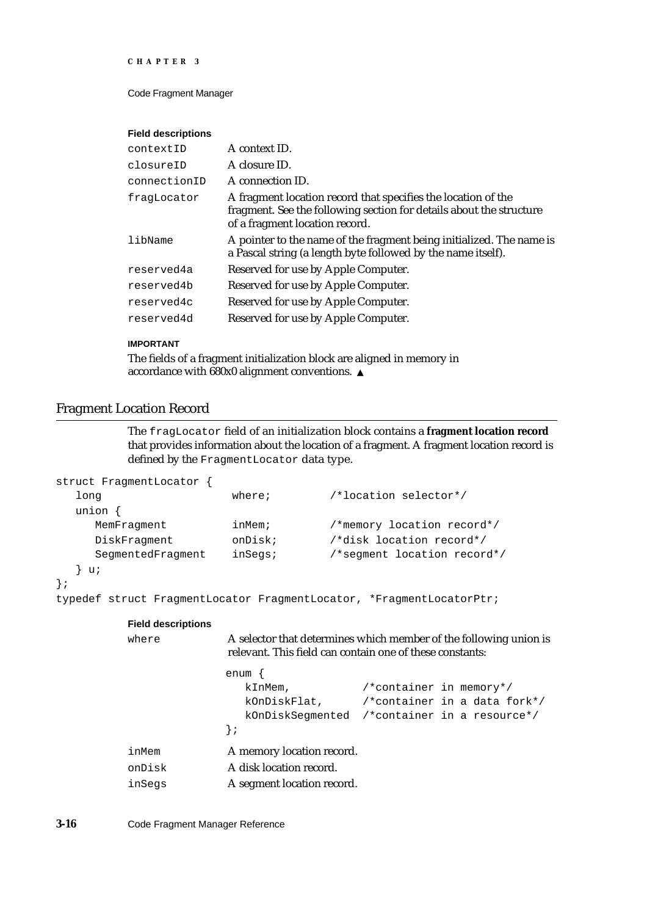**Field descriptions**

| | |
|---|---|
| `contextID` | A context ID. |
| `closureID` | A closure ID. |
| `connectionID` | A connection ID. |
| `fragLocator` | A fragment location record that specifies the location of the fragment. See the following section for details about the structure of a fragment location record. |
| `libName` | A pointer to the name of the fragment being initialized. The name is a Pascal string (a length byte followed by the name itself). |
| `reserved4a` | Reserved for use by Apple Computer. |
| `reserved4b` | Reserved for use by Apple Computer. |
| `reserved4c` | Reserved for use by Apple Computer. |
| `reserved4d` | Reserved for use by Apple Computer. |

**IMPORTANT**

The fields of a fragment initialization block are aligned in memory in accordance with 680x0 alignment conventions. ▲

## Fragment Location Record

The `fragLocator` field of an initialization block contains a **fragment location record** that provides information about the location of a fragment. A fragment location record is defined by the `FragmentLocator` data type.

```
struct FragmentLocator {
   long                 where;         /*location selector*/
   union {
      MemFragment          inMem;         /*memory location record*/
      DiskFragment         onDisk;        /*disk location record*/
      SegmentedFragment    inSegs;        /*segment location record*/
   } u;
};
typedef struct FragmentLocator FragmentLocator, *FragmentLocatorPtr;
```

**Field descriptions**

`where` — A selector that determines which member of the following union is relevant. This field can contain one of these constants:

```
enum {
   kInMem,            /*container in memory*/
   kOnDiskFlat,       /*container in a data fork*/
   kOnDiskSegmented   /*container in a resource*/
};
```

| | |
|---|---|
| `inMem` | A memory location record. |
| `onDisk` | A disk location record. |
| `inSegs` | A segment location record. |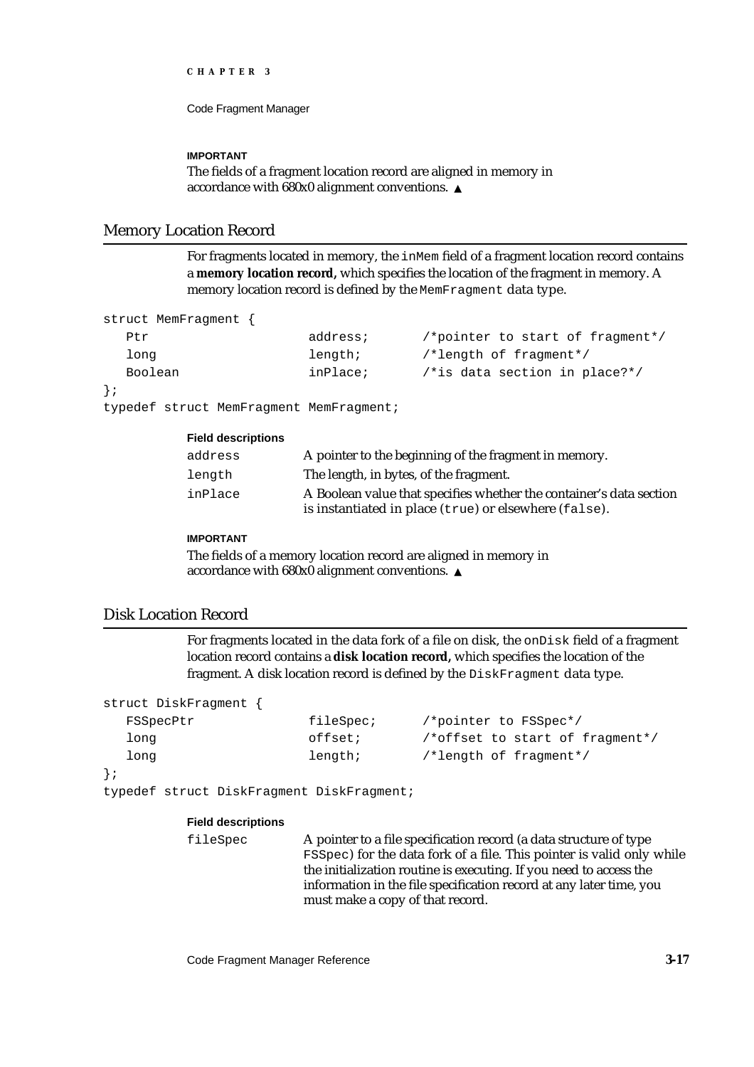**IMPORTANT**

The fields of a fragment location record are aligned in memory in accordance with 680x0 alignment conventions. ▲

## Memory Location Record

For fragments located in memory, the `inMem` field of a fragment location record contains a **memory location record,** which specifies the location of the fragment in memory. A memory location record is defined by the `MemFragment` data type.

```
struct MemFragment {
   Ptr                  address;       /*pointer to start of fragment*/
   long                 length;        /*length of fragment*/
   Boolean              inPlace;       /*is data section in place?*/
};
typedef struct MemFragment MemFragment;
```

**Field descriptions**

`address` A pointer to the beginning of the fragment in memory.

`length` The length, in bytes, of the fragment.

`inPlace` A Boolean value that specifies whether the container's data section is instantiated in place (`true`) or elsewhere (`false`).

**IMPORTANT**

The fields of a memory location record are aligned in memory in accordance with 680x0 alignment conventions. ▲

## Disk Location Record

For fragments located in the data fork of a file on disk, the `onDisk` field of a fragment location record contains a **disk location record,** which specifies the location of the fragment. A disk location record is defined by the `DiskFragment` data type.

```
struct DiskFragment {
   FSSpecPtr            fileSpec;      /*pointer to FSSpec*/
   long                 offset;        /*offset to start of fragment*/
   long                 length;        /*length of fragment*/
};
typedef struct DiskFragment DiskFragment;
```

**Field descriptions**

`fileSpec` A pointer to a file specification record (a data structure of type `FSSpec`) for the data fork of a file. This pointer is valid only while the initialization routine is executing. If you need to access the information in the file specification record at any later time, you must make a copy of that record.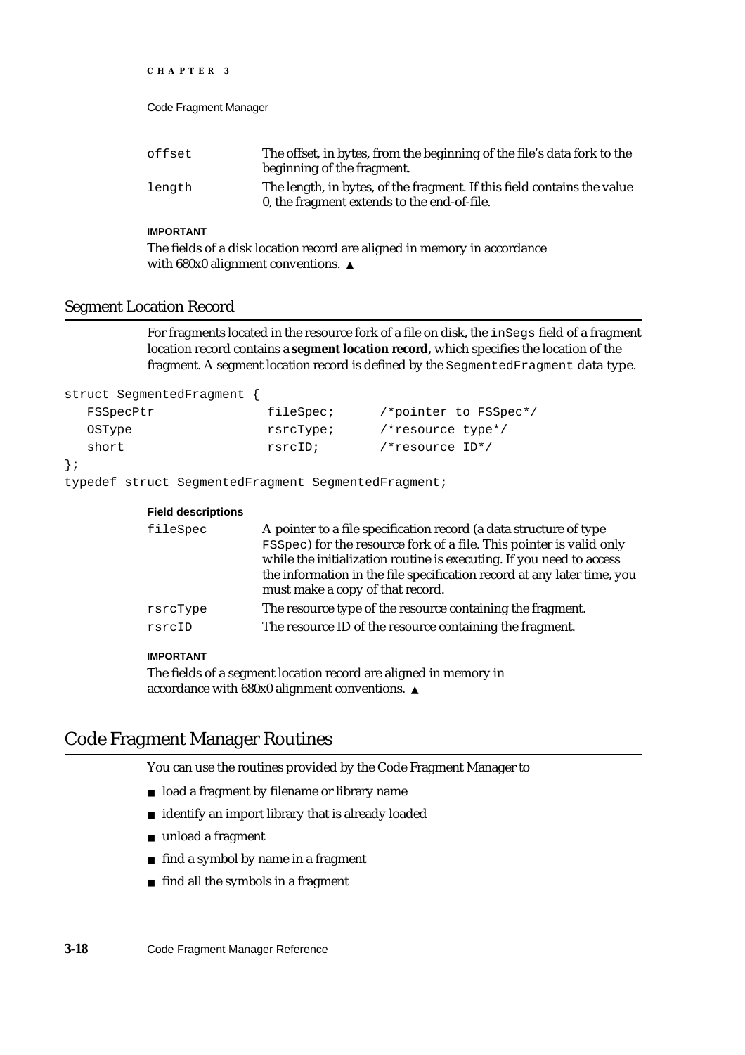offset
: The offset, in bytes, from the beginning of the file's data fork to the beginning of the fragment.

length
: The length, in bytes, of the fragment. If this field contains the value 0, the fragment extends to the end-of-file.

**IMPORTANT**

The fields of a disk location record are aligned in memory in accordance with 680x0 alignment conventions. ▲

## Segment Location Record

For fragments located in the resource fork of a file on disk, the `inSegs` field of a fragment location record contains a **segment location record,** which specifies the location of the fragment. A segment location record is defined by the `SegmentedFragment` data type.

```
struct SegmentedFragment {
   FSSpecPtr           fileSpec;      /*pointer to FSSpec*/
   OSType              rsrcType;      /*resource type*/
   short               rsrcID;        /*resource ID*/
};
typedef struct SegmentedFragment SegmentedFragment;
```

**Field descriptions**

fileSpec
: A pointer to a file specification record (a data structure of type `FSSpec`) for the resource fork of a file. This pointer is valid only while the initialization routine is executing. If you need to access the information in the file specification record at any later time, you must make a copy of that record.

rsrcType
: The resource type of the resource containing the fragment.

rsrcID
: The resource ID of the resource containing the fragment.

**IMPORTANT**

The fields of a segment location record are aligned in memory in accordance with 680x0 alignment conventions. ▲

# Code Fragment Manager Routines

You can use the routines provided by the Code Fragment Manager to

- load a fragment by filename or library name
- identify an import library that is already loaded
- unload a fragment
- find a symbol by name in a fragment
- find all the symbols in a fragment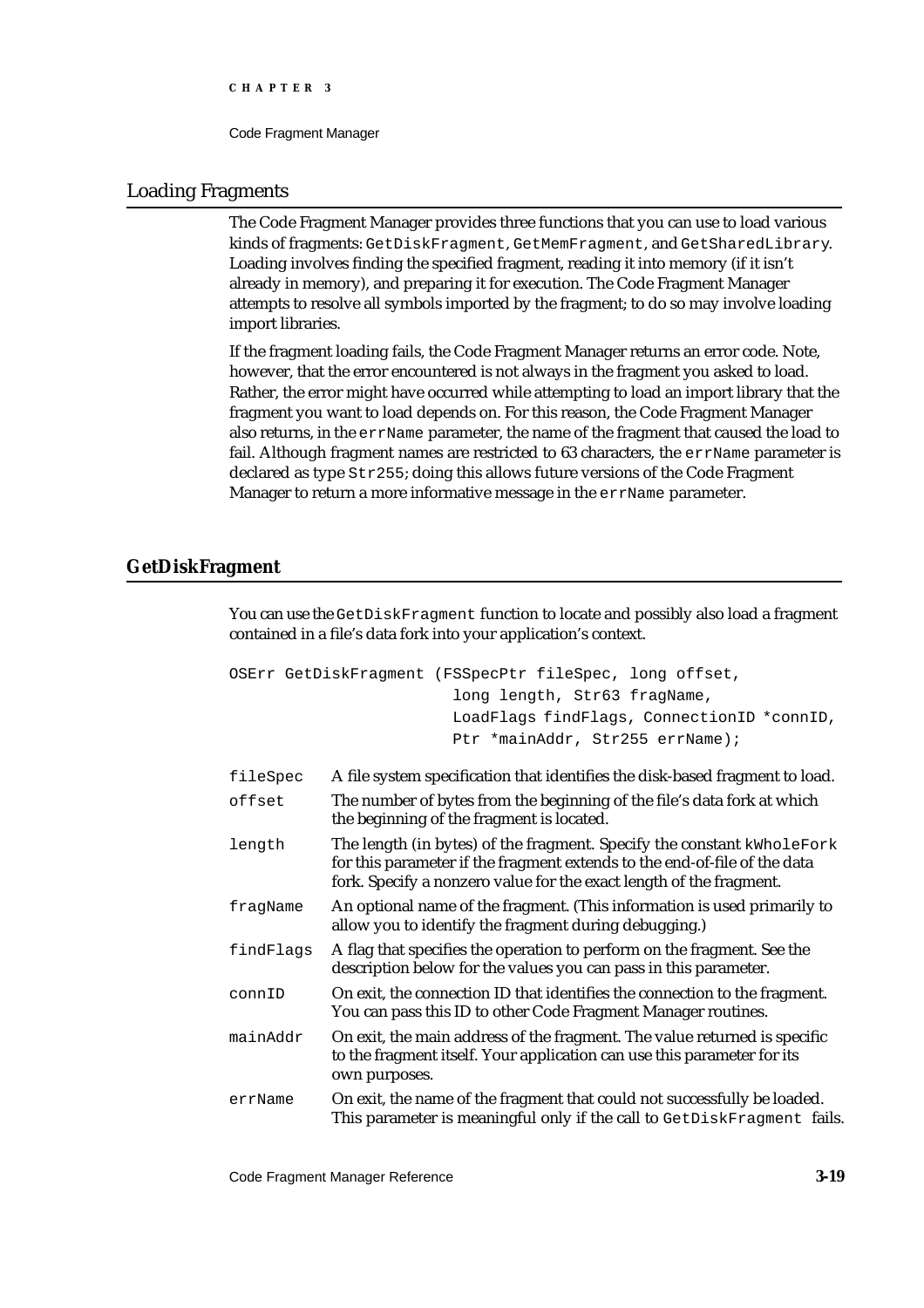## Loading Fragments

The Code Fragment Manager provides three functions that you can use to load various kinds of fragments: `GetDiskFragment`, `GetMemFragment`, and `GetSharedLibrary`. Loading involves finding the specified fragment, reading it into memory (if it isn't already in memory), and preparing it for execution. The Code Fragment Manager attempts to resolve all symbols imported by the fragment; to do so may involve loading import libraries.

If the fragment loading fails, the Code Fragment Manager returns an error code. Note, however, that the error encountered is not always in the fragment you asked to load. Rather, the error might have occurred while attempting to load an import library that the fragment you want to load depends on. For this reason, the Code Fragment Manager also returns, in the `errName` parameter, the name of the fragment that caused the load to fail. Although fragment names are restricted to 63 characters, the `errName` parameter is declared as type `Str255`; doing this allows future versions of the Code Fragment Manager to return a more informative message in the `errName` parameter.

### GetDiskFragment

You can use the `GetDiskFragment` function to locate and possibly also load a fragment contained in a file's data fork into your application's context.

```
OSErr GetDiskFragment (FSSpecPtr fileSpec, long offset,
                       long length, Str63 fragName,
                       LoadFlags findFlags, ConnectionID *connID,
                       Ptr *mainAddr, Str255 errName);
```

`fileSpec` A file system specification that identifies the disk-based fragment to load.

`offset` The number of bytes from the beginning of the file's data fork at which the beginning of the fragment is located.

`length` The length (in bytes) of the fragment. Specify the constant `kWholeFork` for this parameter if the fragment extends to the end-of-file of the data fork. Specify a nonzero value for the exact length of the fragment.

`fragName` An optional name of the fragment. (This information is used primarily to allow you to identify the fragment during debugging.)

`findFlags` A flag that specifies the operation to perform on the fragment. See the description below for the values you can pass in this parameter.

`connID` On exit, the connection ID that identifies the connection to the fragment. You can pass this ID to other Code Fragment Manager routines.

`mainAddr` On exit, the main address of the fragment. The value returned is specific to the fragment itself. Your application can use this parameter for its own purposes.

`errName` On exit, the name of the fragment that could not successfully be loaded. This parameter is meaningful only if the call to `GetDiskFragment` fails.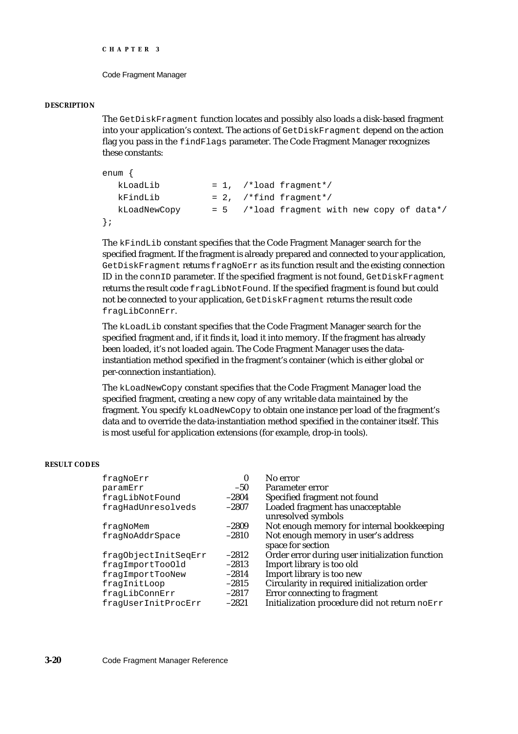#### DESCRIPTION

The `GetDiskFragment` function locates and possibly also loads a disk-based fragment into your application's context. The actions of `GetDiskFragment` depend on the action flag you pass in the `findFlags` parameter. The Code Fragment Manager recognizes these constants:

```
enum {
   kLoadLib          = 1,  /*load fragment*/
   kFindLib          = 2,  /*find fragment*/
   kLoadNewCopy      = 5   /*load fragment with new copy of data*/
};
```

The `kFindLib` constant specifies that the Code Fragment Manager search for the specified fragment. If the fragment is already prepared and connected to your application, `GetDiskFragment` returns `fragNoErr` as its function result and the existing connection ID in the `connID` parameter. If the specified fragment is not found, `GetDiskFragment` returns the result code `fragLibNotFound`. If the specified fragment is found but could not be connected to your application, `GetDiskFragment` returns the result code `fragLibConnErr`.

The `kLoadLib` constant specifies that the Code Fragment Manager search for the specified fragment and, if it finds it, load it into memory. If the fragment has already been loaded, it's not loaded again. The Code Fragment Manager uses the data-instantiation method specified in the fragment's container (which is either global or per-connection instantiation).

The `kLoadNewCopy` constant specifies that the Code Fragment Manager load the specified fragment, creating a new copy of any writable data maintained by the fragment. You specify `kLoadNewCopy` to obtain one instance per load of the fragment's data and to override the data-instantiation method specified in the container itself. This is most useful for application extensions (for example, drop-in tools).

#### RESULT CODES

| | | |
|---|---|---|
| `fragNoErr` | 0 | No error |
| `paramErr` | –50 | Parameter error |
| `fragLibNotFound` | –2804 | Specified fragment not found |
| `fragHadUnresolveds` | –2807 | Loaded fragment has unacceptable unresolved symbols |
| `fragNoMem` | –2809 | Not enough memory for internal bookkeeping |
| `fragNoAddrSpace` | –2810 | Not enough memory in user's address space for section |
| `fragObjectInitSeqErr` | –2812 | Order error during user initialization function |
| `fragImportTooOld` | –2813 | Import library is too old |
| `fragImportTooNew` | –2814 | Import library is too new |
| `fragInitLoop` | –2815 | Circularity in required initialization order |
| `fragLibConnErr` | –2817 | Error connecting to fragment |
| `fragUserInitProcErr` | –2821 | Initialization procedure did not return `noErr` |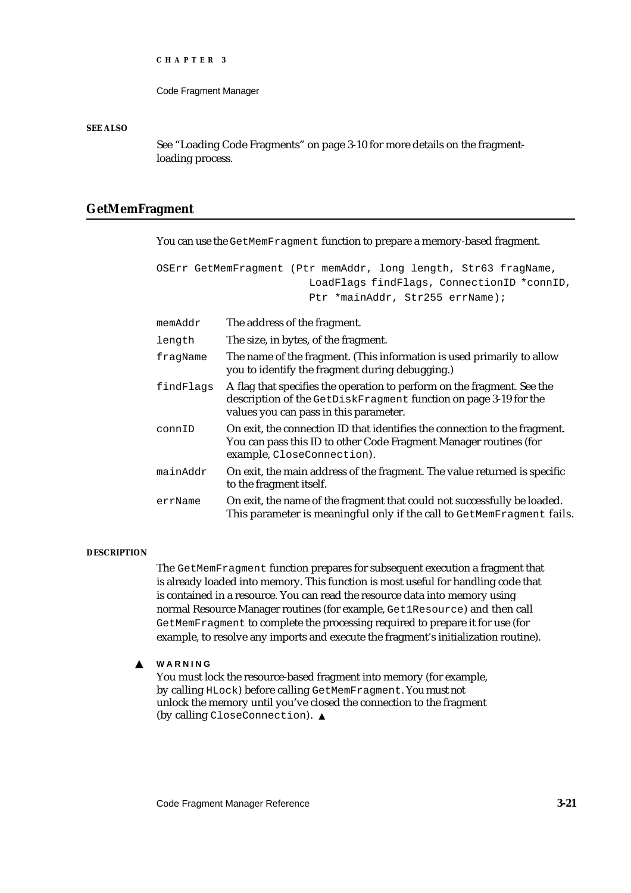**SEE ALSO**

See "Loading Code Fragments" on page 3-10 for more details on the fragment-loading process.

## GetMemFragment

You can use the `GetMemFragment` function to prepare a memory-based fragment.

```
OSErr GetMemFragment (Ptr memAddr, long length, Str63 fragName,
                      LoadFlags findFlags, ConnectionID *connID,
                      Ptr *mainAddr, Str255 errName);
```

`memAddr` The address of the fragment.

`length` The size, in bytes, of the fragment.

`fragName` The name of the fragment. (This information is used primarily to allow you to identify the fragment during debugging.)

`findFlags` A flag that specifies the operation to perform on the fragment. See the description of the `GetDiskFragment` function on page 3-19 for the values you can pass in this parameter.

`connID` On exit, the connection ID that identifies the connection to the fragment. You can pass this ID to other Code Fragment Manager routines (for example, `CloseConnection`).

`mainAddr` On exit, the main address of the fragment. The value returned is specific to the fragment itself.

`errName` On exit, the name of the fragment that could not successfully be loaded. This parameter is meaningful only if the call to `GetMemFragment` fails.

**DESCRIPTION**

The `GetMemFragment` function prepares for subsequent execution a fragment that is already loaded into memory. This function is most useful for handling code that is contained in a resource. You can read the resource data into memory using normal Resource Manager routines (for example, `Get1Resource`) and then call `GetMemFragment` to complete the processing required to prepare it for use (for example, to resolve any imports and execute the fragment's initialization routine).

▲ **WARNING**

You must lock the resource-based fragment into memory (for example, by calling `HLock`) before calling `GetMemFragment`. You must not unlock the memory until you've closed the connection to the fragment (by calling `CloseConnection`). ▲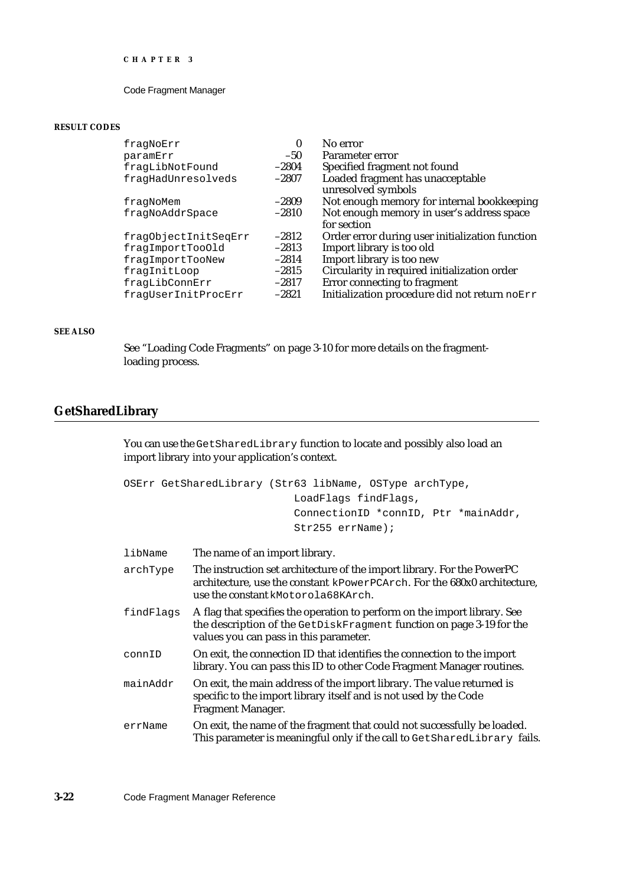**RESULT CODES**

| | | |
|---|---|---|
| `fragNoErr` | 0 | No error |
| `paramErr` | –50 | Parameter error |
| `fragLibNotFound` | –2804 | Specified fragment not found |
| `fragHadUnresolveds` | –2807 | Loaded fragment has unacceptable unresolved symbols |
| `fragNoMem` | –2809 | Not enough memory for internal bookkeeping |
| `fragNoAddrSpace` | –2810 | Not enough memory in user's address space for section |
| `fragObjectInitSeqErr` | –2812 | Order error during user initialization function |
| `fragImportTooOld` | –2813 | Import library is too old |
| `fragImportTooNew` | –2814 | Import library is too new |
| `fragInitLoop` | –2815 | Circularity in required initialization order |
| `fragLibConnErr` | –2817 | Error connecting to fragment |
| `fragUserInitProcErr` | –2821 | Initialization procedure did not return `noErr` |

**SEE ALSO**

See "Loading Code Fragments" on page 3-10 for more details on the fragment-loading process.

## GetSharedLibrary

You can use the `GetSharedLibrary` function to locate and possibly also load an import library into your application's context.

```
OSErr GetSharedLibrary (Str63 libName, OSType archType,
                        LoadFlags findFlags,
                        ConnectionID *connID, Ptr *mainAddr,
                        Str255 errName);
```

`libName` The name of an import library.

`archType` The instruction set architecture of the import library. For the PowerPC architecture, use the constant `kPowerPCArch`. For the 680x0 architecture, use the constant `kMotorola68KArch`.

`findFlags` A flag that specifies the operation to perform on the import library. See the description of the `GetDiskFragment` function on page 3-19 for the values you can pass in this parameter.

`connID` On exit, the connection ID that identifies the connection to the import library. You can pass this ID to other Code Fragment Manager routines.

`mainAddr` On exit, the main address of the import library. The value returned is specific to the import library itself and is not used by the Code Fragment Manager.

`errName` On exit, the name of the fragment that could not successfully be loaded. This parameter is meaningful only if the call to `GetSharedLibrary` fails.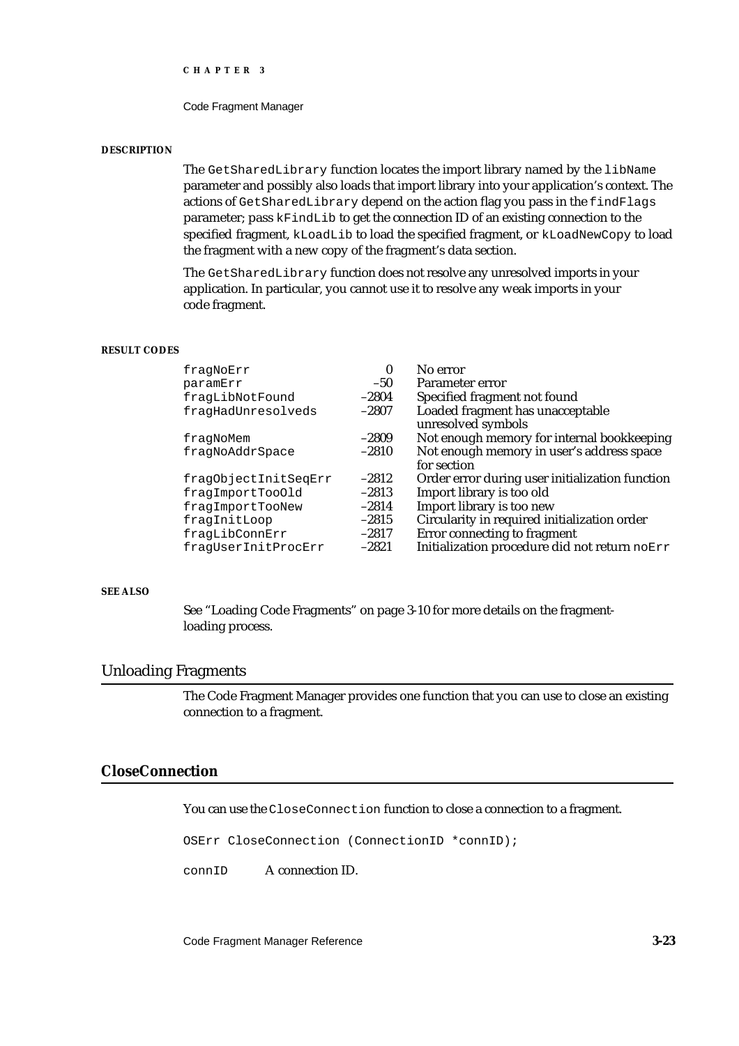**DESCRIPTION**

The `GetSharedLibrary` function locates the import library named by the `libName` parameter and possibly also loads that import library into your application's context. The actions of `GetSharedLibrary` depend on the action flag you pass in the `findFlags` parameter; pass `kFindLib` to get the connection ID of an existing connection to the specified fragment, `kLoadLib` to load the specified fragment, or `kLoadNewCopy` to load the fragment with a new copy of the fragment's data section.

The `GetSharedLibrary` function does not resolve any unresolved imports in your application. In particular, you cannot use it to resolve any weak imports in your code fragment.

**RESULT CODES**

| | | |
|---|---|---|
| `fragNoErr` | 0 | No error |
| `paramErr` | –50 | Parameter error |
| `fragLibNotFound` | –2804 | Specified fragment not found |
| `fragHadUnresolveds` | –2807 | Loaded fragment has unacceptable unresolved symbols |
| `fragNoMem` | –2809 | Not enough memory for internal bookkeeping |
| `fragNoAddrSpace` | –2810 | Not enough memory in user's address space for section |
| `fragObjectInitSeqErr` | –2812 | Order error during user initialization function |
| `fragImportTooOld` | –2813 | Import library is too old |
| `fragImportTooNew` | –2814 | Import library is too new |
| `fragInitLoop` | –2815 | Circularity in required initialization order |
| `fragLibConnErr` | –2817 | Error connecting to fragment |
| `fragUserInitProcErr` | –2821 | Initialization procedure did not return `noErr` |

**SEE ALSO**

See "Loading Code Fragments" on page 3-10 for more details on the fragment-loading process.

## Unloading Fragments

The Code Fragment Manager provides one function that you can use to close an existing connection to a fragment.

### CloseConnection

You can use the `CloseConnection` function to close a connection to a fragment.

```
OSErr CloseConnection (ConnectionID *connID);
```

`connID` A connection ID.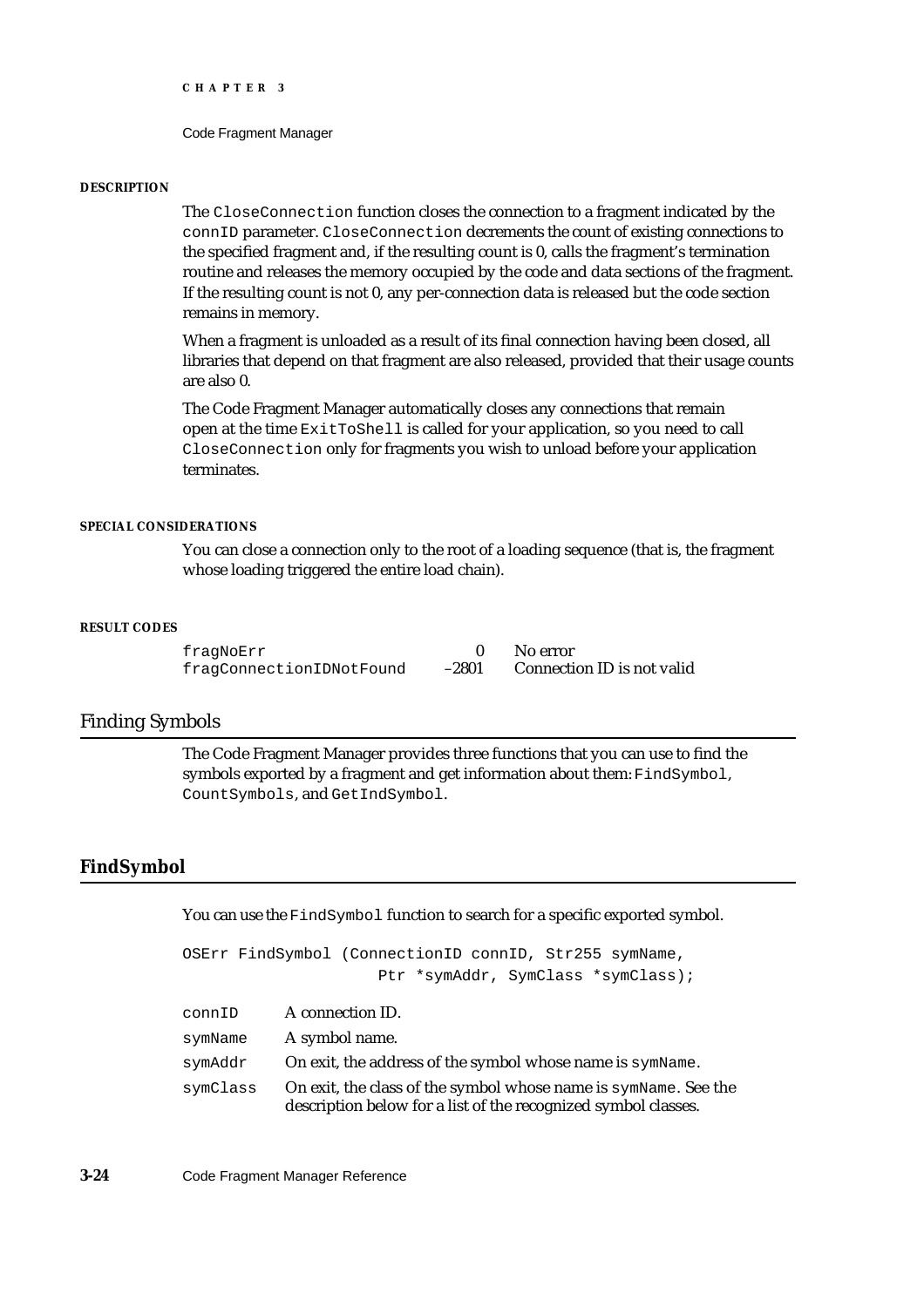**DESCRIPTION**

The `CloseConnection` function closes the connection to a fragment indicated by the `connID` parameter. `CloseConnection` decrements the count of existing connections to the specified fragment and, if the resulting count is 0, calls the fragment's termination routine and releases the memory occupied by the code and data sections of the fragment. If the resulting count is not 0, any per-connection data is released but the code section remains in memory.

When a fragment is unloaded as a result of its final connection having been closed, all libraries that depend on that fragment are also released, provided that their usage counts are also 0.

The Code Fragment Manager automatically closes any connections that remain open at the time `ExitToShell` is called for your application, so you need to call `CloseConnection` only for fragments you wish to unload before your application terminates.

**SPECIAL CONSIDERATIONS**

You can close a connection only to the root of a loading sequence (that is, the fragment whose loading triggered the entire load chain).

**RESULT CODES**

| | | |
|---|---|---|
| `fragNoErr` | 0 | No error |
| `fragConnectionIDNotFound` | –2801 | Connection ID is not valid |

## Finding Symbols

The Code Fragment Manager provides three functions that you can use to find the symbols exported by a fragment and get information about them: `FindSymbol`, `CountSymbols`, and `GetIndSymbol`.

### FindSymbol

You can use the `FindSymbol` function to search for a specific exported symbol.

```
OSErr FindSymbol (ConnectionID connID, Str255 symName,
                    Ptr *symAddr, SymClass *symClass);
```

| | |
|---|---|
| `connID` | A connection ID. |
| `symName` | A symbol name. |
| `symAddr` | On exit, the address of the symbol whose name is `symName`. |
| `symClass` | On exit, the class of the symbol whose name is `symName`. See the description below for a list of the recognized symbol classes. |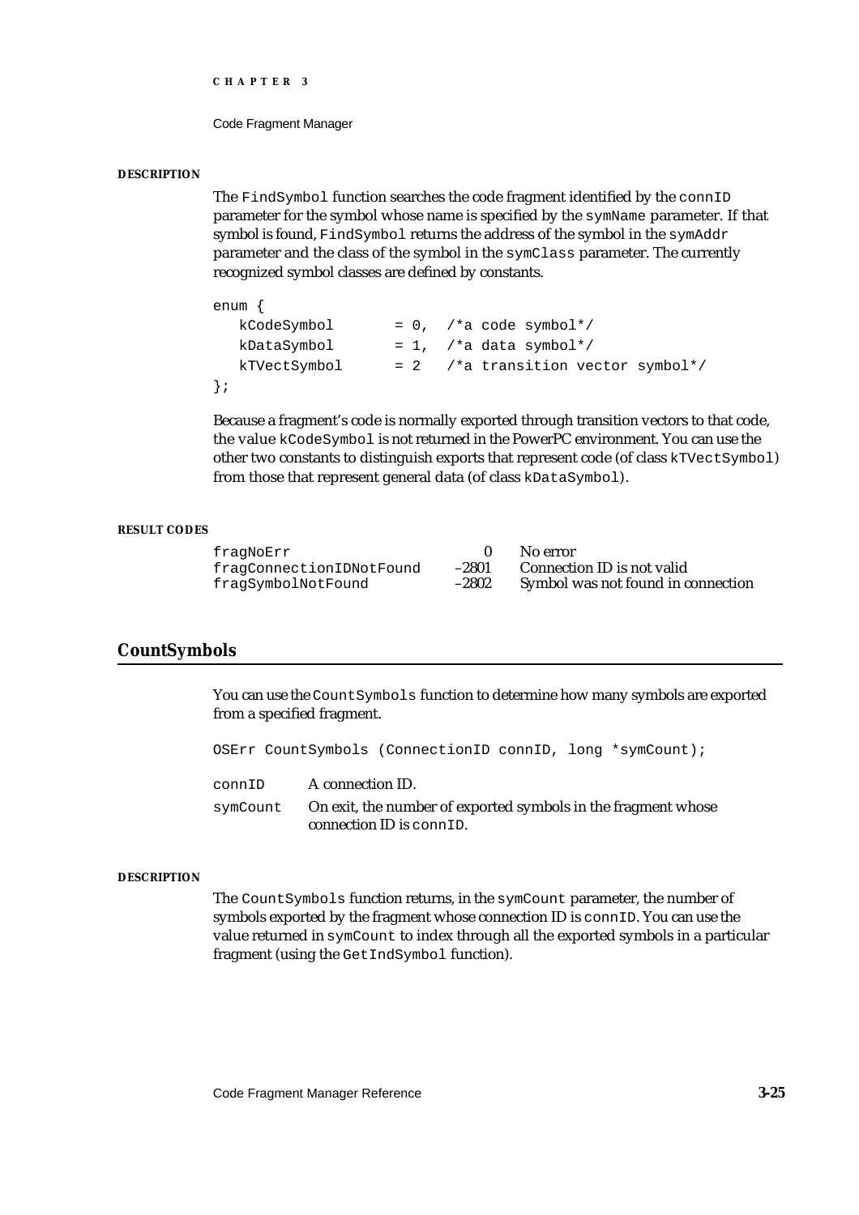**DESCRIPTION**

The `FindSymbol` function searches the code fragment identified by the `connID` parameter for the symbol whose name is specified by the `symName` parameter. If that symbol is found, `FindSymbol` returns the address of the symbol in the `symAddr` parameter and the class of the symbol in the `symClass` parameter. The currently recognized symbol classes are defined by constants.

```
enum {
   kCodeSymbol       = 0,  /*a code symbol*/
   kDataSymbol       = 1,  /*a data symbol*/
   kTVectSymbol      = 2   /*a transition vector symbol*/
};
```

Because a fragment's code is normally exported through transition vectors to that code, the value `kCodeSymbol` is not returned in the PowerPC environment. You can use the other two constants to distinguish exports that represent code (of class `kTVectSymbol`) from those that represent general data (of class `kDataSymbol`).

**RESULT CODES**

| | | |
|---|---|---|
| fragNoErr | 0 | No error |
| fragConnectionIDNotFound | –2801 | Connection ID is not valid |
| fragSymbolNotFound | –2802 | Symbol was not found in connection |

## CountSymbols

You can use the `CountSymbols` function to determine how many symbols are exported from a specified fragment.

```
OSErr CountSymbols (ConnectionID connID, long *symCount);
```

`connID` A connection ID.

`symCount` On exit, the number of exported symbols in the fragment whose connection ID is `connID`.

**DESCRIPTION**

The `CountSymbols` function returns, in the `symCount` parameter, the number of symbols exported by the fragment whose connection ID is `connID`. You can use the value returned in `symCount` to index through all the exported symbols in a particular fragment (using the `GetIndSymbol` function).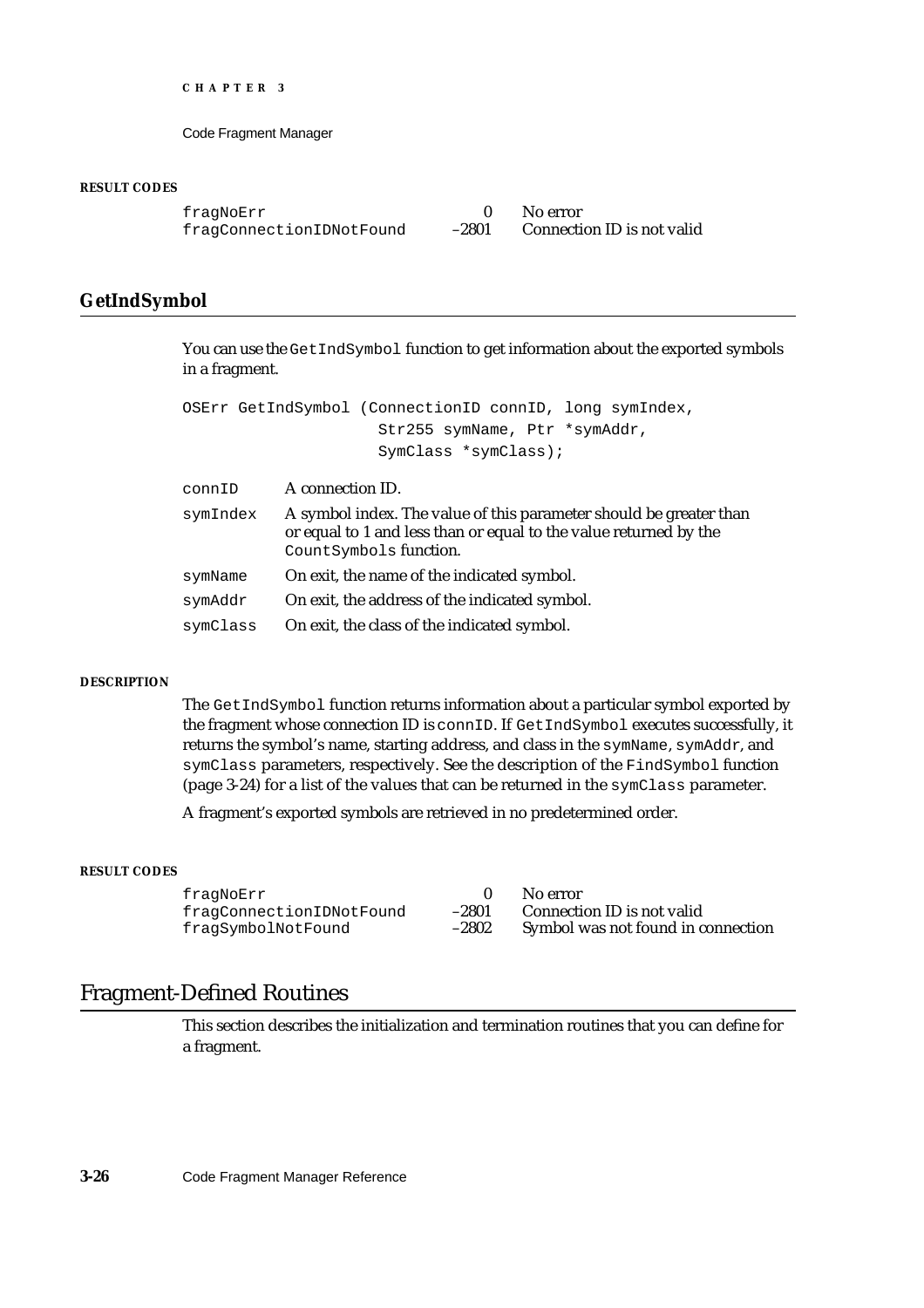**RESULT CODES**

| | | |
|---|---|---|
| fragNoErr | 0 | No error |
| fragConnectionIDNotFound | –2801 | Connection ID is not valid |

## GetIndSymbol

You can use the `GetIndSymbol` function to get information about the exported symbols in a fragment.

```
OSErr GetIndSymbol (ConnectionID connID, long symIndex,
                    Str255 symName, Ptr *symAddr,
                    SymClass *symClass);
```

`connID` A connection ID.

`symIndex` A symbol index. The value of this parameter should be greater than or equal to 1 and less than or equal to the value returned by the `CountSymbols` function.

`symName` On exit, the name of the indicated symbol.

`symAddr` On exit, the address of the indicated symbol.

`symClass` On exit, the class of the indicated symbol.

**DESCRIPTION**

The `GetIndSymbol` function returns information about a particular symbol exported by the fragment whose connection ID is `connID`. If `GetIndSymbol` executes successfully, it returns the symbol's name, starting address, and class in the `symName`, `symAddr`, and `symClass` parameters, respectively. See the description of the `FindSymbol` function (page 3-24) for a list of the values that can be returned in the `symClass` parameter.

A fragment's exported symbols are retrieved in no predetermined order.

**RESULT CODES**

| | | |
|---|---|---|
| fragNoErr | 0 | No error |
| fragConnectionIDNotFound | –2801 | Connection ID is not valid |
| fragSymbolNotFound | –2802 | Symbol was not found in connection |

# Fragment-Defined Routines

This section describes the initialization and termination routines that you can define for a fragment.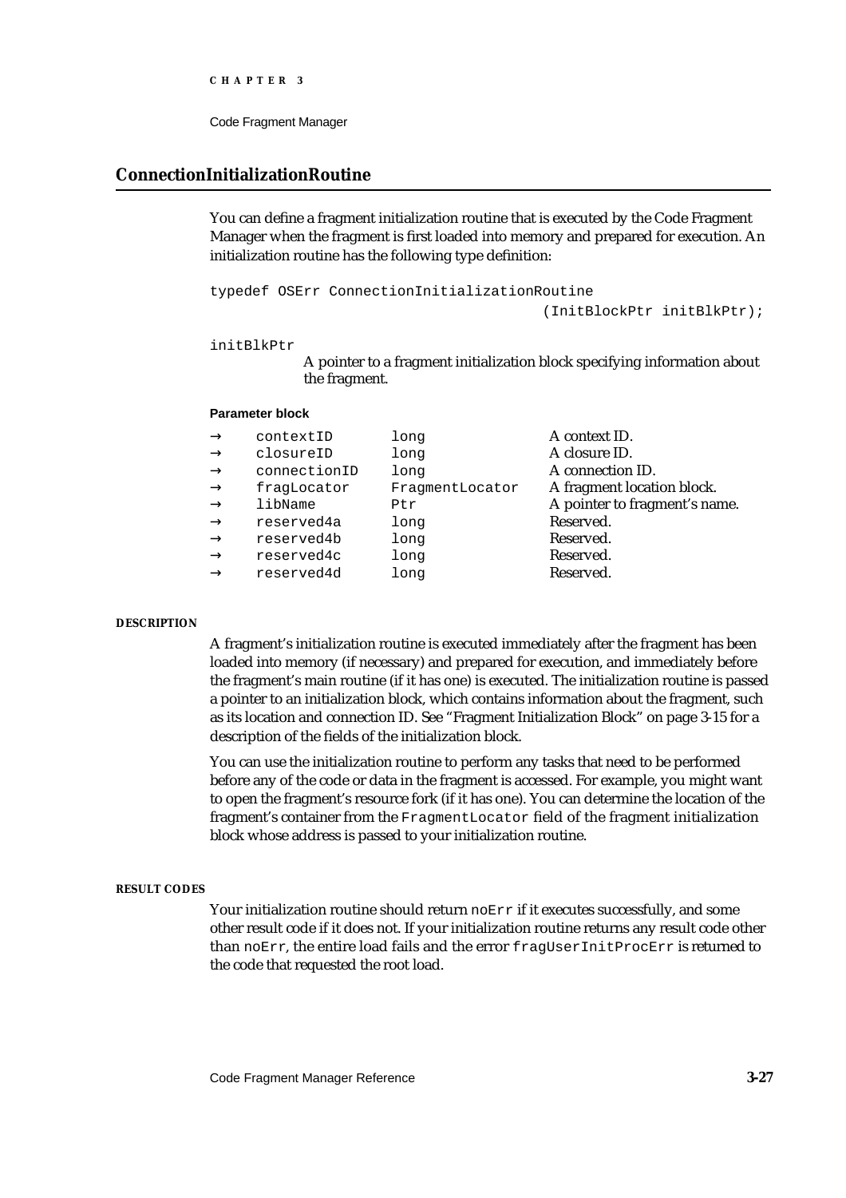## ConnectionInitializationRoutine

You can define a fragment initialization routine that is executed by the Code Fragment Manager when the fragment is first loaded into memory and prepared for execution. An initialization routine has the following type definition:

```
typedef OSErr ConnectionInitializationRoutine
                                        (InitBlockPtr initBlkPtr);
```

`initBlkPtr`
A pointer to a fragment initialization block specifying information about the fragment.

**Parameter block**

| | | | |
|---|---|---|---|
| → | `contextID` | `long` | A context ID. |
| → | `closureID` | `long` | A closure ID. |
| → | `connectionID` | `long` | A connection ID. |
| → | `fragLocator` | `FragmentLocator` | A fragment location block. |
| → | `libName` | `Ptr` | A pointer to fragment's name. |
| → | `reserved4a` | `long` | Reserved. |
| → | `reserved4b` | `long` | Reserved. |
| → | `reserved4c` | `long` | Reserved. |
| → | `reserved4d` | `long` | Reserved. |

**DESCRIPTION**

A fragment's initialization routine is executed immediately after the fragment has been loaded into memory (if necessary) and prepared for execution, and immediately before the fragment's main routine (if it has one) is executed. The initialization routine is passed a pointer to an initialization block, which contains information about the fragment, such as its location and connection ID. See "Fragment Initialization Block" on page 3-15 for a description of the fields of the initialization block.

You can use the initialization routine to perform any tasks that need to be performed before any of the code or data in the fragment is accessed. For example, you might want to open the fragment's resource fork (if it has one). You can determine the location of the fragment's container from the `FragmentLocator` field of the fragment initialization block whose address is passed to your initialization routine.

**RESULT CODES**

Your initialization routine should return `noErr` if it executes successfully, and some other result code if it does not. If your initialization routine returns any result code other than `noErr`, the entire load fails and the error `fragUserInitProcErr` is returned to the code that requested the root load.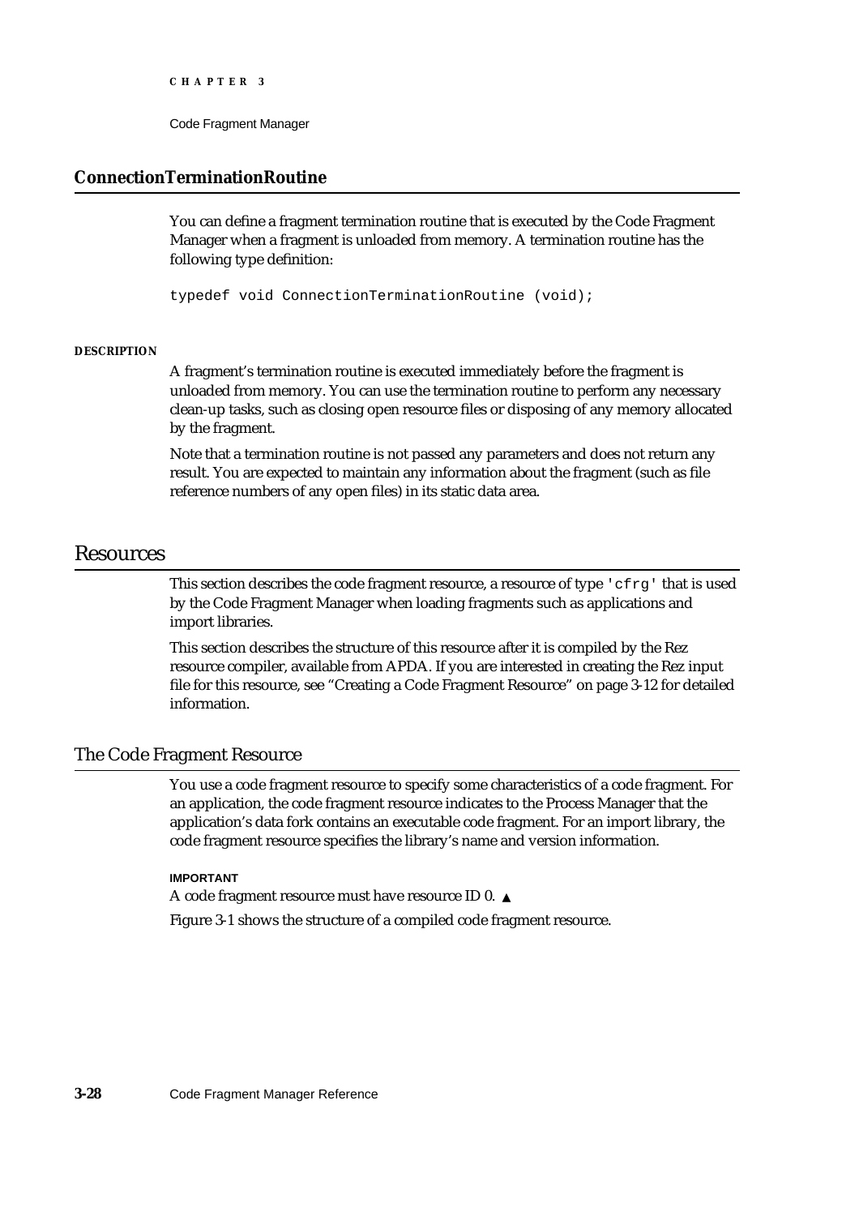### ConnectionTerminationRoutine

You can define a fragment termination routine that is executed by the Code Fragment Manager when a fragment is unloaded from memory. A termination routine has the following type definition:

```
typedef void ConnectionTerminationRoutine (void);
```

**DESCRIPTION**

A fragment's termination routine is executed immediately before the fragment is unloaded from memory. You can use the termination routine to perform any necessary clean-up tasks, such as closing open resource files or disposing of any memory allocated by the fragment.

Note that a termination routine is not passed any parameters and does not return any result. You are expected to maintain any information about the fragment (such as file reference numbers of any open files) in its static data area.

# Resources

This section describes the code fragment resource, a resource of type `'cfrg'` that is used by the Code Fragment Manager when loading fragments such as applications and import libraries.

This section describes the structure of this resource after it is compiled by the Rez resource compiler, available from APDA. If you are interested in creating the Rez input file for this resource, see "Creating a Code Fragment Resource" on page 3-12 for detailed information.

## The Code Fragment Resource

You use a code fragment resource to specify some characteristics of a code fragment. For an application, the code fragment resource indicates to the Process Manager that the application's data fork contains an executable code fragment. For an import library, the code fragment resource specifies the library's name and version information.

**IMPORTANT**

A code fragment resource must have resource ID 0. ▲

Figure 3-1 shows the structure of a compiled code fragment resource.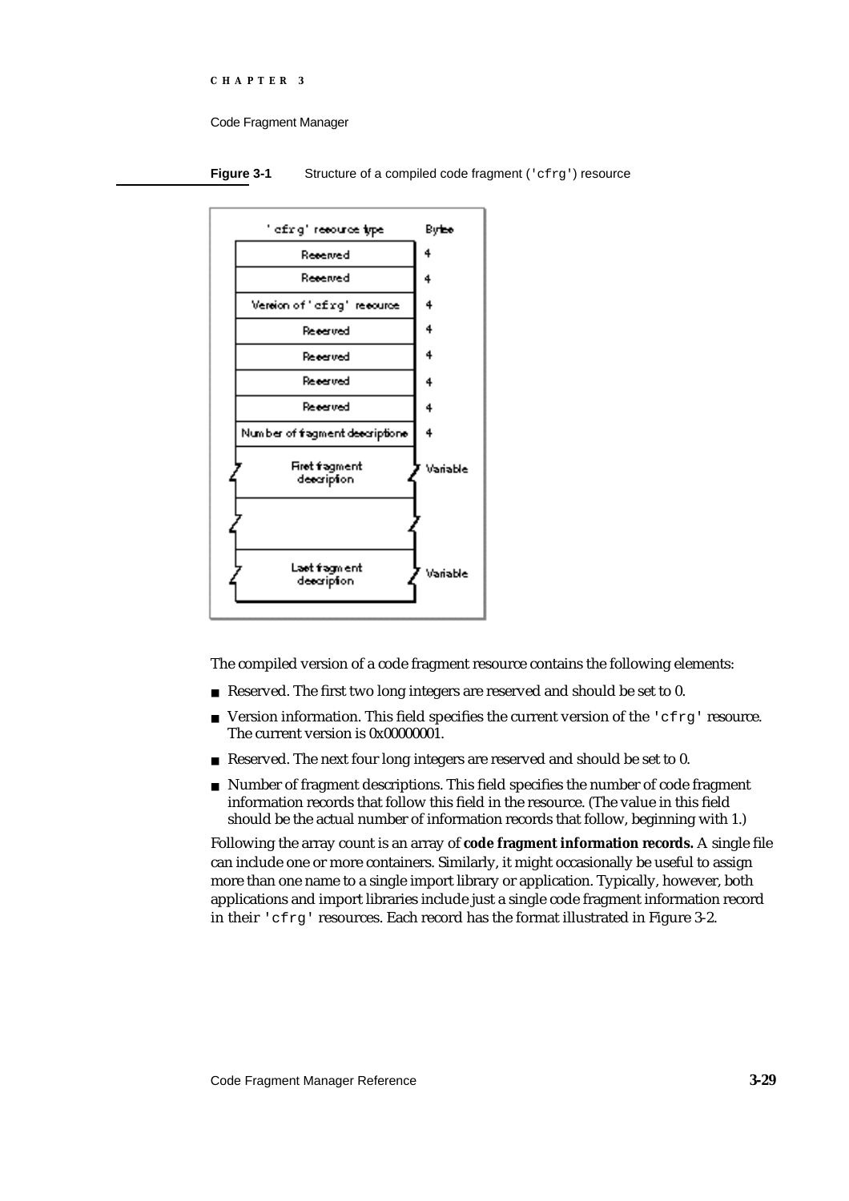**Figure 3-1** Structure of a compiled code fragment (`'cfrg'`) resource

| 'cfrg' resource type | Bytes |
| --- | --- |
| Reserved | 4 |
| Reserved | 4 |
| Version of 'cfrg' resource | 4 |
| Reserved | 4 |
| Reserved | 4 |
| Reserved | 4 |
| Reserved | 4 |
| Number of fragment descriptions | 4 |
| First fragment description | Variable |
| | |
| Last fragment description | Variable |

The compiled version of a code fragment resource contains the following elements:

- Reserved. The first two long integers are reserved and should be set to 0.
- Version information. This field specifies the current version of the `'cfrg'` resource. The current version is 0x00000001.
- Reserved. The next four long integers are reserved and should be set to 0.
- Number of fragment descriptions. This field specifies the number of code fragment information records that follow this field in the resource. (The value in this field should be the actual number of information records that follow, beginning with 1.)

Following the array count is an array of **code fragment information records.** A single file can include one or more containers. Similarly, it might occasionally be useful to assign more than one name to a single import library or application. Typically, however, both applications and import libraries include just a single code fragment information record in their `'cfrg'` resources. Each record has the format illustrated in Figure 3-2.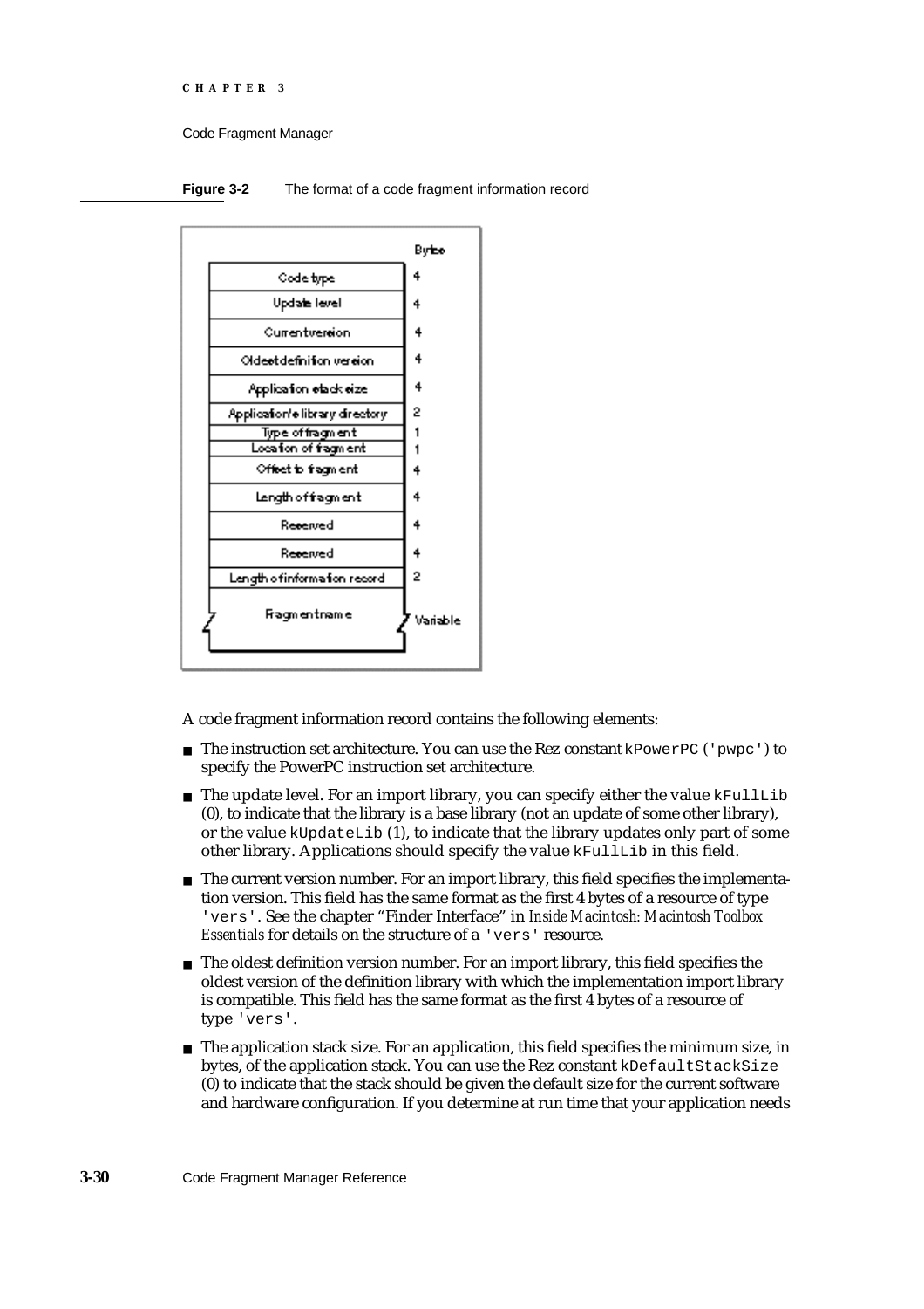**Figure 3-2** The format of a code fragment information record

| Field | Bytes |
|---|---|
| Code type | 4 |
| Update level | 4 |
| Current version | 4 |
| Oldest definition version | 4 |
| Application stack size | 4 |
| Application's library directory | 2 |
| Type of fragment | 1 |
| Location of fragment | 1 |
| Offset to fragment | 4 |
| Length of fragment | 4 |
| Reserved | 4 |
| Reserved | 4 |
| Length of information record | 2 |
| Fragment name | Variable |

A code fragment information record contains the following elements:

- The instruction set architecture. You can use the Rez constant `kPowerPC` (`'pwpc'`) to specify the PowerPC instruction set architecture.
- The update level. For an import library, you can specify either the value `kFullLib` (0), to indicate that the library is a base library (not an update of some other library), or the value `kUpdateLib` (1), to indicate that the library updates only part of some other library. Applications should specify the value `kFullLib` in this field.
- The current version number. For an import library, this field specifies the implementation version. This field has the same format as the first 4 bytes of a resource of type `'vers'`. See the chapter "Finder Interface" in *Inside Macintosh: Macintosh Toolbox Essentials* for details on the structure of a `'vers'` resource.
- The oldest definition version number. For an import library, this field specifies the oldest version of the definition library with which the implementation import library is compatible. This field has the same format as the first 4 bytes of a resource of type `'vers'`.
- The application stack size. For an application, this field specifies the minimum size, in bytes, of the application stack. You can use the Rez constant `kDefaultStackSize` (0) to indicate that the stack should be given the default size for the current software and hardware configuration. If you determine at run time that your application needs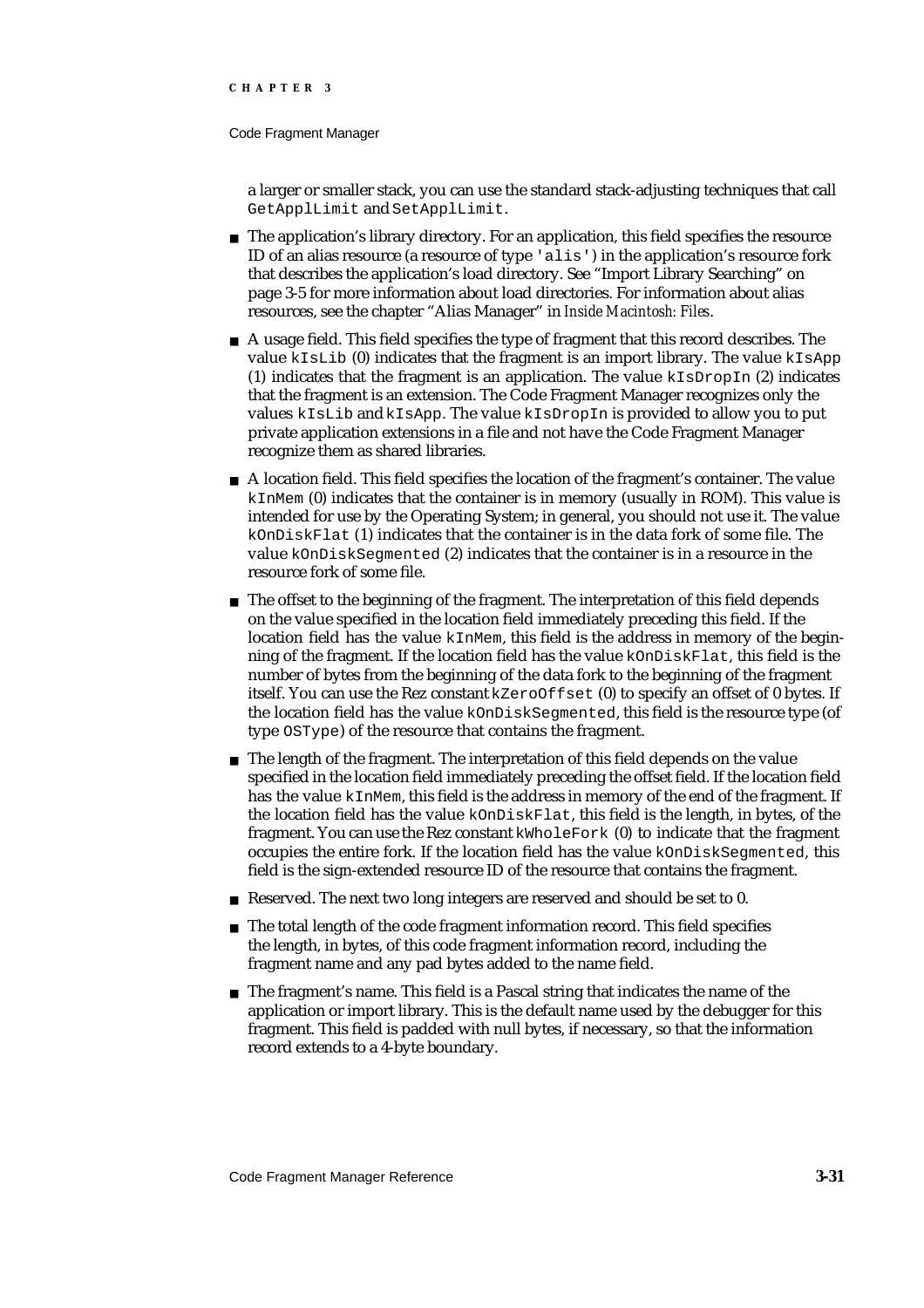a larger or smaller stack, you can use the standard stack-adjusting techniques that call `GetApplLimit` and `SetApplLimit`.

- The application's library directory. For an application, this field specifies the resource ID of an alias resource (a resource of type `'alis'`) in the application's resource fork that describes the application's load directory. See "Import Library Searching" on page 3-5 for more information about load directories. For information about alias resources, see the chapter "Alias Manager" in *Inside Macintosh: Files*.
- A usage field. This field specifies the type of fragment that this record describes. The value `kIsLib` (0) indicates that the fragment is an import library. The value `kIsApp` (1) indicates that the fragment is an application. The value `kIsDropIn` (2) indicates that the fragment is an extension. The Code Fragment Manager recognizes only the values `kIsLib` and `kIsApp`. The value `kIsDropIn` is provided to allow you to put private application extensions in a file and not have the Code Fragment Manager recognize them as shared libraries.
- A location field. This field specifies the location of the fragment's container. The value `kInMem` (0) indicates that the container is in memory (usually in ROM). This value is intended for use by the Operating System; in general, you should not use it. The value `kOnDiskFlat` (1) indicates that the container is in the data fork of some file. The value `kOnDiskSegmented` (2) indicates that the container is in a resource in the resource fork of some file.
- The offset to the beginning of the fragment. The interpretation of this field depends on the value specified in the location field immediately preceding this field. If the location field has the value `kInMem`, this field is the address in memory of the beginning of the fragment. If the location field has the value `kOnDiskFlat`, this field is the number of bytes from the beginning of the data fork to the beginning of the fragment itself. You can use the Rez constant `kZeroOffset` (0) to specify an offset of 0 bytes. If the location field has the value `kOnDiskSegmented`, this field is the resource type (of type `OSType`) of the resource that contains the fragment.
- The length of the fragment. The interpretation of this field depends on the value specified in the location field immediately preceding the offset field. If the location field has the value `kInMem`, this field is the address in memory of the end of the fragment. If the location field has the value `kOnDiskFlat`, this field is the length, in bytes, of the fragment. You can use the Rez constant `kWholeFork` (0) to indicate that the fragment occupies the entire fork. If the location field has the value `kOnDiskSegmented`, this field is the sign-extended resource ID of the resource that contains the fragment.
- Reserved. The next two long integers are reserved and should be set to 0.
- The total length of the code fragment information record. This field specifies the length, in bytes, of this code fragment information record, including the fragment name and any pad bytes added to the name field.
- The fragment's name. This field is a Pascal string that indicates the name of the application or import library. This is the default name used by the debugger for this fragment. This field is padded with null bytes, if necessary, so that the information record extends to a 4-byte boundary.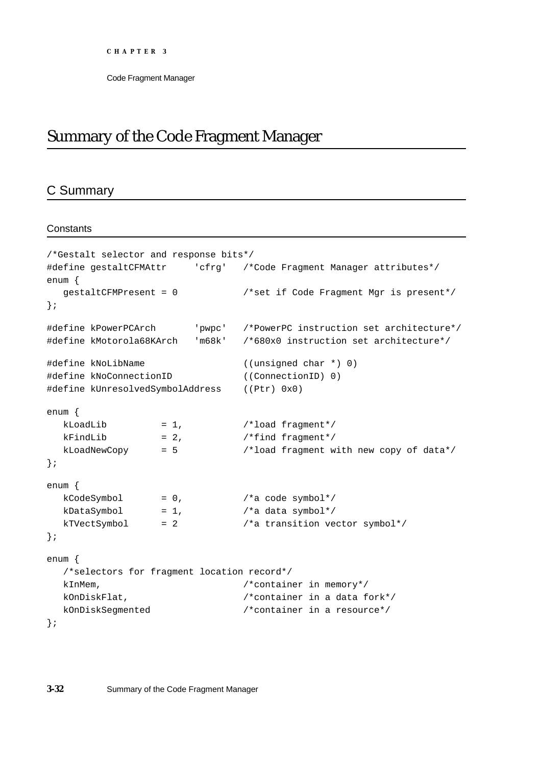# Summary of the Code Fragment Manager

## C Summary

### Constants

```
/*Gestalt selector and response bits*/
#define gestaltCFMAttr     'cfrg'   /*Code Fragment Manager attributes*/
enum {
   gestaltCFMPresent = 0            /*set if Code Fragment Mgr is present*/
};

#define kPowerPCArch       'pwpc'   /*PowerPC instruction set architecture*/
#define kMotorola68KArch   'm68k'   /*680x0 instruction set architecture*/

#define kNoLibName                  ((unsigned char *) 0)
#define kNoConnectionID             ((ConnectionID) 0)
#define kUnresolvedSymbolAddress    ((Ptr) 0x0)

enum {
   kLoadLib         = 1,            /*load fragment*/
   kFindLib         = 2,            /*find fragment*/
   kLoadNewCopy     = 5             /*load fragment with new copy of data*/
};

enum {
   kCodeSymbol      = 0,            /*a code symbol*/
   kDataSymbol      = 1,            /*a data symbol*/
   kTVectSymbol     = 2             /*a transition vector symbol*/
};

enum {
   /*selectors for fragment location record*/
   kInMem,                          /*container in memory*/
   kOnDiskFlat,                     /*container in a data fork*/
   kOnDiskSegmented                 /*container in a resource*/
};
```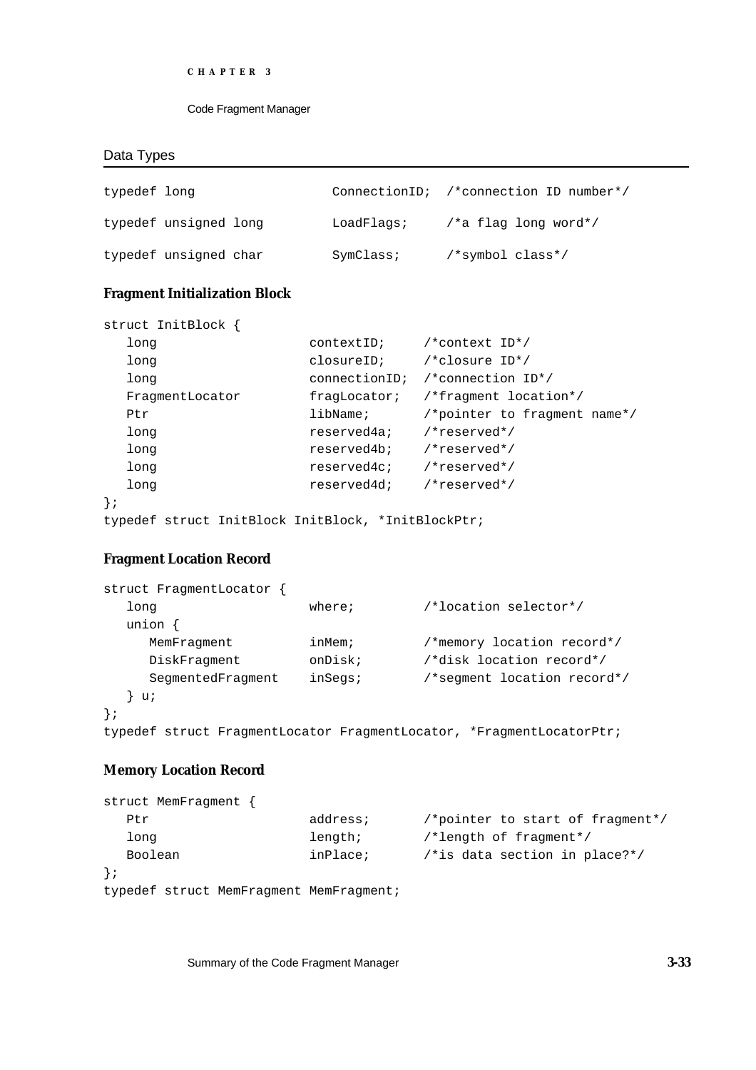## Data Types

```
typedef long                ConnectionID;  /*connection ID number*/

typedef unsigned long       LoadFlags;     /*a flag long word*/

typedef unsigned char       SymClass;      /*symbol class*/
```

### Fragment Initialization Block

```
struct InitBlock {
   long                contextID;     /*context ID*/
   long                closureID;     /*closure ID*/
   long                connectionID;  /*connection ID*/
   FragmentLocator     fragLocator;   /*fragment location*/
   Ptr                 libName;       /*pointer to fragment name*/
   long                reserved4a;    /*reserved*/
   long                reserved4b;    /*reserved*/
   long                reserved4c;    /*reserved*/
   long                reserved4d;    /*reserved*/
};
typedef struct InitBlock InitBlock, *InitBlockPtr;
```

### Fragment Location Record

```
struct FragmentLocator {
   long                where;         /*location selector*/
   union {
      MemFragment      inMem;         /*memory location record*/
      DiskFragment     onDisk;        /*disk location record*/
      SegmentedFragment    inSegs;    /*segment location record*/
   } u;
};
typedef struct FragmentLocator FragmentLocator, *FragmentLocatorPtr;
```

### Memory Location Record

```
struct MemFragment {
   Ptr                 address;       /*pointer to start of fragment*/
   long                length;        /*length of fragment*/
   Boolean             inPlace;       /*is data section in place?*/
};
typedef struct MemFragment MemFragment;
```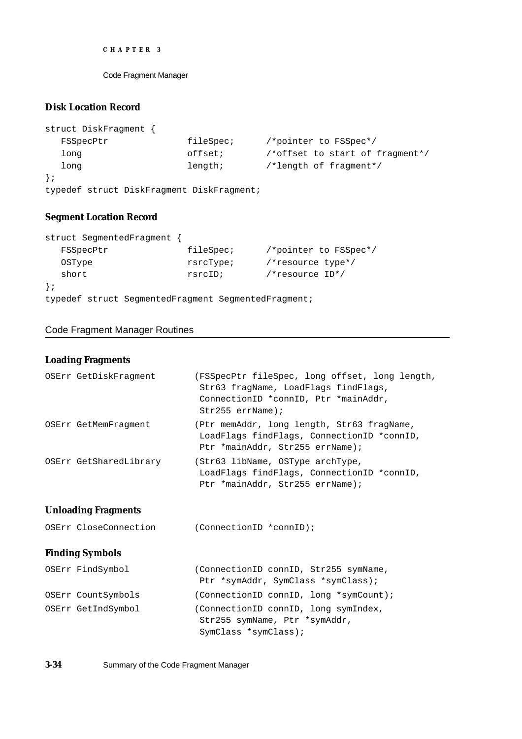### Disk Location Record

```
struct DiskFragment {
   FSSpecPtr            fileSpec;      /*pointer to FSSpec*/
   long                 offset;        /*offset to start of fragment*/
   long                 length;        /*length of fragment*/
};
typedef struct DiskFragment DiskFragment;
```

### Segment Location Record

```
struct SegmentedFragment {
   FSSpecPtr            fileSpec;      /*pointer to FSSpec*/
   OSType               rsrcType;      /*resource type*/
   short                rsrcID;        /*resource ID*/
};
typedef struct SegmentedFragment SegmentedFragment;
```

## Code Fragment Manager Routines

### Loading Fragments

```
OSErr GetDiskFragment       (FSSpecPtr fileSpec, long offset, long length,
                             Str63 fragName, LoadFlags findFlags,
                             ConnectionID *connID, Ptr *mainAddr,
                             Str255 errName);
OSErr GetMemFragment        (Ptr memAddr, long length, Str63 fragName,
                             LoadFlags findFlags, ConnectionID *connID,
                             Ptr *mainAddr, Str255 errName);
OSErr GetSharedLibrary      (Str63 libName, OSType archType,
                             LoadFlags findFlags, ConnectionID *connID,
                             Ptr *mainAddr, Str255 errName);
```

### Unloading Fragments

```
OSErr CloseConnection       (ConnectionID *connID);
```

### Finding Symbols

```
OSErr FindSymbol            (ConnectionID connID, Str255 symName,
                             Ptr *symAddr, SymClass *symClass);
OSErr CountSymbols          (ConnectionID connID, long *symCount);
OSErr GetIndSymbol          (ConnectionID connID, long symIndex,
                             Str255 symName, Ptr *symAddr,
                             SymClass *symClass);
```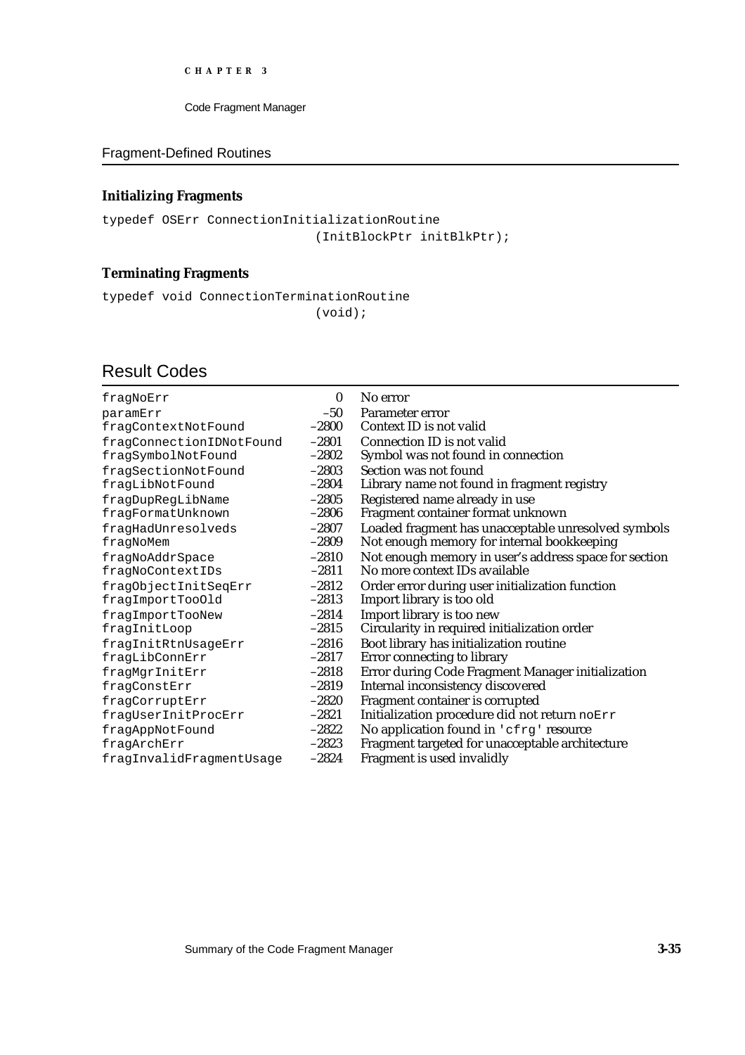## Fragment-Defined Routines

### Initializing Fragments

```
typedef OSErr ConnectionInitializationRoutine
                          (InitBlockPtr initBlkPtr);
```

### Terminating Fragments

```
typedef void ConnectionTerminationRoutine
                          (void);
```

## Result Codes

| | | |
|---|---|---|
| `fragNoErr` | 0 | No error |
| `paramErr` | –50 | Parameter error |
| `fragContextNotFound` | –2800 | Context ID is not valid |
| `fragConnectionIDNotFound` | –2801 | Connection ID is not valid |
| `fragSymbolNotFound` | –2802 | Symbol was not found in connection |
| `fragSectionNotFound` | –2803 | Section was not found |
| `fragLibNotFound` | –2804 | Library name not found in fragment registry |
| `fragDupRegLibName` | –2805 | Registered name already in use |
| `fragFormatUnknown` | –2806 | Fragment container format unknown |
| `fragHadUnresolveds` | –2807 | Loaded fragment has unacceptable unresolved symbols |
| `fragNoMem` | –2809 | Not enough memory for internal bookkeeping |
| `fragNoAddrSpace` | –2810 | Not enough memory in user's address space for section |
| `fragNoContextIDs` | –2811 | No more context IDs available |
| `fragObjectInitSeqErr` | –2812 | Order error during user initialization function |
| `fragImportTooOld` | –2813 | Import library is too old |
| `fragImportTooNew` | –2814 | Import library is too new |
| `fragInitLoop` | –2815 | Circularity in required initialization order |
| `fragInitRtnUsageErr` | –2816 | Boot library has initialization routine |
| `fragLibConnErr` | –2817 | Error connecting to library |
| `fragMgrInitErr` | –2818 | Error during Code Fragment Manager initialization |
| `fragConstErr` | –2819 | Internal inconsistency discovered |
| `fragCorruptErr` | –2820 | Fragment container is corrupted |
| `fragUserInitProcErr` | –2821 | Initialization procedure did not return `noErr` |
| `fragAppNotFound` | –2822 | No application found in `'cfrg'` resource |
| `fragArchErr` | –2823 | Fragment targeted for unacceptable architecture |
| `fragInvalidFragmentUsage` | –2824 | Fragment is used invalidly |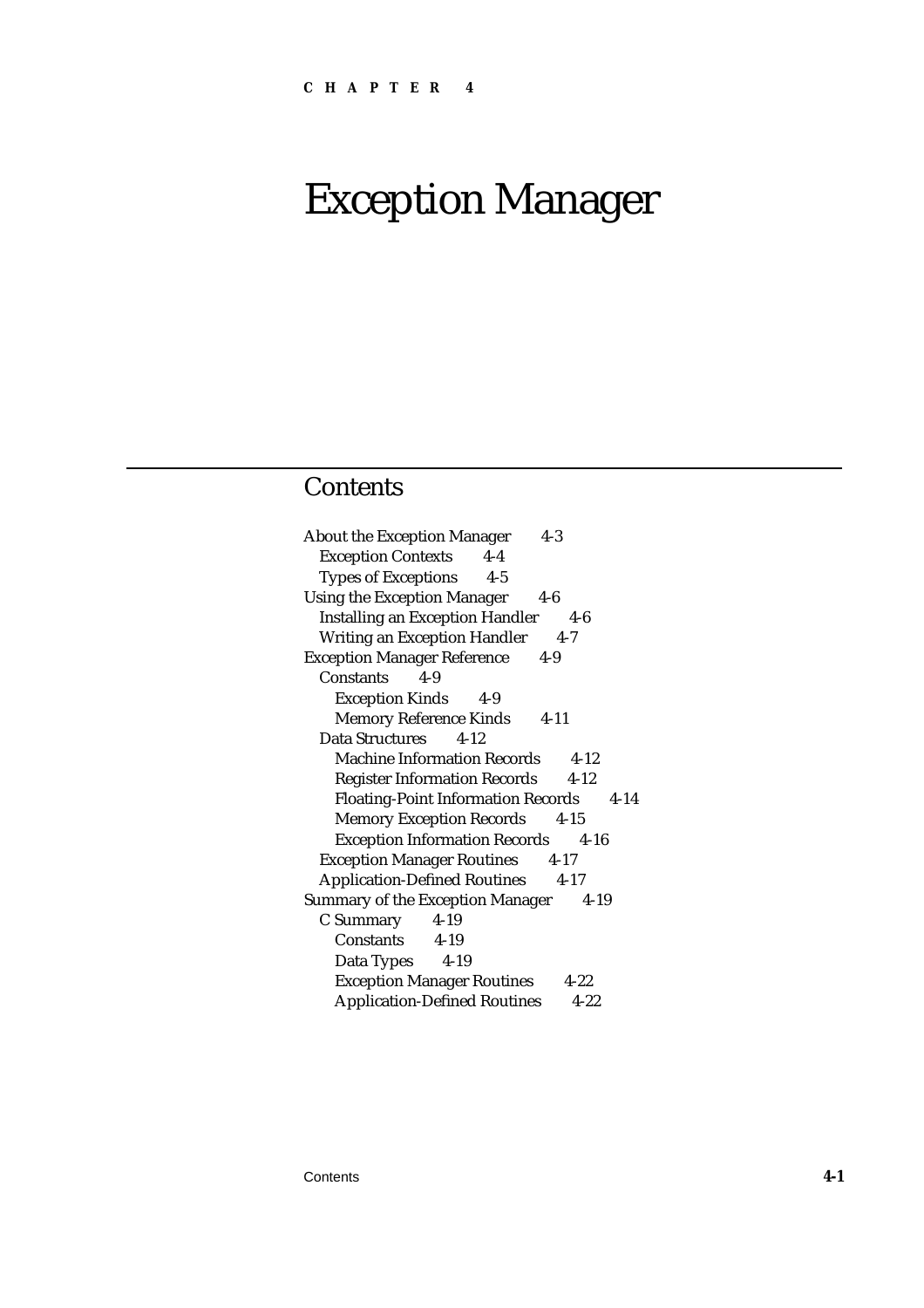CHAPTER 4

# Exception Manager

## Contents

- About the Exception Manager 4-3
  - Exception Contexts 4-4
  - Types of Exceptions 4-5
- Using the Exception Manager 4-6
  - Installing an Exception Handler 4-6
  - Writing an Exception Handler 4-7
- Exception Manager Reference 4-9
  - Constants 4-9
    - Exception Kinds 4-9
    - Memory Reference Kinds 4-11
  - Data Structures 4-12
    - Machine Information Records 4-12
    - Register Information Records 4-12
    - Floating-Point Information Records 4-14
    - Memory Exception Records 4-15
    - Exception Information Records 4-16
  - Exception Manager Routines 4-17
  - Application-Defined Routines 4-17
- Summary of the Exception Manager 4-19
  - C Summary 4-19
    - Constants 4-19
    - Data Types 4-19
    - Exception Manager Routines 4-22
    - Application-Defined Routines 4-22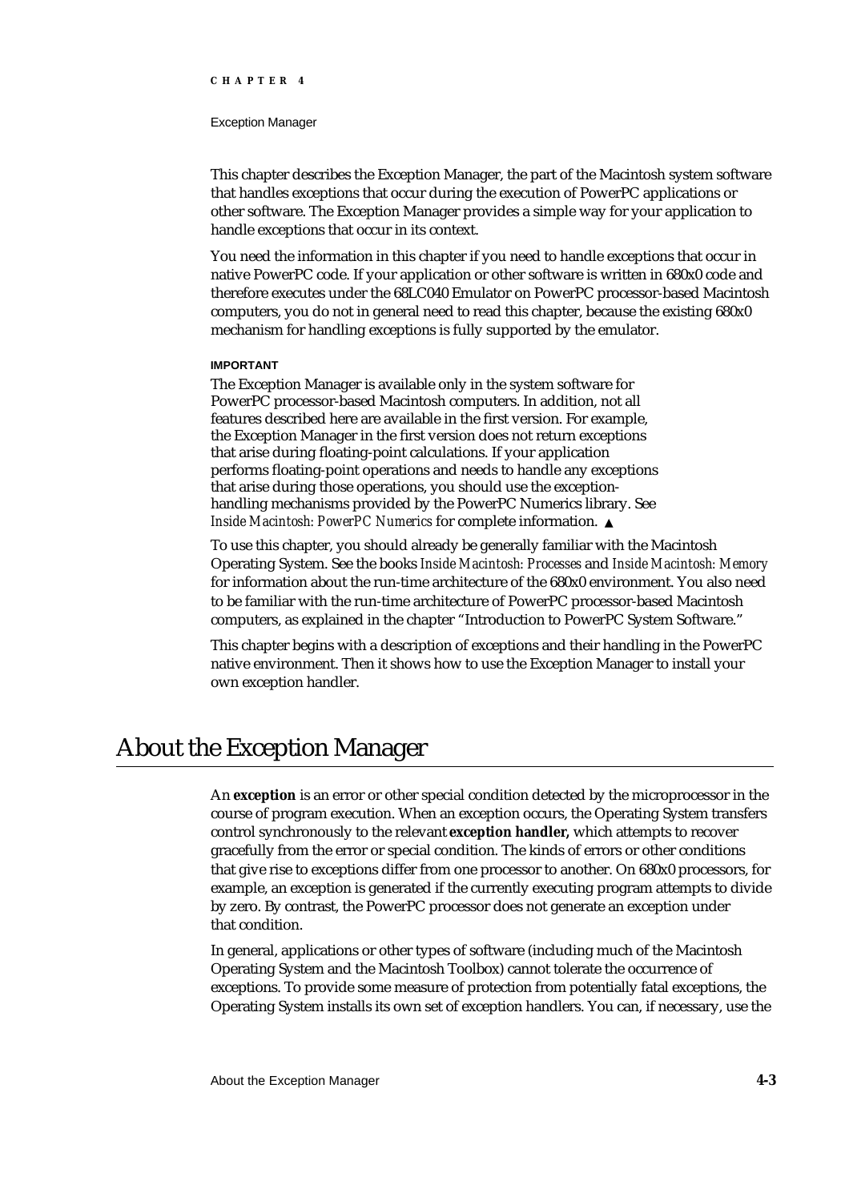This chapter describes the Exception Manager, the part of the Macintosh system software that handles exceptions that occur during the execution of PowerPC applications or other software. The Exception Manager provides a simple way for your application to handle exceptions that occur in its context.

You need the information in this chapter if you need to handle exceptions that occur in native PowerPC code. If your application or other software is written in 680x0 code and therefore executes under the 68LC040 Emulator on PowerPC processor-based Macintosh computers, you do not in general need to read this chapter, because the existing 680x0 mechanism for handling exceptions is fully supported by the emulator.

**IMPORTANT**

The Exception Manager is available only in the system software for PowerPC processor-based Macintosh computers. In addition, not all features described here are available in the first version. For example, the Exception Manager in the first version does not return exceptions that arise during floating-point calculations. If your application performs floating-point operations and needs to handle any exceptions that arise during those operations, you should use the exception-handling mechanisms provided by the PowerPC Numerics library. See *Inside Macintosh: PowerPC Numerics* for complete information. ▲

To use this chapter, you should already be generally familiar with the Macintosh Operating System. See the books *Inside Macintosh: Processes* and *Inside Macintosh: Memory* for information about the run-time architecture of the 680x0 environment. You also need to be familiar with the run-time architecture of PowerPC processor-based Macintosh computers, as explained in the chapter "Introduction to PowerPC System Software."

This chapter begins with a description of exceptions and their handling in the PowerPC native environment. Then it shows how to use the Exception Manager to install your own exception handler.

# About the Exception Manager

An **exception** is an error or other special condition detected by the microprocessor in the course of program execution. When an exception occurs, the Operating System transfers control synchronously to the relevant **exception handler,** which attempts to recover gracefully from the error or special condition. The kinds of errors or other conditions that give rise to exceptions differ from one processor to another. On 680x0 processors, for example, an exception is generated if the currently executing program attempts to divide by zero. By contrast, the PowerPC processor does not generate an exception under that condition.

In general, applications or other types of software (including much of the Macintosh Operating System and the Macintosh Toolbox) cannot tolerate the occurrence of exceptions. To provide some measure of protection from potentially fatal exceptions, the Operating System installs its own set of exception handlers. You can, if necessary, use the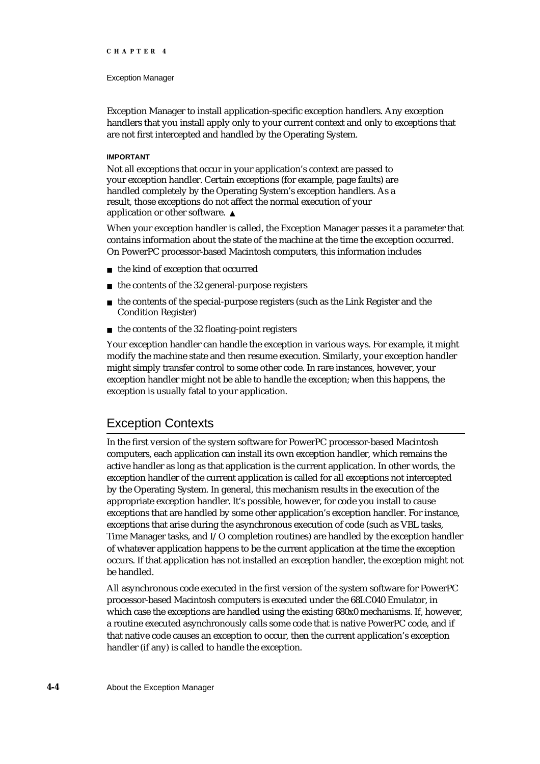Exception Manager to install application-specific exception handlers. Any exception handlers that you install apply only to your current context and only to exceptions that are not first intercepted and handled by the Operating System.

**IMPORTANT**

Not all exceptions that occur in your application's context are passed to your exception handler. Certain exceptions (for example, page faults) are handled completely by the Operating System's exception handlers. As a result, those exceptions do not affect the normal execution of your application or other software. ▲

When your exception handler is called, the Exception Manager passes it a parameter that contains information about the state of the machine at the time the exception occurred. On PowerPC processor-based Macintosh computers, this information includes

- the kind of exception that occurred
- the contents of the 32 general-purpose registers
- the contents of the special-purpose registers (such as the Link Register and the Condition Register)
- the contents of the 32 floating-point registers

Your exception handler can handle the exception in various ways. For example, it might modify the machine state and then resume execution. Similarly, your exception handler might simply transfer control to some other code. In rare instances, however, your exception handler might not be able to handle the exception; when this happens, the exception is usually fatal to your application.

## Exception Contexts

In the first version of the system software for PowerPC processor-based Macintosh computers, each application can install its own exception handler, which remains the active handler as long as that application is the current application. In other words, the exception handler of the current application is called for all exceptions not intercepted by the Operating System. In general, this mechanism results in the execution of the appropriate exception handler. It's possible, however, for code you install to cause exceptions that are handled by some other application's exception handler. For instance, exceptions that arise during the asynchronous execution of code (such as VBL tasks, Time Manager tasks, and I/O completion routines) are handled by the exception handler of whatever application happens to be the current application at the time the exception occurs. If that application has not installed an exception handler, the exception might not be handled.

All asynchronous code executed in the first version of the system software for PowerPC processor-based Macintosh computers is executed under the 68LC040 Emulator, in which case the exceptions are handled using the existing 680x0 mechanisms. If, however, a routine executed asynchronously calls some code that is native PowerPC code, and if that native code causes an exception to occur, then the current application's exception handler (if any) is called to handle the exception.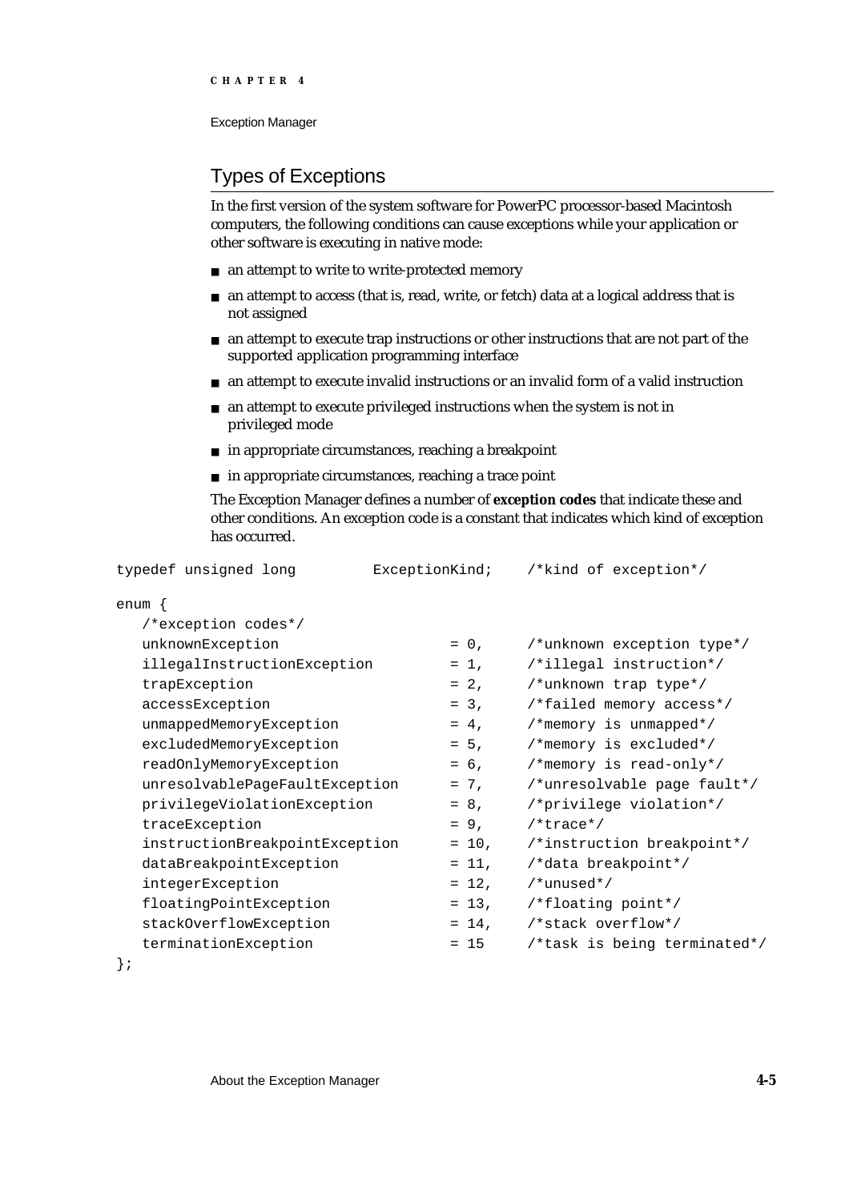## Types of Exceptions

In the first version of the system software for PowerPC processor-based Macintosh computers, the following conditions can cause exceptions while your application or other software is executing in native mode:

- an attempt to write to write-protected memory
- an attempt to access (that is, read, write, or fetch) data at a logical address that is not assigned
- an attempt to execute trap instructions or other instructions that are not part of the supported application programming interface
- an attempt to execute invalid instructions or an invalid form of a valid instruction
- an attempt to execute privileged instructions when the system is not in privileged mode
- in appropriate circumstances, reaching a breakpoint
- in appropriate circumstances, reaching a trace point

The Exception Manager defines a number of **exception codes** that indicate these and other conditions. An exception code is a constant that indicates which kind of exception has occurred.

```
typedef unsigned long         ExceptionKind;    /*kind of exception*/

enum {
   /*exception codes*/
   unknownException                 = 0,     /*unknown exception type*/
   illegalInstructionException      = 1,     /*illegal instruction*/
   trapException                    = 2,     /*unknown trap type*/
   accessException                  = 3,     /*failed memory access*/
   unmappedMemoryException          = 4,     /*memory is unmapped*/
   excludedMemoryException          = 5,     /*memory is excluded*/
   readOnlyMemoryException          = 6,     /*memory is read-only*/
   unresolvablePageFaultException   = 7,     /*unresolvable page fault*/
   privilegeViolationException      = 8,     /*privilege violation*/
   traceException                   = 9,     /*trace*/
   instructionBreakpointException   = 10,    /*instruction breakpoint*/
   dataBreakpointException          = 11,    /*data breakpoint*/
   integerException                 = 12,    /*unused*/
   floatingPointException           = 13,    /*floating point*/
   stackOverflowException           = 14,    /*stack overflow*/
   terminationException             = 15     /*task is being terminated*/
};
```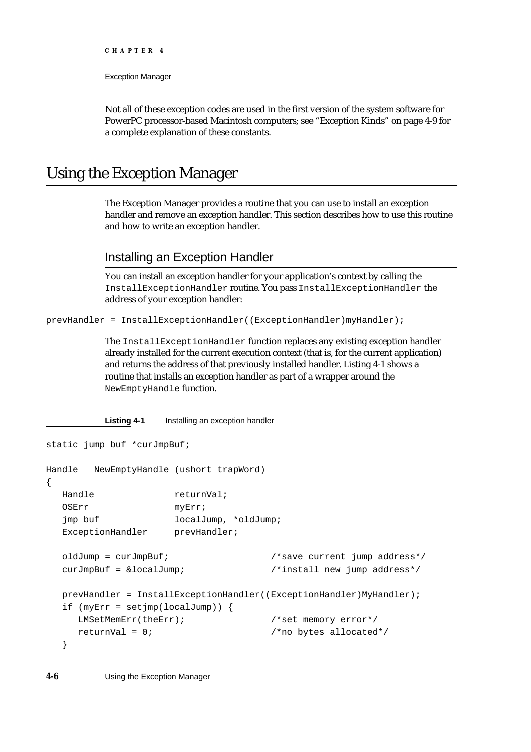Not all of these exception codes are used in the first version of the system software for PowerPC processor-based Macintosh computers; see "Exception Kinds" on page 4-9 for a complete explanation of these constants.

# Using the Exception Manager

The Exception Manager provides a routine that you can use to install an exception handler and remove an exception handler. This section describes how to use this routine and how to write an exception handler.

## Installing an Exception Handler

You can install an exception handler for your application's context by calling the `InstallExceptionHandler` routine. You pass `InstallExceptionHandler` the address of your exception handler:

```
prevHandler = InstallExceptionHandler((ExceptionHandler)myHandler);
```

The `InstallExceptionHandler` function replaces any existing exception handler already installed for the current execution context (that is, for the current application) and returns the address of that previously installed handler. Listing 4-1 shows a routine that installs an exception handler as part of a wrapper around the `NewEmptyHandle` function.

**Listing 4-1** Installing an exception handler

```
static jump_buf *curJmpBuf;

Handle __NewEmptyHandle (ushort trapWord)
{
   Handle              returnVal;
   OSErr               myErr;
   jmp_buf             localJump, *oldJump;
   ExceptionHandler    prevHandler;

   oldJump = curJmpBuf;                   /*save current jump address*/
   curJmpBuf = &localJump;                /*install new jump address*/

   prevHandler = InstallExceptionHandler((ExceptionHandler)MyHandler);
   if (myErr = setjmp(localJump)) {
      LMSetMemErr(theErr);                /*set memory error*/
      returnVal = 0;                      /*no bytes allocated*/
   }
```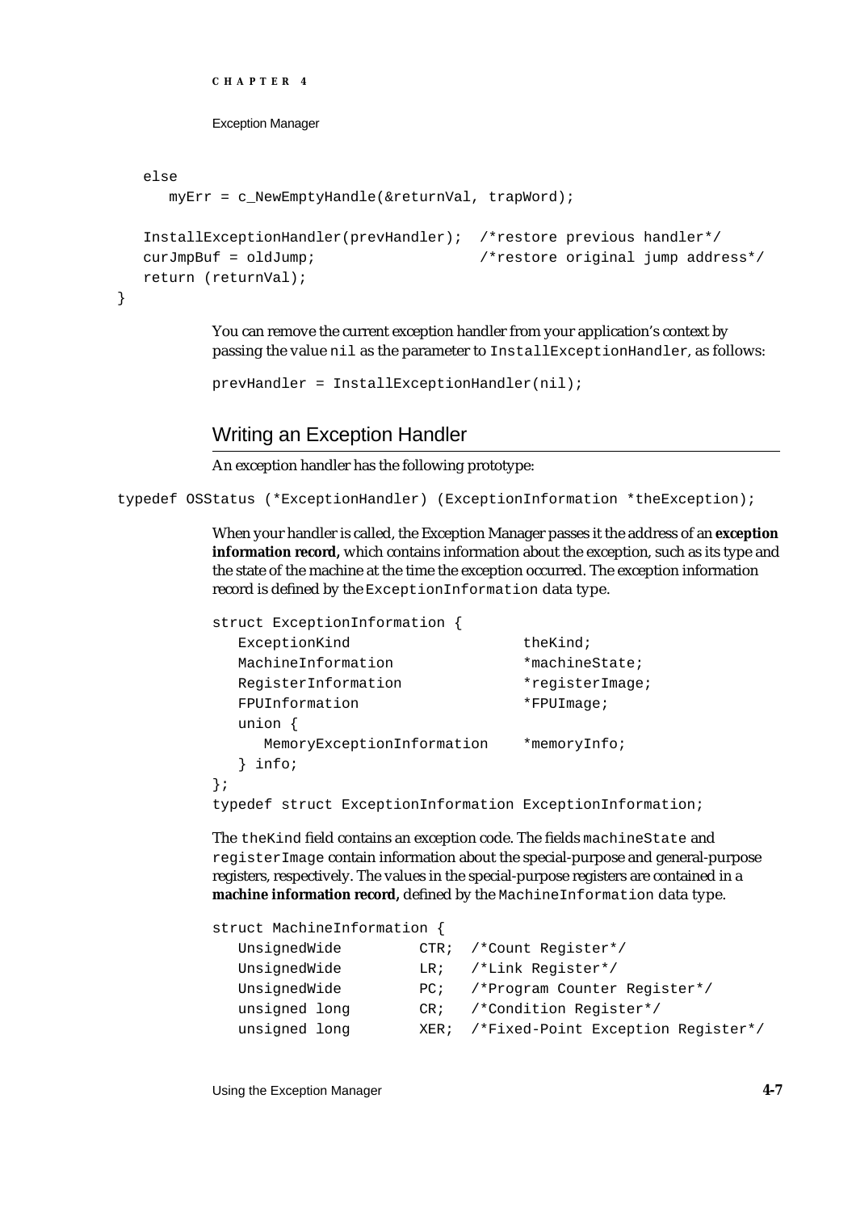```
   else
      myErr = c_NewEmptyHandle(&returnVal, trapWord);

   InstallExceptionHandler(prevHandler);  /*restore previous handler*/
   curJmpBuf = oldJump;                   /*restore original jump address*/
   return (returnVal);
}
```

You can remove the current exception handler from your application's context by passing the value `nil` as the parameter to `InstallExceptionHandler`, as follows:

```
prevHandler = InstallExceptionHandler(nil);
```

## Writing an Exception Handler

An exception handler has the following prototype:

```
typedef OSStatus (*ExceptionHandler) (ExceptionInformation *theException);
```

When your handler is called, the Exception Manager passes it the address of an **exception information record,** which contains information about the exception, such as its type and the state of the machine at the time the exception occurred. The exception information record is defined by the `ExceptionInformation` data type.

```
struct ExceptionInformation {
   ExceptionKind                    theKind;
   MachineInformation               *machineState;
   RegisterInformation              *registerImage;
   FPUInformation                   *FPUImage;
   union {
      MemoryExceptionInformation    *memoryInfo;
   } info;
};
typedef struct ExceptionInformation ExceptionInformation;
```

The `theKind` field contains an exception code. The fields `machineState` and `registerImage` contain information about the special-purpose and general-purpose registers, respectively. The values in the special-purpose registers are contained in a **machine information record,** defined by the `MachineInformation` data type.

```
struct MachineInformation {
   UnsignedWide         CTR;  /*Count Register*/
   UnsignedWide         LR;   /*Link Register*/
   UnsignedWide         PC;   /*Program Counter Register*/
   unsigned long        CR;   /*Condition Register*/
   unsigned long        XER;  /*Fixed-Point Exception Register*/
```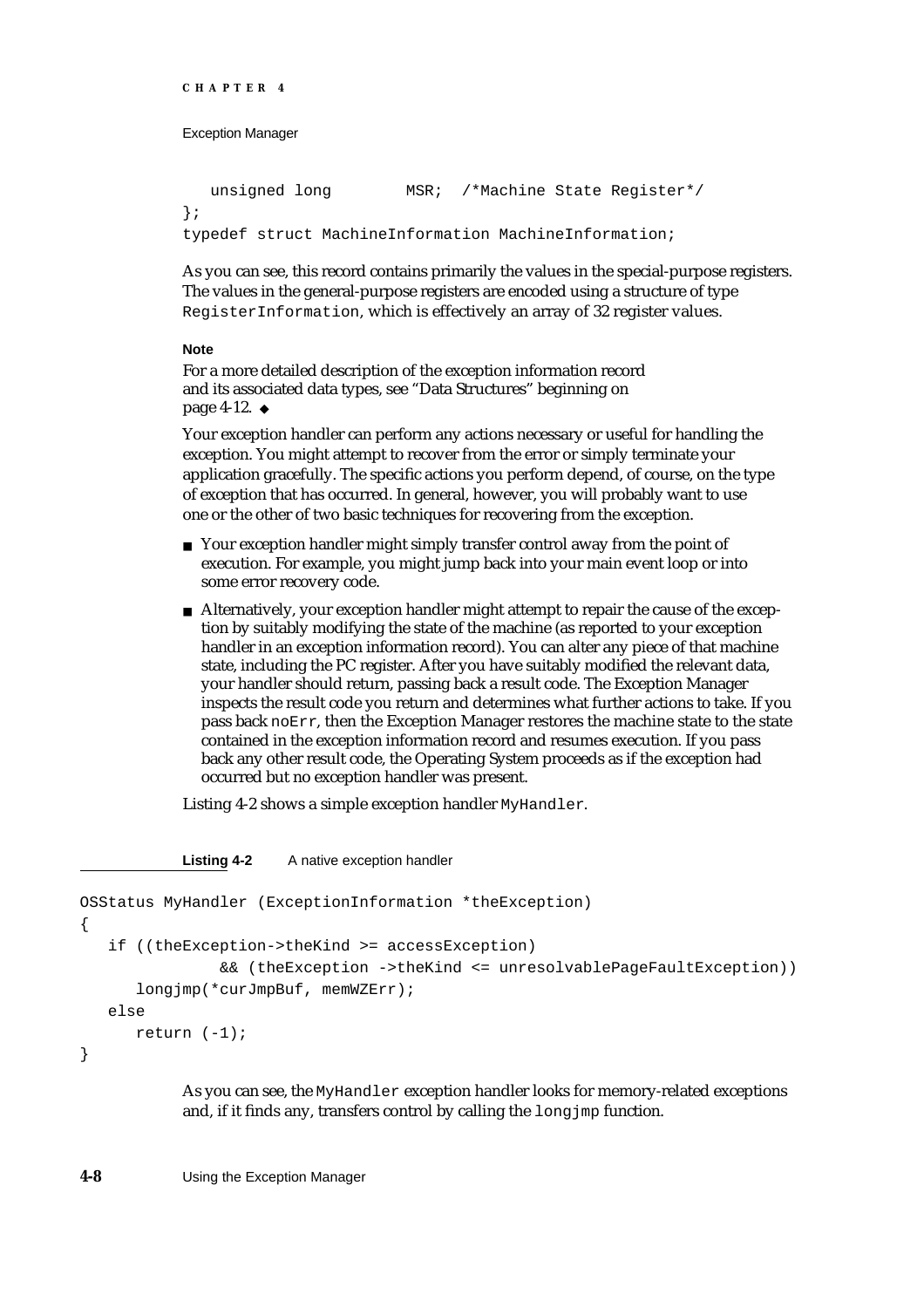```
   unsigned long        MSR;  /*Machine State Register*/
};
typedef struct MachineInformation MachineInformation;
```

As you can see, this record contains primarily the values in the special-purpose registers. The values in the general-purpose registers are encoded using a structure of type `RegisterInformation`, which is effectively an array of 32 register values.

**Note**

For a more detailed description of the exception information record and its associated data types, see "Data Structures" beginning on page 4-12. ◆

Your exception handler can perform any actions necessary or useful for handling the exception. You might attempt to recover from the error or simply terminate your application gracefully. The specific actions you perform depend, of course, on the type of exception that has occurred. In general, however, you will probably want to use one or the other of two basic techniques for recovering from the exception.

- Your exception handler might simply transfer control away from the point of execution. For example, you might jump back into your main event loop or into some error recovery code.
- Alternatively, your exception handler might attempt to repair the cause of the exception by suitably modifying the state of the machine (as reported to your exception handler in an exception information record). You can alter any piece of that machine state, including the PC register. After you have suitably modified the relevant data, your handler should return, passing back a result code. The Exception Manager inspects the result code you return and determines what further actions to take. If you pass back `noErr`, then the Exception Manager restores the machine state to the state contained in the exception information record and resumes execution. If you pass back any other result code, the Operating System proceeds as if the exception had occurred but no exception handler was present.

Listing 4-2 shows a simple exception handler `MyHandler`.

**Listing 4-2** A native exception handler

```
OSStatus MyHandler (ExceptionInformation *theException)
{
   if ((theException->theKind >= accessException)
              && (theException ->theKind <= unresolvablePageFaultException))
      longjmp(*curJmpBuf, memWZErr);
   else
      return (-1);
}
```

As you can see, the `MyHandler` exception handler looks for memory-related exceptions and, if it finds any, transfers control by calling the `longjmp` function.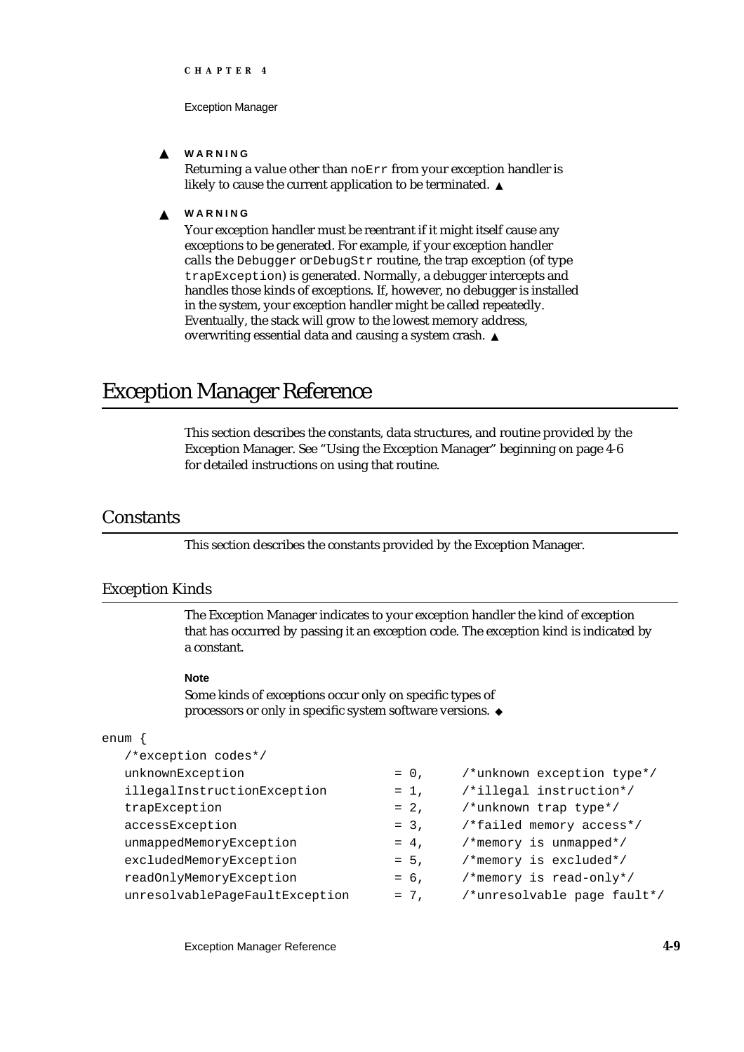**WARNING**

Returning a value other than `noErr` from your exception handler is likely to cause the current application to be terminated. ▲

**WARNING**

Your exception handler must be reentrant if it might itself cause any exceptions to be generated. For example, if your exception handler calls the `Debugger` or `DebugStr` routine, the trap exception (of type `trapException`) is generated. Normally, a debugger intercepts and handles those kinds of exceptions. If, however, no debugger is installed in the system, your exception handler might be called repeatedly. Eventually, the stack will grow to the lowest memory address, overwriting essential data and causing a system crash. ▲

# Exception Manager Reference

This section describes the constants, data structures, and routine provided by the Exception Manager. See "Using the Exception Manager" beginning on page 4-6 for detailed instructions on using that routine.

## Constants

This section describes the constants provided by the Exception Manager.

### Exception Kinds

The Exception Manager indicates to your exception handler the kind of exception that has occurred by passing it an exception code. The exception kind is indicated by a constant.

**Note**

Some kinds of exceptions occur only on specific types of processors or only in specific system software versions. ◆

```
enum {
   /*exception codes*/
   unknownException                  = 0,     /*unknown exception type*/
   illegalInstructionException       = 1,     /*illegal instruction*/
   trapException                     = 2,     /*unknown trap type*/
   accessException                   = 3,     /*failed memory access*/
   unmappedMemoryException           = 4,     /*memory is unmapped*/
   excludedMemoryException           = 5,     /*memory is excluded*/
   readOnlyMemoryException           = 6,     /*memory is read-only*/
   unresolvablePageFaultException    = 7,     /*unresolvable page fault*/
```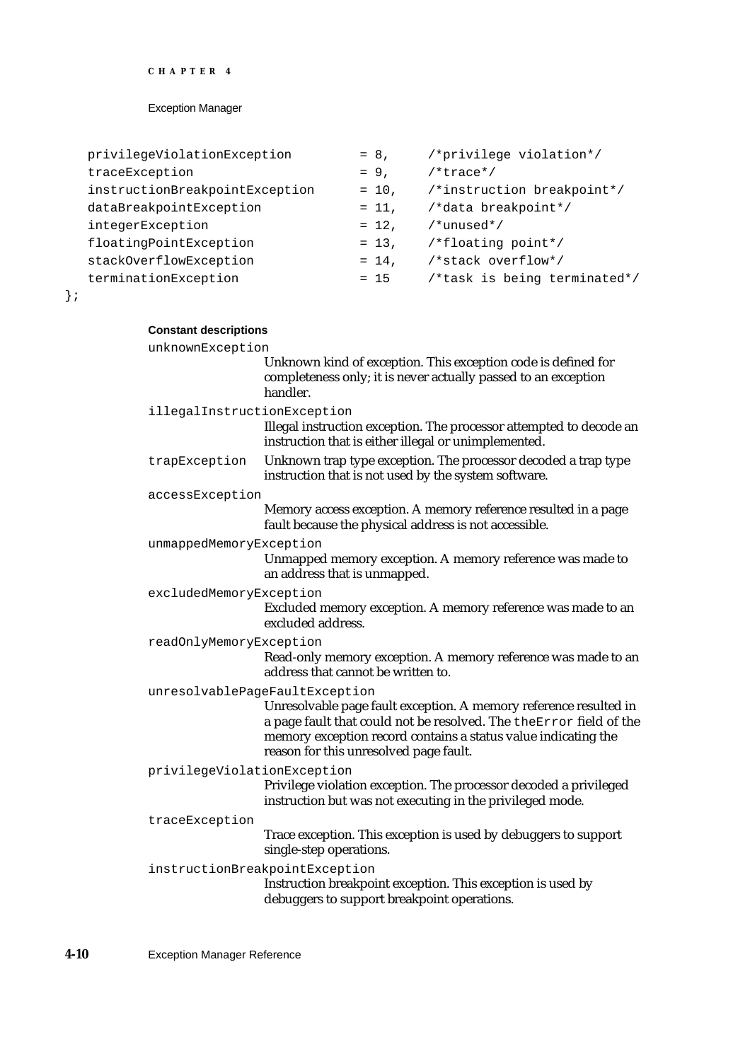```
   privilegeViolationException        = 8,     /*privilege violation*/
   traceException                     = 9,     /*trace*/
   instructionBreakpointException     = 10,    /*instruction breakpoint*/
   dataBreakpointException            = 11,    /*data breakpoint*/
   integerException                   = 12,    /*unused*/
   floatingPointException             = 13,    /*floating point*/
   stackOverflowException             = 14,    /*stack overflow*/
   terminationException               = 15     /*task is being terminated*/
};
```

**Constant descriptions**

`unknownException`
: Unknown kind of exception. This exception code is defined for completeness only; it is never actually passed to an exception handler.

`illegalInstructionException`
: Illegal instruction exception. The processor attempted to decode an instruction that is either illegal or unimplemented.

`trapException`
: Unknown trap type exception. The processor decoded a trap type instruction that is not used by the system software.

`accessException`
: Memory access exception. A memory reference resulted in a page fault because the physical address is not accessible.

`unmappedMemoryException`
: Unmapped memory exception. A memory reference was made to an address that is unmapped.

`excludedMemoryException`
: Excluded memory exception. A memory reference was made to an excluded address.

`readOnlyMemoryException`
: Read-only memory exception. A memory reference was made to an address that cannot be written to.

`unresolvablePageFaultException`
: Unresolvable page fault exception. A memory reference resulted in a page fault that could not be resolved. The `theError` field of the memory exception record contains a status value indicating the reason for this unresolved page fault.

`privilegeViolationException`
: Privilege violation exception. The processor decoded a privileged instruction but was not executing in the privileged mode.

`traceException`
: Trace exception. This exception is used by debuggers to support single-step operations.

`instructionBreakpointException`
: Instruction breakpoint exception. This exception is used by debuggers to support breakpoint operations.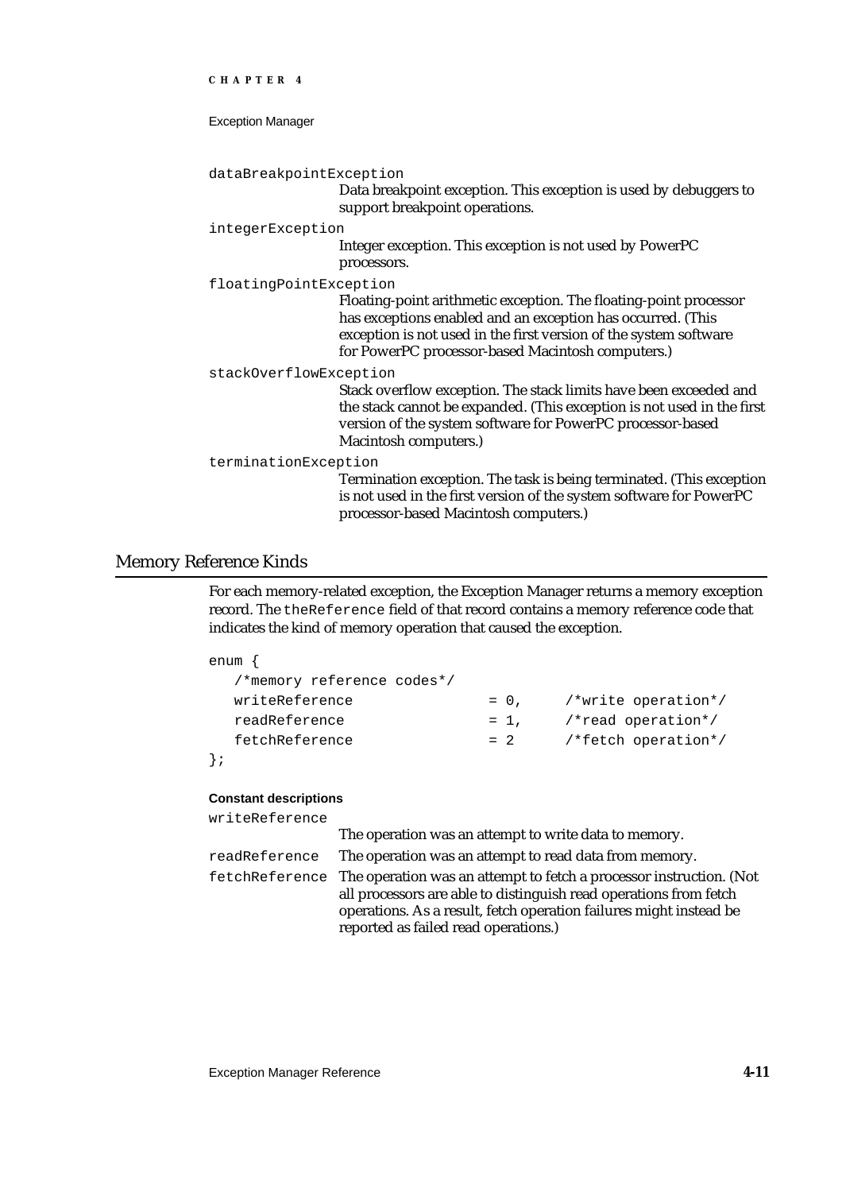`dataBreakpointException`
: Data breakpoint exception. This exception is used by debuggers to support breakpoint operations.

`integerException`
: Integer exception. This exception is not used by PowerPC processors.

`floatingPointException`
: Floating-point arithmetic exception. The floating-point processor has exceptions enabled and an exception has occurred. (This exception is not used in the first version of the system software for PowerPC processor-based Macintosh computers.)

`stackOverflowException`
: Stack overflow exception. The stack limits have been exceeded and the stack cannot be expanded. (This exception is not used in the first version of the system software for PowerPC processor-based Macintosh computers.)

`terminationException`
: Termination exception. The task is being terminated. (This exception is not used in the first version of the system software for PowerPC processor-based Macintosh computers.)

## Memory Reference Kinds

For each memory-related exception, the Exception Manager returns a memory exception record. The `theReference` field of that record contains a memory reference code that indicates the kind of memory operation that caused the exception.

```
enum {
   /*memory reference codes*/
   writeReference              = 0,     /*write operation*/
   readReference               = 1,     /*read operation*/
   fetchReference              = 2      /*fetch operation*/
};
```

**Constant descriptions**

`writeReference`
: The operation was an attempt to write data to memory.

`readReference`
: The operation was an attempt to read data from memory.

`fetchReference`
: The operation was an attempt to fetch a processor instruction. (Not all processors are able to distinguish read operations from fetch operations. As a result, fetch operation failures might instead be reported as failed read operations.)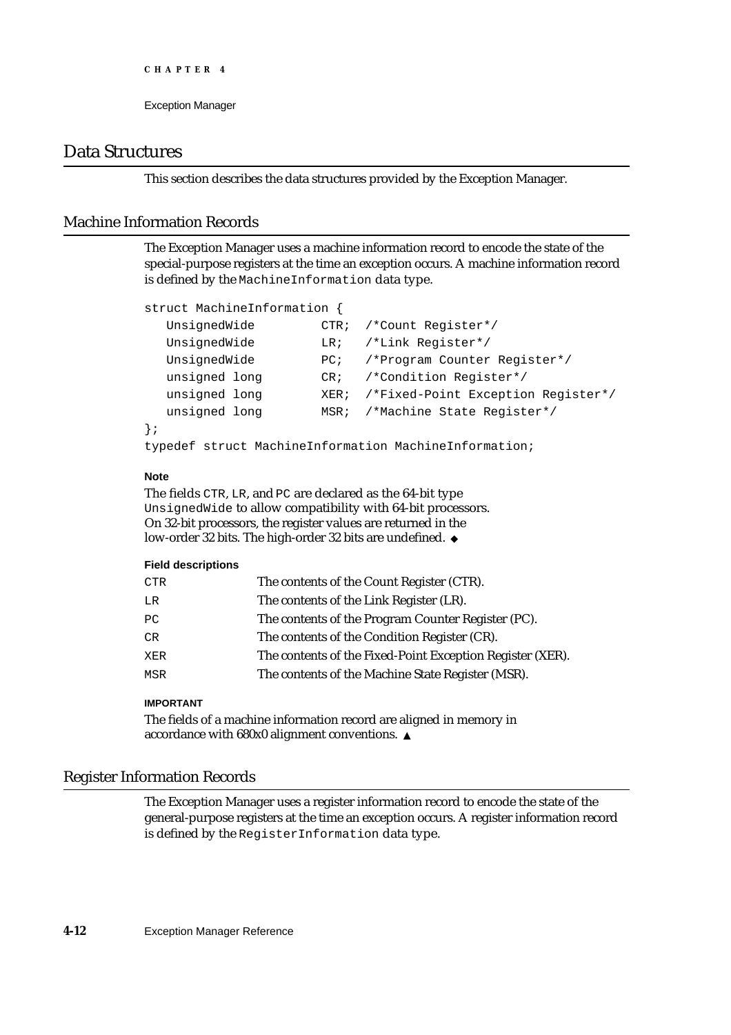## Data Structures

This section describes the data structures provided by the Exception Manager.

### Machine Information Records

The Exception Manager uses a machine information record to encode the state of the special-purpose registers at the time an exception occurs. A machine information record is defined by the `MachineInformation` data type.

```
struct MachineInformation {
   UnsignedWide         CTR;  /*Count Register*/
   UnsignedWide         LR;   /*Link Register*/
   UnsignedWide         PC;   /*Program Counter Register*/
   unsigned long        CR;   /*Condition Register*/
   unsigned long        XER;  /*Fixed-Point Exception Register*/
   unsigned long        MSR;  /*Machine State Register*/
};
typedef struct MachineInformation MachineInformation;
```

**Note**

The fields `CTR`, `LR`, and `PC` are declared as the 64-bit type `UnsignedWide` to allow compatibility with 64-bit processors. On 32-bit processors, the register values are returned in the low-order 32 bits. The high-order 32 bits are undefined. ◆

**Field descriptions**

| | |
|---|---|
| CTR | The contents of the Count Register (CTR). |
| LR | The contents of the Link Register (LR). |
| PC | The contents of the Program Counter Register (PC). |
| CR | The contents of the Condition Register (CR). |
| XER | The contents of the Fixed-Point Exception Register (XER). |
| MSR | The contents of the Machine State Register (MSR). |

**IMPORTANT**

The fields of a machine information record are aligned in memory in accordance with 680x0 alignment conventions. ▲

### Register Information Records

The Exception Manager uses a register information record to encode the state of the general-purpose registers at the time an exception occurs. A register information record is defined by the `RegisterInformation` data type.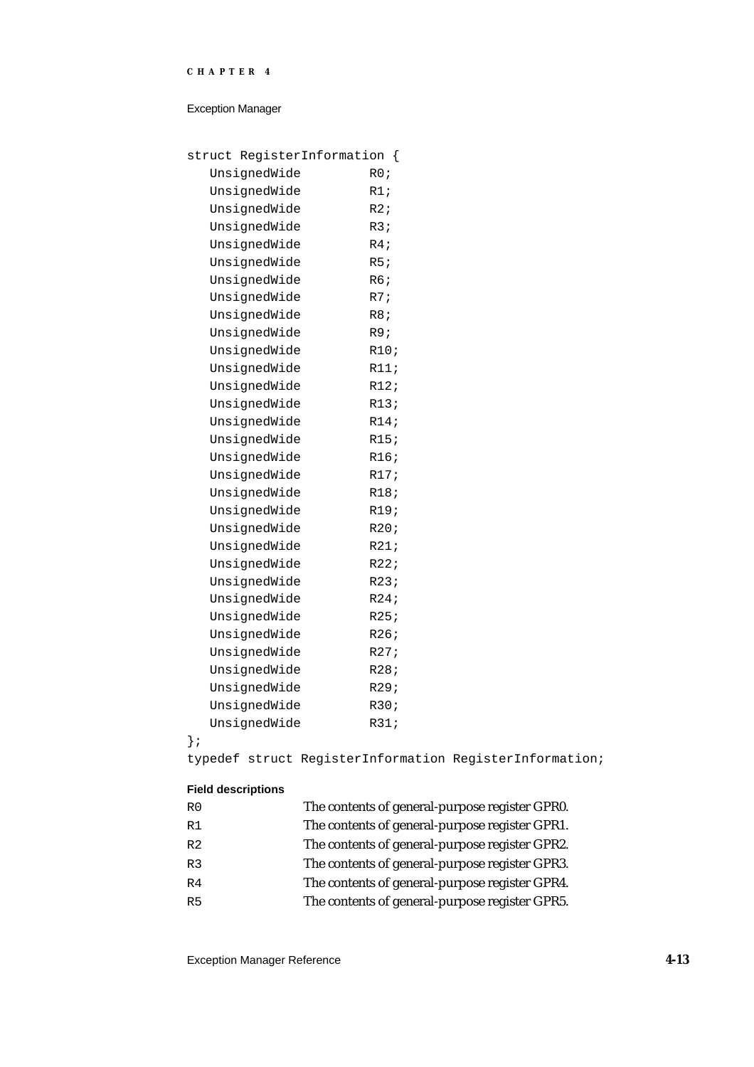```
struct RegisterInformation {
   UnsignedWide         R0;
   UnsignedWide         R1;
   UnsignedWide         R2;
   UnsignedWide         R3;
   UnsignedWide         R4;
   UnsignedWide         R5;
   UnsignedWide         R6;
   UnsignedWide         R7;
   UnsignedWide         R8;
   UnsignedWide         R9;
   UnsignedWide         R10;
   UnsignedWide         R11;
   UnsignedWide         R12;
   UnsignedWide         R13;
   UnsignedWide         R14;
   UnsignedWide         R15;
   UnsignedWide         R16;
   UnsignedWide         R17;
   UnsignedWide         R18;
   UnsignedWide         R19;
   UnsignedWide         R20;
   UnsignedWide         R21;
   UnsignedWide         R22;
   UnsignedWide         R23;
   UnsignedWide         R24;
   UnsignedWide         R25;
   UnsignedWide         R26;
   UnsignedWide         R27;
   UnsignedWide         R28;
   UnsignedWide         R29;
   UnsignedWide         R30;
   UnsignedWide         R31;
};
typedef struct RegisterInformation RegisterInformation;
```

**Field descriptions**

`R0` The contents of general-purpose register GPR0.

`R1` The contents of general-purpose register GPR1.

`R2` The contents of general-purpose register GPR2.

`R3` The contents of general-purpose register GPR3.

`R4` The contents of general-purpose register GPR4.

`R5` The contents of general-purpose register GPR5.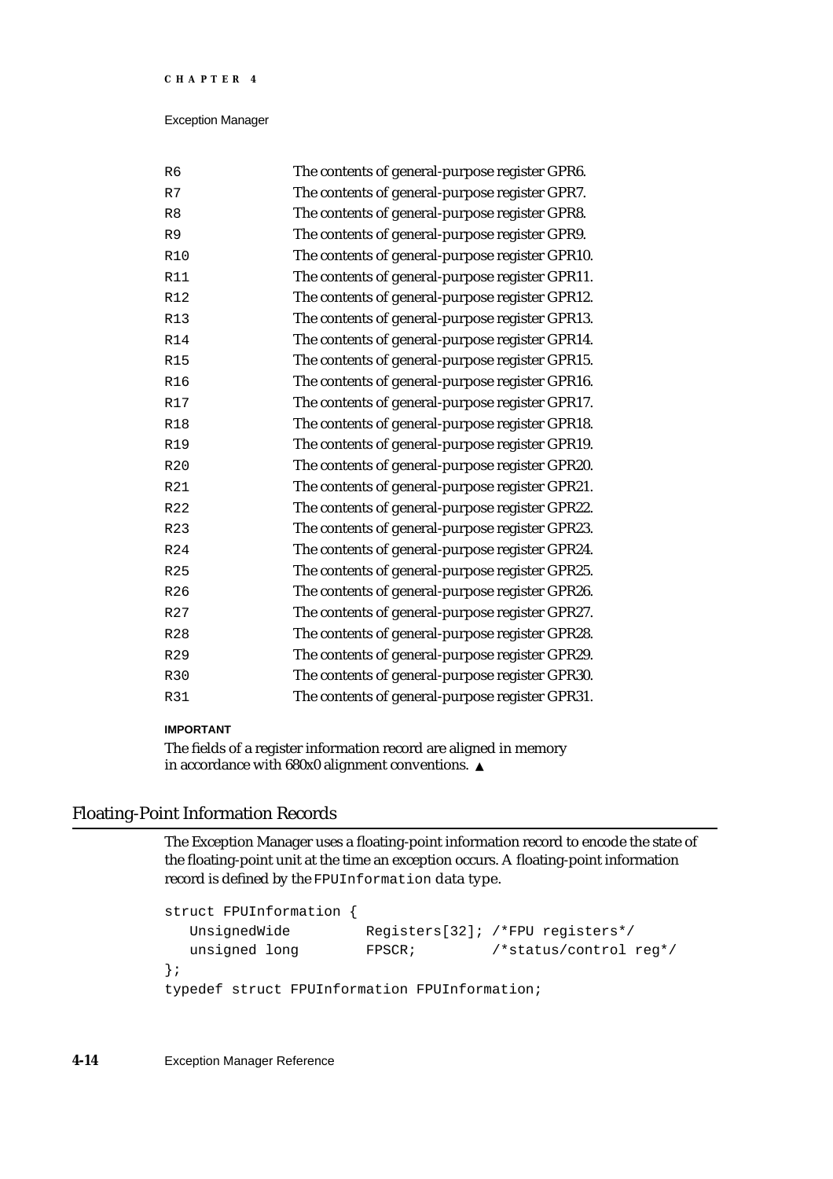| | |
|---|---|
| R6 | The contents of general-purpose register GPR6. |
| R7 | The contents of general-purpose register GPR7. |
| R8 | The contents of general-purpose register GPR8. |
| R9 | The contents of general-purpose register GPR9. |
| R10 | The contents of general-purpose register GPR10. |
| R11 | The contents of general-purpose register GPR11. |
| R12 | The contents of general-purpose register GPR12. |
| R13 | The contents of general-purpose register GPR13. |
| R14 | The contents of general-purpose register GPR14. |
| R15 | The contents of general-purpose register GPR15. |
| R16 | The contents of general-purpose register GPR16. |
| R17 | The contents of general-purpose register GPR17. |
| R18 | The contents of general-purpose register GPR18. |
| R19 | The contents of general-purpose register GPR19. |
| R20 | The contents of general-purpose register GPR20. |
| R21 | The contents of general-purpose register GPR21. |
| R22 | The contents of general-purpose register GPR22. |
| R23 | The contents of general-purpose register GPR23. |
| R24 | The contents of general-purpose register GPR24. |
| R25 | The contents of general-purpose register GPR25. |
| R26 | The contents of general-purpose register GPR26. |
| R27 | The contents of general-purpose register GPR27. |
| R28 | The contents of general-purpose register GPR28. |
| R29 | The contents of general-purpose register GPR29. |
| R30 | The contents of general-purpose register GPR30. |
| R31 | The contents of general-purpose register GPR31. |

**IMPORTANT**

The fields of a register information record are aligned in memory in accordance with 680x0 alignment conventions. ▲

## Floating-Point Information Records

The Exception Manager uses a floating-point information record to encode the state of the floating-point unit at the time an exception occurs. A floating-point information record is defined by the `FPUInformation` data type.

```
struct FPUInformation {
   UnsignedWide        Registers[32]; /*FPU registers*/
   unsigned long       FPSCR;         /*status/control reg*/
};
typedef struct FPUInformation FPUInformation;
```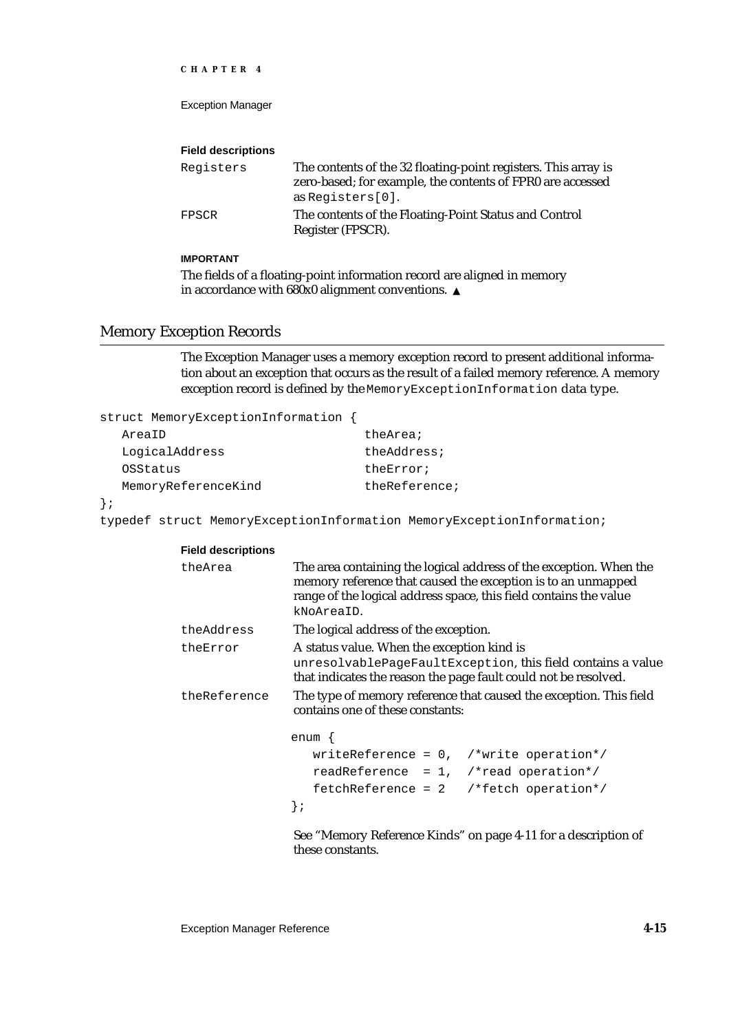**Field descriptions**

`Registers` — The contents of the 32 floating-point registers. This array is zero-based; for example, the contents of FPR0 are accessed as `Registers[0]`.

`FPSCR` — The contents of the Floating-Point Status and Control Register (FPSCR).

**IMPORTANT**

The fields of a floating-point information record are aligned in memory in accordance with 680x0 alignment conventions. ▲

## Memory Exception Records

The Exception Manager uses a memory exception record to present additional information about an exception that occurs as the result of a failed memory reference. A memory exception record is defined by the `MemoryExceptionInformation` data type.

```
struct MemoryExceptionInformation {
   AreaID                          theArea;
   LogicalAddress                  theAddress;
   OSStatus                        theError;
   MemoryReferenceKind             theReference;
};
typedef struct MemoryExceptionInformation MemoryExceptionInformation;
```

**Field descriptions**

`theArea` — The area containing the logical address of the exception. When the memory reference that caused the exception is to an unmapped range of the logical address space, this field contains the value `kNoAreaID`.

`theAddress` — The logical address of the exception.

`theError` — A status value. When the exception kind is `unresolvablePageFaultException`, this field contains a value that indicates the reason the page fault could not be resolved.

`theReference` — The type of memory reference that caused the exception. This field contains one of these constants:

```
enum {
   writeReference = 0,  /*write operation*/
   readReference  = 1,  /*read operation*/
   fetchReference = 2   /*fetch operation*/
};
```

See "Memory Reference Kinds" on page 4-11 for a description of these constants.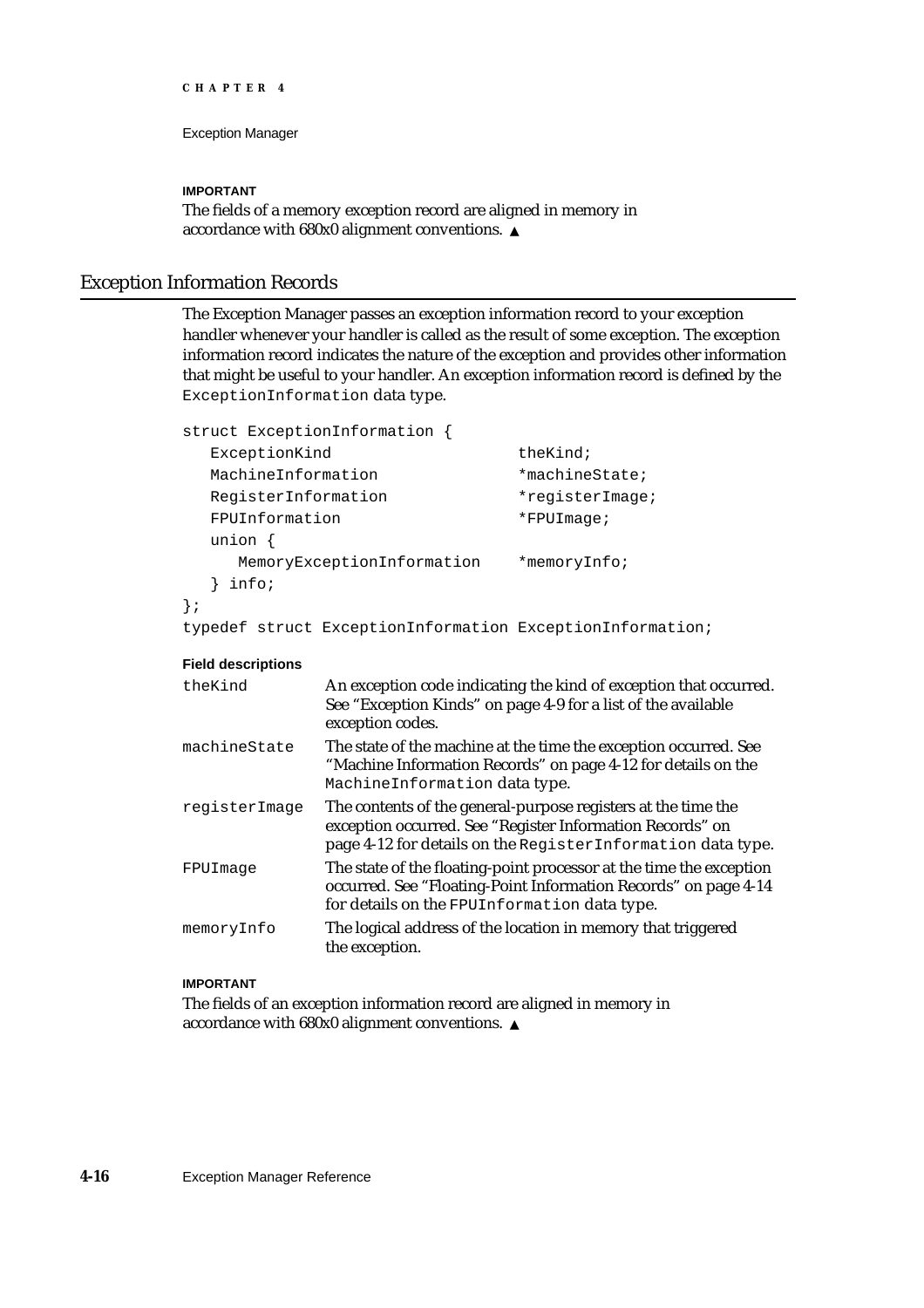**IMPORTANT**

The fields of a memory exception record are aligned in memory in accordance with 680x0 alignment conventions. ▲

## Exception Information Records

The Exception Manager passes an exception information record to your exception handler whenever your handler is called as the result of some exception. The exception information record indicates the nature of the exception and provides other information that might be useful to your handler. An exception information record is defined by the `ExceptionInformation` data type.

```
struct ExceptionInformation {
   ExceptionKind                   theKind;
   MachineInformation              *machineState;
   RegisterInformation             *registerImage;
   FPUInformation                  *FPUImage;
   union {
      MemoryExceptionInformation   *memoryInfo;
   } info;
};
typedef struct ExceptionInformation ExceptionInformation;
```

**Field descriptions**

| | |
|---|---|
| `theKind` | An exception code indicating the kind of exception that occurred. See "Exception Kinds" on page 4-9 for a list of the available exception codes. |
| `machineState` | The state of the machine at the time the exception occurred. See "Machine Information Records" on page 4-12 for details on the `MachineInformation` data type. |
| `registerImage` | The contents of the general-purpose registers at the time the exception occurred. See "Register Information Records" on page 4-12 for details on the `RegisterInformation` data type. |
| `FPUImage` | The state of the floating-point processor at the time the exception occurred. See "Floating-Point Information Records" on page 4-14 for details on the `FPUInformation` data type. |
| `memoryInfo` | The logical address of the location in memory that triggered the exception. |

**IMPORTANT**

The fields of an exception information record are aligned in memory in accordance with 680x0 alignment conventions. ▲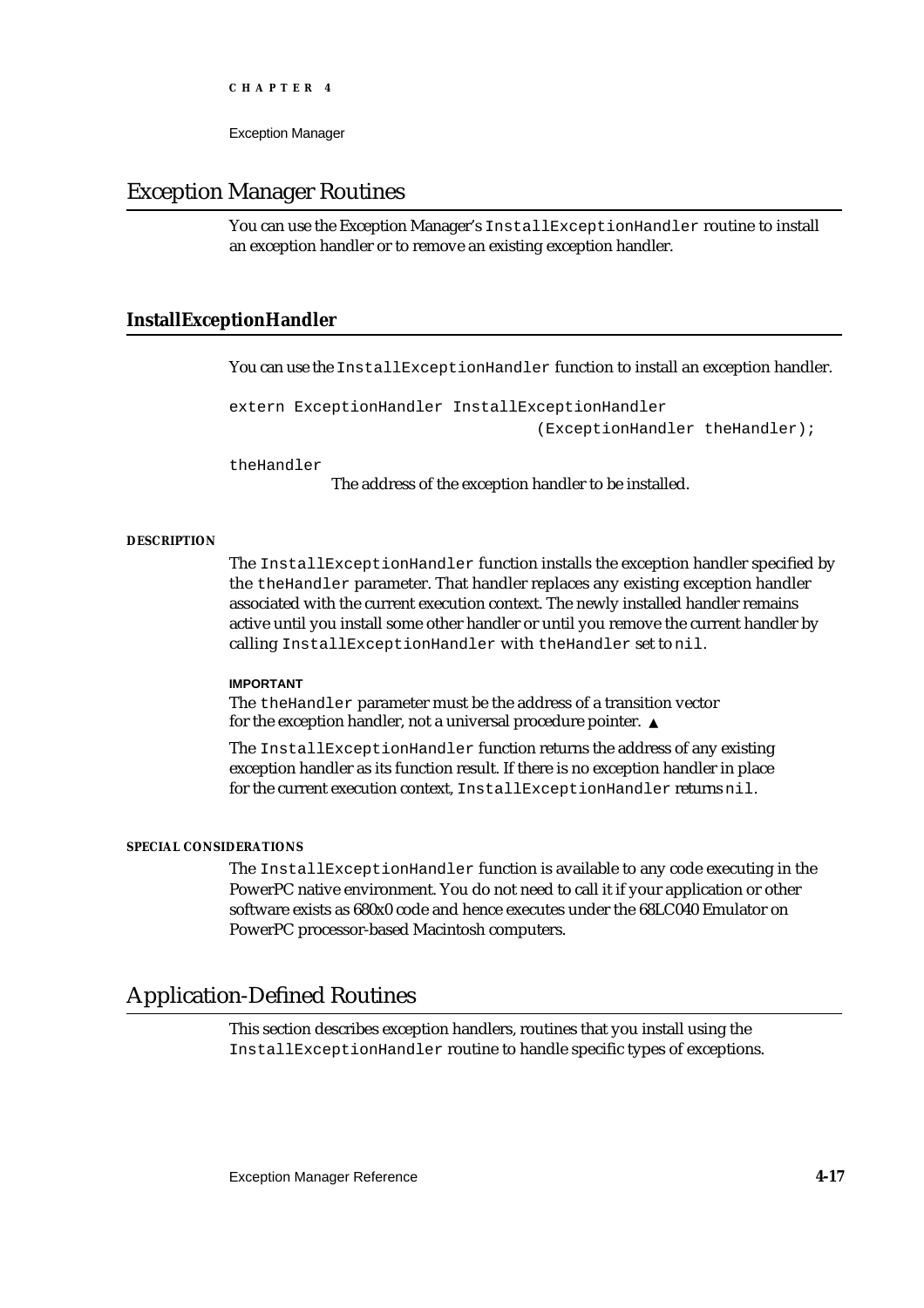## Exception Manager Routines

You can use the Exception Manager's `InstallExceptionHandler` routine to install an exception handler or to remove an existing exception handler.

### InstallExceptionHandler

You can use the `InstallExceptionHandler` function to install an exception handler.

```
extern ExceptionHandler InstallExceptionHandler
                                    (ExceptionHandler theHandler);
```

`theHandler`
: The address of the exception handler to be installed.

#### DESCRIPTION

The `InstallExceptionHandler` function installs the exception handler specified by the `theHandler` parameter. That handler replaces any existing exception handler associated with the current execution context. The newly installed handler remains active until you install some other handler or until you remove the current handler by calling `InstallExceptionHandler` with `theHandler` set to `nil`.

**IMPORTANT**

The `theHandler` parameter must be the address of a transition vector for the exception handler, not a universal procedure pointer. ▲

The `InstallExceptionHandler` function returns the address of any existing exception handler as its function result. If there is no exception handler in place for the current execution context, `InstallExceptionHandler` returns `nil`.

#### SPECIAL CONSIDERATIONS

The `InstallExceptionHandler` function is available to any code executing in the PowerPC native environment. You do not need to call it if your application or other software exists as 680x0 code and hence executes under the 68LC040 Emulator on PowerPC processor-based Macintosh computers.

## Application-Defined Routines

This section describes exception handlers, routines that you install using the `InstallExceptionHandler` routine to handle specific types of exceptions.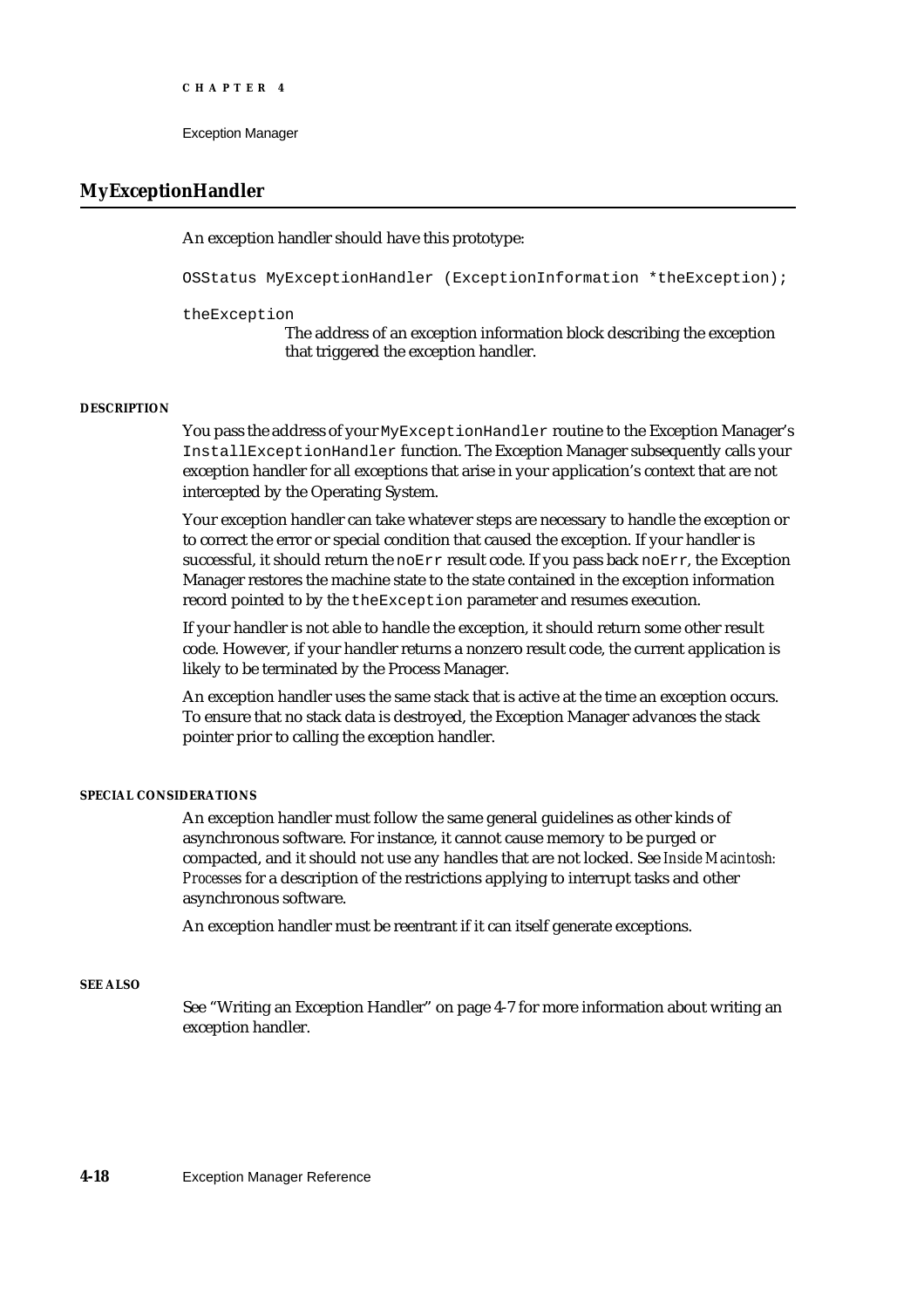## MyExceptionHandler

An exception handler should have this prototype:

```
OSStatus MyExceptionHandler (ExceptionInformation *theException);
```

`theException`
The address of an exception information block describing the exception that triggered the exception handler.

**DESCRIPTION**

You pass the address of your `MyExceptionHandler` routine to the Exception Manager's `InstallExceptionHandler` function. The Exception Manager subsequently calls your exception handler for all exceptions that arise in your application's context that are not intercepted by the Operating System.

Your exception handler can take whatever steps are necessary to handle the exception or to correct the error or special condition that caused the exception. If your handler is successful, it should return the `noErr` result code. If you pass back `noErr`, the Exception Manager restores the machine state to the state contained in the exception information record pointed to by the `theException` parameter and resumes execution.

If your handler is not able to handle the exception, it should return some other result code. However, if your handler returns a nonzero result code, the current application is likely to be terminated by the Process Manager.

An exception handler uses the same stack that is active at the time an exception occurs. To ensure that no stack data is destroyed, the Exception Manager advances the stack pointer prior to calling the exception handler.

**SPECIAL CONSIDERATIONS**

An exception handler must follow the same general guidelines as other kinds of asynchronous software. For instance, it cannot cause memory to be purged or compacted, and it should not use any handles that are not locked. See *Inside Macintosh: Processes* for a description of the restrictions applying to interrupt tasks and other asynchronous software.

An exception handler must be reentrant if it can itself generate exceptions.

**SEE ALSO**

See "Writing an Exception Handler" on page 4-7 for more information about writing an exception handler.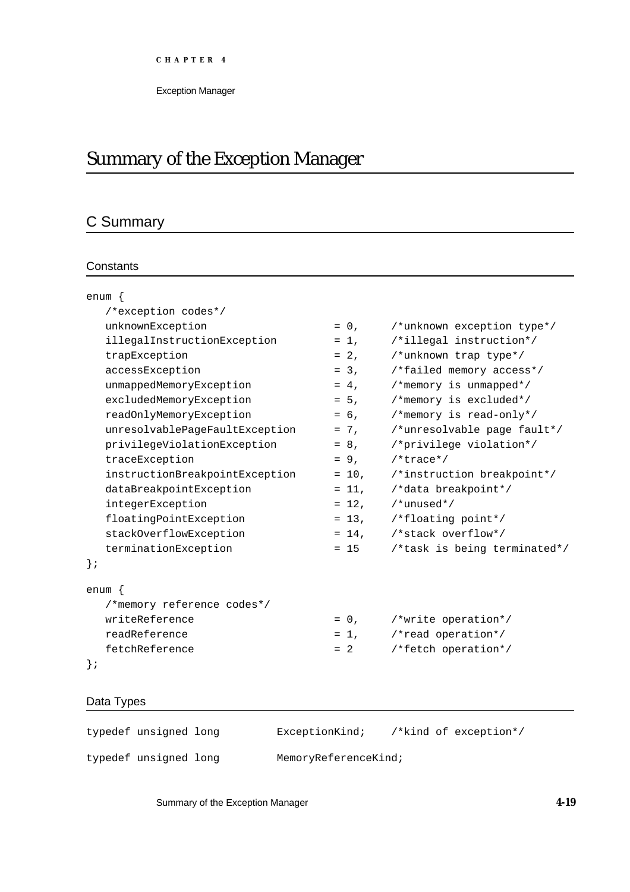# Summary of the Exception Manager

## C Summary

### Constants

```
enum {
   /*exception codes*/
   unknownExceptio n                = 0,     /*unknown exception type*/
   illegalInstructionException      = 1,     /*illegal instruction*/
   trapException                    = 2,     /*unknown trap type*/
   accessException                  = 3,     /*failed memory access*/
   unmappedMemoryException          = 4,     /*memory is unmapped*/
   excludedMemoryException          = 5,     /*memory is excluded*/
   readOnlyMemoryException          = 6,     /*memory is read-only*/
   unresolvablePageFaultException   = 7,     /*unresolvable page fault*/
   privilegeViolationException      = 8,     /*privilege violation*/
   traceException                   = 9,     /*trace*/
   instructionBreakpointException   = 10,    /*instruction breakpoint*/
   dataBreakpointException          = 11,    /*data breakpoint*/
   integerException                 = 12,    /*unused*/
   floatingPointException           = 13,    /*floating point*/
   stackOverflowException           = 14,    /*stack overflow*/
   terminationException             = 15     /*task is being terminated*/
};

enum {
   /*memory reference codes*/
   writeReference                   = 0,     /*write operation*/
   readReference                    = 1,     /*read operation*/
   fetchReference                   = 2      /*fetch operation*/
};
```

### Data Types

```
typedef unsigned long        ExceptionKind;    /*kind of exception*/

typedef unsigned long        MemoryReferenceKind;
```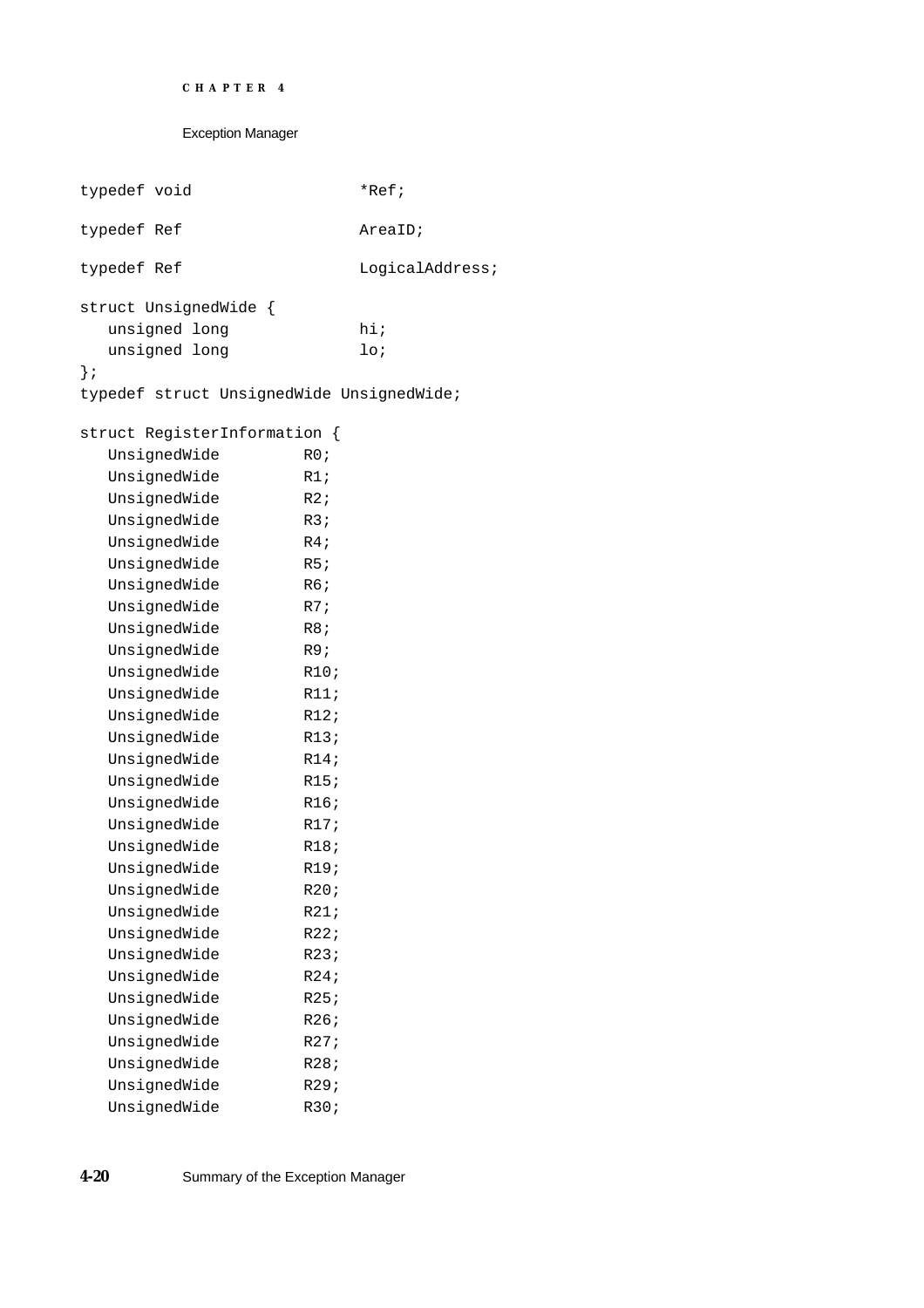```
typedef void                  *Ref;

typedef Ref                   AreaID;

typedef Ref                   LogicalAddress;

struct UnsignedWide {
   unsigned long              hi;
   unsigned long              lo;
};
typedef struct UnsignedWide UnsignedWide;

struct RegisterInformation {
   UnsignedWide         R0;
   UnsignedWide         R1;
   UnsignedWide         R2;
   UnsignedWide         R3;
   UnsignedWide         R4;
   UnsignedWide         R5;
   UnsignedWide         R6;
   UnsignedWide         R7;
   UnsignedWide         R8;
   UnsignedWide         R9;
   UnsignedWide         R10;
   UnsignedWide         R11;
   UnsignedWide         R12;
   UnsignedWide         R13;
   UnsignedWide         R14;
   UnsignedWide         R15;
   UnsignedWide         R16;
   UnsignedWide         R17;
   UnsignedWide         R18;
   UnsignedWide         R19;
   UnsignedWide         R20;
   UnsignedWide         R21;
   UnsignedWide         R22;
   UnsignedWide         R23;
   UnsignedWide         R24;
   UnsignedWide         R25;
   UnsignedWide         R26;
   UnsignedWide         R27;
   UnsignedWide         R28;
   UnsignedWide         R29;
   UnsignedWide         R30;
```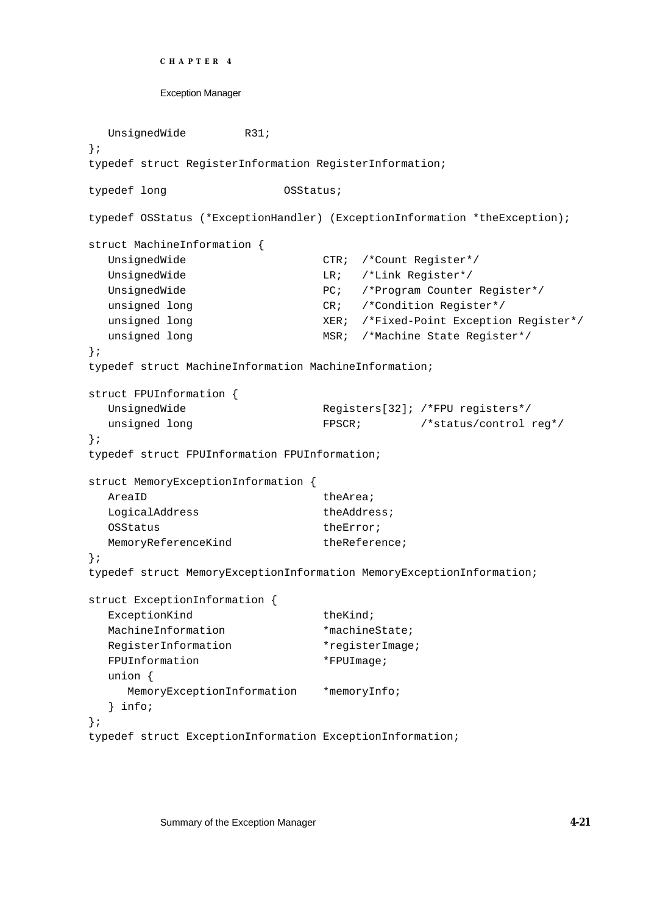```
   UnsignedWide         R31;
};
typedef struct RegisterInformation RegisterInformation;

typedef long                  OSStatus;

typedef OSStatus (*ExceptionHandler) (ExceptionInformation *theException);

struct MachineInformation {
   UnsignedWide                     CTR;  /*Count Register*/
   UnsignedWide                     LR;   /*Link Register*/
   UnsignedWide                     PC;   /*Program Counter Register*/
   unsigned long                    CR;   /*Condition Register*/
   unsigned long                    XER;  /*Fixed-Point Exception Register*/
   unsigned long                    MSR;  /*Machine State Register*/
};
typedef struct MachineInformation MachineInformation;

struct FPUInformation {
   UnsignedWide                     Registers[32]; /*FPU registers*/
   unsigned long                    FPSCR;         /*status/control reg*/
};
typedef struct FPUInformation FPUInformation;

struct MemoryExceptionInformation {
   AreaID                           theArea;
   LogicalAddress                   theAddress;
   OSStatus                         theError;
   MemoryReferenceKind              theReference;
};
typedef struct MemoryExceptionInformation MemoryExceptionInformation;

struct ExceptionInformation {
   ExceptionKind                    theKind;
   MachineInformation               *machineState;
   RegisterInformation              *registerImage;
   FPUInformation                   *FPUImage;
   union {
      MemoryExceptionInformation    *memoryInfo;
   } info;
};
typedef struct ExceptionInformation ExceptionInformation;
```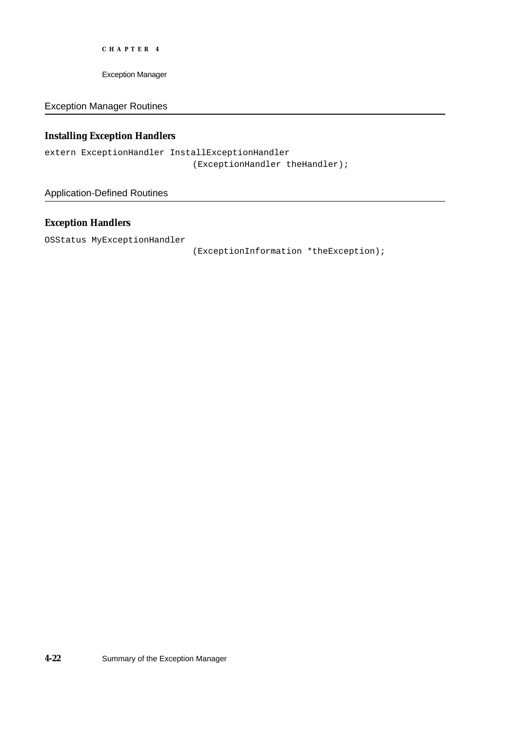## Exception Manager Routines

### Installing Exception Handlers

```
extern ExceptionHandler InstallExceptionHandler
                            (ExceptionHandler theHandler);
```

## Application-Defined Routines

### Exception Handlers

```
OSStatus MyExceptionHandler
                            (ExceptionInformation *theException);
```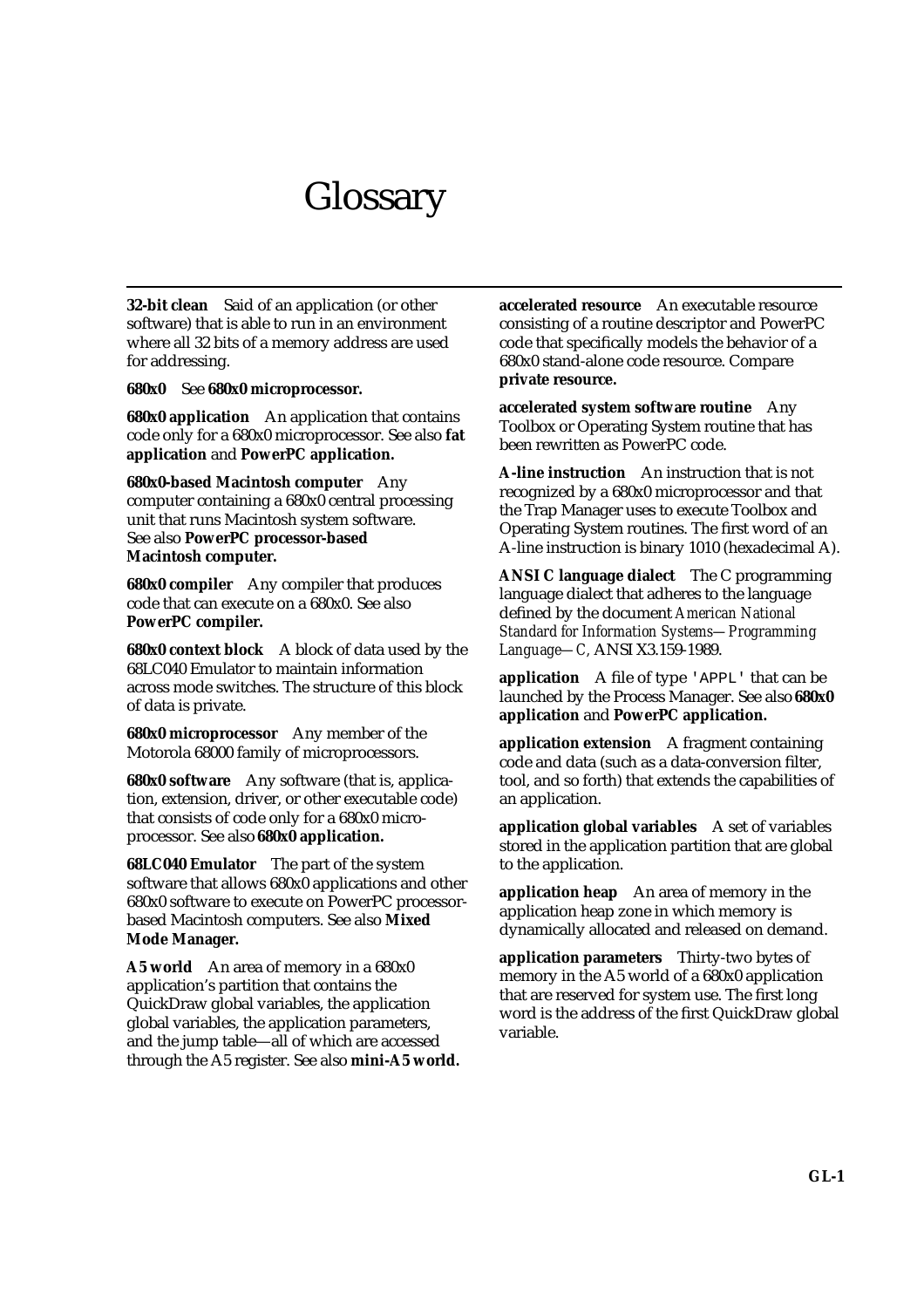# Glossary

**32-bit clean** Said of an application (or other software) that is able to run in an environment where all 32 bits of a memory address are used for addressing.

**680x0** See **680x0 microprocessor.**

**680x0 application** An application that contains code only for a 680x0 microprocessor. See also **fat application** and **PowerPC application.**

**680x0-based Macintosh computer** Any computer containing a 680x0 central processing unit that runs Macintosh system software. See also **PowerPC processor-based Macintosh computer.**

**680x0 compiler** Any compiler that produces code that can execute on a 680x0. See also **PowerPC compiler.**

**680x0 context block** A block of data used by the 68LC040 Emulator to maintain information across mode switches. The structure of this block of data is private.

**680x0 microprocessor** Any member of the Motorola 68000 family of microprocessors.

**680x0 software** Any software (that is, application, extension, driver, or other executable code) that consists of code only for a 680x0 microprocessor. See also **680x0 application.**

**68LC040 Emulator** The part of the system software that allows 680x0 applications and other 680x0 software to execute on PowerPC processor-based Macintosh computers. See also **Mixed Mode Manager.**

**A5 world** An area of memory in a 680x0 application's partition that contains the QuickDraw global variables, the application global variables, the application parameters, and the jump table—all of which are accessed through the A5 register. See also **mini-A5 world.**

**accelerated resource** An executable resource consisting of a routine descriptor and PowerPC code that specifically models the behavior of a 680x0 stand-alone code resource. Compare **private resource.**

**accelerated system software routine** Any Toolbox or Operating System routine that has been rewritten as PowerPC code.

**A-line instruction** An instruction that is not recognized by a 680x0 microprocessor and that the Trap Manager uses to execute Toolbox and Operating System routines. The first word of an A-line instruction is binary 1010 (hexadecimal A).

**ANSI C language dialect** The C programming language dialect that adheres to the language defined by the document *American National Standard for Information Systems—Programming Language—C*, ANSI X3.159-1989.

**application** A file of type `'APPL'` that can be launched by the Process Manager. See also **680x0 application** and **PowerPC application.**

**application extension** A fragment containing code and data (such as a data-conversion filter, tool, and so forth) that extends the capabilities of an application.

**application global variables** A set of variables stored in the application partition that are global to the application.

**application heap** An area of memory in the application heap zone in which memory is dynamically allocated and released on demand.

**application parameters** Thirty-two bytes of memory in the A5 world of a 680x0 application that are reserved for system use. The first long word is the address of the first QuickDraw global variable.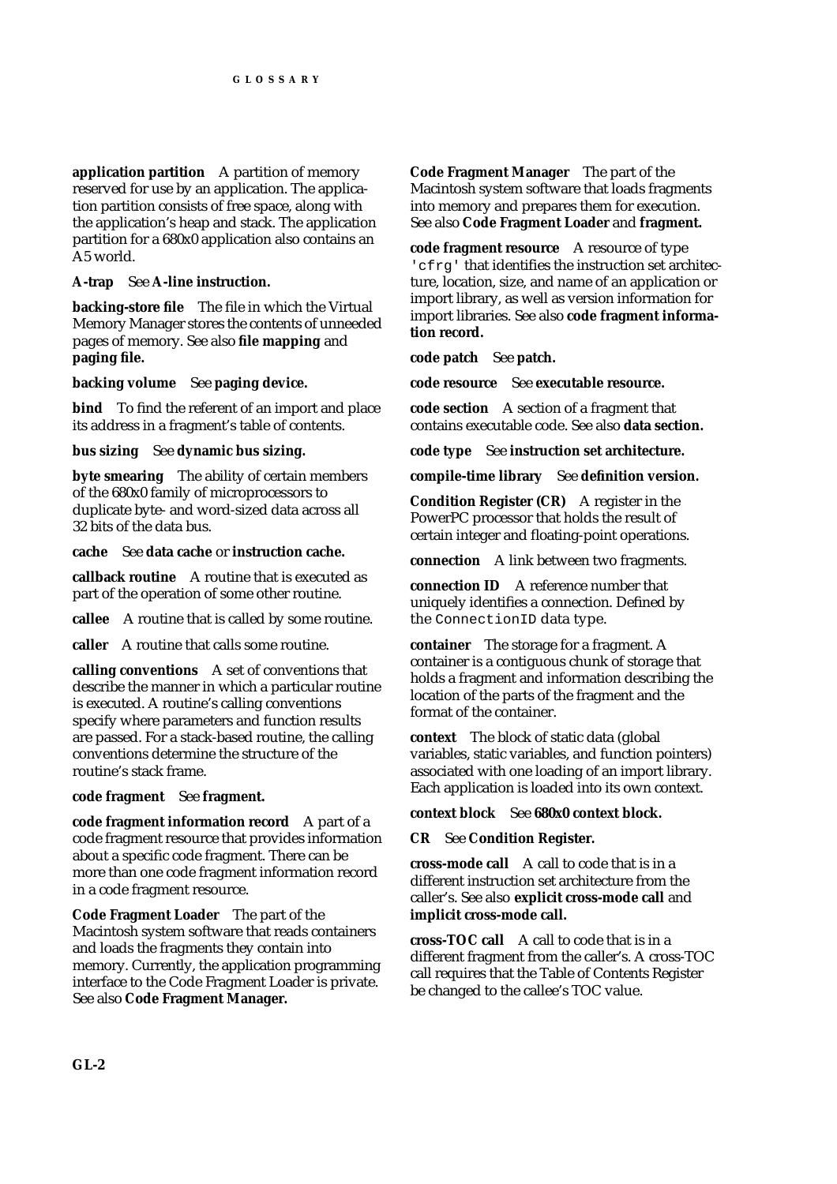**application partition** A partition of memory reserved for use by an application. The application partition consists of free space, along with the application's heap and stack. The application partition for a 680x0 application also contains an A5 world.

**A-trap** See **A-line instruction.**

**backing-store file** The file in which the Virtual Memory Manager stores the contents of unneeded pages of memory. See also **file mapping** and **paging file.**

**backing volume** See **paging device.**

**bind** To find the referent of an import and place its address in a fragment's table of contents.

**bus sizing** See **dynamic bus sizing.**

**byte smearing** The ability of certain members of the 680x0 family of microprocessors to duplicate byte- and word-sized data across all 32 bits of the data bus.

**cache** See **data cache** or **instruction cache.**

**callback routine** A routine that is executed as part of the operation of some other routine.

**callee** A routine that is called by some routine.

**caller** A routine that calls some routine.

**calling conventions** A set of conventions that describe the manner in which a particular routine is executed. A routine's calling conventions specify where parameters and function results are passed. For a stack-based routine, the calling conventions determine the structure of the routine's stack frame.

**code fragment** See **fragment.**

**code fragment information record** A part of a code fragment resource that provides information about a specific code fragment. There can be more than one code fragment information record in a code fragment resource.

**Code Fragment Loader** The part of the Macintosh system software that reads containers and loads the fragments they contain into memory. Currently, the application programming interface to the Code Fragment Loader is private. See also **Code Fragment Manager.**

**Code Fragment Manager** The part of the Macintosh system software that loads fragments into memory and prepares them for execution. See also **Code Fragment Loader** and **fragment.**

**code fragment resource** A resource of type `'cfrg'` that identifies the instruction set architecture, location, size, and name of an application or import library, as well as version information for import libraries. See also **code fragment information record.**

**code patch** See **patch.**

**code resource** See **executable resource.**

**code section** A section of a fragment that contains executable code. See also **data section.**

**code type** See **instruction set architecture.**

**compile-time library** See **definition version.**

**Condition Register (CR)** A register in the PowerPC processor that holds the result of certain integer and floating-point operations.

**connection** A link between two fragments.

**connection ID** A reference number that uniquely identifies a connection. Defined by the `ConnectionID` data type.

**container** The storage for a fragment. A container is a contiguous chunk of storage that holds a fragment and information describing the location of the parts of the fragment and the format of the container.

**context** The block of static data (global variables, static variables, and function pointers) associated with one loading of an import library. Each application is loaded into its own context.

**context block** See **680x0 context block.**

**CR** See **Condition Register.**

**cross-mode call** A call to code that is in a different instruction set architecture from the caller's. See also **explicit cross-mode call** and **implicit cross-mode call.**

**cross-TOC call** A call to code that is in a different fragment from the caller's. A cross-TOC call requires that the Table of Contents Register be changed to the callee's TOC value.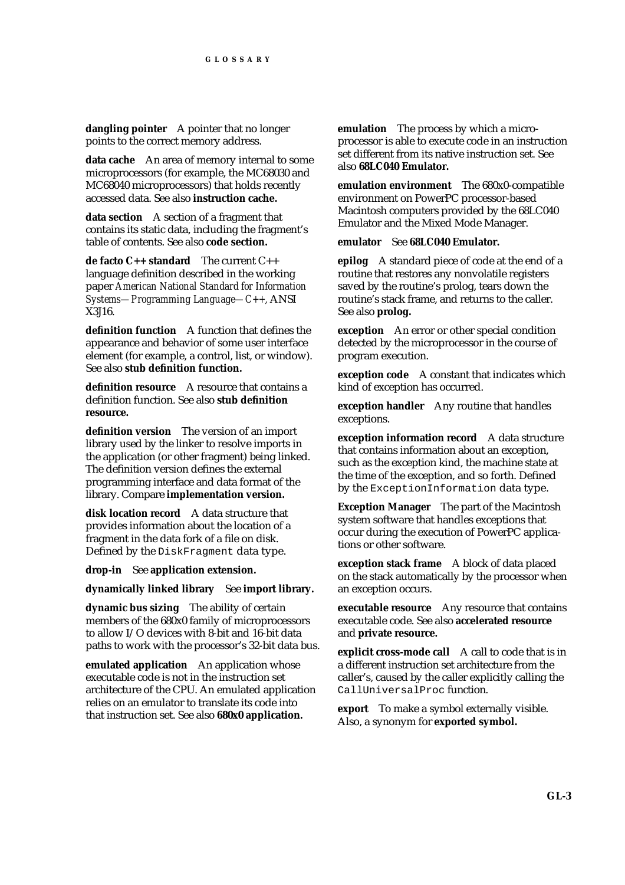**dangling pointer** A pointer that no longer points to the correct memory address.

**data cache** An area of memory internal to some microprocessors (for example, the MC68030 and MC68040 microprocessors) that holds recently accessed data. See also **instruction cache.**

**data section** A section of a fragment that contains its static data, including the fragment's table of contents. See also **code section.**

**de facto C++ standard** The current C++ language definition described in the working paper *American National Standard for Information Systems—Programming Language—C++*, ANSI X3J16.

**definition function** A function that defines the appearance and behavior of some user interface element (for example, a control, list, or window). See also **stub definition function.**

**definition resource** A resource that contains a definition function. See also **stub definition resource.**

**definition version** The version of an import library used by the linker to resolve imports in the application (or other fragment) being linked. The definition version defines the external programming interface and data format of the library. Compare **implementation version.**

**disk location record** A data structure that provides information about the location of a fragment in the data fork of a file on disk. Defined by the `DiskFragment` data type.

**drop-in** See **application extension.**

**dynamically linked library** See **import library.**

**dynamic bus sizing** The ability of certain members of the 680x0 family of microprocessors to allow I/O devices with 8-bit and 16-bit data paths to work with the processor's 32-bit data bus.

**emulated application** An application whose executable code is not in the instruction set architecture of the CPU. An emulated application relies on an emulator to translate its code into that instruction set. See also **680x0 application.**

**emulation** The process by which a microprocessor is able to execute code in an instruction set different from its native instruction set. See also **68LC040 Emulator.**

**emulation environment** The 680x0-compatible environment on PowerPC processor-based Macintosh computers provided by the 68LC040 Emulator and the Mixed Mode Manager.

**emulator** See **68LC040 Emulator.**

**epilog** A standard piece of code at the end of a routine that restores any nonvolatile registers saved by the routine's prolog, tears down the routine's stack frame, and returns to the caller. See also **prolog.**

**exception** An error or other special condition detected by the microprocessor in the course of program execution.

**exception code** A constant that indicates which kind of exception has occurred.

**exception handler** Any routine that handles exceptions.

**exception information record** A data structure that contains information about an exception, such as the exception kind, the machine state at the time of the exception, and so forth. Defined by the `ExceptionInformation` data type.

**Exception Manager** The part of the Macintosh system software that handles exceptions that occur during the execution of PowerPC applications or other software.

**exception stack frame** A block of data placed on the stack automatically by the processor when an exception occurs.

**executable resource** Any resource that contains executable code. See also **accelerated resource** and **private resource.**

**explicit cross-mode call** A call to code that is in a different instruction set architecture from the caller's, caused by the caller explicitly calling the `CallUniversalProc` function.

**export** To make a symbol externally visible. Also, a synonym for **exported symbol.**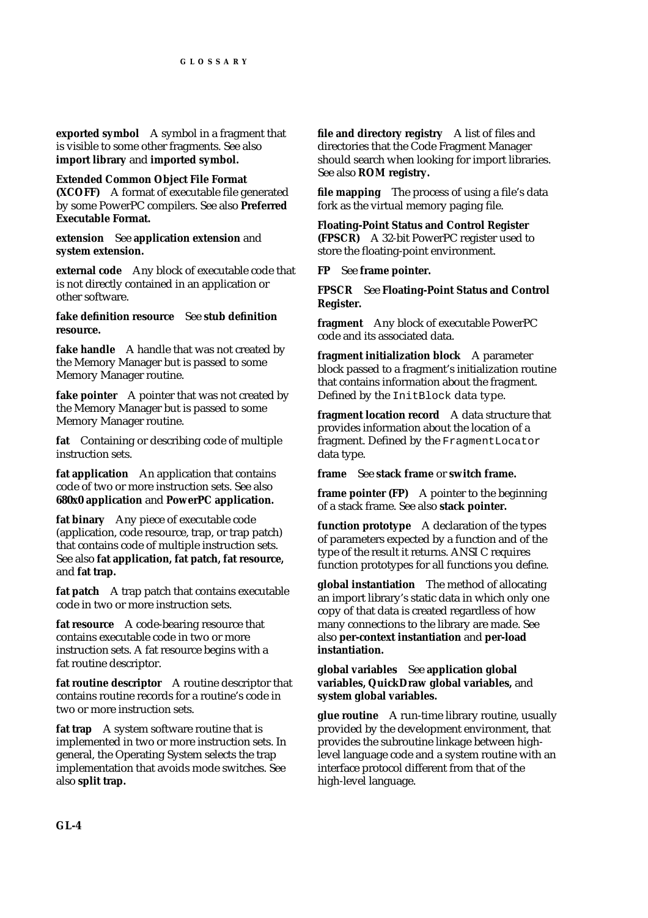**exported symbol** A symbol in a fragment that is visible to some other fragments. See also **import library** and **imported symbol.**

**Extended Common Object File Format (XCOFF)** A format of executable file generated by some PowerPC compilers. See also **Preferred Executable Format.**

**extension** See **application extension** and **system extension.**

**external code** Any block of executable code that is not directly contained in an application or other software.

**fake definition resource** See **stub definition resource.**

**fake handle** A handle that was not created by the Memory Manager but is passed to some Memory Manager routine.

**fake pointer** A pointer that was not created by the Memory Manager but is passed to some Memory Manager routine.

**fat** Containing or describing code of multiple instruction sets.

**fat application** An application that contains code of two or more instruction sets. See also **680x0 application** and **PowerPC application.**

**fat binary** Any piece of executable code (application, code resource, trap, or trap patch) that contains code of multiple instruction sets. See also **fat application, fat patch, fat resource,** and **fat trap.**

**fat patch** A trap patch that contains executable code in two or more instruction sets.

**fat resource** A code-bearing resource that contains executable code in two or more instruction sets. A fat resource begins with a fat routine descriptor.

**fat routine descriptor** A routine descriptor that contains routine records for a routine's code in two or more instruction sets.

**fat trap** A system software routine that is implemented in two or more instruction sets. In general, the Operating System selects the trap implementation that avoids mode switches. See also **split trap.**

**file and directory registry** A list of files and directories that the Code Fragment Manager should search when looking for import libraries. See also **ROM registry.**

**file mapping** The process of using a file's data fork as the virtual memory paging file.

**Floating-Point Status and Control Register (FPSCR)** A 32-bit PowerPC register used to store the floating-point environment.

**FP** See **frame pointer.**

**FPSCR** See **Floating-Point Status and Control Register.**

**fragment** Any block of executable PowerPC code and its associated data.

**fragment initialization block** A parameter block passed to a fragment's initialization routine that contains information about the fragment. Defined by the `InitBlock` data type.

**fragment location record** A data structure that provides information about the location of a fragment. Defined by the `FragmentLocator` data type.

**frame** See **stack frame** or **switch frame.**

**frame pointer (FP)** A pointer to the beginning of a stack frame. See also **stack pointer.**

**function prototype** A declaration of the types of parameters expected by a function and of the type of the result it returns. ANSI C requires function prototypes for all functions you define.

**global instantiation** The method of allocating an import library's static data in which only one copy of that data is created regardless of how many connections to the library are made. See also **per-context instantiation** and **per-load instantiation.**

**global variables** See **application global variables, QuickDraw global variables,** and **system global variables.**

**glue routine** A run-time library routine, usually provided by the development environment, that provides the subroutine linkage between high-level language code and a system routine with an interface protocol different from that of the high-level language.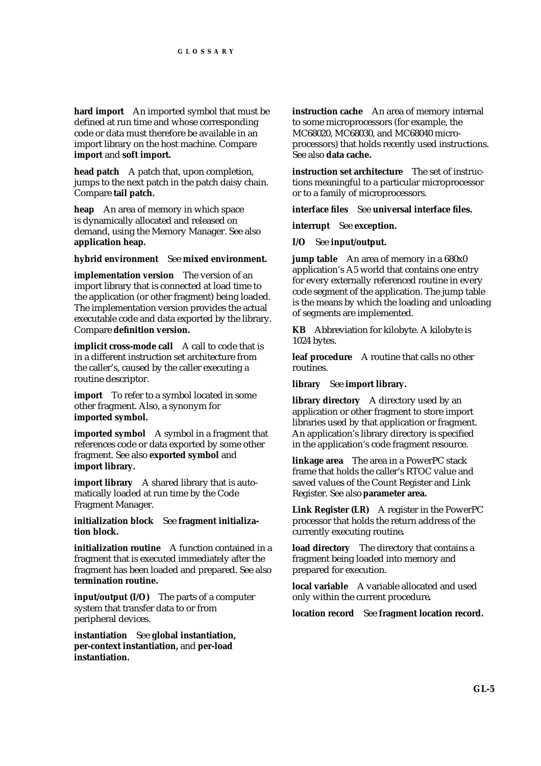**hard import** An imported symbol that must be defined at run time and whose corresponding code or data must therefore be available in an import library on the host machine. Compare **import** and **soft import.**

**head patch** A patch that, upon completion, jumps to the next patch in the patch daisy chain. Compare **tail patch.**

**heap** An area of memory in which space is dynamically allocated and released on demand, using the Memory Manager. See also **application heap.**

**hybrid environment** See **mixed environment.**

**implementation version** The version of an import library that is connected at load time to the application (or other fragment) being loaded. The implementation version provides the actual executable code and data exported by the library. Compare **definition version.**

**implicit cross-mode call** A call to code that is in a different instruction set architecture from the caller's, caused by the caller executing a routine descriptor.

**import** To refer to a symbol located in some other fragment. Also, a synonym for **imported symbol.**

**imported symbol** A symbol in a fragment that references code or data exported by some other fragment. See also **exported symbol** and **import library.**

**import library** A shared library that is automatically loaded at run time by the Code Fragment Manager.

**initialization block** See **fragment initialization block.**

**initialization routine** A function contained in a fragment that is executed immediately after the fragment has been loaded and prepared. See also **termination routine.**

**input/output (I/O)** The parts of a computer system that transfer data to or from peripheral devices.

**instantiation** See **global instantiation, per-context instantiation,** and **per-load instantiation.**

**instruction cache** An area of memory internal to some microprocessors (for example, the MC68020, MC68030, and MC68040 microprocessors) that holds recently used instructions. See also **data cache.**

**instruction set architecture** The set of instructions meaningful to a particular microprocessor or to a family of microprocessors.

**interface files** See **universal interface files.**

**interrupt** See **exception.**

**I/O** See **input/output.**

**jump table** An area of memory in a 680x0 application's A5 world that contains one entry for every externally referenced routine in every code segment of the application. The jump table is the means by which the loading and unloading of segments are implemented.

**KB** Abbreviation for kilobyte. A kilobyte is 1024 bytes.

**leaf procedure** A routine that calls no other routines.

**library** See **import library.**

**library directory** A directory used by an application or other fragment to store import libraries used by that application or fragment. An application's library directory is specified in the application's code fragment resource.

**linkage area** The area in a PowerPC stack frame that holds the caller's RTOC value and saved values of the Count Register and Link Register. See also **parameter area.**

**Link Register (LR)** A register in the PowerPC processor that holds the return address of the currently executing routine.

**load directory** The directory that contains a fragment being loaded into memory and prepared for execution.

**local variable** A variable allocated and used only within the current procedure.

**location record** See **fragment location record.**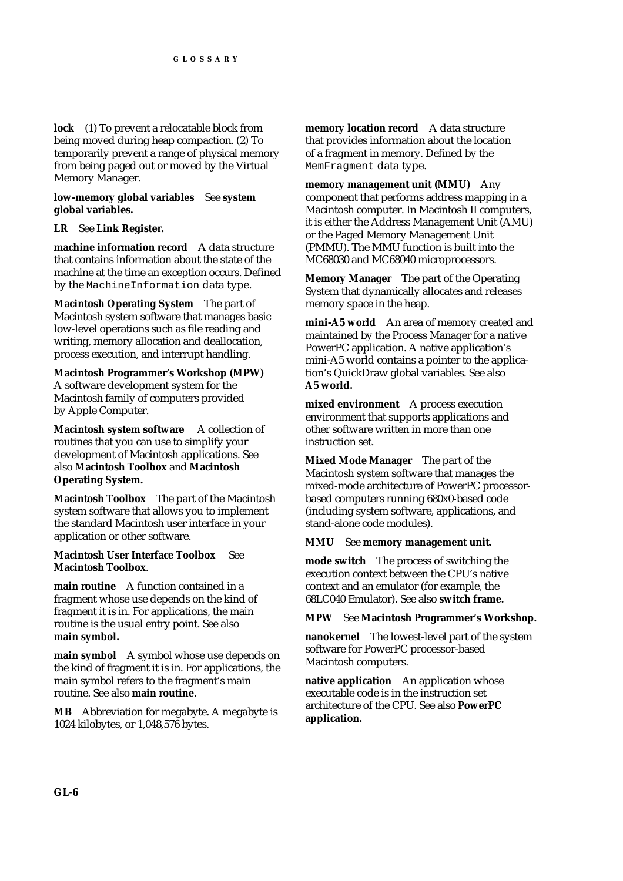**lock** (1) To prevent a relocatable block from being moved during heap compaction. (2) To temporarily prevent a range of physical memory from being paged out or moved by the Virtual Memory Manager.

**low-memory global variables** See **system global variables.**

**LR** See **Link Register.**

**machine information record** A data structure that contains information about the state of the machine at the time an exception occurs. Defined by the `MachineInformation` data type.

**Macintosh Operating System** The part of Macintosh system software that manages basic low-level operations such as file reading and writing, memory allocation and deallocation, process execution, and interrupt handling.

**Macintosh Programmer's Workshop (MPW)** A software development system for the Macintosh family of computers provided by Apple Computer.

**Macintosh system software** A collection of routines that you can use to simplify your development of Macintosh applications. See also **Macintosh Toolbox** and **Macintosh Operating System.**

**Macintosh Toolbox** The part of the Macintosh system software that allows you to implement the standard Macintosh user interface in your application or other software.

**Macintosh User Interface Toolbox** See **Macintosh Toolbox**.

**main routine** A function contained in a fragment whose use depends on the kind of fragment it is in. For applications, the main routine is the usual entry point. See also **main symbol.**

**main symbol** A symbol whose use depends on the kind of fragment it is in. For applications, the main symbol refers to the fragment's main routine. See also **main routine.**

**MB** Abbreviation for megabyte. A megabyte is 1024 kilobytes, or 1,048,576 bytes.

**memory location record** A data structure that provides information about the location of a fragment in memory. Defined by the `MemFragment` data type.

**memory management unit (MMU)** Any component that performs address mapping in a Macintosh computer. In Macintosh II computers, it is either the Address Management Unit (AMU) or the Paged Memory Management Unit (PMMU). The MMU function is built into the MC68030 and MC68040 microprocessors.

**Memory Manager** The part of the Operating System that dynamically allocates and releases memory space in the heap.

**mini-A5 world** An area of memory created and maintained by the Process Manager for a native PowerPC application. A native application's mini-A5 world contains a pointer to the application's QuickDraw global variables. See also **A5 world.**

**mixed environment** A process execution environment that supports applications and other software written in more than one instruction set.

**Mixed Mode Manager** The part of the Macintosh system software that manages the mixed-mode architecture of PowerPC processor-based computers running 680x0-based code (including system software, applications, and stand-alone code modules).

**MMU** See **memory management unit.**

**mode switch** The process of switching the execution context between the CPU's native context and an emulator (for example, the 68LC040 Emulator). See also **switch frame.**

**MPW** See **Macintosh Programmer's Workshop.**

**nanokernel** The lowest-level part of the system software for PowerPC processor-based Macintosh computers.

**native application** An application whose executable code is in the instruction set architecture of the CPU. See also **PowerPC application.**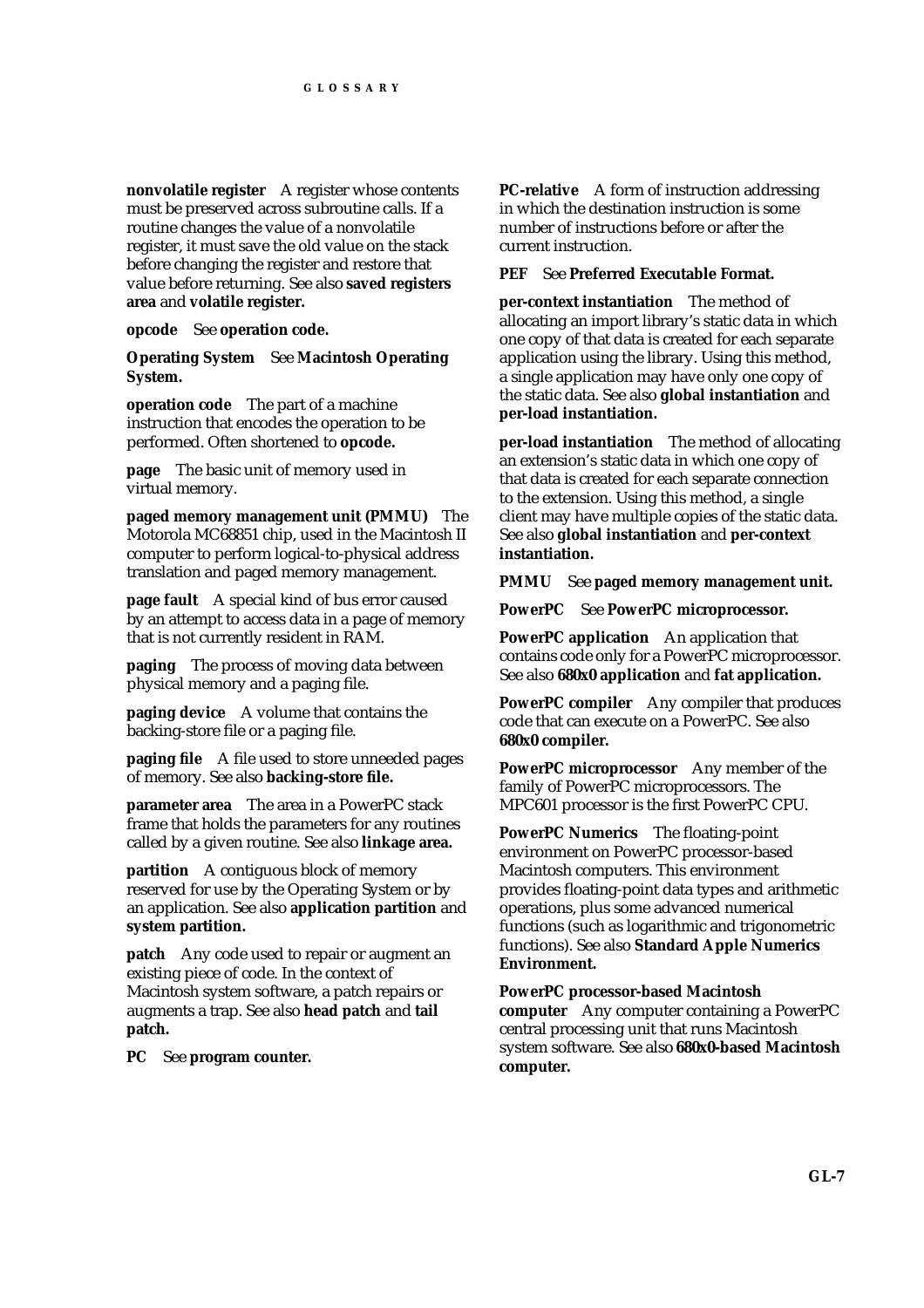**nonvolatile register** A register whose contents must be preserved across subroutine calls. If a routine changes the value of a nonvolatile register, it must save the old value on the stack before changing the register and restore that value before returning. See also **saved registers area** and **volatile register.**

**opcode** See **operation code.**

**Operating System** See **Macintosh Operating System.**

**operation code** The part of a machine instruction that encodes the operation to be performed. Often shortened to **opcode.**

**page** The basic unit of memory used in virtual memory.

**paged memory management unit (PMMU)** The Motorola MC68851 chip, used in the Macintosh II computer to perform logical-to-physical address translation and paged memory management.

**page fault** A special kind of bus error caused by an attempt to access data in a page of memory that is not currently resident in RAM.

**paging** The process of moving data between physical memory and a paging file.

**paging device** A volume that contains the backing-store file or a paging file.

**paging file** A file used to store unneeded pages of memory. See also **backing-store file.**

**parameter area** The area in a PowerPC stack frame that holds the parameters for any routines called by a given routine. See also **linkage area.**

**partition** A contiguous block of memory reserved for use by the Operating System or by an application. See also **application partition** and **system partition.**

**patch** Any code used to repair or augment an existing piece of code. In the context of Macintosh system software, a patch repairs or augments a trap. See also **head patch** and **tail patch.**

**PC** See **program counter.**

**PC-relative** A form of instruction addressing in which the destination instruction is some number of instructions before or after the current instruction.

**PEF** See **Preferred Executable Format.**

**per-context instantiation** The method of allocating an import library's static data in which one copy of that data is created for each separate application using the library. Using this method, a single application may have only one copy of the static data. See also **global instantiation** and **per-load instantiation.**

**per-load instantiation** The method of allocating an extension's static data in which one copy of that data is created for each separate connection to the extension. Using this method, a single client may have multiple copies of the static data. See also **global instantiation** and **per-context instantiation.**

**PMMU** See **paged memory management unit.**

**PowerPC** See **PowerPC microprocessor.**

**PowerPC application** An application that contains code only for a PowerPC microprocessor. See also **680x0 application** and **fat application.**

**PowerPC compiler** Any compiler that produces code that can execute on a PowerPC. See also **680x0 compiler.**

**PowerPC microprocessor** Any member of the family of PowerPC microprocessors. The MPC601 processor is the first PowerPC CPU.

**PowerPC Numerics** The floating-point environment on PowerPC processor-based Macintosh computers. This environment provides floating-point data types and arithmetic operations, plus some advanced numerical functions (such as logarithmic and trigonometric functions). See also **Standard Apple Numerics Environment.**

**PowerPC processor-based Macintosh computer** Any computer containing a PowerPC central processing unit that runs Macintosh system software. See also **680x0-based Macintosh computer.**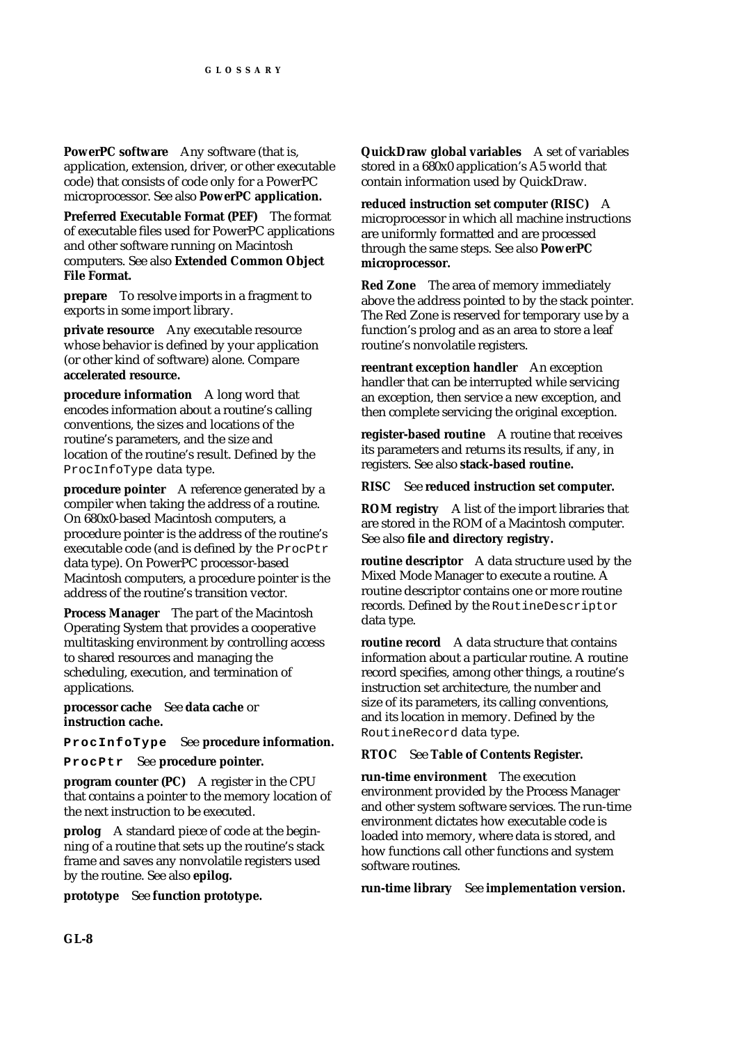**PowerPC software** Any software (that is, application, extension, driver, or other executable code) that consists of code only for a PowerPC microprocessor. See also **PowerPC application.**

**Preferred Executable Format (PEF)** The format of executable files used for PowerPC applications and other software running on Macintosh computers. See also **Extended Common Object File Format.**

**prepare** To resolve imports in a fragment to exports in some import library.

**private resource** Any executable resource whose behavior is defined by your application (or other kind of software) alone. Compare **accelerated resource.**

**procedure information** A long word that encodes information about a routine's calling conventions, the sizes and locations of the routine's parameters, and the size and location of the routine's result. Defined by the `ProcInfoType` data type.

**procedure pointer** A reference generated by a compiler when taking the address of a routine. On 680x0-based Macintosh computers, a procedure pointer is the address of the routine's executable code (and is defined by the `ProcPtr` data type). On PowerPC processor-based Macintosh computers, a procedure pointer is the address of the routine's transition vector.

**Process Manager** The part of the Macintosh Operating System that provides a cooperative multitasking environment by controlling access to shared resources and managing the scheduling, execution, and termination of applications.

**processor cache** See **data cache** or **instruction cache.**

**`ProcInfoType`** See **procedure information.**

**`ProcPtr`** See **procedure pointer.**

**program counter (PC)** A register in the CPU that contains a pointer to the memory location of the next instruction to be executed.

**prolog** A standard piece of code at the beginning of a routine that sets up the routine's stack frame and saves any nonvolatile registers used by the routine. See also **epilog.**

**prototype** See **function prototype.**

**QuickDraw global variables** A set of variables stored in a 680x0 application's A5 world that contain information used by QuickDraw.

**reduced instruction set computer (RISC)** A microprocessor in which all machine instructions are uniformly formatted and are processed through the same steps. See also **PowerPC microprocessor.**

**Red Zone** The area of memory immediately above the address pointed to by the stack pointer. The Red Zone is reserved for temporary use by a function's prolog and as an area to store a leaf routine's nonvolatile registers.

**reentrant exception handler** An exception handler that can be interrupted while servicing an exception, then service a new exception, and then complete servicing the original exception.

**register-based routine** A routine that receives its parameters and returns its results, if any, in registers. See also **stack-based routine.**

**RISC** See **reduced instruction set computer.**

**ROM registry** A list of the import libraries that are stored in the ROM of a Macintosh computer. See also **file and directory registry.**

**routine descriptor** A data structure used by the Mixed Mode Manager to execute a routine. A routine descriptor contains one or more routine records. Defined by the `RoutineDescriptor` data type.

**routine record** A data structure that contains information about a particular routine. A routine record specifies, among other things, a routine's instruction set architecture, the number and size of its parameters, its calling conventions, and its location in memory. Defined by the `RoutineRecord` data type.

**RTOC** See **Table of Contents Register.**

**run-time environment** The execution environment provided by the Process Manager and other system software services. The run-time environment dictates how executable code is loaded into memory, where data is stored, and how functions call other functions and system software routines.

**run-time library** See **implementation version.**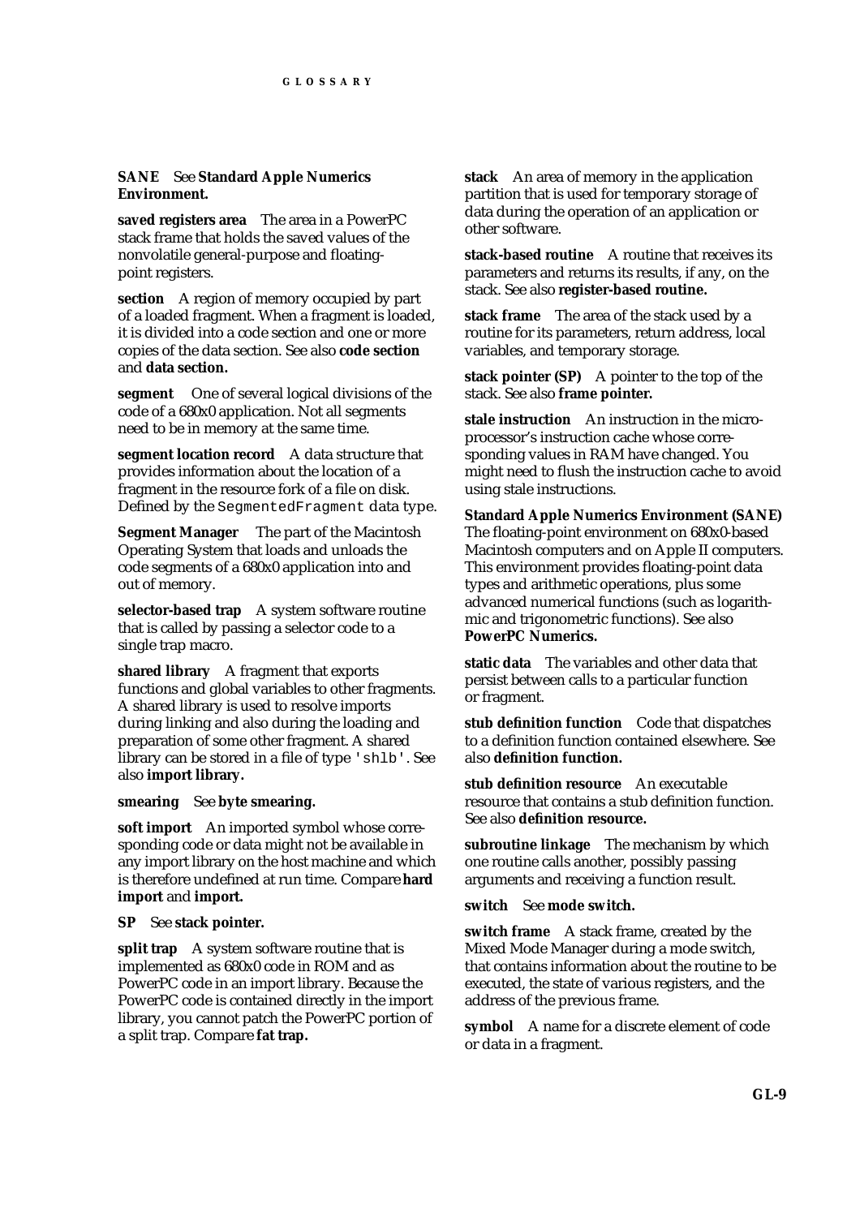**SANE** See **Standard Apple Numerics Environment.**

**saved registers area** The area in a PowerPC stack frame that holds the saved values of the nonvolatile general-purpose and floating-point registers.

**section** A region of memory occupied by part of a loaded fragment. When a fragment is loaded, it is divided into a code section and one or more copies of the data section. See also **code section** and **data section.**

**segment** One of several logical divisions of the code of a 680x0 application. Not all segments need to be in memory at the same time.

**segment location record** A data structure that provides information about the location of a fragment in the resource fork of a file on disk. Defined by the `SegmentedFragment` data type.

**Segment Manager** The part of the Macintosh Operating System that loads and unloads the code segments of a 680x0 application into and out of memory.

**selector-based trap** A system software routine that is called by passing a selector code to a single trap macro.

**shared library** A fragment that exports functions and global variables to other fragments. A shared library is used to resolve imports during linking and also during the loading and preparation of some other fragment. A shared library can be stored in a file of type `'shlb'`. See also **import library.**

**smearing** See **byte smearing.**

**soft import** An imported symbol whose corresponding code or data might not be available in any import library on the host machine and which is therefore undefined at run time. Compare **hard import** and **import.**

**SP** See **stack pointer.**

**split trap** A system software routine that is implemented as 680x0 code in ROM and as PowerPC code in an import library. Because the PowerPC code is contained directly in the import library, you cannot patch the PowerPC portion of a split trap. Compare **fat trap.**

**stack** An area of memory in the application partition that is used for temporary storage of data during the operation of an application or other software.

**stack-based routine** A routine that receives its parameters and returns its results, if any, on the stack. See also **register-based routine.**

**stack frame** The area of the stack used by a routine for its parameters, return address, local variables, and temporary storage.

**stack pointer (SP)** A pointer to the top of the stack. See also **frame pointer.**

**stale instruction** An instruction in the microprocessor's instruction cache whose corresponding values in RAM have changed. You might need to flush the instruction cache to avoid using stale instructions.

**Standard Apple Numerics Environment (SANE)** The floating-point environment on 680x0-based Macintosh computers and on Apple II computers. This environment provides floating-point data types and arithmetic operations, plus some advanced numerical functions (such as logarithmic and trigonometric functions). See also **PowerPC Numerics.**

**static data** The variables and other data that persist between calls to a particular function or fragment.

**stub definition function** Code that dispatches to a definition function contained elsewhere. See also **definition function.**

**stub definition resource** An executable resource that contains a stub definition function. See also **definition resource.**

**subroutine linkage** The mechanism by which one routine calls another, possibly passing arguments and receiving a function result.

**switch** See **mode switch.**

**switch frame** A stack frame, created by the Mixed Mode Manager during a mode switch, that contains information about the routine to be executed, the state of various registers, and the address of the previous frame.

**symbol** A name for a discrete element of code or data in a fragment.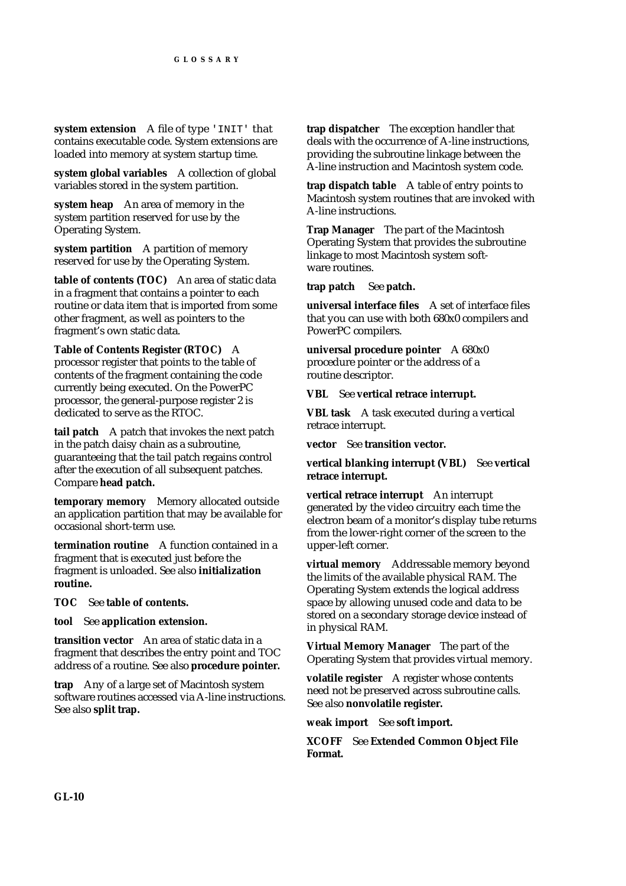**system extension** A file of type `'INIT'` that contains executable code. System extensions are loaded into memory at system startup time.

**system global variables** A collection of global variables stored in the system partition.

**system heap** An area of memory in the system partition reserved for use by the Operating System.

**system partition** A partition of memory reserved for use by the Operating System.

**table of contents (TOC)** An area of static data in a fragment that contains a pointer to each routine or data item that is imported from some other fragment, as well as pointers to the fragment's own static data.

**Table of Contents Register (RTOC)** A processor register that points to the table of contents of the fragment containing the code currently being executed. On the PowerPC processor, the general-purpose register 2 is dedicated to serve as the RTOC.

**tail patch** A patch that invokes the next patch in the patch daisy chain as a subroutine, guaranteeing that the tail patch regains control after the execution of all subsequent patches. Compare **head patch.**

**temporary memory** Memory allocated outside an application partition that may be available for occasional short-term use.

**termination routine** A function contained in a fragment that is executed just before the fragment is unloaded. See also **initialization routine.**

**TOC** See **table of contents.**

**tool** See **application extension.**

**transition vector** An area of static data in a fragment that describes the entry point and TOC address of a routine. See also **procedure pointer.**

**trap** Any of a large set of Macintosh system software routines accessed via A-line instructions. See also **split trap.**

**trap dispatcher** The exception handler that deals with the occurrence of A-line instructions, providing the subroutine linkage between the A-line instruction and Macintosh system code.

**trap dispatch table** A table of entry points to Macintosh system routines that are invoked with A-line instructions.

**Trap Manager** The part of the Macintosh Operating System that provides the subroutine linkage to most Macintosh system software routines.

**trap patch** See **patch.**

**universal interface files** A set of interface files that you can use with both 680x0 compilers and PowerPC compilers.

**universal procedure pointer** A 680x0 procedure pointer or the address of a routine descriptor.

**VBL** See **vertical retrace interrupt.**

**VBL task** A task executed during a vertical retrace interrupt.

**vector** See **transition vector.**

**vertical blanking interrupt (VBL)** See **vertical retrace interrupt.**

**vertical retrace interrupt** An interrupt generated by the video circuitry each time the electron beam of a monitor's display tube returns from the lower-right corner of the screen to the upper-left corner.

**virtual memory** Addressable memory beyond the limits of the available physical RAM. The Operating System extends the logical address space by allowing unused code and data to be stored on a secondary storage device instead of in physical RAM.

**Virtual Memory Manager** The part of the Operating System that provides virtual memory.

**volatile register** A register whose contents need not be preserved across subroutine calls. See also **nonvolatile register.**

**weak import** See **soft import.**

**XCOFF** See **Extended Common Object File Format.**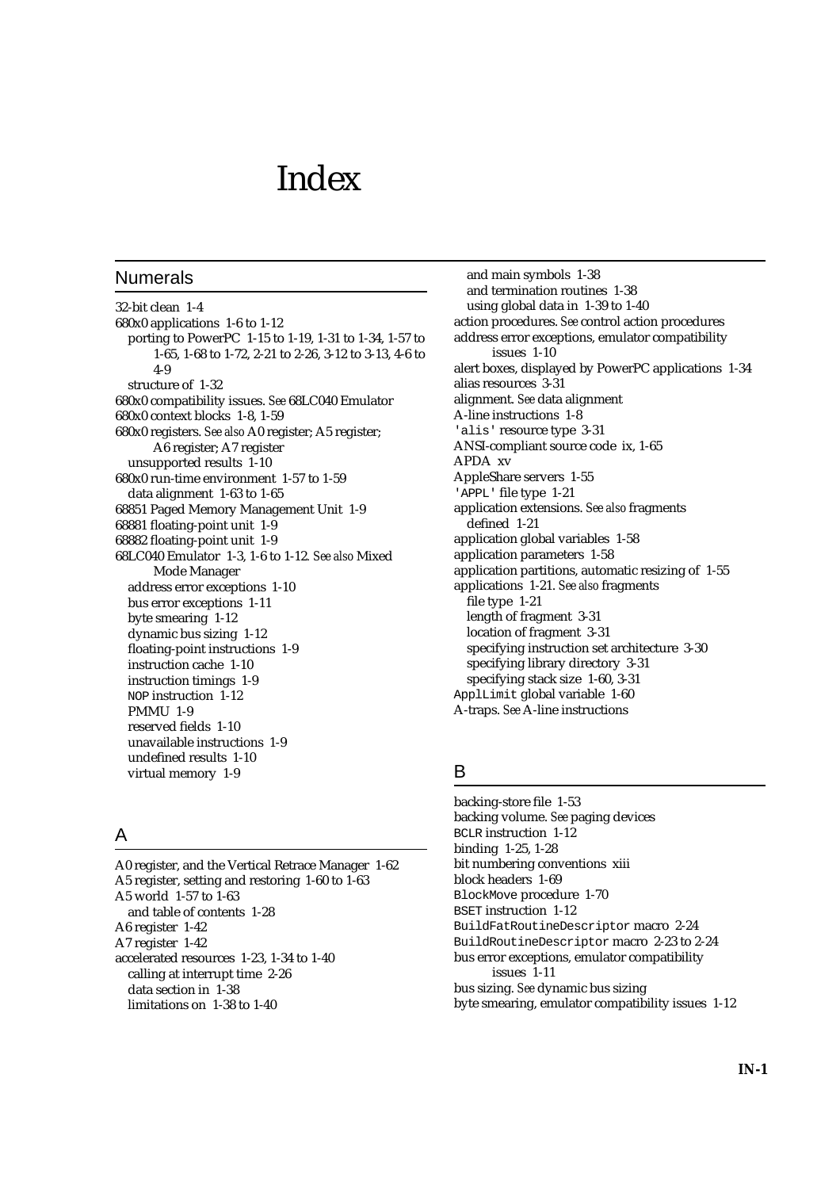# Index

## Numerals

32-bit clean 1-4
680x0 applications 1-6 to 1-12
  porting to PowerPC 1-15 to 1-19, 1-31 to 1-34, 1-57 to 1-65, 1-68 to 1-72, 2-21 to 2-26, 3-12 to 3-13, 4-6 to 4-9
  structure of 1-32
680x0 compatibility issues. *See* 68LC040 Emulator
680x0 context blocks 1-8, 1-59
680x0 registers. *See also* A0 register; A5 register; A6 register; A7 register
  unsupported results 1-10
680x0 run-time environment 1-57 to 1-59
  data alignment 1-63 to 1-65
68851 Paged Memory Management Unit 1-9
68881 floating-point unit 1-9
68882 floating-point unit 1-9
68LC040 Emulator 1-3, 1-6 to 1-12. *See also* Mixed Mode Manager
  address error exceptions 1-10
  bus error exceptions 1-11
  byte smearing 1-12
  dynamic bus sizing 1-12
  floating-point instructions 1-9
  instruction cache 1-10
  instruction timings 1-9
  `NOP` instruction 1-12
  PMMU 1-9
  reserved fields 1-10
  unavailable instructions 1-9
  undefined results 1-10
  virtual memory 1-9

## A

A0 register, and the Vertical Retrace Manager 1-62
A5 register, setting and restoring 1-60 to 1-63
A5 world 1-57 to 1-63
  and table of contents 1-28
A6 register 1-42
A7 register 1-42
accelerated resources 1-23, 1-34 to 1-40
  calling at interrupt time 2-26
  data section in 1-38
  limitations on 1-38 to 1-40
  and main symbols 1-38
  and termination routines 1-38
  using global data in 1-39 to 1-40
action procedures. *See* control action procedures
address error exceptions, emulator compatibility issues 1-10
alert boxes, displayed by PowerPC applications 1-34
alias resources 3-31
alignment. *See* data alignment
A-line instructions 1-8
`'alis'` resource type 3-31
ANSI-compliant source code ix, 1-65
APDA xv
AppleShare servers 1-55
`'APPL'` file type 1-21
application extensions. *See also* fragments
  defined 1-21
application global variables 1-58
application parameters 1-58
application partitions, automatic resizing of 1-55
applications 1-21. *See also* fragments
  file type 1-21
  length of fragment 3-31
  location of fragment 3-31
  specifying instruction set architecture 3-30
  specifying library directory 3-31
  specifying stack size 1-60, 3-31
`ApplLimit` global variable 1-60
A-traps. *See* A-line instructions

## B

backing-store file 1-53
backing volume. *See* paging devices
`BCLR` instruction 1-12
binding 1-25, 1-28
bit numbering conventions xiii
block headers 1-69
`BlockMove` procedure 1-70
`BSET` instruction 1-12
`BuildFatRoutineDescriptor` macro 2-24
`BuildRoutineDescriptor` macro 2-23 to 2-24
bus error exceptions, emulator compatibility issues 1-11
bus sizing. *See* dynamic bus sizing
byte smearing, emulator compatibility issues 1-12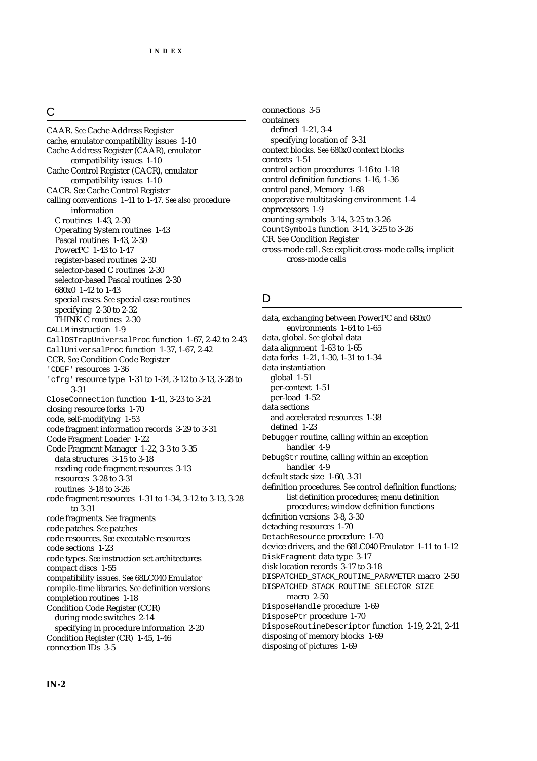## C

CAAR. *See* Cache Address Register
cache, emulator compatibility issues 1-10
Cache Address Register (CAAR), emulator compatibility issues 1-10
Cache Control Register (CACR), emulator compatibility issues 1-10
CACR. *See* Cache Control Register
calling conventions 1-41 to 1-47. *See also* procedure information
- C routines 1-43, 2-30
- Operating System routines 1-43
- Pascal routines 1-43, 2-30
- PowerPC 1-43 to 1-47
- register-based routines 2-30
- selector-based C routines 2-30
- selector-based Pascal routines 2-30
- 680x0 1-42 to 1-43
- special cases. *See* special case routines
- specifying 2-30 to 2-32
- THINK C routines 2-30

`CALLM` instruction 1-9
`CallOSTrapUniversalProc` function 1-67, 2-42 to 2-43
`CallUniversalProc` function 1-37, 1-67, 2-42
CCR. *See* Condition Code Register
`'CDEF'` resources 1-36
`'cfrg'` resource type 1-31 to 1-34, 3-12 to 3-13, 3-28 to 3-31
`CloseConnection` function 1-41, 3-23 to 3-24
closing resource forks 1-70
code, self-modifying 1-53
code fragment information records 3-29 to 3-31
Code Fragment Loader 1-22
Code Fragment Manager 1-22, 3-3 to 3-35
- data structures 3-15 to 3-18
- reading code fragment resources 3-13
- resources 3-28 to 3-31
- routines 3-18 to 3-26

code fragment resources 1-31 to 1-34, 3-12 to 3-13, 3-28 to 3-31
code fragments. *See* fragments
code patches. *See* patches
code resources. *See* executable resources
code sections 1-23
code types. *See* instruction set architectures
compact discs 1-55
compatibility issues. *See* 68LC040 Emulator
compile-time libraries. *See* definition versions
completion routines 1-18
Condition Code Register (CCR)
- during mode switches 2-14
- specifying in procedure information 2-20

Condition Register (CR) 1-45, 1-46
connection IDs 3-5
connections 3-5
containers
- defined 1-21, 3-4
- specifying location of 3-31

context blocks. *See* 680x0 context blocks
contexts 1-51
control action procedures 1-16 to 1-18
control definition functions 1-16, 1-36
control panel, Memory 1-68
cooperative multitasking environment 1-4
coprocessors 1-9
counting symbols 3-14, 3-25 to 3-26
`CountSymbols` function 3-14, 3-25 to 3-26
CR. *See* Condition Register
cross-mode call. *See* explicit cross-mode calls; implicit cross-mode calls

## D

data, exchanging between PowerPC and 680x0 environments 1-64 to 1-65
data, global. *See* global data
data alignment 1-63 to 1-65
data forks 1-21, 1-30, 1-31 to 1-34
data instantiation
- global 1-51
- per-context 1-51
- per-load 1-52

data sections
- and accelerated resources 1-38
- defined 1-23

`Debugger` routine, calling within an exception handler 4-9
`DebugStr` routine, calling within an exception handler 4-9
default stack size 1-60, 3-31
definition procedures. *See* control definition functions; list definition procedures; menu definition procedures; window definition functions
definition versions 3-8, 3-30
detaching resources 1-70
`DetachResource` procedure 1-70
device drivers, and the 68LC040 Emulator 1-11 to 1-12
`DiskFragment` data type 3-17
disk location records 3-17 to 3-18
`DISPATCHED_STACK_ROUTINE_PARAMETER` macro 2-50
`DISPATCHED_STACK_ROUTINE_SELECTOR_SIZE` macro 2-50
`DisposeHandle` procedure 1-69
`DisposePtr` procedure 1-70
`DisposeRoutineDescriptor` function 1-19, 2-21, 2-41
disposing of memory blocks 1-69
disposing of pictures 1-69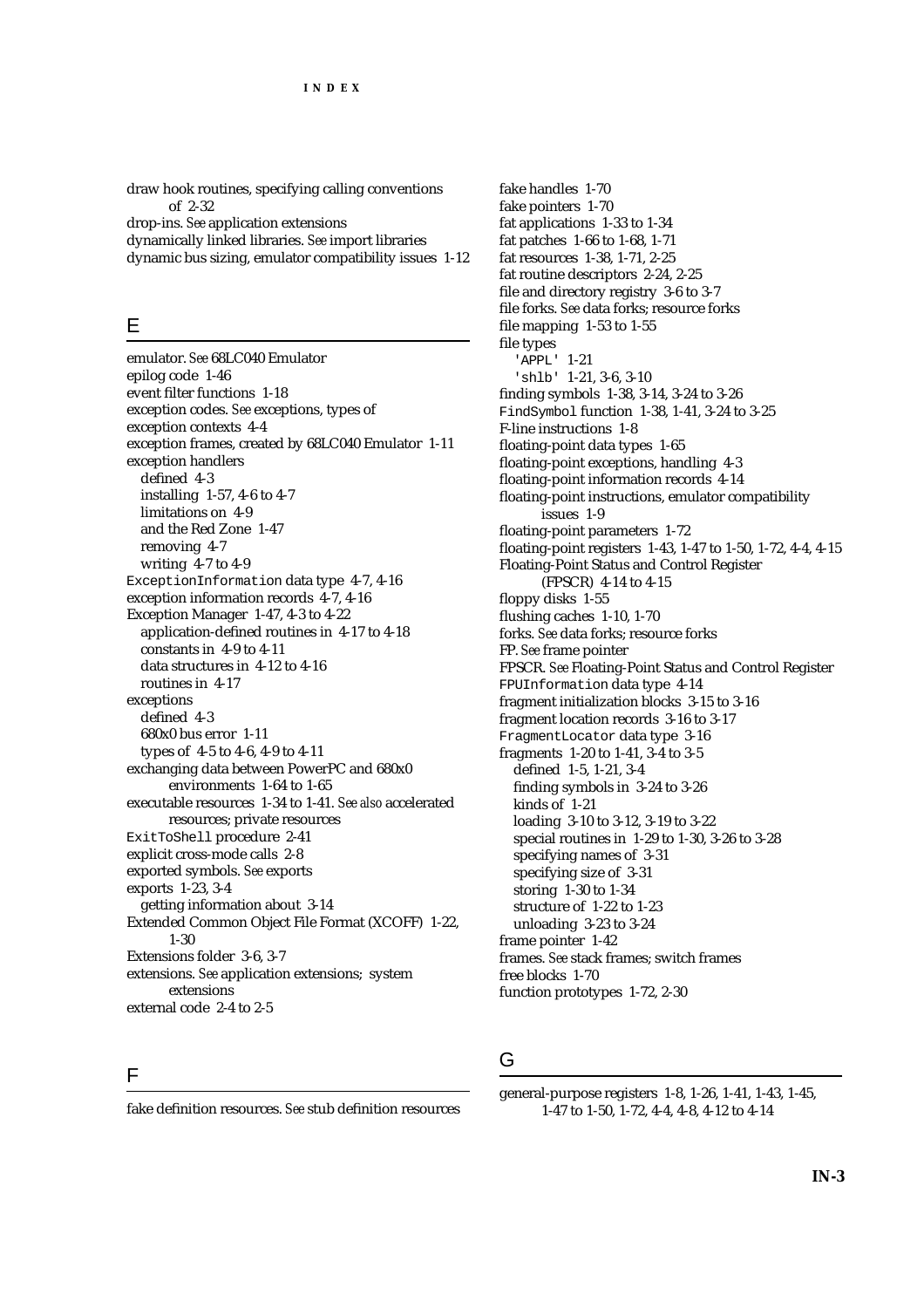draw hook routines, specifying calling conventions of 2-32
drop-ins. *See* application extensions
dynamically linked libraries. *See* import libraries
dynamic bus sizing, emulator compatibility issues 1-12

## E

emulator. *See* 68LC040 Emulator
epilog code 1-46
event filter functions 1-18
exception codes. *See* exceptions, types of
exception contexts 4-4
exception frames, created by 68LC040 Emulator 1-11
exception handlers
  defined 4-3
  installing 1-57, 4-6 to 4-7
  limitations on 4-9
  and the Red Zone 1-47
  removing 4-7
  writing 4-7 to 4-9
`ExceptionInformation` data type 4-7, 4-16
exception information records 4-7, 4-16
Exception Manager 1-47, 4-3 to 4-22
  application-defined routines in 4-17 to 4-18
  constants in 4-9 to 4-11
  data structures in 4-12 to 4-16
  routines in 4-17
exceptions
  defined 4-3
  680x0 bus error 1-11
  types of 4-5 to 4-6, 4-9 to 4-11
exchanging data between PowerPC and 680x0 environments 1-64 to 1-65
executable resources 1-34 to 1-41. *See also* accelerated resources; private resources
`ExitToShell` procedure 2-41
explicit cross-mode calls 2-8
exported symbols. *See* exports
exports 1-23, 3-4
  getting information about 3-14
Extended Common Object File Format (XCOFF) 1-22, 1-30
Extensions folder 3-6, 3-7
extensions. *See* application extensions; system extensions
external code 2-4 to 2-5

## F

fake definition resources. *See* stub definition resources
fake handles 1-70
fake pointers 1-70
fat applications 1-33 to 1-34
fat patches 1-66 to 1-68, 1-71
fat resources 1-38, 1-71, 2-25
fat routine descriptors 2-24, 2-25
file and directory registry 3-6 to 3-7
file forks. *See* data forks; resource forks
file mapping 1-53 to 1-55
file types
  `'APPL'` 1-21
  `'shlb'` 1-21, 3-6, 3-10
finding symbols 1-38, 3-14, 3-24 to 3-26
`FindSymbol` function 1-38, 1-41, 3-24 to 3-25
F-line instructions 1-8
floating-point data types 1-65
floating-point exceptions, handling 4-3
floating-point information records 4-14
floating-point instructions, emulator compatibility issues 1-9
floating-point parameters 1-72
floating-point registers 1-43, 1-47 to 1-50, 1-72, 4-4, 4-15
Floating-Point Status and Control Register (FPSCR) 4-14 to 4-15
floppy disks 1-55
flushing caches 1-10, 1-70
forks. *See* data forks; resource forks
FP. *See* frame pointer
FPSCR. *See* Floating-Point Status and Control Register
`FPUInformation` data type 4-14
fragment initialization blocks 3-15 to 3-16
fragment location records 3-16 to 3-17
`FragmentLocator` data type 3-16
fragments 1-20 to 1-41, 3-4 to 3-5
  defined 1-5, 1-21, 3-4
  finding symbols in 3-24 to 3-26
  kinds of 1-21
  loading 3-10 to 3-12, 3-19 to 3-22
  special routines in 1-29 to 1-30, 3-26 to 3-28
  specifying names of 3-31
  specifying size of 3-31
  storing 1-30 to 1-34
  structure of 1-22 to 1-23
  unloading 3-23 to 3-24
frame pointer 1-42
frames. *See* stack frames; switch frames
free blocks 1-70
function prototypes 1-72, 2-30

## G

general-purpose registers 1-8, 1-26, 1-41, 1-43, 1-45, 1-47 to 1-50, 1-72, 4-4, 4-8, 4-12 to 4-14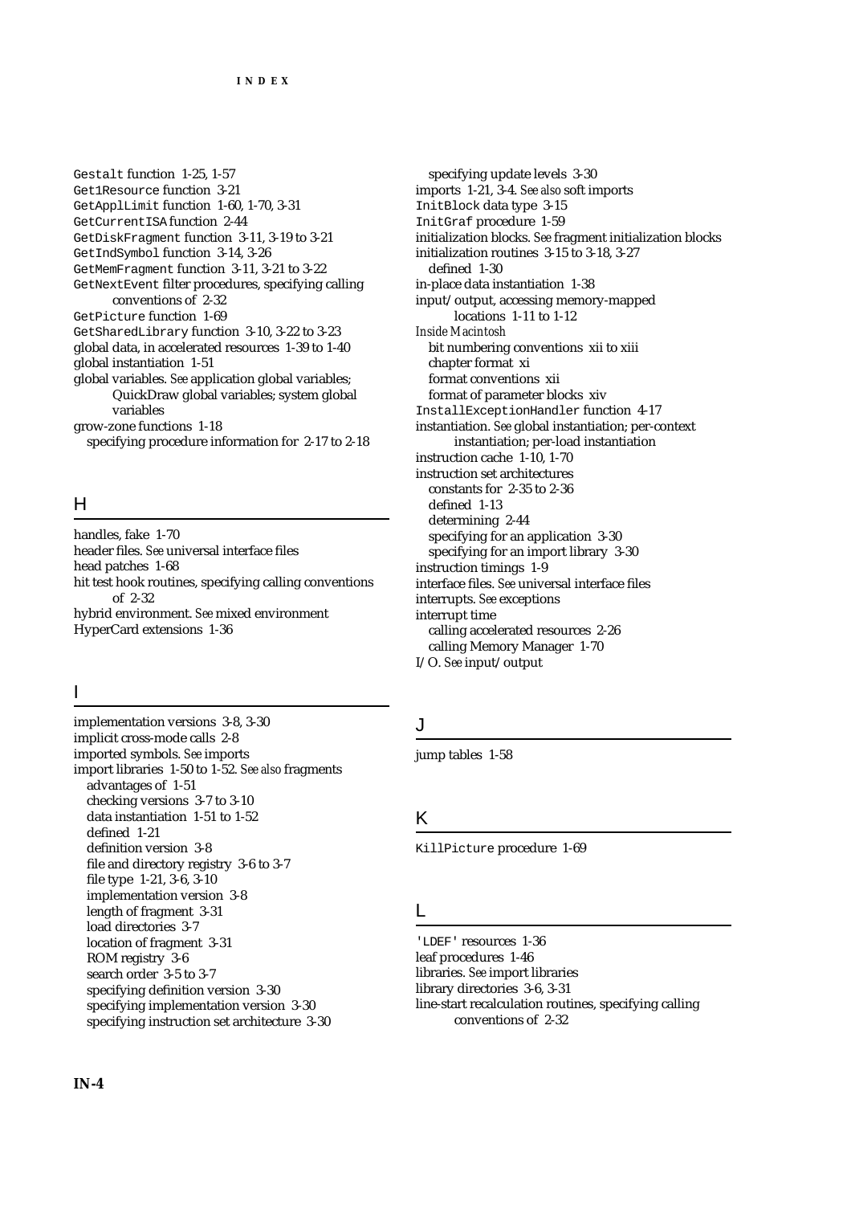Gestalt function 1-25, 1-57
Get1Resource function 3-21
GetApplLimit function 1-60, 1-70, 3-31
GetCurrentISA function 2-44
GetDiskFragment function 3-11, 3-19 to 3-21
GetIndSymbol function 3-14, 3-26
GetMemFragment function 3-11, 3-21 to 3-22
GetNextEvent filter procedures, specifying calling conventions of 2-32
GetPicture function 1-69
GetSharedLibrary function 3-10, 3-22 to 3-23
global data, in accelerated resources 1-39 to 1-40
global instantiation 1-51
global variables. *See* application global variables; QuickDraw global variables; system global variables
grow-zone functions 1-18
  specifying procedure information for 2-17 to 2-18

## H

handles, fake 1-70
header files. *See* universal interface files
head patches 1-68
hit test hook routines, specifying calling conventions of 2-32
hybrid environment. *See* mixed environment
HyperCard extensions 1-36

## I

implementation versions 3-8, 3-30
implicit cross-mode calls 2-8
imported symbols. *See* imports
import libraries 1-50 to 1-52. *See also* fragments
  advantages of 1-51
  checking versions 3-7 to 3-10
  data instantiation 1-51 to 1-52
  defined 1-21
  definition version 3-8
  file and directory registry 3-6 to 3-7
  file type 1-21, 3-6, 3-10
  implementation version 3-8
  length of fragment 3-31
  load directories 3-7
  location of fragment 3-31
  ROM registry 3-6
  search order 3-5 to 3-7
  specifying definition version 3-30
  specifying implementation version 3-30
  specifying instruction set architecture 3-30
  specifying update levels 3-30
imports 1-21, 3-4. *See also* soft imports
InitBlock data type 3-15
InitGraf procedure 1-59
initialization blocks. *See* fragment initialization blocks
initialization routines 3-15 to 3-18, 3-27
  defined 1-30
in-place data instantiation 1-38
input/output, accessing memory-mapped locations 1-11 to 1-12
*Inside Macintosh*
  bit numbering conventions xii to xiii
  chapter format xi
  format conventions xii
  format of parameter blocks xiv
InstallExceptionHandler function 4-17
instantiation. *See* global instantiation; per-context instantiation; per-load instantiation
instruction cache 1-10, 1-70
instruction set architectures
  constants for 2-35 to 2-36
  defined 1-13
  determining 2-44
  specifying for an application 3-30
  specifying for an import library 3-30
instruction timings 1-9
interface files. *See* universal interface files
interrupts. *See* exceptions
interrupt time
  calling accelerated resources 2-26
  calling Memory Manager 1-70
I/O. *See* input/output

## J

jump tables 1-58

## K

KillPicture procedure 1-69

## L

'LDEF' resources 1-36
leaf procedures 1-46
libraries. *See* import libraries
library directories 3-6, 3-31
line-start recalculation routines, specifying calling conventions of 2-32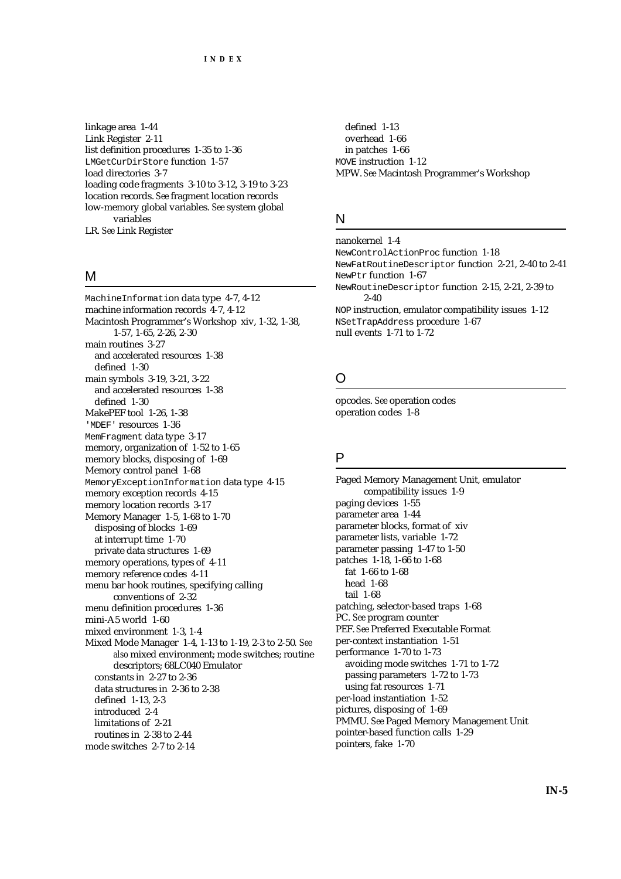linkage area 1-44
Link Register 2-11
list definition procedures 1-35 to 1-36
`LMGetCurDirStore` function 1-57
load directories 3-7
loading code fragments 3-10 to 3-12, 3-19 to 3-23
location records. *See* fragment location records
low-memory global variables. *See* system global variables
LR. *See* Link Register

## M

`MachineInformation` data type 4-7, 4-12
machine information records 4-7, 4-12
Macintosh Programmer's Workshop xiv, 1-32, 1-38, 1-57, 1-65, 2-26, 2-30
main routines 3-27
  and accelerated resources 1-38
  defined 1-30
main symbols 3-19, 3-21, 3-22
  and accelerated resources 1-38
  defined 1-30
MakePEF tool 1-26, 1-38
`'MDEF'` resources 1-36
`MemFragment` data type 3-17
memory, organization of 1-52 to 1-65
memory blocks, disposing of 1-69
Memory control panel 1-68
`MemoryExceptionInformation` data type 4-15
memory exception records 4-15
memory location records 3-17
Memory Manager 1-5, 1-68 to 1-70
  disposing of blocks 1-69
  at interrupt time 1-70
  private data structures 1-69
memory operations, types of 4-11
memory reference codes 4-11
menu bar hook routines, specifying calling conventions of 2-32
menu definition procedures 1-36
mini-A5 world 1-60
mixed environment 1-3, 1-4
Mixed Mode Manager 1-4, 1-13 to 1-19, 2-3 to 2-50. *See also* mixed environment; mode switches; routine descriptors; 68LC040 Emulator
  constants in 2-27 to 2-36
  data structures in 2-36 to 2-38
  defined 1-13, 2-3
  introduced 2-4
  limitations of 2-21
  routines in 2-38 to 2-44
mode switches 2-7 to 2-14
  defined 1-13
  overhead 1-66
  in patches 1-66
`MOVE` instruction 1-12
MPW. *See* Macintosh Programmer's Workshop

## N

nanokernel 1-4
`NewControlActionProc` function 1-18
`NewFatRoutineDescriptor` function 2-21, 2-40 to 2-41
`NewPtr` function 1-67
`NewRoutineDescriptor` function 2-15, 2-21, 2-39 to 2-40
`NOP` instruction, emulator compatibility issues 1-12
`NSetTrapAddress` procedure 1-67
null events 1-71 to 1-72

## O

opcodes. *See* operation codes
operation codes 1-8

## P

Paged Memory Management Unit, emulator compatibility issues 1-9
paging devices 1-55
parameter area 1-44
parameter blocks, format of xiv
parameter lists, variable 1-72
parameter passing 1-47 to 1-50
patches 1-18, 1-66 to 1-68
  fat 1-66 to 1-68
  head 1-68
  tail 1-68
patching, selector-based traps 1-68
PC. *See* program counter
PEF. *See* Preferred Executable Format
per-context instantiation 1-51
performance 1-70 to 1-73
  avoiding mode switches 1-71 to 1-72
  passing parameters 1-72 to 1-73
  using fat resources 1-71
per-load instantiation 1-52
pictures, disposing of 1-69
PMMU. *See* Paged Memory Management Unit
pointer-based function calls 1-29
pointers, fake 1-70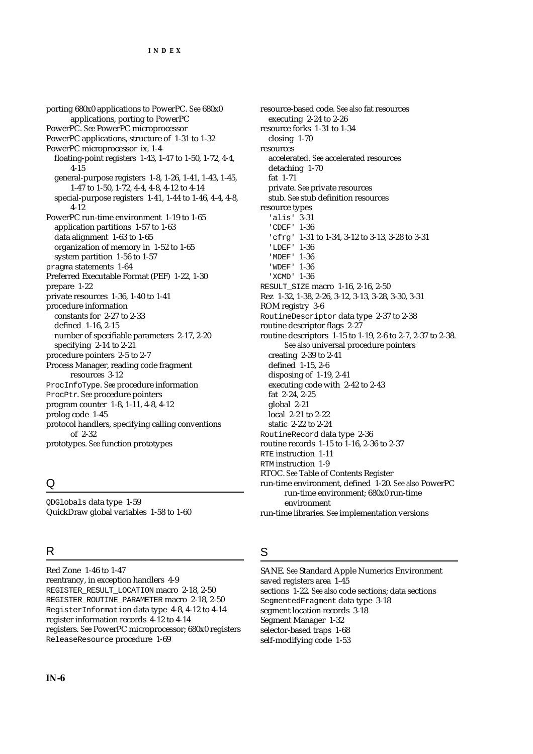porting 680x0 applications to PowerPC. *See* 680x0 applications, porting to PowerPC
PowerPC. *See* PowerPC microprocessor
PowerPC applications, structure of 1-31 to 1-32
PowerPC microprocessor ix, 1-4
  floating-point registers 1-43, 1-47 to 1-50, 1-72, 4-4, 4-15
  general-purpose registers 1-8, 1-26, 1-41, 1-43, 1-45, 1-47 to 1-50, 1-72, 4-4, 4-8, 4-12 to 4-14
  special-purpose registers 1-41, 1-44 to 1-46, 4-4, 4-8, 4-12
PowerPC run-time environment 1-19 to 1-65
  application partitions 1-57 to 1-63
  data alignment 1-63 to 1-65
  organization of memory in 1-52 to 1-65
  system partition 1-56 to 1-57
`pragma` statements 1-64
Preferred Executable Format (PEF) 1-22, 1-30
prepare 1-22
private resources 1-36, 1-40 to 1-41
procedure information
  constants for 2-27 to 2-33
  defined 1-16, 2-15
  number of specifiable parameters 2-17, 2-20
  specifying 2-14 to 2-21
procedure pointers 2-5 to 2-7
Process Manager, reading code fragment resources 3-12
`ProcInfoType`. *See* procedure information
`ProcPtr`. *See* procedure pointers
program counter 1-8, 1-11, 4-8, 4-12
prolog code 1-45
protocol handlers, specifying calling conventions of 2-32
prototypes. *See* function prototypes

## Q

`QDGlobals` data type 1-59
QuickDraw global variables 1-58 to 1-60

## R

Red Zone 1-46 to 1-47
reentrancy, in exception handlers 4-9
`REGISTER_RESULT_LOCATION` macro 2-18, 2-50
`REGISTER_ROUTINE_PARAMETER` macro 2-18, 2-50
`RegisterInformation` data type 4-8, 4-12 to 4-14
register information records 4-12 to 4-14
registers. *See* PowerPC microprocessor; 680x0 registers
`ReleaseResource` procedure 1-69

resource-based code. *See also* fat resources
  executing 2-24 to 2-26
resource forks 1-31 to 1-34
  closing 1-70
resources
  accelerated. *See* accelerated resources
  detaching 1-70
  fat 1-71
  private. *See* private resources
  stub. *See* stub definition resources
resource types
  `'alis'` 3-31
  `'CDEF'` 1-36
  `'cfrg'` 1-31 to 1-34, 3-12 to 3-13, 3-28 to 3-31
  `'LDEF'` 1-36
  `'MDEF'` 1-36
  `'WDEF'` 1-36
  `'XCMD'` 1-36
`RESULT_SIZE` macro 1-16, 2-16, 2-50
Rez 1-32, 1-38, 2-26, 3-12, 3-13, 3-28, 3-30, 3-31
ROM registry 3-6
`RoutineDescriptor` data type 2-37 to 2-38
routine descriptor flags 2-27
routine descriptors 1-15 to 1-19, 2-6 to 2-7, 2-37 to 2-38. *See also* universal procedure pointers
  creating 2-39 to 2-41
  defined 1-15, 2-6
  disposing of 1-19, 2-41
  executing code with 2-42 to 2-43
  fat 2-24, 2-25
  global 2-21
  local 2-21 to 2-22
  static 2-22 to 2-24
`RoutineRecord` data type 2-36
routine records 1-15 to 1-16, 2-36 to 2-37
`RTE` instruction 1-11
`RTM` instruction 1-9
RTOC. *See* Table of Contents Register
run-time environment, defined 1-20. *See also* PowerPC run-time environment; 680x0 run-time environment
run-time libraries. *See* implementation versions

## S

SANE. *See* Standard Apple Numerics Environment
saved registers area 1-45
sections 1-22. *See also* code sections; data sections
`SegmentedFragment` data type 3-18
segment location records 3-18
Segment Manager 1-32
selector-based traps 1-68
self-modifying code 1-53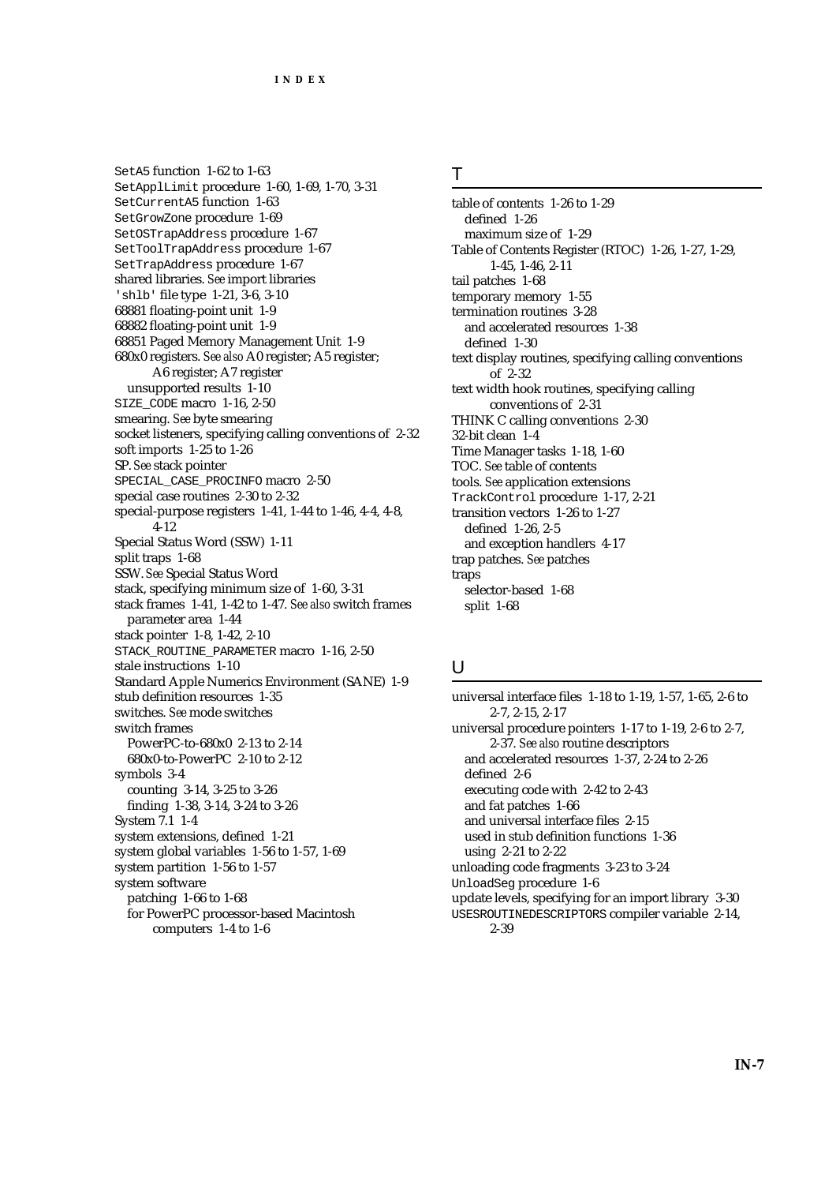SetA5 function 1-62 to 1-63
SetApplLimit procedure 1-60, 1-69, 1-70, 3-31
SetCurrentA5 function 1-63
SetGrowZone procedure 1-69
SetOSTrapAddress procedure 1-67
SetToolTrapAddress procedure 1-67
SetTrapAddress procedure 1-67
shared libraries. *See* import libraries
'shlb' file type 1-21, 3-6, 3-10
68881 floating-point unit 1-9
68882 floating-point unit 1-9
68851 Paged Memory Management Unit 1-9
680x0 registers. *See also* A0 register; A5 register; A6 register; A7 register
  unsupported results 1-10
SIZE_CODE macro 1-16, 2-50
smearing. *See* byte smearing
socket listeners, specifying calling conventions of 2-32
soft imports 1-25 to 1-26
SP. *See* stack pointer
SPECIAL_CASE_PROCINFO macro 2-50
special case routines 2-30 to 2-32
special-purpose registers 1-41, 1-44 to 1-46, 4-4, 4-8, 4-12
Special Status Word (SSW) 1-11
split traps 1-68
SSW. *See* Special Status Word
stack, specifying minimum size of 1-60, 3-31
stack frames 1-41, 1-42 to 1-47. *See also* switch frames
  parameter area 1-44
stack pointer 1-8, 1-42, 2-10
STACK_ROUTINE_PARAMETER macro 1-16, 2-50
stale instructions 1-10
Standard Apple Numerics Environment (SANE) 1-9
stub definition resources 1-35
switches. *See* mode switches
switch frames
  PowerPC-to-680x0 2-13 to 2-14
  680x0-to-PowerPC 2-10 to 2-12
symbols 3-4
  counting 3-14, 3-25 to 3-26
  finding 1-38, 3-14, 3-24 to 3-26
System 7.1 1-4
system extensions, defined 1-21
system global variables 1-56 to 1-57, 1-69
system partition 1-56 to 1-57
system software
  patching 1-66 to 1-68
  for PowerPC processor-based Macintosh computers 1-4 to 1-6

## T

table of contents 1-26 to 1-29
  defined 1-26
  maximum size of 1-29
Table of Contents Register (RTOC) 1-26, 1-27, 1-29, 1-45, 1-46, 2-11
tail patches 1-68
temporary memory 1-55
termination routines 3-28
  and accelerated resources 1-38
  defined 1-30
text display routines, specifying calling conventions of 2-32
text width hook routines, specifying calling conventions of 2-31
THINK C calling conventions 2-30
32-bit clean 1-4
Time Manager tasks 1-18, 1-60
TOC. *See* table of contents
tools. *See* application extensions
TrackControl procedure 1-17, 2-21
transition vectors 1-26 to 1-27
  defined 1-26, 2-5
  and exception handlers 4-17
trap patches. *See* patches
traps
  selector-based 1-68
  split 1-68

## U

universal interface files 1-18 to 1-19, 1-57, 1-65, 2-6 to 2-7, 2-15, 2-17
universal procedure pointers 1-17 to 1-19, 2-6 to 2-7, 2-37. *See also* routine descriptors
  and accelerated resources 1-37, 2-24 to 2-26
  defined 2-6
  executing code with 2-42 to 2-43
  and fat patches 1-66
  and universal interface files 2-15
  used in stub definition functions 1-36
  using 2-21 to 2-22
unloading code fragments 3-23 to 3-24
UnloadSeg procedure 1-6
update levels, specifying for an import library 3-30
USESROUTINEDESCRIPTORS compiler variable 2-14, 2-39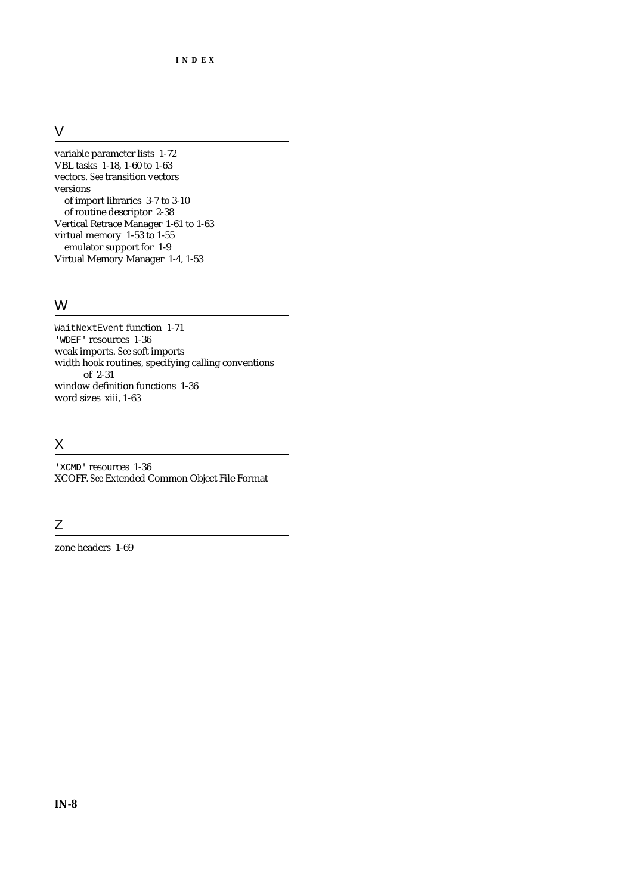## V

variable parameter lists 1-72
VBL tasks 1-18, 1-60 to 1-63
vectors. *See* transition vectors
versions
  of import libraries 3-7 to 3-10
  of routine descriptor 2-38
Vertical Retrace Manager 1-61 to 1-63
virtual memory 1-53 to 1-55
  emulator support for 1-9
Virtual Memory Manager 1-4, 1-53

## W

`WaitNextEvent` function 1-71
`'WDEF'` resources 1-36
weak imports. *See* soft imports
width hook routines, specifying calling conventions of 2-31
window definition functions 1-36
word sizes xiii, 1-63

## X

`'XCMD'` resources 1-36
XCOFF. *See* Extended Common Object File Format

## Z

zone headers 1-69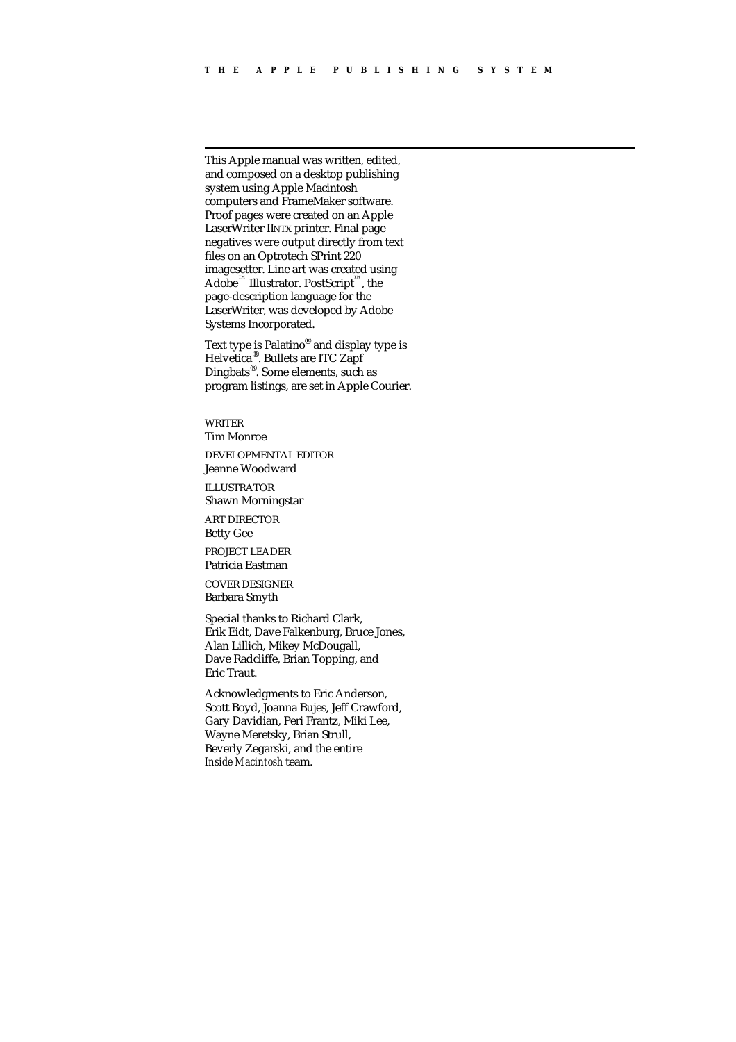# THE APPLE PUBLISHING SYSTEM

This Apple manual was written, edited, and composed on a desktop publishing system using Apple Macintosh computers and FrameMaker software. Proof pages were created on an Apple LaserWriter IINTX printer. Final page negatives were output directly from text files on an Optrotech SPrint 220 imagesetter. Line art was created using Adobe™ Illustrator. PostScript™, the page-description language for the LaserWriter, was developed by Adobe Systems Incorporated.

Text type is Palatino® and display type is Helvetica®. Bullets are ITC Zapf Dingbats®. Some elements, such as program listings, are set in Apple Courier.

WRITER
Tim Monroe

DEVELOPMENTAL EDITOR
Jeanne Woodward

ILLUSTRATOR
Shawn Morningstar

ART DIRECTOR
Betty Gee

PROJECT LEADER
Patricia Eastman

COVER DESIGNER
Barbara Smyth

Special thanks to Richard Clark, Erik Eidt, Dave Falkenburg, Bruce Jones, Alan Lillich, Mikey McDougall, Dave Radcliffe, Brian Topping, and Eric Traut.

Acknowledgments to Eric Anderson, Scott Boyd, Joanna Bujes, Jeff Crawford, Gary Davidian, Peri Frantz, Miki Lee, Wayne Meretsky, Brian Strull, Beverly Zegarski, and the entire *Inside Macintosh* team.